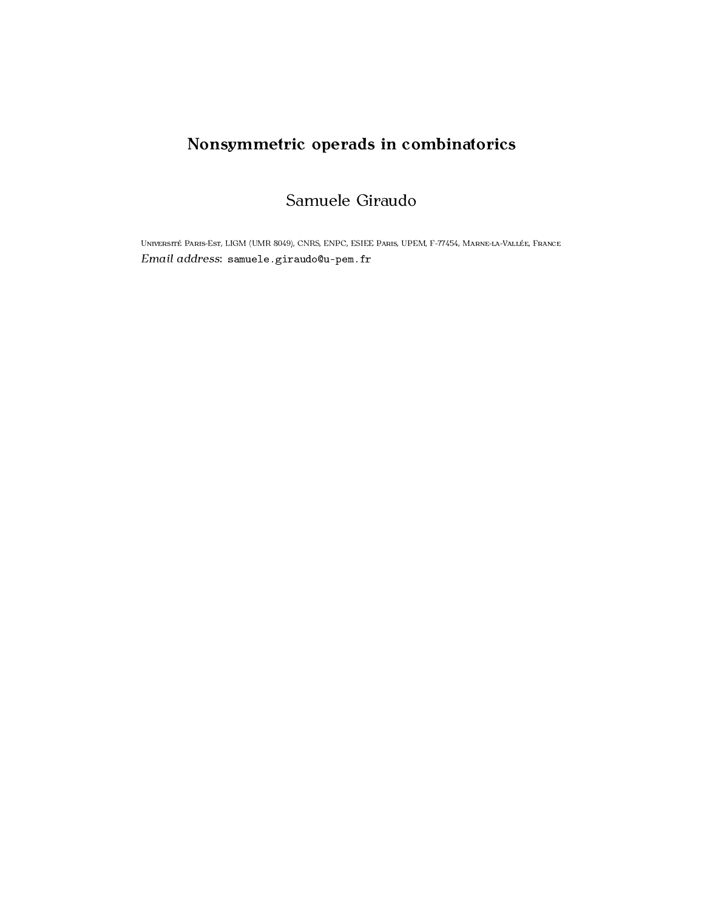# Nonsymmetric operads in combinatorics

Samuele Giraudo

Université Paris-Est, LIGM (UMR 8049), CNRS, ENPC, ESIEE Paris, UPEM, F-77454, Marne-la-Vallée, France

*Email address*: samuele.giraudo@u-pem.fr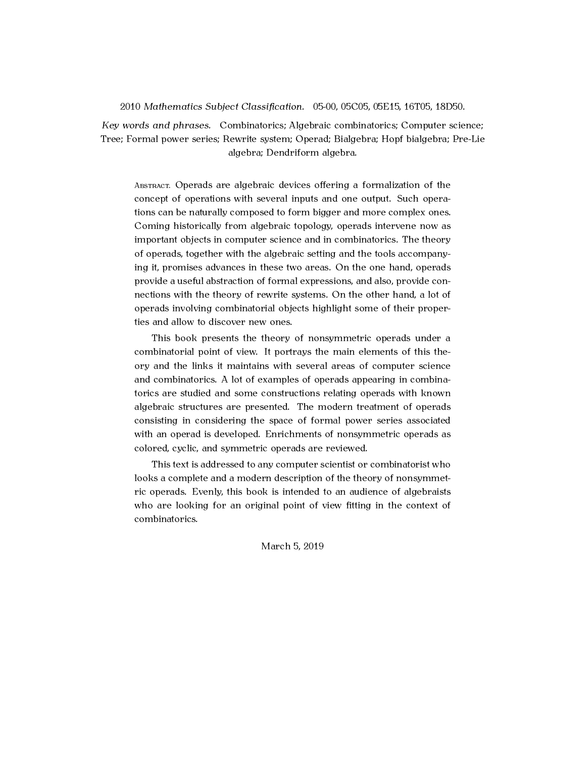2010 *Mathematics Subject Classification.* 05-00, 05C05, 05E15, 16T05, 18D50.

*Key words and phrases.* Combinatorics; Algebraic combinatorics; Computer science; Tree; Formal power series; Rewrite system; Operad; Bialgebra; Hopf bialgebra; Pre-Lie algebra; Dendriform algebra.

Abstract. Operads are algebraic devices offering a formalization of the concept of operations with several inputs and one output. Such operations can be naturally composed to form bigger and more complex ones. Coming historically from algebraic topology, operads intervene now as important objects in computer science and in combinatorics. The theory of operads, together with the algebraic setting and the tools accompanying it, promises advances in these two areas. On the one hand, operads provide a useful abstraction of formal expressions, and also, provide connections with the theory of rewrite systems. On the other hand, a lot of operads involving combinatorial objects highlight some of their properties and allow to discover new ones.

This book presents the theory of nonsymmetric operads under a combinatorial point of view. It portrays the main elements of this theory and the links it maintains with several areas of computer science and combinatorics. A lot of examples of operads appearing in combinatorics are studied and some constructions relating operads with known algebraic structures are presented. The modern treatment of operads consisting in considering the space of formal power series associated with an operad is developed. Enrichments of nonsymmetric operads as colored, cyclic, and symmetric operads are reviewed.

This text is addressed to any computer scientist or combinatorist who looks a complete and a modern description of the theory of nonsymmetric operads. Evenly, this book is intended to an audience of algebraists who are looking for an original point of view fitting in the context of combinatorics.

March 5, 2019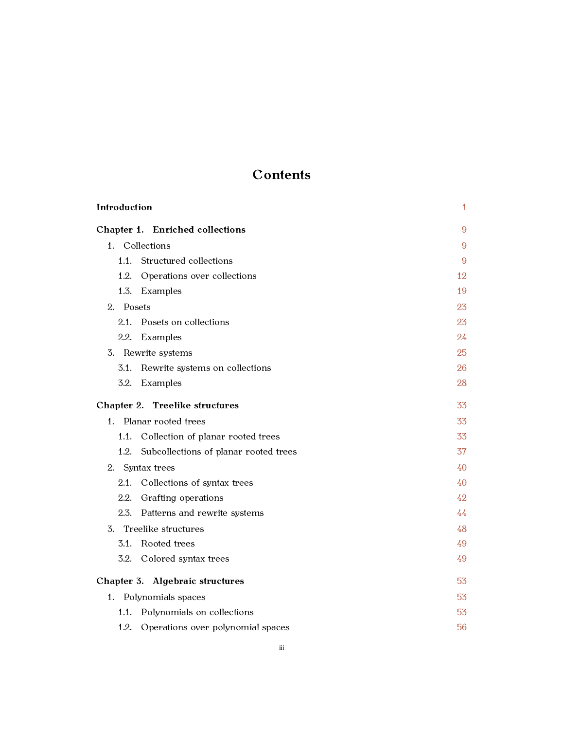# Contents

**Introduction** 1

**Chapter 1. Enriched collections** 9

1. Collections 9
   - 1.1. Structured collections 9
   - 1.2. Operations over collections 12
   - 1.3. Examples 19
2. Posets 23
   - 2.1. Posets on collections 23
   - 2.2. Examples 24
3. Rewrite systems 25
   - 3.1. Rewrite systems on collections 26
   - 3.2. Examples 28

**Chapter 2. Treelike structures** 33

1. Planar rooted trees 33
   - 1.1. Collection of planar rooted trees 33
   - 1.2. Subcollections of planar rooted trees 37
2. Syntax trees 40
   - 2.1. Collections of syntax trees 40
   - 2.2. Grafting operations 42
   - 2.3. Patterns and rewrite systems 44
3. Treelike structures 48
   - 3.1. Rooted trees 49
   - 3.2. Colored syntax trees 49

**Chapter 3. Algebraic structures** 53

1. Polynomials spaces 53
   - 1.1. Polynomials on collections 53
   - 1.2. Operations over polynomial spaces 56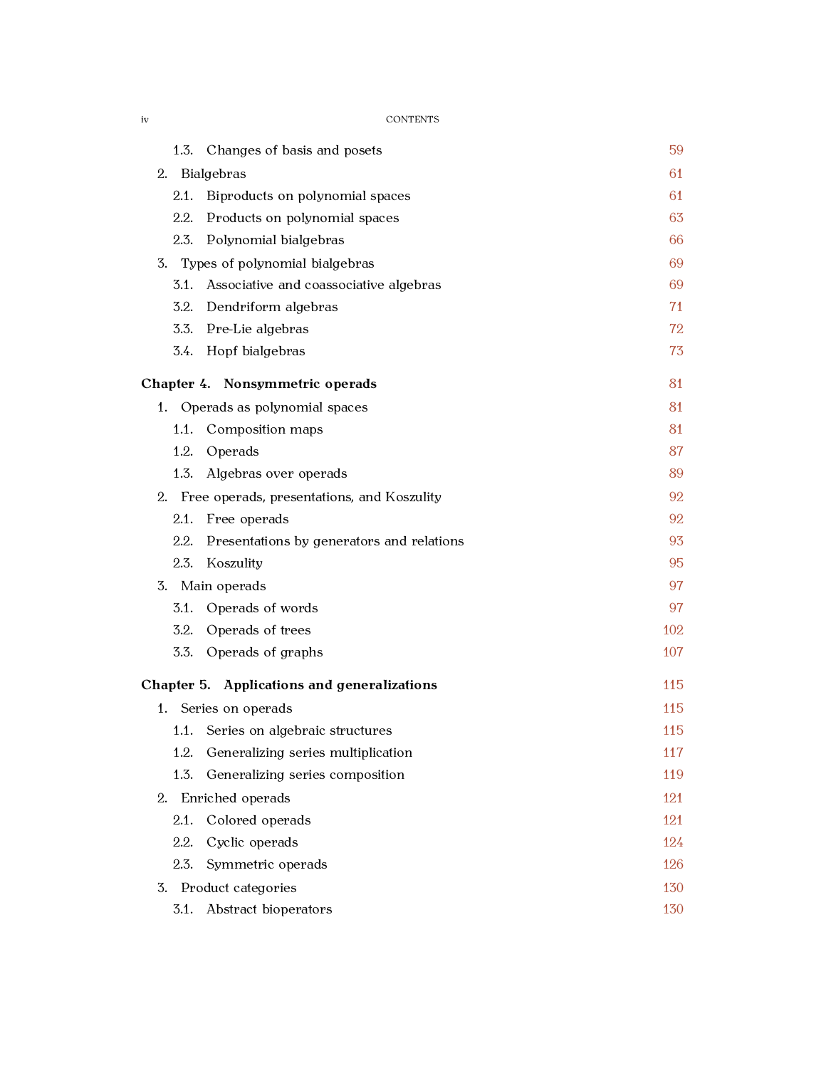- 1.3. Changes of basis and posets 59
- 2. Bialgebras 61
  - 2.1. Biproducts on polynomial spaces 61
  - 2.2. Products on polynomial spaces 63
  - 2.3. Polynomial bialgebras 66
- 3. Types of polynomial bialgebras 69
  - 3.1. Associative and coassociative algebras 69
  - 3.2. Dendriform algebras 71
  - 3.3. Pre-Lie algebras 72
  - 3.4. Hopf bialgebras 73

**Chapter 4. Nonsymmetric operads** 81

- 1. Operads as polynomial spaces 81
  - 1.1. Composition maps 81
  - 1.2. Operads 87
  - 1.3. Algebras over operads 89
- 2. Free operads, presentations, and Koszulity 92
  - 2.1. Free operads 92
  - 2.2. Presentations by generators and relations 93
  - 2.3. Koszulity 95
- 3. Main operads 97
  - 3.1. Operads of words 97
  - 3.2. Operads of trees 102
  - 3.3. Operads of graphs 107

**Chapter 5. Applications and generalizations** 115

- 1. Series on operads 115
  - 1.1. Series on algebraic structures 115
  - 1.2. Generalizing series multiplication 117
  - 1.3. Generalizing series composition 119
- 2. Enriched operads 121
  - 2.1. Colored operads 121
  - 2.2. Cyclic operads 124
  - 2.3. Symmetric operads 126
- 3. Product categories 130
  - 3.1. Abstract bioperators 130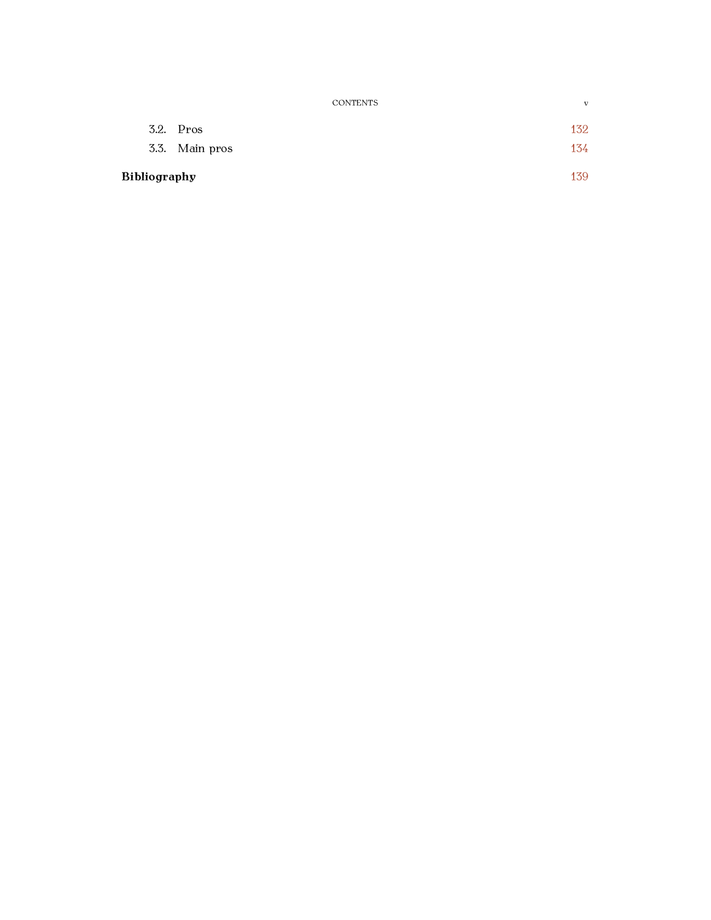3.2. Pros 132

3.3. Main pros 134

**Bibliography** 139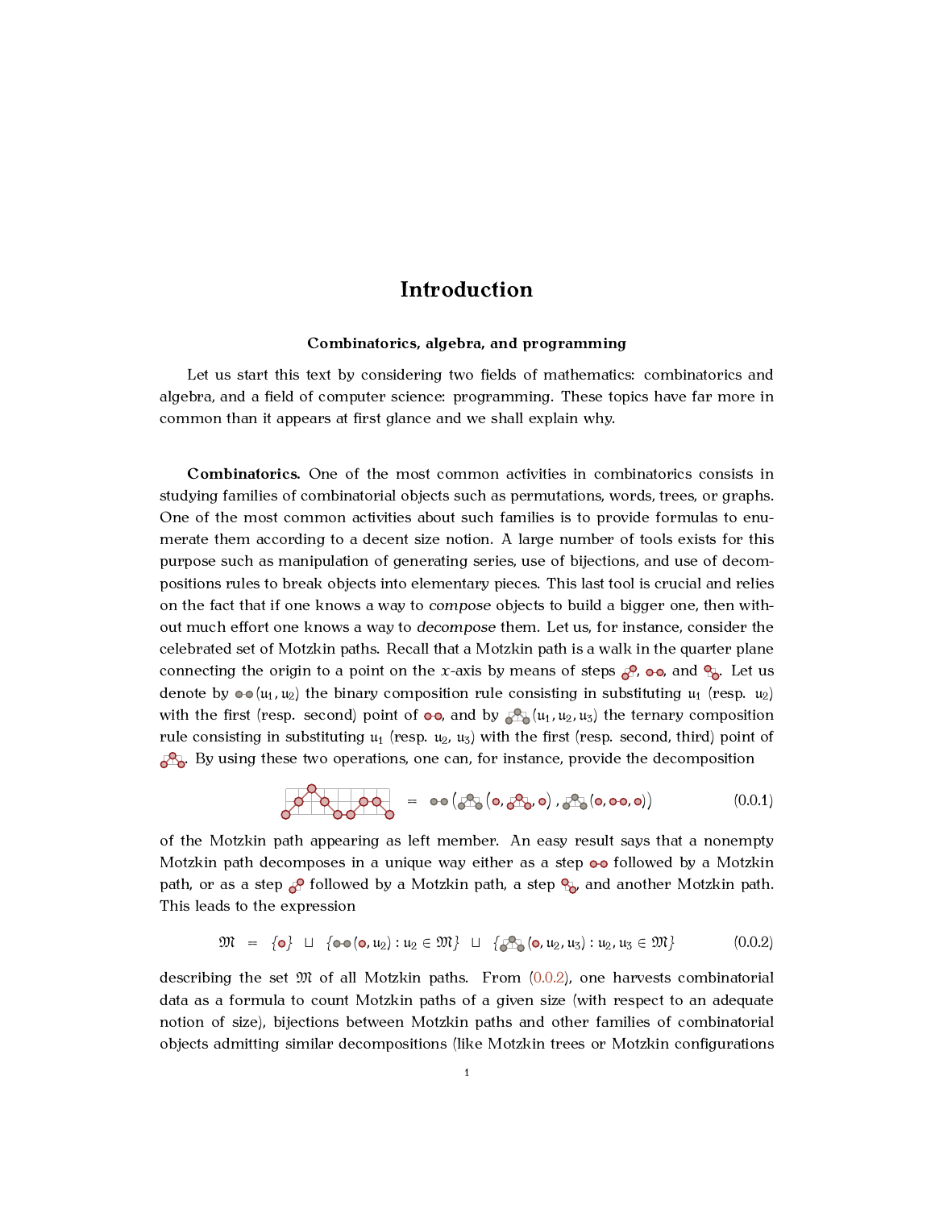# Introduction

### Combinatorics, algebra, and programming

Let us start this text by considering two fields of mathematics: combinatorics and algebra, and a field of computer science: programming. These topics have far more in common than it appears at first glance and we shall explain why.

**Combinatorics.** One of the most common activities in combinatorics consists in studying families of combinatorial objects such as permutations, words, trees, or graphs. One of the most common activities about such families is to provide formulas to enumerate them according to a decent size notion. A large number of tools exists for this purpose such as manipulation of generating series, use of bijections, and use of decompositions rules to break objects into elementary pieces. This last tool is crucial and relies on the fact that if one knows a way to *compose* objects to build a bigger one, then without much effort one knows a way to *decompose* them. Let us, for instance, consider the celebrated set of Motzkin paths. Recall that a Motzkin path is a walk in the quarter plane connecting the origin to a point on the $x$-axis by means of steps ↗, →, and ↘. Let us denote by →$(u_1, u_2)$ the binary composition rule consisting in substituting $u_1$ (resp. $u_2$) with the first (resp. second) point of →, and by ↗↘$(u_1, u_2, u_3)$ the ternary composition rule consisting in substituting $u_1$ (resp. $u_2$, $u_3$) with the first (resp. second, third) point of ↗↘. By using these two operations, one can, for instance, provide the decomposition

$$\text{[Motzkin path]} \quad = \quad \to\left(\nearrow\searrow(\circ, \nearrow\searrow, \circ), \nearrow\searrow(\circ, \to, \circ)\right) \tag{0.0.1}$$

of the Motzkin path appearing as left member. An easy result says that a nonempty Motzkin path decomposes in a unique way either as a step → followed by a Motzkin path, or as a step ↗ followed by a Motzkin path, a step ↘, and another Motzkin path. This leads to the expression

$$\mathfrak{M} \quad = \quad \{\circ\} \ \sqcup \ \{\to(\circ, u_2) : u_2 \in \mathfrak{M}\} \ \sqcup \ \{\nearrow\searrow(\circ, u_2, u_3) : u_2, u_3 \in \mathfrak{M}\} \tag{0.0.2}$$

describing the set $\mathfrak{M}$ of all Motzkin paths. From (0.0.2), one harvests combinatorial data as a formula to count Motzkin paths of a given size (with respect to an adequate notion of size), bijections between Motzkin paths and other families of combinatorial objects admitting similar decompositions (like Motzkin trees or Motzkin configurations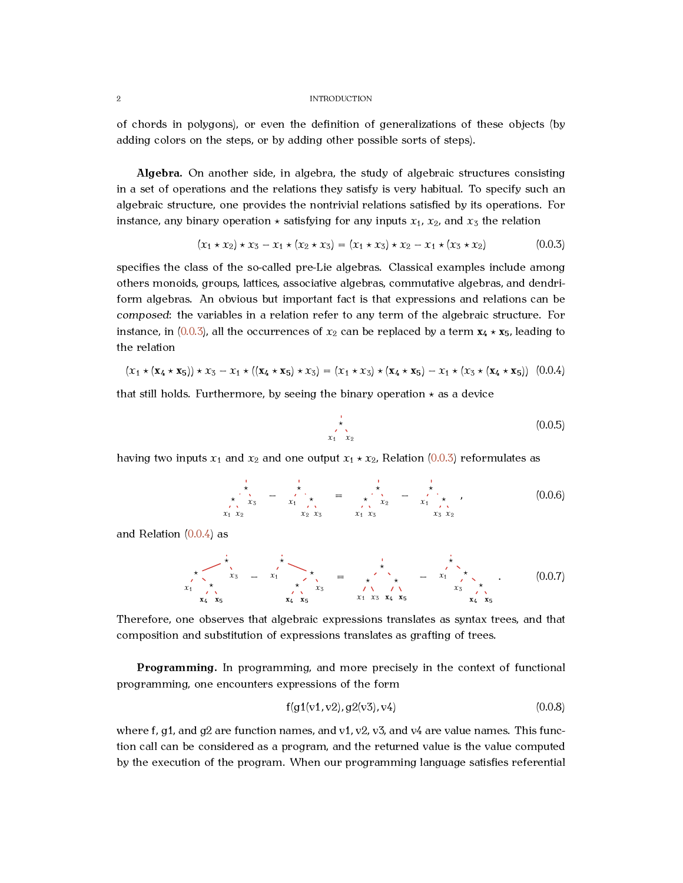of chords in polygons), or even the definition of generalizations of these objects (by adding colors on the steps, or by adding other possible sorts of steps).

**Algebra.** On another side, in algebra, the study of algebraic structures consisting in a set of operations and the relations they satisfy is very habitual. To specify such an algebraic structure, one provides the nontrivial relations satisfied by its operations. For instance, any binary operation $\star$ satisfying for any inputs $x_1$, $x_2$, and $x_3$ the relation

$$(x_1 \star x_2) \star x_3 - x_1 \star (x_2 \star x_3) = (x_1 \star x_3) \star x_2 - x_1 \star (x_3 \star x_2) \tag{0.0.3}$$

specifies the class of the so-called pre-Lie algebras. Classical examples include among others monoids, groups, lattices, associative algebras, commutative algebras, and dendriform algebras. An obvious but important fact is that expressions and relations can be *composed*: the variables in a relation refer to any term of the algebraic structure. For instance, in (0.0.3), all the occurrences of $x_2$ can be replaced by a term $\mathbf{x_4} \star \mathbf{x_5}$, leading to the relation

$$(x_1 \star (\mathbf{x_4} \star \mathbf{x_5})) \star x_3 - x_1 \star ((\mathbf{x_4} \star \mathbf{x_5}) \star x_3) = (x_1 \star x_3) \star (\mathbf{x_4} \star \mathbf{x_5}) - x_1 \star (x_3 \star (\mathbf{x_4} \star \mathbf{x_5})) \tag{0.0.4}$$

that still holds. Furthermore, by seeing the binary operation $\star$ as a device

$$\tag{0.0.5}$$

having two inputs $x_1$ and $x_2$ and one output $x_1 \star x_2$, Relation (0.0.3) reformulates as

$$\tag{0.0.6}$$

and Relation (0.0.4) as

$$\tag{0.0.7}$$

Therefore, one observes that algebraic expressions translates as syntax trees, and that composition and substitution of expressions translates as grafting of trees.

**Programming.** In programming, and more precisely in the context of functional programming, one encounters expressions of the form

$$\mathsf{f(g1(v1, v2), g2(v3), v4)} \tag{0.0.8}$$

where f, g1, and g2 are function names, and v1, v2, v3, and v4 are value names. This function call can be considered as a program, and the returned value is the value computed by the execution of the program. When our programming language satisfies referential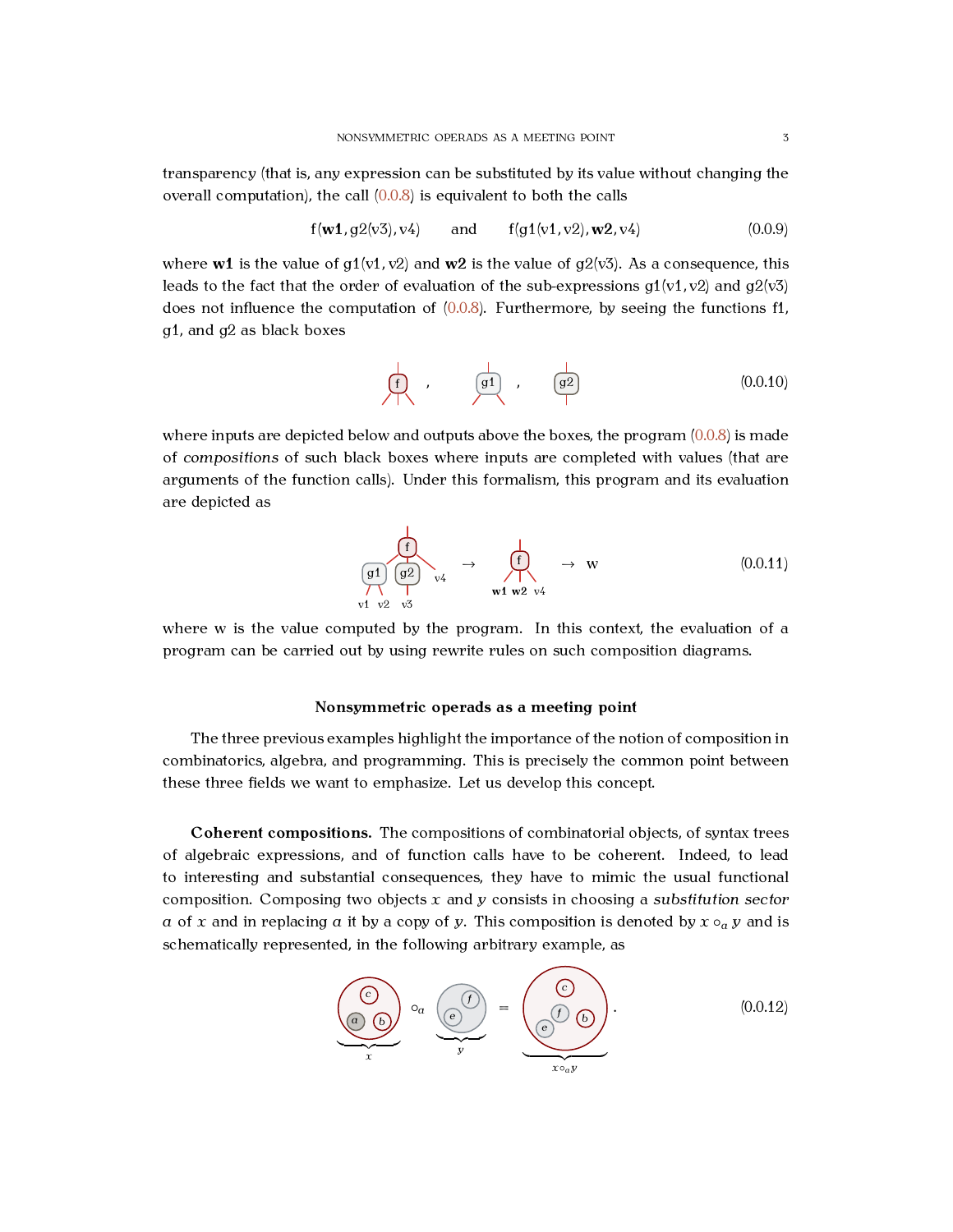transparency (that is, any expression can be substituted by its value without changing the overall computation), the call (0.0.8) is equivalent to both the calls

$$\mathsf{f}(\mathbf{w1}, \mathsf{g2}(\mathsf{v3}), \mathsf{v4}) \qquad \text{and} \qquad \mathsf{f}(\mathsf{g1}(\mathsf{v1}, \mathsf{v2}), \mathbf{w2}, \mathsf{v4}) \tag{0.0.9}$$

where **w1** is the value of g1(v1, v2) and **w2** is the value of g2(v3). As a consequence, this leads to the fact that the order of evaluation of the sub-expressions g1(v1, v2) and g2(v3) does not influence the computation of (0.0.8). Furthermore, by seeing the functions f1, g1, and g2 as black boxes

(0.0.10)

where inputs are depicted below and outputs above the boxes, the program (0.0.8) is made of *compositions* of such black boxes where inputs are completed with values (that are arguments of the function calls). Under this formalism, this program and its evaluation are depicted as

(0.0.11)

where w is the value computed by the program. In this context, the evaluation of a program can be carried out by using rewrite rules on such composition diagrams.

## Nonsymmetric operads as a meeting point

The three previous examples highlight the importance of the notion of composition in combinatorics, algebra, and programming. This is precisely the common point between these three fields we want to emphasize. Let us develop this concept.

**Coherent compositions.** The compositions of combinatorial objects, of syntax trees of algebraic expressions, and of function calls have to be coherent. Indeed, to lead to interesting and substantial consequences, they have to mimic the usual functional composition. Composing two objects $x$ and $y$ consists in choosing a *substitution sector* $a$ of $x$ and in replacing $a$ it by a copy of $y$. This composition is denoted by $x \circ_a y$ and is schematically represented, in the following arbitrary example, as

(0.0.12)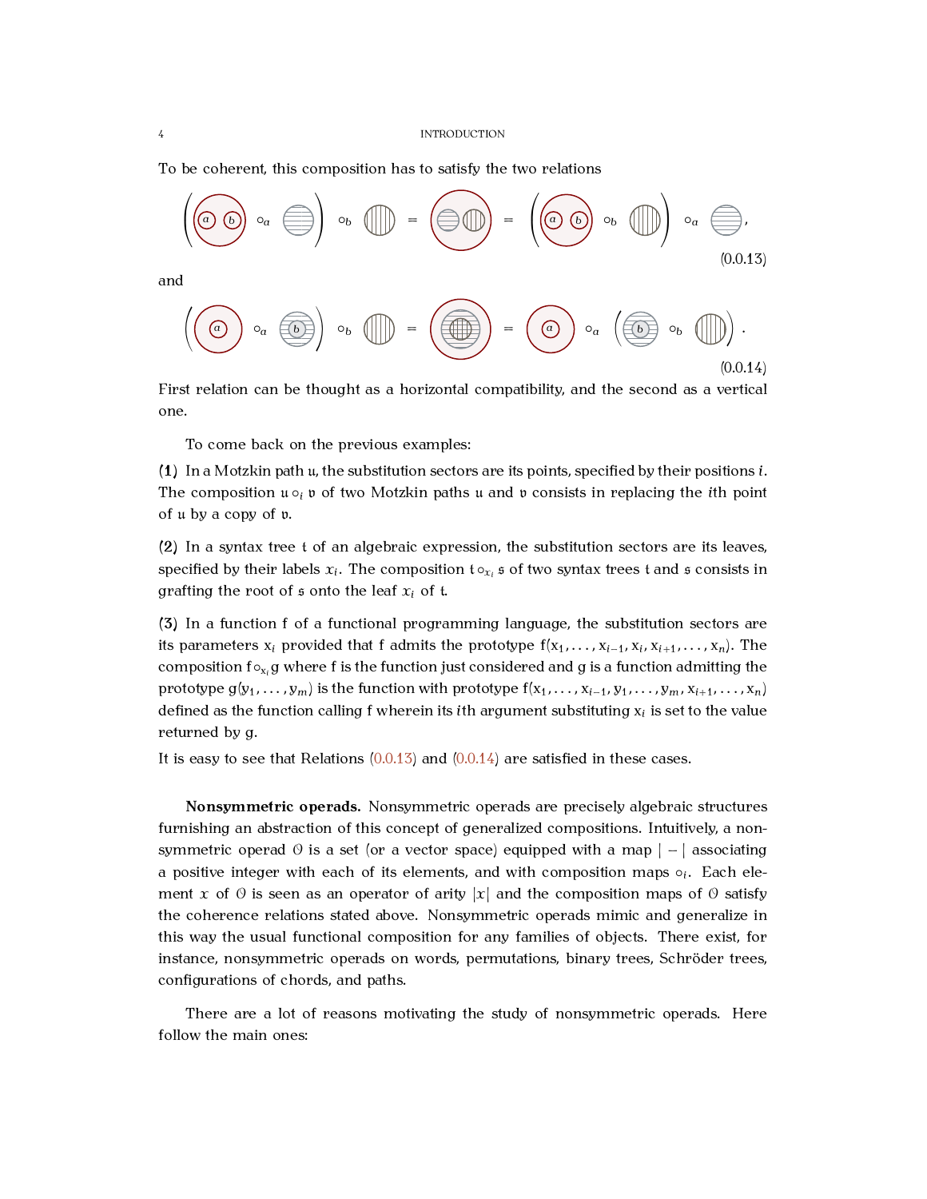To be coherent, this composition has to satisfy the two relations

(0.0.13)

and

(0.0.14)

First relation can be thought as a horizontal compatibility, and the second as a vertical one.

To come back on the previous examples:

**(1)** In a Motzkin path $\mathfrak{u}$, the substitution sectors are its points, specified by their positions $i$. The composition $\mathfrak{u} \circ_i \mathfrak{v}$ of two Motzkin paths $\mathfrak{u}$ and $\mathfrak{v}$ consists in replacing the $i$th point of $\mathfrak{u}$ by a copy of $\mathfrak{v}$.

**(2)** In a syntax tree $\mathfrak{t}$ of an algebraic expression, the substitution sectors are its leaves, specified by their labels $x_i$. The composition $\mathfrak{t} \circ_{x_i} \mathfrak{s}$ of two syntax trees $\mathfrak{t}$ and $\mathfrak{s}$ consists in grafting the root of $\mathfrak{s}$ onto the leaf $x_i$ of $\mathfrak{t}$.

**(3)** In a function $\mathrm{f}$ of a functional programming language, the substitution sectors are its parameters $\mathrm{x}_i$ provided that $\mathrm{f}$ admits the prototype $\mathrm{f}(\mathrm{x}_1, \dots, \mathrm{x}_{i-1}, \mathrm{x}_i, \mathrm{x}_{i+1}, \dots, \mathrm{x}_n)$. The composition $\mathrm{f} \circ_{\mathrm{x}_i} \mathrm{g}$ where $\mathrm{f}$ is the function just considered and $\mathrm{g}$ is a function admitting the prototype $\mathrm{g}(\mathrm{y}_1, \dots, \mathrm{y}_m)$ is the function with prototype $\mathrm{f}(\mathrm{x}_1, \dots, \mathrm{x}_{i-1}, \mathrm{y}_1, \dots, \mathrm{y}_m, \mathrm{x}_{i+1}, \dots, \mathrm{x}_n)$ defined as the function calling $\mathrm{f}$ wherein its $i$th argument substituting $\mathrm{x}_i$ is set to the value returned by $\mathrm{g}$.

It is easy to see that Relations (0.0.13) and (0.0.14) are satisfied in these cases.

**Nonsymmetric operads.** Nonsymmetric operads are precisely algebraic structures furnishing an abstraction of this concept of generalized compositions. Intuitively, a nonsymmetric operad $\mathcal{O}$ is a set (or a vector space) equipped with a map $|-|$ associating a positive integer with each of its elements, and with composition maps $\circ_i$. Each element $x$ of $\mathcal{O}$ is seen as an operator of arity $|x|$ and the composition maps of $\mathcal{O}$ satisfy the coherence relations stated above. Nonsymmetric operads mimic and generalize in this way the usual functional composition for any families of objects. There exist, for instance, nonsymmetric operads on words, permutations, binary trees, Schröder trees, configurations of chords, and paths.

There are a lot of reasons motivating the study of nonsymmetric operads. Here follow the main ones: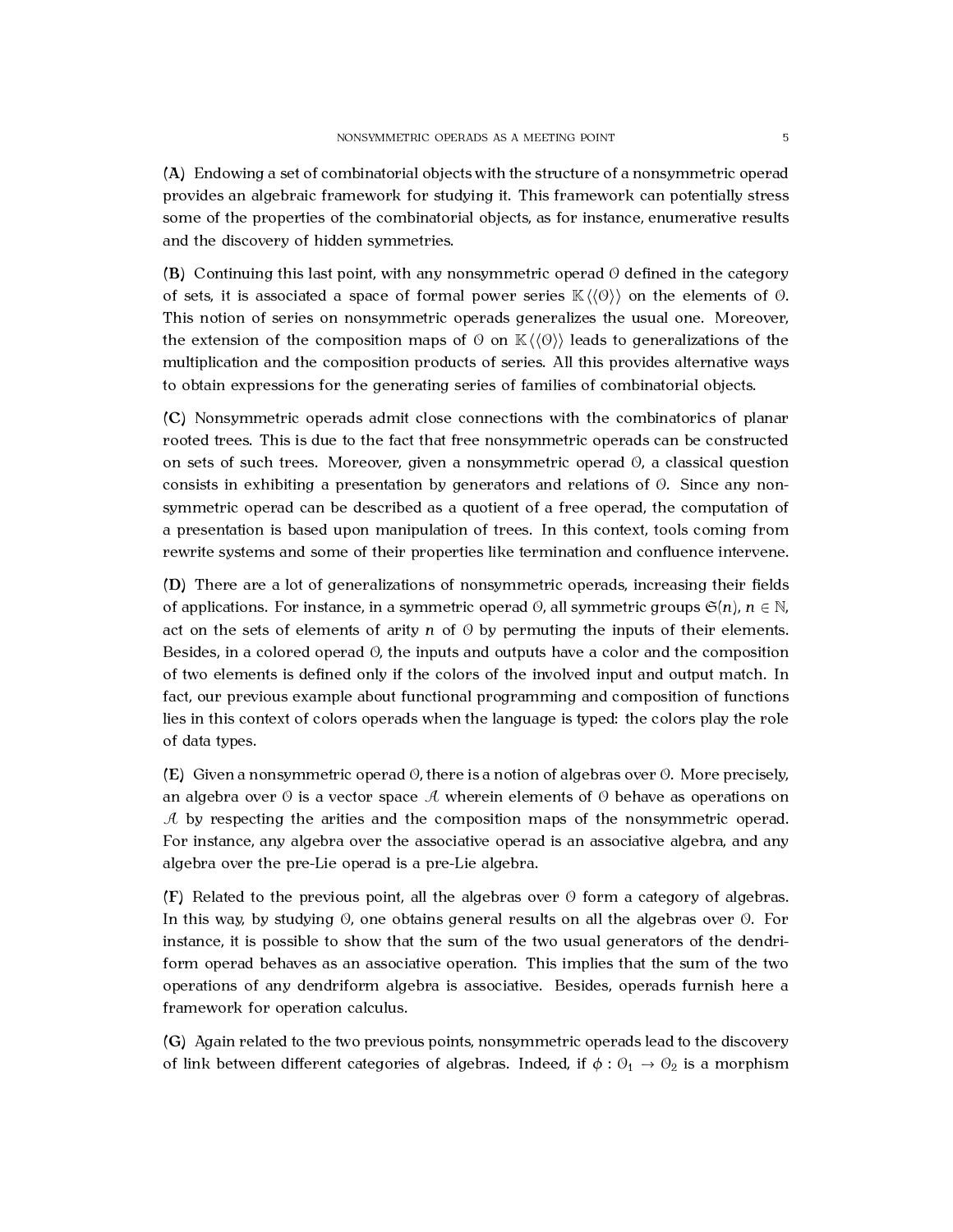**(A)** Endowing a set of combinatorial objects with the structure of a nonsymmetric operad provides an algebraic framework for studying it. This framework can potentially stress some of the properties of the combinatorial objects, as for instance, enumerative results and the discovery of hidden symmetries.

**(B)** Continuing this last point, with any nonsymmetric operad $\mathcal{O}$ defined in the category of sets, it is associated a space of formal power series $\mathbb{K}\langle\langle\mathcal{O}\rangle\rangle$ on the elements of $\mathcal{O}$. This notion of series on nonsymmetric operads generalizes the usual one. Moreover, the extension of the composition maps of $\mathcal{O}$ on $\mathbb{K}\langle\langle\mathcal{O}\rangle\rangle$ leads to generalizations of the multiplication and the composition products of series. All this provides alternative ways to obtain expressions for the generating series of families of combinatorial objects.

**(C)** Nonsymmetric operads admit close connections with the combinatorics of planar rooted trees. This is due to the fact that free nonsymmetric operads can be constructed on sets of such trees. Moreover, given a nonsymmetric operad $\mathcal{O}$, a classical question consists in exhibiting a presentation by generators and relations of $\mathcal{O}$. Since any nonsymmetric operad can be described as a quotient of a free operad, the computation of a presentation is based upon manipulation of trees. In this context, tools coming from rewrite systems and some of their properties like termination and confluence intervene.

**(D)** There are a lot of generalizations of nonsymmetric operads, increasing their fields of applications. For instance, in a symmetric operad $\mathcal{O}$, all symmetric groups $\mathfrak{S}(n)$, $n \in \mathbb{N}$, act on the sets of elements of arity $n$ of $\mathcal{O}$ by permuting the inputs of their elements. Besides, in a colored operad $\mathcal{O}$, the inputs and outputs have a color and the composition of two elements is defined only if the colors of the involved input and output match. In fact, our previous example about functional programming and composition of functions lies in this context of colors operads when the language is typed: the colors play the role of data types.

**(E)** Given a nonsymmetric operad $\mathcal{O}$, there is a notion of algebras over $\mathcal{O}$. More precisely, an algebra over $\mathcal{O}$ is a vector space $\mathcal{A}$ wherein elements of $\mathcal{O}$ behave as operations on $\mathcal{A}$ by respecting the arities and the composition maps of the nonsymmetric operad. For instance, any algebra over the associative operad is an associative algebra, and any algebra over the pre-Lie operad is a pre-Lie algebra.

**(F)** Related to the previous point, all the algebras over $\mathcal{O}$ form a category of algebras. In this way, by studying $\mathcal{O}$, one obtains general results on all the algebras over $\mathcal{O}$. For instance, it is possible to show that the sum of the two usual generators of the dendriform operad behaves as an associative operation. This implies that the sum of the two operations of any dendriform algebra is associative. Besides, operads furnish here a framework for operation calculus.

**(G)** Again related to the two previous points, nonsymmetric operads lead to the discovery of link between different categories of algebras. Indeed, if $\phi : \mathcal{O}_1 \to \mathcal{O}_2$ is a morphism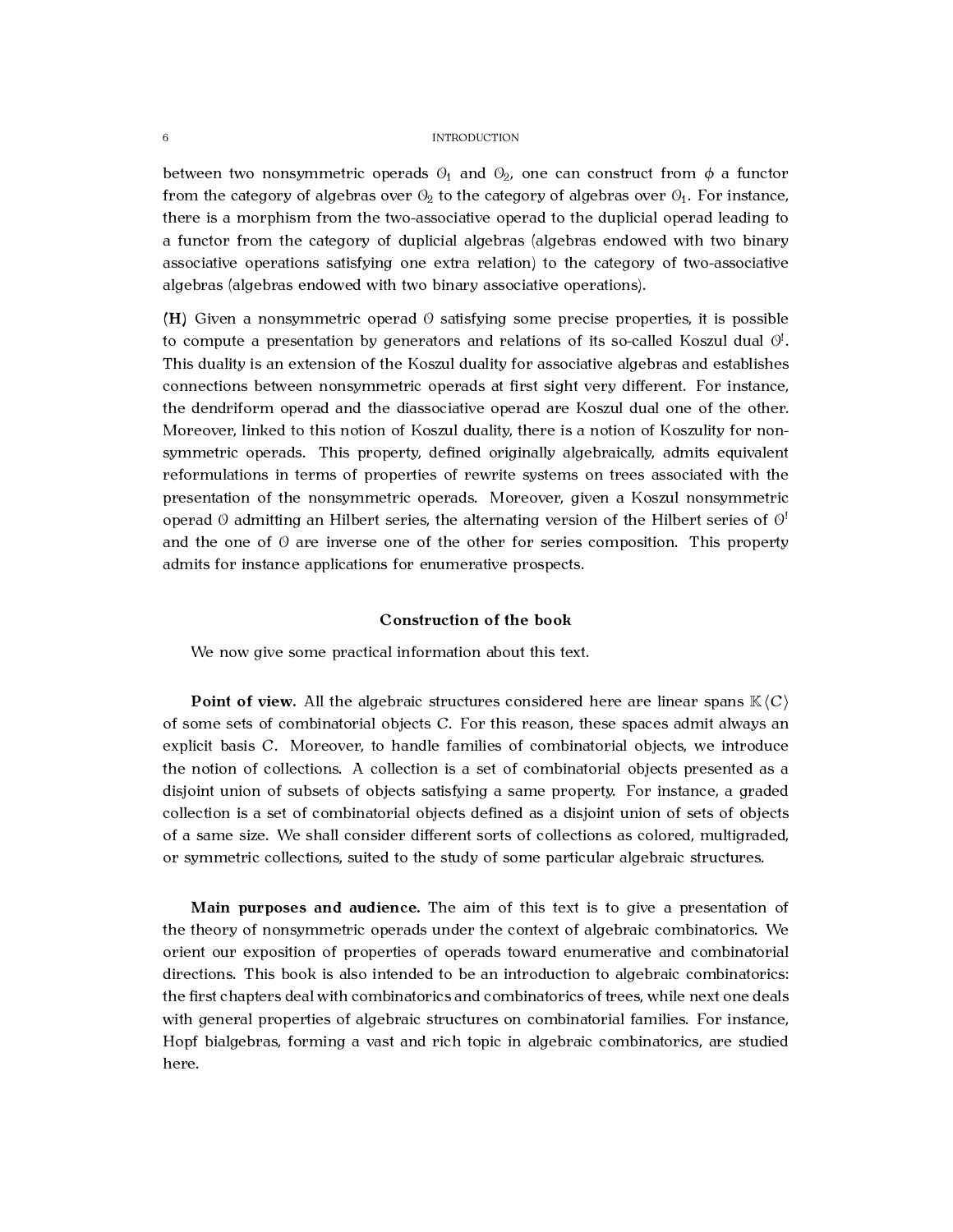between two nonsymmetric operads $\mathcal{O}_1$ and $\mathcal{O}_2$, one can construct from $\phi$ a functor from the category of algebras over $\mathcal{O}_2$ to the category of algebras over $\mathcal{O}_1$. For instance, there is a morphism from the two-associative operad to the duplicial operad leading to a functor from the category of duplicial algebras (algebras endowed with two binary associative operations satisfying one extra relation) to the category of two-associative algebras (algebras endowed with two binary associative operations).

**(H)** Given a nonsymmetric operad $\mathcal{O}$ satisfying some precise properties, it is possible to compute a presentation by generators and relations of its so-called Koszul dual $\mathcal{O}^!$. This duality is an extension of the Koszul duality for associative algebras and establishes connections between nonsymmetric operads at first sight very different. For instance, the dendriform operad and the diassociative operad are Koszul dual one of the other. Moreover, linked to this notion of Koszul duality, there is a notion of Koszulity for nonsymmetric operads. This property, defined originally algebraically, admits equivalent reformulations in terms of properties of rewrite systems on trees associated with the presentation of the nonsymmetric operads. Moreover, given a Koszul nonsymmetric operad $\mathcal{O}$ admitting an Hilbert series, the alternating version of the Hilbert series of $\mathcal{O}^!$ and the one of $\mathcal{O}$ are inverse one of the other for series composition. This property admits for instance applications for enumerative prospects.

## Construction of the book

We now give some practical information about this text.

**Point of view.** All the algebraic structures considered here are linear spans $\mathbb{K}\langle C \rangle$ of some sets of combinatorial objects $C$. For this reason, these spaces admit always an explicit basis $C$. Moreover, to handle families of combinatorial objects, we introduce the notion of collections. A collection is a set of combinatorial objects presented as a disjoint union of subsets of objects satisfying a same property. For instance, a graded collection is a set of combinatorial objects defined as a disjoint union of sets of objects of a same size. We shall consider different sorts of collections as colored, multigraded, or symmetric collections, suited to the study of some particular algebraic structures.

**Main purposes and audience.** The aim of this text is to give a presentation of the theory of nonsymmetric operads under the context of algebraic combinatorics. We orient our exposition of properties of operads toward enumerative and combinatorial directions. This book is also intended to be an introduction to algebraic combinatorics: the first chapters deal with combinatorics and combinatorics of trees, while next one deals with general properties of algebraic structures on combinatorial families. For instance, Hopf bialgebras, forming a vast and rich topic in algebraic combinatorics, are studied here.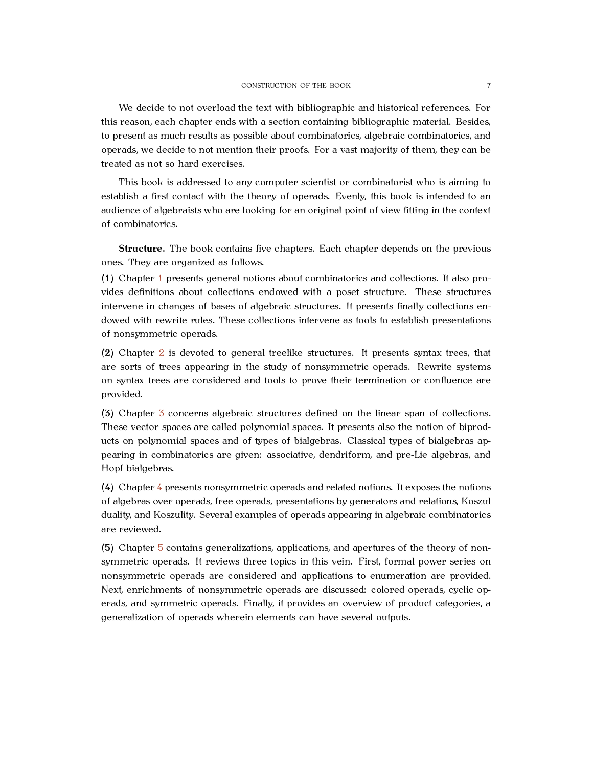We decide to not overload the text with bibliographic and historical references. For this reason, each chapter ends with a section containing bibliographic material. Besides, to present as much results as possible about combinatorics, algebraic combinatorics, and operads, we decide to not mention their proofs. For a vast majority of them, they can be treated as not so hard exercises.

This book is addressed to any computer scientist or combinatorist who is aiming to establish a first contact with the theory of operads. Evenly, this book is intended to an audience of algebraists who are looking for an original point of view fitting in the context of combinatorics.

**Structure.** The book contains five chapters. Each chapter depends on the previous ones. They are organized as follows.

(1) Chapter 1 presents general notions about combinatorics and collections. It also provides definitions about collections endowed with a poset structure. These structures intervene in changes of bases of algebraic structures. It presents finally collections endowed with rewrite rules. These collections intervene as tools to establish presentations of nonsymmetric operads.

(2) Chapter 2 is devoted to general treelike structures. It presents syntax trees, that are sorts of trees appearing in the study of nonsymmetric operads. Rewrite systems on syntax trees are considered and tools to prove their termination or confluence are provided.

(3) Chapter 3 concerns algebraic structures defined on the linear span of collections. These vector spaces are called polynomial spaces. It presents also the notion of biproducts on polynomial spaces and of types of bialgebras. Classical types of bialgebras appearing in combinatorics are given: associative, dendriform, and pre-Lie algebras, and Hopf bialgebras.

(4) Chapter 4 presents nonsymmetric operads and related notions. It exposes the notions of algebras over operads, free operads, presentations by generators and relations, Koszul duality, and Koszulity. Several examples of operads appearing in algebraic combinatorics are reviewed.

(5) Chapter 5 contains generalizations, applications, and apertures of the theory of nonsymmetric operads. It reviews three topics in this vein. First, formal power series on nonsymmetric operads are considered and applications to enumeration are provided. Next, enrichments of nonsymmetric operads are discussed: colored operads, cyclic operads, and symmetric operads. Finally, it provides an overview of product categories, a generalization of operads wherein elements can have several outputs.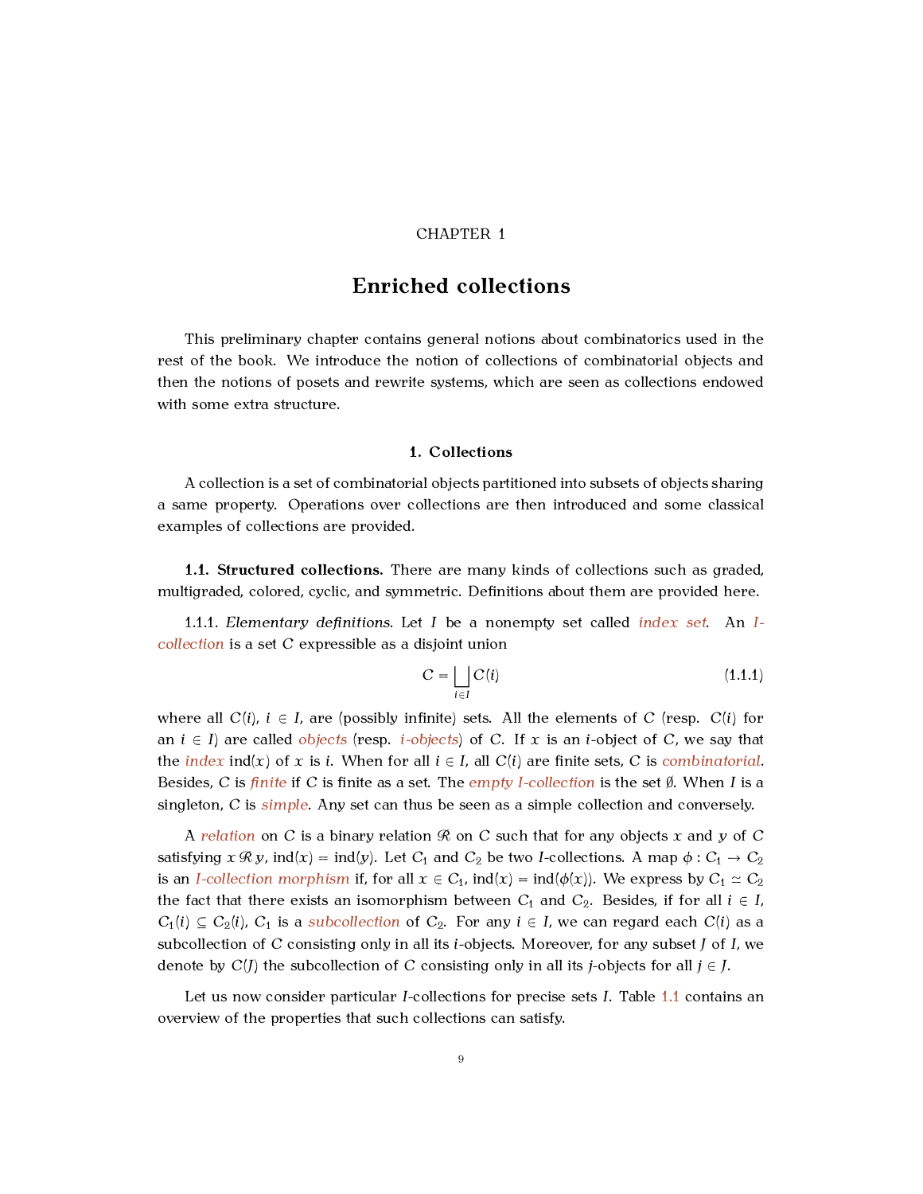CHAPTER 1

# Enriched collections

This preliminary chapter contains general notions about combinatorics used in the rest of the book. We introduce the notion of collections of combinatorial objects and then the notions of posets and rewrite systems, which are seen as collections endowed with some extra structure.

## 1. Collections

A collection is a set of combinatorial objects partitioned into subsets of objects sharing a same property. Operations over collections are then introduced and some classical examples of collections are provided.

### 1.1. Structured collections.

There are many kinds of collections such as graded, multigraded, colored, cyclic, and symmetric. Definitions about them are provided here.

1.1.1. *Elementary definitions.* Let $I$ be a nonempty set called *index set*. An *$I$-collection* is a set $C$ expressible as a disjoint union

$$C = \bigsqcup_{i \in I} C(i) \tag{1.1.1}$$

where all $C(i)$, $i \in I$, are (possibly infinite) sets. All the elements of $C$ (resp. $C(i)$ for an $i \in I$) are called *objects* (resp. *$i$-objects*) of $C$. If $x$ is an $i$-object of $C$, we say that the *index* $\mathrm{ind}(x)$ of $x$ is $i$. When for all $i \in I$, all $C(i)$ are finite sets, $C$ is *combinatorial*. Besides, $C$ is *finite* if $C$ is finite as a set. The *empty $I$-collection* is the set $\emptyset$. When $I$ is a singleton, $C$ is *simple*. Any set can thus be seen as a simple collection and conversely.

A *relation* on $C$ is a binary relation $\mathcal{R}$ on $C$ such that for any objects $x$ and $y$ of $C$ satisfying $x \,\mathcal{R}\, y$, $\mathrm{ind}(x) = \mathrm{ind}(y)$. Let $C_1$ and $C_2$ be two $I$-collections. A map $\phi : C_1 \to C_2$ is an *$I$-collection morphism* if, for all $x \in C_1$, $\mathrm{ind}(x) = \mathrm{ind}(\phi(x))$. We express by $C_1 \simeq C_2$ the fact that there exists an isomorphism between $C_1$ and $C_2$. Besides, if for all $i \in I$, $C_1(i) \subseteq C_2(i)$, $C_1$ is a *subcollection* of $C_2$. For any $i \in I$, we can regard each $C(i)$ as a subcollection of $C$ consisting only in all its $i$-objects. Moreover, for any subset $J$ of $I$, we denote by $C(J)$ the subcollection of $C$ consisting only in all its $j$-objects for all $j \in J$.

Let us now consider particular $I$-collections for precise sets $I$. Table 1.1 contains an overview of the properties that such collections can satisfy.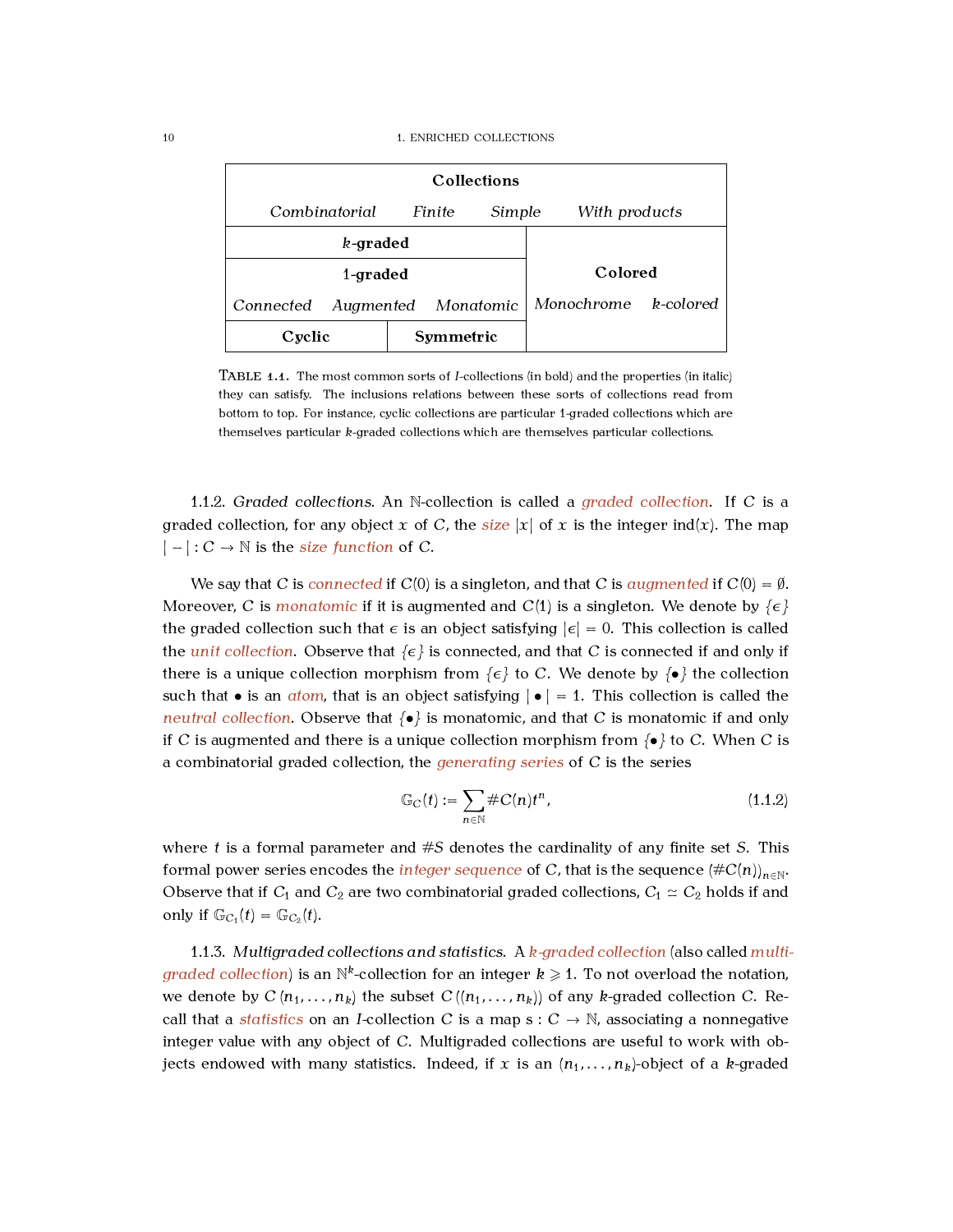| **Collections** | | | | | |
|---|---|---|---|---|---|
| *Combinatorial* | *Finite* | *Simple* | *With products* | | |
| ***k*-graded** | | | **Colored** | | |
| **1-graded** | | | | | |
| *Connected* | *Augmented* | *Monatomic* | *Monochrome* | *k-colored* | |
| **Cyclic** | **Symmetric** | | | | |

TABLE 1.1. The most common sorts of $I$-collections (in bold) and the properties (in italic) they can satisfy. The inclusions relations between these sorts of collections read from bottom to top. For instance, cyclic collections are particular 1-graded collections which are themselves particular $k$-graded collections which are themselves particular collections.

1.1.2. *Graded collections.* An $\mathbb{N}$-collection is called a *graded collection*. If $C$ is a graded collection, for any object $x$ of $C$, the *size* $|x|$ of $x$ is the integer $\mathrm{ind}(x)$. The map $|-| : C \to \mathbb{N}$ is the *size function* of $C$.

We say that $C$ is *connected* if $C(0)$ is a singleton, and that $C$ is *augmented* if $C(0) = \emptyset$. Moreover, $C$ is *monatomic* if it is augmented and $C(1)$ is a singleton. We denote by $\{\epsilon\}$ the graded collection such that $\epsilon$ is an object satisfying $|\epsilon| = 0$. This collection is called the *unit collection*. Observe that $\{\epsilon\}$ is connected, and that $C$ is connected if and only if there is a unique collection morphism from $\{\epsilon\}$ to $C$. We denote by $\{\bullet\}$ the collection such that $\bullet$ is an *atom*, that is an object satisfying $|\bullet| = 1$. This collection is called the *neutral collection*. Observe that $\{\bullet\}$ is monatomic, and that $C$ is monatomic if and only if $C$ is augmented and there is a unique collection morphism from $\{\bullet\}$ to $C$. When $C$ is a combinatorial graded collection, the *generating series* of $C$ is the series

$$\mathbb{G}_C(t) := \sum_{n \in \mathbb{N}} \#C(n) t^n, \tag{1.1.2}$$

where $t$ is a formal parameter and $\#S$ denotes the cardinality of any finite set $S$. This formal power series encodes the *integer sequence* of $C$, that is the sequence $(\#C(n))_{n \in \mathbb{N}}$. Observe that if $C_1$ and $C_2$ are two combinatorial graded collections, $C_1 \simeq C_2$ holds if and only if $\mathbb{G}_{C_1}(t) = \mathbb{G}_{C_2}(t)$.

1.1.3. *Multigraded collections and statistics.* A *$k$-graded collection* (also called *multigraded collection*) is an $\mathbb{N}^k$-collection for an integer $k \geqslant 1$. To not overload the notation, we denote by $C(n_1, \dots, n_k)$ the subset $C((n_1, \dots, n_k))$ of any $k$-graded collection $C$. Recall that a *statistics* on an $I$-collection $C$ is a map $\mathrm{s} : C \to \mathbb{N}$, associating a nonnegative integer value with any object of $C$. Multigraded collections are useful to work with objects endowed with many statistics. Indeed, if $x$ is an $(n_1, \dots, n_k)$-object of a $k$-graded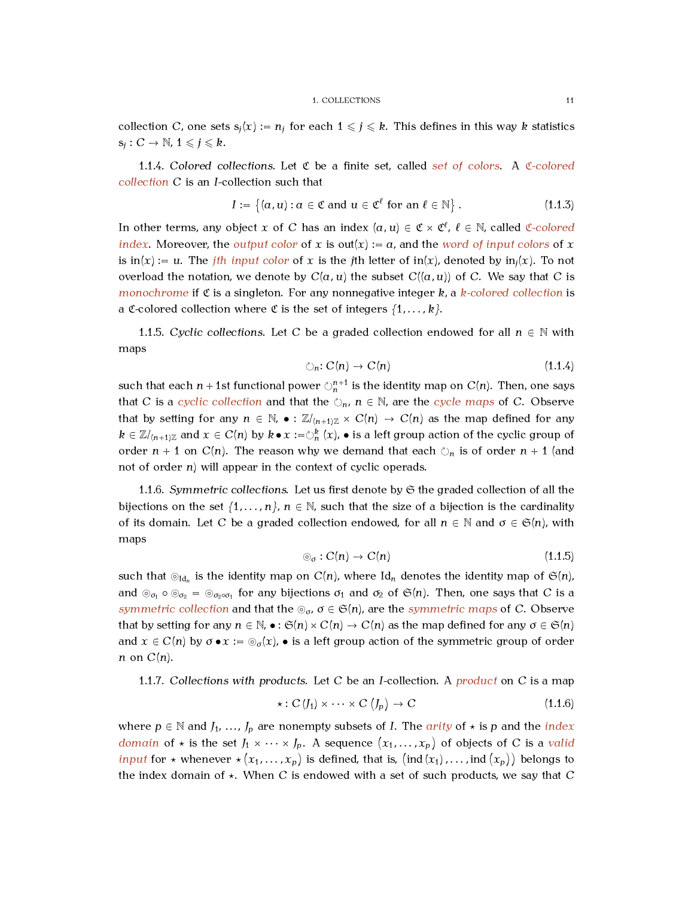collection $C$, one sets $\mathrm{s}_j(x) := n_j$ for each $1 \leqslant j \leqslant k$. This defines in this way $k$ statistics $\mathrm{s}_j : C \to \mathbb{N}$, $1 \leqslant j \leqslant k$.

1.1.4. *Colored collections.* Let $\mathfrak{C}$ be a finite set, called *set of colors*. A *$\mathfrak{C}$-colored collection* $C$ is an $I$-collection such that

$$I := \left\{(a, u) : a \in \mathfrak{C} \text{ and } u \in \mathfrak{C}^{\ell} \text{ for an } \ell \in \mathbb{N}\right\}. \tag{1.1.3}$$

In other terms, any object $x$ of $C$ has an index $(a, u) \in \mathfrak{C} \times \mathfrak{C}^{\ell}$, $\ell \in \mathbb{N}$, called *$\mathfrak{C}$-colored index*. Moreover, the *output color* of $x$ is $\mathrm{out}(x) := a$, and the *word of input colors* of $x$ is $\mathrm{in}(x) := u$. The *$j$th input color* of $x$ is the $j$th letter of $\mathrm{in}(x)$, denoted by $\mathrm{in}_j(x)$. To not overload the notation, we denote by $C(a, u)$ the subset $C((a, u))$ of $C$. We say that $C$ is *monochrome* if $\mathfrak{C}$ is a singleton. For any nonnegative integer $k$, a *$k$-colored collection* is a $\mathfrak{C}$-colored collection where $\mathfrak{C}$ is the set of integers $\{1, \dots, k\}$.

1.1.5. *Cyclic collections.* Let $C$ be a graded collection endowed for all $n \in \mathbb{N}$ with maps

$$\circlearrowleft_n : C(n) \to C(n) \tag{1.1.4}$$

such that each $n+1$st functional power $\circlearrowleft_n^{n+1}$ is the identity map on $C(n)$. Then, one says that $C$ is a *cyclic collection* and that the $\circlearrowleft_n$, $n \in \mathbb{N}$, are the *cycle maps* of $C$. Observe that by setting for any $n \in \mathbb{N}$, $\bullet : \mathbb{Z}/_{(n+1)\mathbb{Z}} \times C(n) \to C(n)$ as the map defined for any $k \in \mathbb{Z}/_{(n+1)\mathbb{Z}}$ and $x \in C(n)$ by $k \bullet x := \circlearrowleft_n^k (x)$, $\bullet$ is a left group action of the cyclic group of order $n+1$ on $C(n)$. The reason why we demand that each $\circlearrowleft_n$ is of order $n+1$ (and not of order $n$) will appear in the context of cyclic operads.

1.1.6. *Symmetric collections.* Let us first denote by $\mathfrak{S}$ the graded collection of all the bijections on the set $\{1, \dots, n\}$, $n \in \mathbb{N}$, such that the size of a bijection is the cardinality of its domain. Let $C$ be a graded collection endowed, for all $n \in \mathbb{N}$ and $\sigma \in \mathfrak{S}(n)$, with maps

$$\circledcirc_\sigma : C(n) \to C(n) \tag{1.1.5}$$

such that $\circledcirc_{\mathrm{Id}_n}$ is the identity map on $C(n)$, where $\mathrm{Id}_n$ denotes the identity map of $\mathfrak{S}(n)$, and $\circledcirc_{\sigma_1} \circ \circledcirc_{\sigma_2} = \circledcirc_{\sigma_2 \circ \sigma_1}$ for any bijections $\sigma_1$ and $\sigma_2$ of $\mathfrak{S}(n)$. Then, one says that $C$ is a *symmetric collection* and that the $\circledcirc_\sigma$, $\sigma \in \mathfrak{S}(n)$, are the *symmetric maps* of $C$. Observe that by setting for any $n \in \mathbb{N}$, $\bullet : \mathfrak{S}(n) \times C(n) \to C(n)$ as the map defined for any $\sigma \in \mathfrak{S}(n)$ and $x \in C(n)$ by $\sigma \bullet x := \circledcirc_\sigma(x)$, $\bullet$ is a left group action of the symmetric group of order $n$ on $C(n)$.

1.1.7. *Collections with products.* Let $C$ be an $I$-collection. A *product* on $C$ is a map

$$\star : C\left(J_1\right) \times \cdots \times C\left(J_p\right) \to C \tag{1.1.6}$$

where $p \in \mathbb{N}$ and $J_1, \dots, J_p$ are nonempty subsets of $I$. The *arity* of $\star$ is $p$ and the *index domain* of $\star$ is the set $J_1 \times \cdots \times J_p$. A sequence $\left(x_1, \dots, x_p\right)$ of objects of $C$ is a *valid input* for $\star$ whenever $\star\left(x_1, \dots, x_p\right)$ is defined, that is, $\left(\mathrm{ind}\left(x_1\right), \dots, \mathrm{ind}\left(x_p\right)\right)$ belongs to the index domain of $\star$. When $C$ is endowed with a set of such products, we say that $C$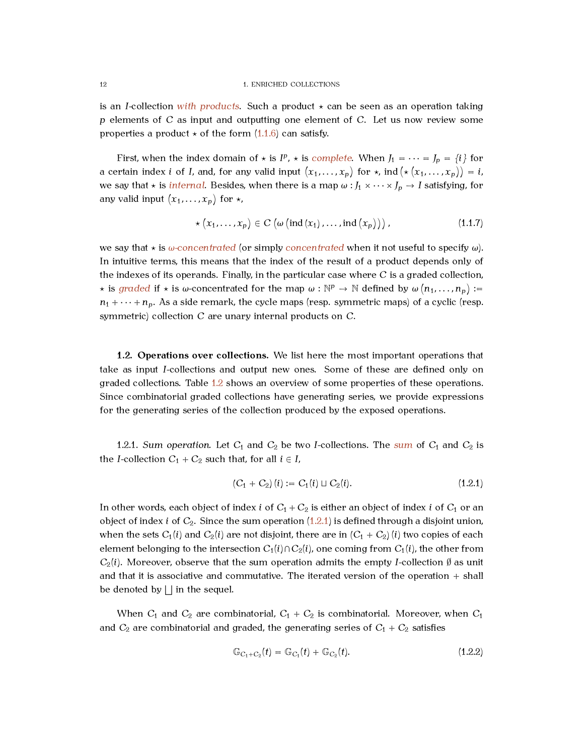is an $I$-collection *with products*. Such a product $\star$ can be seen as an operation taking $p$ elements of $C$ as input and outputting one element of $C$. Let us now review some properties a product $\star$ of the form (1.1.6) can satisfy.

First, when the index domain of $\star$ is $I^p$, $\star$ is *complete*. When $J_1 = \cdots = J_p = \{i\}$ for a certain index $i$ of $I$, and, for any valid input $(x_1, \dots, x_p)$ for $\star$, $\operatorname{ind}(\star(x_1, \dots, x_p)) = i$, we say that $\star$ is *internal*. Besides, when there is a map $\omega : J_1 \times \cdots \times J_p \to I$ satisfying, for any valid input $(x_1, \dots, x_p)$ for $\star$,

$$\star(x_1, \dots, x_p) \in C(\omega(\operatorname{ind}(x_1), \dots, \operatorname{ind}(x_p))), \tag{1.1.7}$$

we say that $\star$ is *$\omega$-concentrated* (or simply *concentrated* when it not useful to specify $\omega$). In intuitive terms, this means that the index of the result of a product depends only of the indexes of its operands. Finally, in the particular case where $C$ is a graded collection, $\star$ is *graded* if $\star$ is $\omega$-concentrated for the map $\omega : \mathbb{N}^p \to \mathbb{N}$ defined by $\omega(n_1, \dots, n_p) := n_1 + \cdots + n_p$. As a side remark, the cycle maps (resp. symmetric maps) of a cyclic (resp. symmetric) collection $C$ are unary internal products on $C$.

**1.2. Operations over collections.** We list here the most important operations that take as input $I$-collections and output new ones. Some of these are defined only on graded collections. Table 1.2 shows an overview of some properties of these operations. Since combinatorial graded collections have generating series, we provide expressions for the generating series of the collection produced by the exposed operations.

1.2.1. *Sum operation.* Let $C_1$ and $C_2$ be two $I$-collections. The *sum* of $C_1$ and $C_2$ is the $I$-collection $C_1 + C_2$ such that, for all $i \in I$,

$$(C_1 + C_2)(i) := C_1(i) \sqcup C_2(i). \tag{1.2.1}$$

In other words, each object of index $i$ of $C_1 + C_2$ is either an object of index $i$ of $C_1$ or an object of index $i$ of $C_2$. Since the sum operation (1.2.1) is defined through a disjoint union, when the sets $C_1(i)$ and $C_2(i)$ are not disjoint, there are in $(C_1 + C_2)(i)$ two copies of each element belonging to the intersection $C_1(i) \cap C_2(i)$, one coming from $C_1(i)$, the other from $C_2(i)$. Moreover, observe that the sum operation admits the empty $I$-collection $\emptyset$ as unit and that it is associative and commutative. The iterated version of the operation $+$ shall be denoted by $\bigsqcup$ in the sequel.

When $C_1$ and $C_2$ are combinatorial, $C_1 + C_2$ is combinatorial. Moreover, when $C_1$ and $C_2$ are combinatorial and graded, the generating series of $C_1 + C_2$ satisfies

$$\mathbb{G}_{C_1 + C_2}(t) = \mathbb{G}_{C_1}(t) + \mathbb{G}_{C_2}(t). \tag{1.2.2}$$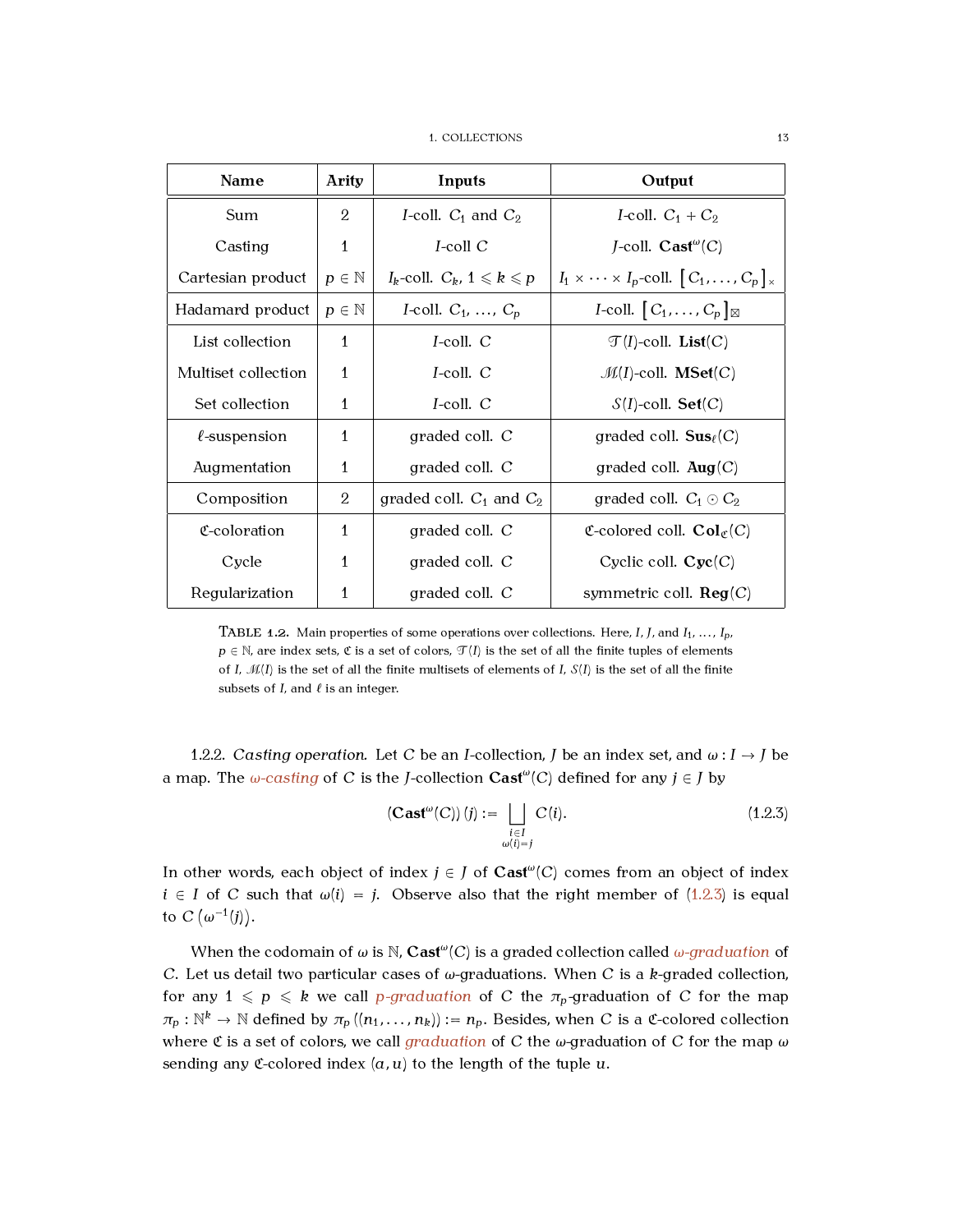| Name | Arity | Inputs | Output |
|---|---|---|---|
| Sum | 2 | $I$-coll. $C_1$ and $C_2$ | $I$-coll. $C_1 + C_2$ |
| Casting | 1 | $I$-coll $C$ | $J$-coll. $\mathbf{Cast}^{\omega}(C)$ |
| Cartesian product | $p \in \mathbb{N}$ | $I_k$-coll. $C_k$, $1 \leqslant k \leqslant p$ | $I_1 \times \cdots \times I_p$-coll. $\left[C_1, \dots, C_p\right]_{\times}$ |
| Hadamard product | $p \in \mathbb{N}$ | $I$-coll. $C_1$, ..., $C_p$ | $I$-coll. $\left[C_1, \dots, C_p\right]_{\boxtimes}$ |
| List collection | 1 | $I$-coll. $C$ | $\mathcal{T}(I)$-coll. $\mathbf{List}(C)$ |
| Multiset collection | 1 | $I$-coll. $C$ | $\mathcal{M}(I)$-coll. $\mathbf{MSet}(C)$ |
| Set collection | 1 | $I$-coll. $C$ | $\mathcal{S}(I)$-coll. $\mathbf{Set}(C)$ |
| $\ell$-suspension | 1 | graded coll. $C$ | graded coll. $\mathbf{Sus}_{\ell}(C)$ |
| Augmentation | 1 | graded coll. $C$ | graded coll. $\mathbf{Aug}(C)$ |
| Composition | 2 | graded coll. $C_1$ and $C_2$ | graded coll. $C_1 \odot C_2$ |
| $\mathfrak{C}$-coloration | 1 | graded coll. $C$ | $\mathfrak{C}$-colored coll. $\mathbf{Col}_{\mathfrak{C}}(C)$ |
| Cycle | 1 | graded coll. $C$ | Cyclic coll. $\mathbf{Cyc}(C)$ |
| Regularization | 1 | graded coll. $C$ | symmetric coll. $\mathbf{Reg}(C)$ |

TABLE 1.2. Main properties of some operations over collections. Here, $I$, $J$, and $I_1$, ..., $I_p$, $p \in \mathbb{N}$, are index sets, $\mathfrak{C}$ is a set of colors, $\mathcal{T}(I)$ is the set of all the finite tuples of elements of $I$, $\mathcal{M}(I)$ is the set of all the finite multisets of elements of $I$, $\mathcal{S}(I)$ is the set of all the finite subsets of $I$, and $\ell$ is an integer.

1.2.2. *Casting operation.* Let $C$ be an $I$-collection, $J$ be an index set, and $\omega : I \to J$ be a map. The *$\omega$-casting* of $C$ is the $J$-collection $\mathbf{Cast}^{\omega}(C)$ defined for any $j \in J$ by

$$\left(\mathbf{Cast}^{\omega}(C)\right)(j) := \bigsqcup_{\substack{i \in I \\ \omega(i) = j}} C(i). \tag{1.2.3}$$

In other words, each object of index $j \in J$ of $\mathbf{Cast}^{\omega}(C)$ comes from an object of index $i \in I$ of $C$ such that $\omega(i) = j$. Observe also that the right member of (1.2.3) is equal to $C\left(\omega^{-1}(j)\right)$.

When the codomain of $\omega$ is $\mathbb{N}$, $\mathbf{Cast}^{\omega}(C)$ is a graded collection called *$\omega$-graduation* of $C$. Let us detail two particular cases of $\omega$-graduations. When $C$ is a $k$-graded collection, for any $1 \leqslant p \leqslant k$ we call *$p$-graduation* of $C$ the $\pi_p$-graduation of $C$ for the map $\pi_p : \mathbb{N}^k \to \mathbb{N}$ defined by $\pi_p\left((n_1, \dots, n_k)\right) := n_p$. Besides, when $C$ is a $\mathfrak{C}$-colored collection where $\mathfrak{C}$ is a set of colors, we call *graduation* of $C$ the $\omega$-graduation of $C$ for the map $\omega$ sending any $\mathfrak{C}$-colored index $(a, u)$ to the length of the tuple $u$.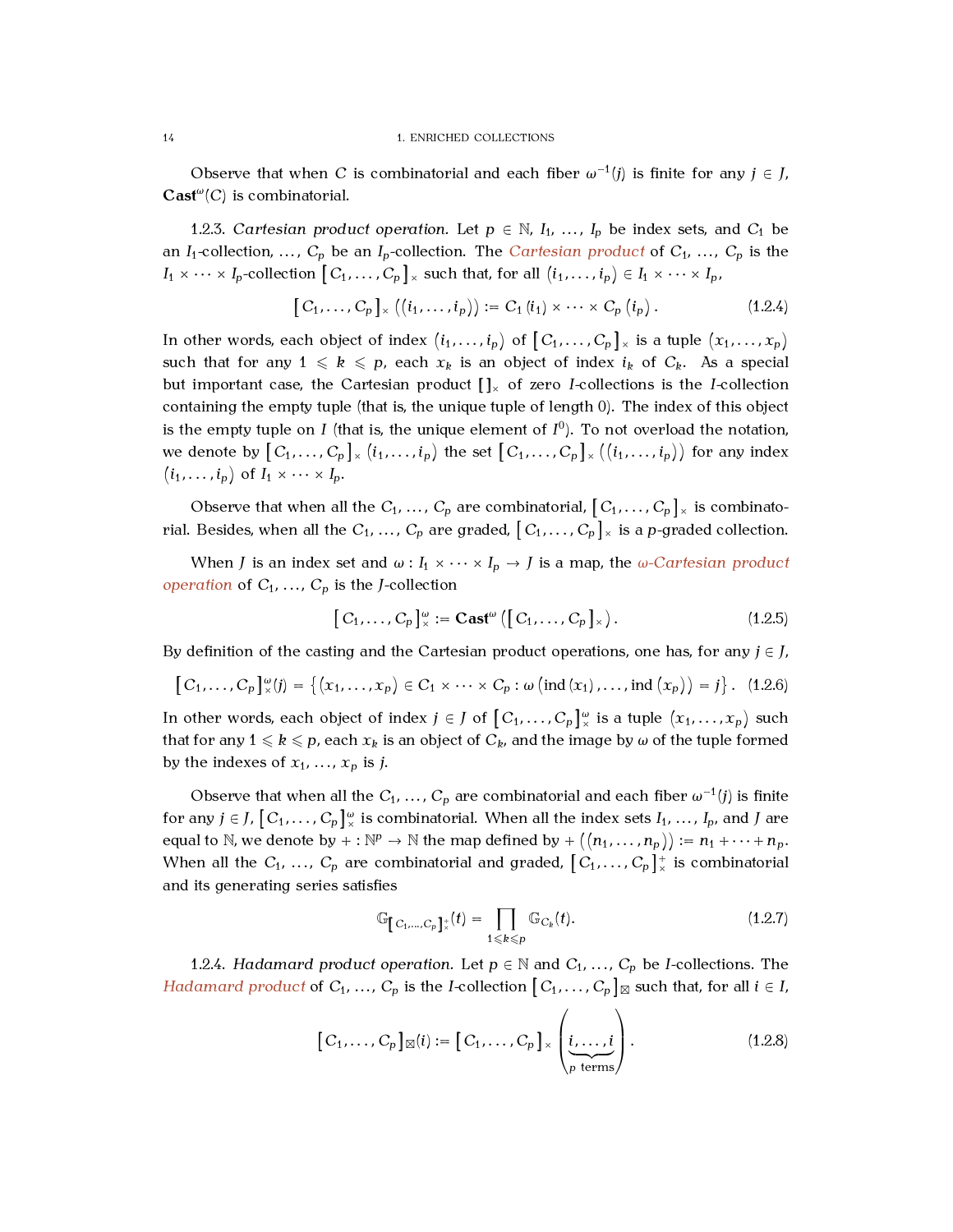Observe that when $C$ is combinatorial and each fiber $\omega^{-1}(j)$ is finite for any $j \in J$, $\mathbf{Cast}^{\omega}(C)$ is combinatorial.

1.2.3. *Cartesian product operation.* Let $p \in \mathbb{N}$, $I_1$, ..., $I_p$ be index sets, and $C_1$ be an $I_1$-collection, ..., $C_p$ be an $I_p$-collection. The *Cartesian product* of $C_1$, ..., $C_p$ is the $I_1 \times \cdots \times I_p$-collection $\left[C_1, \dots, C_p\right]_{\times}$ such that, for all $(i_1, \dots, i_p) \in I_1 \times \cdots \times I_p$,

$$\left[C_1, \dots, C_p\right]_{\times}\left((i_1, \dots, i_p)\right) := C_1\left(i_1\right) \times \cdots \times C_p\left(i_p\right). \tag{1.2.4}$$

In other words, each object of index $(i_1, \dots, i_p)$ of $\left[C_1, \dots, C_p\right]_{\times}$ is a tuple $(x_1, \dots, x_p)$ such that for any $1 \leqslant k \leqslant p$, each $x_k$ is an object of index $i_k$ of $C_k$. As a special but important case, the Cartesian product $[\,]_{\times}$ of zero $I$-collections is the $I$-collection containing the empty tuple (that is, the unique tuple of length 0). The index of this object is the empty tuple on $I$ (that is, the unique element of $I^0$). To not overload the notation, we denote by $\left[C_1, \dots, C_p\right]_{\times}(i_1, \dots, i_p)$ the set $\left[C_1, \dots, C_p\right]_{\times}\left((i_1, \dots, i_p)\right)$ for any index $(i_1, \dots, i_p)$ of $I_1 \times \cdots \times I_p$.

Observe that when all the $C_1$, ..., $C_p$ are combinatorial, $\left[C_1, \dots, C_p\right]_{\times}$ is combinatorial. Besides, when all the $C_1$, ..., $C_p$ are graded, $\left[C_1, \dots, C_p\right]_{\times}$ is a $p$-graded collection.

When $J$ is an index set and $\omega : I_1 \times \cdots \times I_p \to J$ is a map, the *$\omega$-Cartesian product operation* of $C_1$, ..., $C_p$ is the $J$-collection

$$\left[C_1, \dots, C_p\right]_{\times}^{\omega} := \mathbf{Cast}^{\omega}\left(\left[C_1, \dots, C_p\right]_{\times}\right). \tag{1.2.5}$$

By definition of the casting and the Cartesian product operations, one has, for any $j \in J$,

$$\left[C_1, \dots, C_p\right]_{\times}^{\omega}(j) = \left\{(x_1, \dots, x_p) \in C_1 \times \cdots \times C_p : \omega\left(\operatorname{ind}(x_1), \dots, \operatorname{ind}(x_p)\right) = j\right\}. \tag{1.2.6}$$

In other words, each object of index $j \in J$ of $\left[C_1, \dots, C_p\right]_{\times}^{\omega}$ is a tuple $(x_1, \dots, x_p)$ such that for any $1 \leqslant k \leqslant p$, each $x_k$ is an object of $C_k$, and the image by $\omega$ of the tuple formed by the indexes of $x_1$, ..., $x_p$ is $j$.

Observe that when all the $C_1$, ..., $C_p$ are combinatorial and each fiber $\omega^{-1}(j)$ is finite for any $j \in J$, $\left[C_1, \dots, C_p\right]_{\times}^{\omega}$ is combinatorial. When all the index sets $I_1$, ..., $I_p$, and $J$ are equal to $\mathbb{N}$, we denote by $+ : \mathbb{N}^p \to \mathbb{N}$ the map defined by $+\left((n_1, \dots, n_p)\right) := n_1 + \cdots + n_p$. When all the $C_1$, ..., $C_p$ are combinatorial and graded, $\left[C_1, \dots, C_p\right]_{\times}^{+}$ is combinatorial and its generating series satisfies

$$\mathbb{G}_{\left[C_1, \dots, C_p\right]_{\times}^{+}}(t) = \prod_{1 \leqslant k \leqslant p} \mathbb{G}_{C_k}(t). \tag{1.2.7}$$

1.2.4. *Hadamard product operation.* Let $p \in \mathbb{N}$ and $C_1$, ..., $C_p$ be $I$-collections. The *Hadamard product* of $C_1$, ..., $C_p$ is the $I$-collection $\left[C_1, \dots, C_p\right]_{\boxtimes}$ such that, for all $i \in I$,

$$\left[C_1, \dots, C_p\right]_{\boxtimes}(i) := \left[C_1, \dots, C_p\right]_{\times}\left(\underbrace{i, \dots, i}_{p \text{ terms}}\right). \tag{1.2.8}$$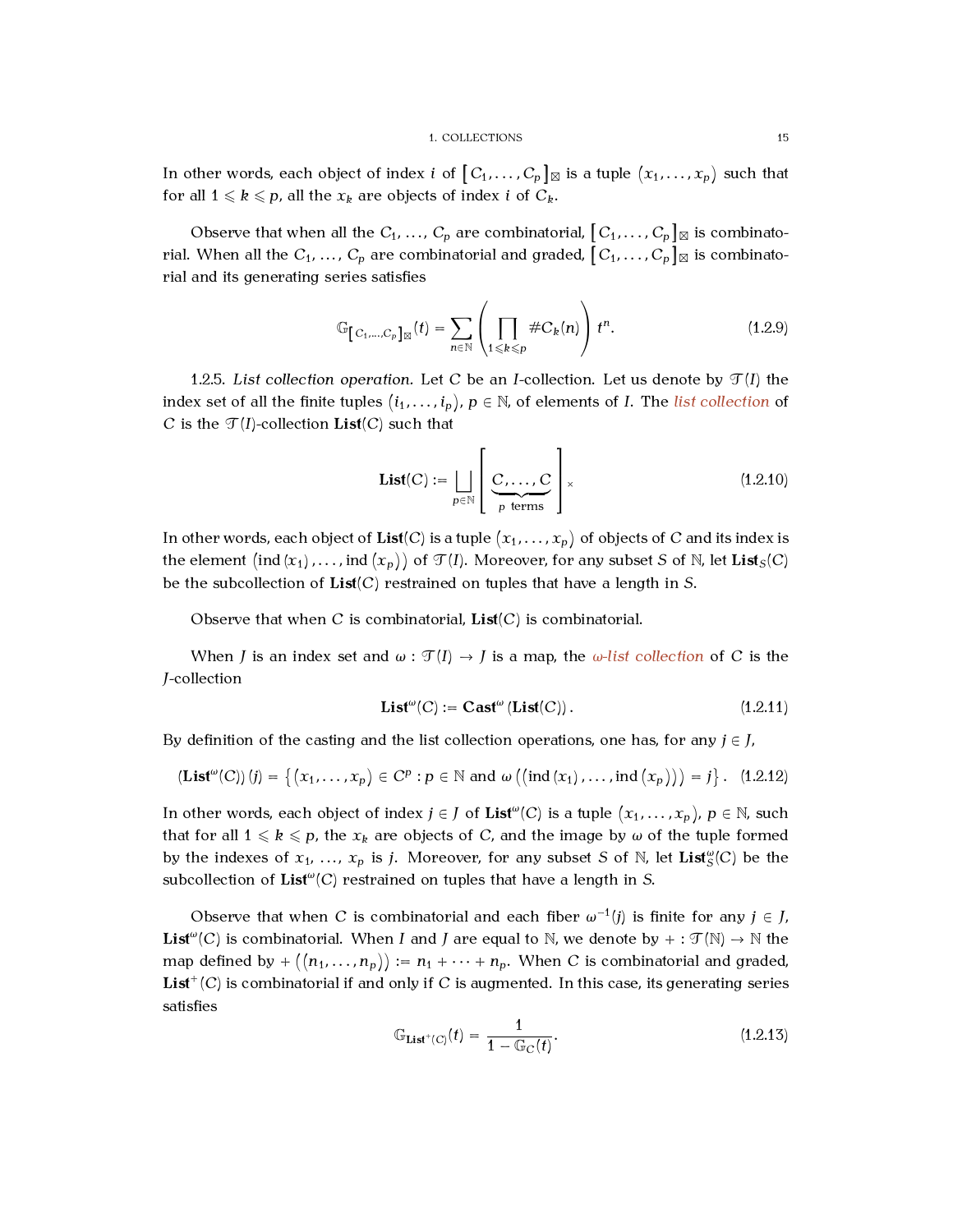In other words, each object of index $i$ of $\left[C_1, \dots, C_p\right]_\boxtimes$ is a tuple $\left(x_1, \dots, x_p\right)$ such that for all $1 \leqslant k \leqslant p$, all the $x_k$ are objects of index $i$ of $C_k$.

Observe that when all the $C_1, \dots, C_p$ are combinatorial, $\left[C_1, \dots, C_p\right]_\boxtimes$ is combinatorial. When all the $C_1, \dots, C_p$ are combinatorial and graded, $\left[C_1, \dots, C_p\right]_\boxtimes$ is combinatorial and its generating series satisfies

$$\mathbb{G}_{\left[C_1, \dots, C_p\right]_\boxtimes}(t) = \sum_{n \in \mathbb{N}} \left( \prod_{1 \leqslant k \leqslant p} \# C_k(n) \right) t^n. \tag{1.2.9}$$

1.2.5. *List collection operation.* Let $C$ be an $I$-collection. Let us denote by $\mathcal{T}(I)$ the index set of all the finite tuples $\left(i_1, \dots, i_p\right)$, $p \in \mathbb{N}$, of elements of $I$. The *list collection* of $C$ is the $\mathcal{T}(I)$-collection $\mathbf{List}(C)$ such that

$$\mathbf{List}(C) := \bigsqcup_{p \in \mathbb{N}} \Big[ \underbrace{C, \dots, C}_{p \text{ terms}} \Big]_\times \tag{1.2.10}$$

In other words, each object of $\mathbf{List}(C)$ is a tuple $\left(x_1, \dots, x_p\right)$ of objects of $C$ and its index is the element $\left(\operatorname{ind}(x_1), \dots, \operatorname{ind}(x_p)\right)$ of $\mathcal{T}(I)$. Moreover, for any subset $S$ of $\mathbb{N}$, let $\mathbf{List}_S(C)$ be the subcollection of $\mathbf{List}(C)$ restrained on tuples that have a length in $S$.

Observe that when $C$ is combinatorial, $\mathbf{List}(C)$ is combinatorial.

When $J$ is an index set and $\omega : \mathcal{T}(I) \to J$ is a map, the *$\omega$-list collection* of $C$ is the $J$-collection

$$\mathbf{List}^\omega(C) := \mathbf{Cast}^\omega\left(\mathbf{List}(C)\right). \tag{1.2.11}$$

By definition of the casting and the list collection operations, one has, for any $j \in J$,

$$\left(\mathbf{List}^\omega(C)\right)(j) = \left\{ \left(x_1, \dots, x_p\right) \in C^p : p \in \mathbb{N} \text{ and } \omega\left(\left(\operatorname{ind}(x_1), \dots, \operatorname{ind}(x_p)\right)\right) = j \right\}. \tag{1.2.12}$$

In other words, each object of index $j \in J$ of $\mathbf{List}^\omega(C)$ is a tuple $\left(x_1, \dots, x_p\right)$, $p \in \mathbb{N}$, such that for all $1 \leqslant k \leqslant p$, the $x_k$ are objects of $C$, and the image by $\omega$ of the tuple formed by the indexes of $x_1, \dots, x_p$ is $j$. Moreover, for any subset $S$ of $\mathbb{N}$, let $\mathbf{List}^\omega_S(C)$ be the subcollection of $\mathbf{List}^\omega(C)$ restrained on tuples that have a length in $S$.

Observe that when $C$ is combinatorial and each fiber $\omega^{-1}(j)$ is finite for any $j \in J$, $\mathbf{List}^\omega(C)$ is combinatorial. When $I$ and $J$ are equal to $\mathbb{N}$, we denote by $+ : \mathcal{T}(\mathbb{N}) \to \mathbb{N}$ the map defined by $+\left(\left(n_1, \dots, n_p\right)\right) := n_1 + \dots + n_p$. When $C$ is combinatorial and graded, $\mathbf{List}^+(C)$ is combinatorial if and only if $C$ is augmented. In this case, its generating series satisfies

$$\mathbb{G}_{\mathbf{List}^+(C)}(t) = \frac{1}{1 - \mathbb{G}_C(t)}. \tag{1.2.13}$$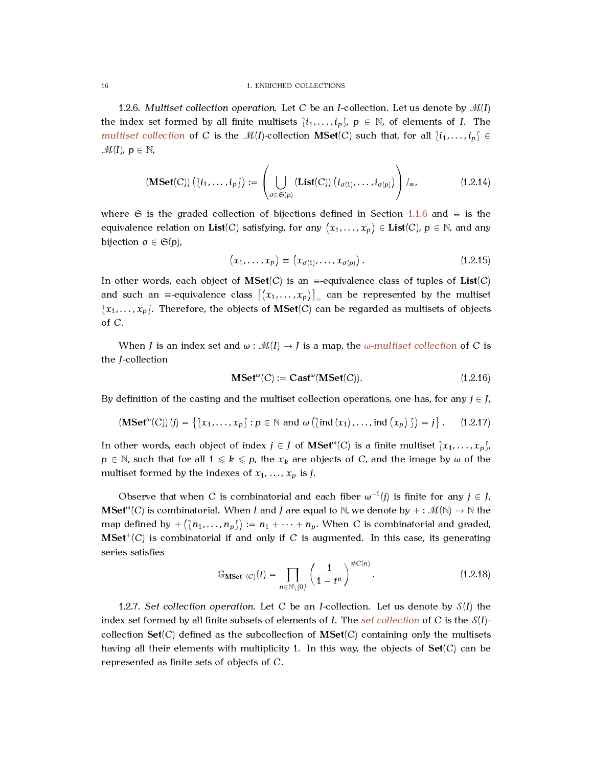1.2.6. *Multiset collection operation.* Let $C$ be an $I$-collection. Let us denote by $\mathscr{M}(I)$ the index set formed by all finite multisets $\lbag i_1, \dots, i_p \rbag$, $p \in \mathbb{N}$, of elements of $I$. The *multiset collection* of $C$ is the $\mathscr{M}(I)$-collection $\mathbf{MSet}(C)$ such that, for all $\lbag i_1, \dots, i_p \rbag \in \mathscr{M}(I)$, $p \in \mathbb{N}$,

$$(\mathbf{MSet}(C))\left(\lbag i_1, \dots, i_p \rbag\right) := \left( \bigcup_{\sigma \in \mathfrak{S}(p)} (\mathbf{List}(C))\left(i_{\sigma(1)}, \dots, i_{\sigma(p)}\right) \right) /_{\equiv}, \tag{1.2.14}$$

where $\mathfrak{S}$ is the graded collection of bijections defined in Section 1.1.6 and $\equiv$ is the equivalence relation on $\mathbf{List}(C)$ satisfying, for any $\left(x_1, \dots, x_p\right) \in \mathbf{List}(C)$, $p \in \mathbb{N}$, and any bijection $\sigma \in \mathfrak{S}(p)$,

$$\left(x_1, \dots, x_p\right) \equiv \left(x_{\sigma(1)}, \dots, x_{\sigma(p)}\right). \tag{1.2.15}$$

In other words, each object of $\mathbf{MSet}(C)$ is an $\equiv$-equivalence class of tuples of $\mathbf{List}(C)$ and such an $\equiv$-equivalence class $\left[\left(x_1, \dots, x_p\right)\right]_{\equiv}$ can be represented by the multiset $\lbag x_1, \dots, x_p \rbag$. Therefore, the objects of $\mathbf{MSet}(C)$ can be regarded as multisets of objects of $C$.

When $J$ is an index set and $\omega : \mathscr{M}(I) \to J$ is a map, the *$\omega$-multiset collection* of $C$ is the $J$-collection

$$\mathbf{MSet}^{\omega}(C) := \mathbf{Cast}^{\omega}(\mathbf{MSet}(C)). \tag{1.2.16}$$

By definition of the casting and the multiset collection operations, one has, for any $j \in J$,

$$(\mathbf{MSet}^{\omega}(C))(j) = \left\{ \lbag x_1, \dots, x_p \rbag : p \in \mathbb{N} \text{ and } \omega\left(\lbag \operatorname{ind}(x_1), \dots, \operatorname{ind}\left(x_p\right) \rbag\right) = j \right\}. \tag{1.2.17}$$

In other words, each object of index $j \in J$ of $\mathbf{MSet}^{\omega}(C)$ is a finite multiset $\lbag x_1, \dots, x_p \rbag$, $p \in \mathbb{N}$, such that for all $1 \leqslant k \leqslant p$, the $x_k$ are objects of $C$, and the image by $\omega$ of the multiset formed by the indexes of $x_1$, $\dots$, $x_p$ is $j$.

Observe that when $C$ is combinatorial and each fiber $\omega^{-1}(j)$ is finite for any $j \in J$, $\mathbf{MSet}^{\omega}(C)$ is combinatorial. When $I$ and $J$ are equal to $\mathbb{N}$, we denote by $+ : \mathscr{M}(\mathbb{N}) \to \mathbb{N}$ the map defined by $+\left(\lbag n_1, \dots, n_p \rbag\right) := n_1 + \dots + n_p$. When $C$ is combinatorial and graded, $\mathbf{MSet}^{+}(C)$ is combinatorial if and only if $C$ is augmented. In this case, its generating series satisfies

$$\mathbb{G}_{\mathbf{MSet}^{+}(C)}(t) = \prod_{n \in \mathbb{N} \setminus \{0\}} \left( \frac{1}{1 - t^n} \right)^{\#C(n)}. \tag{1.2.18}$$

1.2.7. *Set collection operation.* Let $C$ be an $I$-collection. Let us denote by $\mathcal{S}(I)$ the index set formed by all finite subsets of elements of $I$. The *set collection* of $C$ is the $\mathcal{S}(I)$-collection $\mathbf{Set}(C)$ defined as the subcollection of $\mathbf{MSet}(C)$ containing only the multisets having all their elements with multiplicity 1. In this way, the objects of $\mathbf{Set}(C)$ can be represented as finite sets of objects of $C$.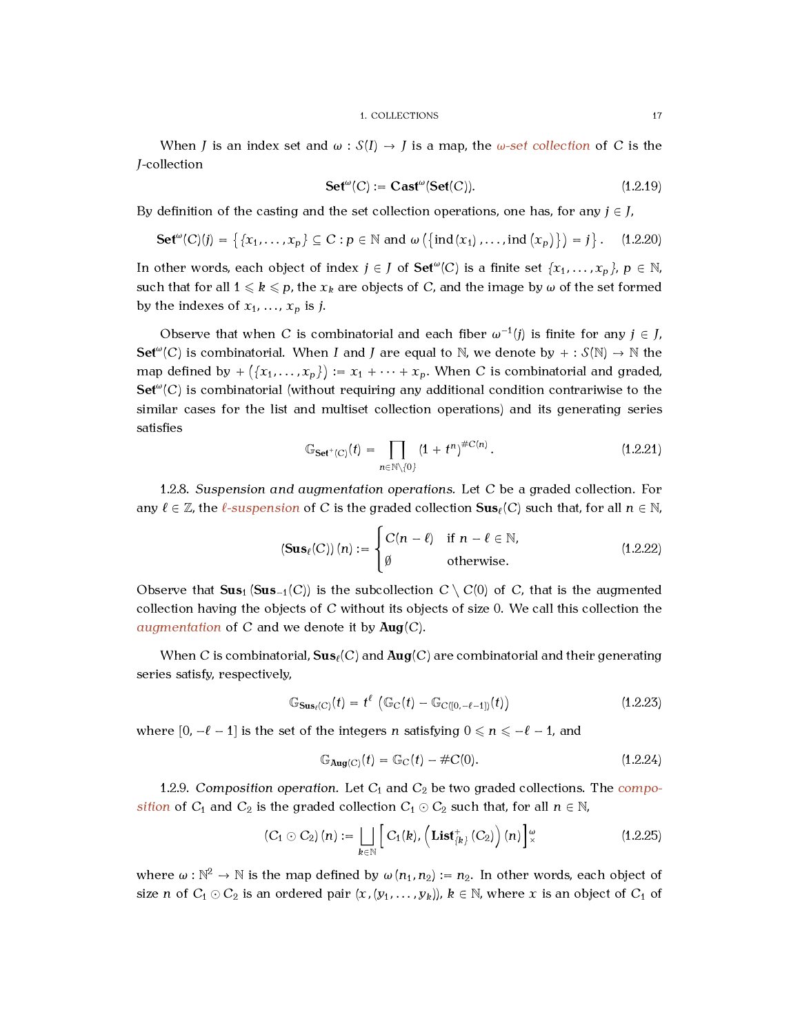When $J$ is an index set and $\omega : \mathcal{S}(I) \to J$ is a map, the *$\omega$-set collection* of $C$ is the $J$-collection

$$\mathbf{Set}^{\omega}(C) := \mathbf{Cast}^{\omega}(\mathbf{Set}(C)). \tag{1.2.19}$$

By definition of the casting and the set collection operations, one has, for any $j \in J$,

$$\mathbf{Set}^{\omega}(C)(j) = \left\{ \{x_1, \dots, x_p\} \subseteq C : p \in \mathbb{N} \text{ and } \omega\left(\left\{\mathrm{ind}\left(x_1\right), \dots, \mathrm{ind}\left(x_p\right)\right\}\right) = j \right\}. \tag{1.2.20}$$

In other words, each object of index $j \in J$ of $\mathbf{Set}^{\omega}(C)$ is a finite set $\{x_1, \dots, x_p\}$, $p \in \mathbb{N}$, such that for all $1 \leqslant k \leqslant p$, the $x_k$ are objects of $C$, and the image by $\omega$ of the set formed by the indexes of $x_1, \dots, x_p$ is $j$.

Observe that when $C$ is combinatorial and each fiber $\omega^{-1}(j)$ is finite for any $j \in J$, $\mathbf{Set}^{\omega}(C)$ is combinatorial. When $I$ and $J$ are equal to $\mathbb{N}$, we denote by $+ : \mathcal{S}(\mathbb{N}) \to \mathbb{N}$ the map defined by $+\left(\{x_1, \dots, x_p\}\right) := x_1 + \dots + x_p$. When $C$ is combinatorial and graded, $\mathbf{Set}^{\omega}(C)$ is combinatorial (without requiring any additional condition contrariwise to the similar cases for the list and multiset collection operations) and its generating series satisfies

$$\mathbb{G}_{\mathbf{Set}^{+}(C)}(t) = \prod_{n \in \mathbb{N} \setminus \{0\}} \left(1 + t^n\right)^{\#C(n)}. \tag{1.2.21}$$

1.2.8. *Suspension and augmentation operations.* Let $C$ be a graded collection. For any $\ell \in \mathbb{Z}$, the *$\ell$-suspension* of $C$ is the graded collection $\mathbf{Sus}_{\ell}(C)$ such that, for all $n \in \mathbb{N}$,

$$\left(\mathbf{Sus}_{\ell}(C)\right)(n) := \begin{cases} C(n - \ell) & \text{if } n - \ell \in \mathbb{N}, \\ \emptyset & \text{otherwise.} \end{cases} \tag{1.2.22}$$

Observe that $\mathbf{Sus}_1\left(\mathbf{Sus}_{-1}(C)\right)$ is the subcollection $C \setminus C(0)$ of $C$, that is the augmented collection having the objects of $C$ without its objects of size $0$. We call this collection the *augmentation* of $C$ and we denote it by $\mathbf{Aug}(C)$.

When $C$ is combinatorial, $\mathbf{Sus}_{\ell}(C)$ and $\mathbf{Aug}(C)$ are combinatorial and their generating series satisfy, respectively,

$$\mathbb{G}_{\mathbf{Sus}_{\ell}(C)}(t) = t^{\ell}\left(\mathbb{G}_{C}(t) - \mathbb{G}_{C([0,-\ell-1])}(t)\right) \tag{1.2.23}$$

where $[0, -\ell - 1]$ is the set of the integers $n$ satisfying $0 \leqslant n \leqslant -\ell - 1$, and

$$\mathbb{G}_{\mathbf{Aug}(C)}(t) = \mathbb{G}_{C}(t) - \#C(0). \tag{1.2.24}$$

1.2.9. *Composition operation.* Let $C_1$ and $C_2$ be two graded collections. The *composition* of $C_1$ and $C_2$ is the graded collection $C_1 \odot C_2$ such that, for all $n \in \mathbb{N}$,

$$\left(C_1 \odot C_2\right)(n) := \bigsqcup_{k \in \mathbb{N}} \left[ C_1(k), \left(\mathbf{List}^{+}_{\{k\}}\left(C_2\right)\right)(n) \right]^{\omega}_{\times} \tag{1.2.25}$$

where $\omega : \mathbb{N}^2 \to \mathbb{N}$ is the map defined by $\omega\left(n_1, n_2\right) := n_2$. In other words, each object of size $n$ of $C_1 \odot C_2$ is an ordered pair $(x, (y_1, \dots, y_k))$, $k \in \mathbb{N}$, where $x$ is an object of $C_1$ of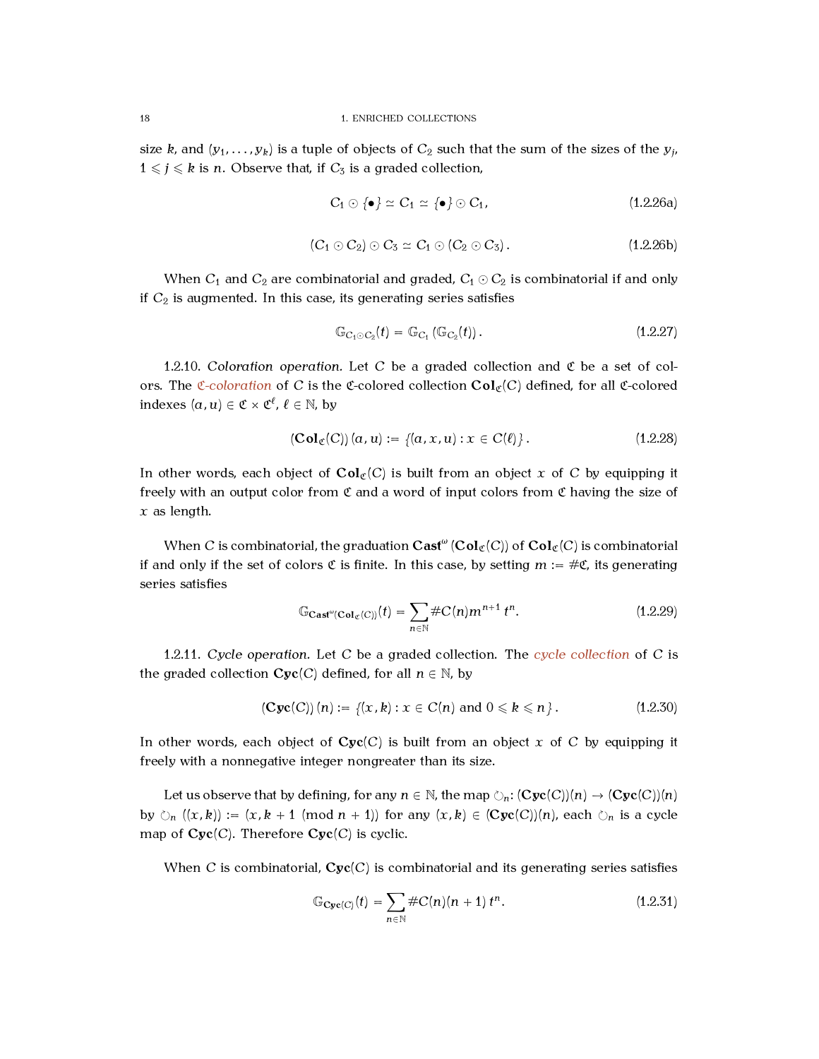size $k$, and $(y_1, \dots, y_k)$ is a tuple of objects of $C_2$ such that the sum of the sizes of the $y_j$, $1 \leqslant j \leqslant k$ is $n$. Observe that, if $C_3$ is a graded collection,

$$C_1 \odot \{\bullet\} \simeq C_1 \simeq \{\bullet\} \odot C_1, \tag{1.2.26a}$$

$$(C_1 \odot C_2) \odot C_3 \simeq C_1 \odot (C_2 \odot C_3). \tag{1.2.26b}$$

When $C_1$ and $C_2$ are combinatorial and graded, $C_1 \odot C_2$ is combinatorial if and only if $C_2$ is augmented. In this case, its generating series satisfies

$$\mathbb{G}_{C_1 \odot C_2}(t) = \mathbb{G}_{C_1}(\mathbb{G}_{C_2}(t)). \tag{1.2.27}$$

1.2.10. *Coloration operation.* Let $C$ be a graded collection and $\mathfrak{C}$ be a set of colors. The *$\mathfrak{C}$-coloration* of $C$ is the $\mathfrak{C}$-colored collection $\mathbf{Col}_{\mathfrak{C}}(C)$ defined, for all $\mathfrak{C}$-colored indexes $(a, u) \in \mathfrak{C} \times \mathfrak{C}^{\ell}$, $\ell \in \mathbb{N}$, by

$$(\mathbf{Col}_{\mathfrak{C}}(C))(a, u) := \{(a, x, u) : x \in C(\ell)\}. \tag{1.2.28}$$

In other words, each object of $\mathbf{Col}_{\mathfrak{C}}(C)$ is built from an object $x$ of $C$ by equipping it freely with an output color from $\mathfrak{C}$ and a word of input colors from $\mathfrak{C}$ having the size of $x$ as length.

When $C$ is combinatorial, the graduation $\mathbf{Cast}^{\omega}(\mathbf{Col}_{\mathfrak{C}}(C))$ of $\mathbf{Col}_{\mathfrak{C}}(C)$ is combinatorial if and only if the set of colors $\mathfrak{C}$ is finite. In this case, by setting $m := \#\mathfrak{C}$, its generating series satisfies

$$\mathbb{G}_{\mathbf{Cast}^{\omega}(\mathbf{Col}_{\mathfrak{C}}(C))}(t) = \sum_{n \in \mathbb{N}} \#C(n) m^{n+1}\, t^n. \tag{1.2.29}$$

1.2.11. *Cycle operation.* Let $C$ be a graded collection. The *cycle collection* of $C$ is the graded collection $\mathbf{Cyc}(C)$ defined, for all $n \in \mathbb{N}$, by

$$(\mathbf{Cyc}(C))(n) := \{(x, k) : x \in C(n) \text{ and } 0 \leqslant k \leqslant n\}. \tag{1.2.30}$$

In other words, each object of $\mathbf{Cyc}(C)$ is built from an object $x$ of $C$ by equipping it freely with a nonnegative integer nongreater than its size.

Let us observe that by defining, for any $n \in \mathbb{N}$, the map $\circlearrowright_n : (\mathbf{Cyc}(C))(n) \to (\mathbf{Cyc}(C))(n)$ by $\circlearrowright_n ((x, k)) := (x, k + 1 \pmod{n + 1})$ for any $(x, k) \in (\mathbf{Cyc}(C))(n)$, each $\circlearrowright_n$ is a cycle map of $\mathbf{Cyc}(C)$. Therefore $\mathbf{Cyc}(C)$ is cyclic.

When $C$ is combinatorial, $\mathbf{Cyc}(C)$ is combinatorial and its generating series satisfies

$$\mathbb{G}_{\mathbf{Cyc}(C)}(t) = \sum_{n \in \mathbb{N}} \#C(n)(n + 1)\, t^n. \tag{1.2.31}$$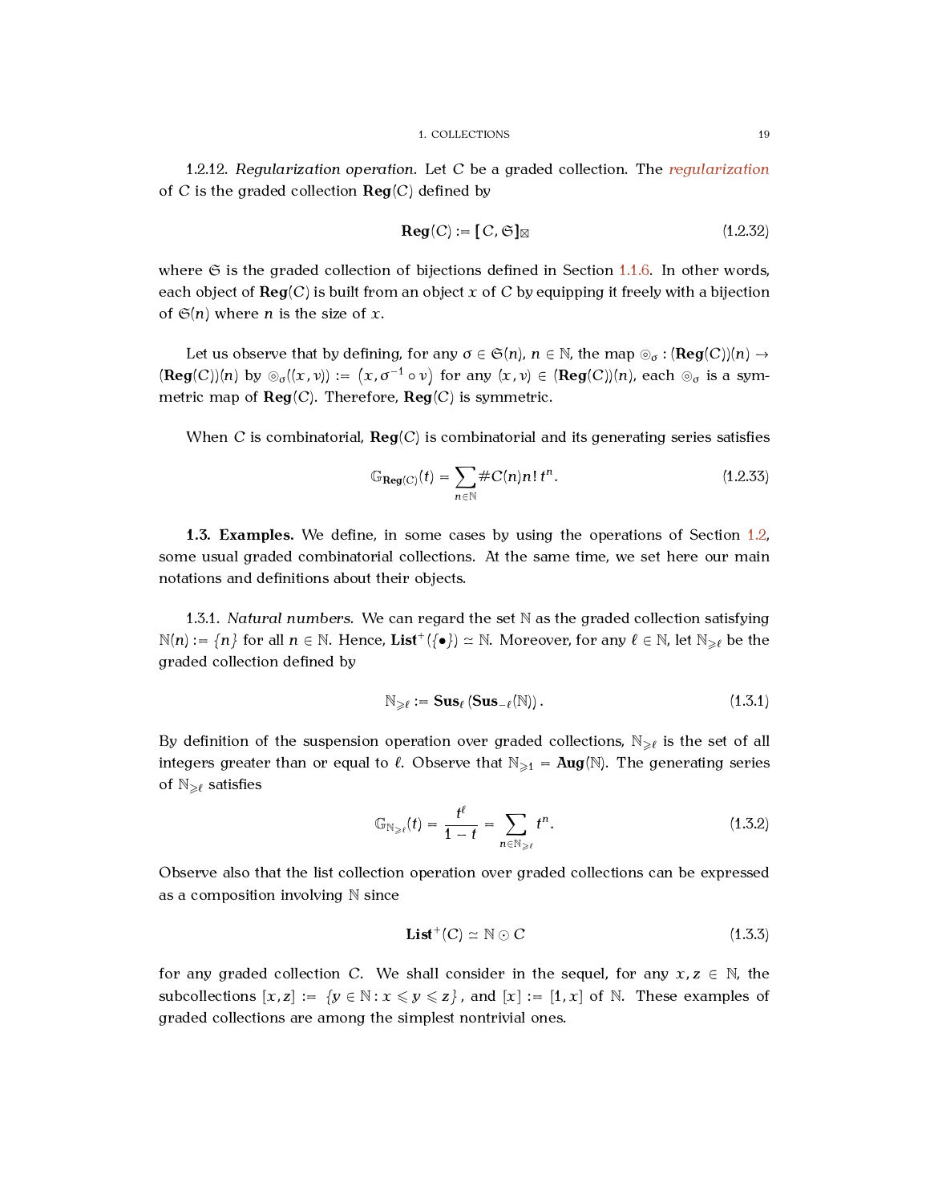1.2.12. *Regularization operation.* Let $C$ be a graded collection. The *regularization* of $C$ is the graded collection $\mathbf{Reg}(C)$ defined by

$$\mathbf{Reg}(C) := [\![C, \mathfrak{S}]\!]_{\boxtimes} \tag{1.2.32}$$

where $\mathfrak{S}$ is the graded collection of bijections defined in Section 1.1.6. In other words, each object of $\mathbf{Reg}(C)$ is built from an object $x$ of $C$ by equipping it freely with a bijection of $\mathfrak{S}(n)$ where $n$ is the size of $x$.

Let us observe that by defining, for any $\sigma \in \mathfrak{S}(n)$, $n \in \mathbb{N}$, the map $\circledcirc_\sigma : (\mathbf{Reg}(C))(n) \to (\mathbf{Reg}(C))(n)$ by $\circledcirc_\sigma((x, \nu)) := \left(x, \sigma^{-1} \circ \nu\right)$ for any $(x, \nu) \in (\mathbf{Reg}(C))(n)$, each $\circledcirc_\sigma$ is a symmetric map of $\mathbf{Reg}(C)$. Therefore, $\mathbf{Reg}(C)$ is symmetric.

When $C$ is combinatorial, $\mathbf{Reg}(C)$ is combinatorial and its generating series satisfies

$$\mathbb{G}_{\mathbf{Reg}(C)}(t) = \sum_{n \in \mathbb{N}} \# C(n) n! \, t^n. \tag{1.2.33}$$

**1.3. Examples.** We define, in some cases by using the operations of Section 1.2, some usual graded combinatorial collections. At the same time, we set here our main notations and definitions about their objects.

1.3.1. *Natural numbers.* We can regard the set $\mathbb{N}$ as the graded collection satisfying $\mathbb{N}(n) := \{n\}$ for all $n \in \mathbb{N}$. Hence, $\mathbf{List}^+(\{\bullet\}) \simeq \mathbb{N}$. Moreover, for any $\ell \in \mathbb{N}$, let $\mathbb{N}_{\geqslant \ell}$ be the graded collection defined by

$$\mathbb{N}_{\geqslant \ell} := \mathbf{Sus}_\ell \left(\mathbf{Sus}_{-\ell}(\mathbb{N})\right). \tag{1.3.1}$$

By definition of the suspension operation over graded collections, $\mathbb{N}_{\geqslant \ell}$ is the set of all integers greater than or equal to $\ell$. Observe that $\mathbb{N}_{\geqslant 1} = \mathbf{Aug}(\mathbb{N})$. The generating series of $\mathbb{N}_{\geqslant \ell}$ satisfies

$$\mathbb{G}_{\mathbb{N}_{\geqslant \ell}}(t) = \frac{t^\ell}{1 - t} = \sum_{n \in \mathbb{N}_{\geqslant \ell}} t^n. \tag{1.3.2}$$

Observe also that the list collection operation over graded collections can be expressed as a composition involving $\mathbb{N}$ since

$$\mathbf{List}^+(C) \simeq \mathbb{N} \odot C \tag{1.3.3}$$

for any graded collection $C$. We shall consider in the sequel, for any $x, z \in \mathbb{N}$, the subcollections $[x, z] := \{y \in \mathbb{N} : x \leqslant y \leqslant z\}$, and $[x] := [1, x]$ of $\mathbb{N}$. These examples of graded collections are among the simplest nontrivial ones.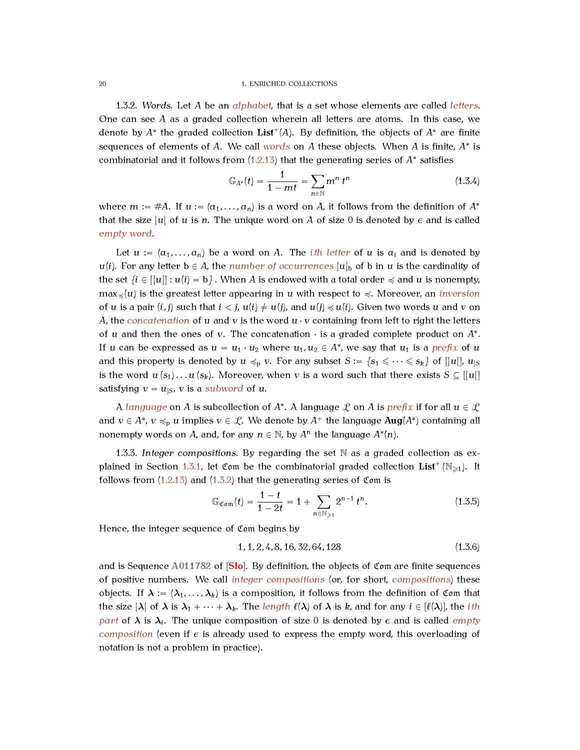1.3.2. *Words.* Let $A$ be an *alphabet*, that is a set whose elements are called *letters*. One can see $A$ as a graded collection wherein all letters are atoms. In this case, we denote by $A^*$ the graded collection $\mathbf{List}^+(A)$. By definition, the objects of $A^*$ are finite sequences of elements of $A$. We call *words* on $A$ these objects. When $A$ is finite, $A^*$ is combinatorial and it follows from (1.2.13) that the generating series of $A^*$ satisfies

$$\mathbb{G}_{A^*}(t) = \frac{1}{1 - mt} = \sum_{n \in \mathbb{N}} m^n \, t^n \tag{1.3.4}$$

where $m := \#A$. If $u := (a_1, \dots, a_n)$ is a word on $A$, it follows from the definition of $A^*$ that the size $|u|$ of $u$ is $n$. The unique word on $A$ of size $0$ is denoted by $\epsilon$ and is called *empty word*.

Let $u := (a_1, \dots, a_n)$ be a word on $A$. The *ith letter* of $u$ is $a_i$ and is denoted by $u(i)$. For any letter $\mathrm{b} \in A$, the *number of occurrences* $|u|_{\mathrm{b}}$ of b in $u$ is the cardinality of the set $\{i \in [|u|] : u(i) = \mathrm{b}\}$. When $A$ is endowed with a total order $\preccurlyeq$ and $u$ is nonempty, $\max_{\preccurlyeq}(u)$ is the greatest letter appearing in $u$ with respect to $\preccurlyeq$. Moreover, an *inversion* of $u$ is a pair $(i, j)$ such that $i < j$, $u(i) \neq u(j)$, and $u(j) \preccurlyeq u(i)$. Given two words $u$ and $v$ on $A$, the *concatenation* of $u$ and $v$ is the word $u \cdot v$ containing from left to right the letters of $u$ and then the ones of $v$. The concatenation $\cdot$ is a graded complete product on $A^*$. If $u$ can be expressed as $u = u_1 \cdot u_2$ where $u_1, u_2 \in A^*$, we say that $u_1$ is a *prefix* of $u$ and this property is denoted by $u \preccurlyeq_{\mathrm{p}} v$. For any subset $S := \{s_1 \leqslant \dots \leqslant s_k\}$ of $[|u|]$, $u_{|S}$ is the word $u(s_1) \dots u(s_k)$. Moreover, when $v$ is a word such that there exists $S \subseteq [|u|]$ satisfying $v = u_{|S}$, $v$ is a *subword* of $u$.

A *language* on $A$ is subcollection of $A^*$. A language $\mathcal{L}$ on $A$ is *prefix* if for all $u \in \mathcal{L}$ and $v \in A^*$, $v \preccurlyeq_{\mathrm{p}} u$ implies $v \in \mathcal{L}$. We denote by $A^+$ the language $\mathbf{Aug}(A^*)$ containing all nonempty words on $A$, and, for any $n \in \mathbb{N}$, by $A^n$ the language $A^*(n)$.

1.3.3. *Integer compositions.* By regarding the set $\mathbb{N}$ as a graded collection as explained in Section 1.3.1, let $\mathfrak{Com}$ be the combinatorial graded collection $\mathbf{List}^+(\mathbb{N}_{\geqslant 1})$. It follows from (1.2.13) and (1.3.2) that the generating series of $\mathfrak{Com}$ is

$$\mathbb{G}_{\mathfrak{Com}}(t) = \frac{1-t}{1-2t} = 1 + \sum_{n \in \mathbb{N}_{\geqslant 1}} 2^{n-1} \, t^n. \tag{1.3.5}$$

Hence, the integer sequence of $\mathfrak{Com}$ begins by

$$1, 1, 2, 4, 8, 16, 32, 64, 128 \tag{1.3.6}$$

and is Sequence A011782 of [Slo]. By definition, the objects of $\mathfrak{Com}$ are finite sequences of positive numbers. We call *integer compositions* (or, for short, *compositions*) these objects. If $\boldsymbol{\lambda} := (\boldsymbol{\lambda}_1, \dots, \boldsymbol{\lambda}_k)$ is a composition, it follows from the definition of $\mathfrak{Com}$ that the size $|\boldsymbol{\lambda}|$ of $\boldsymbol{\lambda}$ is $\boldsymbol{\lambda}_1 + \dots + \boldsymbol{\lambda}_k$. The *length* $\ell(\boldsymbol{\lambda})$ of $\boldsymbol{\lambda}$ is $k$, and for any $i \in [\ell(\boldsymbol{\lambda})]$, the *ith part* of $\boldsymbol{\lambda}$ is $\boldsymbol{\lambda}_i$. The unique composition of size $0$ is denoted by $\epsilon$ and is called *empty composition* (even if $\epsilon$ is already used to express the empty word, this overloading of notation is not a problem in practice).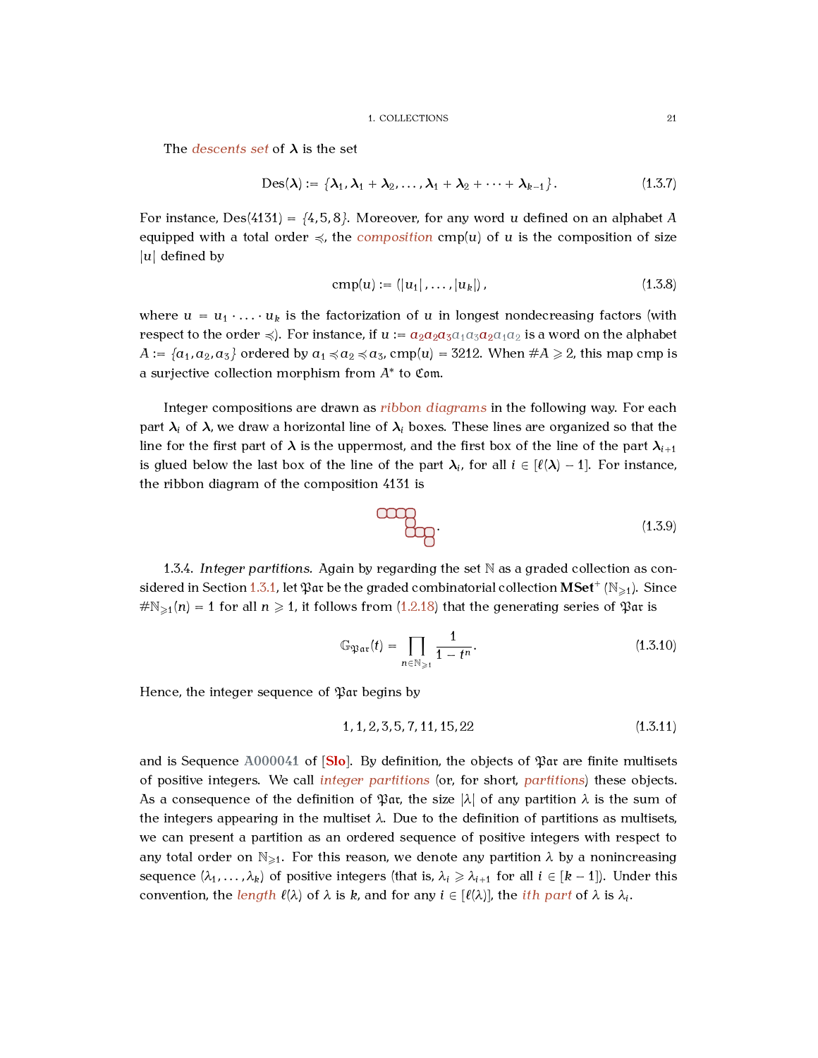The *descents set* of $\boldsymbol{\lambda}$ is the set

$$\mathrm{Des}(\boldsymbol{\lambda}) := \{\boldsymbol{\lambda}_1, \boldsymbol{\lambda}_1 + \boldsymbol{\lambda}_2, \dots, \boldsymbol{\lambda}_1 + \boldsymbol{\lambda}_2 + \cdots + \boldsymbol{\lambda}_{k-1}\}. \tag{1.3.7}$$

For instance, $\mathrm{Des}(4131) = \{4, 5, 8\}$. Moreover, for any word $u$ defined on an alphabet $A$ equipped with a total order $\preccurlyeq$, the *composition* $\mathrm{cmp}(u)$ of $u$ is the composition of size $|u|$ defined by

$$\mathrm{cmp}(u) := (|u_1|, \dots, |u_k|), \tag{1.3.8}$$

where $u = u_1 \cdot \ldots \cdot u_k$ is the factorization of $u$ in longest nondecreasing factors (with respect to the order $\preccurlyeq$). For instance, if $u := a_2a_2a_3a_1a_3a_2a_1a_2$ is a word on the alphabet $A := \{a_1, a_2, a_3\}$ ordered by $a_1 \preccurlyeq a_2 \preccurlyeq a_3$, $\mathrm{cmp}(u) = 3212$. When $\#A \geqslant 2$, this map cmp is a surjective collection morphism from $A^*$ to $\mathfrak{Com}$.

Integer compositions are drawn as *ribbon diagrams* in the following way. For each part $\boldsymbol{\lambda}_i$ of $\boldsymbol{\lambda}$, we draw a horizontal line of $\boldsymbol{\lambda}_i$ boxes. These lines are organized so that the line for the first part of $\boldsymbol{\lambda}$ is the uppermost, and the first box of the line of the part $\boldsymbol{\lambda}_{i+1}$ is glued below the last box of the line of the part $\boldsymbol{\lambda}_i$, for all $i \in [\ell(\boldsymbol{\lambda}) - 1]$. For instance, the ribbon diagram of the composition 4131 is

$$\text{(ribbon diagram)}. \tag{1.3.9}$$

1.3.4. *Integer partitions.* Again by regarding the set $\mathbb{N}$ as a graded collection as considered in Section 1.3.1, let $\mathfrak{Par}$ be the graded combinatorial collection $\mathbf{MSet}^+(\mathbb{N}_{\geqslant 1})$. Since $\#\mathbb{N}_{\geqslant 1}(n) = 1$ for all $n \geqslant 1$, it follows from (1.2.18) that the generating series of $\mathfrak{Par}$ is

$$\mathbb{G}_{\mathfrak{Par}}(t) = \prod_{n \in \mathbb{N}_{\geqslant 1}} \frac{1}{1 - t^n}. \tag{1.3.10}$$

Hence, the integer sequence of $\mathfrak{Par}$ begins by

$$1, 1, 2, 3, 5, 7, 11, 15, 22 \tag{1.3.11}$$

and is Sequence A000041 of [**Slo**]. By definition, the objects of $\mathfrak{Par}$ are finite multisets of positive integers. We call *integer partitions* (or, for short, *partitions*) these objects. As a consequence of the definition of $\mathfrak{Par}$, the size $|\lambda|$ of any partition $\lambda$ is the sum of the integers appearing in the multiset $\lambda$. Due to the definition of partitions as multisets, we can present a partition as an ordered sequence of positive integers with respect to any total order on $\mathbb{N}_{\geqslant 1}$. For this reason, we denote any partition $\lambda$ by a nonincreasing sequence $(\lambda_1, \dots, \lambda_k)$ of positive integers (that is, $\lambda_i \geqslant \lambda_{i+1}$ for all $i \in [k-1]$). Under this convention, the *length* $\ell(\lambda)$ of $\lambda$ is $k$, and for any $i \in [\ell(\lambda)]$, the *ith part* of $\lambda$ is $\lambda_i$.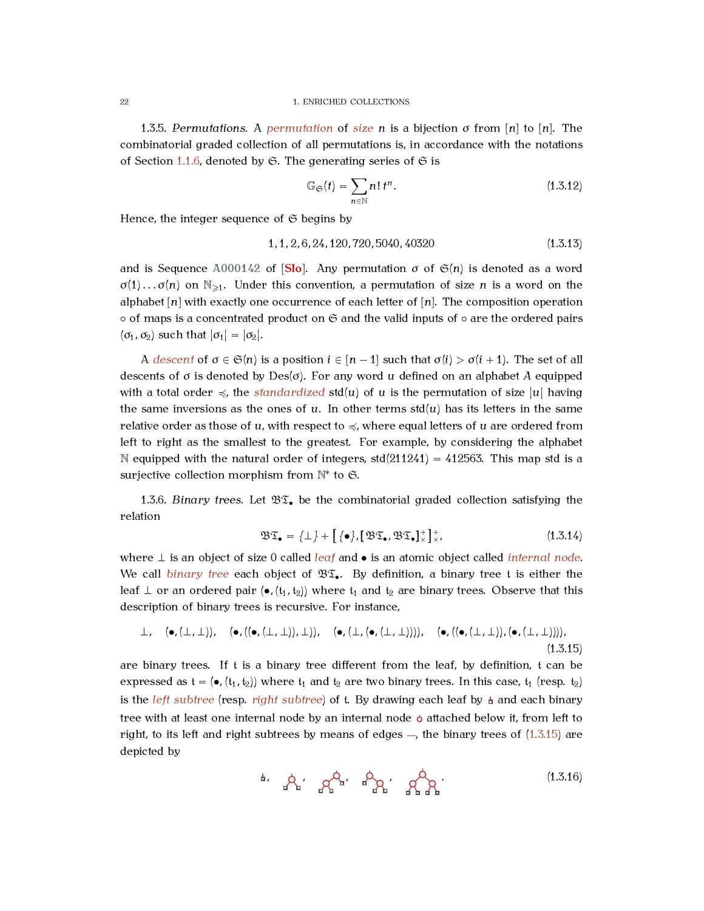1.3.5. *Permutations.* A *permutation* of *size* $n$ is a bijection $\sigma$ from $[n]$ to $[n]$. The combinatorial graded collection of all permutations is, in accordance with the notations of Section 1.1.6, denoted by $\mathfrak{S}$. The generating series of $\mathfrak{S}$ is

$$\mathbb{G}_{\mathfrak{S}}(t) = \sum_{n \in \mathbb{N}} n!\, t^n. \tag{1.3.12}$$

Hence, the integer sequence of $\mathfrak{S}$ begins by

$$1, 1, 2, 6, 24, 120, 720, 5040, 40320 \tag{1.3.13}$$

and is Sequence A000142 of [Slo]. Any permutation $\sigma$ of $\mathfrak{S}(n)$ is denoted as a word $\sigma(1) \dots \sigma(n)$ on $\mathbb{N}_{\geqslant 1}$. Under this convention, a permutation of size $n$ is a word on the alphabet $[n]$ with exactly one occurrence of each letter of $[n]$. The composition operation $\circ$ of maps is a concentrated product on $\mathfrak{S}$ and the valid inputs of $\circ$ are the ordered pairs $(\sigma_1, \sigma_2)$ such that $|\sigma_1| = |\sigma_2|$.

A *descent* of $\sigma \in \mathfrak{S}(n)$ is a position $i \in [n-1]$ such that $\sigma(i) > \sigma(i+1)$. The set of all descents of $\sigma$ is denoted by $\mathrm{Des}(\sigma)$. For any word $u$ defined on an alphabet $A$ equipped with a total order $\preccurlyeq$, the *standardized* $\mathrm{std}(u)$ of $u$ is the permutation of size $|u|$ having the same inversions as the ones of $u$. In other terms $\mathrm{std}(u)$ has its letters in the same relative order as those of $u$, with respect to $\preccurlyeq$, where equal letters of $u$ are ordered from left to right as the smallest to the greatest. For example, by considering the alphabet $\mathbb{N}$ equipped with the natural order of integers, $\mathrm{std}(211241) = 412563$. This map std is a surjective collection morphism from $\mathbb{N}^*$ to $\mathfrak{S}$.

1.3.6. *Binary trees.* Let $\mathfrak{BT}_\bullet$ be the combinatorial graded collection satisfying the relation

$$\mathfrak{BT}_\bullet = \{\perp\} + \left[\{\bullet\}, \left[\mathfrak{BT}_\bullet, \mathfrak{BT}_\bullet\right]^+_\times\right]^+_\times, \tag{1.3.14}$$

where $\perp$ is an object of size 0 called *leaf* and $\bullet$ is an atomic object called *internal node*. We call *binary tree* each object of $\mathfrak{BT}_\bullet$. By definition, a binary tree $\mathfrak{t}$ is either the leaf $\perp$ or an ordered pair $(\bullet, (\mathfrak{t}_1, \mathfrak{t}_2))$ where $\mathfrak{t}_1$ and $\mathfrak{t}_2$ are binary trees. Observe that this description of binary trees is recursive. For instance,

$$\perp, \quad (\bullet, (\perp, \perp)), \quad (\bullet, ((\bullet, (\perp, \perp)), \perp)), \quad (\bullet, (\perp, (\bullet, (\perp, \perp)))), \quad (\bullet, ((\bullet, (\perp, \perp)), (\bullet, (\perp, \perp)))), \tag{1.3.15}$$

are binary trees. If $\mathfrak{t}$ is a binary tree different from the leaf, by definition, $\mathfrak{t}$ can be expressed as $\mathfrak{t} = (\bullet, (\mathfrak{t}_1, \mathfrak{t}_2))$ where $\mathfrak{t}_1$ and $\mathfrak{t}_2$ are two binary trees. In this case, $\mathfrak{t}_1$ (resp. $\mathfrak{t}_2$) is the *left subtree* (resp. *right subtree*) of $\mathfrak{t}$. By drawing each leaf by ▫ and each binary tree with at least one internal node by an internal node ∘ attached below it, from left to right, to its left and right subtrees by means of edges —, the binary trees of (1.3.15) are depicted by

(1.3.16)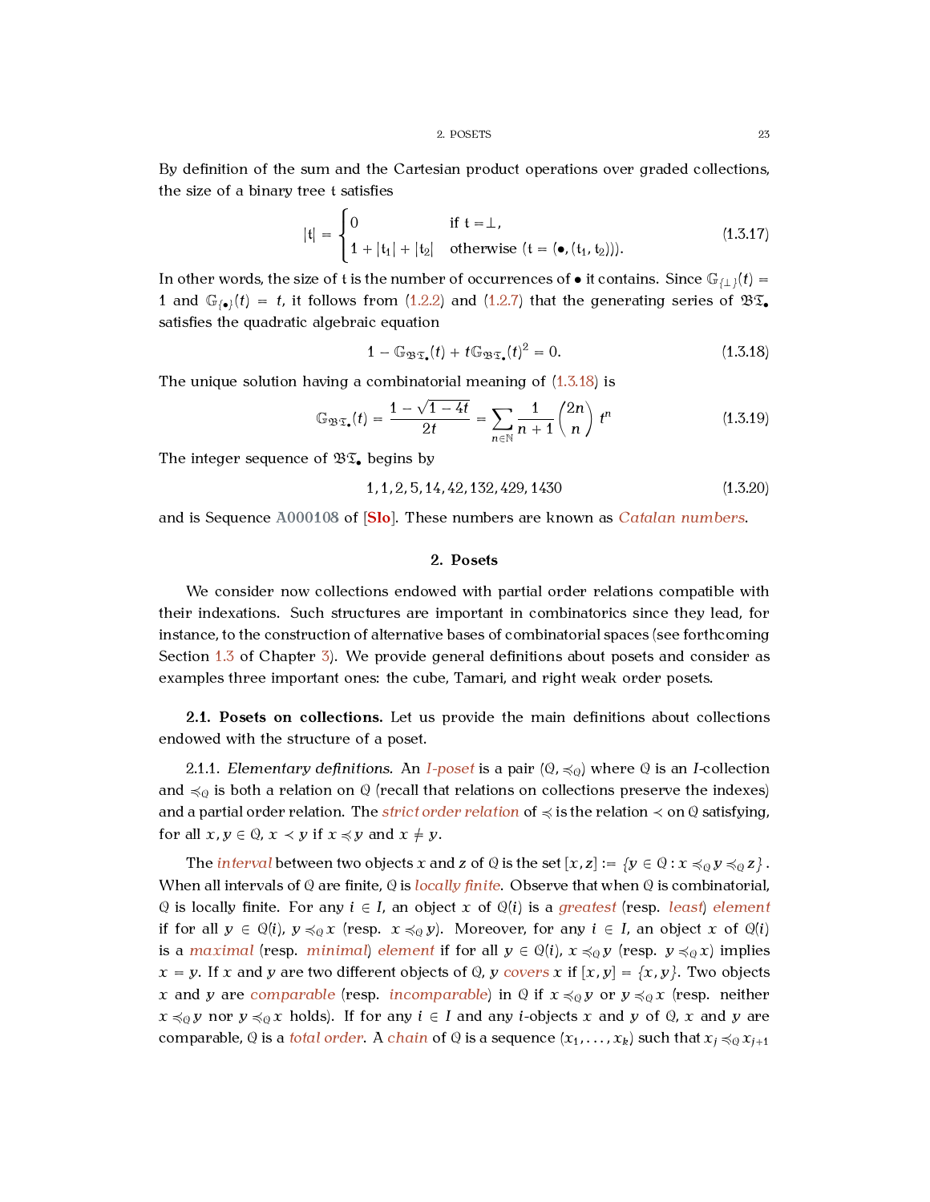By definition of the sum and the Cartesian product operations over graded collections, the size of a binary tree $\mathfrak{t}$ satisfies

$$|\mathfrak{t}| = \begin{cases} 0 & \text{if } \mathfrak{t} = \perp, \\ 1 + |\mathfrak{t}_1| + |\mathfrak{t}_2| & \text{otherwise } (\mathfrak{t} = (\bullet, (\mathfrak{t}_1, \mathfrak{t}_2))). \end{cases} \tag{1.3.17}$$

In other words, the size of $\mathfrak{t}$ is the number of occurrences of $\bullet$ it contains. Since $\mathbb{G}_{\{\perp\}}(t) = 1$ and $\mathbb{G}_{\{\bullet\}}(t) = t$, it follows from (1.2.2) and (1.2.7) that the generating series of $\mathfrak{BT}_\bullet$ satisfies the quadratic algebraic equation

$$1 - \mathbb{G}_{\mathfrak{BT}_\bullet}(t) + t\mathbb{G}_{\mathfrak{BT}_\bullet}(t)^2 = 0. \tag{1.3.18}$$

The unique solution having a combinatorial meaning of (1.3.18) is

$$\mathbb{G}_{\mathfrak{BT}_\bullet}(t) = \frac{1 - \sqrt{1-4t}}{2t} = \sum_{n \in \mathbb{N}} \frac{1}{n+1} \binom{2n}{n} t^n \tag{1.3.19}$$

The integer sequence of $\mathfrak{BT}_\bullet$ begins by

$$1, 1, 2, 5, 14, 42, 132, 429, 1430 \tag{1.3.20}$$

and is Sequence A000108 of [Slo]. These numbers are known as *Catalan numbers*.

## 2. Posets

We consider now collections endowed with partial order relations compatible with their indexations. Such structures are important in combinatorics since they lead, for instance, to the construction of alternative bases of combinatorial spaces (see forthcoming Section 1.3 of Chapter 3). We provide general definitions about posets and consider as examples three important ones: the cube, Tamari, and right weak order posets.

### 2.1. Posets on collections.

Let us provide the main definitions about collections endowed with the structure of a poset.

2.1.1. *Elementary definitions.* An *$I$-poset* is a pair $(\mathcal{Q}, \preccurlyeq_{\mathcal{Q}})$ where $\mathcal{Q}$ is an $I$-collection and $\preccurlyeq_{\mathcal{Q}}$ is both a relation on $\mathcal{Q}$ (recall that relations on collections preserve the indexes) and a partial order relation. The *strict order relation* of $\preccurlyeq$ is the relation $\prec$ on $\mathcal{Q}$ satisfying, for all $x, y \in \mathcal{Q}$, $x \prec y$ if $x \preccurlyeq y$ and $x \neq y$.

The *interval* between two objects $x$ and $z$ of $\mathcal{Q}$ is the set $[x, z] := \{y \in \mathcal{Q} : x \preccurlyeq_{\mathcal{Q}} y \preccurlyeq_{\mathcal{Q}} z\}$. When all intervals of $\mathcal{Q}$ are finite, $\mathcal{Q}$ is *locally finite*. Observe that when $\mathcal{Q}$ is combinatorial, $\mathcal{Q}$ is locally finite. For any $i \in I$, an object $x$ of $\mathcal{Q}(i)$ is a *greatest* (resp. *least*) *element* if for all $y \in \mathcal{Q}(i)$, $y \preccurlyeq_{\mathcal{Q}} x$ (resp. $x \preccurlyeq_{\mathcal{Q}} y$). Moreover, for any $i \in I$, an object $x$ of $\mathcal{Q}(i)$ is a *maximal* (resp. *minimal*) *element* if for all $y \in \mathcal{Q}(i)$, $x \preccurlyeq_{\mathcal{Q}} y$ (resp. $y \preccurlyeq_{\mathcal{Q}} x$) implies $x = y$. If $x$ and $y$ are two different objects of $\mathcal{Q}$, $y$ *covers* $x$ if $[x, y] = \{x, y\}$. Two objects $x$ and $y$ are *comparable* (resp. *incomparable*) in $\mathcal{Q}$ if $x \preccurlyeq_{\mathcal{Q}} y$ or $y \preccurlyeq_{\mathcal{Q}} x$ (resp. neither $x \preccurlyeq_{\mathcal{Q}} y$ nor $y \preccurlyeq_{\mathcal{Q}} x$ holds). If for any $i \in I$ and any $i$-objects $x$ and $y$ of $\mathcal{Q}$, $x$ and $y$ are comparable, $\mathcal{Q}$ is a *total order*. A *chain* of $\mathcal{Q}$ is a sequence $(x_1, \ldots, x_k)$ such that $x_j \preccurlyeq_{\mathcal{Q}} x_{j+1}$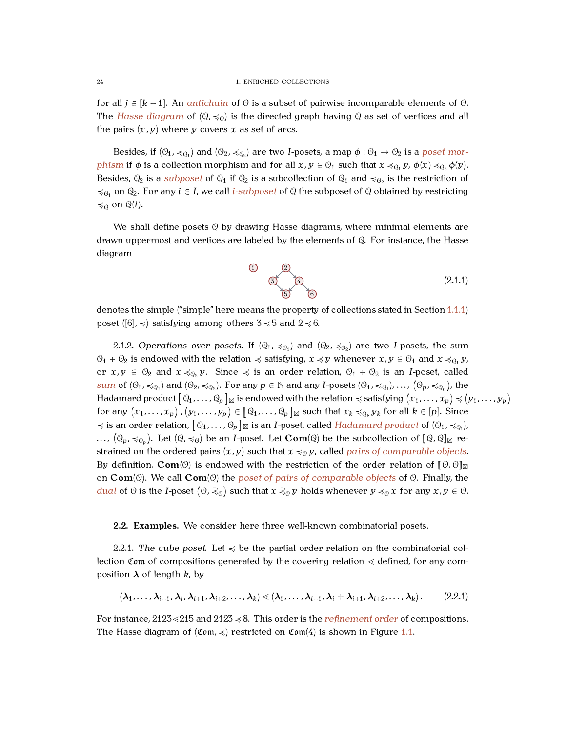for all $j \in [k-1]$. An *antichain* of $\mathcal{Q}$ is a subset of pairwise incomparable elements of $\mathcal{Q}$. The *Hasse diagram* of $(\mathcal{Q}, \preccurlyeq_{\mathcal{Q}})$ is the directed graph having $\mathcal{Q}$ as set of vertices and all the pairs $(x, y)$ where $y$ covers $x$ as set of arcs.

Besides, if $(\mathcal{Q}_1, \preccurlyeq_{\mathcal{Q}_1})$ and $(\mathcal{Q}_2, \preccurlyeq_{\mathcal{Q}_2})$ are two $I$-posets, a map $\phi : \mathcal{Q}_1 \to \mathcal{Q}_2$ is a *poset morphism* if $\phi$ is a collection morphism and for all $x, y \in \mathcal{Q}_1$ such that $x \preccurlyeq_{\mathcal{Q}_1} y$, $\phi(x) \preccurlyeq_{\mathcal{Q}_2} \phi(y)$. Besides, $\mathcal{Q}_2$ is a *subposet* of $\mathcal{Q}_1$ if $\mathcal{Q}_2$ is a subcollection of $\mathcal{Q}_1$ and $\preccurlyeq_{\mathcal{Q}_2}$ is the restriction of $\preccurlyeq_{\mathcal{Q}_1}$ on $\mathcal{Q}_2$. For any $i \in I$, we call *$i$-subposet* of $\mathcal{Q}$ the subposet of $\mathcal{Q}$ obtained by restricting $\preccurlyeq_{\mathcal{Q}}$ on $\mathcal{Q}(i)$.

We shall define posets $\mathcal{Q}$ by drawing Hasse diagrams, where minimal elements are drawn uppermost and vertices are labeled by the elements of $\mathcal{Q}$. For instance, the Hasse diagram

$$\text{[Hasse diagram: vertices } 1, 2, 3, 4, 5, 6 \text{; arcs } 2 \to 3,\ 2 \to 4,\ 3 \to 5,\ 4 \to 5,\ 4 \to 6] \tag{2.1.1}$$

denotes the simple ("simple" here means the property of collections stated in Section 1.1.1) poset $([6], \preccurlyeq)$ satisfying among others $3 \preccurlyeq 5$ and $2 \preccurlyeq 6$.

2.1.2. *Operations over posets.* If $(\mathcal{Q}_1, \preccurlyeq_{\mathcal{Q}_1})$ and $(\mathcal{Q}_2, \preccurlyeq_{\mathcal{Q}_2})$ are two $I$-posets, the sum $\mathcal{Q}_1 + \mathcal{Q}_2$ is endowed with the relation $\preccurlyeq$ satisfying, $x \preccurlyeq y$ whenever $x, y \in \mathcal{Q}_1$ and $x \preccurlyeq_{\mathcal{Q}_1} y$, or $x, y \in \mathcal{Q}_2$ and $x \preccurlyeq_{\mathcal{Q}_2} y$. Since $\preccurlyeq$ is an order relation, $\mathcal{Q}_1 + \mathcal{Q}_2$ is an $I$-poset, called *sum* of $(\mathcal{Q}_1, \preccurlyeq_{\mathcal{Q}_1})$ and $(\mathcal{Q}_2, \preccurlyeq_{\mathcal{Q}_2})$. For any $p \in \mathbb{N}$ and any $I$-posets $(\mathcal{Q}_1, \preccurlyeq_{\mathcal{Q}_1}), \dots, (\mathcal{Q}_p, \preccurlyeq_{\mathcal{Q}_p})$, the Hadamard product $[\mathcal{Q}_1, \dots, \mathcal{Q}_p]_{\boxtimes}$ is endowed with the relation $\preccurlyeq$ satisfying $(x_1, \dots, x_p) \preccurlyeq (y_1, \dots, y_p)$ for any $(x_1, \dots, x_p), (y_1, \dots, y_p) \in [\mathcal{Q}_1, \dots, \mathcal{Q}_p]_{\boxtimes}$ such that $x_k \preccurlyeq_{\mathcal{Q}_k} y_k$ for all $k \in [p]$. Since $\preccurlyeq$ is an order relation, $[\mathcal{Q}_1, \dots, \mathcal{Q}_p]_{\boxtimes}$ is an $I$-poset, called *Hadamard product* of $(\mathcal{Q}_1, \preccurlyeq_{\mathcal{Q}_1})$, $\dots$, $(\mathcal{Q}_p, \preccurlyeq_{\mathcal{Q}_p})$. Let $(\mathcal{Q}, \preccurlyeq_{\mathcal{Q}})$ be an $I$-poset. Let $\mathbf{Com}(\mathcal{Q})$ be the subcollection of $[\mathcal{Q}, \mathcal{Q}]_{\boxtimes}$ restrained on the ordered pairs $(x, y)$ such that $x \preccurlyeq_{\mathcal{Q}} y$, called *pairs of comparable objects*. By definition, $\mathbf{Com}(\mathcal{Q})$ is endowed with the restriction of the order relation of $[\mathcal{Q}, \mathcal{Q}]_{\boxtimes}$ on $\mathbf{Com}(\mathcal{Q})$. We call $\mathbf{Com}(\mathcal{Q})$ the *poset of pairs of comparable objects* of $\mathcal{Q}$. Finally, the *dual* of $\mathcal{Q}$ is the $I$-poset $(\mathcal{Q}, \bar{\preccurlyeq}_{\mathcal{Q}})$ such that $x \mathrel{\bar{\preccurlyeq}_{\mathcal{Q}}} y$ holds whenever $y \preccurlyeq_{\mathcal{Q}} x$ for any $x, y \in \mathcal{Q}$.

## 2.2. Examples.

We consider here three well-known combinatorial posets.

2.2.1. *The cube poset.* Let $\preccurlyeq$ be the partial order relation on the combinatorial collection $\mathfrak{Com}$ of compositions generated by the covering relation $\lessdot$ defined, for any composition $\boldsymbol{\lambda}$ of length $k$, by

$$(\boldsymbol{\lambda}_1, \dots, \boldsymbol{\lambda}_{i-1}, \boldsymbol{\lambda}_i, \boldsymbol{\lambda}_{i+1}, \boldsymbol{\lambda}_{i+2}, \dots, \boldsymbol{\lambda}_k) \lessdot (\boldsymbol{\lambda}_1, \dots, \boldsymbol{\lambda}_{i-1}, \boldsymbol{\lambda}_i + \boldsymbol{\lambda}_{i+1}, \boldsymbol{\lambda}_{i+2}, \dots, \boldsymbol{\lambda}_k). \tag{2.2.1}$$

For instance, $2123 \lessdot 215$ and $2123 \preccurlyeq 8$. This order is the *refinement order* of compositions. The Hasse diagram of $(\mathfrak{Com}, \preccurlyeq)$ restricted on $\mathfrak{Com}(4)$ is shown in Figure 1.1.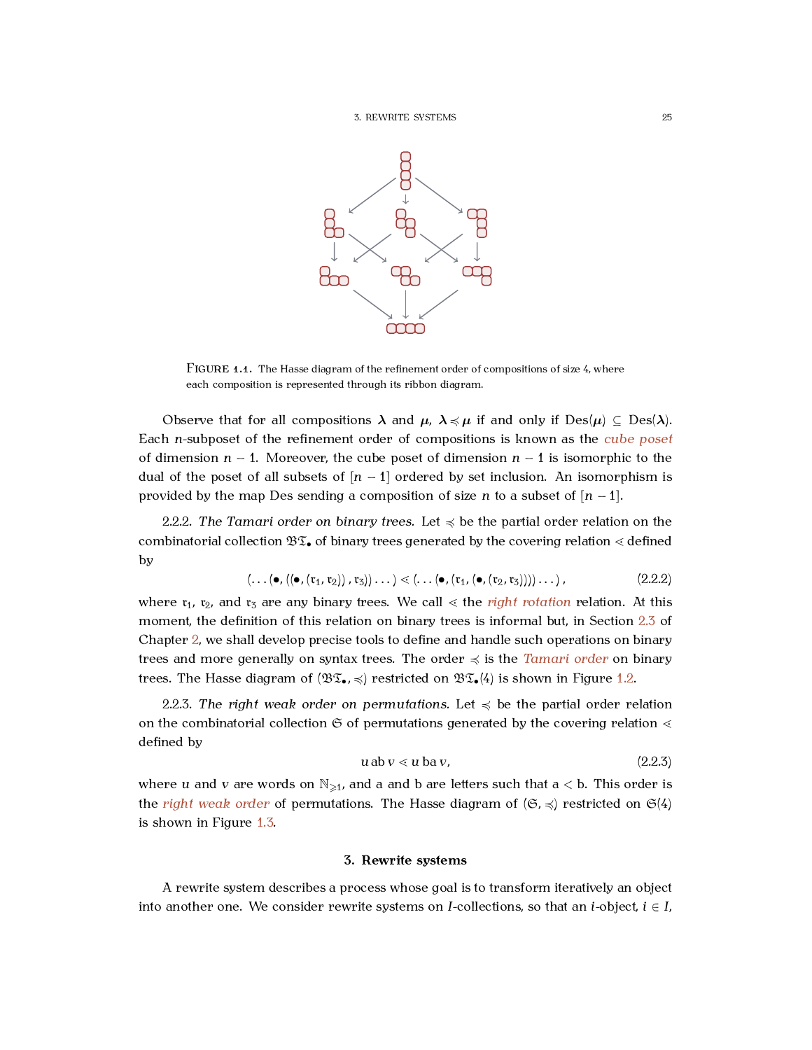FIGURE 1.1. The Hasse diagram of the refinement order of compositions of size 4, where each composition is represented through its ribbon diagram.

Observe that for all compositions $\boldsymbol{\lambda}$ and $\boldsymbol{\mu}$, $\boldsymbol{\lambda} \preccurlyeq \boldsymbol{\mu}$ if and only if $\mathrm{Des}(\boldsymbol{\mu}) \subseteq \mathrm{Des}(\boldsymbol{\lambda})$. Each $n$-subposet of the refinement order of compositions is known as the *cube poset* of dimension $n-1$. Moreover, the cube poset of dimension $n-1$ is isomorphic to the dual of the poset of all subsets of $[n-1]$ ordered by set inclusion. An isomorphism is provided by the map Des sending a composition of size $n$ to a subset of $[n-1]$.

2.2.2. *The Tamari order on binary trees.* Let $\preccurlyeq$ be the partial order relation on the combinatorial collection $\mathfrak{BT}_\bullet$ of binary trees generated by the covering relation $\lessdot$ defined by

$$(\dots(\bullet, ((\bullet, (\mathfrak{r}_1, \mathfrak{r}_2)), \mathfrak{r}_3))\dots) \lessdot (\dots(\bullet, (\mathfrak{r}_1, (\bullet, (\mathfrak{r}_2, \mathfrak{r}_3))))\dots), \tag{2.2.2}$$

where $\mathfrak{r}_1$, $\mathfrak{r}_2$, and $\mathfrak{r}_3$ are any binary trees. We call $\lessdot$ the *right rotation* relation. At this moment, the definition of this relation on binary trees is informal but, in Section 2.3 of Chapter 2, we shall develop precise tools to define and handle such operations on binary trees and more generally on syntax trees. The order $\preccurlyeq$ is the *Tamari order* on binary trees. The Hasse diagram of $(\mathfrak{BT}_\bullet, \preccurlyeq)$ restricted on $\mathfrak{BT}_\bullet(4)$ is shown in Figure 1.2.

2.2.3. *The right weak order on permutations.* Let $\preccurlyeq$ be the partial order relation on the combinatorial collection $\mathfrak{S}$ of permutations generated by the covering relation $\lessdot$ defined by

$$u\,\mathrm{a}\mathrm{b}\,v \lessdot u\,\mathrm{b}\mathrm{a}\,v, \tag{2.2.3}$$

where $u$ and $v$ are words on $\mathbb{N}_{\geqslant 1}$, and $\mathrm{a}$ and $\mathrm{b}$ are letters such that $\mathrm{a} < \mathrm{b}$. This order is the *right weak order* of permutations. The Hasse diagram of $(\mathfrak{S}, \preccurlyeq)$ restricted on $\mathfrak{S}(4)$ is shown in Figure 1.3.

## 3. Rewrite systems

A rewrite system describes a process whose goal is to transform iteratively an object into another one. We consider rewrite systems on $I$-collections, so that an $i$-object, $i \in I$,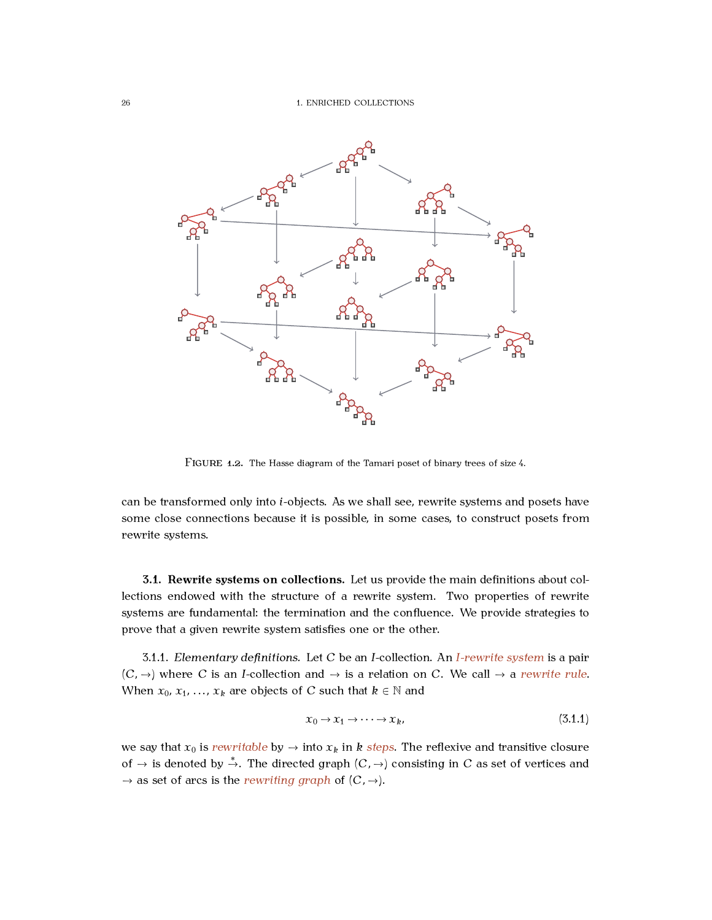FIGURE 1.2. The Hasse diagram of the Tamari poset of binary trees of size 4.

can be transformed only into $i$-objects. As we shall see, rewrite systems and posets have some close connections because it is possible, in some cases, to construct posets from rewrite systems.

### 3.1. Rewrite systems on collections.

Let us provide the main definitions about collections endowed with the structure of a rewrite system. Two properties of rewrite systems are fundamental: the termination and the confluence. We provide strategies to prove that a given rewrite system satisfies one or the other.

3.1.1. *Elementary definitions.* Let $C$ be an $I$-collection. An *$I$-rewrite system* is a pair $(C, \to)$ where $C$ is an $I$-collection and $\to$ is a relation on $C$. We call $\to$ a *rewrite rule*. When $x_0, x_1, \dots, x_k$ are objects of $C$ such that $k \in \mathbb{N}$ and

$$x_0 \to x_1 \to \dots \to x_k, \tag{3.1.1}$$

we say that $x_0$ is *rewritable* by $\to$ into $x_k$ in $k$ *steps*. The reflexive and transitive closure of $\to$ is denoted by $\overset{*}{\to}$. The directed graph $(C, \to)$ consisting in $C$ as set of vertices and $\to$ as set of arcs is the *rewriting graph* of $(C, \to)$.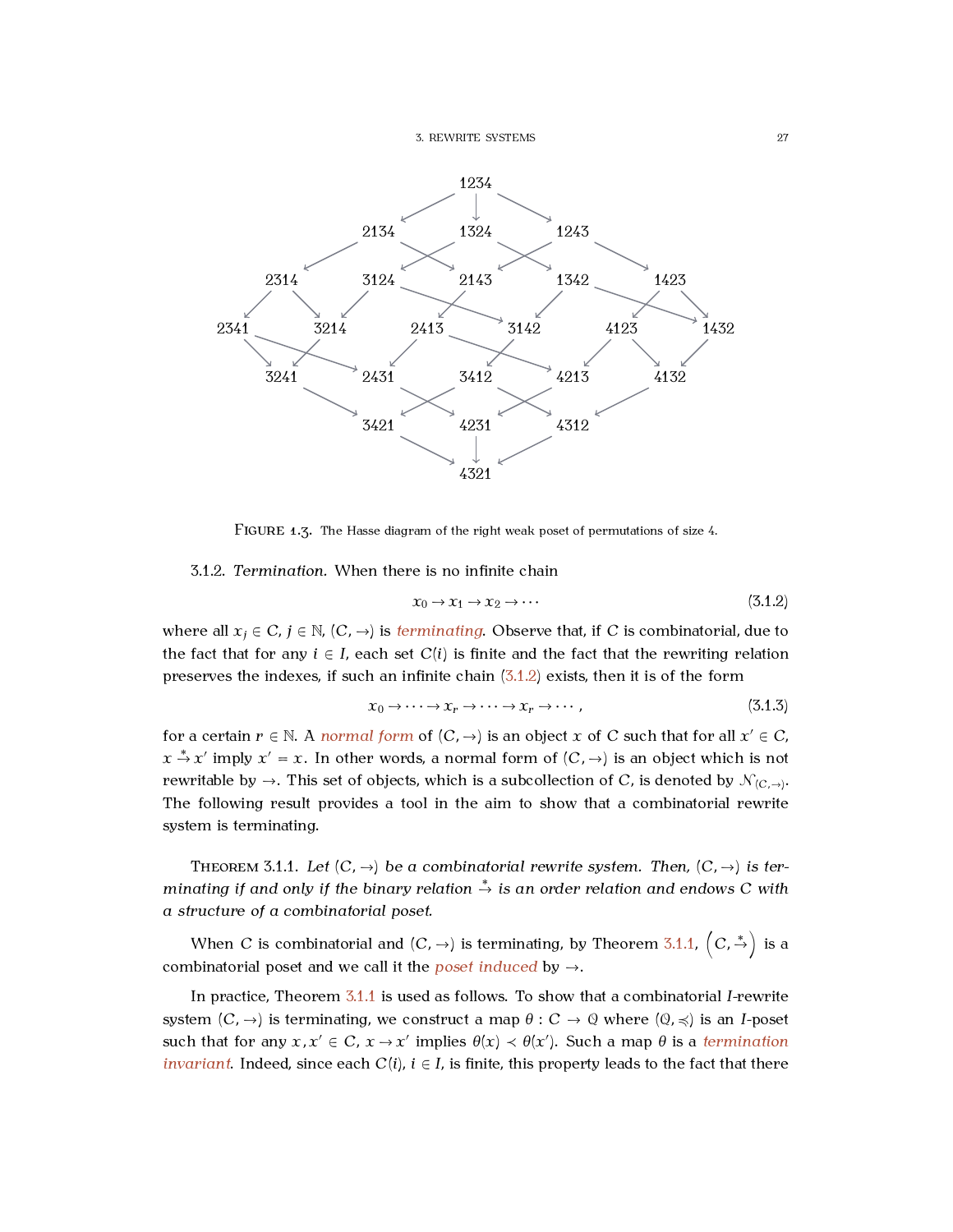FIGURE 1.3. The Hasse diagram of the right weak poset of permutations of size 4.

3.1.2. *Termination.* When there is no infinite chain

$$x_0 \to x_1 \to x_2 \to \cdots \tag{3.1.2}$$

where all $x_j \in C$, $j \in \mathbb{N}$, $(C, \to)$ is *terminating*. Observe that, if $C$ is combinatorial, due to the fact that for any $i \in I$, each set $C(i)$ is finite and the fact that the rewriting relation preserves the indexes, if such an infinite chain (3.1.2) exists, then it is of the form

$$x_0 \to \cdots \to x_r \to \cdots \to x_r \to \cdots, \tag{3.1.3}$$

for a certain $r \in \mathbb{N}$. A *normal form* of $(C, \to)$ is an object $x$ of $C$ such that for all $x' \in C$, $x \xrightarrow{*} x'$ imply $x' = x$. In other words, a normal form of $(C, \to)$ is an object which is not rewritable by $\to$. This set of objects, which is a subcollection of $C$, is denoted by $\mathcal{N}_{(C,\to)}$. The following result provides a tool in the aim to show that a combinatorial rewrite system is terminating.

THEOREM 3.1.1. *Let $(C, \to)$ be a combinatorial rewrite system. Then, $(C, \to)$ is terminating if and only if the binary relation $\xrightarrow{*}$ is an order relation and endows $C$ with a structure of a combinatorial poset.*

When $C$ is combinatorial and $(C, \to)$ is terminating, by Theorem 3.1.1, $\left(C, \xrightarrow{*}\right)$ is a combinatorial poset and we call it the *poset induced* by $\to$.

In practice, Theorem 3.1.1 is used as follows. To show that a combinatorial $I$-rewrite system $(C, \to)$ is terminating, we construct a map $\theta : C \to \mathcal{Q}$ where $(\mathcal{Q}, \preccurlyeq)$ is an $I$-poset such that for any $x, x' \in C$, $x \to x'$ implies $\theta(x) \prec \theta(x')$. Such a map $\theta$ is a *termination invariant*. Indeed, since each $C(i)$, $i \in I$, is finite, this property leads to the fact that there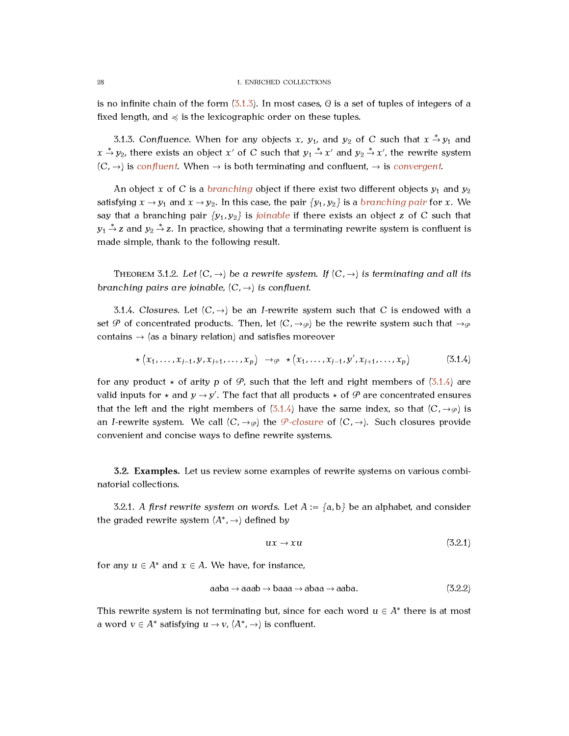is no infinite chain of the form (3.1.3). In most cases, $\mathbb{Q}$ is a set of tuples of integers of a fixed length, and $\preccurlyeq$ is the lexicographic order on these tuples.

3.1.3. *Confluence.* When for any objects $x$, $y_1$, and $y_2$ of $C$ such that $x \overset{*}{\to} y_1$ and $x \overset{*}{\to} y_2$, there exists an object $x'$ of $C$ such that $y_1 \overset{*}{\to} x'$ and $y_2 \overset{*}{\to} x'$, the rewrite system $(C, \to)$ is *confluent*. When $\to$ is both terminating and confluent, $\to$ is *convergent*.

An object $x$ of $C$ is a *branching* object if there exist two different objects $y_1$ and $y_2$ satisfying $x \to y_1$ and $x \to y_2$. In this case, the pair $\{y_1, y_2\}$ is a *branching pair* for $x$. We say that a branching pair $\{y_1, y_2\}$ is *joinable* if there exists an object $z$ of $C$ such that $y_1 \overset{*}{\to} z$ and $y_2 \overset{*}{\to} z$. In practice, showing that a terminating rewrite system is confluent is made simple, thank to the following result.

Theorem 3.1.2. *Let $(C, \to)$ be a rewrite system. If $(C, \to)$ is terminating and all its branching pairs are joinable, $(C, \to)$ is confluent.*

3.1.4. *Closures.* Let $(C, \to)$ be an $I$-rewrite system such that $C$ is endowed with a set $\mathcal{P}$ of concentrated products. Then, let $(C, \to_{\mathcal{P}})$ be the rewrite system such that $\to_{\mathcal{P}}$ contains $\to$ (as a binary relation) and satisfies moreover

$$\star\left(x_1, \dots, x_{j-1}, y, x_{j+1}, \dots, x_p\right) \;\to_{\mathcal{P}}\; \star\left(x_1, \dots, x_{j-1}, y', x_{j+1}, \dots, x_p\right) \tag{3.1.4}$$

for any product $\star$ of arity $p$ of $\mathcal{P}$, such that the left and right members of (3.1.4) are valid inputs for $\star$ and $y \to y'$. The fact that all products $\star$ of $\mathcal{P}$ are concentrated ensures that the left and the right members of (3.1.4) have the same index, so that $(C, \to_{\mathcal{P}})$ is an $I$-rewrite system. We call $(C, \to_{\mathcal{P}})$ the *$\mathcal{P}$-closure* of $(C, \to)$. Such closures provide convenient and concise ways to define rewrite systems.

**3.2. Examples.** Let us review some examples of rewrite systems on various combinatorial collections.

3.2.1. *A first rewrite system on words.* Let $A := \{\mathtt{a}, \mathtt{b}\}$ be an alphabet, and consider the graded rewrite system $(A^*, \to)$ defined by

$$ux \to xu \tag{3.2.1}$$

for any $u \in A^*$ and $x \in A$. We have, for instance,

$$\mathtt{aaba} \to \mathtt{aaab} \to \mathtt{baaa} \to \mathtt{abaa} \to \mathtt{aaba}. \tag{3.2.2}$$

This rewrite system is not terminating but, since for each word $u \in A^*$ there is at most a word $v \in A^*$ satisfying $u \to v$, $(A^*, \to)$ is confluent.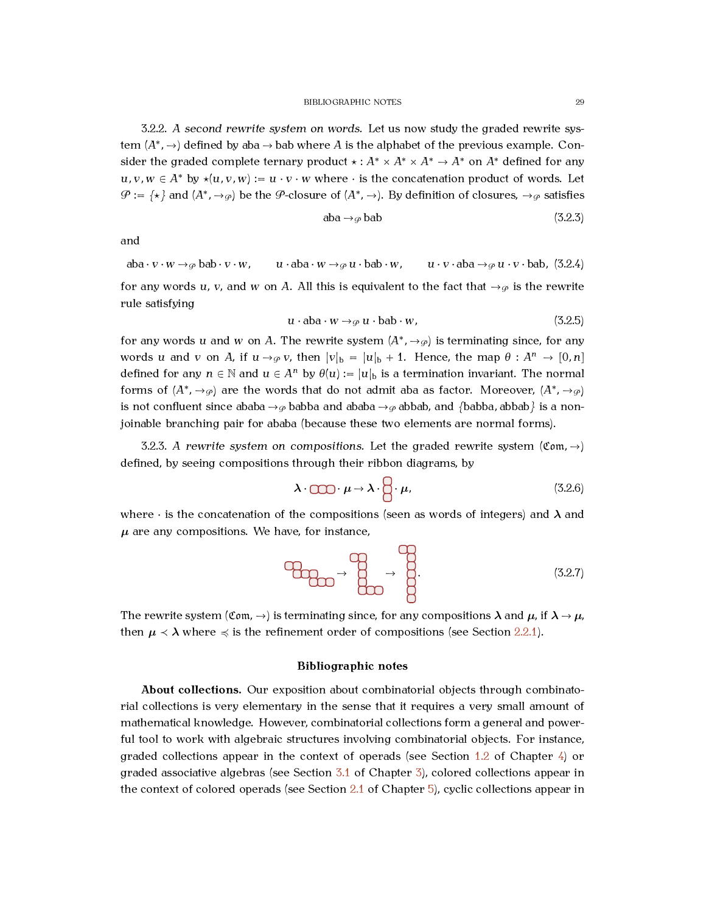3.2.2. *A second rewrite system on words.* Let us now study the graded rewrite system $(A^*, \to)$ defined by $\mathtt{aba} \to \mathtt{bab}$ where $A$ is the alphabet of the previous example. Consider the graded complete ternary product $\star : A^* \times A^* \times A^* \to A^*$ on $A^*$ defined for any $u, v, w \in A^*$ by $\star(u, v, w) := u \cdot v \cdot w$ where $\cdot$ is the concatenation product of words. Let $\mathcal{P} := \{\star\}$ and $(A^*, \to_{\mathcal{P}})$ be the $\mathcal{P}$-closure of $(A^*, \to)$. By definition of closures, $\to_{\mathcal{P}}$ satisfies

$$\mathtt{aba} \to_{\mathcal{P}} \mathtt{bab} \tag{3.2.3}$$

and

$$\mathtt{aba} \cdot v \cdot w \to_{\mathcal{P}} \mathtt{bab} \cdot v \cdot w, \qquad u \cdot \mathtt{aba} \cdot w \to_{\mathcal{P}} u \cdot \mathtt{bab} \cdot w, \qquad u \cdot v \cdot \mathtt{aba} \to_{\mathcal{P}} u \cdot v \cdot \mathtt{bab}, \tag{3.2.4}$$

for any words $u$, $v$, and $w$ on $A$. All this is equivalent to the fact that $\to_{\mathcal{P}}$ is the rewrite rule satisfying

$$u \cdot \mathtt{aba} \cdot w \to_{\mathcal{P}} u \cdot \mathtt{bab} \cdot w, \tag{3.2.5}$$

for any words $u$ and $w$ on $A$. The rewrite system $(A^*, \to_{\mathcal{P}})$ is terminating since, for any words $u$ and $v$ on $A$, if $u \to_{\mathcal{P}} v$, then $|v|_{\mathtt{b}} = |u|_{\mathtt{b}} + 1$. Hence, the map $\theta : A^n \to [0, n]$ defined for any $n \in \mathbb{N}$ and $u \in A^n$ by $\theta(u) := |u|_{\mathtt{b}}$ is a termination invariant. The normal forms of $(A^*, \to_{\mathcal{P}})$ are the words that do not admit $\mathtt{aba}$ as factor. Moreover, $(A^*, \to_{\mathcal{P}})$ is not confluent since $\mathtt{ababa} \to_{\mathcal{P}} \mathtt{babba}$ and $\mathtt{ababa} \to_{\mathcal{P}} \mathtt{abbab}$, and $\{\mathtt{babba}, \mathtt{abbab}\}$ is a non-joinable branching pair for $\mathtt{ababa}$ (because these two elements are normal forms).

3.2.3. *A rewrite system on compositions.* Let the graded rewrite system $(\mathfrak{Com}, \to)$ defined, by seeing compositions through their ribbon diagrams, by

$$\boldsymbol{\lambda} \cdot \text{(row of 3 boxes)} \cdot \boldsymbol{\mu} \to \boldsymbol{\lambda} \cdot \text{(column of 3 boxes)} \cdot \boldsymbol{\mu}, \tag{3.2.6}$$

where $\cdot$ is the concatenation of the compositions (seen as words of integers) and $\boldsymbol{\lambda}$ and $\boldsymbol{\mu}$ are any compositions. We have, for instance,

$$\text{(ribbon diagram)} \to \text{(ribbon diagram)} \to \text{(ribbon diagram)}. \tag{3.2.7}$$

The rewrite system $(\mathfrak{Com}, \to)$ is terminating since, for any compositions $\boldsymbol{\lambda}$ and $\boldsymbol{\mu}$, if $\boldsymbol{\lambda} \to \boldsymbol{\mu}$, then $\boldsymbol{\mu} \prec \boldsymbol{\lambda}$ where $\preccurlyeq$ is the refinement order of compositions (see Section 2.2.1).

## Bibliographic notes

**About collections.** Our exposition about combinatorial objects through combinatorial collections is very elementary in the sense that it requires a very small amount of mathematical knowledge. However, combinatorial collections form a general and powerful tool to work with algebraic structures involving combinatorial objects. For instance, graded collections appear in the context of operads (see Section 1.2 of Chapter 4) or graded associative algebras (see Section 3.1 of Chapter 3), colored collections appear in the context of colored operads (see Section 2.1 of Chapter 5), cyclic collections appear in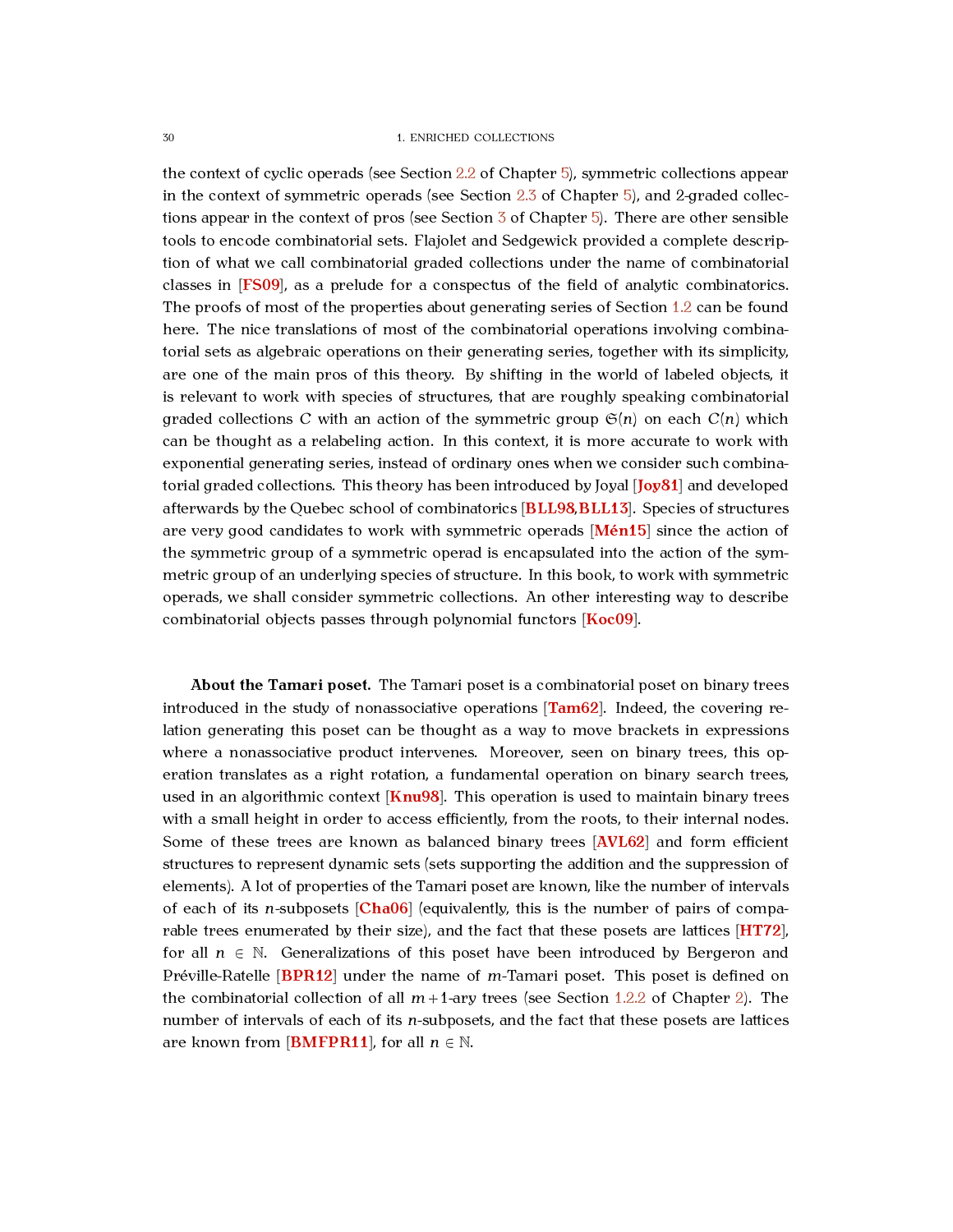the context of cyclic operads (see Section 2.2 of Chapter 5), symmetric collections appear in the context of symmetric operads (see Section 2.3 of Chapter 5), and 2-graded collections appear in the context of pros (see Section 3 of Chapter 5). There are other sensible tools to encode combinatorial sets. Flajolet and Sedgewick provided a complete description of what we call combinatorial graded collections under the name of combinatorial classes in [**FS09**], as a prelude for a conspectus of the field of analytic combinatorics. The proofs of most of the properties about generating series of Section 1.2 can be found here. The nice translations of most of the combinatorial operations involving combinatorial sets as algebraic operations on their generating series, together with its simplicity, are one of the main pros of this theory. By shifting in the world of labeled objects, it is relevant to work with species of structures, that are roughly speaking combinatorial graded collections $C$ with an action of the symmetric group $\mathfrak{S}(n)$ on each $C(n)$ which can be thought as a relabeling action. In this context, it is more accurate to work with exponential generating series, instead of ordinary ones when we consider such combinatorial graded collections. This theory has been introduced by Joyal [**Joy81**] and developed afterwards by the Quebec school of combinatorics [**BLL98**,**BLL13**]. Species of structures are very good candidates to work with symmetric operads [**Mén15**] since the action of the symmetric group of a symmetric operad is encapsulated into the action of the symmetric group of an underlying species of structure. In this book, to work with symmetric operads, we shall consider symmetric collections. An other interesting way to describe combinatorial objects passes through polynomial functors [**Koc09**].

**About the Tamari poset.** The Tamari poset is a combinatorial poset on binary trees introduced in the study of nonassociative operations [**Tam62**]. Indeed, the covering relation generating this poset can be thought as a way to move brackets in expressions where a nonassociative product intervenes. Moreover, seen on binary trees, this operation translates as a right rotation, a fundamental operation on binary search trees, used in an algorithmic context [**Knu98**]. This operation is used to maintain binary trees with a small height in order to access efficiently, from the roots, to their internal nodes. Some of these trees are known as balanced binary trees [**AVL62**] and form efficient structures to represent dynamic sets (sets supporting the addition and the suppression of elements). A lot of properties of the Tamari poset are known, like the number of intervals of each of its $n$-subposets [**Cha06**] (equivalently, this is the number of pairs of comparable trees enumerated by their size), and the fact that these posets are lattices [**HT72**], for all $n \in \mathbb{N}$. Generalizations of this poset have been introduced by Bergeron and Préville-Ratelle [**BPR12**] under the name of $m$-Tamari poset. This poset is defined on the combinatorial collection of all $m+1$-ary trees (see Section 1.2.2 of Chapter 2). The number of intervals of each of its $n$-subposets, and the fact that these posets are lattices are known from [**BMFPR11**], for all $n \in \mathbb{N}$.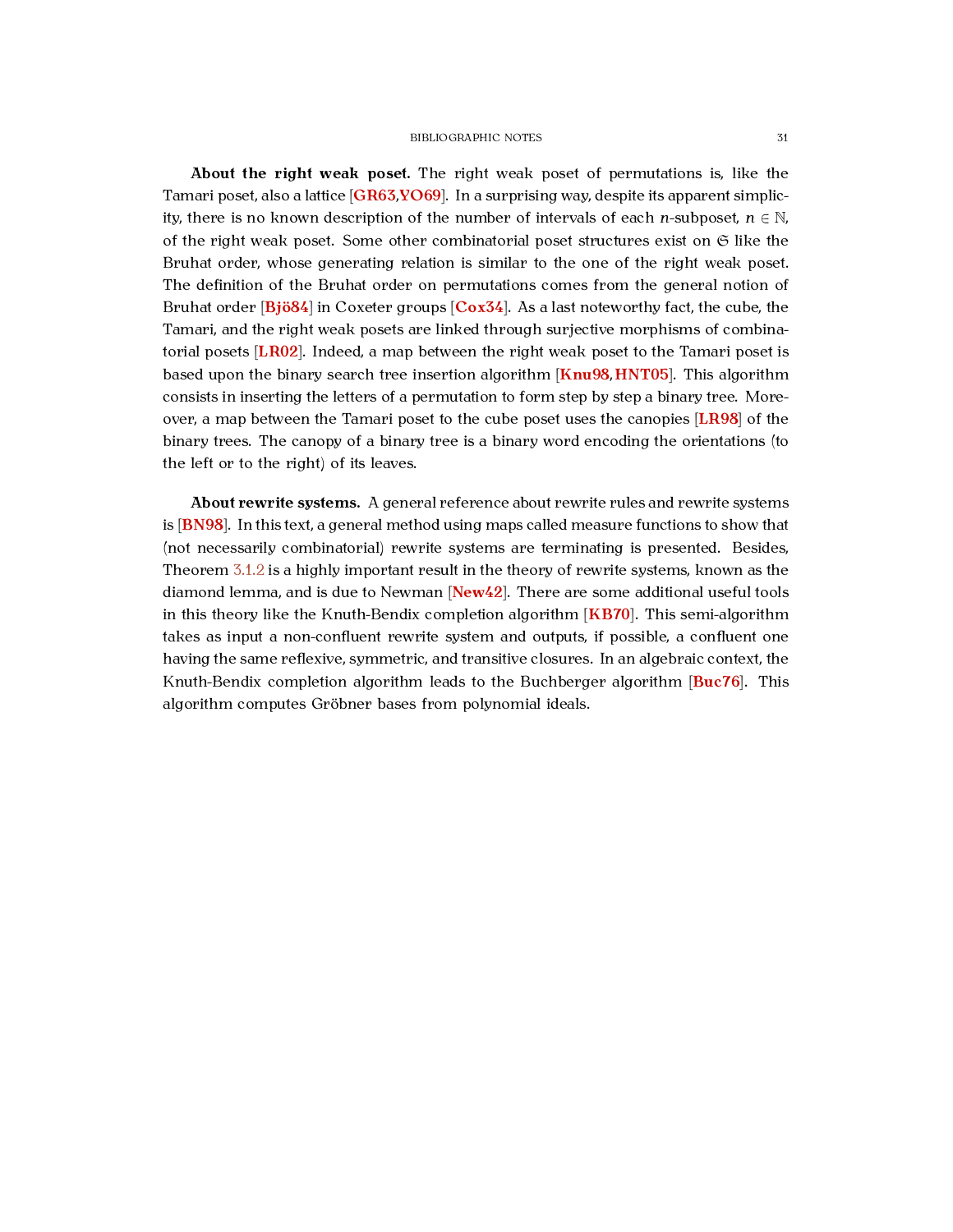**About the right weak poset.** The right weak poset of permutations is, like the Tamari poset, also a lattice [GR63, YO69]. In a surprising way, despite its apparent simplicity, there is no known description of the number of intervals of each $n$-subposet, $n \in \mathbb{N}$, of the right weak poset. Some other combinatorial poset structures exist on $\mathfrak{S}$ like the Bruhat order, whose generating relation is similar to the one of the right weak poset. The definition of the Bruhat order on permutations comes from the general notion of Bruhat order [Bjö84] in Coxeter groups [Cox34]. As a last noteworthy fact, the cube, the Tamari, and the right weak posets are linked through surjective morphisms of combinatorial posets [LR02]. Indeed, a map between the right weak poset to the Tamari poset is based upon the binary search tree insertion algorithm [Knu98, HNT05]. This algorithm consists in inserting the letters of a permutation to form step by step a binary tree. Moreover, a map between the Tamari poset to the cube poset uses the canopies [LR98] of the binary trees. The canopy of a binary tree is a binary word encoding the orientations (to the left or to the right) of its leaves.

**About rewrite systems.** A general reference about rewrite rules and rewrite systems is [BN98]. In this text, a general method using maps called measure functions to show that (not necessarily combinatorial) rewrite systems are terminating is presented. Besides, Theorem 3.1.2 is a highly important result in the theory of rewrite systems, known as the diamond lemma, and is due to Newman [New42]. There are some additional useful tools in this theory like the Knuth-Bendix completion algorithm [KB70]. This semi-algorithm takes as input a non-confluent rewrite system and outputs, if possible, a confluent one having the same reflexive, symmetric, and transitive closures. In an algebraic context, the Knuth-Bendix completion algorithm leads to the Buchberger algorithm [Buc76]. This algorithm computes Gröbner bases from polynomial ideals.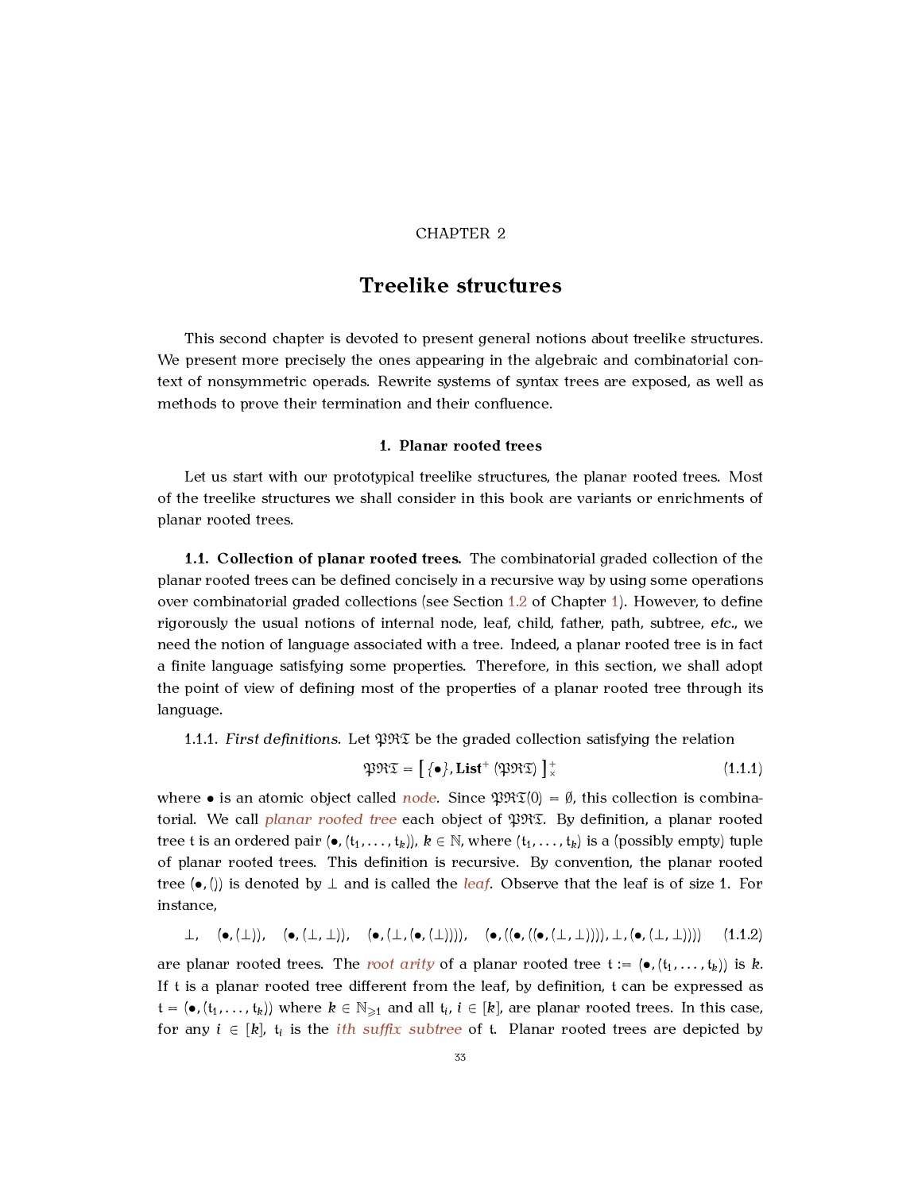CHAPTER 2

# Treelike structures

This second chapter is devoted to present general notions about treelike structures. We present more precisely the ones appearing in the algebraic and combinatorial context of nonsymmetric operads. Rewrite systems of syntax trees are exposed, as well as methods to prove their termination and their confluence.

## 1. Planar rooted trees

Let us start with our prototypical treelike structures, the planar rooted trees. Most of the treelike structures we shall consider in this book are variants or enrichments of planar rooted trees.

**1.1. Collection of planar rooted trees.** The combinatorial graded collection of the planar rooted trees can be defined concisely in a recursive way by using some operations over combinatorial graded collections (see Section 1.2 of Chapter 1). However, to define rigorously the usual notions of internal node, leaf, child, father, path, subtree, *etc.*, we need the notion of language associated with a tree. Indeed, a planar rooted tree is in fact a finite language satisfying some properties. Therefore, in this section, we shall adopt the point of view of defining most of the properties of a planar rooted tree through its language.

1.1.1. *First definitions.* Let $\mathfrak{PRT}$ be the graded collection satisfying the relation

$$\mathfrak{PRT} = \left[\, \{\bullet\}, \mathbf{List}^{+}\left(\mathfrak{PRT}\right) \,\right]^{+}_{\times} \tag{1.1.1}$$

where $\bullet$ is an atomic object called *node*. Since $\mathfrak{PRT}(0) = \emptyset$, this collection is combinatorial. We call *planar rooted tree* each object of $\mathfrak{PRT}$. By definition, a planar rooted tree $\mathfrak{t}$ is an ordered pair $(\bullet, (\mathfrak{t}_1, \dots, \mathfrak{t}_k))$, $k \in \mathbb{N}$, where $(\mathfrak{t}_1, \dots, \mathfrak{t}_k)$ is a (possibly empty) tuple of planar rooted trees. This definition is recursive. By convention, the planar rooted tree $(\bullet, ())$ is denoted by $\perp$ and is called the *leaf*. Observe that the leaf is of size 1. For instance,

$$\perp, \quad (\bullet, (\perp)), \quad (\bullet, (\perp, \perp)), \quad (\bullet, (\perp, (\bullet, (\perp)))), \quad (\bullet, ((\bullet, ((\bullet, (\perp, \perp)))), \perp, (\bullet, (\perp, \perp)))) \tag{1.1.2}$$

are planar rooted trees. The *root arity* of a planar rooted tree $\mathfrak{t} := (\bullet, (\mathfrak{t}_1, \dots, \mathfrak{t}_k))$ is $k$. If $\mathfrak{t}$ is a planar rooted tree different from the leaf, by definition, $\mathfrak{t}$ can be expressed as $\mathfrak{t} = (\bullet, (\mathfrak{t}_1, \dots, \mathfrak{t}_k))$ where $k \in \mathbb{N}_{\geqslant 1}$ and all $\mathfrak{t}_i$, $i \in [k]$, are planar rooted trees. In this case, for any $i \in [k]$, $\mathfrak{t}_i$ is the *ith suffix subtree* of $\mathfrak{t}$. Planar rooted trees are depicted by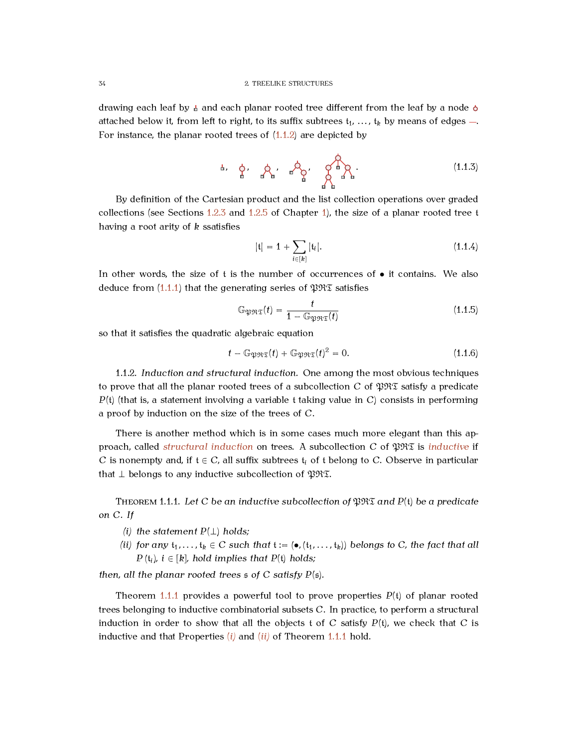drawing each leaf by ⊥ and each planar rooted tree different from the leaf by a node ○ attached below it, from left to right, to its suffix subtrees $\mathfrak{t}_1, \dots, \mathfrak{t}_k$ by means of edges —. For instance, the planar rooted trees of (1.1.2) are depicted by

(1.1.3)

By definition of the Cartesian product and the list collection operations over graded collections (see Sections 1.2.3 and 1.2.5 of Chapter 1), the size of a planar rooted tree $\mathfrak{t}$ having a root arity of $k$ ssatisfies

$$|\mathfrak{t}| = 1 + \sum_{i \in [k]} |\mathfrak{t}_i|. \tag{1.1.4}$$

In other words, the size of $\mathfrak{t}$ is the number of occurrences of $\bullet$ it contains. We also deduce from (1.1.1) that the generating series of $\mathfrak{PRT}$ satisfies

$$\mathbb{G}_{\mathfrak{PRT}}(t) = \frac{t}{1 - \mathbb{G}_{\mathfrak{PRT}}(t)} \tag{1.1.5}$$

so that it satisfies the quadratic algebraic equation

$$t - \mathbb{G}_{\mathfrak{PRT}}(t) + \mathbb{G}_{\mathfrak{PRT}}(t)^2 = 0. \tag{1.1.6}$$

1.1.2. *Induction and structural induction.* One among the most obvious techniques to prove that all the planar rooted trees of a subcollection $C$ of $\mathfrak{PRT}$ satisfy a predicate $P(\mathfrak{t})$ (that is, a statement involving a variable $\mathfrak{t}$ taking value in $C$) consists in performing a proof by induction on the size of the trees of $C$.

There is another method which is in some cases much more elegant than this approach, called *structural induction* on trees. A subcollection $C$ of $\mathfrak{PRT}$ is *inductive* if $C$ is nonempty and, if $\mathfrak{t} \in C$, all suffix subtrees $\mathfrak{t}_i$ of $\mathfrak{t}$ belong to $C$. Observe in particular that $\perp$ belongs to any inductive subcollection of $\mathfrak{PRT}$.

Theorem 1.1.1. *Let $C$ be an inductive subcollection of $\mathfrak{PRT}$ and $P(\mathfrak{t})$ be a predicate on $C$. If*

*(i) the statement $P(\perp)$ holds;*
*(ii) for any $\mathfrak{t}_1, \dots, \mathfrak{t}_k \in C$ such that $\mathfrak{t} := (\bullet, (\mathfrak{t}_1, \dots, \mathfrak{t}_k))$ belongs to $C$, the fact that all $P(\mathfrak{t}_i)$, $i \in [k]$, hold implies that $P(\mathfrak{t})$ holds;*

*then, all the planar rooted trees $\mathfrak{s}$ of $C$ satisfy $P(\mathfrak{s})$.*

Theorem 1.1.1 provides a powerful tool to prove properties $P(\mathfrak{t})$ of planar rooted trees belonging to inductive combinatorial subsets $C$. In practice, to perform a structural induction in order to show that all the objects $\mathfrak{t}$ of $C$ satisfy $P(\mathfrak{t})$, we check that $C$ is inductive and that Properties *(i)* and *(ii)* of Theorem 1.1.1 hold.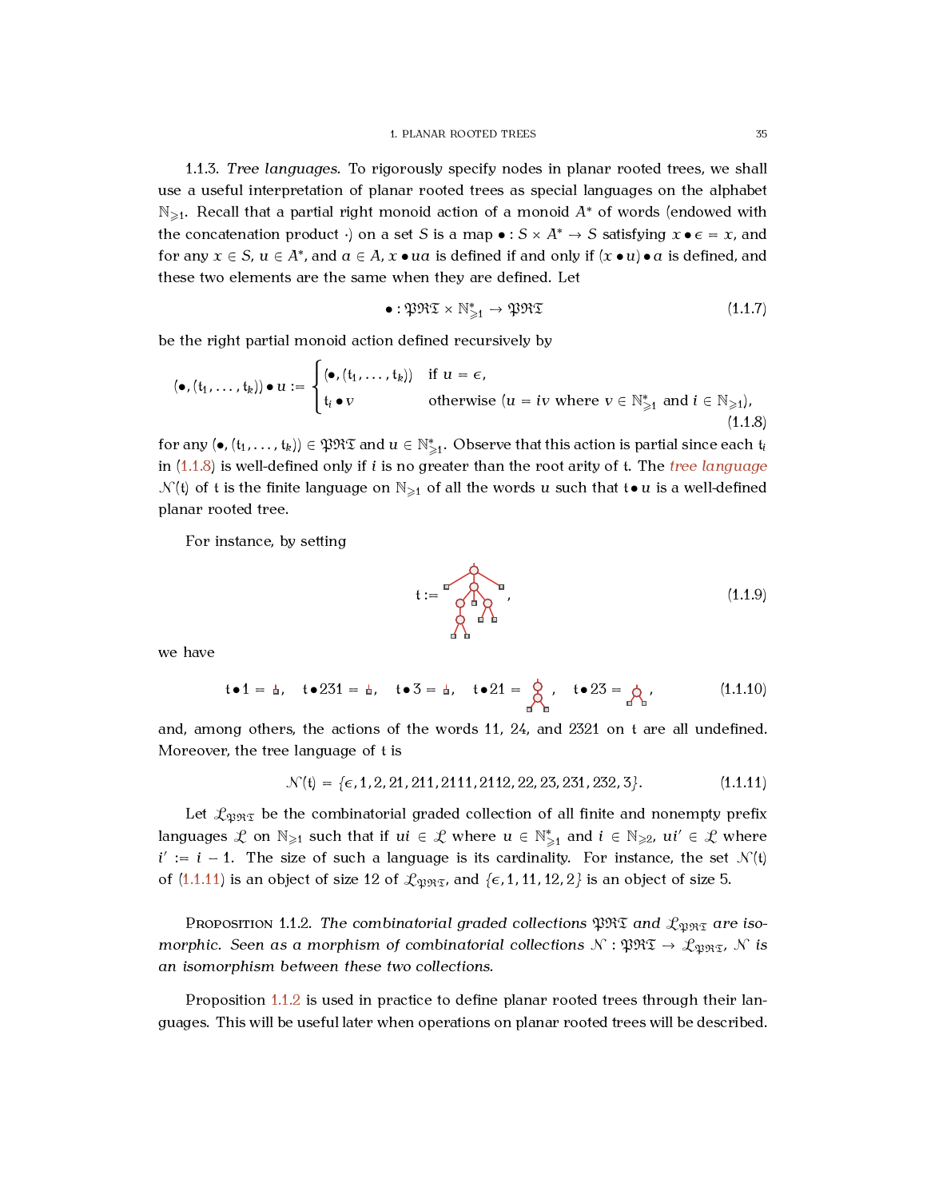1.1.3. *Tree languages.* To rigorously specify nodes in planar rooted trees, we shall use a useful interpretation of planar rooted trees as special languages on the alphabet $\mathbb{N}_{\geqslant 1}$. Recall that a partial right monoid action of a monoid $A^*$ of words (endowed with the concatenation product $\cdot$) on a set $S$ is a map $\bullet : S \times A^* \to S$ satisfying $x \bullet \epsilon = x$, and for any $x \in S$, $u \in A^*$, and $a \in A$, $x \bullet ua$ is defined if and only if $(x \bullet u) \bullet a$ is defined, and these two elements are the same when they are defined. Let

$$\bullet : \mathfrak{PRT} \times \mathbb{N}^*_{\geqslant 1} \to \mathfrak{PRT} \tag{1.1.7}$$

be the right partial monoid action defined recursively by

$$(\bullet, (\mathfrak{t}_1, \dots, \mathfrak{t}_k)) \bullet u := \begin{cases} (\bullet, (\mathfrak{t}_1, \dots, \mathfrak{t}_k)) & \text{if } u = \epsilon, \\ \mathfrak{t}_i \bullet v & \text{otherwise } (u = iv \text{ where } v \in \mathbb{N}^*_{\geqslant 1} \text{ and } i \in \mathbb{N}_{\geqslant 1}), \end{cases} \tag{1.1.8}$$

for any $(\bullet, (\mathfrak{t}_1, \dots, \mathfrak{t}_k)) \in \mathfrak{PRT}$ and $u \in \mathbb{N}^*_{\geqslant 1}$. Observe that this action is partial since each $\mathfrak{t}_i$ in (1.1.8) is well-defined only if $i$ is no greater than the root arity of $\mathfrak{t}$. The *tree language* $\mathcal{N}(\mathfrak{t})$ of $\mathfrak{t}$ is the finite language on $\mathbb{N}_{\geqslant 1}$ of all the words $u$ such that $\mathfrak{t} \bullet u$ is a well-defined planar rooted tree.

For instance, by setting

$$\mathfrak{t} := [\text{tree}], \tag{1.1.9}$$

we have

$$\mathfrak{t} \bullet 1 = [\text{tree}], \quad \mathfrak{t} \bullet 231 = [\text{tree}], \quad \mathfrak{t} \bullet 3 = [\text{tree}], \quad \mathfrak{t} \bullet 21 = [\text{tree}], \quad \mathfrak{t} \bullet 23 = [\text{tree}], \tag{1.1.10}$$

and, among others, the actions of the words $11$, $24$, and $2321$ on $\mathfrak{t}$ are all undefined. Moreover, the tree language of $\mathfrak{t}$ is

$$\mathcal{N}(\mathfrak{t}) = \{\epsilon, 1, 2, 21, 211, 2111, 2112, 22, 23, 231, 232, 3\}. \tag{1.1.11}$$

Let $\mathcal{L}_{\mathfrak{PRT}}$ be the combinatorial graded collection of all finite and nonempty prefix languages $\mathcal{L}$ on $\mathbb{N}_{\geqslant 1}$ such that if $ui \in \mathcal{L}$ where $u \in \mathbb{N}^*_{\geqslant 1}$ and $i \in \mathbb{N}_{\geqslant 2}$, $ui' \in \mathcal{L}$ where $i' := i - 1$. The size of such a language is its cardinality. For instance, the set $\mathcal{N}(\mathfrak{t})$ of (1.1.11) is an object of size 12 of $\mathcal{L}_{\mathfrak{PRT}}$, and $\{\epsilon, 1, 11, 12, 2\}$ is an object of size 5.

Proposition 1.1.2. *The combinatorial graded collections $\mathfrak{PRT}$ and $\mathcal{L}_{\mathfrak{PRT}}$ are isomorphic. Seen as a morphism of combinatorial collections $\mathcal{N} : \mathfrak{PRT} \to \mathcal{L}_{\mathfrak{PRT}}$, $\mathcal{N}$ is an isomorphism between these two collections.*

Proposition 1.1.2 is used in practice to define planar rooted trees through their languages. This will be useful later when operations on planar rooted trees will be described.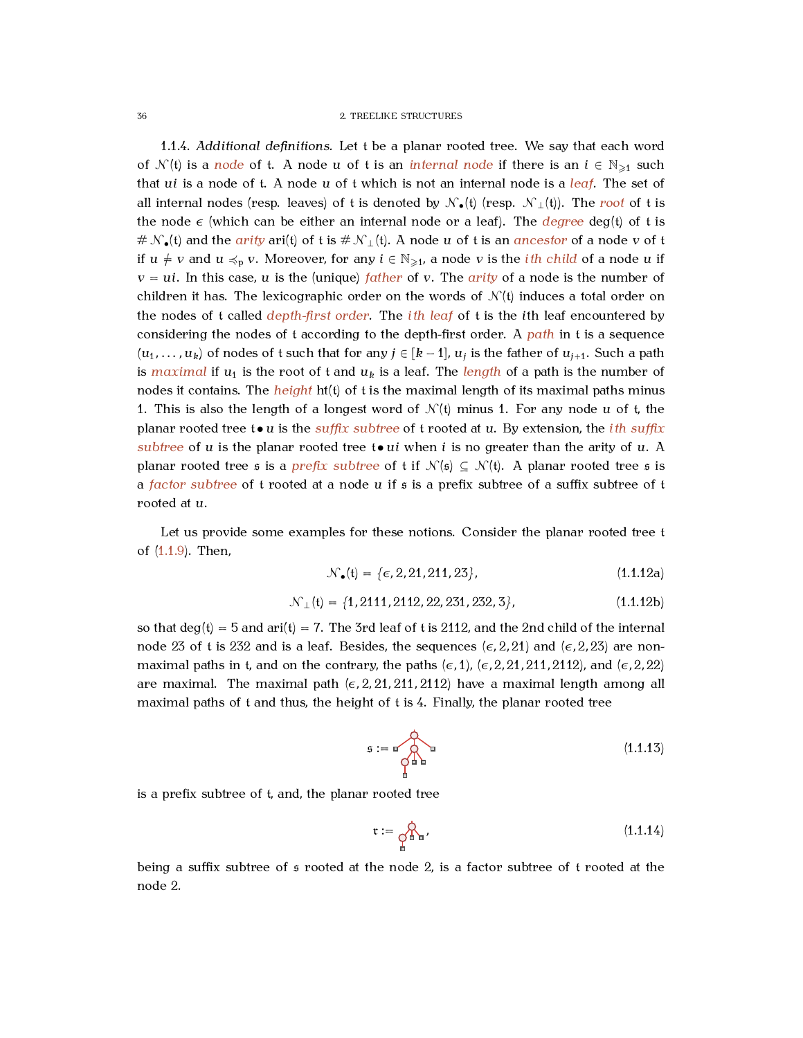1.1.4. *Additional definitions.* Let $\mathfrak{t}$ be a planar rooted tree. We say that each word of $\mathcal{N}(\mathfrak{t})$ is a *node* of $\mathfrak{t}$. A node $u$ of $\mathfrak{t}$ is an *internal node* if there is an $i \in \mathbb{N}_{\geqslant 1}$ such that $ui$ is a node of $\mathfrak{t}$. A node $u$ of $\mathfrak{t}$ which is not an internal node is a *leaf*. The set of all internal nodes (resp. leaves) of $\mathfrak{t}$ is denoted by $\mathcal{N}_\bullet(\mathfrak{t})$ (resp. $\mathcal{N}_\perp(\mathfrak{t})$). The *root* of $\mathfrak{t}$ is the node $\epsilon$ (which can be either an internal node or a leaf). The *degree* $\deg(\mathfrak{t})$ of $\mathfrak{t}$ is $\# \mathcal{N}_\bullet(\mathfrak{t})$ and the *arity* $\operatorname{ari}(\mathfrak{t})$ of $\mathfrak{t}$ is $\# \mathcal{N}_\perp(\mathfrak{t})$. A node $u$ of $\mathfrak{t}$ is an *ancestor* of a node $v$ of $\mathfrak{t}$ if $u \neq v$ and $u \preccurlyeq_{\mathrm{p}} v$. Moreover, for any $i \in \mathbb{N}_{\geqslant 1}$, a node $v$ is the *$i$th child* of a node $u$ if $v = ui$. In this case, $u$ is the (unique) *father* of $v$. The *arity* of a node is the number of children it has. The lexicographic order on the words of $\mathcal{N}(\mathfrak{t})$ induces a total order on the nodes of $\mathfrak{t}$ called *depth-first order*. The *$i$th leaf* of $\mathfrak{t}$ is the $i$th leaf encountered by considering the nodes of $\mathfrak{t}$ according to the depth-first order. A *path* in $\mathfrak{t}$ is a sequence $(u_1, \dots, u_k)$ of nodes of $\mathfrak{t}$ such that for any $j \in [k-1]$, $u_j$ is the father of $u_{j+1}$. Such a path is *maximal* if $u_1$ is the root of $\mathfrak{t}$ and $u_k$ is a leaf. The *length* of a path is the number of nodes it contains. The *height* $\operatorname{ht}(\mathfrak{t})$ of $\mathfrak{t}$ is the maximal length of its maximal paths minus 1. This is also the length of a longest word of $\mathcal{N}(\mathfrak{t})$ minus 1. For any node $u$ of $\mathfrak{t}$, the planar rooted tree $\mathfrak{t} \bullet u$ is the *suffix subtree* of $\mathfrak{t}$ rooted at $u$. By extension, the *$i$th suffix subtree* of $u$ is the planar rooted tree $\mathfrak{t} \bullet ui$ when $i$ is no greater than the arity of $u$. A planar rooted tree $\mathfrak{s}$ is a *prefix subtree* of $\mathfrak{t}$ if $\mathcal{N}(\mathfrak{s}) \subseteq \mathcal{N}(\mathfrak{t})$. A planar rooted tree $\mathfrak{s}$ is a *factor subtree* of $\mathfrak{t}$ rooted at a node $u$ if $\mathfrak{s}$ is a prefix subtree of a suffix subtree of $\mathfrak{t}$ rooted at $u$.

Let us provide some examples for these notions. Consider the planar rooted tree $\mathfrak{t}$ of (1.1.9). Then,

$$\mathcal{N}_\bullet(\mathfrak{t}) = \{\epsilon, 2, 21, 211, 23\}, \tag{1.1.12a}$$

$$\mathcal{N}_\perp(\mathfrak{t}) = \{1, 2111, 2112, 22, 231, 232, 3\}, \tag{1.1.12b}$$

so that $\deg(\mathfrak{t}) = 5$ and $\operatorname{ari}(\mathfrak{t}) = 7$. The 3rd leaf of $\mathfrak{t}$ is 2112, and the 2nd child of the internal node 23 of $\mathfrak{t}$ is 232 and is a leaf. Besides, the sequences $(\epsilon, 2, 21)$ and $(\epsilon, 2, 23)$ are non-maximal paths in $\mathfrak{t}$, and on the contrary, the paths $(\epsilon, 1)$, $(\epsilon, 2, 21, 211, 2112)$, and $(\epsilon, 2, 22)$ are maximal. The maximal path $(\epsilon, 2, 21, 211, 2112)$ have a maximal length among all maximal paths of $\mathfrak{t}$ and thus, the height of $\mathfrak{t}$ is 4. Finally, the planar rooted tree

$$\mathfrak{s} := \text{[tree]} \tag{1.1.13}$$

is a prefix subtree of $\mathfrak{t}$, and, the planar rooted tree

$$\mathfrak{r} := \text{[tree]}, \tag{1.1.14}$$

being a suffix subtree of $\mathfrak{s}$ rooted at the node 2, is a factor subtree of $\mathfrak{t}$ rooted at the node 2.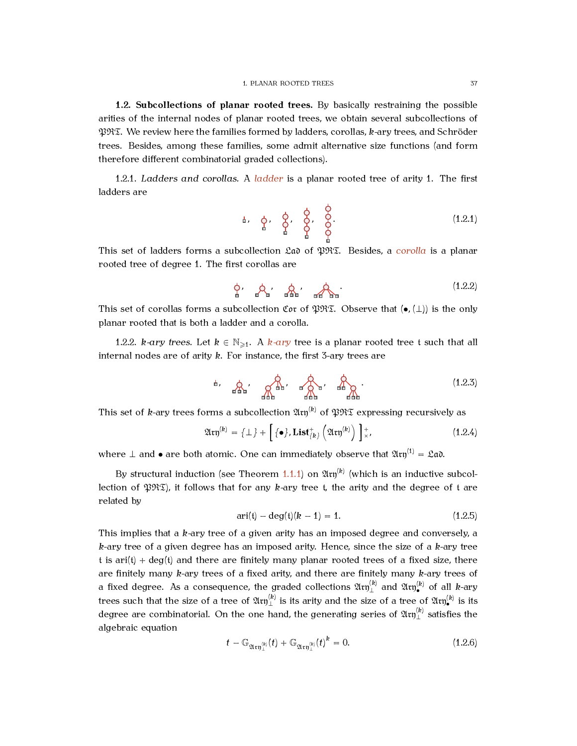**1.2. Subcollections of planar rooted trees.** By basically restraining the possible arities of the internal nodes of planar rooted trees, we obtain several subcollections of $\mathfrak{PRT}$. We review here the families formed by ladders, corollas, $k$-ary trees, and Schröder trees. Besides, among these families, some admit alternative size functions (and form therefore different combinatorial graded collections).

1.2.1. *Ladders and corollas.* A *ladder* is a planar rooted tree of arity 1. The first ladders are

$$(1.2.1)$$

This set of ladders forms a subcollection $\mathfrak{Lad}$ of $\mathfrak{PRT}$. Besides, a *corolla* is a planar rooted tree of degree 1. The first corollas are

$$(1.2.2)$$

This set of corollas forms a subcollection $\mathfrak{Cor}$ of $\mathfrak{PRT}$. Observe that $(\bullet, (\perp))$ is the only planar rooted that is both a ladder and a corolla.

1.2.2. *$k$-ary trees.* Let $k \in \mathbb{N}_{\geqslant 1}$. A *$k$-ary* tree is a planar rooted tree $\mathfrak{t}$ such that all internal nodes are of arity $k$. For instance, the first 3-ary trees are

$$(1.2.3)$$

This set of $k$-ary trees forms a subcollection $\mathfrak{Ary}^{(k)}$ of $\mathfrak{PRT}$ expressing recursively as

$$\mathfrak{Ary}^{(k)} = \{\perp\} + \left[\{\bullet\}, \mathbf{List}^{+}_{\{k\}}\left(\mathfrak{Ary}^{(k)}\right)\right]^{+}_{\times}, \tag{1.2.4}$$

where $\perp$ and $\bullet$ are both atomic. One can immediately observe that $\mathfrak{Ary}^{(1)} = \mathfrak{Lad}$.

By structural induction (see Theorem 1.1.1) on $\mathfrak{Ary}^{(k)}$ (which is an inductive subcollection of $\mathfrak{PRT}$), it follows that for any $k$-ary tree $\mathfrak{t}$, the arity and the degree of $\mathfrak{t}$ are related by

$$\mathrm{ari}(\mathfrak{t}) - \deg(\mathfrak{t})(k-1) = 1. \tag{1.2.5}$$

This implies that a $k$-ary tree of a given arity has an imposed degree and conversely, a $k$-ary tree of a given degree has an imposed arity. Hence, since the size of a $k$-ary tree $\mathfrak{t}$ is $\mathrm{ari}(\mathfrak{t}) + \deg(\mathfrak{t})$ and there are finitely many planar rooted trees of a fixed size, there are finitely many $k$-ary trees of a fixed arity, and there are finitely many $k$-ary trees of a fixed degree. As a consequence, the graded collections $\mathfrak{Ary}^{(k)}_{\perp}$ and $\mathfrak{Ary}^{(k)}_{\bullet}$ of all $k$-ary trees such that the size of a tree of $\mathfrak{Ary}^{(k)}_{\perp}$ is its arity and the size of a tree of $\mathfrak{Ary}^{(k)}_{\bullet}$ is its degree are combinatorial. On the one hand, the generating series of $\mathfrak{Ary}^{(k)}_{\perp}$ satisfies the algebraic equation

$$t - \mathbb{G}_{\mathfrak{Ary}^{(k)}_{\perp}}(t) + \mathbb{G}_{\mathfrak{Ary}^{(k)}_{\perp}}(t)^{k} = 0. \tag{1.2.6}$$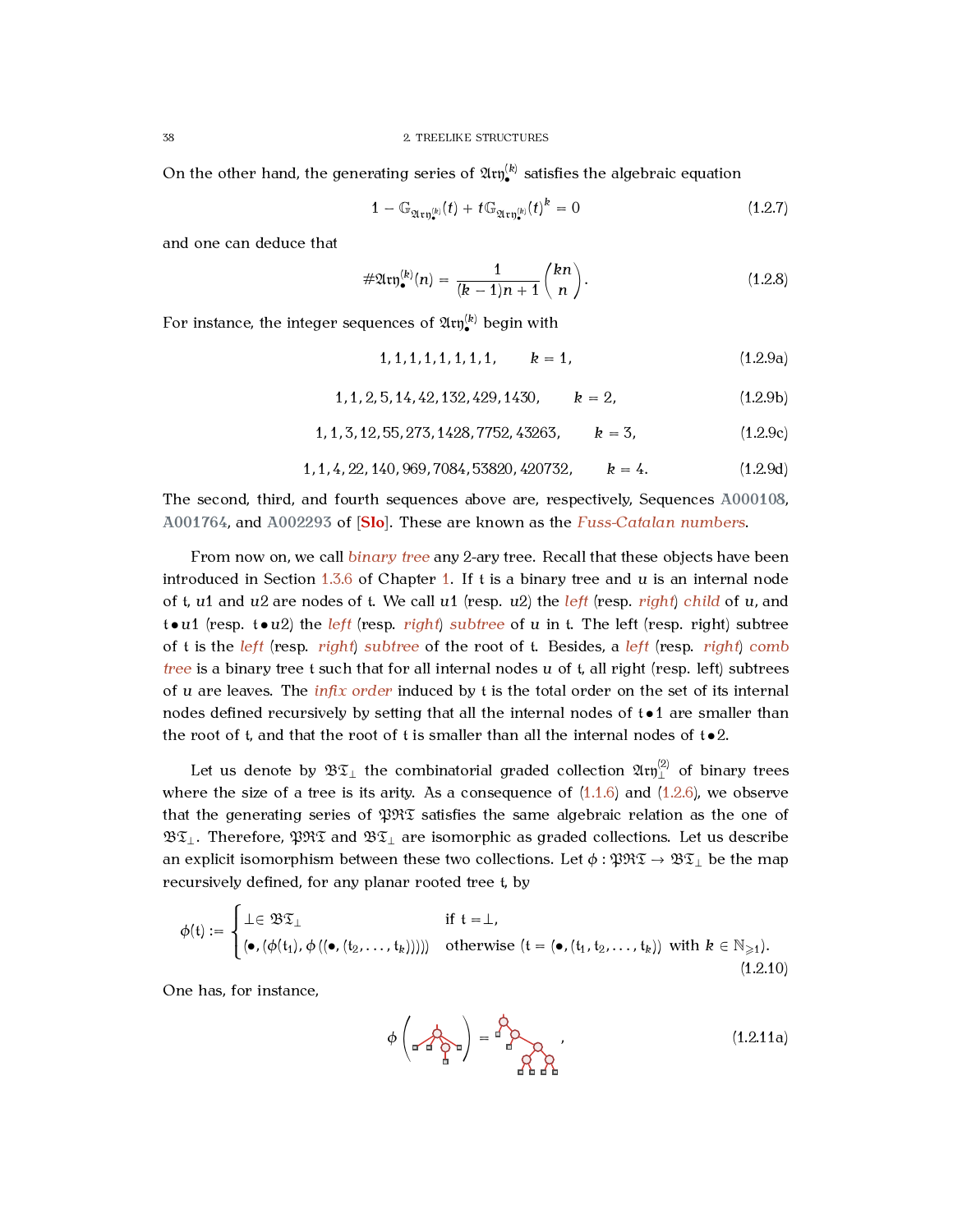On the other hand, the generating series of $\mathfrak{Ary}_\bullet^{(k)}$ satisfies the algebraic equation

$$1 - \mathbb{G}_{\mathfrak{Ary}_\bullet^{(k)}}(t) + t\mathbb{G}_{\mathfrak{Ary}_\bullet^{(k)}}(t)^k = 0 \tag{1.2.7}$$

and one can deduce that

$$\#\mathfrak{Ary}_\bullet^{(k)}(n) = \frac{1}{(k-1)n+1}\binom{kn}{n}. \tag{1.2.8}$$

For instance, the integer sequences of $\mathfrak{Ary}_\bullet^{(k)}$ begin with

$$1, 1, 1, 1, 1, 1, 1, 1, 1, \qquad k = 1, \tag{1.2.9a}$$

$$1, 1, 2, 5, 14, 42, 132, 429, 1430, \qquad k = 2, \tag{1.2.9b}$$

$$1, 1, 3, 12, 55, 273, 1428, 7752, 43263, \qquad k = 3, \tag{1.2.9c}$$

$$1, 1, 4, 22, 140, 969, 7084, 53820, 420732, \qquad k = 4. \tag{1.2.9d}$$

The second, third, and fourth sequences above are, respectively, Sequences A000108, A001764, and A002293 of [**Slo**]. These are known as the *Fuss-Catalan numbers*.

From now on, we call *binary tree* any 2-ary tree. Recall that these objects have been introduced in Section 1.3.6 of Chapter 1. If $\mathfrak{t}$ is a binary tree and $u$ is an internal node of $\mathfrak{t}$, $u1$ and $u2$ are nodes of $\mathfrak{t}$. We call $u1$ (resp. $u2$) the *left* (resp. *right*) *child* of $u$, and $\mathfrak{t}\bullet u1$ (resp. $\mathfrak{t}\bullet u2$) the *left* (resp. *right*) *subtree* of $u$ in $\mathfrak{t}$. The left (resp. right) subtree of $\mathfrak{t}$ is the *left* (resp. *right*) *subtree* of the root of $\mathfrak{t}$. Besides, a *left* (resp. *right*) *comb tree* is a binary tree $\mathfrak{t}$ such that for all internal nodes $u$ of $\mathfrak{t}$, all right (resp. left) subtrees of $u$ are leaves. The *infix order* induced by $\mathfrak{t}$ is the total order on the set of its internal nodes defined recursively by setting that all the internal nodes of $\mathfrak{t}\bullet 1$ are smaller than the root of $\mathfrak{t}$, and that the root of $\mathfrak{t}$ is smaller than all the internal nodes of $\mathfrak{t}\bullet 2$.

Let us denote by $\mathfrak{BT}_\perp$ the combinatorial graded collection $\mathfrak{Ary}_\perp^{(2)}$ of binary trees where the size of a tree is its arity. As a consequence of (1.1.6) and (1.2.6), we observe that the generating series of $\mathfrak{PRT}$ satisfies the same algebraic relation as the one of $\mathfrak{BT}_\perp$. Therefore, $\mathfrak{PRT}$ and $\mathfrak{BT}_\perp$ are isomorphic as graded collections. Let us describe an explicit isomorphism between these two collections. Let $\phi : \mathfrak{PRT} \to \mathfrak{BT}_\perp$ be the map recursively defined, for any planar rooted tree $\mathfrak{t}$, by

$$\phi(\mathfrak{t}) := \begin{cases} \perp \in \mathfrak{BT}_\perp & \text{if } \mathfrak{t} = \perp, \\ (\bullet, (\phi(\mathfrak{t}_1), \phi((\bullet, (\mathfrak{t}_2, \dots, \mathfrak{t}_k))))) & \text{otherwise } (\mathfrak{t} = (\bullet, (\mathfrak{t}_1, \mathfrak{t}_2, \dots, \mathfrak{t}_k)) \text{ with } k \in \mathbb{N}_{\geqslant 1}). \end{cases} \tag{1.2.10}$$

One has, for instance,

$$\phi\left( \cdots \right) = \cdots, \tag{1.2.11a}$$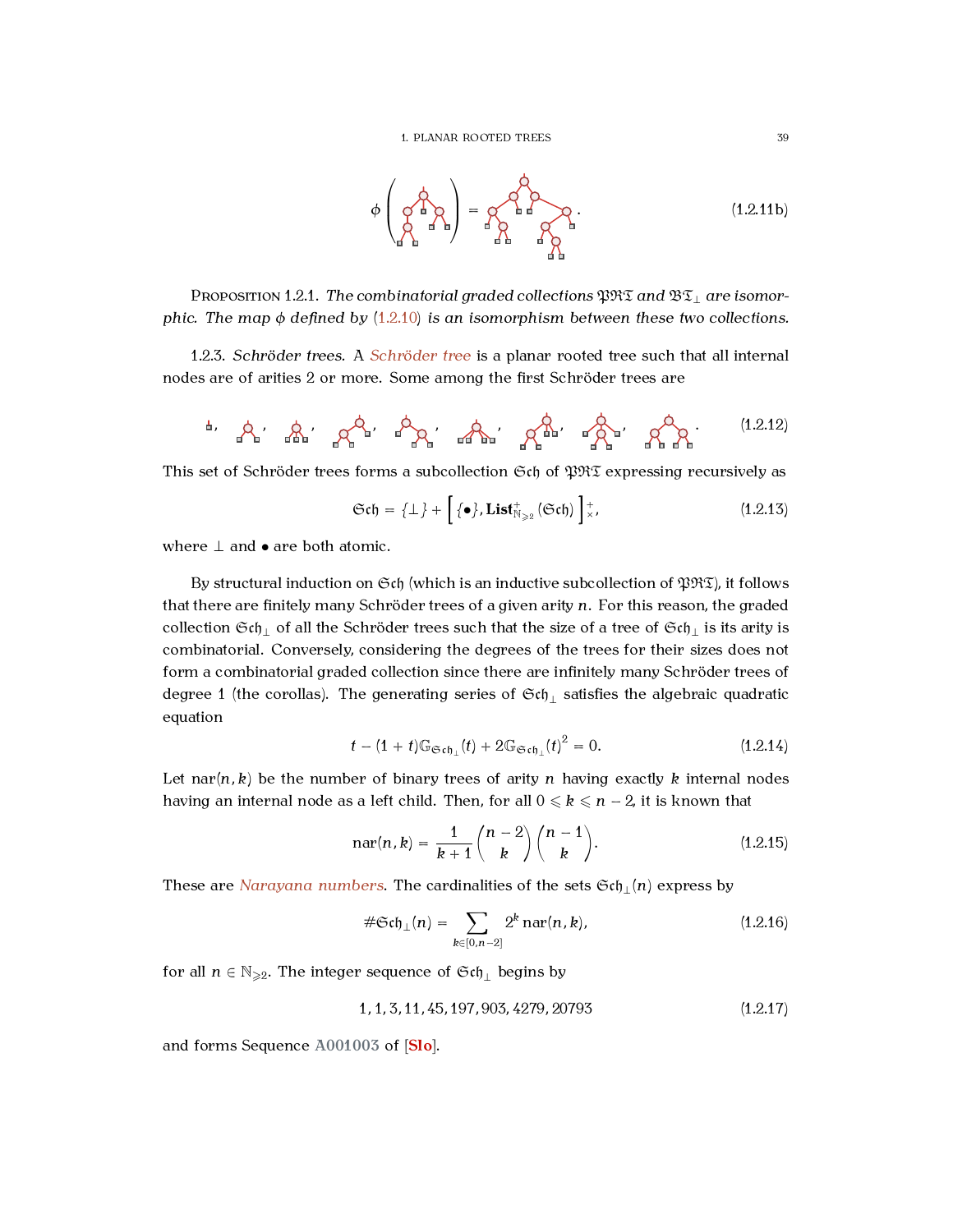$$\phi\left(\text{[tree]}\right) = \text{[tree]}. \tag{1.2.11b}$$

Proposition 1.2.1. *The combinatorial graded collections $\mathfrak{PRT}$ and $\mathfrak{BT}_\perp$ are isomorphic. The map $\phi$ defined by (1.2.10) is an isomorphism between these two collections.*

1.2.3. *Schröder trees.* A Schröder tree is a planar rooted tree such that all internal nodes are of arities 2 or more. Some among the first Schröder trees are

$$\text{[trees]} \tag{1.2.12}$$

This set of Schröder trees forms a subcollection $\mathfrak{Sch}$ of $\mathfrak{PRT}$ expressing recursively as

$$\mathfrak{Sch} = \{\perp\} + \left[\{\bullet\}, \mathbf{List}^{+}_{\mathbb{N}_{\geqslant 2}}(\mathfrak{Sch})\right]^{+}_{\times}, \tag{1.2.13}$$

where $\perp$ and $\bullet$ are both atomic.

By structural induction on $\mathfrak{Sch}$ (which is an inductive subcollection of $\mathfrak{PRT}$), it follows that there are finitely many Schröder trees of a given arity $n$. For this reason, the graded collection $\mathfrak{Sch}_\perp$ of all the Schröder trees such that the size of a tree of $\mathfrak{Sch}_\perp$ is its arity is combinatorial. Conversely, considering the degrees of the trees for their sizes does not form a combinatorial graded collection since there are infinitely many Schröder trees of degree 1 (the corollas). The generating series of $\mathfrak{Sch}_\perp$ satisfies the algebraic quadratic equation

$$t - (1+t)\mathbb{G}_{\mathfrak{Sch}_\perp}(t) + 2\mathbb{G}_{\mathfrak{Sch}_\perp}(t)^2 = 0. \tag{1.2.14}$$

Let $\mathrm{nar}(n, k)$ be the number of binary trees of arity $n$ having exactly $k$ internal nodes having an internal node as a left child. Then, for all $0 \leqslant k \leqslant n-2$, it is known that

$$\mathrm{nar}(n, k) = \frac{1}{k+1}\binom{n-2}{k}\binom{n-1}{k}. \tag{1.2.15}$$

These are Narayana numbers. The cardinalities of the sets $\mathfrak{Sch}_\perp(n)$ express by

$$\#\mathfrak{Sch}_\perp(n) = \sum_{k \in [0, n-2]} 2^k \, \mathrm{nar}(n, k), \tag{1.2.16}$$

for all $n \in \mathbb{N}_{\geqslant 2}$. The integer sequence of $\mathfrak{Sch}_\perp$ begins by

$$1, 1, 3, 11, 45, 197, 903, 4279, 20793 \tag{1.2.17}$$

and forms Sequence A001003 of [Slo].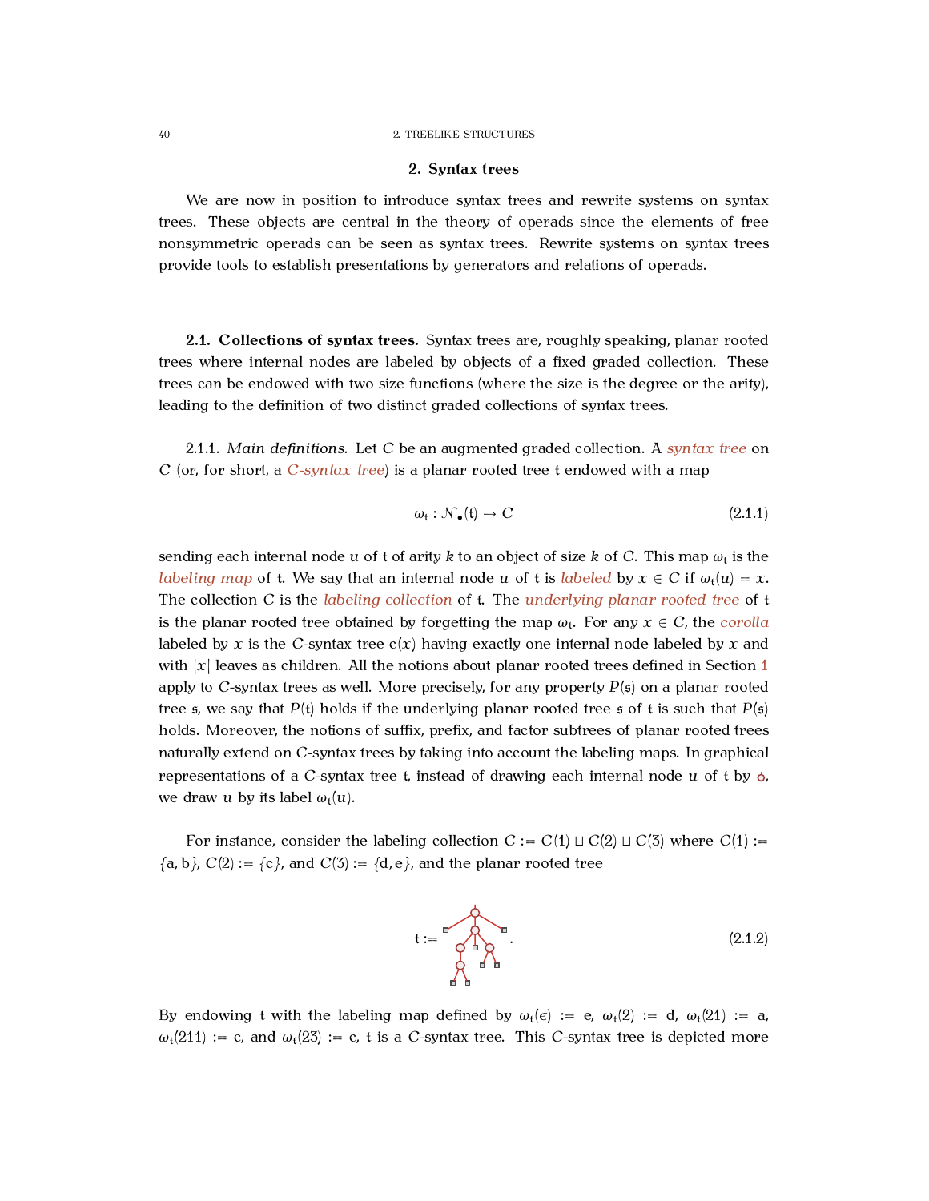## 2. Syntax trees

We are now in position to introduce syntax trees and rewrite systems on syntax trees. These objects are central in the theory of operads since the elements of free nonsymmetric operads can be seen as syntax trees. Rewrite systems on syntax trees provide tools to establish presentations by generators and relations of operads.

### 2.1. Collections of syntax trees.

Syntax trees are, roughly speaking, planar rooted trees where internal nodes are labeled by objects of a fixed graded collection. These trees can be endowed with two size functions (where the size is the degree or the arity), leading to the definition of two distinct graded collections of syntax trees.

2.1.1. *Main definitions.* Let $C$ be an augmented graded collection. A *syntax tree* on $C$ (or, for short, a *$C$-syntax tree*) is a planar rooted tree $\mathfrak{t}$ endowed with a map

$$\omega_{\mathfrak{t}} : \mathcal{N}_{\bullet}(\mathfrak{t}) \to C \tag{2.1.1}$$

sending each internal node $u$ of $\mathfrak{t}$ of arity $k$ to an object of size $k$ of $C$. This map $\omega_{\mathfrak{t}}$ is the *labeling map* of $\mathfrak{t}$. We say that an internal node $u$ of $\mathfrak{t}$ is *labeled* by $x \in C$ if $\omega_{\mathfrak{t}}(u) = x$. The collection $C$ is the *labeling collection* of $\mathfrak{t}$. The *underlying planar rooted tree* of $\mathfrak{t}$ is the planar rooted tree obtained by forgetting the map $\omega_{\mathfrak{t}}$. For any $x \in C$, the *corolla* labeled by $x$ is the $C$-syntax tree $\mathrm{c}(x)$ having exactly one internal node labeled by $x$ and with $|x|$ leaves as children. All the notions about planar rooted trees defined in Section 1 apply to $C$-syntax trees as well. More precisely, for any property $P(\mathfrak{s})$ on a planar rooted tree $\mathfrak{s}$, we say that $P(\mathfrak{t})$ holds if the underlying planar rooted tree $\mathfrak{s}$ of $\mathfrak{t}$ is such that $P(\mathfrak{s})$ holds. Moreover, the notions of suffix, prefix, and factor subtrees of planar rooted trees naturally extend on $C$-syntax trees by taking into account the labeling maps. In graphical representations of a $C$-syntax tree $\mathfrak{t}$, instead of drawing each internal node $u$ of $\mathfrak{t}$ by ○, we draw $u$ by its label $\omega_{\mathfrak{t}}(u)$.

For instance, consider the labeling collection $C := C(1) \sqcup C(2) \sqcup C(3)$ where $C(1) := \{\mathrm{a}, \mathrm{b}\}$, $C(2) := \{\mathrm{c}\}$, and $C(3) := \{\mathrm{d}, \mathrm{e}\}$, and the planar rooted tree

$$\mathfrak{t} := \quad . \tag{2.1.2}$$

By endowing $\mathfrak{t}$ with the labeling map defined by $\omega_{\mathfrak{t}}(\epsilon) := \mathrm{e}$, $\omega_{\mathfrak{t}}(2) := \mathrm{d}$, $\omega_{\mathfrak{t}}(21) := \mathrm{a}$, $\omega_{\mathfrak{t}}(211) := \mathrm{c}$, and $\omega_{\mathfrak{t}}(23) := \mathrm{c}$, $\mathfrak{t}$ is a $C$-syntax tree. This $C$-syntax tree is depicted more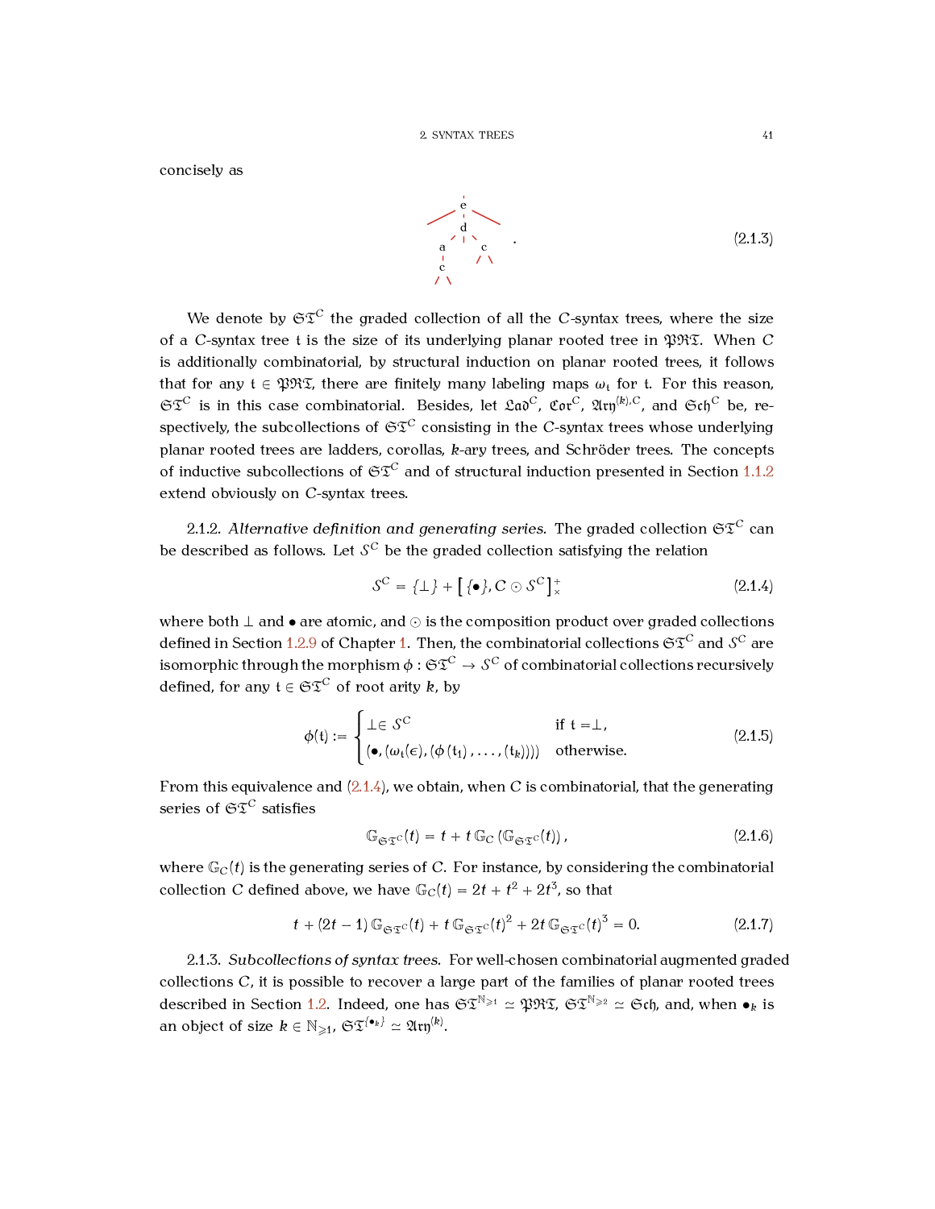concisely as

$$
\begin{array}{c}
\mathtt{e} \\
\mathtt{d} \quad \\
\mathtt{a} \qquad \mathtt{c} \\
\mathtt{c}
\end{array}
. \tag{2.1.3}
$$

We denote by $\mathfrak{ST}^C$ the graded collection of all the $C$-syntax trees, where the size of a $C$-syntax tree $\mathfrak{t}$ is the size of its underlying planar rooted tree in $\mathfrak{PRT}$. When $C$ is additionally combinatorial, by structural induction on planar rooted trees, it follows that for any $\mathfrak{t} \in \mathfrak{PRT}$, there are finitely many labeling maps $\omega_\mathfrak{t}$ for $\mathfrak{t}$. For this reason, $\mathfrak{ST}^C$ is in this case combinatorial. Besides, let $\mathfrak{Lad}^C$, $\mathfrak{Cor}^C$, $\mathfrak{Ary}^{(k),C}$, and $\mathfrak{Sch}^C$ be, respectively, the subcollections of $\mathfrak{ST}^C$ consisting in the $C$-syntax trees whose underlying planar rooted trees are ladders, corollas, $k$-ary trees, and Schröder trees. The concepts of inductive subcollections of $\mathfrak{ST}^C$ and of structural induction presented in Section 1.1.2 extend obviously on $C$-syntax trees.

2.1.2. *Alternative definition and generating series.* The graded collection $\mathfrak{ST}^C$ can be described as follows. Let $\mathcal{S}^C$ be the graded collection satisfying the relation

$$
\mathcal{S}^C = \{\bot\} + \left[\{\bullet\}, C \odot \mathcal{S}^C\right]^+_\times \tag{2.1.4}
$$

where both $\bot$ and $\bullet$ are atomic, and $\odot$ is the composition product over graded collections defined in Section 1.2.9 of Chapter 1. Then, the combinatorial collections $\mathfrak{ST}^C$ and $\mathcal{S}^C$ are isomorphic through the morphism $\phi : \mathfrak{ST}^C \to \mathcal{S}^C$ of combinatorial collections recursively defined, for any $\mathfrak{t} \in \mathfrak{ST}^C$ of root arity $k$, by

$$
\phi(\mathfrak{t}) := \begin{cases} \bot \in \mathcal{S}^C & \text{if } \mathfrak{t} = \bot, \\ (\bullet, (\omega_\mathfrak{t}(\epsilon), (\phi(\mathfrak{t}_1), \dots, (\mathfrak{t}_k)))) & \text{otherwise.} \end{cases} \tag{2.1.5}
$$

From this equivalence and (2.1.4), we obtain, when $C$ is combinatorial, that the generating series of $\mathfrak{ST}^C$ satisfies

$$
\mathbb{G}_{\mathfrak{ST}^C}(t) = t + t\,\mathbb{G}_C\left(\mathbb{G}_{\mathfrak{ST}^C}(t)\right), \tag{2.1.6}
$$

where $\mathbb{G}_C(t)$ is the generating series of $C$. For instance, by considering the combinatorial collection $C$ defined above, we have $\mathbb{G}_C(t) = 2t + t^2 + 2t^3$, so that

$$
t + (2t-1)\,\mathbb{G}_{\mathfrak{ST}^C}(t) + t\,\mathbb{G}_{\mathfrak{ST}^C}(t)^2 + 2t\,\mathbb{G}_{\mathfrak{ST}^C}(t)^3 = 0. \tag{2.1.7}
$$

2.1.3. *Subcollections of syntax trees.* For well-chosen combinatorial augmented graded collections $C$, it is possible to recover a large part of the families of planar rooted trees described in Section 1.2. Indeed, one has $\mathfrak{ST}^{\mathbb{N}_{\geqslant 1}} \simeq \mathfrak{PRT}$, $\mathfrak{ST}^{\mathbb{N}_{\geqslant 2}} \simeq \mathfrak{Sch}$, and, when $\bullet_k$ is an object of size $k \in \mathbb{N}_{\geqslant 1}$, $\mathfrak{ST}^{\{\bullet_k\}} \simeq \mathfrak{Ary}^{(k)}$.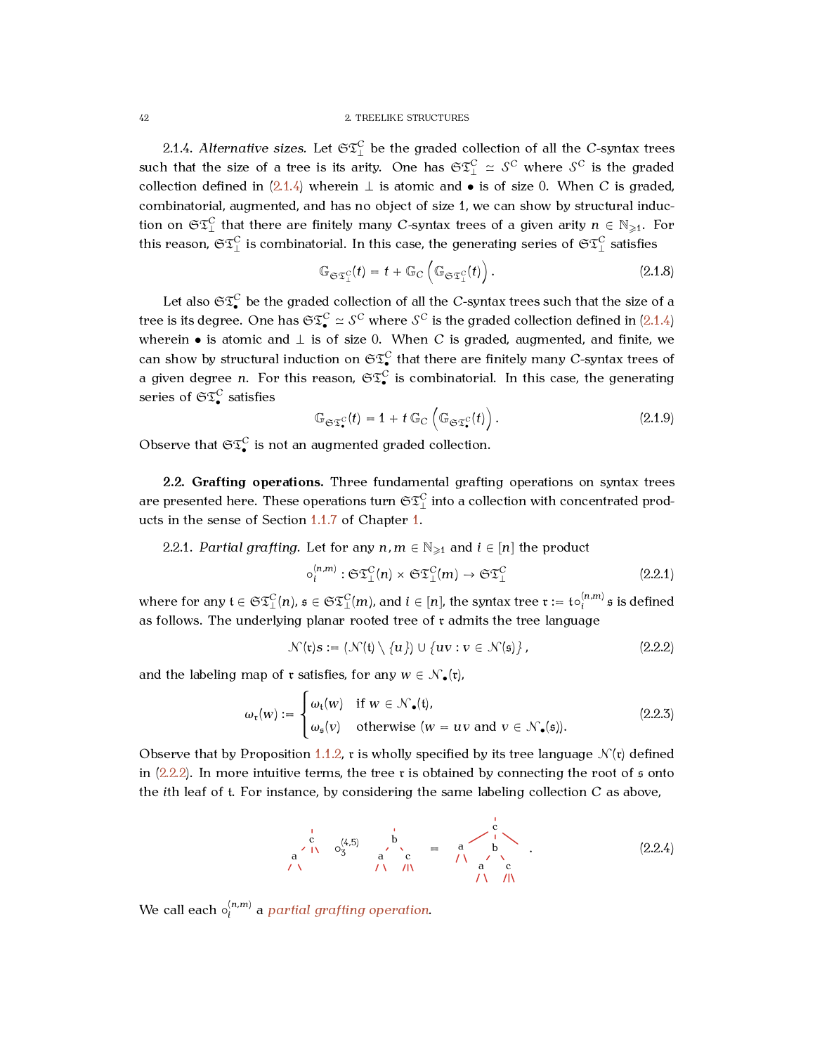2.1.4. *Alternative sizes.* Let $\mathfrak{ST}^C_\perp$ be the graded collection of all the $C$-syntax trees such that the size of a tree is its arity. One has $\mathfrak{ST}^C_\perp \simeq \mathcal{S}^C$ where $\mathcal{S}^C$ is the graded collection defined in (2.1.4) wherein $\perp$ is atomic and $\bullet$ is of size 0. When $C$ is graded, combinatorial, augmented, and has no object of size 1, we can show by structural induction on $\mathfrak{ST}^C_\perp$ that there are finitely many $C$-syntax trees of a given arity $n \in \mathbb{N}_{\geqslant 1}$. For this reason, $\mathfrak{ST}^C_\perp$ is combinatorial. In this case, the generating series of $\mathfrak{ST}^C_\perp$ satisfies

$$\mathbb{G}_{\mathfrak{ST}^C_\perp}(t) = t + \mathbb{G}_C\left(\mathbb{G}_{\mathfrak{ST}^C_\perp}(t)\right). \tag{2.1.8}$$

Let also $\mathfrak{ST}^C_\bullet$ be the graded collection of all the $C$-syntax trees such that the size of a tree is its degree. One has $\mathfrak{ST}^C_\bullet \simeq \mathcal{S}^C$ where $\mathcal{S}^C$ is the graded collection defined in (2.1.4) wherein $\bullet$ is atomic and $\perp$ is of size 0. When $C$ is graded, augmented, and finite, we can show by structural induction on $\mathfrak{ST}^C_\bullet$ that there are finitely many $C$-syntax trees of a given degree $n$. For this reason, $\mathfrak{ST}^C_\bullet$ is combinatorial. In this case, the generating series of $\mathfrak{ST}^C_\bullet$ satisfies

$$\mathbb{G}_{\mathfrak{ST}^C_\bullet}(t) = 1 + t\,\mathbb{G}_C\left(\mathbb{G}_{\mathfrak{ST}^C_\bullet}(t)\right). \tag{2.1.9}$$

Observe that $\mathfrak{ST}^C_\bullet$ is not an augmented graded collection.

**2.2. Grafting operations.** Three fundamental grafting operations on syntax trees are presented here. These operations turn $\mathfrak{ST}^C_\perp$ into a collection with concentrated products in the sense of Section 1.1.7 of Chapter 1.

2.2.1. *Partial grafting.* Let for any $n, m \in \mathbb{N}_{\geqslant 1}$ and $i \in [n]$ the product

$$\circ_i^{(n,m)} : \mathfrak{ST}^C_\perp(n) \times \mathfrak{ST}^C_\perp(m) \to \mathfrak{ST}^C_\perp \tag{2.2.1}$$

where for any $\mathfrak{t} \in \mathfrak{ST}^C_\perp(n)$, $\mathfrak{s} \in \mathfrak{ST}^C_\perp(m)$, and $i \in [n]$, the syntax tree $\mathfrak{r} := \mathfrak{t} \circ_i^{(n,m)} \mathfrak{s}$ is defined as follows. The underlying planar rooted tree of $\mathfrak{r}$ admits the tree language

$$\mathcal{N}(\mathfrak{r})s := (\mathcal{N}(\mathfrak{t}) \setminus \{u\}) \cup \{uv : v \in \mathcal{N}(\mathfrak{s})\}, \tag{2.2.2}$$

and the labeling map of $\mathfrak{r}$ satisfies, for any $w \in \mathcal{N}_\bullet(\mathfrak{r})$,

$$\omega_{\mathfrak{r}}(w) := \begin{cases} \omega_{\mathfrak{t}}(w) & \text{if } w \in \mathcal{N}_\bullet(\mathfrak{t}), \\ \omega_{\mathfrak{s}}(v) & \text{otherwise } (w = uv \text{ and } v \in \mathcal{N}_\bullet(\mathfrak{s})). \end{cases} \tag{2.2.3}$$

Observe that by Proposition 1.1.2, $\mathfrak{r}$ is wholly specified by its tree language $\mathcal{N}(\mathfrak{r})$ defined in (2.2.2). In more intuitive terms, the tree $\mathfrak{r}$ is obtained by connecting the root of $\mathfrak{s}$ onto the $i$th leaf of $\mathfrak{t}$. For instance, by considering the same labeling collection $C$ as above,

$$\text{(tree: c with children a (2 leaves), 2 leaves)} \circ_3^{(4,5)} \text{(tree: b with children a (2 leaves), c (3 leaves))} = \text{(tree: c with children a (2 leaves), leaf, b with children a (2 leaves), c (3 leaves))}. \tag{2.2.4}$$

We call each $\circ_i^{(n,m)}$ a *partial grafting operation*.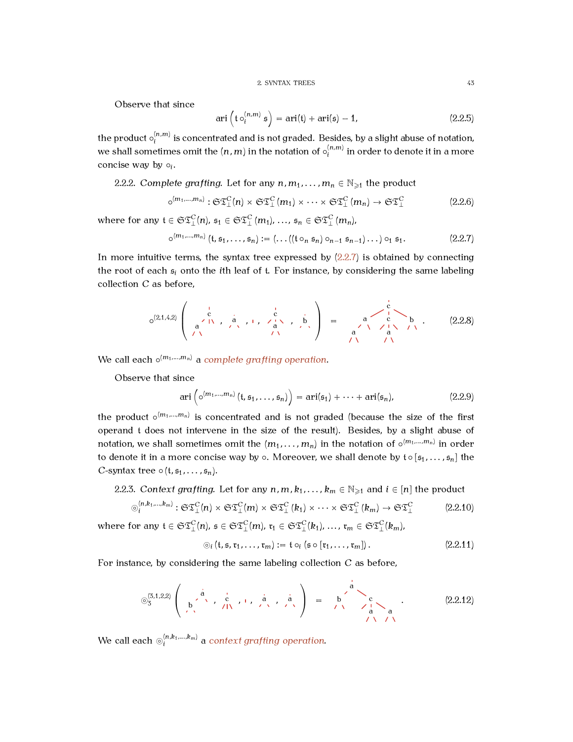Observe that since

$$\operatorname{ari}\left(\mathfrak{t} \circ_i^{(n,m)} \mathfrak{s}\right) = \operatorname{ari}(\mathfrak{t}) + \operatorname{ari}(\mathfrak{s}) - 1, \tag{2.2.5}$$

the product $\circ_i^{(n,m)}$ is concentrated and is not graded. Besides, by a slight abuse of notation, we shall sometimes omit the $(n, m)$ in the notation of $\circ_i^{(n,m)}$ in order to denote it in a more concise way by $\circ_i$.

2.2.2. *Complete grafting.* Let for any $n, m_1, \dots, m_n \in \mathbb{N}_{\geqslant 1}$ the product

$$\circ^{(m_1,\dots,m_n)} : \mathfrak{ST}_\perp^C(n) \times \mathfrak{ST}_\perp^C(m_1) \times \dots \times \mathfrak{ST}_\perp^C(m_n) \to \mathfrak{ST}_\perp^C \tag{2.2.6}$$

where for any $\mathfrak{t} \in \mathfrak{ST}_\perp^C(n)$, $\mathfrak{s}_1 \in \mathfrak{ST}_\perp^C(m_1)$, $\dots$, $\mathfrak{s}_n \in \mathfrak{ST}_\perp^C(m_n)$,

$$\circ^{(m_1,\dots,m_n)}(\mathfrak{t}, \mathfrak{s}_1, \dots, \mathfrak{s}_n) := (\dots((\mathfrak{t} \circ_n \mathfrak{s}_n) \circ_{n-1} \mathfrak{s}_{n-1}) \dots) \circ_1 \mathfrak{s}_1. \tag{2.2.7}$$

In more intuitive terms, the syntax tree expressed by (2.2.7) is obtained by connecting the root of each $\mathfrak{s}_i$ onto the $i$th leaf of $\mathfrak{t}$. For instance, by considering the same labeling collection $C$ as before,

$$\circ^{(2,1,4,2)}\left(\ \cdot\ ,\ \cdot\ ,\ \cdot\ ,\ \cdot\ ,\ \cdot\ \right) = \ \cdot\ . \tag{2.2.8}$$

We call each $\circ^{(m_1,\dots,m_n)}$ a *complete grafting operation*.

Observe that since

$$\operatorname{ari}\left(\circ^{(m_1,\dots,m_n)}(\mathfrak{t}, \mathfrak{s}_1, \dots, \mathfrak{s}_n)\right) = \operatorname{ari}(\mathfrak{s}_1) + \dots + \operatorname{ari}(\mathfrak{s}_n), \tag{2.2.9}$$

the product $\circ^{(m_1,\dots,m_n)}$ is concentrated and is not graded (because the size of the first operand $\mathfrak{t}$ does not intervene in the size of the result). Besides, by a slight abuse of notation, we shall sometimes omit the $(m_1, \dots, m_n)$ in the notation of $\circ^{(m_1,\dots,m_n)}$ in order to denote it in a more concise way by $\circ$. Moreover, we shall denote by $\mathfrak{t} \circ [\mathfrak{s}_1, \dots, \mathfrak{s}_n]$ the $C$-syntax tree $\circ(\mathfrak{t}, \mathfrak{s}_1, \dots, \mathfrak{s}_n)$.

2.2.3. *Context grafting.* Let for any $n, m, k_1, \dots, k_m \in \mathbb{N}_{\geqslant 1}$ and $i \in [n]$ the product

$$\circledcirc_i^{(n,k_1,\dots,k_m)} : \mathfrak{ST}_\perp^C(n) \times \mathfrak{ST}_\perp^C(m) \times \mathfrak{ST}_\perp^C(k_1) \times \dots \times \mathfrak{ST}_\perp^C(k_m) \to \mathfrak{ST}_\perp^C \tag{2.2.10}$$

where for any $\mathfrak{t} \in \mathfrak{ST}_\perp^C(n)$, $\mathfrak{s} \in \mathfrak{ST}_\perp^C(m)$, $\mathfrak{r}_1 \in \mathfrak{ST}_\perp^C(k_1)$, $\dots$, $\mathfrak{r}_m \in \mathfrak{ST}_\perp^C(k_m)$,

$$\circledcirc_i(\mathfrak{t}, \mathfrak{s}, \mathfrak{r}_1, \dots, \mathfrak{r}_m) := \mathfrak{t} \circ_i (\mathfrak{s} \circ [\mathfrak{r}_1, \dots, \mathfrak{r}_m]). \tag{2.2.11}$$

For instance, by considering the same labeling collection $C$ as before,

$$\circledcirc_3^{(3,1,2,2)}\left(\ \cdot\ ,\ \cdot\ ,\ \cdot\ ,\ \cdot\ ,\ \cdot\ \right) = \ \cdot\ . \tag{2.2.12}$$

We call each $\circledcirc_i^{(n,k_1,\dots,k_m)}$ a *context grafting operation*.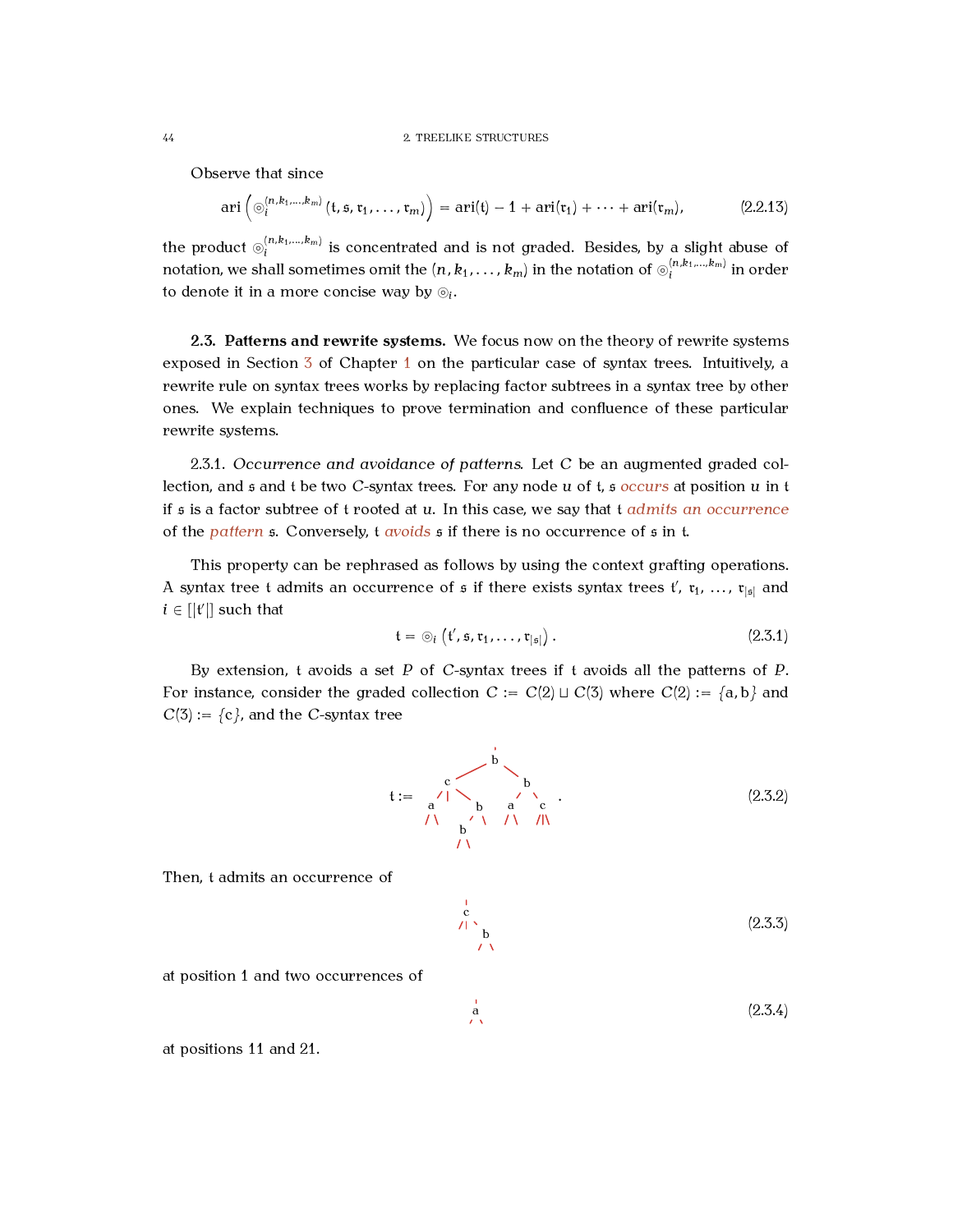Observe that since

$$\operatorname{ari}\left(\circledcirc_i^{(n,k_1,\dots,k_m)}(\mathfrak{t},\mathfrak{s},\mathfrak{r}_1,\dots,\mathfrak{r}_m)\right) = \operatorname{ari}(\mathfrak{t}) - 1 + \operatorname{ari}(\mathfrak{r}_1) + \dots + \operatorname{ari}(\mathfrak{r}_m), \tag{2.2.13}$$

the product $\circledcirc_i^{(n,k_1,\dots,k_m)}$ is concentrated and is not graded. Besides, by a slight abuse of notation, we shall sometimes omit the $(n, k_1, \dots, k_m)$ in the notation of $\circledcirc_i^{(n,k_1,\dots,k_m)}$ in order to denote it in a more concise way by $\circledcirc_i$.

**2.3. Patterns and rewrite systems.** We focus now on the theory of rewrite systems exposed in Section 3 of Chapter 1 on the particular case of syntax trees. Intuitively, a rewrite rule on syntax trees works by replacing factor subtrees in a syntax tree by other ones. We explain techniques to prove termination and confluence of these particular rewrite systems.

2.3.1. *Occurrence and avoidance of patterns.* Let $C$ be an augmented graded collection, and $\mathfrak{s}$ and $\mathfrak{t}$ be two $C$-syntax trees. For any node $u$ of $\mathfrak{t}$, $\mathfrak{s}$ *occurs* at position $u$ in $\mathfrak{t}$ if $\mathfrak{s}$ is a factor subtree of $\mathfrak{t}$ rooted at $u$. In this case, we say that $\mathfrak{t}$ *admits an occurrence* of the *pattern* $\mathfrak{s}$. Conversely, $\mathfrak{t}$ *avoids* $\mathfrak{s}$ if there is no occurrence of $\mathfrak{s}$ in $\mathfrak{t}$.

This property can be rephrased as follows by using the context grafting operations. A syntax tree $\mathfrak{t}$ admits an occurrence of $\mathfrak{s}$ if there exists syntax trees $\mathfrak{t}'$, $\mathfrak{r}_1$, ..., $\mathfrak{r}_{|\mathfrak{s}|}$ and $i \in [|\mathfrak{t}'|]$ such that

$$\mathfrak{t} = \circledcirc_i\left(\mathfrak{t}', \mathfrak{s}, \mathfrak{r}_1, \dots, \mathfrak{r}_{|\mathfrak{s}|}\right). \tag{2.3.1}$$

By extension, $\mathfrak{t}$ avoids a set $P$ of $C$-syntax trees if $\mathfrak{t}$ avoids all the patterns of $P$. For instance, consider the graded collection $C := C(2) \sqcup C(3)$ where $C(2) := \{\mathtt{a}, \mathtt{b}\}$ and $C(3) := \{\mathtt{c}\}$, and the $C$-syntax tree

$$\mathfrak{t} := \mathtt{b}\big(\mathtt{c}(\mathtt{a}(\cdot,\cdot), \cdot, \mathtt{b}(\mathtt{b}(\cdot,\cdot), \cdot)), \mathtt{b}(\mathtt{a}(\cdot,\cdot), \mathtt{c}(\cdot,\cdot,\cdot))\big). \tag{2.3.2}$$

Then, $\mathfrak{t}$ admits an occurrence of

$$\mathtt{c}(\cdot, \cdot, \mathtt{b}(\cdot,\cdot)) \tag{2.3.3}$$

at position 1 and two occurrences of

$$\mathtt{a}(\cdot,\cdot) \tag{2.3.4}$$

at positions 11 and 21.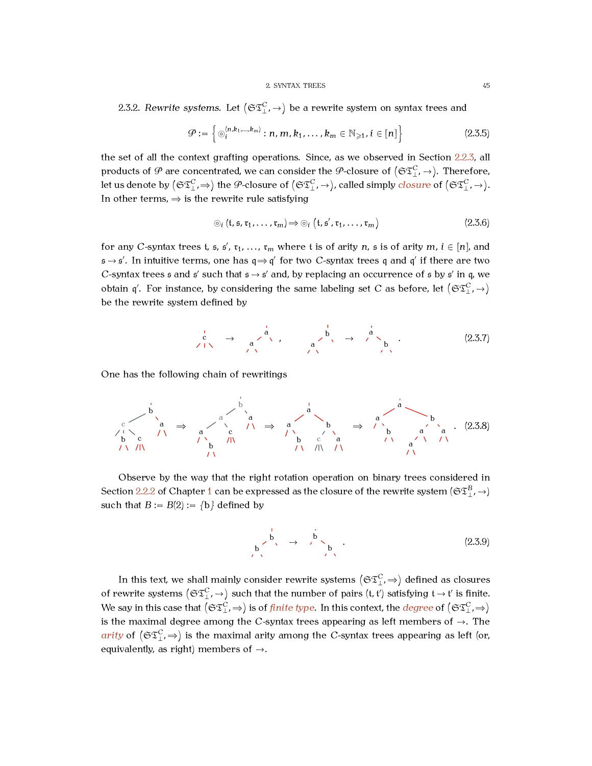2.3.2. *Rewrite systems.* Let $\left(\mathfrak{ST}^C_\perp, \to\right)$ be a rewrite system on syntax trees and

$$\mathcal{P} := \left\{ \circledcirc_i^{(n,k_1,\dots,k_m)} : n, m, k_1, \dots, k_m \in \mathbb{N}_{\geqslant 1}, i \in [n] \right\} \tag{2.3.5}$$

the set of all the context grafting operations. Since, as we observed in Section 2.2.3, all products of $\mathcal{P}$ are concentrated, we can consider the $\mathcal{P}$-closure of $\left(\mathfrak{ST}^C_\perp, \to\right)$. Therefore, let us denote by $\left(\mathfrak{ST}^C_\perp, \Rightarrow\right)$ the $\mathcal{P}$-closure of $\left(\mathfrak{ST}^C_\perp, \to\right)$, called simply *closure* of $\left(\mathfrak{ST}^C_\perp, \to\right)$. In other terms, $\Rightarrow$ is the rewrite rule satisfying

$$\circledcirc_i \left(\mathfrak{t}, \mathfrak{s}, \mathfrak{r}_1, \dots, \mathfrak{r}_m\right) \Rightarrow \circledcirc_i \left(\mathfrak{t}, \mathfrak{s}', \mathfrak{r}_1, \dots, \mathfrak{r}_m\right) \tag{2.3.6}$$

for any $C$-syntax trees $\mathfrak{t}$, $\mathfrak{s}$, $\mathfrak{s}'$, $\mathfrak{r}_1$, ..., $\mathfrak{r}_m$ where $\mathfrak{t}$ is of arity $n$, $\mathfrak{s}$ is of arity $m$, $i \in [n]$, and $\mathfrak{s} \to \mathfrak{s}'$. In intuitive terms, one has $\mathfrak{q} \Rightarrow \mathfrak{q}'$ for two $C$-syntax trees $\mathfrak{q}$ and $\mathfrak{q}'$ if there are two $C$-syntax trees $\mathfrak{s}$ and $\mathfrak{s}'$ such that $\mathfrak{s} \to \mathfrak{s}'$ and, by replacing an occurrence of $\mathfrak{s}$ by $\mathfrak{s}'$ in $\mathfrak{q}$, we obtain $\mathfrak{q}'$. For instance, by considering the same labeling set $C$ as before, let $\left(\mathfrak{ST}^C_\perp, \to\right)$ be the rewrite system defined by

$$\text{c}(\cdot,\cdot,\cdot) \to \text{a}(\text{a}(\cdot,\cdot),\cdot), \qquad \text{b}(\text{a}(\cdot,\cdot),\cdot) \to \text{a}(\cdot,\text{b}(\cdot,\cdot)). \tag{2.3.7}$$

One has the following chain of rewritings

$$\text{b}(\text{c}(\text{b},\cdot,\text{c}),\text{a}) \Rightarrow \text{b}(\text{a}(\text{a}(\cdot,\text{b}),\text{c}),\text{a}) \Rightarrow \text{a}(\text{a}(\cdot,\text{b}),\text{b}(\text{c},\text{a})) \Rightarrow \text{a}(\text{a}(\cdot,\text{b}),\text{b}(\text{a}(\text{a},\cdot),\text{a})). \tag{2.3.8}$$

Observe by the way that the right rotation operation on binary trees considered in Section 2.2.2 of Chapter 1 can be expressed as the closure of the rewrite system $(\mathfrak{ST}^B_\perp, \to)$ such that $B := B(2) := \{\text{b}\}$ defined by

$$\text{b}(\text{b}(\cdot,\cdot),\cdot) \to \text{b}(\cdot,\text{b}(\cdot,\cdot)). \tag{2.3.9}$$

In this text, we shall mainly consider rewrite systems $\left(\mathfrak{ST}^C_\perp, \Rightarrow\right)$ defined as closures of rewrite systems $\left(\mathfrak{ST}^C_\perp, \to\right)$ such that the number of pairs $(\mathfrak{t}, \mathfrak{t}')$ satisfying $\mathfrak{t} \to \mathfrak{t}'$ is finite. We say in this case that $\left(\mathfrak{ST}^C_\perp, \Rightarrow\right)$ is of *finite type*. In this context, the *degree* of $\left(\mathfrak{ST}^C_\perp, \Rightarrow\right)$ is the maximal degree among the $C$-syntax trees appearing as left members of $\to$. The *arity* of $\left(\mathfrak{ST}^C_\perp, \Rightarrow\right)$ is the maximal arity among the $C$-syntax trees appearing as left (or, equivalently, as right) members of $\to$.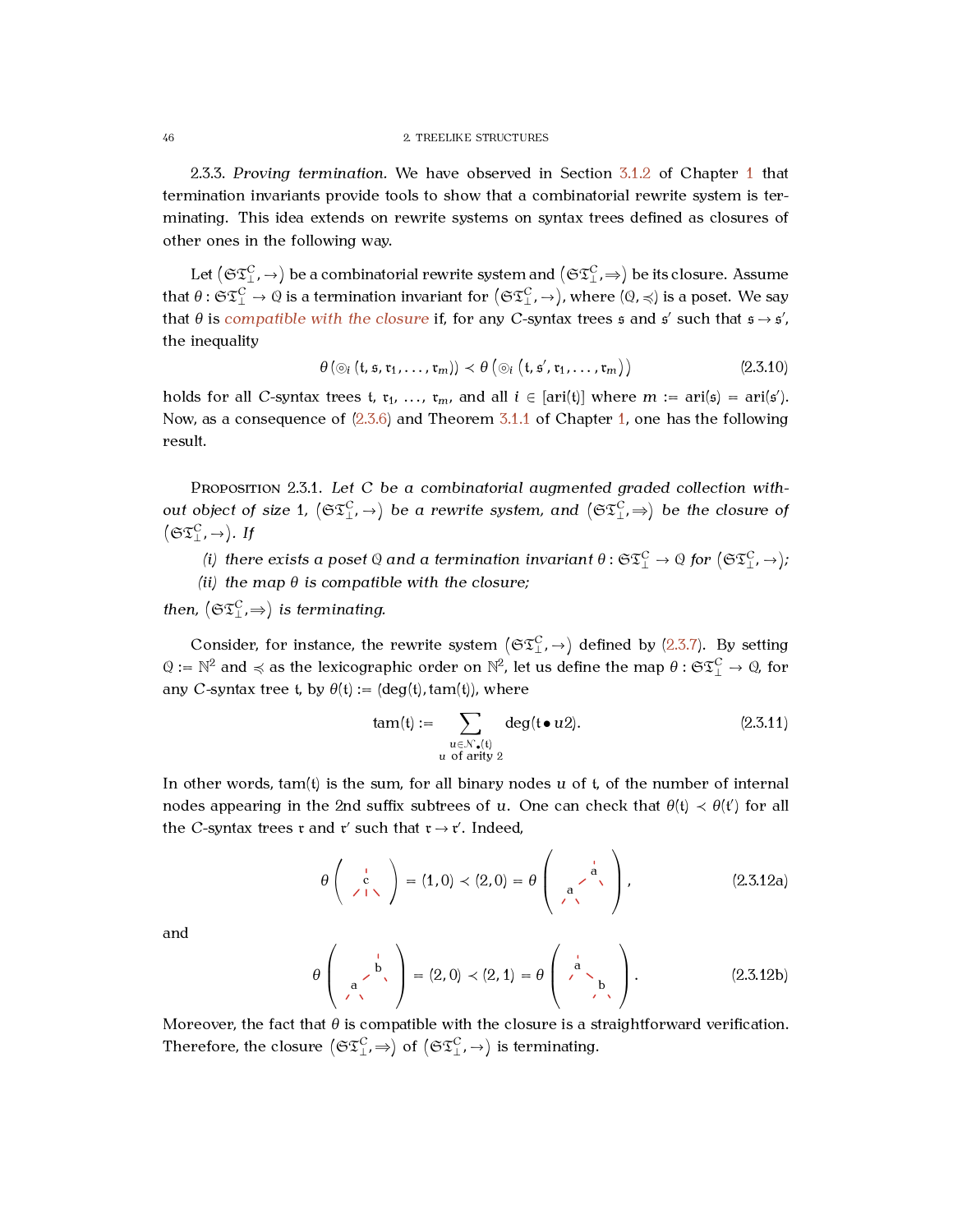2.3.3. *Proving termination.* We have observed in Section 3.1.2 of Chapter 1 that termination invariants provide tools to show that a combinatorial rewrite system is terminating. This idea extends on rewrite systems on syntax trees defined as closures of other ones in the following way.

Let $\left(\mathfrak{ST}^C_\perp, \to\right)$ be a combinatorial rewrite system and $\left(\mathfrak{ST}^C_\perp, \Rightarrow\right)$ be its closure. Assume that $\theta : \mathfrak{ST}^C_\perp \to \mathcal{Q}$ is a termination invariant for $\left(\mathfrak{ST}^C_\perp, \to\right)$, where $(\mathcal{Q}, \preccurlyeq)$ is a poset. We say that $\theta$ is *compatible with the closure* if, for any $C$-syntax trees $\mathfrak{s}$ and $\mathfrak{s}'$ such that $\mathfrak{s} \to \mathfrak{s}'$, the inequality

$$\theta\left(\circledcirc_i\left(\mathfrak{t}, \mathfrak{s}, \mathfrak{r}_1, \dots, \mathfrak{r}_m\right)\right) \prec \theta\left(\circledcirc_i\left(\mathfrak{t}, \mathfrak{s}', \mathfrak{r}_1, \dots, \mathfrak{r}_m\right)\right) \tag{2.3.10}$$

holds for all $C$-syntax trees $\mathfrak{t}$, $\mathfrak{r}_1$, ..., $\mathfrak{r}_m$, and all $i \in [\mathrm{ari}(\mathfrak{t})]$ where $m := \mathrm{ari}(\mathfrak{s}) = \mathrm{ari}(\mathfrak{s}')$. Now, as a consequence of (2.3.6) and Theorem 3.1.1 of Chapter 1, one has the following result.

Proposition 2.3.1. *Let $C$ be a combinatorial augmented graded collection without object of size 1, $\left(\mathfrak{ST}^C_\perp, \to\right)$ be a rewrite system, and $\left(\mathfrak{ST}^C_\perp, \Rightarrow\right)$ be the closure of $\left(\mathfrak{ST}^C_\perp, \to\right)$. If*

*(i) there exists a poset $\mathcal{Q}$ and a termination invariant $\theta : \mathfrak{ST}^C_\perp \to \mathcal{Q}$ for $\left(\mathfrak{ST}^C_\perp, \to\right)$;*
*(ii) the map $\theta$ is compatible with the closure;*

*then, $\left(\mathfrak{ST}^C_\perp, \Rightarrow\right)$ is terminating.*

Consider, for instance, the rewrite system $\left(\mathfrak{ST}^C_\perp, \to\right)$ defined by (2.3.7). By setting $\mathcal{Q} := \mathbb{N}^2$ and $\preccurlyeq$ as the lexicographic order on $\mathbb{N}^2$, let us define the map $\theta : \mathfrak{ST}^C_\perp \to \mathcal{Q}$, for any $C$-syntax tree $\mathfrak{t}$, by $\theta(\mathfrak{t}) := (\deg(\mathfrak{t}), \mathrm{tam}(\mathfrak{t}))$, where

$$\mathrm{tam}(\mathfrak{t}) := \sum_{\substack{u \in \mathcal{N}_\bullet(\mathfrak{t}) \\ u \text{ of arity } 2}} \deg(\mathfrak{t} \bullet u2). \tag{2.3.11}$$

In other words, $\mathrm{tam}(\mathfrak{t})$ is the sum, for all binary nodes $u$ of $\mathfrak{t}$, of the number of internal nodes appearing in the 2nd suffix subtrees of $u$. One can check that $\theta(\mathfrak{t}) \prec \theta(\mathfrak{t}')$ for all the $C$-syntax trees $\mathfrak{r}$ and $\mathfrak{r}'$ such that $\mathfrak{r} \to \mathfrak{r}'$. Indeed,

$$\theta\left(\;\mathtt{c}(\,\cdot\,,\cdot\,,\cdot\,)\;\right) = (1, 0) \prec (2, 0) = \theta\left(\;\mathtt{a}(\mathtt{a}(\,\cdot\,,\cdot\,),\cdot\,)\;\right), \tag{2.3.12a}$$

and

$$\theta\left(\;\mathtt{b}(\mathtt{a}(\,\cdot\,,\cdot\,),\cdot\,)\;\right) = (2, 0) \prec (2, 1) = \theta\left(\;\mathtt{a}(\,\cdot\,,\mathtt{b}(\,\cdot\,,\cdot\,))\;\right). \tag{2.3.12b}$$

Moreover, the fact that $\theta$ is compatible with the closure is a straightforward verification. Therefore, the closure $\left(\mathfrak{ST}^C_\perp, \Rightarrow\right)$ of $\left(\mathfrak{ST}^C_\perp, \to\right)$ is terminating.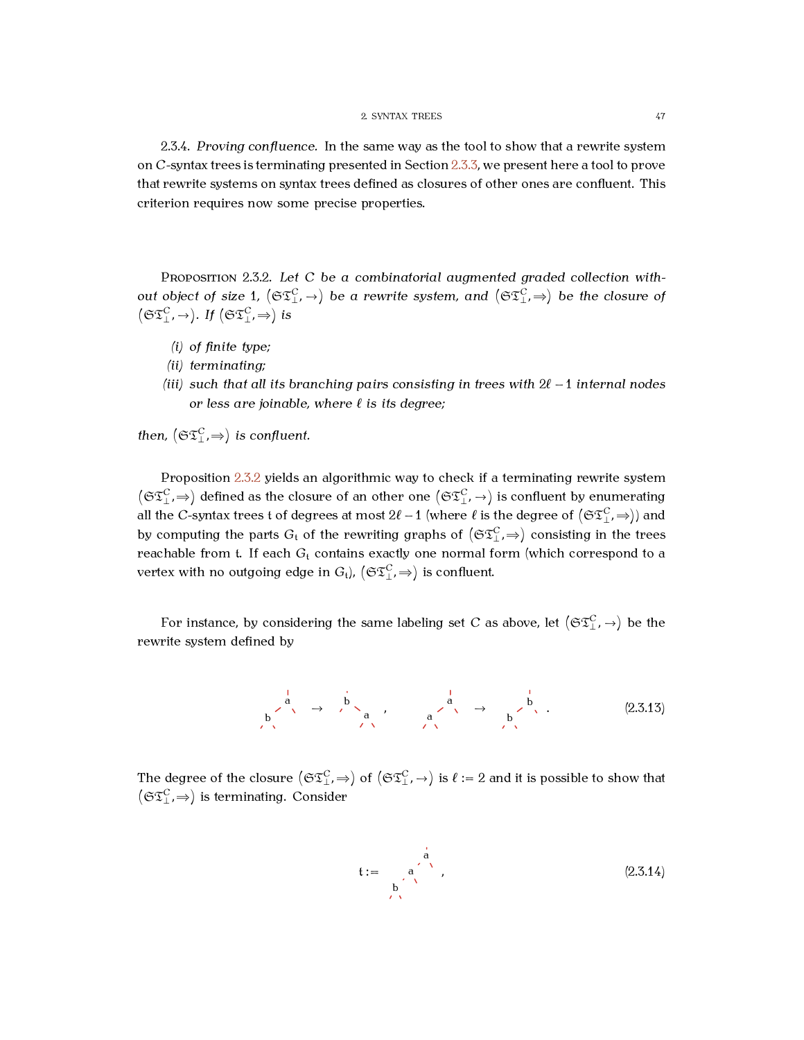2.3.4. *Proving confluence.* In the same way as the tool to show that a rewrite system on $C$-syntax trees is terminating presented in Section 2.3.3, we present here a tool to prove that rewrite systems on syntax trees defined as closures of other ones are confluent. This criterion requires now some precise properties.

Proposition 2.3.2. *Let $C$ be a combinatorial augmented graded collection without object of size 1, $\left(\mathfrak{ST}_{\perp}^{C}, \to\right)$ be a rewrite system, and $\left(\mathfrak{ST}_{\perp}^{C}, \Rightarrow\right)$ be the closure of $\left(\mathfrak{ST}_{\perp}^{C}, \to\right)$. If $\left(\mathfrak{ST}_{\perp}^{C}, \Rightarrow\right)$ is*

- *(i) of finite type;*
- *(ii) terminating;*
- *(iii) such that all its branching pairs consisting in trees with $2\ell - 1$ internal nodes or less are joinable, where $\ell$ is its degree;*

*then, $\left(\mathfrak{ST}_{\perp}^{C}, \Rightarrow\right)$ is confluent.*

Proposition 2.3.2 yields an algorithmic way to check if a terminating rewrite system $\left(\mathfrak{ST}_{\perp}^{C}, \Rightarrow\right)$ defined as the closure of an other one $\left(\mathfrak{ST}_{\perp}^{C}, \to\right)$ is confluent by enumerating all the $C$-syntax trees $\mathfrak{t}$ of degrees at most $2\ell - 1$ (where $\ell$ is the degree of $\left(\mathfrak{ST}_{\perp}^{C}, \Rightarrow\right)$) and by computing the parts $G_{\mathfrak{t}}$ of the rewriting graphs of $\left(\mathfrak{ST}_{\perp}^{C}, \Rightarrow\right)$ consisting in the trees reachable from $\mathfrak{t}$. If each $G_{\mathfrak{t}}$ contains exactly one normal form (which correspond to a vertex with no outgoing edge in $G_{\mathfrak{t}}$), $\left(\mathfrak{ST}_{\perp}^{C}, \Rightarrow\right)$ is confluent.

For instance, by considering the same labeling set $C$ as above, let $\left(\mathfrak{ST}_{\perp}^{C}, \to\right)$ be the rewrite system defined by

$$\mathrm{a}(\mathrm{b}(\perp,\perp),\perp) \to \mathrm{b}(\perp,\mathrm{a}(\perp,\perp)), \qquad \mathrm{a}(\mathrm{a}(\perp,\perp),\perp) \to \mathrm{b}(\mathrm{b}(\perp,\perp),\perp). \tag{2.3.13}$$

The degree of the closure $\left(\mathfrak{ST}_{\perp}^{C}, \Rightarrow\right)$ of $\left(\mathfrak{ST}_{\perp}^{C}, \to\right)$ is $\ell := 2$ and it is possible to show that $\left(\mathfrak{ST}_{\perp}^{C}, \Rightarrow\right)$ is terminating. Consider

$$\mathfrak{t} := \mathrm{a}(\mathrm{a}(\mathrm{b}(\perp,\perp),\perp),\perp), \tag{2.3.14}$$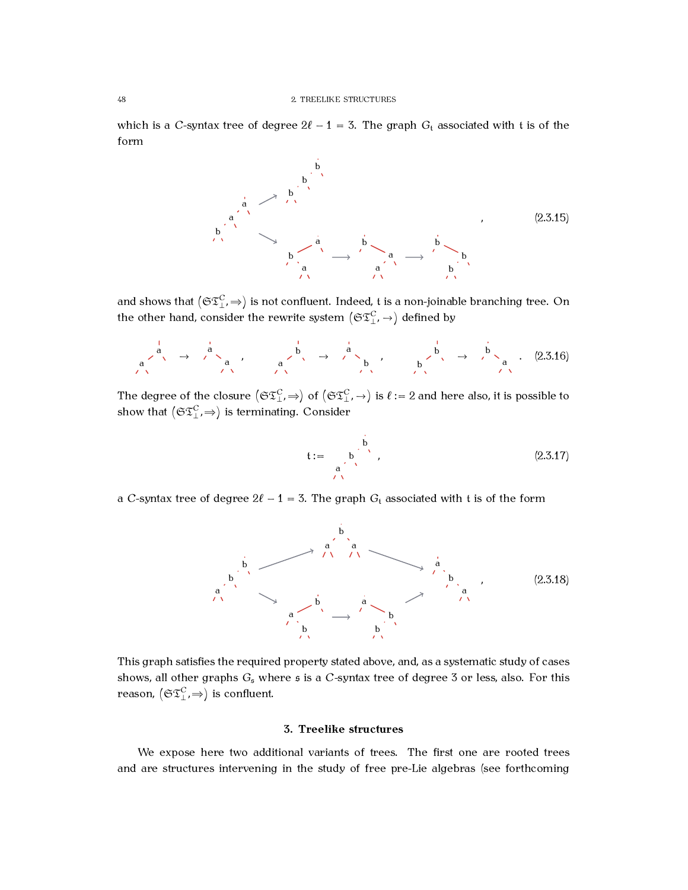which is a $C$-syntax tree of degree $2\ell - 1 = 3$. The graph $G_{\mathfrak{t}}$ associated with $\mathfrak{t}$ is of the form

$$(2.3.15)$$

and shows that $(\mathfrak{ST}^C_\perp, \Rightarrow)$ is not confluent. Indeed, $\mathfrak{t}$ is a non-joinable branching tree. On the other hand, consider the rewrite system $(\mathfrak{ST}^C_\perp, \to)$ defined by

$$(2.3.16)$$

The degree of the closure $(\mathfrak{ST}^C_\perp, \Rightarrow)$ of $(\mathfrak{ST}^C_\perp, \to)$ is $\ell := 2$ and here also, it is possible to show that $(\mathfrak{ST}^C_\perp, \Rightarrow)$ is terminating. Consider

$$\mathfrak{t} := \quad , \qquad (2.3.17)$$

a $C$-syntax tree of degree $2\ell - 1 = 3$. The graph $G_{\mathfrak{t}}$ associated with $\mathfrak{t}$ is of the form

$$(2.3.18)$$

This graph satisfies the required property stated above, and, as a systematic study of cases shows, all other graphs $G_{\mathfrak{s}}$ where $\mathfrak{s}$ is a $C$-syntax tree of degree 3 or less, also. For this reason, $(\mathfrak{ST}^C_\perp, \Rightarrow)$ is confluent.

## 3. Treelike structures

We expose here two additional variants of trees. The first one are rooted trees and are structures intervening in the study of free pre-Lie algebras (see forthcoming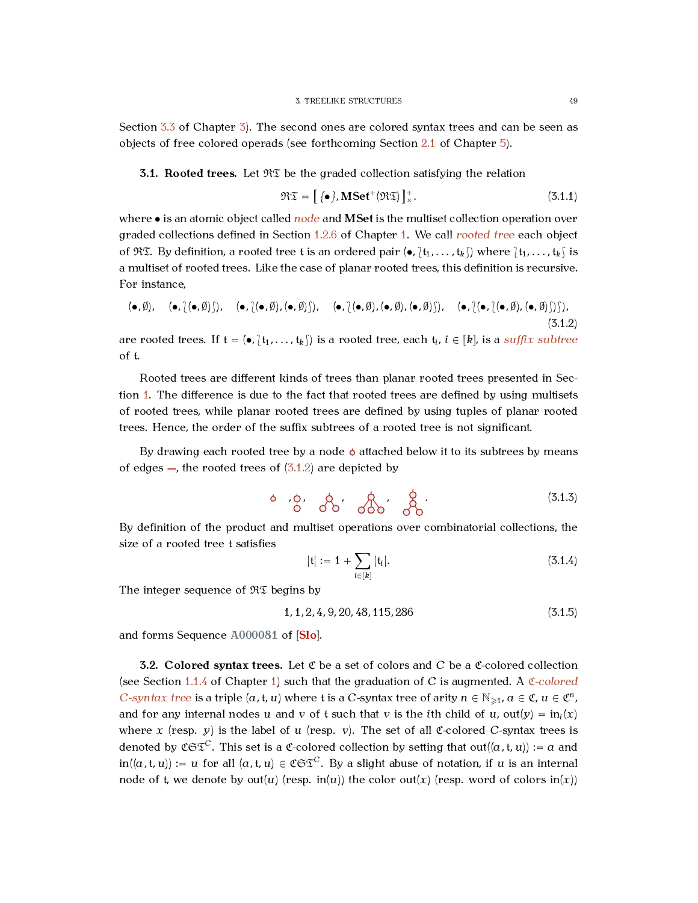Section 3.3 of Chapter 3). The second ones are colored syntax trees and can be seen as objects of free colored operads (see forthcoming Section 2.1 of Chapter 5).

**3.1. Rooted trees.** Let $\mathfrak{RT}$ be the graded collection satisfying the relation

$$\mathfrak{RT} = \left[\{\bullet\}, \mathbf{MSet}^+(\mathfrak{RT})\right]^+_\times. \tag{3.1.1}$$

where $\bullet$ is an atomic object called *node* and **MSet** is the multiset collection operation over graded collections defined in Section 1.2.6 of Chapter 1. We call *rooted tree* each object of $\mathfrak{RT}$. By definition, a rooted tree $\mathfrak{t}$ is an ordered pair $(\bullet, \lbag \mathfrak{t}_1, \dots, \mathfrak{t}_k \rbag)$ where $\lbag \mathfrak{t}_1, \dots, \mathfrak{t}_k \rbag$ is a multiset of rooted trees. Like the case of planar rooted trees, this definition is recursive. For instance,

$$(\bullet, \emptyset), \quad (\bullet, \lbag(\bullet,\emptyset)\rbag), \quad (\bullet, \lbag(\bullet,\emptyset),(\bullet,\emptyset)\rbag), \quad (\bullet, \lbag(\bullet,\emptyset),(\bullet,\emptyset),(\bullet,\emptyset)\rbag), \quad (\bullet, \lbag(\bullet, \lbag(\bullet,\emptyset),(\bullet,\emptyset)\rbag)\rbag), \tag{3.1.2}$$

are rooted trees. If $\mathfrak{t} = (\bullet, \lbag \mathfrak{t}_1, \dots, \mathfrak{t}_k \rbag)$ is a rooted tree, each $\mathfrak{t}_i$, $i \in [k]$, is a *suffix subtree* of $\mathfrak{t}$.

Rooted trees are different kinds of trees than planar rooted trees presented in Section 1. The difference is due to the fact that rooted trees are defined by using multisets of rooted trees, while planar rooted trees are defined by using tuples of planar rooted trees. Hence, the order of the suffix subtrees of a rooted tree is not significant.

By drawing each rooted tree by a node ∘ attached below it to its subtrees by means of edges —, the rooted trees of (3.1.2) are depicted by

$$\circ\,, \quad \begin{smallmatrix}\circ\\|\\\circ\end{smallmatrix}\,, \quad \cdots \tag{3.1.3}$$

By definition of the product and multiset operations over combinatorial collections, the size of a rooted tree $\mathfrak{t}$ satisfies

$$|\mathfrak{t}| := 1 + \sum_{i \in [k]} |\mathfrak{t}_i|. \tag{3.1.4}$$

The integer sequence of $\mathfrak{RT}$ begins by

$$1, 1, 2, 4, 9, 20, 48, 115, 286 \tag{3.1.5}$$

and forms Sequence A000081 of [Slo].

**3.2. Colored syntax trees.** Let $\mathfrak{C}$ be a set of colors and $C$ be a $\mathfrak{C}$-colored collection (see Section 1.1.4 of Chapter 1) such that the graduation of $C$ is augmented. A *$\mathfrak{C}$-colored $C$-syntax tree* is a triple $(a, \mathfrak{t}, u)$ where $\mathfrak{t}$ is a $C$-syntax tree of arity $n \in \mathbb{N}_{\geqslant 1}$, $a \in \mathfrak{C}$, $u \in \mathfrak{C}^n$, and for any internal nodes $u$ and $v$ of $\mathfrak{t}$ such that $v$ is the $i$th child of $u$, $\mathrm{out}(y) = \mathrm{in}_i(x)$ where $x$ (resp. $y$) is the label of $u$ (resp. $v$). The set of all $\mathfrak{C}$-colored $C$-syntax trees is denoted by $\mathfrak{CST}^C$. This set is a $\mathfrak{C}$-colored collection by setting that $\mathrm{out}((a, \mathfrak{t}, u)) := a$ and $\mathrm{in}((a, \mathfrak{t}, u)) := u$ for all $(a, \mathfrak{t}, u) \in \mathfrak{CST}^C$. By a slight abuse of notation, if $u$ is an internal node of $\mathfrak{t}$, we denote by $\mathrm{out}(u)$ (resp. $\mathrm{in}(u)$) the color $\mathrm{out}(x)$ (resp. word of colors $\mathrm{in}(x)$)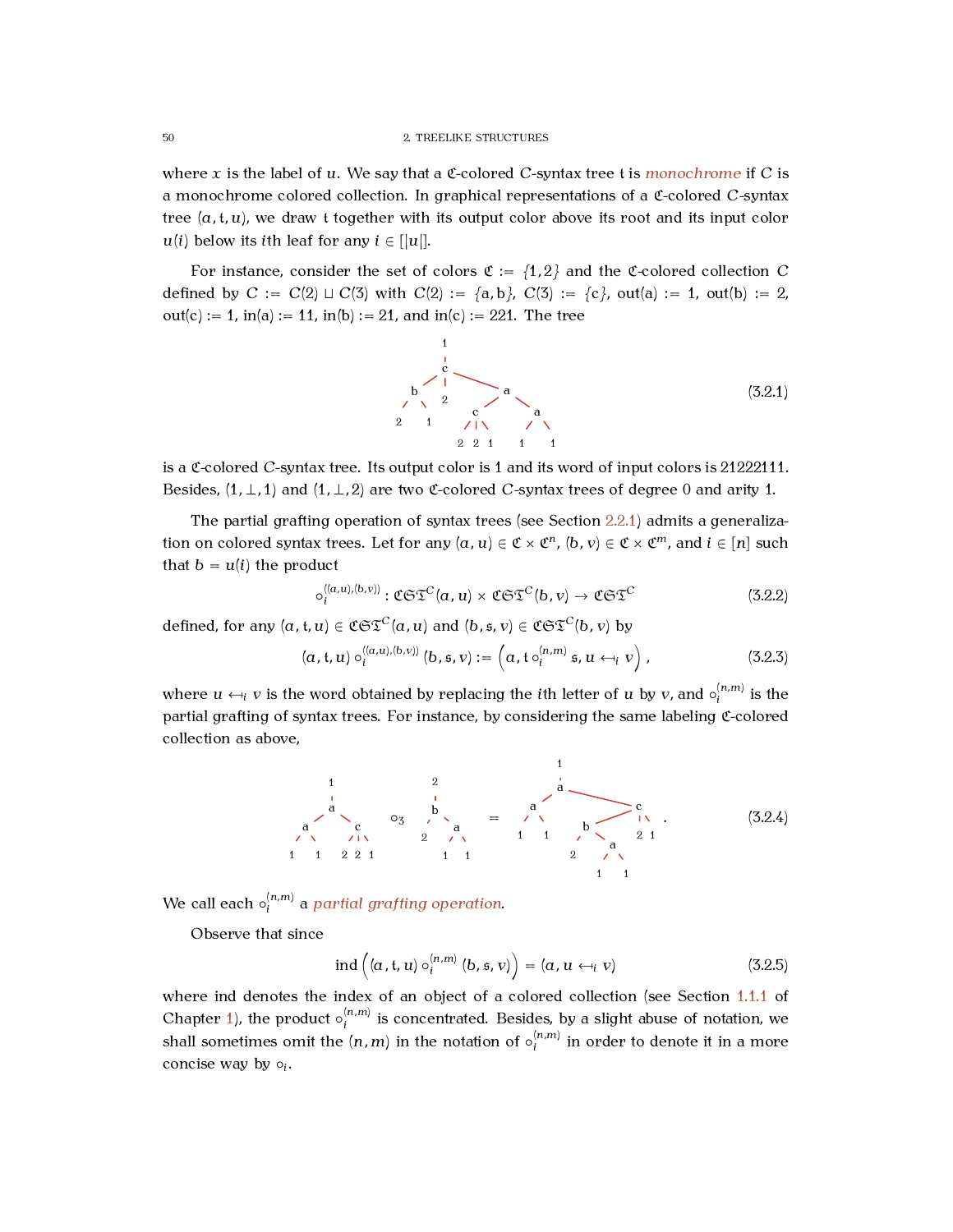where $x$ is the label of $u$. We say that a $\mathfrak{C}$-colored $C$-syntax tree $\mathfrak{t}$ is *monochrome* if $C$ is a monochrome colored collection. In graphical representations of a $\mathfrak{C}$-colored $C$-syntax tree $(a, \mathfrak{t}, u)$, we draw $\mathfrak{t}$ together with its output color above its root and its input color $u(i)$ below its $i$th leaf for any $i \in [|u|]$.

For instance, consider the set of colors $\mathfrak{C} := \{1, 2\}$ and the $\mathfrak{C}$-colored collection $C$ defined by $C := C(2) \sqcup C(3)$ with $C(2) := \{\mathsf{a}, \mathsf{b}\}$, $C(3) := \{\mathsf{c}\}$, $\mathrm{out}(\mathsf{a}) := 1$, $\mathrm{out}(\mathsf{b}) := 2$, $\mathrm{out}(\mathsf{c}) := 1$, $\mathrm{in}(\mathsf{a}) := 11$, $\mathrm{in}(\mathsf{b}) := 21$, and $\mathrm{in}(\mathsf{c}) := 221$. The tree

$$\text{(tree: root color } 1\text{; } \mathsf{c}(\mathsf{b}(2,1),\, 2,\, \mathsf{a}(\mathsf{c}(2,2,1),\, \mathsf{a}(1,1)))) \tag{3.2.1}$$

is a $\mathfrak{C}$-colored $C$-syntax tree. Its output color is 1 and its word of input colors is 21222111. Besides, $(1, \perp, 1)$ and $(1, \perp, 2)$ are two $\mathfrak{C}$-colored $C$-syntax trees of degree 0 and arity 1.

The partial grafting operation of syntax trees (see Section 2.2.1) admits a generalization on colored syntax trees. Let for any $(a, u) \in \mathfrak{C} \times \mathfrak{C}^n$, $(b, v) \in \mathfrak{C} \times \mathfrak{C}^m$, and $i \in [n]$ such that $b = u(i)$ the product

$$\circ_i^{((a,u),(b,v))} : \mathfrak{CST}^C(a, u) \times \mathfrak{CST}^C(b, v) \to \mathfrak{CST}^C \tag{3.2.2}$$

defined, for any $(a, \mathfrak{t}, u) \in \mathfrak{CST}^C(a, u)$ and $(b, \mathfrak{s}, v) \in \mathfrak{CST}^C(b, v)$ by

$$(a, \mathfrak{t}, u) \circ_i^{((a,u),(b,v))} (b, \mathfrak{s}, v) := \left(a, \mathfrak{t} \circ_i^{(n,m)} \mathfrak{s}, u \leftarrow_i v\right), \tag{3.2.3}$$

where $u \leftarrow_i v$ is the word obtained by replacing the $i$th letter of $u$ by $v$, and $\circ_i^{(n,m)}$ is the partial grafting of syntax trees. For instance, by considering the same labeling $\mathfrak{C}$-colored collection as above,

$$1\text{: } \mathsf{a}(\mathsf{a}(1,1),\, \mathsf{c}(2,2,1)) \;\circ_3\; 2\text{: } \mathsf{b}(2,\, \mathsf{a}(1,1)) \;=\; 1\text{: } \mathsf{a}(\mathsf{a}(1,1),\, \mathsf{c}(\mathsf{b}(2, \mathsf{a}(1,1)),\, 2,\, 1)). \tag{3.2.4}$$

We call each $\circ_i^{(n,m)}$ a *partial grafting operation*.

Observe that since

$$\mathrm{ind}\left((a, \mathfrak{t}, u) \circ_i^{(n,m)} (b, \mathfrak{s}, v)\right) = (a, u \leftarrow_i v) \tag{3.2.5}$$

where ind denotes the index of an object of a colored collection (see Section 1.1.1 of Chapter 1), the product $\circ_i^{(n,m)}$ is concentrated. Besides, by a slight abuse of notation, we shall sometimes omit the $(n, m)$ in the notation of $\circ_i^{(n,m)}$ in order to denote it in a more concise way by $\circ_i$.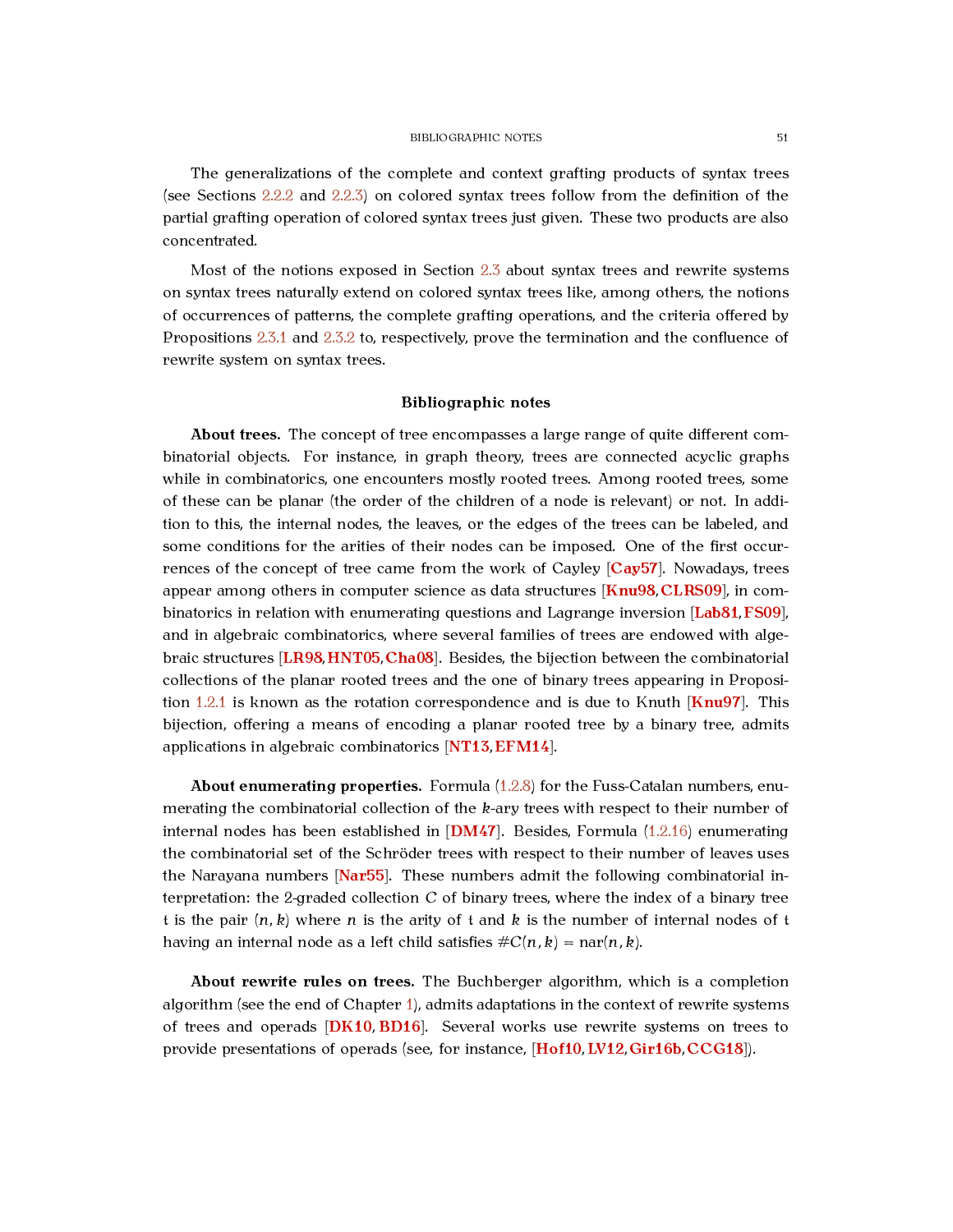The generalizations of the complete and context grafting products of syntax trees (see Sections 2.2.2 and 2.2.3) on colored syntax trees follow from the definition of the partial grafting operation of colored syntax trees just given. These two products are also concentrated.

Most of the notions exposed in Section 2.3 about syntax trees and rewrite systems on syntax trees naturally extend on colored syntax trees like, among others, the notions of occurrences of patterns, the complete grafting operations, and the criteria offered by Propositions 2.3.1 and 2.3.2 to, respectively, prove the termination and the confluence of rewrite system on syntax trees.

### Bibliographic notes

**About trees.** The concept of tree encompasses a large range of quite different combinatorial objects. For instance, in graph theory, trees are connected acyclic graphs while in combinatorics, one encounters mostly rooted trees. Among rooted trees, some of these can be planar (the order of the children of a node is relevant) or not. In addition to this, the internal nodes, the leaves, or the edges of the trees can be labeled, and some conditions for the arities of their nodes can be imposed. One of the first occurrences of the concept of tree came from the work of Cayley [**Cay57**]. Nowadays, trees appear among others in computer science as data structures [**Knu98**, **CLRS09**], in combinatorics in relation with enumerating questions and Lagrange inversion [**Lab81**, **FS09**], and in algebraic combinatorics, where several families of trees are endowed with algebraic structures [**LR98**, **HNT05**, **Cha08**]. Besides, the bijection between the combinatorial collections of the planar rooted trees and the one of binary trees appearing in Proposition 1.2.1 is known as the rotation correspondence and is due to Knuth [**Knu97**]. This bijection, offering a means of encoding a planar rooted tree by a binary tree, admits applications in algebraic combinatorics [**NT13**, **EFM14**].

**About enumerating properties.** Formula (1.2.8) for the Fuss-Catalan numbers, enumerating the combinatorial collection of the $k$-ary trees with respect to their number of internal nodes has been established in [**DM47**]. Besides, Formula (1.2.16) enumerating the combinatorial set of the Schröder trees with respect to their number of leaves uses the Narayana numbers [**Nar55**]. These numbers admit the following combinatorial interpretation: the 2-graded collection $C$ of binary trees, where the index of a binary tree $\mathfrak{t}$ is the pair $(n, k)$ where $n$ is the arity of $\mathfrak{t}$ and $k$ is the number of internal nodes of $\mathfrak{t}$ having an internal node as a left child satisfies $\#C(n, k) = \mathrm{nar}(n, k)$.

**About rewrite rules on trees.** The Buchberger algorithm, which is a completion algorithm (see the end of Chapter 1), admits adaptations in the context of rewrite systems of trees and operads [**DK10**, **BD16**]. Several works use rewrite systems on trees to provide presentations of operads (see, for instance, [**Hof10**, **LV12**, **Gir16b**, **CCG18**]).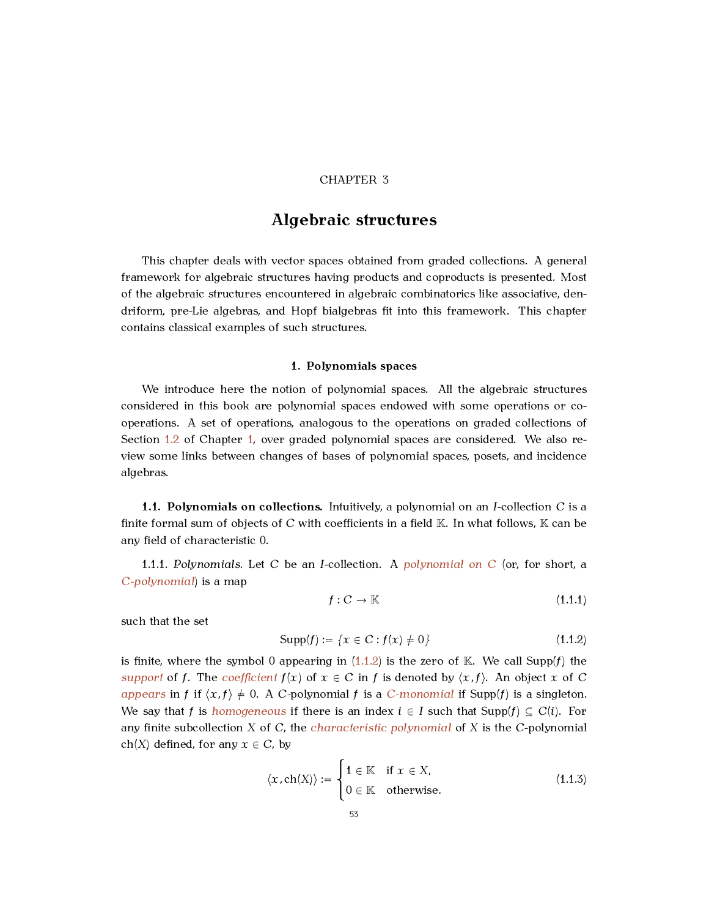CHAPTER 3

# Algebraic structures

This chapter deals with vector spaces obtained from graded collections. A general framework for algebraic structures having products and coproducts is presented. Most of the algebraic structures encountered in algebraic combinatorics like associative, dendriform, pre-Lie algebras, and Hopf bialgebras fit into this framework. This chapter contains classical examples of such structures.

## 1. Polynomials spaces

We introduce here the notion of polynomial spaces. All the algebraic structures considered in this book are polynomial spaces endowed with some operations or co-operations. A set of operations, analogous to the operations on graded collections of Section 1.2 of Chapter 1, over graded polynomial spaces are considered. We also review some links between changes of bases of polynomial spaces, posets, and incidence algebras.

### 1.1. Polynomials on collections.

Intuitively, a polynomial on an $I$-collection $C$ is a finite formal sum of objects of $C$ with coefficients in a field $\mathbb{K}$. In what follows, $\mathbb{K}$ can be any field of characteristic 0.

1.1.1. *Polynomials.* Let $C$ be an $I$-collection. A *polynomial on $C$* (or, for short, a *$C$-polynomial*) is a map

$$f : C \to \mathbb{K} \tag{1.1.1}$$

such that the set

$$\operatorname{Supp}(f) := \{x \in C : f(x) \neq 0\} \tag{1.1.2}$$

is finite, where the symbol 0 appearing in (1.1.2) is the zero of $\mathbb{K}$. We call $\operatorname{Supp}(f)$ the *support* of $f$. The *coefficient* $f(x)$ of $x \in C$ in $f$ is denoted by $\langle x, f \rangle$. An object $x$ of $C$ *appears* in $f$ if $\langle x, f \rangle \neq 0$. A $C$-polynomial $f$ is a *$C$-monomial* if $\operatorname{Supp}(f)$ is a singleton. We say that $f$ is *homogeneous* if there is an index $i \in I$ such that $\operatorname{Supp}(f) \subseteq C(i)$. For any finite subcollection $X$ of $C$, the *characteristic polynomial* of $X$ is the $C$-polynomial $\operatorname{ch}(X)$ defined, for any $x \in C$, by

$$\langle x, \operatorname{ch}(X) \rangle := \begin{cases} 1 \in \mathbb{K} & \text{if } x \in X, \\ 0 \in \mathbb{K} & \text{otherwise.} \end{cases} \tag{1.1.3}$$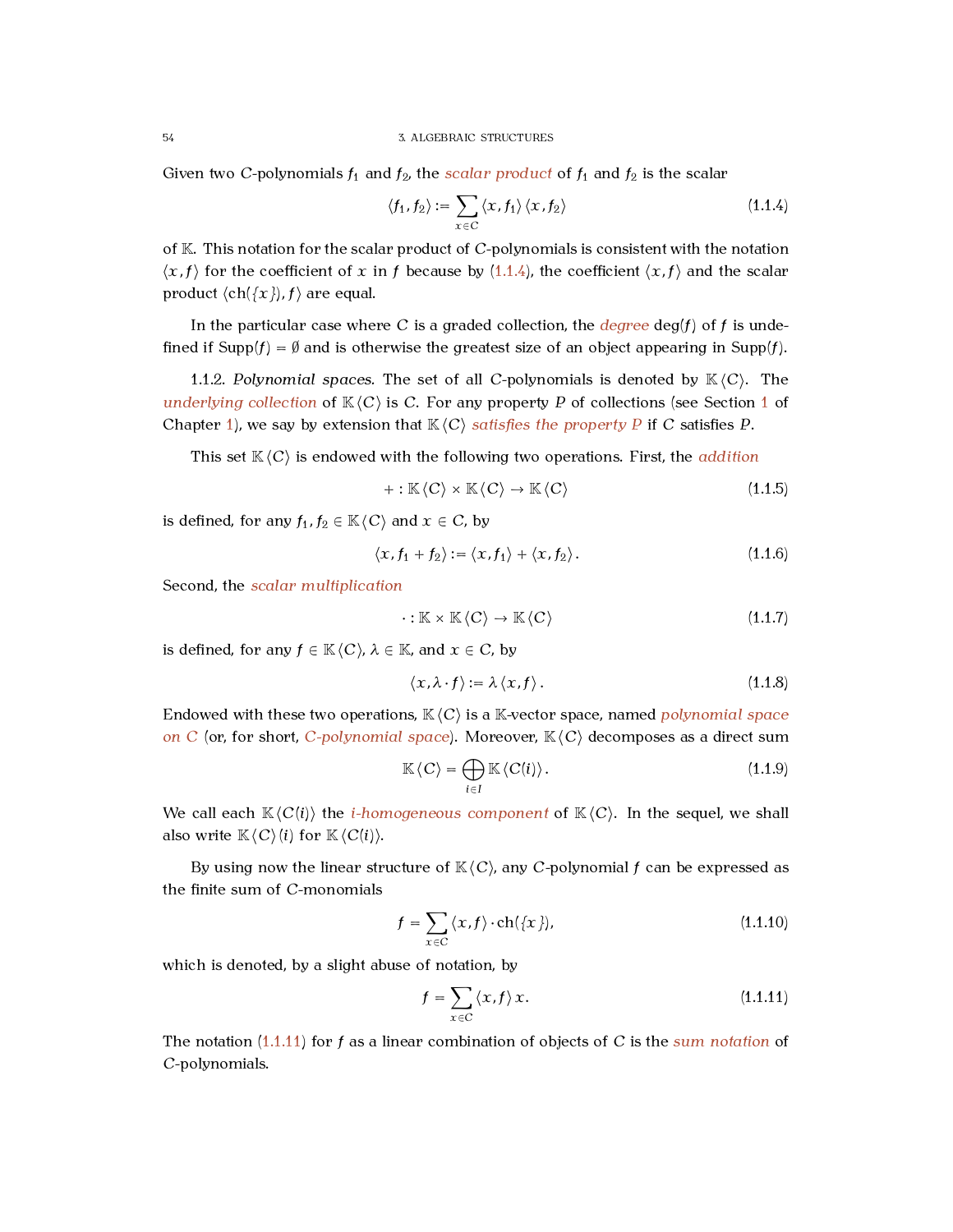Given two $C$-polynomials $f_1$ and $f_2$, the *scalar product* of $f_1$ and $f_2$ is the scalar

$$\langle f_1, f_2 \rangle := \sum_{x \in C} \langle x, f_1 \rangle \langle x, f_2 \rangle \tag{1.1.4}$$

of $\mathbb{K}$. This notation for the scalar product of $C$-polynomials is consistent with the notation $\langle x, f \rangle$ for the coefficient of $x$ in $f$ because by (1.1.4), the coefficient $\langle x, f \rangle$ and the scalar product $\langle \mathrm{ch}(\{x\}), f \rangle$ are equal.

In the particular case where $C$ is a graded collection, the *degree* $\deg(f)$ of $f$ is undefined if $\mathrm{Supp}(f) = \emptyset$ and is otherwise the greatest size of an object appearing in $\mathrm{Supp}(f)$.

1.1.2. *Polynomial spaces.* The set of all $C$-polynomials is denoted by $\mathbb{K}\langle C \rangle$. The *underlying collection* of $\mathbb{K}\langle C \rangle$ is $C$. For any property $P$ of collections (see Section 1 of Chapter 1), we say by extension that $\mathbb{K}\langle C \rangle$ *satisfies the property* $P$ if $C$ satisfies $P$.

This set $\mathbb{K}\langle C \rangle$ is endowed with the following two operations. First, the *addition*

$$+ : \mathbb{K}\langle C \rangle \times \mathbb{K}\langle C \rangle \to \mathbb{K}\langle C \rangle \tag{1.1.5}$$

is defined, for any $f_1, f_2 \in \mathbb{K}\langle C \rangle$ and $x \in C$, by

$$\langle x, f_1 + f_2 \rangle := \langle x, f_1 \rangle + \langle x, f_2 \rangle . \tag{1.1.6}$$

Second, the *scalar multiplication*

$$\cdot : \mathbb{K} \times \mathbb{K}\langle C \rangle \to \mathbb{K}\langle C \rangle \tag{1.1.7}$$

is defined, for any $f \in \mathbb{K}\langle C \rangle$, $\lambda \in \mathbb{K}$, and $x \in C$, by

$$\langle x, \lambda \cdot f \rangle := \lambda \langle x, f \rangle . \tag{1.1.8}$$

Endowed with these two operations, $\mathbb{K}\langle C \rangle$ is a $\mathbb{K}$-vector space, named *polynomial space on $C$* (or, for short, *$C$-polynomial space*). Moreover, $\mathbb{K}\langle C \rangle$ decomposes as a direct sum

$$\mathbb{K}\langle C \rangle = \bigoplus_{i \in I} \mathbb{K}\langle C(i) \rangle . \tag{1.1.9}$$

We call each $\mathbb{K}\langle C(i) \rangle$ the *$i$-homogeneous component* of $\mathbb{K}\langle C \rangle$. In the sequel, we shall also write $\mathbb{K}\langle C \rangle (i)$ for $\mathbb{K}\langle C(i) \rangle$.

By using now the linear structure of $\mathbb{K}\langle C \rangle$, any $C$-polynomial $f$ can be expressed as the finite sum of $C$-monomials

$$f = \sum_{x \in C} \langle x, f \rangle \cdot \mathrm{ch}(\{x\}), \tag{1.1.10}$$

which is denoted, by a slight abuse of notation, by

$$f = \sum_{x \in C} \langle x, f \rangle \, x. \tag{1.1.11}$$

The notation (1.1.11) for $f$ as a linear combination of objects of $C$ is the *sum notation* of $C$-polynomials.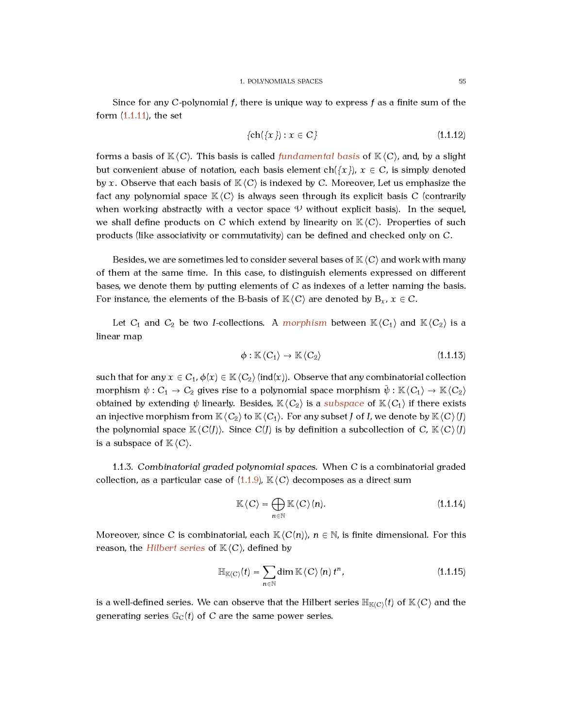Since for any $C$-polynomial $f$, there is unique way to express $f$ as a finite sum of the form (1.1.11), the set

$$\{\mathrm{ch}(\{x\}) : x \in C\} \tag{1.1.12}$$

forms a basis of $\mathbb{K}\langle C\rangle$. This basis is called *fundamental basis* of $\mathbb{K}\langle C\rangle$, and, by a slight but convenient abuse of notation, each basis element $\mathrm{ch}(\{x\})$, $x \in C$, is simply denoted by $x$. Observe that each basis of $\mathbb{K}\langle C\rangle$ is indexed by $C$. Moreover, Let us emphasize the fact any polynomial space $\mathbb{K}\langle C\rangle$ is always seen through its explicit basis $C$ (contrarily when working abstractly with a vector space $\mathcal{V}$ without explicit basis). In the sequel, we shall define products on $C$ which extend by linearity on $\mathbb{K}\langle C\rangle$. Properties of such products (like associativity or commutativity) can be defined and checked only on $C$.

Besides, we are sometimes led to consider several bases of $\mathbb{K}\langle C\rangle$ and work with many of them at the same time. In this case, to distinguish elements expressed on different bases, we denote them by putting elements of $C$ as indexes of a letter naming the basis. For instance, the elements of the B-basis of $\mathbb{K}\langle C\rangle$ are denoted by $\mathrm{B}_x$, $x \in C$.

Let $C_1$ and $C_2$ be two $I$-collections. A *morphism* between $\mathbb{K}\langle C_1\rangle$ and $\mathbb{K}\langle C_2\rangle$ is a linear map

$$\phi : \mathbb{K}\langle C_1\rangle \to \mathbb{K}\langle C_2\rangle \tag{1.1.13}$$

such that for any $x \in C_1$, $\phi(x) \in \mathbb{K}\langle C_2\rangle(\mathrm{ind}(x))$. Observe that any combinatorial collection morphism $\psi : C_1 \to C_2$ gives rise to a polynomial space morphism $\bar{\psi} : \mathbb{K}\langle C_1\rangle \to \mathbb{K}\langle C_2\rangle$ obtained by extending $\psi$ linearly. Besides, $\mathbb{K}\langle C_2\rangle$ is a *subspace* of $\mathbb{K}\langle C_1\rangle$ if there exists an injective morphism from $\mathbb{K}\langle C_2\rangle$ to $\mathbb{K}\langle C_1\rangle$. For any subset $J$ of $I$, we denote by $\mathbb{K}\langle C\rangle(J)$ the polynomial space $\mathbb{K}\langle C(J)\rangle$. Since $C(J)$ is by definition a subcollection of $C$, $\mathbb{K}\langle C\rangle(J)$ is a subspace of $\mathbb{K}\langle C\rangle$.

1.1.3. *Combinatorial graded polynomial spaces.* When $C$ is a combinatorial graded collection, as a particular case of (1.1.9), $\mathbb{K}\langle C\rangle$ decomposes as a direct sum

$$\mathbb{K}\langle C\rangle = \bigoplus_{n\in\mathbb{N}} \mathbb{K}\langle C\rangle(n). \tag{1.1.14}$$

Moreover, since $C$ is combinatorial, each $\mathbb{K}\langle C(n)\rangle$, $n \in \mathbb{N}$, is finite dimensional. For this reason, the *Hilbert series* of $\mathbb{K}\langle C\rangle$, defined by

$$\mathbb{H}_{\mathbb{K}\langle C\rangle}(t) = \sum_{n\in\mathbb{N}} \dim \mathbb{K}\langle C\rangle(n)\, t^n, \tag{1.1.15}$$

is a well-defined series. We can observe that the Hilbert series $\mathbb{H}_{\mathbb{K}\langle C\rangle}(t)$ of $\mathbb{K}\langle C\rangle$ and the generating series $\mathbb{G}_C(t)$ of $C$ are the same power series.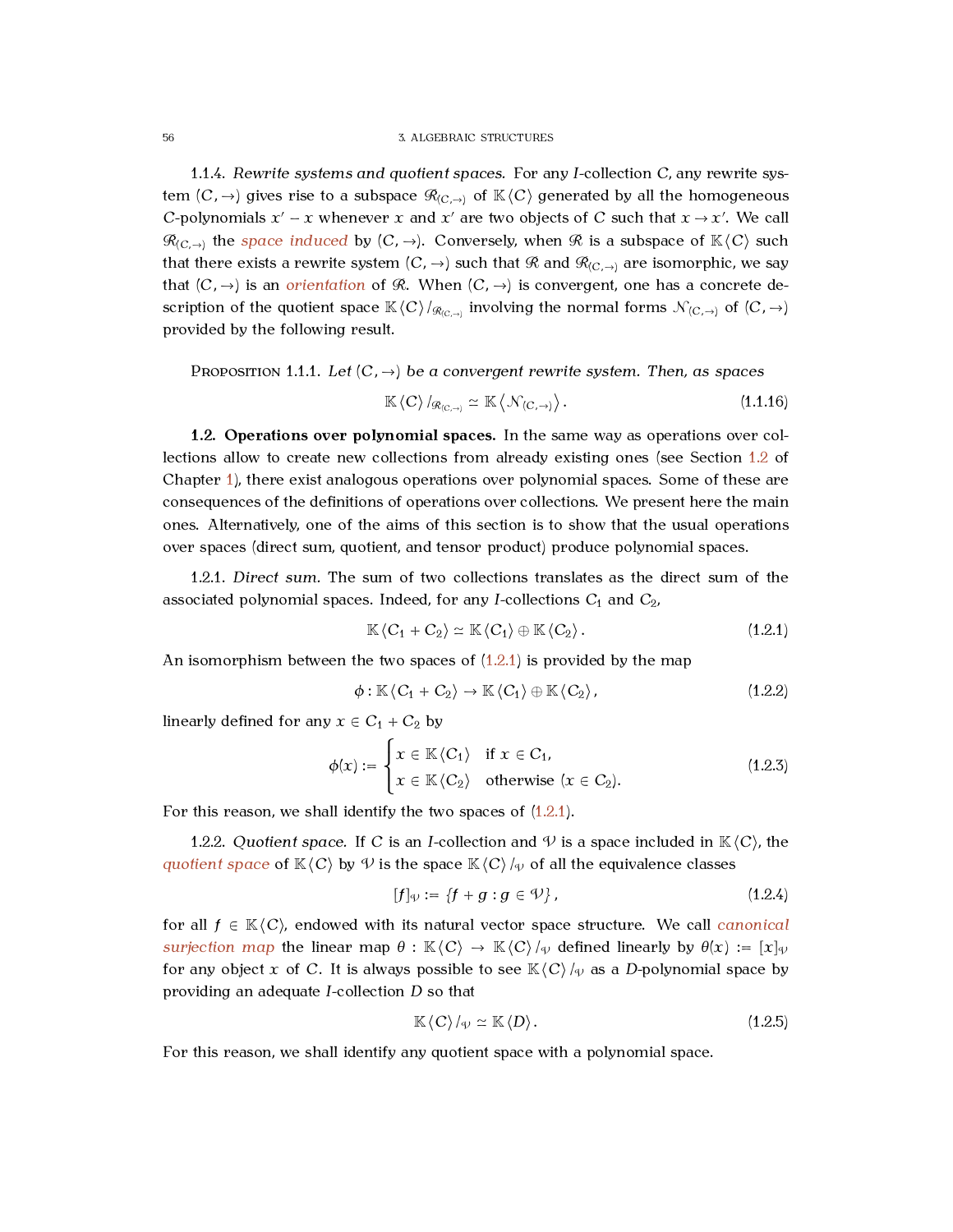1.1.4. *Rewrite systems and quotient spaces.* For any $I$-collection $C$, any rewrite system $(C, \to)$ gives rise to a subspace $\mathcal{R}_{(C,\to)}$ of $\mathbb{K}\langle C\rangle$ generated by all the homogeneous $C$-polynomials $x' - x$ whenever $x$ and $x'$ are two objects of $C$ such that $x \to x'$. We call $\mathcal{R}_{(C,\to)}$ the *space induced* by $(C, \to)$. Conversely, when $\mathcal{R}$ is a subspace of $\mathbb{K}\langle C\rangle$ such that there exists a rewrite system $(C, \to)$ such that $\mathcal{R}$ and $\mathcal{R}_{(C,\to)}$ are isomorphic, we say that $(C, \to)$ is an *orientation* of $\mathcal{R}$. When $(C, \to)$ is convergent, one has a concrete description of the quotient space $\mathbb{K}\langle C\rangle /_{\mathcal{R}_{(C,\to)}}$ involving the normal forms $\mathcal{N}_{(C,\to)}$ of $(C, \to)$ provided by the following result.

Proposition 1.1.1. *Let $(C, \to)$ be a convergent rewrite system. Then, as spaces*

$$\mathbb{K}\langle C\rangle /_{\mathcal{R}_{(C,\to)}} \simeq \mathbb{K}\left\langle \mathcal{N}_{(C,\to)}\right\rangle. \tag{1.1.16}$$

**1.2. Operations over polynomial spaces.** In the same way as operations over collections allow to create new collections from already existing ones (see Section 1.2 of Chapter 1), there exist analogous operations over polynomial spaces. Some of these are consequences of the definitions of operations over collections. We present here the main ones. Alternatively, one of the aims of this section is to show that the usual operations over spaces (direct sum, quotient, and tensor product) produce polynomial spaces.

1.2.1. *Direct sum.* The sum of two collections translates as the direct sum of the associated polynomial spaces. Indeed, for any $I$-collections $C_1$ and $C_2$,

$$\mathbb{K}\langle C_1 + C_2\rangle \simeq \mathbb{K}\langle C_1\rangle \oplus \mathbb{K}\langle C_2\rangle. \tag{1.2.1}$$

An isomorphism between the two spaces of (1.2.1) is provided by the map

$$\phi : \mathbb{K}\langle C_1 + C_2\rangle \to \mathbb{K}\langle C_1\rangle \oplus \mathbb{K}\langle C_2\rangle, \tag{1.2.2}$$

linearly defined for any $x \in C_1 + C_2$ by

$$\phi(x) := \begin{cases} x \in \mathbb{K}\langle C_1\rangle & \text{if } x \in C_1, \\ x \in \mathbb{K}\langle C_2\rangle & \text{otherwise } (x \in C_2). \end{cases} \tag{1.2.3}$$

For this reason, we shall identify the two spaces of (1.2.1).

1.2.2. *Quotient space.* If $C$ is an $I$-collection and $\mathcal{V}$ is a space included in $\mathbb{K}\langle C\rangle$, the *quotient space* of $\mathbb{K}\langle C\rangle$ by $\mathcal{V}$ is the space $\mathbb{K}\langle C\rangle /_{\mathcal{V}}$ of all the equivalence classes

$$[f]_{\mathcal{V}} := \{f + g : g \in \mathcal{V}\}, \tag{1.2.4}$$

for all $f \in \mathbb{K}\langle C\rangle$, endowed with its natural vector space structure. We call *canonical surjection map* the linear map $\theta : \mathbb{K}\langle C\rangle \to \mathbb{K}\langle C\rangle /_{\mathcal{V}}$ defined linearly by $\theta(x) := [x]_{\mathcal{V}}$ for any object $x$ of $C$. It is always possible to see $\mathbb{K}\langle C\rangle /_{\mathcal{V}}$ as a $D$-polynomial space by providing an adequate $I$-collection $D$ so that

$$\mathbb{K}\langle C\rangle /_{\mathcal{V}} \simeq \mathbb{K}\langle D\rangle. \tag{1.2.5}$$

For this reason, we shall identify any quotient space with a polynomial space.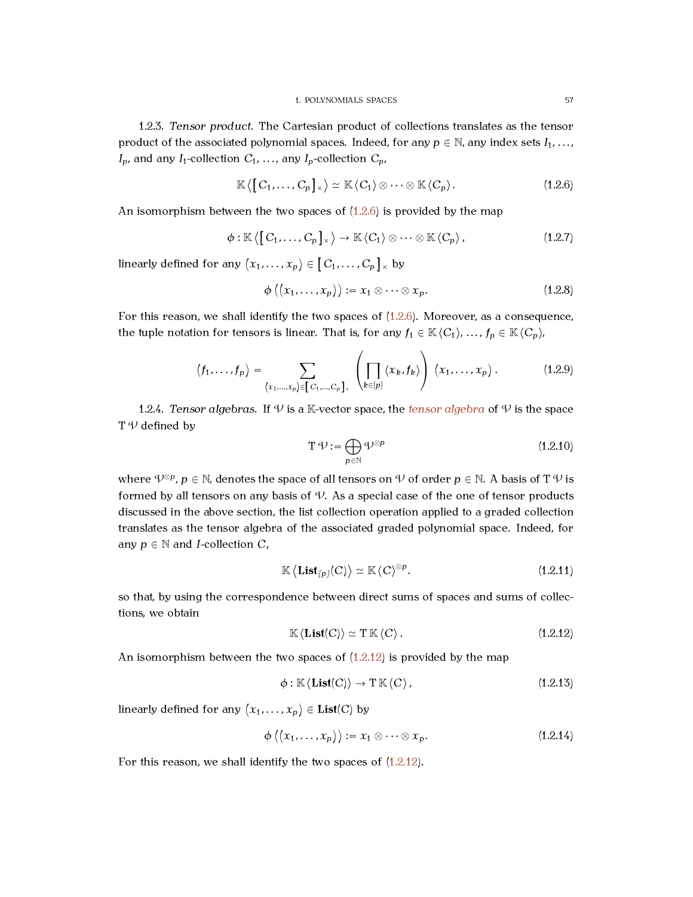1.2.3. *Tensor product.* The Cartesian product of collections translates as the tensor product of the associated polynomial spaces. Indeed, for any $p \in \mathbb{N}$, any index sets $I_1$, …, $I_p$, and any $I_1$-collection $C_1$, …, any $I_p$-collection $C_p$,

$$\mathbb{K}\left\langle \left[ C_1, \dots, C_p \right]_{\times} \right\rangle \simeq \mathbb{K}\langle C_1 \rangle \otimes \cdots \otimes \mathbb{K}\langle C_p \rangle. \tag{1.2.6}$$

An isomorphism between the two spaces of (1.2.6) is provided by the map

$$\phi : \mathbb{K}\left\langle \left[ C_1, \dots, C_p \right]_{\times} \right\rangle \to \mathbb{K}\langle C_1 \rangle \otimes \cdots \otimes \mathbb{K}\langle C_p \rangle, \tag{1.2.7}$$

linearly defined for any $\left(x_1, \dots, x_p\right) \in \left[ C_1, \dots, C_p \right]_{\times}$ by

$$\phi\left(\left(x_1, \dots, x_p\right)\right) := x_1 \otimes \cdots \otimes x_p. \tag{1.2.8}$$

For this reason, we shall identify the two spaces of (1.2.6). Moreover, as a consequence, the tuple notation for tensors is linear. That is, for any $f_1 \in \mathbb{K}\langle C_1 \rangle$, …, $f_p \in \mathbb{K}\langle C_p \rangle$,

$$\left(f_1, \dots, f_p\right) = \sum_{\left(x_1, \dots, x_p\right) \in \left[ C_1, \dots, C_p \right]_{\times}} \left( \prod_{k \in [p]} \langle x_k, f_k \rangle \right) \left(x_1, \dots, x_p\right). \tag{1.2.9}$$

1.2.4. *Tensor algebras.* If $\mathcal{V}$ is a $\mathbb{K}$-vector space, the *tensor algebra* of $\mathcal{V}$ is the space $\mathrm{T}\,\mathcal{V}$ defined by

$$\mathrm{T}\,\mathcal{V} := \bigoplus_{p \in \mathbb{N}} \mathcal{V}^{\otimes p} \tag{1.2.10}$$

where $\mathcal{V}^{\otimes p}$, $p \in \mathbb{N}$, denotes the space of all tensors on $\mathcal{V}$ of order $p \in \mathbb{N}$. A basis of $\mathrm{T}\,\mathcal{V}$ is formed by all tensors on any basis of $\mathcal{V}$. As a special case of the one of tensor products discussed in the above section, the list collection operation applied to a graded collection translates as the tensor algebra of the associated graded polynomial space. Indeed, for any $p \in \mathbb{N}$ and $I$-collection $C$,

$$\mathbb{K}\left\langle \mathbf{List}_{\{p\}}(C) \right\rangle \simeq \mathbb{K}\langle C \rangle^{\otimes p}. \tag{1.2.11}$$

so that, by using the correspondence between direct sums of spaces and sums of collections, we obtain

$$\mathbb{K}\langle \mathbf{List}(C) \rangle \simeq \mathrm{T}\,\mathbb{K}\langle C \rangle. \tag{1.2.12}$$

An isomorphism between the two spaces of (1.2.12) is provided by the map

$$\phi : \mathbb{K}\langle \mathbf{List}(C) \rangle \to \mathrm{T}\,\mathbb{K}\langle C \rangle, \tag{1.2.13}$$

linearly defined for any $\left(x_1, \dots, x_p\right) \in \mathbf{List}(C)$ by

$$\phi\left(\left(x_1, \dots, x_p\right)\right) := x_1 \otimes \cdots \otimes x_p. \tag{1.2.14}$$

For this reason, we shall identify the two spaces of (1.2.12).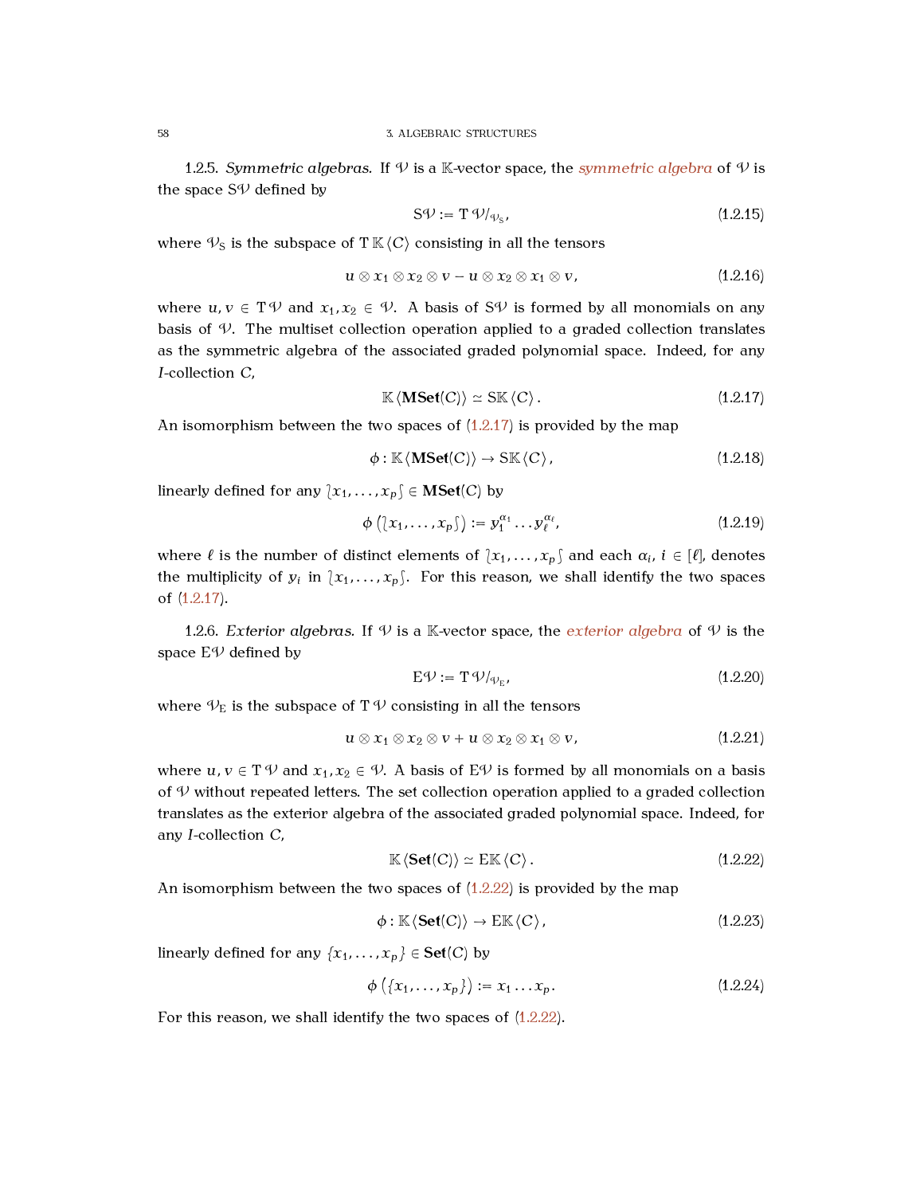1.2.5. *Symmetric algebras.* If $\mathcal{V}$ is a $\mathbb{K}$-vector space, the *symmetric algebra* of $\mathcal{V}$ is the space $\mathrm{S}\mathcal{V}$ defined by

$$\mathrm{S}\mathcal{V} := \mathrm{T}\,\mathcal{V}/_{\mathcal{V}_{\mathrm{S}}}, \tag{1.2.15}$$

where $\mathcal{V}_{\mathrm{S}}$ is the subspace of $\mathrm{T}\,\mathbb{K}\langle C\rangle$ consisting in all the tensors

$$u \otimes x_1 \otimes x_2 \otimes v - u \otimes x_2 \otimes x_1 \otimes v, \tag{1.2.16}$$

where $u, v \in \mathrm{T}\,\mathcal{V}$ and $x_1, x_2 \in \mathcal{V}$. A basis of $\mathrm{S}\mathcal{V}$ is formed by all monomials on any basis of $\mathcal{V}$. The multiset collection operation applied to a graded collection translates as the symmetric algebra of the associated graded polynomial space. Indeed, for any $I$-collection $C$,

$$\mathbb{K}\langle \mathbf{MSet}(C)\rangle \simeq \mathrm{S}\mathbb{K}\langle C\rangle. \tag{1.2.17}$$

An isomorphism between the two spaces of (1.2.17) is provided by the map

$$\phi : \mathbb{K}\langle \mathbf{MSet}(C)\rangle \to \mathrm{S}\mathbb{K}\langle C\rangle, \tag{1.2.18}$$

linearly defined for any $\lbag x_1, \dots, x_p \rbag \in \mathbf{MSet}(C)$ by

$$\phi\left(\lbag x_1, \dots, x_p \rbag\right) := y_1^{\alpha_1} \dots y_\ell^{\alpha_\ell}, \tag{1.2.19}$$

where $\ell$ is the number of distinct elements of $\lbag x_1, \dots, x_p \rbag$ and each $\alpha_i$, $i \in [\ell]$, denotes the multiplicity of $y_i$ in $\lbag x_1, \dots, x_p \rbag$. For this reason, we shall identify the two spaces of (1.2.17).

1.2.6. *Exterior algebras.* If $\mathcal{V}$ is a $\mathbb{K}$-vector space, the *exterior algebra* of $\mathcal{V}$ is the space $\mathrm{E}\mathcal{V}$ defined by

$$\mathrm{E}\mathcal{V} := \mathrm{T}\,\mathcal{V}/_{\mathcal{V}_{\mathrm{E}}}, \tag{1.2.20}$$

where $\mathcal{V}_{\mathrm{E}}$ is the subspace of $\mathrm{T}\,\mathcal{V}$ consisting in all the tensors

$$u \otimes x_1 \otimes x_2 \otimes v + u \otimes x_2 \otimes x_1 \otimes v, \tag{1.2.21}$$

where $u, v \in \mathrm{T}\,\mathcal{V}$ and $x_1, x_2 \in \mathcal{V}$. A basis of $\mathrm{E}\mathcal{V}$ is formed by all monomials on a basis of $\mathcal{V}$ without repeated letters. The set collection operation applied to a graded collection translates as the exterior algebra of the associated graded polynomial space. Indeed, for any $I$-collection $C$,

$$\mathbb{K}\langle \mathbf{Set}(C)\rangle \simeq \mathrm{E}\mathbb{K}\langle C\rangle. \tag{1.2.22}$$

An isomorphism between the two spaces of (1.2.22) is provided by the map

$$\phi : \mathbb{K}\langle \mathbf{Set}(C)\rangle \to \mathrm{E}\mathbb{K}\langle C\rangle, \tag{1.2.23}$$

linearly defined for any $\{x_1, \dots, x_p\} \in \mathbf{Set}(C)$ by

$$\phi\left(\{x_1, \dots, x_p\}\right) := x_1 \dots x_p. \tag{1.2.24}$$

For this reason, we shall identify the two spaces of (1.2.22).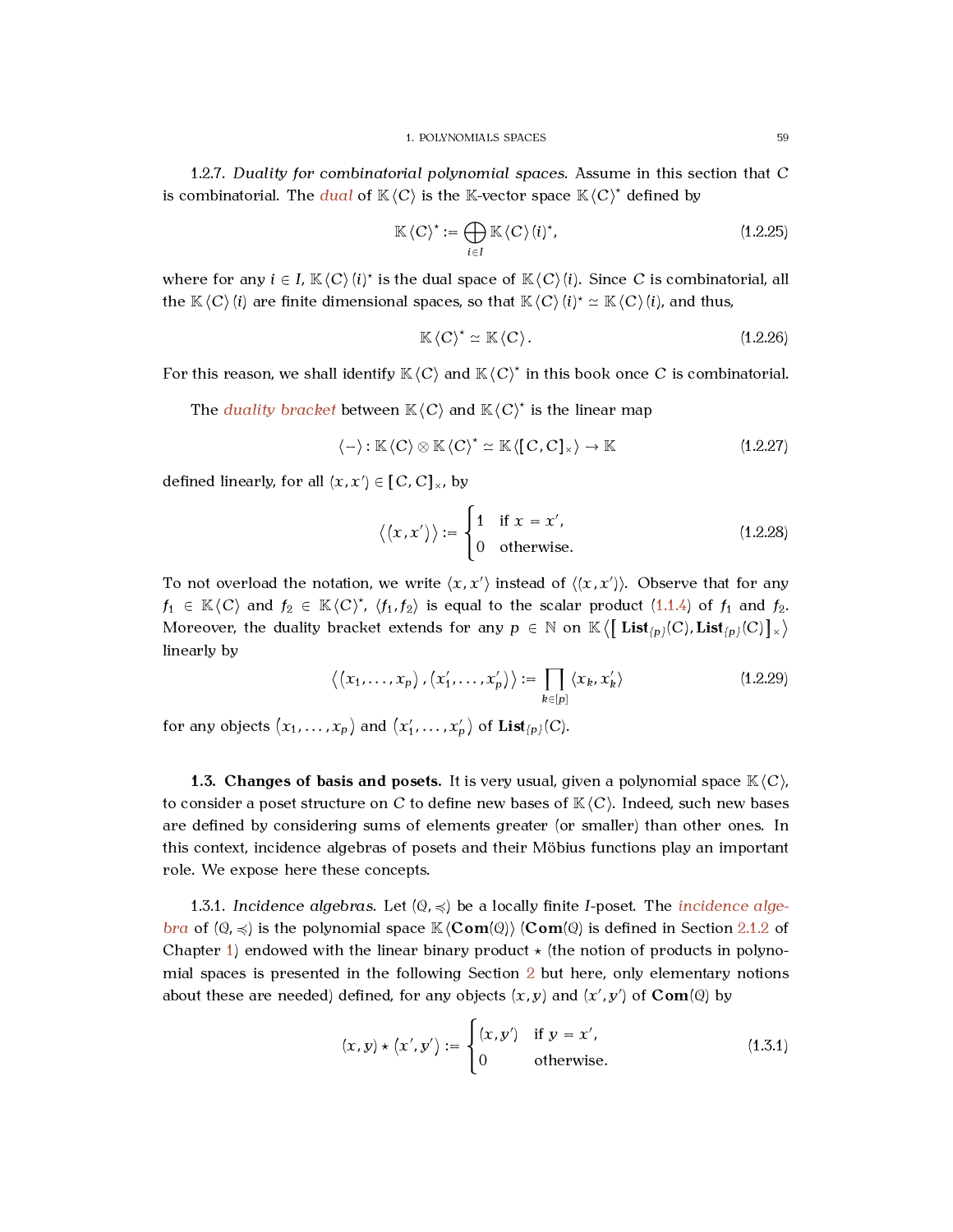1.2.7. *Duality for combinatorial polynomial spaces.* Assume in this section that $C$ is combinatorial. The *dual* of $\mathbb{K}\langle C\rangle$ is the $\mathbb{K}$-vector space $\mathbb{K}\langle C\rangle^\star$ defined by

$$\mathbb{K}\langle C\rangle^\star := \bigoplus_{i\in I} \mathbb{K}\langle C\rangle(i)^\star, \tag{1.2.25}$$

where for any $i \in I$, $\mathbb{K}\langle C\rangle(i)^\star$ is the dual space of $\mathbb{K}\langle C\rangle(i)$. Since $C$ is combinatorial, all the $\mathbb{K}\langle C\rangle(i)$ are finite dimensional spaces, so that $\mathbb{K}\langle C\rangle(i)^\star \simeq \mathbb{K}\langle C\rangle(i)$, and thus,

$$\mathbb{K}\langle C\rangle^\star \simeq \mathbb{K}\langle C\rangle. \tag{1.2.26}$$

For this reason, we shall identify $\mathbb{K}\langle C\rangle$ and $\mathbb{K}\langle C\rangle^\star$ in this book once $C$ is combinatorial.

The *duality bracket* between $\mathbb{K}\langle C\rangle$ and $\mathbb{K}\langle C\rangle^\star$ is the linear map

$$\langle - \rangle : \mathbb{K}\langle C\rangle \otimes \mathbb{K}\langle C\rangle^\star \simeq \mathbb{K}\langle [C,C]_\times\rangle \to \mathbb{K} \tag{1.2.27}$$

defined linearly, for all $(x,x') \in [C,C]_\times$, by

$$\left\langle (x,x') \right\rangle := \begin{cases} 1 & \text{if } x = x', \\ 0 & \text{otherwise.} \end{cases} \tag{1.2.28}$$

To not overload the notation, we write $\langle x, x'\rangle$ instead of $\langle (x,x')\rangle$. Observe that for any $f_1 \in \mathbb{K}\langle C\rangle$ and $f_2 \in \mathbb{K}\langle C\rangle^\star$, $\langle f_1, f_2\rangle$ is equal to the scalar product (1.1.4) of $f_1$ and $f_2$. Moreover, the duality bracket extends for any $p \in \mathbb{N}$ on $\mathbb{K}\left\langle \left[\mathbf{List}_{\{p\}}(C), \mathbf{List}_{\{p\}}(C)\right]_\times \right\rangle$ linearly by

$$\left\langle \left(x_1,\dots,x_p\right), \left(x'_1,\dots,x'_p\right) \right\rangle := \prod_{k\in[p]} \langle x_k, x'_k\rangle \tag{1.2.29}$$

for any objects $\left(x_1,\dots,x_p\right)$ and $\left(x'_1,\dots,x'_p\right)$ of $\mathbf{List}_{\{p\}}(C)$.

### 1.3. Changes of basis and posets.

It is very usual, given a polynomial space $\mathbb{K}\langle C\rangle$, to consider a poset structure on $C$ to define new bases of $\mathbb{K}\langle C\rangle$. Indeed, such new bases are defined by considering sums of elements greater (or smaller) than other ones. In this context, incidence algebras of posets and their Möbius functions play an important role. We expose here these concepts.

1.3.1. *Incidence algebras.* Let $(\mathcal{Q}, \preccurlyeq)$ be a locally finite $I$-poset. The *incidence algebra* of $(\mathcal{Q}, \preccurlyeq)$ is the polynomial space $\mathbb{K}\langle \mathbf{Com}(\mathcal{Q})\rangle$ ($\mathbf{Com}(\mathcal{Q})$ is defined in Section 2.1.2 of Chapter 1) endowed with the linear binary product $\star$ (the notion of products in polynomial spaces is presented in the following Section 2 but here, only elementary notions about these are needed) defined, for any objects $(x,y)$ and $(x',y')$ of $\mathbf{Com}(\mathcal{Q})$ by

$$(x,y) \star (x',y') := \begin{cases} (x,y') & \text{if } y = x', \\ 0 & \text{otherwise.} \end{cases} \tag{1.3.1}$$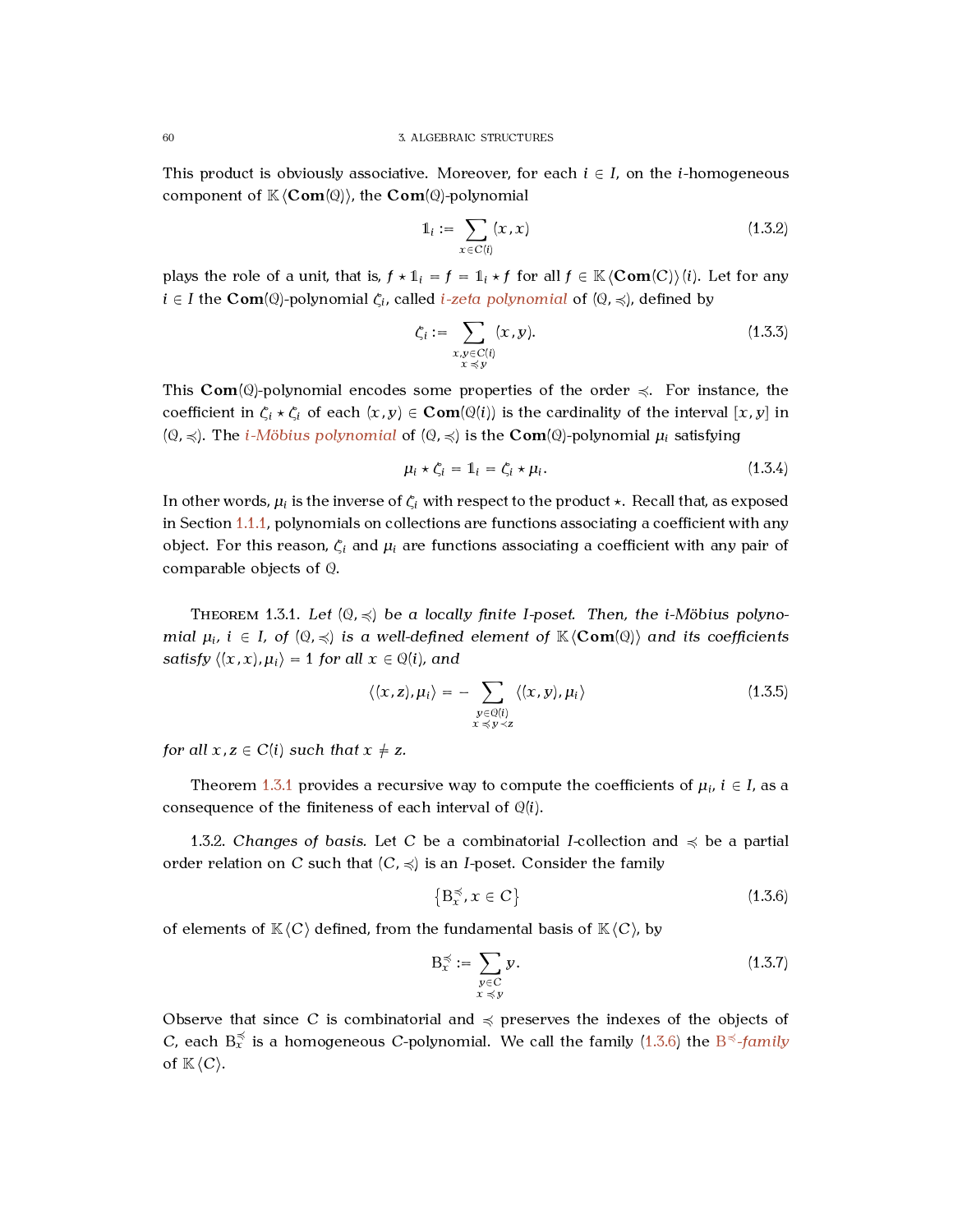This product is obviously associative. Moreover, for each $i \in I$, on the $i$-homogeneous component of $\mathbb{K}\langle \mathbf{Com}(\mathcal{Q})\rangle$, the $\mathbf{Com}(\mathcal{Q})$-polynomial

$$\mathbb{1}_i := \sum_{x \in C(i)} (x, x) \tag{1.3.2}$$

plays the role of a unit, that is, $f \star \mathbb{1}_i = f = \mathbb{1}_i \star f$ for all $f \in \mathbb{K}\langle \mathbf{Com}(C)\rangle(i)$. Let for any $i \in I$ the $\mathbf{Com}(\mathcal{Q})$-polynomial $\zeta_i$, called *i-zeta polynomial* of $(\mathcal{Q}, \preccurlyeq)$, defined by

$$\zeta_i := \sum_{\substack{x,y \in C(i) \\ x \preccurlyeq y}} (x, y). \tag{1.3.3}$$

This $\mathbf{Com}(\mathcal{Q})$-polynomial encodes some properties of the order $\preccurlyeq$. For instance, the coefficient in $\zeta_i \star \zeta_i$ of each $(x, y) \in \mathbf{Com}(\mathcal{Q}(i))$ is the cardinality of the interval $[x, y]$ in $(\mathcal{Q}, \preccurlyeq)$. The *i-Möbius polynomial* of $(\mathcal{Q}, \preccurlyeq)$ is the $\mathbf{Com}(\mathcal{Q})$-polynomial $\mu_i$ satisfying

$$\mu_i \star \zeta_i = \mathbb{1}_i = \zeta_i \star \mu_i. \tag{1.3.4}$$

In other words, $\mu_i$ is the inverse of $\zeta_i$ with respect to the product $\star$. Recall that, as exposed in Section 1.1.1, polynomials on collections are functions associating a coefficient with any object. For this reason, $\zeta_i$ and $\mu_i$ are functions associating a coefficient with any pair of comparable objects of $\mathcal{Q}$.

Theorem 1.3.1. *Let $(\mathcal{Q}, \preccurlyeq)$ be a locally finite $I$-poset. Then, the $i$-Möbius polynomial $\mu_i$, $i \in I$, of $(\mathcal{Q}, \preccurlyeq)$ is a well-defined element of $\mathbb{K}\langle \mathbf{Com}(\mathcal{Q})\rangle$ and its coefficients satisfy $\langle (x, x), \mu_i\rangle = 1$ for all $x \in \mathcal{Q}(i)$, and*

$$\langle (x, z), \mu_i\rangle = -\sum_{\substack{y \in \mathcal{Q}(i) \\ x \preccurlyeq y \prec z}} \langle (x, y), \mu_i\rangle \tag{1.3.5}$$

*for all $x, z \in C(i)$ such that $x \neq z$.*

Theorem 1.3.1 provides a recursive way to compute the coefficients of $\mu_i$, $i \in I$, as a consequence of the finiteness of each interval of $\mathcal{Q}(i)$.

1.3.2. *Changes of basis.* Let $C$ be a combinatorial $I$-collection and $\preccurlyeq$ be a partial order relation on $C$ such that $(C, \preccurlyeq)$ is an $I$-poset. Consider the family

$$\left\{ \mathsf{B}_x^{\preccurlyeq}, x \in C \right\} \tag{1.3.6}$$

of elements of $\mathbb{K}\langle C\rangle$ defined, from the fundamental basis of $\mathbb{K}\langle C\rangle$, by

$$\mathsf{B}_x^{\preccurlyeq} := \sum_{\substack{y \in C \\ x \preccurlyeq y}} y. \tag{1.3.7}$$

Observe that since $C$ is combinatorial and $\preccurlyeq$ preserves the indexes of the objects of $C$, each $\mathsf{B}_x^{\preccurlyeq}$ is a homogeneous $C$-polynomial. We call the family (1.3.6) the *$\mathsf{B}^{\preccurlyeq}$-family* of $\mathbb{K}\langle C\rangle$.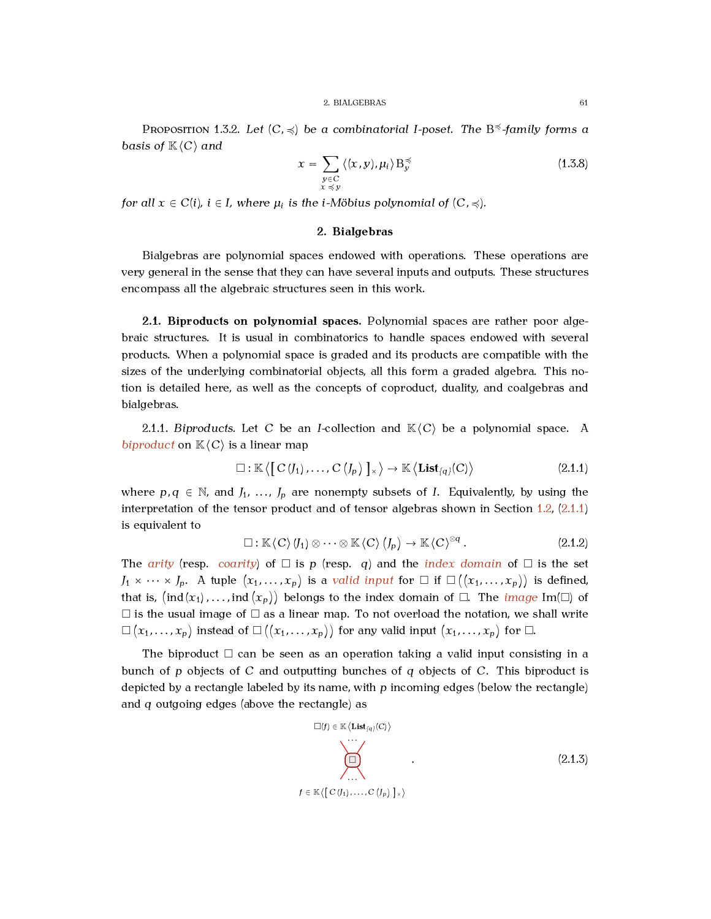Proposition 1.3.2. *Let $(C, \preccurlyeq)$ be a combinatorial $I$-poset. The $\mathrm{B}^{\preccurlyeq}$-family forms a basis of $\mathbb{K}\langle C \rangle$ and*

$$x = \sum_{\substack{y \in C \\ x \preccurlyeq y}} \langle (x, y), \mu_i \rangle \, \mathrm{B}^{\preccurlyeq}_y \tag{1.3.8}$$

*for all $x \in C(i)$, $i \in I$, where $\mu_i$ is the $i$-Möbius polynomial of $(C, \preccurlyeq)$.*

## 2. Bialgebras

Bialgebras are polynomial spaces endowed with operations. These operations are very general in the sense that they can have several inputs and outputs. These structures encompass all the algebraic structures seen in this work.

### 2.1. Biproducts on polynomial spaces.

Polynomial spaces are rather poor algebraic structures. It is usual in combinatorics to handle spaces endowed with several products. When a polynomial space is graded and its products are compatible with the sizes of the underlying combinatorial objects, all this form a graded algebra. This notion is detailed here, as well as the concepts of coproduct, duality, and coalgebras and bialgebras.

2.1.1. *Biproducts.* Let $C$ be an $I$-collection and $\mathbb{K}\langle C \rangle$ be a polynomial space. A *biproduct* on $\mathbb{K}\langle C \rangle$ is a linear map

$$\square : \mathbb{K}\left\langle \left[ C(J_1), \dots, C(J_p) \right]_{\times} \right\rangle \to \mathbb{K}\left\langle \mathbf{List}_{\{q\}}(C) \right\rangle \tag{2.1.1}$$

where $p, q \in \mathbb{N}$, and $J_1, \dots, J_p$ are nonempty subsets of $I$. Equivalently, by using the interpretation of the tensor product and of tensor algebras shown in Section 1.2, (2.1.1) is equivalent to

$$\square : \mathbb{K}\langle C \rangle (J_1) \otimes \dots \otimes \mathbb{K}\langle C \rangle (J_p) \to \mathbb{K}\langle C \rangle^{\otimes q}. \tag{2.1.2}$$

The *arity* (resp. *coarity*) of $\square$ is $p$ (resp. $q$) and the *index domain* of $\square$ is the set $J_1 \times \dots \times J_p$. A tuple $(x_1, \dots, x_p)$ is a *valid input* for $\square$ if $\square\left((x_1, \dots, x_p)\right)$ is defined, that is, $\left(\mathrm{ind}(x_1), \dots, \mathrm{ind}(x_p)\right)$ belongs to the index domain of $\square$. The *image* $\mathrm{Im}(\square)$ of $\square$ is the usual image of $\square$ as a linear map. To not overload the notation, we shall write $\square(x_1, \dots, x_p)$ instead of $\square\left((x_1, \dots, x_p)\right)$ for any valid input $(x_1, \dots, x_p)$ for $\square$.

The biproduct $\square$ can be seen as an operation taking a valid input consisting in a bunch of $p$ objects of $C$ and outputting bunches of $q$ objects of $C$. This biproduct is depicted by a rectangle labeled by its name, with $p$ incoming edges (below the rectangle) and $q$ outgoing edges (above the rectangle) as

$$\begin{array}{c} \square(f) \in \mathbb{K}\left\langle \mathbf{List}_{\{q\}}(C) \right\rangle \\ \cdots \\ \square \\ \cdots \\ f \in \mathbb{K}\left\langle \left[ C(J_1), \dots, C(J_p) \right]_{\times} \right\rangle \end{array} . \tag{2.1.3}$$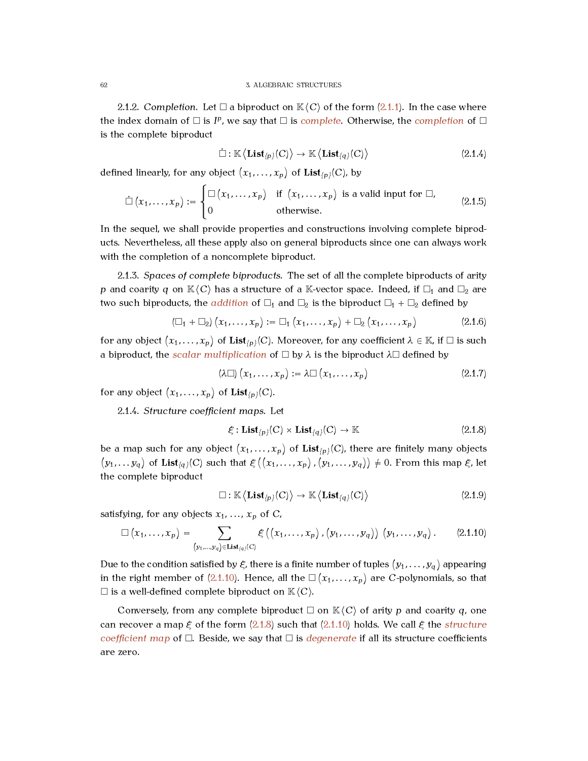2.1.2. *Completion.* Let $\square$ a biproduct on $\mathbb{K}\langle C\rangle$ of the form (2.1.1). In the case where the index domain of $\square$ is $I^p$, we say that $\square$ is *complete*. Otherwise, the *completion* of $\square$ is the complete biproduct

$$\dot{\square} : \mathbb{K}\left\langle \mathbf{List}_{\{p\}}(C)\right\rangle \to \mathbb{K}\left\langle \mathbf{List}_{\{q\}}(C)\right\rangle \tag{2.1.4}$$

defined linearly, for any object $(x_1, \dots, x_p)$ of $\mathbf{List}_{\{p\}}(C)$, by

$$\dot{\square}\left(x_1, \dots, x_p\right) := \begin{cases} \square\left(x_1, \dots, x_p\right) & \text{if } \left(x_1, \dots, x_p\right) \text{ is a valid input for } \square, \\ 0 & \text{otherwise.} \end{cases} \tag{2.1.5}$$

In the sequel, we shall provide properties and constructions involving complete biproducts. Nevertheless, all these apply also on general biproducts since one can always work with the completion of a noncomplete biproduct.

2.1.3. *Spaces of complete biproducts.* The set of all the complete biproducts of arity $p$ and coarity $q$ on $\mathbb{K}\langle C\rangle$ has a structure of a $\mathbb{K}$-vector space. Indeed, if $\square_1$ and $\square_2$ are two such biproducts, the *addition* of $\square_1$ and $\square_2$ is the biproduct $\square_1 + \square_2$ defined by

$$\left(\square_1 + \square_2\right)\left(x_1, \dots, x_p\right) := \square_1\left(x_1, \dots, x_p\right) + \square_2\left(x_1, \dots, x_p\right) \tag{2.1.6}$$

for any object $(x_1, \dots, x_p)$ of $\mathbf{List}_{\{p\}}(C)$. Moreover, for any coefficient $\lambda \in \mathbb{K}$, if $\square$ is such a biproduct, the *scalar multiplication* of $\square$ by $\lambda$ is the biproduct $\lambda\square$ defined by

$$(\lambda\square)\left(x_1, \dots, x_p\right) := \lambda\square\left(x_1, \dots, x_p\right) \tag{2.1.7}$$

for any object $(x_1, \dots, x_p)$ of $\mathbf{List}_{\{p\}}(C)$.

2.1.4. *Structure coefficient maps.* Let

$$\xi : \mathbf{List}_{\{p\}}(C) \times \mathbf{List}_{\{q\}}(C) \to \mathbb{K} \tag{2.1.8}$$

be a map such for any object $(x_1, \dots, x_p)$ of $\mathbf{List}_{\{p\}}(C)$, there are finitely many objects $(y_1, \dots y_q)$ of $\mathbf{List}_{\{q\}}(C)$ such that $\xi\left(\left(x_1, \dots, x_p\right), \left(y_1, \dots, y_q\right)\right) \neq 0$. From this map $\xi$, let the complete biproduct

$$\square : \mathbb{K}\left\langle \mathbf{List}_{\{p\}}(C)\right\rangle \to \mathbb{K}\left\langle \mathbf{List}_{\{q\}}(C)\right\rangle \tag{2.1.9}$$

satisfying, for any objects $x_1, \dots, x_p$ of $C$,

$$\square\left(x_1, \dots, x_p\right) = \sum_{\left(y_1, \dots, y_q\right) \in \mathbf{List}_{\{q\}}(C)} \xi\left(\left(x_1, \dots, x_p\right), \left(y_1, \dots, y_q\right)\right) \left(y_1, \dots, y_q\right). \tag{2.1.10}$$

Due to the condition satisfied by $\xi$, there is a finite number of tuples $(y_1, \dots, y_q)$ appearing in the right member of (2.1.10). Hence, all the $\square\left(x_1, \dots, x_p\right)$ are $C$-polynomials, so that $\square$ is a well-defined complete biproduct on $\mathbb{K}\langle C\rangle$.

Conversely, from any complete biproduct $\square$ on $\mathbb{K}\langle C\rangle$ of arity $p$ and coarity $q$, one can recover a map $\xi$ of the form (2.1.8) such that (2.1.10) holds. We call $\xi$ the *structure coefficient map* of $\square$. Beside, we say that $\square$ is *degenerate* if all its structure coefficients are zero.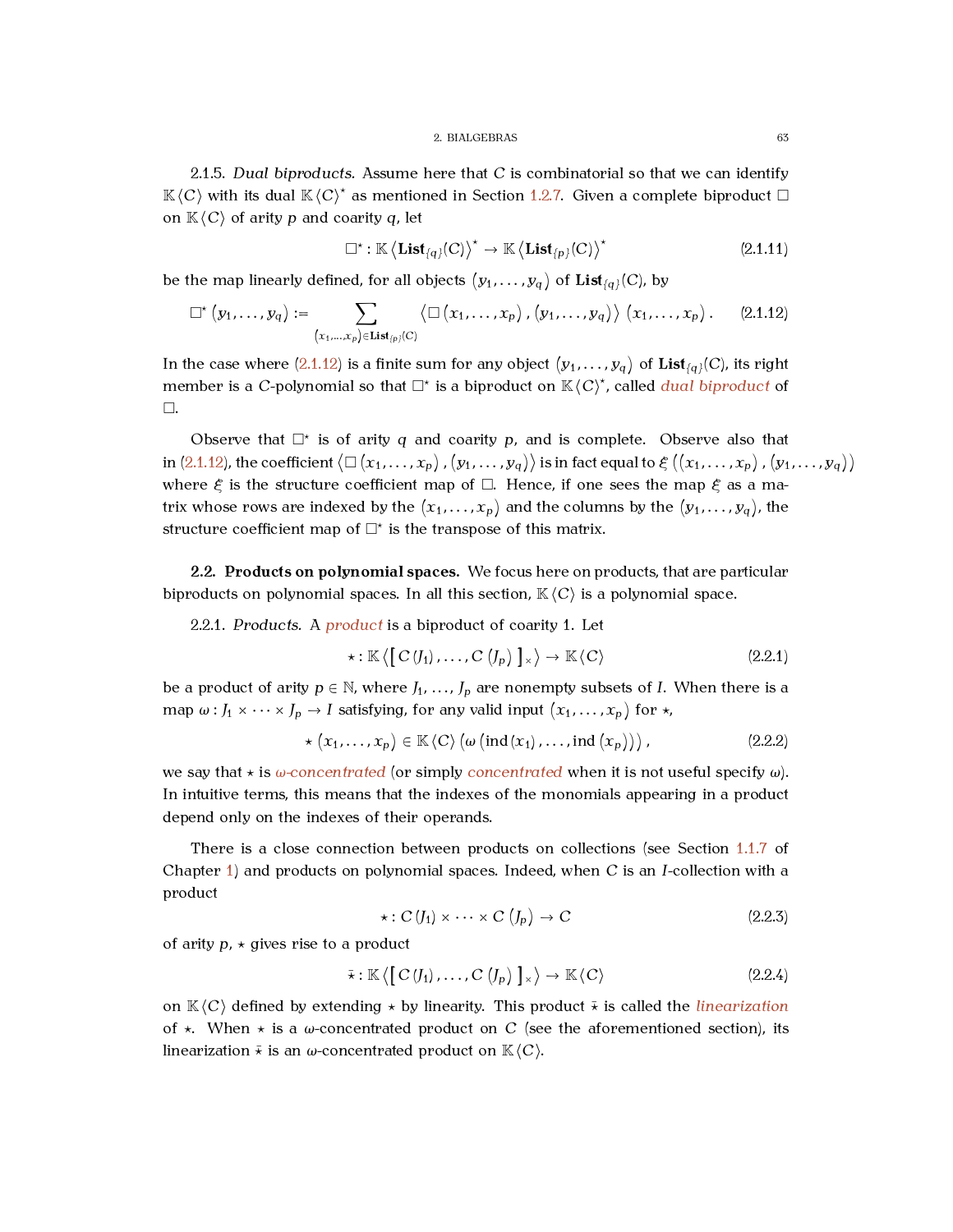2.1.5. *Dual biproducts.* Assume here that $C$ is combinatorial so that we can identify $\mathbb{K}\langle C\rangle$ with its dual $\mathbb{K}\langle C\rangle^\star$ as mentioned in Section 1.2.7. Given a complete biproduct $\square$ on $\mathbb{K}\langle C\rangle$ of arity $p$ and coarity $q$, let

$$\square^\star : \mathbb{K}\left\langle \mathbf{List}_{\{q\}}(C)\right\rangle^\star \to \mathbb{K}\left\langle \mathbf{List}_{\{p\}}(C)\right\rangle^\star \tag{2.1.11}$$

be the map linearly defined, for all objects $(y_1, \dots, y_q)$ of $\mathbf{List}_{\{q\}}(C)$, by

$$\square^\star (y_1, \dots, y_q) := \sum_{(x_1,\dots,x_p)\in \mathbf{List}_{\{p\}}(C)} \left\langle \square (x_1, \dots, x_p), (y_1, \dots, y_q)\right\rangle (x_1, \dots, x_p). \tag{2.1.12}$$

In the case where (2.1.12) is a finite sum for any object $(y_1, \dots, y_q)$ of $\mathbf{List}_{\{q\}}(C)$, its right member is a $C$-polynomial so that $\square^\star$ is a biproduct on $\mathbb{K}\langle C\rangle^\star$, called *dual biproduct* of $\square$.

Observe that $\square^\star$ is of arity $q$ and coarity $p$, and is complete. Observe also that in (2.1.12), the coefficient $\left\langle \square (x_1, \dots, x_p), (y_1, \dots, y_q)\right\rangle$ is in fact equal to $\xi((x_1, \dots, x_p), (y_1, \dots, y_q))$ where $\xi$ is the structure coefficient map of $\square$. Hence, if one sees the map $\xi$ as a matrix whose rows are indexed by the $(x_1, \dots, x_p)$ and the columns by the $(y_1, \dots, y_q)$, the structure coefficient map of $\square^\star$ is the transpose of this matrix.

### 2.2. Products on polynomial spaces.

We focus here on products, that are particular biproducts on polynomial spaces. In all this section, $\mathbb{K}\langle C\rangle$ is a polynomial space.

2.2.1. *Products.* A *product* is a biproduct of coarity 1. Let

$$\star : \mathbb{K}\left\langle \left[ C(J_1), \dots, C(J_p)\right]_\times\right\rangle \to \mathbb{K}\langle C\rangle \tag{2.2.1}$$

be a product of arity $p \in \mathbb{N}$, where $J_1, \dots, J_p$ are nonempty subsets of $I$. When there is a map $\omega : J_1 \times \dots \times J_p \to I$ satisfying, for any valid input $(x_1, \dots, x_p)$ for $\star$,

$$\star (x_1, \dots, x_p) \in \mathbb{K}\langle C\rangle (\omega (\mathrm{ind}(x_1), \dots, \mathrm{ind}(x_p))), \tag{2.2.2}$$

we say that $\star$ is *$\omega$-concentrated* (or simply *concentrated* when it is not useful specify $\omega$). In intuitive terms, this means that the indexes of the monomials appearing in a product depend only on the indexes of their operands.

There is a close connection between products on collections (see Section 1.1.7 of Chapter 1) and products on polynomial spaces. Indeed, when $C$ is an $I$-collection with a product

$$\star : C(J_1) \times \dots \times C(J_p) \to C \tag{2.2.3}$$

of arity $p$, $\star$ gives rise to a product

$$\bar{\star} : \mathbb{K}\left\langle \left[ C(J_1), \dots, C(J_p)\right]_\times\right\rangle \to \mathbb{K}\langle C\rangle \tag{2.2.4}$$

on $\mathbb{K}\langle C\rangle$ defined by extending $\star$ by linearity. This product $\bar{\star}$ is called the *linearization* of $\star$. When $\star$ is a $\omega$-concentrated product on $C$ (see the aforementioned section), its linearization $\bar{\star}$ is an $\omega$-concentrated product on $\mathbb{K}\langle C\rangle$.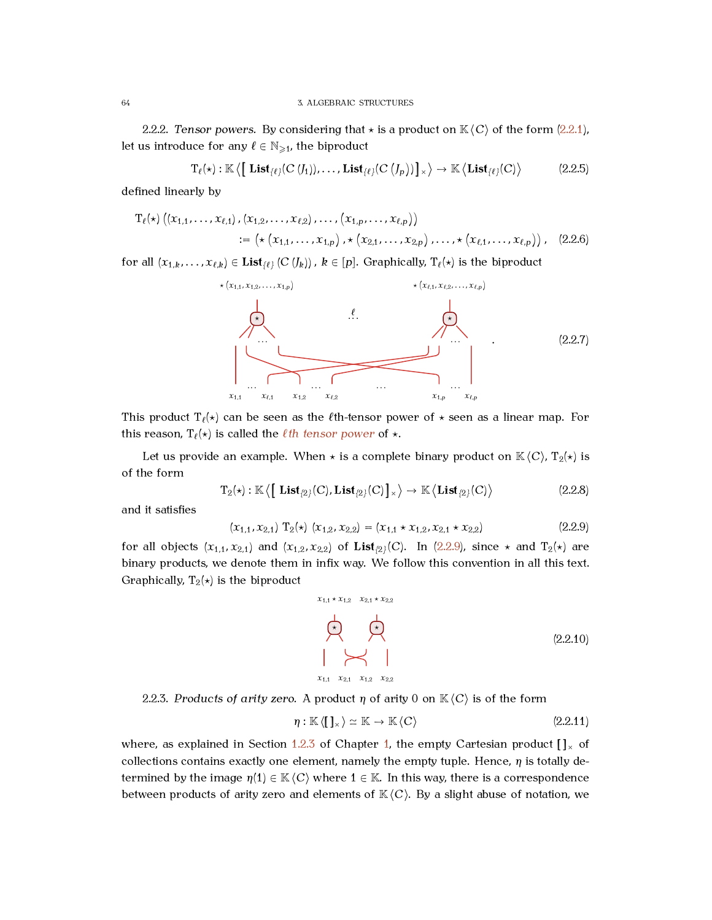**2.2.2.** *Tensor powers.* By considering that $\star$ is a product on $\mathbb{K}\langle C\rangle$ of the form (2.2.1), let us introduce for any $\ell \in \mathbb{N}_{\geqslant 1}$, the biproduct

$$\mathrm{T}_\ell(\star) : \mathbb{K}\left\langle \left[\, \mathbf{List}_{\{\ell\}}(C\,(J_1)), \dots, \mathbf{List}_{\{\ell\}}(C\,(J_p))\right]_\times \right\rangle \to \mathbb{K}\left\langle \mathbf{List}_{\{\ell\}}(C)\right\rangle \tag{2.2.5}$$

defined linearly by

$$\begin{aligned}\mathrm{T}_\ell(\star)\left((x_{1,1}, \dots, x_{\ell,1}), (x_{1,2}, \dots, x_{\ell,2}), \dots, (x_{1,p}, \dots, x_{\ell,p})\right)& \\ := \left(\star\,(x_{1,1}, \dots, x_{1,p}), \star\,(x_{2,1}, \dots, x_{2,p}), \dots, \star\,(x_{\ell,1}, \dots, x_{\ell,p})\right),&\end{aligned} \tag{2.2.6}$$

for all $(x_{1,k}, \dots, x_{\ell,k}) \in \mathbf{List}_{\{\ell\}}\,(C\,(J_k))$, $k \in [p]$. Graphically, $\mathrm{T}_\ell(\star)$ is the biproduct

$$\text{[diagram: } \ell \text{ copies of } \star \text{ with outputs } \star(x_{1,1}, x_{1,2}, \dots, x_{1,p}), \dots, \star(x_{\ell,1}, x_{\ell,2}, \dots, x_{\ell,p}) \text{, inputs } x_{1,1}, \dots, x_{\ell,1}, x_{1,2}, \dots, x_{\ell,2}, \dots, x_{1,p}, \dots, x_{\ell,p}\text{]} \tag{2.2.7}$$

This product $\mathrm{T}_\ell(\star)$ can be seen as the $\ell$th-tensor power of $\star$ seen as a linear map. For this reason, $\mathrm{T}_\ell(\star)$ is called the *$\ell$th tensor power* of $\star$.

Let us provide an example. When $\star$ is a complete binary product on $\mathbb{K}\langle C\rangle$, $\mathrm{T}_2(\star)$ is of the form

$$\mathrm{T}_2(\star) : \mathbb{K}\left\langle \left[\, \mathbf{List}_{\{2\}}(C), \mathbf{List}_{\{2\}}(C)\right]_\times \right\rangle \to \mathbb{K}\left\langle \mathbf{List}_{\{2\}}(C)\right\rangle \tag{2.2.8}$$

and it satisfies

$$(x_{1,1}, x_{2,1})\ \mathrm{T}_2(\star)\ (x_{1,2}, x_{2,2}) = (x_{1,1} \star x_{1,2}, x_{2,1} \star x_{2,2}) \tag{2.2.9}$$

for all objects $(x_{1,1}, x_{2,1})$ and $(x_{1,2}, x_{2,2})$ of $\mathbf{List}_{\{2\}}(C)$. In (2.2.9), since $\star$ and $\mathrm{T}_2(\star)$ are binary products, we denote them in infix way. We follow this convention in all this text. Graphically, $\mathrm{T}_2(\star)$ is the biproduct

$$\text{[diagram: two copies of } \star \text{ with outputs } x_{1,1} \star x_{1,2},\ x_{2,1} \star x_{2,2} \text{, inputs } x_{1,1}, x_{2,1}, x_{1,2}, x_{2,2}\text{]} \tag{2.2.10}$$

**2.2.3.** *Products of arity zero.* A product $\eta$ of arity $0$ on $\mathbb{K}\langle C\rangle$ is of the form

$$\eta : \mathbb{K}\langle [\,]_\times\rangle \simeq \mathbb{K} \to \mathbb{K}\langle C\rangle \tag{2.2.11}$$

where, as explained in Section 1.2.3 of Chapter 1, the empty Cartesian product $[\,]_\times$ of collections contains exactly one element, namely the empty tuple. Hence, $\eta$ is totally determined by the image $\eta(1) \in \mathbb{K}\langle C\rangle$ where $1 \in \mathbb{K}$. In this way, there is a correspondence between products of arity zero and elements of $\mathbb{K}\langle C\rangle$. By a slight abuse of notation, we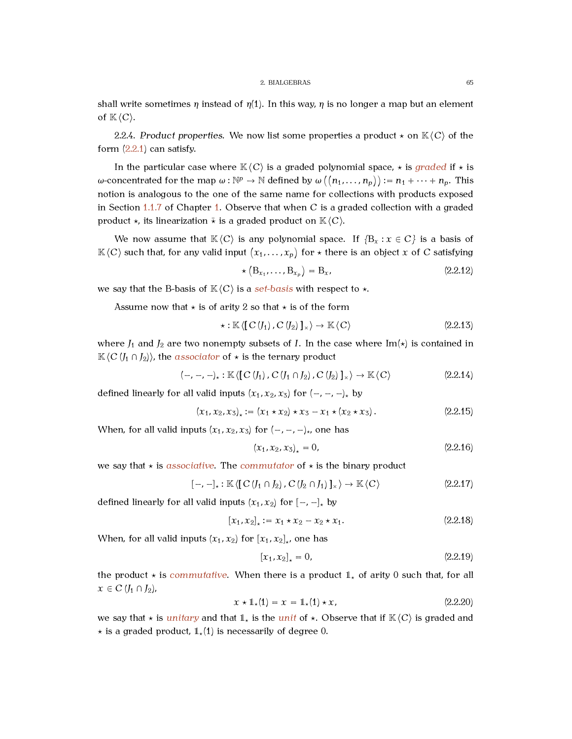shall write sometimes $\eta$ instead of $\eta(1)$. In this way, $\eta$ is no longer a map but an element of $\mathbb{K}\langle C\rangle$.

2.2.4. *Product properties.* We now list some properties a product $\star$ on $\mathbb{K}\langle C\rangle$ of the form (2.2.1) can satisfy.

In the particular case where $\mathbb{K}\langle C\rangle$ is a graded polynomial space, $\star$ is *graded* if $\star$ is $\omega$-concentrated for the map $\omega : \mathbb{N}^p \to \mathbb{N}$ defined by $\omega\left(\left(n_1, \dots, n_p\right)\right) := n_1 + \dots + n_p$. This notion is analogous to the one of the same name for collections with products exposed in Section 1.1.7 of Chapter 1. Observe that when $C$ is a graded collection with a graded product $\star$, its linearization $\bar{\star}$ is a graded product on $\mathbb{K}\langle C\rangle$.

We now assume that $\mathbb{K}\langle C\rangle$ is any polynomial space. If $\{\mathrm{B}_x : x \in C\}$ is a basis of $\mathbb{K}\langle C\rangle$ such that, for any valid input $\left(x_1, \dots, x_p\right)$ for $\star$ there is an object $x$ of $C$ satisfying

$$\star\left(\mathrm{B}_{x_1}, \dots, \mathrm{B}_{x_p}\right) = \mathrm{B}_x, \tag{2.2.12}$$

we say that the B-basis of $\mathbb{K}\langle C\rangle$ is a *set-basis* with respect to $\star$.

Assume now that $\star$ is of arity 2 so that $\star$ is of the form

$$\star : \mathbb{K}\langle [\![ C(J_1), C(J_2) ]\!]_\times \rangle \to \mathbb{K}\langle C\rangle \tag{2.2.13}$$

where $J_1$ and $J_2$ are two nonempty subsets of $I$. In the case where $\mathrm{Im}(\star)$ is contained in $\mathbb{K}\langle C(J_1 \cap J_2)\rangle$, the *associator* of $\star$ is the ternary product

$$(-,-,-)_\star : \mathbb{K}\langle [\![ C(J_1), C(J_1 \cap J_2), C(J_2) ]\!]_\times \rangle \to \mathbb{K}\langle C\rangle \tag{2.2.14}$$

defined linearly for all valid inputs $(x_1, x_2, x_3)$ for $(-,-,-)_\star$ by

$$(x_1, x_2, x_3)_\star := (x_1 \star x_2) \star x_3 - x_1 \star (x_2 \star x_3). \tag{2.2.15}$$

When, for all valid inputs $(x_1, x_2, x_3)$ for $(-,-,-)_\star$, one has

$$(x_1, x_2, x_3)_\star = 0, \tag{2.2.16}$$

we say that $\star$ is *associative*. The *commutator* of $\star$ is the binary product

$$[-,-]_\star : \mathbb{K}\langle [\![ C(J_1 \cap J_2), C(J_2 \cap J_1) ]\!]_\times \rangle \to \mathbb{K}\langle C\rangle \tag{2.2.17}$$

defined linearly for all valid inputs $(x_1, x_2)$ for $[-,-]_\star$ by

$$[x_1, x_2]_\star := x_1 \star x_2 - x_2 \star x_1. \tag{2.2.18}$$

When, for all valid inputs $(x_1, x_2)$ for $[x_1, x_2]_\star$, one has

$$[x_1, x_2]_\star = 0, \tag{2.2.19}$$

the product $\star$ is *commutative*. When there is a product $\mathbb{1}_\star$ of arity 0 such that, for all $x \in C(J_1 \cap J_2)$,

$$x \star \mathbb{1}_\star(1) = x = \mathbb{1}_\star(1) \star x, \tag{2.2.20}$$

we say that $\star$ is *unitary* and that $\mathbb{1}_\star$ is the *unit* of $\star$. Observe that if $\mathbb{K}\langle C\rangle$ is graded and $\star$ is a graded product, $\mathbb{1}_\star(1)$ is necessarily of degree 0.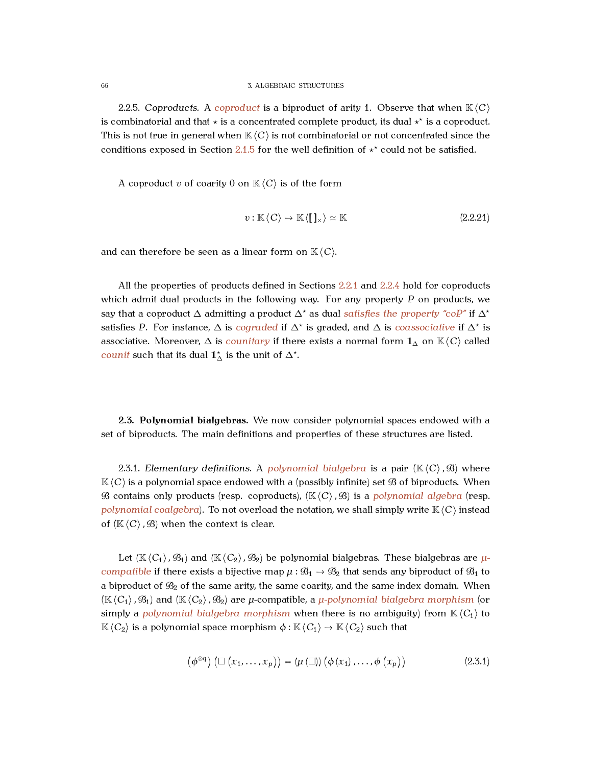2.2.5. *Coproducts.* A *coproduct* is a biproduct of arity 1. Observe that when $\mathbb{K}\langle C\rangle$ is combinatorial and that $\star$ is a concentrated complete product, its dual $\star^\star$ is a coproduct. This is not true in general when $\mathbb{K}\langle C\rangle$ is not combinatorial or not concentrated since the conditions exposed in Section 2.1.5 for the well definition of $\star^\star$ could not be satisfied.

A coproduct $\upsilon$ of coarity 0 on $\mathbb{K}\langle C\rangle$ is of the form

$$\upsilon : \mathbb{K}\langle C\rangle \to \mathbb{K}\langle [\,]_\times\rangle \simeq \mathbb{K} \tag{2.2.21}$$

and can therefore be seen as a linear form on $\mathbb{K}\langle C\rangle$.

All the properties of products defined in Sections 2.2.1 and 2.2.4 hold for coproducts which admit dual products in the following way. For any property $P$ on products, we say that a coproduct $\Delta$ admitting a product $\Delta^\star$ as dual *satisfies the property "coP"* if $\Delta^\star$ satisfies $P$. For instance, $\Delta$ is *cograded* if $\Delta^\star$ is graded, and $\Delta$ is *coassociative* if $\Delta^\star$ is associative. Moreover, $\Delta$ is *counitary* if there exists a normal form $\mathbb{1}_\Delta$ on $\mathbb{K}\langle C\rangle$ called *counit* such that its dual $\mathbb{1}_\Delta^\star$ is the unit of $\Delta^\star$.

## 2.3. Polynomial bialgebras.

We now consider polynomial spaces endowed with a set of biproducts. The main definitions and properties of these structures are listed.

2.3.1. *Elementary definitions.* A *polynomial bialgebra* is a pair $(\mathbb{K}\langle C\rangle, \mathcal{B})$ where $\mathbb{K}\langle C\rangle$ is a polynomial space endowed with a (possibly infinite) set $\mathcal{B}$ of biproducts. When $\mathcal{B}$ contains only products (resp. coproducts), $(\mathbb{K}\langle C\rangle, \mathcal{B})$ is a *polynomial algebra* (resp. *polynomial coalgebra*). To not overload the notation, we shall simply write $\mathbb{K}\langle C\rangle$ instead of $(\mathbb{K}\langle C\rangle, \mathcal{B})$ when the context is clear.

Let $(\mathbb{K}\langle C_1\rangle, \mathcal{B}_1)$ and $(\mathbb{K}\langle C_2\rangle, \mathcal{B}_2)$ be polynomial bialgebras. These bialgebras are *$\mu$-compatible* if there exists a bijective map $\mu : \mathcal{B}_1 \to \mathcal{B}_2$ that sends any biproduct of $\mathcal{B}_1$ to a biproduct of $\mathcal{B}_2$ of the same arity, the same coarity, and the same index domain. When $(\mathbb{K}\langle C_1\rangle, \mathcal{B}_1)$ and $(\mathbb{K}\langle C_2\rangle, \mathcal{B}_2)$ are $\mu$-compatible, a *$\mu$-polynomial bialgebra morphism* (or simply a *polynomial bialgebra morphism* when there is no ambiguity) from $\mathbb{K}\langle C_1\rangle$ to $\mathbb{K}\langle C_2\rangle$ is a polynomial space morphism $\phi : \mathbb{K}\langle C_1\rangle \to \mathbb{K}\langle C_2\rangle$ such that

$$\left(\phi^{\otimes q}\right)\left(\Box\left(x_1, \dots, x_p\right)\right) = \left(\mu\left(\Box\right)\right)\left(\phi\left(x_1\right), \dots, \phi\left(x_p\right)\right) \tag{2.3.1}$$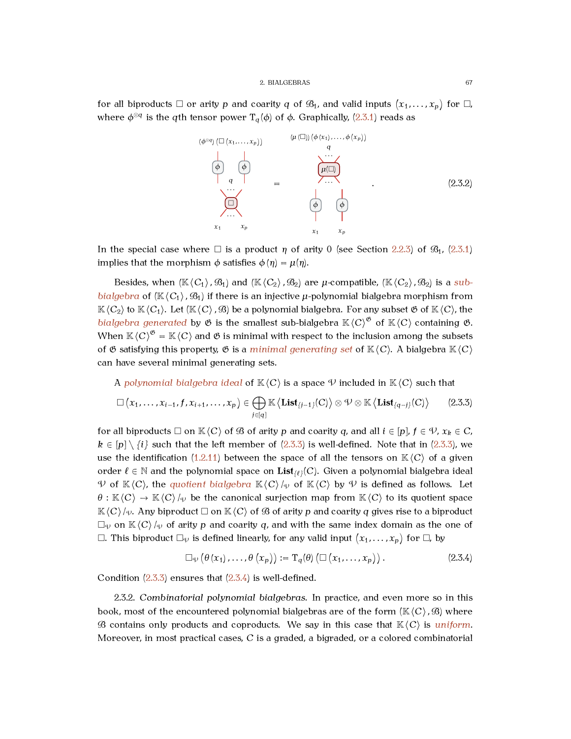for all biproducts $\square$ or arity $p$ and coarity $q$ of $\mathcal{B}_1$, and valid inputs $(x_1, \dots, x_p)$ for $\square$, where $\phi^{\otimes q}$ is the $q$th tensor power $\mathrm{T}_q(\phi)$ of $\phi$. Graphically, (2.3.1) reads as

$$(\phi^{\otimes q})\left(\square\left(x_1, \dots, x_p\right)\right) = (\mu(\square))\left(\phi\left(x_1\right), \dots, \phi\left(x_p\right)\right). \tag{2.3.2}$$

In the special case where $\square$ is a product $\eta$ of arity 0 (see Section 2.2.3) of $\mathcal{B}_1$, (2.3.1) implies that the morphism $\phi$ satisfies $\phi(\eta) = \mu(\eta)$.

Besides, when $(\mathbb{K}\langle C_1\rangle, \mathcal{B}_1)$ and $(\mathbb{K}\langle C_2\rangle, \mathcal{B}_2)$ are $\mu$-compatible, $(\mathbb{K}\langle C_2\rangle, \mathcal{B}_2)$ is a *sub-bialgebra* of $(\mathbb{K}\langle C_1\rangle, \mathcal{B}_1)$ if there is an injective $\mu$-polynomial bialgebra morphism from $\mathbb{K}\langle C_2\rangle$ to $\mathbb{K}\langle C_1\rangle$. Let $(\mathbb{K}\langle C\rangle, \mathcal{B})$ be a polynomial bialgebra. For any subset $\mathfrak{G}$ of $\mathbb{K}\langle C\rangle$, the *bialgebra generated* by $\mathfrak{G}$ is the smallest sub-bialgebra $\mathbb{K}\langle C\rangle^{\mathfrak{G}}$ of $\mathbb{K}\langle C\rangle$ containing $\mathfrak{G}$. When $\mathbb{K}\langle C\rangle^{\mathfrak{G}} = \mathbb{K}\langle C\rangle$ and $\mathfrak{G}$ is minimal with respect to the inclusion among the subsets of $\mathfrak{G}$ satisfying this property, $\mathfrak{G}$ is a *minimal generating set* of $\mathbb{K}\langle C\rangle$. A bialgebra $\mathbb{K}\langle C\rangle$ can have several minimal generating sets.

A *polynomial bialgebra ideal* of $\mathbb{K}\langle C\rangle$ is a space $\mathcal{V}$ included in $\mathbb{K}\langle C\rangle$ such that

$$\square\left(x_1, \dots, x_{i-1}, f, x_{i+1}, \dots, x_p\right) \in \bigoplus_{j \in [q]} \mathbb{K}\left\langle \mathbf{List}_{\{j-1\}}(C)\right\rangle \otimes \mathcal{V} \otimes \mathbb{K}\left\langle \mathbf{List}_{\{q-j\}}(C)\right\rangle \tag{2.3.3}$$

for all biproducts $\square$ on $\mathbb{K}\langle C\rangle$ of $\mathcal{B}$ of arity $p$ and coarity $q$, and all $i \in [p]$, $f \in \mathcal{V}$, $x_k \in C$, $k \in [p] \setminus \{i\}$ such that the left member of (2.3.3) is well-defined. Note that in (2.3.3), we use the identification (1.2.11) between the space of all the tensors on $\mathbb{K}\langle C\rangle$ of a given order $\ell \in \mathbb{N}$ and the polynomial space on $\mathbf{List}_{\{\ell\}}(C)$. Given a polynomial bialgebra ideal $\mathcal{V}$ of $\mathbb{K}\langle C\rangle$, the *quotient bialgebra* $\mathbb{K}\langle C\rangle/_{\mathcal{V}}$ of $\mathbb{K}\langle C\rangle$ by $\mathcal{V}$ is defined as follows. Let $\theta : \mathbb{K}\langle C\rangle \to \mathbb{K}\langle C\rangle/_{\mathcal{V}}$ be the canonical surjection map from $\mathbb{K}\langle C\rangle$ to its quotient space $\mathbb{K}\langle C\rangle/_{\mathcal{V}}$. Any biproduct $\square$ on $\mathbb{K}\langle C\rangle$ of $\mathcal{B}$ of arity $p$ and coarity $q$ gives rise to a biproduct $\square_{\mathcal{V}}$ on $\mathbb{K}\langle C\rangle/_{\mathcal{V}}$ of arity $p$ and coarity $q$, and with the same index domain as the one of $\square$. This biproduct $\square_{\mathcal{V}}$ is defined linearly, for any valid input $(x_1, \dots, x_p)$ for $\square$, by

$$\square_{\mathcal{V}}\left(\theta\left(x_1\right), \dots, \theta\left(x_p\right)\right) := \mathrm{T}_q(\theta)\left(\square\left(x_1, \dots, x_p\right)\right). \tag{2.3.4}$$

Condition (2.3.3) ensures that (2.3.4) is well-defined.

2.3.2. *Combinatorial polynomial bialgebras.* In practice, and even more so in this book, most of the encountered polynomial bialgebras are of the form $(\mathbb{K}\langle C\rangle, \mathcal{B})$ where $\mathcal{B}$ contains only products and coproducts. We say in this case that $\mathbb{K}\langle C\rangle$ is *uniform*. Moreover, in most practical cases, $C$ is a graded, a bigraded, or a colored combinatorial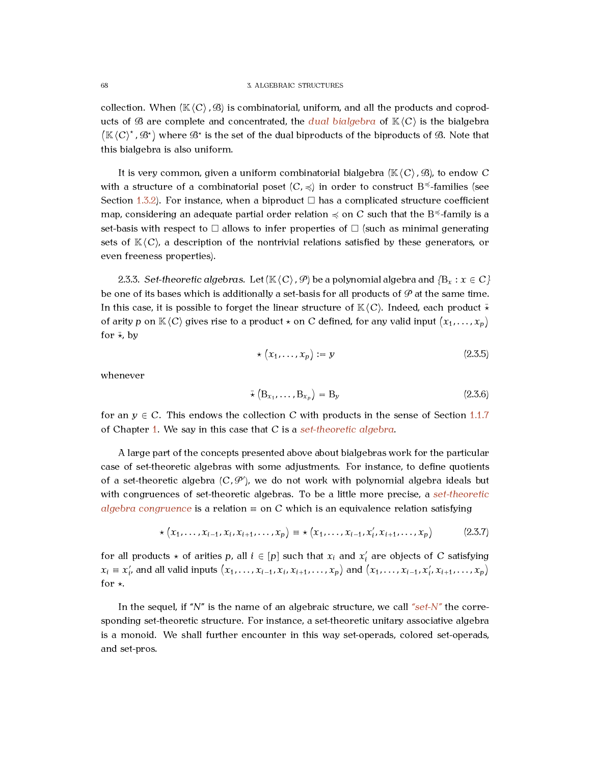collection. When $(\mathbb{K}\langle C\rangle, \mathcal{B})$ is combinatorial, uniform, and all the products and coproducts of $\mathcal{B}$ are complete and concentrated, the *dual bialgebra* of $\mathbb{K}\langle C\rangle$ is the bialgebra $\left(\mathbb{K}\langle C\rangle^{\star}, \mathcal{B}^{\star}\right)$ where $\mathcal{B}^{\star}$ is the set of the dual biproducts of the biproducts of $\mathcal{B}$. Note that this bialgebra is also uniform.

It is very common, given a uniform combinatorial bialgebra $(\mathbb{K}\langle C\rangle, \mathcal{B})$, to endow $C$ with a structure of a combinatorial poset $(C, \preccurlyeq)$ in order to construct $\mathrm{B}^{\preccurlyeq}$-families (see Section 1.3.2). For instance, when a biproduct $\square$ has a complicated structure coefficient map, considering an adequate partial order relation $\preccurlyeq$ on $C$ such that the $\mathrm{B}^{\preccurlyeq}$-family is a set-basis with respect to $\square$ allows to infer properties of $\square$ (such as minimal generating sets of $\mathbb{K}\langle C\rangle$, a description of the nontrivial relations satisfied by these generators, or even freeness properties).

2.3.3. *Set-theoretic algebras.* Let $(\mathbb{K}\langle C\rangle, \mathcal{P})$ be a polynomial algebra and $\{\mathrm{B}_x : x \in C\}$ be one of its bases which is additionally a set-basis for all products of $\mathcal{P}$ at the same time. In this case, it is possible to forget the linear structure of $\mathbb{K}\langle C\rangle$. Indeed, each product $\bar{\star}$ of arity $p$ on $\mathbb{K}\langle C\rangle$ gives rise to a product $\star$ on $C$ defined, for any valid input $(x_1, \dots, x_p)$ for $\bar{\star}$, by

$$\star\left(x_1, \dots, x_p\right) := y \tag{2.3.5}$$

whenever

$$\bar{\star}\left(\mathrm{B}_{x_1}, \dots, \mathrm{B}_{x_p}\right) = \mathrm{B}_y \tag{2.3.6}$$

for an $y \in C$. This endows the collection $C$ with products in the sense of Section 1.1.7 of Chapter 1. We say in this case that $C$ is a *set-theoretic algebra*.

A large part of the concepts presented above about bialgebras work for the particular case of set-theoretic algebras with some adjustments. For instance, to define quotients of a set-theoretic algebra $(C, \mathcal{P}')$, we do not work with polynomial algebra ideals but with congruences of set-theoretic algebras. To be a little more precise, a *set-theoretic algebra congruence* is a relation $\equiv$ on $C$ which is an equivalence relation satisfying

$$\star\left(x_1, \dots, x_{i-1}, x_i, x_{i+1}, \dots, x_p\right) \equiv \star\left(x_1, \dots, x_{i-1}, x'_i, x_{i+1}, \dots, x_p\right) \tag{2.3.7}$$

for all products $\star$ of arities $p$, all $i \in [p]$ such that $x_i$ and $x'_i$ are objects of $C$ satisfying $x_i \equiv x'_i$, and all valid inputs $\left(x_1, \dots, x_{i-1}, x_i, x_{i+1}, \dots, x_p\right)$ and $\left(x_1, \dots, x_{i-1}, x'_i, x_{i+1}, \dots, x_p\right)$ for $\star$.

In the sequel, if "$N$" is the name of an algebraic structure, we call *"set-$N$"* the corresponding set-theoretic structure. For instance, a set-theoretic unitary associative algebra is a monoid. We shall further encounter in this way set-operads, colored set-operads, and set-pros.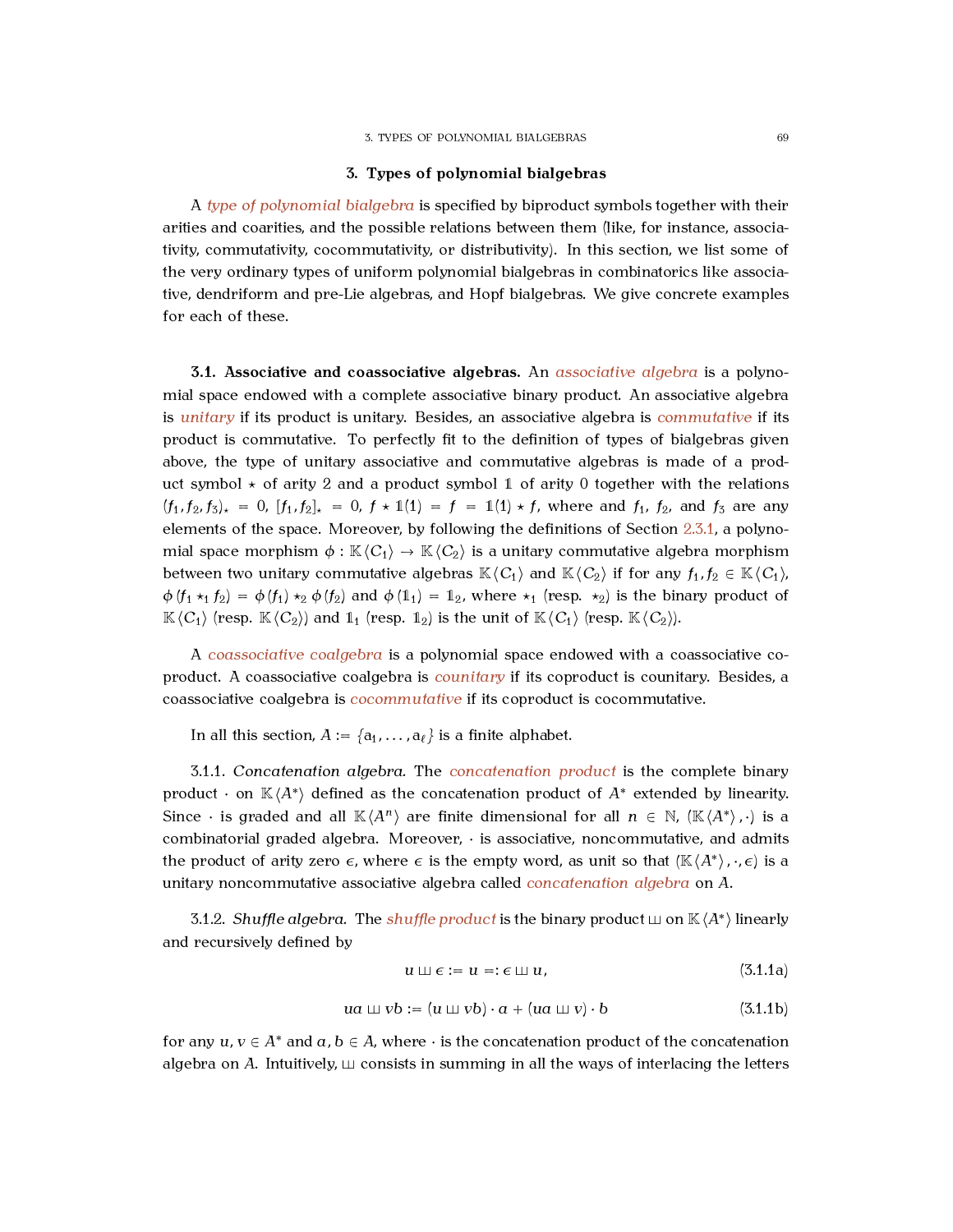## 3. Types of polynomial bialgebras

A *type of polynomial bialgebra* is specified by biproduct symbols together with their arities and coarities, and the possible relations between them (like, for instance, associativity, commutativity, cocommutativity, or distributivity). In this section, we list some of the very ordinary types of uniform polynomial bialgebras in combinatorics like associative, dendriform and pre-Lie algebras, and Hopf bialgebras. We give concrete examples for each of these.

**3.1. Associative and coassociative algebras.** An *associative algebra* is a polynomial space endowed with a complete associative binary product. An associative algebra is *unitary* if its product is unitary. Besides, an associative algebra is *commutative* if its product is commutative. To perfectly fit to the definition of types of bialgebras given above, the type of unitary associative and commutative algebras is made of a product symbol $\star$ of arity $2$ and a product symbol $\mathbb{1}$ of arity $0$ together with the relations $(f_1, f_2, f_3)_\star = 0$, $[f_1, f_2]_\star = 0$, $f \star \mathbb{1}(1) = f = \mathbb{1}(1) \star f$, where and $f_1$, $f_2$, and $f_3$ are any elements of the space. Moreover, by following the definitions of Section 2.3.1, a polynomial space morphism $\phi : \mathbb{K}\langle C_1 \rangle \to \mathbb{K}\langle C_2 \rangle$ is a unitary commutative algebra morphism between two unitary commutative algebras $\mathbb{K}\langle C_1 \rangle$ and $\mathbb{K}\langle C_2 \rangle$ if for any $f_1, f_2 \in \mathbb{K}\langle C_1 \rangle$, $\phi(f_1 \star_1 f_2) = \phi(f_1) \star_2 \phi(f_2)$ and $\phi(\mathbb{1}_1) = \mathbb{1}_2$, where $\star_1$ (resp. $\star_2$) is the binary product of $\mathbb{K}\langle C_1 \rangle$ (resp. $\mathbb{K}\langle C_2 \rangle$) and $\mathbb{1}_1$ (resp. $\mathbb{1}_2$) is the unit of $\mathbb{K}\langle C_1 \rangle$ (resp. $\mathbb{K}\langle C_2 \rangle$).

A *coassociative coalgebra* is a polynomial space endowed with a coassociative coproduct. A coassociative coalgebra is *counitary* if its coproduct is counitary. Besides, a coassociative coalgebra is *cocommutative* if its coproduct is cocommutative.

In all this section, $A := \{a_1, \dots, a_\ell\}$ is a finite alphabet.

3.1.1. *Concatenation algebra.* The *concatenation product* is the complete binary product $\cdot$ on $\mathbb{K}\langle A^* \rangle$ defined as the concatenation product of $A^*$ extended by linearity. Since $\cdot$ is graded and all $\mathbb{K}\langle A^n \rangle$ are finite dimensional for all $n \in \mathbb{N}$, $(\mathbb{K}\langle A^* \rangle, \cdot)$ is a combinatorial graded algebra. Moreover, $\cdot$ is associative, noncommutative, and admits the product of arity zero $\epsilon$, where $\epsilon$ is the empty word, as unit so that $(\mathbb{K}\langle A^* \rangle, \cdot, \epsilon)$ is a unitary noncommutative associative algebra called *concatenation algebra* on $A$.

3.1.2. *Shuffle algebra.* The *shuffle product* is the binary product $\shuffle$ on $\mathbb{K}\langle A^* \rangle$ linearly and recursively defined by

$$u \shuffle \epsilon := u =: \epsilon \shuffle u, \tag{3.1.1a}$$

$$ua \shuffle vb := (u \shuffle vb) \cdot a + (ua \shuffle v) \cdot b \tag{3.1.1b}$$

for any $u, v \in A^*$ and $a, b \in A$, where $\cdot$ is the concatenation product of the concatenation algebra on $A$. Intuitively, $\shuffle$ consists in summing in all the ways of interlacing the letters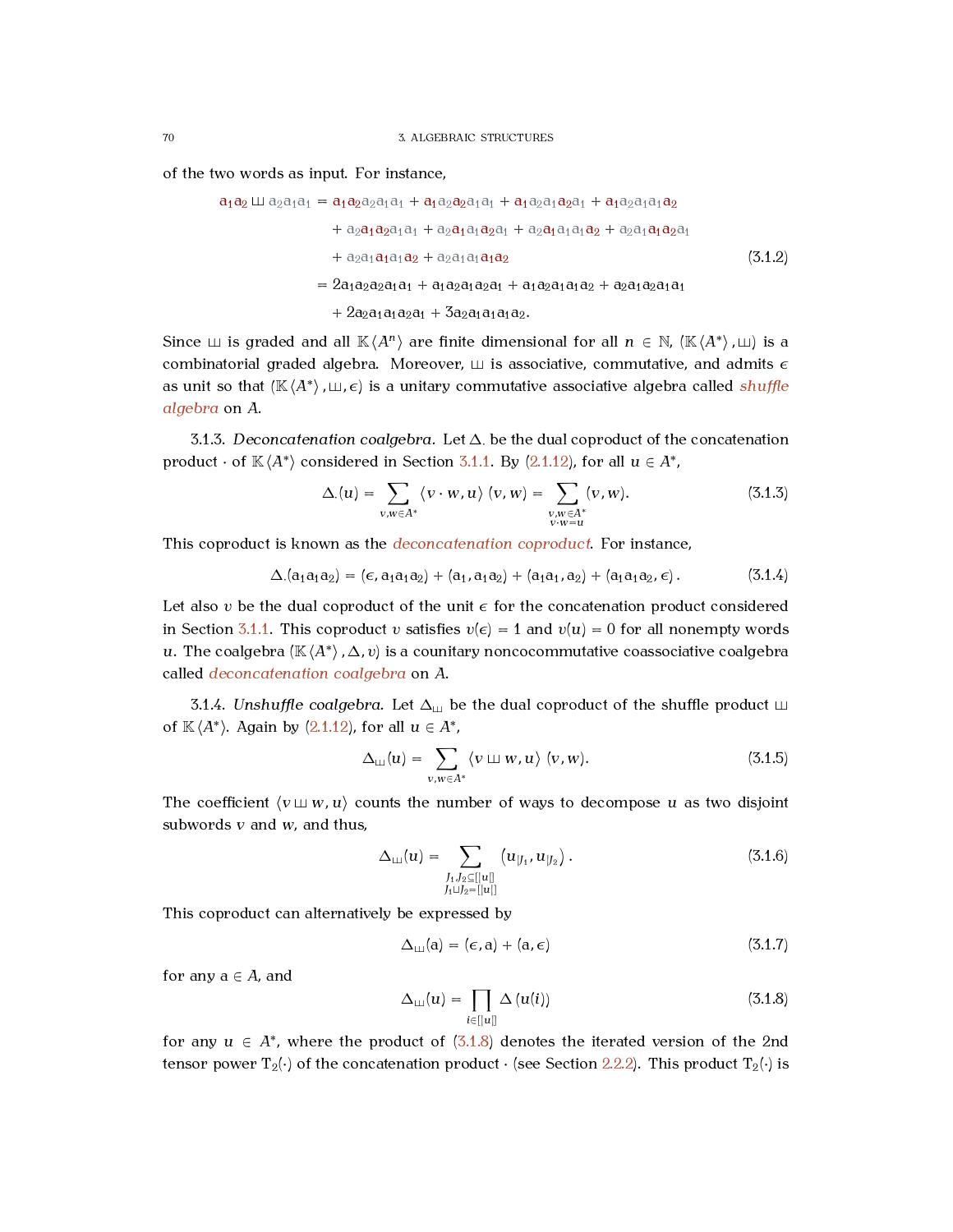of the two words as input. For instance,

$$
\begin{aligned}
\mathsf{a}_1\mathsf{a}_2 \sqcup\!\sqcup\, \mathsf{a}_2\mathsf{a}_1\mathsf{a}_1 &= \mathsf{a}_1\mathsf{a}_2\mathsf{a}_2\mathsf{a}_1\mathsf{a}_1 + \mathsf{a}_1\mathsf{a}_2\mathsf{a}_2\mathsf{a}_1\mathsf{a}_1 + \mathsf{a}_1\mathsf{a}_2\mathsf{a}_1\mathsf{a}_2\mathsf{a}_1 + \mathsf{a}_1\mathsf{a}_2\mathsf{a}_1\mathsf{a}_1\mathsf{a}_2 \\
&\quad + \mathsf{a}_2\mathsf{a}_1\mathsf{a}_2\mathsf{a}_1\mathsf{a}_1 + \mathsf{a}_2\mathsf{a}_1\mathsf{a}_1\mathsf{a}_2\mathsf{a}_1 + \mathsf{a}_2\mathsf{a}_1\mathsf{a}_1\mathsf{a}_1\mathsf{a}_2 + \mathsf{a}_2\mathsf{a}_1\mathsf{a}_1\mathsf{a}_2\mathsf{a}_1 \\
&\quad + \mathsf{a}_2\mathsf{a}_1\mathsf{a}_1\mathsf{a}_1\mathsf{a}_2 + \mathsf{a}_2\mathsf{a}_1\mathsf{a}_1\mathsf{a}_1\mathsf{a}_2 \qquad (3.1.2) \\
&= 2\mathsf{a}_1\mathsf{a}_2\mathsf{a}_2\mathsf{a}_1\mathsf{a}_1 + \mathsf{a}_1\mathsf{a}_2\mathsf{a}_1\mathsf{a}_2\mathsf{a}_1 + \mathsf{a}_1\mathsf{a}_2\mathsf{a}_1\mathsf{a}_1\mathsf{a}_2 + \mathsf{a}_2\mathsf{a}_1\mathsf{a}_2\mathsf{a}_1\mathsf{a}_1 \\
&\quad + 2\mathsf{a}_2\mathsf{a}_1\mathsf{a}_1\mathsf{a}_2\mathsf{a}_1 + 3\mathsf{a}_2\mathsf{a}_1\mathsf{a}_1\mathsf{a}_1\mathsf{a}_2.
\end{aligned}
$$

Since $\sqcup\!\sqcup$ is graded and all $\mathbb{K}\langle A^n \rangle$ are finite dimensional for all $n \in \mathbb{N}$, $(\mathbb{K}\langle A^* \rangle, \sqcup\!\sqcup)$ is a combinatorial graded algebra. Moreover, $\sqcup\!\sqcup$ is associative, commutative, and admits $\epsilon$ as unit so that $(\mathbb{K}\langle A^* \rangle, \sqcup\!\sqcup, \epsilon)$ is a unitary commutative associative algebra called *shuffle algebra* on $A$.

3.1.3. *Deconcatenation coalgebra.* Let $\Delta.$ be the dual coproduct of the concatenation product $\cdot$ of $\mathbb{K}\langle A^* \rangle$ considered in Section 3.1.1. By (2.1.12), for all $u \in A^*$,

$$
\Delta.(u) = \sum_{v,w \in A^*} \langle v \cdot w, u \rangle \,(v, w) = \sum_{\substack{v,w \in A^* \\ v \cdot w = u}} (v, w). \tag{3.1.3}
$$

This coproduct is known as the *deconcatenation coproduct*. For instance,

$$
\Delta.(\mathsf{a}_1\mathsf{a}_1\mathsf{a}_2) = (\epsilon, \mathsf{a}_1\mathsf{a}_1\mathsf{a}_2) + (\mathsf{a}_1, \mathsf{a}_1\mathsf{a}_2) + (\mathsf{a}_1\mathsf{a}_1, \mathsf{a}_2) + (\mathsf{a}_1\mathsf{a}_1\mathsf{a}_2, \epsilon). \tag{3.1.4}
$$

Let also $\upsilon$ be the dual coproduct of the unit $\epsilon$ for the concatenation product considered in Section 3.1.1. This coproduct $\upsilon$ satisfies $\upsilon(\epsilon) = 1$ and $\upsilon(u) = 0$ for all nonempty words $u$. The coalgebra $(\mathbb{K}\langle A^* \rangle, \Delta, \upsilon)$ is a counitary noncocommutative coassociative coalgebra called *deconcatenation coalgebra* on $A$.

3.1.4. *Unshuffle coalgebra.* Let $\Delta_{\sqcup\!\sqcup}$ be the dual coproduct of the shuffle product $\sqcup\!\sqcup$ of $\mathbb{K}\langle A^* \rangle$. Again by (2.1.12), for all $u \in A^*$,

$$
\Delta_{\sqcup\!\sqcup}(u) = \sum_{v,w \in A^*} \langle v \sqcup\!\sqcup\, w, u \rangle \,(v, w). \tag{3.1.5}
$$

The coefficient $\langle v \sqcup\!\sqcup\, w, u \rangle$ counts the number of ways to decompose $u$ as two disjoint subwords $v$ and $w$, and thus,

$$
\Delta_{\sqcup\!\sqcup}(u) = \sum_{\substack{J_1, J_2 \subseteq [|u|] \\ J_1 \sqcup J_2 = [|u|]}} \left( u_{|J_1}, u_{|J_2} \right). \tag{3.1.6}
$$

This coproduct can alternatively be expressed by

$$
\Delta_{\sqcup\!\sqcup}(\mathsf{a}) = (\epsilon, \mathsf{a}) + (\mathsf{a}, \epsilon) \tag{3.1.7}
$$

for any $\mathsf{a} \in A$, and

$$
\Delta_{\sqcup\!\sqcup}(u) = \prod_{i \in [|u|]} \Delta\,(u(i)) \tag{3.1.8}
$$

for any $u \in A^*$, where the product of (3.1.8) denotes the iterated version of the 2nd tensor power $\mathrm{T}_2(\cdot)$ of the concatenation product $\cdot$ (see Section 2.2.2). This product $\mathrm{T}_2(\cdot)$ is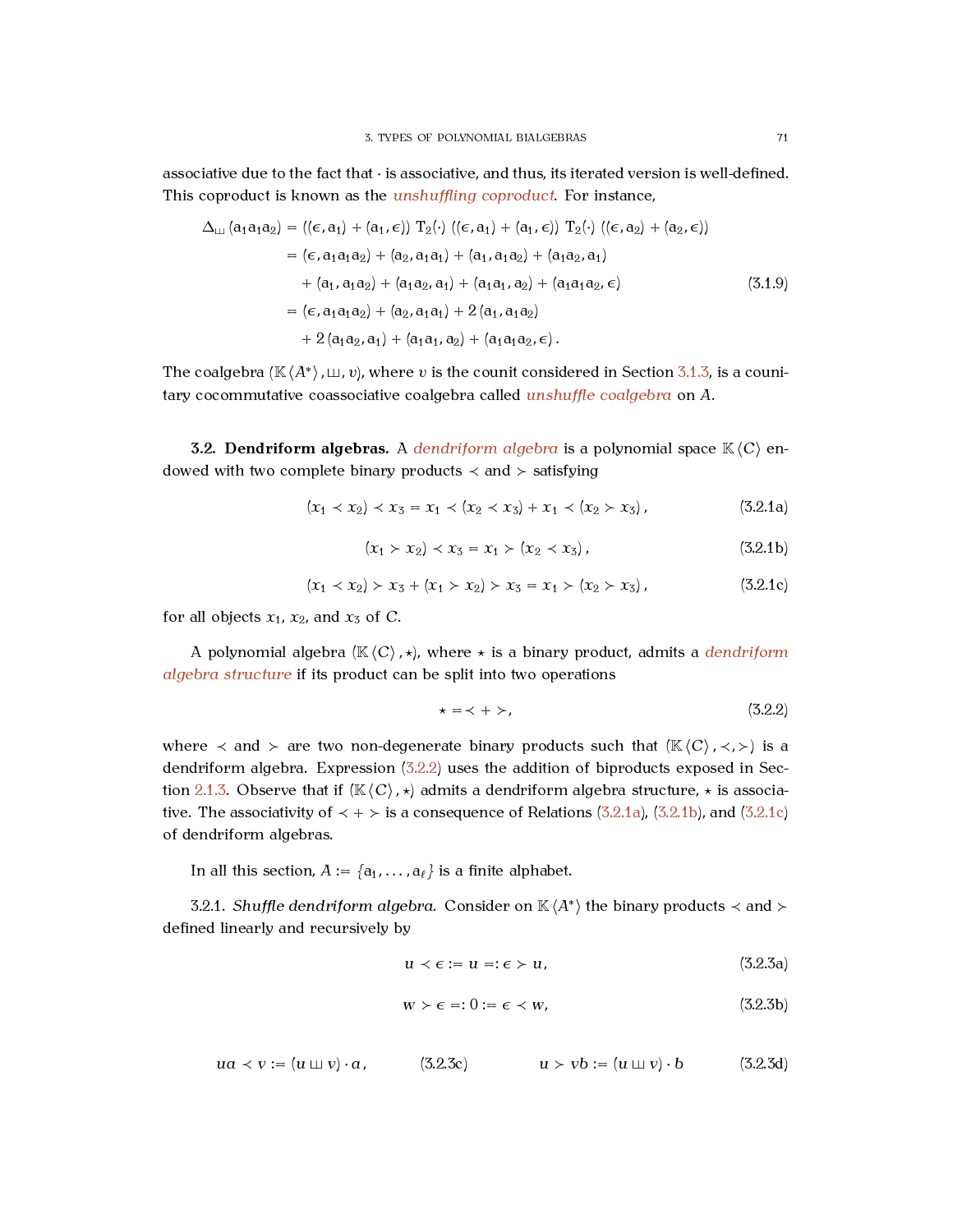associative due to the fact that $\cdot$ is associative, and thus, its iterated version is well-defined. This coproduct is known as the *unshuffling coproduct*. For instance,

$$
\begin{aligned}
\Delta_{\sqcup\!\sqcup}(\mathrm{a}_1\mathrm{a}_1\mathrm{a}_2) &= ((\epsilon, \mathrm{a}_1) + (\mathrm{a}_1, \epsilon))\ \mathrm{T}_2(\cdot)\ ((\epsilon, \mathrm{a}_1) + (\mathrm{a}_1, \epsilon))\ \mathrm{T}_2(\cdot)\ ((\epsilon, \mathrm{a}_2) + (\mathrm{a}_2, \epsilon)) \\
&= (\epsilon, \mathrm{a}_1\mathrm{a}_1\mathrm{a}_2) + (\mathrm{a}_2, \mathrm{a}_1\mathrm{a}_1) + (\mathrm{a}_1, \mathrm{a}_1\mathrm{a}_2) + (\mathrm{a}_1\mathrm{a}_2, \mathrm{a}_1) \\
&\quad + (\mathrm{a}_1, \mathrm{a}_1\mathrm{a}_2) + (\mathrm{a}_1\mathrm{a}_2, \mathrm{a}_1) + (\mathrm{a}_1\mathrm{a}_1, \mathrm{a}_2) + (\mathrm{a}_1\mathrm{a}_1\mathrm{a}_2, \epsilon) \\
&= (\epsilon, \mathrm{a}_1\mathrm{a}_1\mathrm{a}_2) + (\mathrm{a}_2, \mathrm{a}_1\mathrm{a}_1) + 2\,(\mathrm{a}_1, \mathrm{a}_1\mathrm{a}_2) \\
&\quad + 2\,(\mathrm{a}_1\mathrm{a}_2, \mathrm{a}_1) + (\mathrm{a}_1\mathrm{a}_1, \mathrm{a}_2) + (\mathrm{a}_1\mathrm{a}_1\mathrm{a}_2, \epsilon)\,.
\end{aligned}
\tag{3.1.9}
$$

The coalgebra $(\mathbb{K}\langle A^*\rangle, \sqcup\!\sqcup, \upsilon)$, where $\upsilon$ is the counit considered in Section 3.1.3, is a counitary cocommutative coassociative coalgebra called *unshuffle coalgebra* on $A$.

## 3.2. Dendriform algebras.

A *dendriform algebra* is a polynomial space $\mathbb{K}\langle C\rangle$ endowed with two complete binary products $\prec$ and $\succ$ satisfying

$$(x_1 \prec x_2) \prec x_3 = x_1 \prec (x_2 \prec x_3) + x_1 \prec (x_2 \succ x_3)\,, \tag{3.2.1a}$$

$$(x_1 \succ x_2) \prec x_3 = x_1 \succ (x_2 \prec x_3)\,, \tag{3.2.1b}$$

$$(x_1 \prec x_2) \succ x_3 + (x_1 \succ x_2) \succ x_3 = x_1 \succ (x_2 \succ x_3)\,, \tag{3.2.1c}$$

for all objects $x_1$, $x_2$, and $x_3$ of $C$.

A polynomial algebra $(\mathbb{K}\langle C\rangle, \star)$, where $\star$ is a binary product, admits a *dendriform algebra structure* if its product can be split into two operations

$$\star = \prec + \succ, \tag{3.2.2}$$

where $\prec$ and $\succ$ are two non-degenerate binary products such that $(\mathbb{K}\langle C\rangle, \prec, \succ)$ is a dendriform algebra. Expression (3.2.2) uses the addition of biproducts exposed in Section 2.1.3. Observe that if $(\mathbb{K}\langle C\rangle, \star)$ admits a dendriform algebra structure, $\star$ is associative. The associativity of $\prec + \succ$ is a consequence of Relations (3.2.1a), (3.2.1b), and (3.2.1c) of dendriform algebras.

In all this section, $A := \{\mathrm{a}_1, \dots, \mathrm{a}_\ell\}$ is a finite alphabet.

### 3.2.1. *Shuffle dendriform algebra.*

Consider on $\mathbb{K}\langle A^*\rangle$ the binary products $\prec$ and $\succ$ defined linearly and recursively by

$$u \prec \epsilon := u =: \epsilon \succ u, \tag{3.2.3a}$$

$$w \succ \epsilon =: 0 := \epsilon \prec w, \tag{3.2.3b}$$

$$ua \prec v := (u \sqcup\!\sqcup v) \cdot a\,, \tag{3.2.3c}$$

$$u \succ vb := (u \sqcup\!\sqcup v) \cdot b \tag{3.2.3d}$$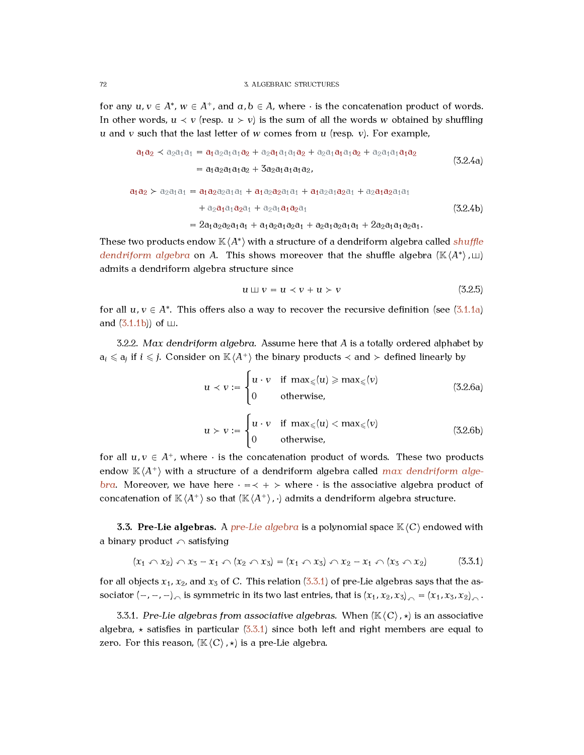for any $u, v \in A^*$, $w \in A^+$, and $a, b \in A$, where $\cdot$ is the concatenation product of words. In other words, $u \prec v$ (resp. $u \succ v$) is the sum of all the words $w$ obtained by shuffling $u$ and $v$ such that the last letter of $w$ comes from $u$ (resp. $v$). For example,

$$\begin{aligned} \mathsf{a}_1\mathsf{a}_2 \prec \mathsf{a}_2\mathsf{a}_1\mathsf{a}_1 &= \mathsf{a}_1\mathsf{a}_2\mathsf{a}_1\mathsf{a}_1\mathsf{a}_2 + \mathsf{a}_2\mathsf{a}_1\mathsf{a}_1\mathsf{a}_1\mathsf{a}_2 + \mathsf{a}_2\mathsf{a}_1\mathsf{a}_1\mathsf{a}_1\mathsf{a}_2 + \mathsf{a}_2\mathsf{a}_1\mathsf{a}_1\mathsf{a}_1\mathsf{a}_2 \\ &= \mathsf{a}_1\mathsf{a}_2\mathsf{a}_1\mathsf{a}_1\mathsf{a}_2 + 3\mathsf{a}_2\mathsf{a}_1\mathsf{a}_1\mathsf{a}_1\mathsf{a}_2, \end{aligned} \tag{3.2.4a}$$

$$\begin{aligned} \mathsf{a}_1\mathsf{a}_2 \succ \mathsf{a}_2\mathsf{a}_1\mathsf{a}_1 &= \mathsf{a}_1\mathsf{a}_2\mathsf{a}_2\mathsf{a}_1\mathsf{a}_1 + \mathsf{a}_1\mathsf{a}_2\mathsf{a}_2\mathsf{a}_1\mathsf{a}_1 + \mathsf{a}_1\mathsf{a}_2\mathsf{a}_1\mathsf{a}_2\mathsf{a}_1 + \mathsf{a}_2\mathsf{a}_1\mathsf{a}_2\mathsf{a}_1\mathsf{a}_1 \\ &\quad + \mathsf{a}_2\mathsf{a}_1\mathsf{a}_1\mathsf{a}_2\mathsf{a}_1 + \mathsf{a}_2\mathsf{a}_1\mathsf{a}_1\mathsf{a}_2\mathsf{a}_1 \\ &= 2\mathsf{a}_1\mathsf{a}_2\mathsf{a}_2\mathsf{a}_1\mathsf{a}_1 + \mathsf{a}_1\mathsf{a}_2\mathsf{a}_1\mathsf{a}_2\mathsf{a}_1 + \mathsf{a}_2\mathsf{a}_1\mathsf{a}_2\mathsf{a}_1\mathsf{a}_1 + 2\mathsf{a}_2\mathsf{a}_1\mathsf{a}_1\mathsf{a}_2\mathsf{a}_1. \end{aligned} \tag{3.2.4b}$$

These two products endow $\mathbb{K}\langle A^*\rangle$ with a structure of a dendriform algebra called *shuffle dendriform algebra* on $A$. This shows moreover that the shuffle algebra $(\mathbb{K}\langle A^*\rangle, \sqcup\!\sqcup)$ admits a dendriform algebra structure since

$$u \sqcup\!\sqcup v = u \prec v + u \succ v \tag{3.2.5}$$

for all $u, v \in A^*$. This offers also a way to recover the recursive definition (see (3.1.1a) and (3.1.1b)) of $\sqcup\!\sqcup$.

3.2.2. *Max dendriform algebra.* Assume here that $A$ is a totally ordered alphabet by $\mathsf{a}_i \leqslant \mathsf{a}_j$ if $i \leqslant j$. Consider on $\mathbb{K}\langle A^+\rangle$ the binary products $\prec$ and $\succ$ defined linearly by

$$u \prec v := \begin{cases} u \cdot v & \text{if } \max_{\leqslant}(u) \geqslant \max_{\leqslant}(v) \\ 0 & \text{otherwise,} \end{cases} \tag{3.2.6a}$$

$$u \succ v := \begin{cases} u \cdot v & \text{if } \max_{\leqslant}(u) < \max_{\leqslant}(v) \\ 0 & \text{otherwise,} \end{cases} \tag{3.2.6b}$$

for all $u, v \in A^+$, where $\cdot$ is the concatenation product of words. These two products endow $\mathbb{K}\langle A^+\rangle$ with a structure of a dendriform algebra called *max dendriform algebra*. Moreover, we have here $\cdot = \prec + \succ$ where $\cdot$ is the associative algebra product of concatenation of $\mathbb{K}\langle A^+\rangle$ so that $(\mathbb{K}\langle A^+\rangle, \cdot)$ admits a dendriform algebra structure.

### 3.3. Pre-Lie algebras.

A *pre-Lie algebra* is a polynomial space $\mathbb{K}\langle C\rangle$ endowed with a binary product $\curvearrowleft$ satisfying

$$(x_1 \curvearrowleft x_2) \curvearrowleft x_3 - x_1 \curvearrowleft (x_2 \curvearrowleft x_3) = (x_1 \curvearrowleft x_3) \curvearrowleft x_2 - x_1 \curvearrowleft (x_3 \curvearrowleft x_2) \tag{3.3.1}$$

for all objects $x_1$, $x_2$, and $x_3$ of $C$. This relation (3.3.1) of pre-Lie algebras says that the associator $(-,-,-)_{\curvearrowleft}$ is symmetric in its two last entries, that is $(x_1, x_2, x_3)_{\curvearrowleft} = (x_1, x_3, x_2)_{\curvearrowleft}$.

3.3.1. *Pre-Lie algebras from associative algebras.* When $(\mathbb{K}\langle C\rangle, \star)$ is an associative algebra, $\star$ satisfies in particular (3.3.1) since both left and right members are equal to zero. For this reason, $(\mathbb{K}\langle C\rangle, \star)$ is a pre-Lie algebra.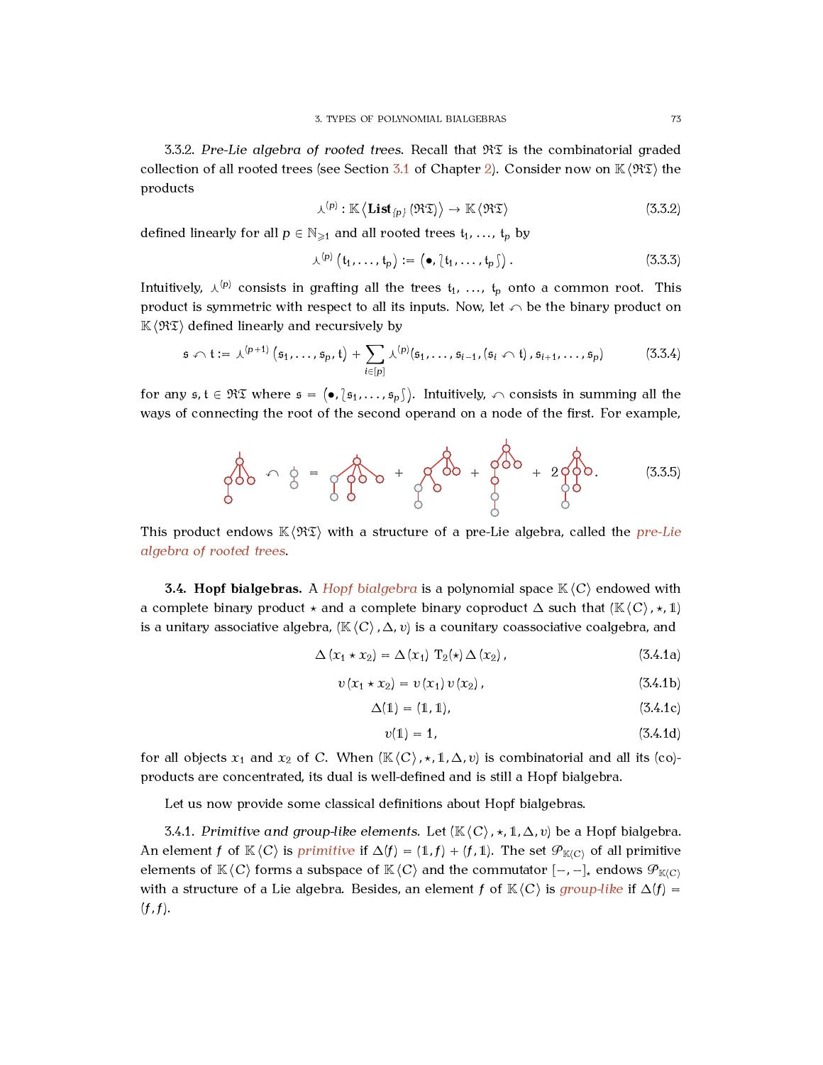3.3.2. *Pre-Lie algebra of rooted trees.* Recall that $\mathfrak{RT}$ is the combinatorial graded collection of all rooted trees (see Section 3.1 of Chapter 2). Consider now on $\mathbb{K}\langle\mathfrak{RT}\rangle$ the products

$$\curlywedge^{(p)} : \mathbb{K}\left\langle \mathbf{List}_{\{p\}}(\mathfrak{RT})\right\rangle \to \mathbb{K}\langle\mathfrak{RT}\rangle \tag{3.3.2}$$

defined linearly for all $p \in \mathbb{N}_{\geqslant 1}$ and all rooted trees $\mathfrak{t}_1, \ldots, \mathfrak{t}_p$ by

$$\curlywedge^{(p)}\left(\mathfrak{t}_1, \ldots, \mathfrak{t}_p\right) := \left(\bullet, \lbag \mathfrak{t}_1, \ldots, \mathfrak{t}_p \rbag\right). \tag{3.3.3}$$

Intuitively, $\curlywedge^{(p)}$ consists in grafting all the trees $\mathfrak{t}_1, \ldots, \mathfrak{t}_p$ onto a common root. This product is symmetric with respect to all its inputs. Now, let $\curvearrowleft$ be the binary product on $\mathbb{K}\langle\mathfrak{RT}\rangle$ defined linearly and recursively by

$$\mathfrak{s} \curvearrowleft \mathfrak{t} := \curlywedge^{(p+1)}\left(\mathfrak{s}_1, \ldots, \mathfrak{s}_p, \mathfrak{t}\right) + \sum_{i \in [p]} \curlywedge^{(p)}(\mathfrak{s}_1, \ldots, \mathfrak{s}_{i-1}, (\mathfrak{s}_i \curvearrowleft \mathfrak{t}), \mathfrak{s}_{i+1}, \ldots, \mathfrak{s}_p) \tag{3.3.4}$$

for any $\mathfrak{s}, \mathfrak{t} \in \mathfrak{RT}$ where $\mathfrak{s} = \left(\bullet, \lbag \mathfrak{s}_1, \ldots, \mathfrak{s}_p \rbag\right)$. Intuitively, $\curvearrowleft$ consists in summing all the ways of connecting the root of the second operand on a node of the first. For example,

$$\text{[tree]} \curvearrowleft \text{[tree]} = \text{[tree]} + \text{[tree]} + \text{[tree]} + 2\,\text{[tree]}. \tag{3.3.5}$$

This product endows $\mathbb{K}\langle\mathfrak{RT}\rangle$ with a structure of a pre-Lie algebra, called the *pre-Lie algebra of rooted trees*.

**3.4. Hopf bialgebras.** A *Hopf bialgebra* is a polynomial space $\mathbb{K}\langle C\rangle$ endowed with a complete binary product $\star$ and a complete binary coproduct $\Delta$ such that $(\mathbb{K}\langle C\rangle, \star, \mathbb{1})$ is a unitary associative algebra, $(\mathbb{K}\langle C\rangle, \Delta, \upsilon)$ is a counitary coassociative coalgebra, and

$$\Delta(x_1 \star x_2) = \Delta(x_1)\; \mathrm{T}_2(\star)\, \Delta(x_2), \tag{3.4.1a}$$

$$\upsilon(x_1 \star x_2) = \upsilon(x_1)\, \upsilon(x_2), \tag{3.4.1b}$$

$$\Delta(\mathbb{1}) = (\mathbb{1}, \mathbb{1}), \tag{3.4.1c}$$

$$\upsilon(\mathbb{1}) = 1, \tag{3.4.1d}$$

for all objects $x_1$ and $x_2$ of $C$. When $(\mathbb{K}\langle C\rangle, \star, \mathbb{1}, \Delta, \upsilon)$ is combinatorial and all its (co)-products are concentrated, its dual is well-defined and is still a Hopf bialgebra.

Let us now provide some classical definitions about Hopf bialgebras.

3.4.1. *Primitive and group-like elements.* Let $(\mathbb{K}\langle C\rangle, \star, \mathbb{1}, \Delta, \upsilon)$ be a Hopf bialgebra. An element $f$ of $\mathbb{K}\langle C\rangle$ is *primitive* if $\Delta(f) = (\mathbb{1}, f) + (f, \mathbb{1})$. The set $\mathscr{P}_{\mathbb{K}\langle C\rangle}$ of all primitive elements of $\mathbb{K}\langle C\rangle$ forms a subspace of $\mathbb{K}\langle C\rangle$ and the commutator $[-,-]_\star$ endows $\mathscr{P}_{\mathbb{K}\langle C\rangle}$ with a structure of a Lie algebra. Besides, an element $f$ of $\mathbb{K}\langle C\rangle$ is *group-like* if $\Delta(f) = (f, f)$.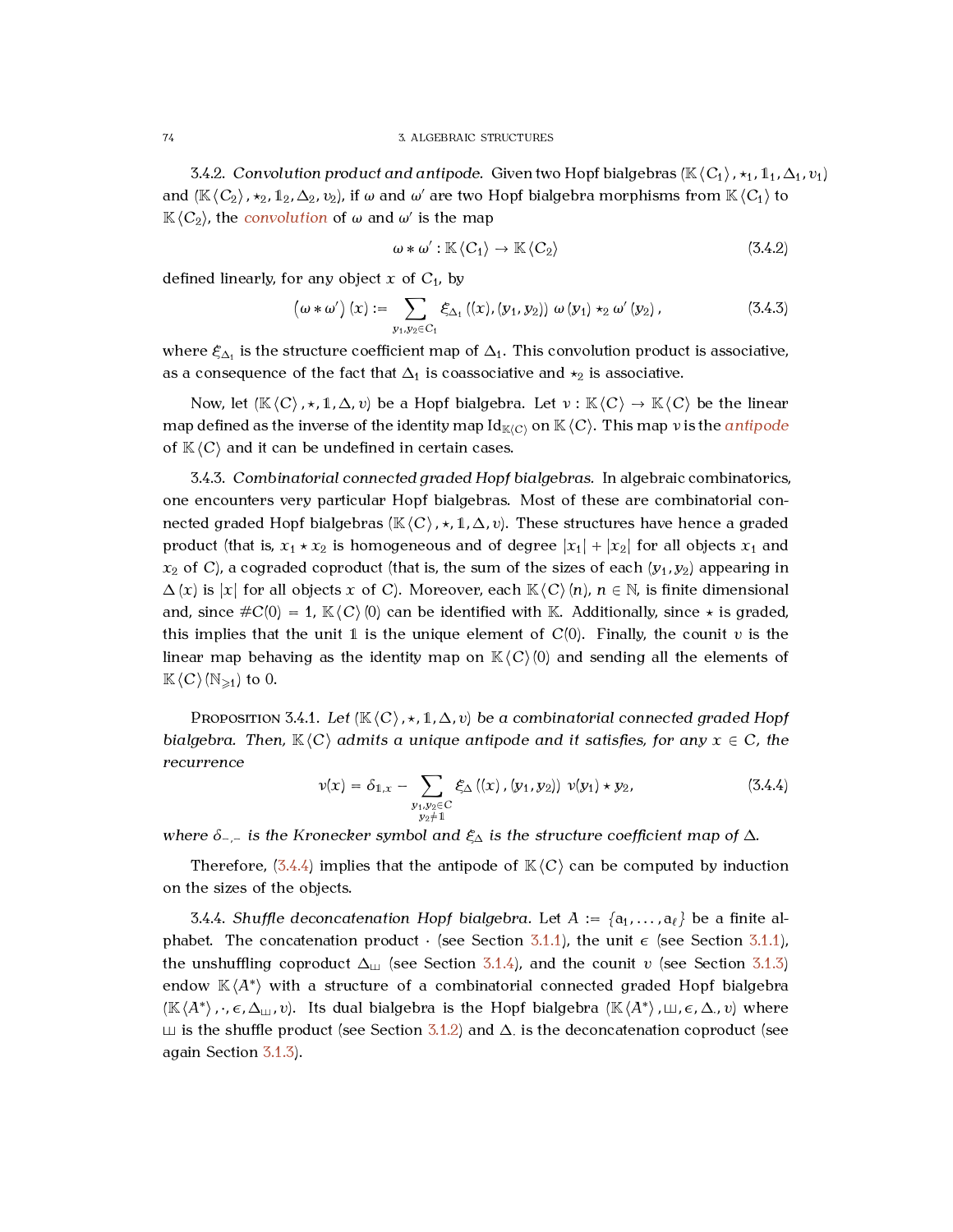3.4.2. *Convolution product and antipode.* Given two Hopf bialgebras $(\mathbb{K}\langle C_1 \rangle, \star_1, \mathbb{1}_1, \Delta_1, \upsilon_1)$ and $(\mathbb{K}\langle C_2 \rangle, \star_2, \mathbb{1}_2, \Delta_2, \upsilon_2)$, if $\omega$ and $\omega'$ are two Hopf bialgebra morphisms from $\mathbb{K}\langle C_1 \rangle$ to $\mathbb{K}\langle C_2 \rangle$, the *convolution* of $\omega$ and $\omega'$ is the map

$$\omega * \omega' : \mathbb{K}\langle C_1 \rangle \to \mathbb{K}\langle C_2 \rangle \tag{3.4.2}$$

defined linearly, for any object $x$ of $C_1$, by

$$\left(\omega * \omega'\right)(x) := \sum_{y_1, y_2 \in C_1} \xi_{\Delta_1}\left((x), (y_1, y_2)\right) \, \omega\left(y_1\right) \star_2 \omega'\left(y_2\right), \tag{3.4.3}$$

where $\xi_{\Delta_1}$ is the structure coefficient map of $\Delta_1$. This convolution product is associative, as a consequence of the fact that $\Delta_1$ is coassociative and $\star_2$ is associative.

Now, let $(\mathbb{K}\langle C \rangle, \star, \mathbb{1}, \Delta, \upsilon)$ be a Hopf bialgebra. Let $\nu : \mathbb{K}\langle C \rangle \to \mathbb{K}\langle C \rangle$ be the linear map defined as the inverse of the identity map $\mathrm{Id}_{\mathbb{K}\langle C \rangle}$ on $\mathbb{K}\langle C \rangle$. This map $\nu$ is the *antipode* of $\mathbb{K}\langle C \rangle$ and it can be undefined in certain cases.

3.4.3. *Combinatorial connected graded Hopf bialgebras.* In algebraic combinatorics, one encounters very particular Hopf bialgebras. Most of these are combinatorial connected graded Hopf bialgebras $(\mathbb{K}\langle C \rangle, \star, \mathbb{1}, \Delta, \upsilon)$. These structures have hence a graded product (that is, $x_1 \star x_2$ is homogeneous and of degree $|x_1| + |x_2|$ for all objects $x_1$ and $x_2$ of $C$), a cograded coproduct (that is, the sum of the sizes of each $(y_1, y_2)$ appearing in $\Delta(x)$ is $|x|$ for all objects $x$ of $C$). Moreover, each $\mathbb{K}\langle C \rangle(n)$, $n \in \mathbb{N}$, is finite dimensional and, since $\#C(0) = 1$, $\mathbb{K}\langle C \rangle(0)$ can be identified with $\mathbb{K}$. Additionally, since $\star$ is graded, this implies that the unit $\mathbb{1}$ is the unique element of $C(0)$. Finally, the counit $\upsilon$ is the linear map behaving as the identity map on $\mathbb{K}\langle C \rangle(0)$ and sending all the elements of $\mathbb{K}\langle C \rangle(\mathbb{N}_{\geqslant 1})$ to 0.

Proposition 3.4.1. *Let $(\mathbb{K}\langle C \rangle, \star, \mathbb{1}, \Delta, \upsilon)$ be a combinatorial connected graded Hopf bialgebra. Then, $\mathbb{K}\langle C \rangle$ admits a unique antipode and it satisfies, for any $x \in C$, the recurrence*

$$\nu(x) = \delta_{\mathbb{1}, x} - \sum_{\substack{y_1, y_2 \in C \\ y_2 \neq \mathbb{1}}} \xi_{\Delta}\left((x), (y_1, y_2)\right) \, \nu(y_1) \star y_2, \tag{3.4.4}$$

*where $\delta_{-,-}$ is the Kronecker symbol and $\xi_{\Delta}$ is the structure coefficient map of $\Delta$.*

Therefore, (3.4.4) implies that the antipode of $\mathbb{K}\langle C \rangle$ can be computed by induction on the sizes of the objects.

3.4.4. *Shuffle deconcatenation Hopf bialgebra.* Let $A := \{a_1, \dots, a_\ell\}$ be a finite alphabet. The concatenation product $\cdot$ (see Section 3.1.1), the unit $\epsilon$ (see Section 3.1.1), the unshuffling coproduct $\Delta_{\sqcup\!\sqcup}$ (see Section 3.1.4), and the counit $\upsilon$ (see Section 3.1.3) endow $\mathbb{K}\langle A^* \rangle$ with a structure of a combinatorial connected graded Hopf bialgebra $(\mathbb{K}\langle A^* \rangle, \cdot, \epsilon, \Delta_{\sqcup\!\sqcup}, \upsilon)$. Its dual bialgebra is the Hopf bialgebra $(\mathbb{K}\langle A^* \rangle, \sqcup\!\sqcup, \epsilon, \Delta_{\cdot}, \upsilon)$ where $\sqcup\!\sqcup$ is the shuffle product (see Section 3.1.2) and $\Delta_{\cdot}$ is the deconcatenation coproduct (see again Section 3.1.3).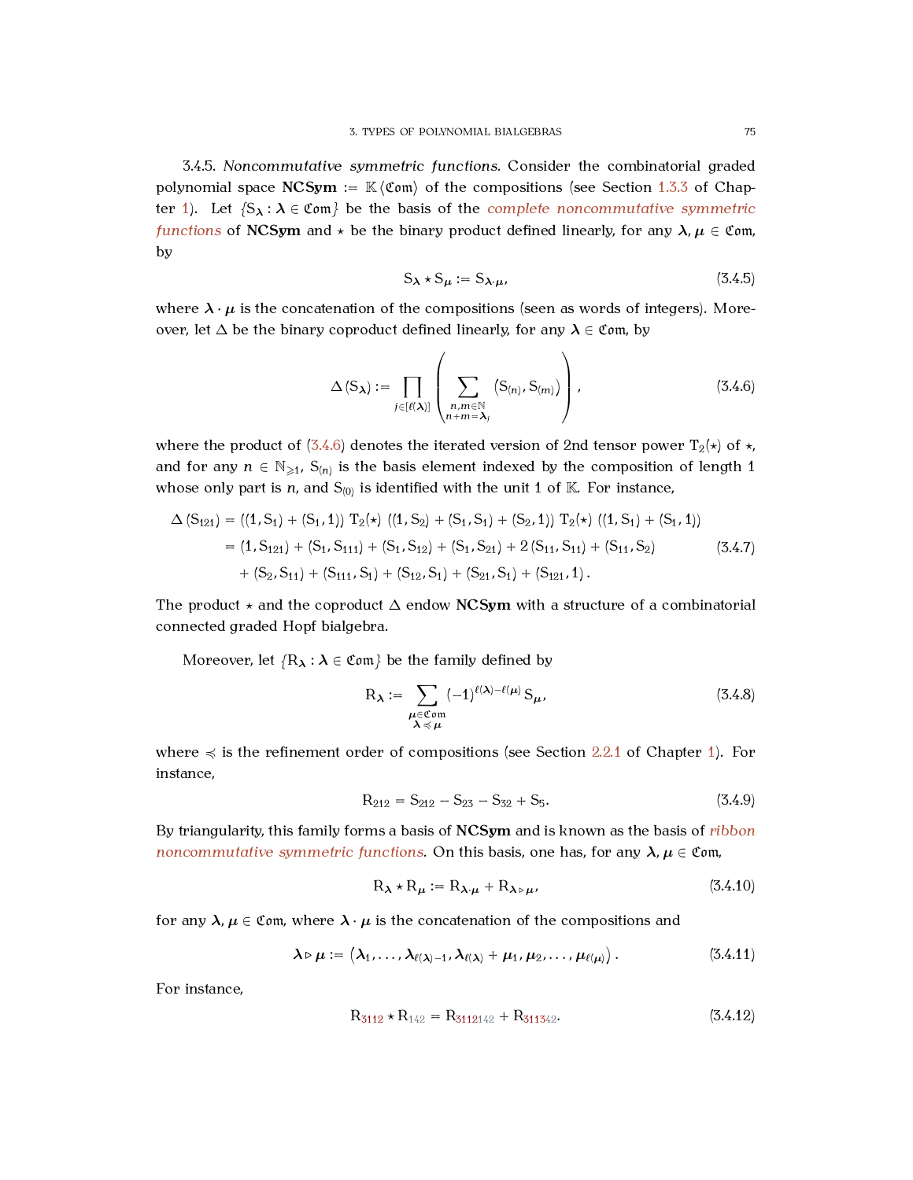3.4.5. *Noncommutative symmetric functions.* Consider the combinatorial graded polynomial space $\mathbf{NCSym} := \mathbb{K}\langle\mathfrak{Com}\rangle$ of the compositions (see Section 1.3.3 of Chapter 1). Let $\{\mathrm{S}_{\boldsymbol{\lambda}} : \boldsymbol{\lambda} \in \mathfrak{Com}\}$ be the basis of the *complete noncommutative symmetric functions* of $\mathbf{NCSym}$ and $\star$ be the binary product defined linearly, for any $\boldsymbol{\lambda}, \boldsymbol{\mu} \in \mathfrak{Com}$, by

$$\mathrm{S}_{\boldsymbol{\lambda}} \star \mathrm{S}_{\boldsymbol{\mu}} := \mathrm{S}_{\boldsymbol{\lambda} \cdot \boldsymbol{\mu}}, \tag{3.4.5}$$

where $\boldsymbol{\lambda} \cdot \boldsymbol{\mu}$ is the concatenation of the compositions (seen as words of integers). Moreover, let $\Delta$ be the binary coproduct defined linearly, for any $\boldsymbol{\lambda} \in \mathfrak{Com}$, by

$$\Delta\left(\mathrm{S}_{\boldsymbol{\lambda}}\right) := \prod_{j \in [\ell(\boldsymbol{\lambda})]} \left( \sum_{\substack{n, m \in \mathbb{N} \\ n+m = \boldsymbol{\lambda}_j}} \left(\mathrm{S}_{(n)}, \mathrm{S}_{(m)}\right) \right), \tag{3.4.6}$$

where the product of (3.4.6) denotes the iterated version of 2nd tensor power $\mathrm{T}_2(\star)$ of $\star$, and for any $n \in \mathbb{N}_{\geqslant 1}$, $\mathrm{S}_{(n)}$ is the basis element indexed by the composition of length 1 whose only part is $n$, and $\mathrm{S}_{(0)}$ is identified with the unit $1$ of $\mathbb{K}$. For instance,

$$\begin{aligned}
\Delta\left(\mathrm{S}_{121}\right) &= \left((1, \mathrm{S}_1) + (\mathrm{S}_1, 1)\right) \mathrm{T}_2(\star) \left((1, \mathrm{S}_2) + (\mathrm{S}_1, \mathrm{S}_1) + (\mathrm{S}_2, 1)\right) \mathrm{T}_2(\star) \left((1, \mathrm{S}_1) + (\mathrm{S}_1, 1)\right) \\
&= (1, \mathrm{S}_{121}) + (\mathrm{S}_1, \mathrm{S}_{111}) + (\mathrm{S}_1, \mathrm{S}_{12}) + (\mathrm{S}_1, \mathrm{S}_{21}) + 2\,(\mathrm{S}_{11}, \mathrm{S}_{11}) + (\mathrm{S}_{11}, \mathrm{S}_2) \\
&\quad + (\mathrm{S}_2, \mathrm{S}_{11}) + (\mathrm{S}_{111}, \mathrm{S}_1) + (\mathrm{S}_{12}, \mathrm{S}_1) + (\mathrm{S}_{21}, \mathrm{S}_1) + (\mathrm{S}_{121}, 1).
\end{aligned} \tag{3.4.7}$$

The product $\star$ and the coproduct $\Delta$ endow $\mathbf{NCSym}$ with a structure of a combinatorial connected graded Hopf bialgebra.

Moreover, let $\{\mathrm{R}_{\boldsymbol{\lambda}} : \boldsymbol{\lambda} \in \mathfrak{Com}\}$ be the family defined by

$$\mathrm{R}_{\boldsymbol{\lambda}} := \sum_{\substack{\boldsymbol{\mu} \in \mathfrak{Com} \\ \boldsymbol{\lambda} \preccurlyeq \boldsymbol{\mu}}} (-1)^{\ell(\boldsymbol{\lambda}) - \ell(\boldsymbol{\mu})}\, \mathrm{S}_{\boldsymbol{\mu}}, \tag{3.4.8}$$

where $\preccurlyeq$ is the refinement order of compositions (see Section 2.2.1 of Chapter 1). For instance,

$$\mathrm{R}_{212} = \mathrm{S}_{212} - \mathrm{S}_{23} - \mathrm{S}_{32} + \mathrm{S}_5. \tag{3.4.9}$$

By triangularity, this family forms a basis of $\mathbf{NCSym}$ and is known as the basis of *ribbon noncommutative symmetric functions*. On this basis, one has, for any $\boldsymbol{\lambda}, \boldsymbol{\mu} \in \mathfrak{Com}$,

$$\mathrm{R}_{\boldsymbol{\lambda}} \star \mathrm{R}_{\boldsymbol{\mu}} := \mathrm{R}_{\boldsymbol{\lambda} \cdot \boldsymbol{\mu}} + \mathrm{R}_{\boldsymbol{\lambda} \triangleright \boldsymbol{\mu}}, \tag{3.4.10}$$

for any $\boldsymbol{\lambda}, \boldsymbol{\mu} \in \mathfrak{Com}$, where $\boldsymbol{\lambda} \cdot \boldsymbol{\mu}$ is the concatenation of the compositions and

$$\boldsymbol{\lambda} \triangleright \boldsymbol{\mu} := \left(\boldsymbol{\lambda}_1, \dots, \boldsymbol{\lambda}_{\ell(\boldsymbol{\lambda})-1}, \boldsymbol{\lambda}_{\ell(\boldsymbol{\lambda})} + \boldsymbol{\mu}_1, \boldsymbol{\mu}_2, \dots, \boldsymbol{\mu}_{\ell(\boldsymbol{\mu})}\right). \tag{3.4.11}$$

For instance,

$$\mathrm{R}_{3112} \star \mathrm{R}_{142} = \mathrm{R}_{3112142} + \mathrm{R}_{311342}. \tag{3.4.12}$$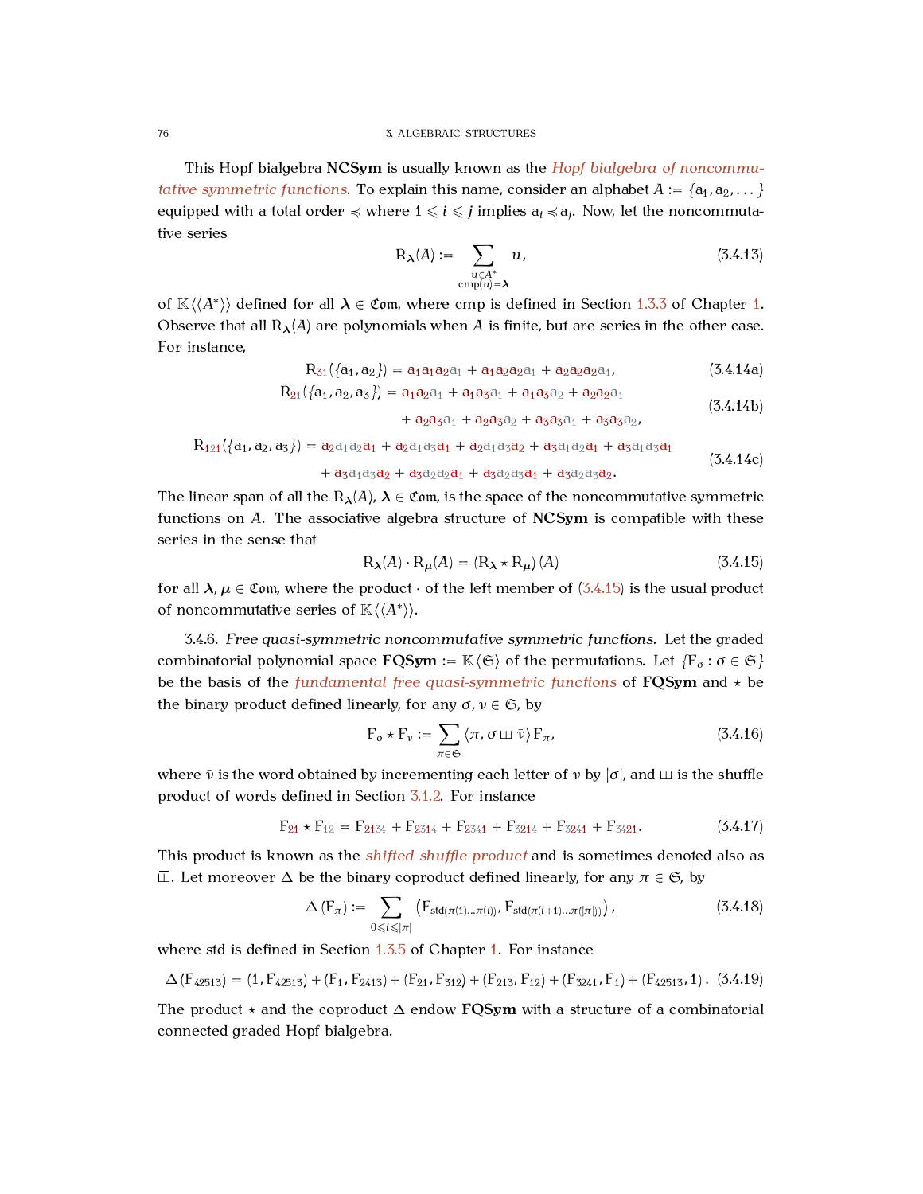This Hopf bialgebra **NCSym** is usually known as the *Hopf bialgebra of noncommutative symmetric functions*. To explain this name, consider an alphabet $A := \{a_1, a_2, \dots\}$ equipped with a total order $\preccurlyeq$ where $1 \leqslant i \leqslant j$ implies $a_i \preccurlyeq a_j$. Now, let the noncommutative series

$$\mathrm{R}_{\boldsymbol{\lambda}}(A) := \sum_{\substack{u \in A^* \\ \mathrm{cmp}(u) = \boldsymbol{\lambda}}} u, \tag{3.4.13}$$

of $\mathbb{K}\langle\langle A^* \rangle\rangle$ defined for all $\boldsymbol{\lambda} \in \mathfrak{Com}$, where cmp is defined in Section 1.3.3 of Chapter 1. Observe that all $\mathrm{R}_{\boldsymbol{\lambda}}(A)$ are polynomials when $A$ is finite, but are series in the other case. For instance,

$$\mathrm{R}_{31}(\{a_1, a_2\}) = a_1a_1a_2a_1 + a_1a_2a_2a_1 + a_2a_2a_2a_1, \tag{3.4.14a}$$

$$\begin{aligned} \mathrm{R}_{21}(\{a_1, a_2, a_3\}) = {} & a_1a_2a_1 + a_1a_3a_1 + a_1a_3a_2 + a_2a_2a_1 \\ & + a_2a_3a_1 + a_2a_3a_2 + a_3a_3a_1 + a_3a_3a_2, \end{aligned} \tag{3.4.14b}$$

$$\begin{aligned} \mathrm{R}_{121}(\{a_1, a_2, a_3\}) = {} & a_2a_1a_2a_1 + a_2a_1a_3a_1 + a_2a_1a_3a_2 + a_3a_1a_2a_1 + a_3a_1a_3a_1 \\ & + a_3a_1a_3a_2 + a_3a_2a_2a_1 + a_3a_2a_3a_1 + a_3a_2a_3a_2. \end{aligned} \tag{3.4.14c}$$

The linear span of all the $\mathrm{R}_{\boldsymbol{\lambda}}(A)$, $\boldsymbol{\lambda} \in \mathfrak{Com}$, is the space of the noncommutative symmetric functions on $A$. The associative algebra structure of **NCSym** is compatible with these series in the sense that

$$\mathrm{R}_{\boldsymbol{\lambda}}(A) \cdot \mathrm{R}_{\boldsymbol{\mu}}(A) = \left(\mathrm{R}_{\boldsymbol{\lambda}} \star \mathrm{R}_{\boldsymbol{\mu}}\right)(A) \tag{3.4.15}$$

for all $\boldsymbol{\lambda}, \boldsymbol{\mu} \in \mathfrak{Com}$, where the product $\cdot$ of the left member of (3.4.15) is the usual product of noncommutative series of $\mathbb{K}\langle\langle A^* \rangle\rangle$.

3.4.6. *Free quasi-symmetric noncommutative symmetric functions.* Let the graded combinatorial polynomial space **FQSym** $:= \mathbb{K}\langle\mathfrak{S}\rangle$ of the permutations. Let $\{\mathrm{F}_\sigma : \sigma \in \mathfrak{S}\}$ be the basis of the *fundamental free quasi-symmetric functions* of **FQSym** and $\star$ be the binary product defined linearly, for any $\sigma, \nu \in \mathfrak{S}$, by

$$\mathrm{F}_\sigma \star \mathrm{F}_\nu := \sum_{\pi \in \mathfrak{S}} \langle \pi, \sigma \sqcup\!\sqcup \bar{\nu} \rangle \, \mathrm{F}_\pi, \tag{3.4.16}$$

where $\bar{\nu}$ is the word obtained by incrementing each letter of $\nu$ by $|\sigma|$, and $\sqcup\!\sqcup$ is the shuffle product of words defined in Section 3.1.2. For instance

$$\mathrm{F}_{21} \star \mathrm{F}_{12} = \mathrm{F}_{2134} + \mathrm{F}_{2314} + \mathrm{F}_{2341} + \mathrm{F}_{3214} + \mathrm{F}_{3241} + \mathrm{F}_{3421}. \tag{3.4.17}$$

This product is known as the *shifted shuffle product* and is sometimes denoted also as $\overline{\sqcup\!\sqcup}$. Let moreover $\Delta$ be the binary coproduct defined linearly, for any $\pi \in \mathfrak{S}$, by

$$\Delta\left(\mathrm{F}_\pi\right) := \sum_{0 \leqslant i \leqslant |\pi|} \left(\mathrm{F}_{\mathrm{std}(\pi(1)\dots\pi(i))}, \mathrm{F}_{\mathrm{std}(\pi(i+1)\dots\pi(|\pi|))}\right), \tag{3.4.18}$$

where std is defined in Section 1.3.5 of Chapter 1. For instance

$$\Delta\left(\mathrm{F}_{42513}\right) = (1, \mathrm{F}_{42513}) + (\mathrm{F}_1, \mathrm{F}_{2413}) + (\mathrm{F}_{21}, \mathrm{F}_{312}) + (\mathrm{F}_{213}, \mathrm{F}_{12}) + (\mathrm{F}_{3241}, \mathrm{F}_1) + (\mathrm{F}_{42513}, 1). \tag{3.4.19}$$

The product $\star$ and the coproduct $\Delta$ endow **FQSym** with a structure of a combinatorial connected graded Hopf bialgebra.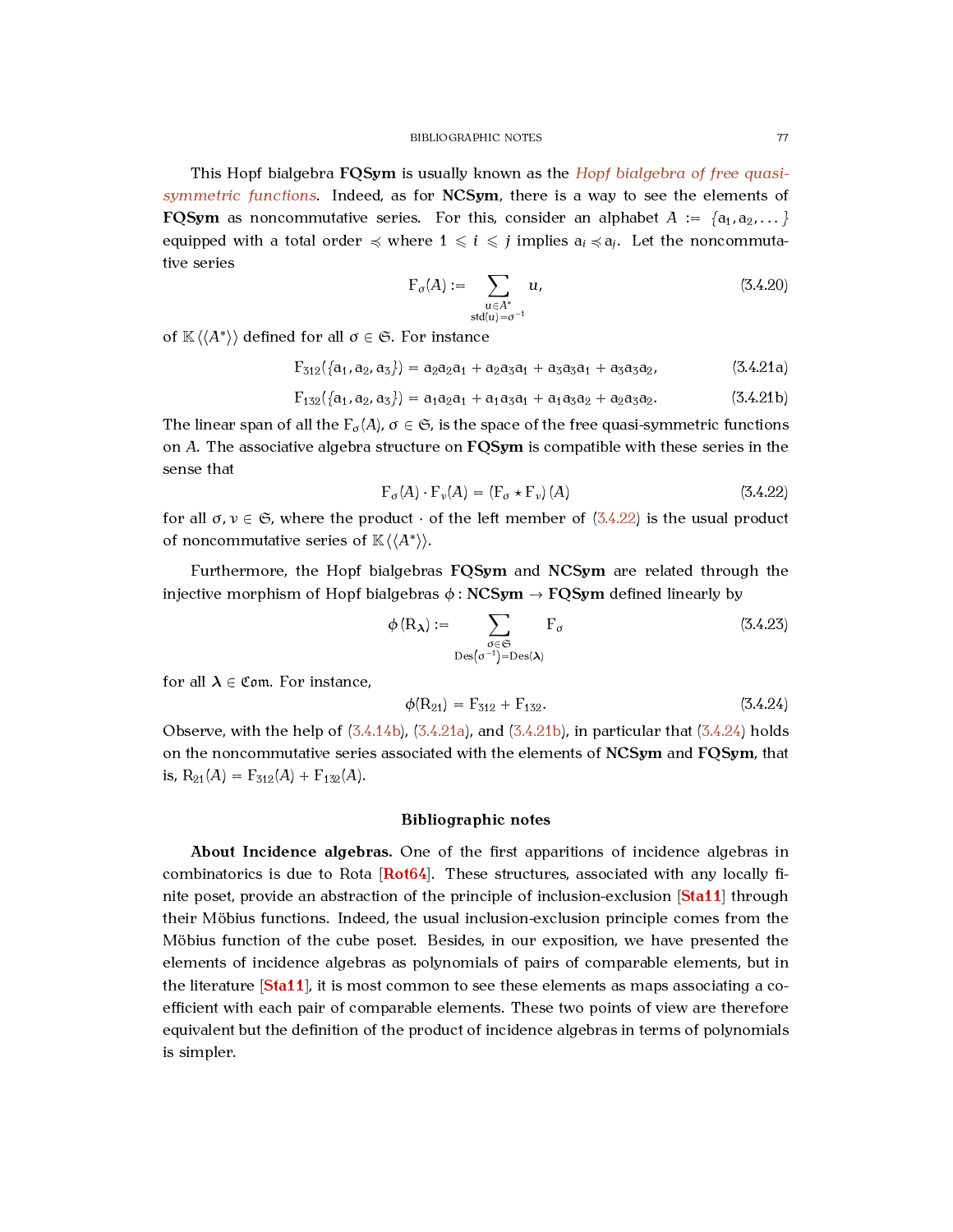This Hopf bialgebra **FQSym** is usually known as the *Hopf bialgebra of free quasi-symmetric functions*. Indeed, as for **NCSym**, there is a way to see the elements of **FQSym** as noncommutative series. For this, consider an alphabet $A := \{a_1, a_2, \dots\}$ equipped with a total order $\preccurlyeq$ where $1 \leqslant i \leqslant j$ implies $a_i \preccurlyeq a_j$. Let the noncommutative series

$$F_\sigma(A) := \sum_{\substack{u \in A^* \\ \mathrm{std}(u) = \sigma^{-1}}} u, \tag{3.4.20}$$

of $\mathbb{K}\langle\langle A^* \rangle\rangle$ defined for all $\sigma \in \mathfrak{S}$. For instance

$$F_{312}(\{a_1, a_2, a_3\}) = a_2a_2a_1 + a_2a_3a_1 + a_3a_3a_1 + a_3a_3a_2, \tag{3.4.21a}$$

$$F_{132}(\{a_1, a_2, a_3\}) = a_1a_2a_1 + a_1a_3a_1 + a_1a_3a_2 + a_2a_3a_2. \tag{3.4.21b}$$

The linear span of all the $F_\sigma(A)$, $\sigma \in \mathfrak{S}$, is the space of the free quasi-symmetric functions on $A$. The associative algebra structure on **FQSym** is compatible with these series in the sense that

$$F_\sigma(A) \cdot F_\nu(A) = (F_\sigma \star F_\nu)(A) \tag{3.4.22}$$

for all $\sigma, \nu \in \mathfrak{S}$, where the product $\cdot$ of the left member of (3.4.22) is the usual product of noncommutative series of $\mathbb{K}\langle\langle A^* \rangle\rangle$.

Furthermore, the Hopf bialgebras **FQSym** and **NCSym** are related through the injective morphism of Hopf bialgebras $\phi : \mathbf{NCSym} \to \mathbf{FQSym}$ defined linearly by

$$\phi(R_{\boldsymbol{\lambda}}) := \sum_{\substack{\sigma \in \mathfrak{S} \\ \mathrm{Des}(\sigma^{-1}) = \mathrm{Des}(\boldsymbol{\lambda})}} F_\sigma \tag{3.4.23}$$

for all $\boldsymbol{\lambda} \in \mathfrak{Com}$. For instance,

$$\phi(R_{21}) = F_{312} + F_{132}. \tag{3.4.24}$$

Observe, with the help of (3.4.14b), (3.4.21a), and (3.4.21b), in particular that (3.4.24) holds on the noncommutative series associated with the elements of **NCSym** and **FQSym**, that is, $R_{21}(A) = F_{312}(A) + F_{132}(A)$.

## Bibliographic notes

**About Incidence algebras.** One of the first apparitions of incidence algebras in combinatorics is due to Rota [**Rot64**]. These structures, associated with any locally finite poset, provide an abstraction of the principle of inclusion-exclusion [**Sta11**] through their Möbius functions. Indeed, the usual inclusion-exclusion principle comes from the Möbius function of the cube poset. Besides, in our exposition, we have presented the elements of incidence algebras as polynomials of pairs of comparable elements, but in the literature [**Sta11**], it is most common to see these elements as maps associating a coefficient with each pair of comparable elements. These two points of view are therefore equivalent but the definition of the product of incidence algebras in terms of polynomials is simpler.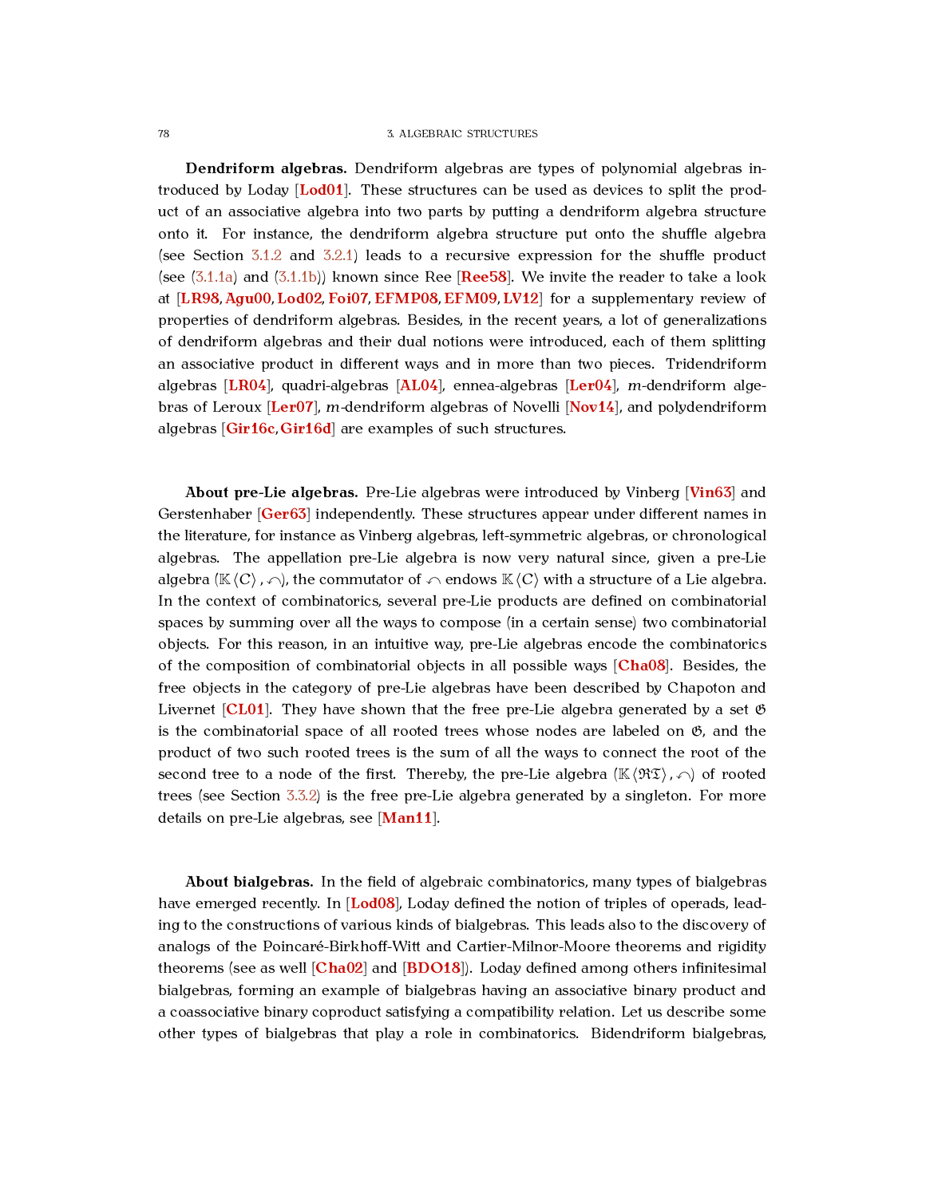**Dendriform algebras.** Dendriform algebras are types of polynomial algebras introduced by Loday [Lod01]. These structures can be used as devices to split the product of an associative algebra into two parts by putting a dendriform algebra structure onto it. For instance, the dendriform algebra structure put onto the shuffle algebra (see Section 3.1.2 and 3.2.1) leads to a recursive expression for the shuffle product (see (3.1.1a) and (3.1.1b)) known since Ree [Ree58]. We invite the reader to take a look at [LR98, Agu00, Lod02, Foi07, EFMP08, EFM09, LV12] for a supplementary review of properties of dendriform algebras. Besides, in the recent years, a lot of generalizations of dendriform algebras and their dual notions were introduced, each of them splitting an associative product in different ways and in more than two pieces. Tridendriform algebras [LR04], quadri-algebras [AL04], ennea-algebras [Ler04], $m$-dendriform algebras of Leroux [Ler07], $m$-dendriform algebras of Novelli [Nov14], and polydendriform algebras [Gir16c, Gir16d] are examples of such structures.

**About pre-Lie algebras.** Pre-Lie algebras were introduced by Vinberg [Vin63] and Gerstenhaber [Ger63] independently. These structures appear under different names in the literature, for instance as Vinberg algebras, left-symmetric algebras, or chronological algebras. The appellation pre-Lie algebra is now very natural since, given a pre-Lie algebra $(\mathbb{K}\langle C\rangle, \curvearrowleft)$, the commutator of $\curvearrowleft$ endows $\mathbb{K}\langle C\rangle$ with a structure of a Lie algebra. In the context of combinatorics, several pre-Lie products are defined on combinatorial spaces by summing over all the ways to compose (in a certain sense) two combinatorial objects. For this reason, in an intuitive way, pre-Lie algebras encode the combinatorics of the composition of combinatorial objects in all possible ways [Cha08]. Besides, the free objects in the category of pre-Lie algebras have been described by Chapoton and Livernet [CL01]. They have shown that the free pre-Lie algebra generated by a set $\mathfrak{G}$ is the combinatorial space of all rooted trees whose nodes are labeled on $\mathfrak{G}$, and the product of two such rooted trees is the sum of all the ways to connect the root of the second tree to a node of the first. Thereby, the pre-Lie algebra $(\mathbb{K}\langle\mathfrak{RT}\rangle, \curvearrowleft)$ of rooted trees (see Section 3.3.2) is the free pre-Lie algebra generated by a singleton. For more details on pre-Lie algebras, see [Man11].

**About bialgebras.** In the field of algebraic combinatorics, many types of bialgebras have emerged recently. In [Lod08], Loday defined the notion of triples of operads, leading to the constructions of various kinds of bialgebras. This leads also to the discovery of analogs of the Poincaré-Birkhoff-Witt and Cartier-Milnor-Moore theorems and rigidity theorems (see as well [Cha02] and [BDO18]). Loday defined among others infinitesimal bialgebras, forming an example of bialgebras having an associative binary product and a coassociative binary coproduct satisfying a compatibility relation. Let us describe some other types of bialgebras that play a role in combinatorics. Bidendriform bialgebras,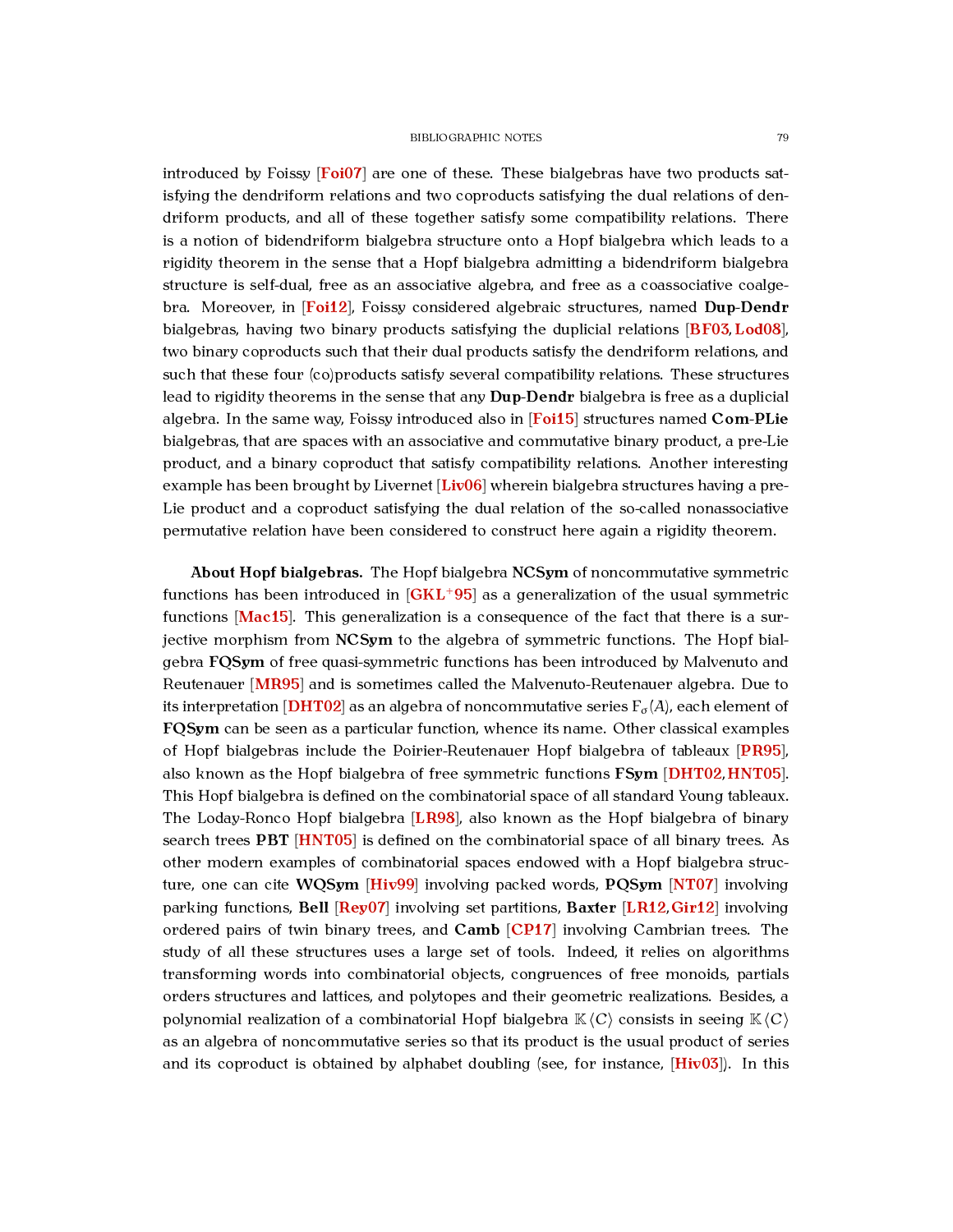introduced by Foissy [Foi07] are one of these. These bialgebras have two products satisfying the dendriform relations and two coproducts satisfying the dual relations of dendriform products, and all of these together satisfy some compatibility relations. There is a notion of bidendriform bialgebra structure onto a Hopf bialgebra which leads to a rigidity theorem in the sense that a Hopf bialgebra admitting a bidendriform bialgebra structure is self-dual, free as an associative algebra, and free as a coassociative coalgebra. Moreover, in [Foi12], Foissy considered algebraic structures, named **Dup**-**Dendr** bialgebras, having two binary products satisfying the duplicial relations [BF03, Lod08], two binary coproducts such that their dual products satisfy the dendriform relations, and such that these four (co)products satisfy several compatibility relations. These structures lead to rigidity theorems in the sense that any **Dup**-**Dendr** bialgebra is free as a duplicial algebra. In the same way, Foissy introduced also in [Foi15] structures named **Com**-**PLie** bialgebras, that are spaces with an associative and commutative binary product, a pre-Lie product, and a binary coproduct that satisfy compatibility relations. Another interesting example has been brought by Livernet [Liv06] wherein bialgebra structures having a pre-Lie product and a coproduct satisfying the dual relation of the so-called nonassociative permutative relation have been considered to construct here again a rigidity theorem.

**About Hopf bialgebras.** The Hopf bialgebra **NCSym** of noncommutative symmetric functions has been introduced in [GKL+95] as a generalization of the usual symmetric functions [Mac15]. This generalization is a consequence of the fact that there is a surjective morphism from **NCSym** to the algebra of symmetric functions. The Hopf bialgebra **FQSym** of free quasi-symmetric functions has been introduced by Malvenuto and Reutenauer [MR95] and is sometimes called the Malvenuto-Reutenauer algebra. Due to its interpretation [DHT02] as an algebra of noncommutative series $\mathsf{F}_\sigma(A)$, each element of **FQSym** can be seen as a particular function, whence its name. Other classical examples of Hopf bialgebras include the Poirier-Reutenauer Hopf bialgebra of tableaux [PR95], also known as the Hopf bialgebra of free symmetric functions **FSym** [DHT02, HNT05]. This Hopf bialgebra is defined on the combinatorial space of all standard Young tableaux. The Loday-Ronco Hopf bialgebra [LR98], also known as the Hopf bialgebra of binary search trees **PBT** [HNT05] is defined on the combinatorial space of all binary trees. As other modern examples of combinatorial spaces endowed with a Hopf bialgebra structure, one can cite **WQSym** [Hiv99] involving packed words, **PQSym** [NT07] involving parking functions, **Bell** [Rey07] involving set partitions, **Baxter** [LR12, Gir12] involving ordered pairs of twin binary trees, and **Camb** [CP17] involving Cambrian trees. The study of all these structures uses a large set of tools. Indeed, it relies on algorithms transforming words into combinatorial objects, congruences of free monoids, partials orders structures and lattices, and polytopes and their geometric realizations. Besides, a polynomial realization of a combinatorial Hopf bialgebra $\mathbb{K}\langle C\rangle$ consists in seeing $\mathbb{K}\langle C\rangle$ as an algebra of noncommutative series so that its product is the usual product of series and its coproduct is obtained by alphabet doubling (see, for instance, [Hiv03]). In this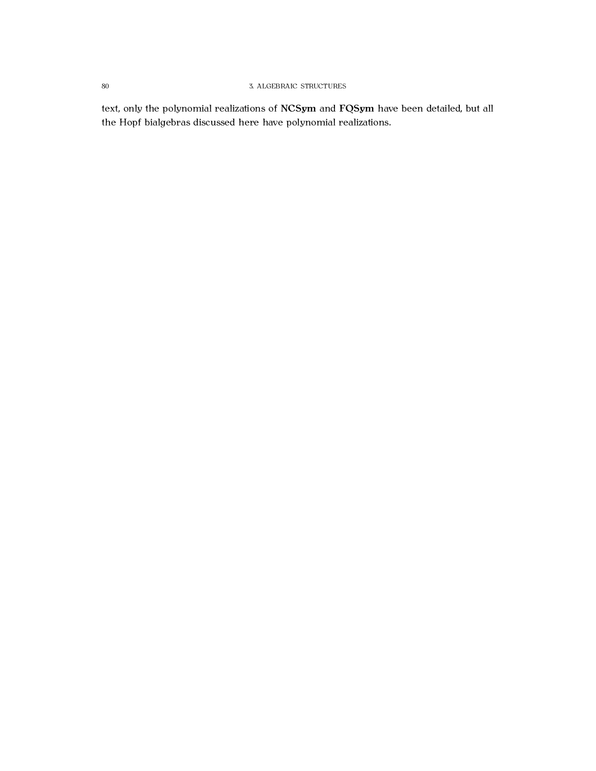text, only the polynomial realizations of **NCSym** and **FQSym** have been detailed, but all the Hopf bialgebras discussed here have polynomial realizations.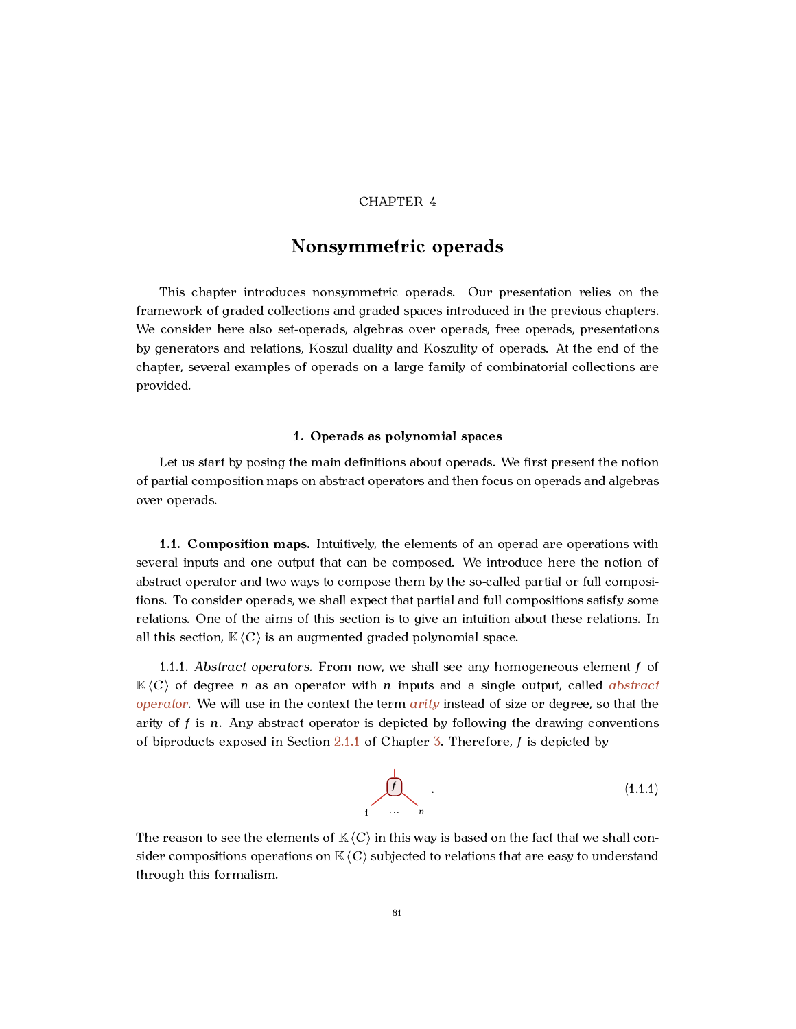# CHAPTER 4

# Nonsymmetric operads

This chapter introduces nonsymmetric operads. Our presentation relies on the framework of graded collections and graded spaces introduced in the previous chapters. We consider here also set-operads, algebras over operads, free operads, presentations by generators and relations, Koszul duality and Koszulity of operads. At the end of the chapter, several examples of operads on a large family of combinatorial collections are provided.

## 1. Operads as polynomial spaces

Let us start by posing the main definitions about operads. We first present the notion of partial composition maps on abstract operators and then focus on operads and algebras over operads.

### 1.1. Composition maps.

Intuitively, the elements of an operad are operations with several inputs and one output that can be composed. We introduce here the notion of abstract operator and two ways to compose them by the so-called partial or full compositions. To consider operads, we shall expect that partial and full compositions satisfy some relations. One of the aims of this section is to give an intuition about these relations. In all this section, $\mathbb{K}\langle C \rangle$ is an augmented graded polynomial space.

1.1.1. *Abstract operators.* From now, we shall see any homogeneous element $f$ of $\mathbb{K}\langle C \rangle$ of degree $n$ as an operator with $n$ inputs and a single output, called *abstract operator*. We will use in the context the term *arity* instead of size or degree, so that the arity of $f$ is $n$. Any abstract operator is depicted by following the drawing conventions of biproducts exposed in Section 2.1.1 of Chapter 3. Therefore, $f$ is depicted by

$$\text{(operator } f \text{ with inputs } 1 \ \ldots \ n\text{)} \quad . \tag{1.1.1}$$

The reason to see the elements of $\mathbb{K}\langle C \rangle$ in this way is based on the fact that we shall consider compositions operations on $\mathbb{K}\langle C \rangle$ subjected to relations that are easy to understand through this formalism.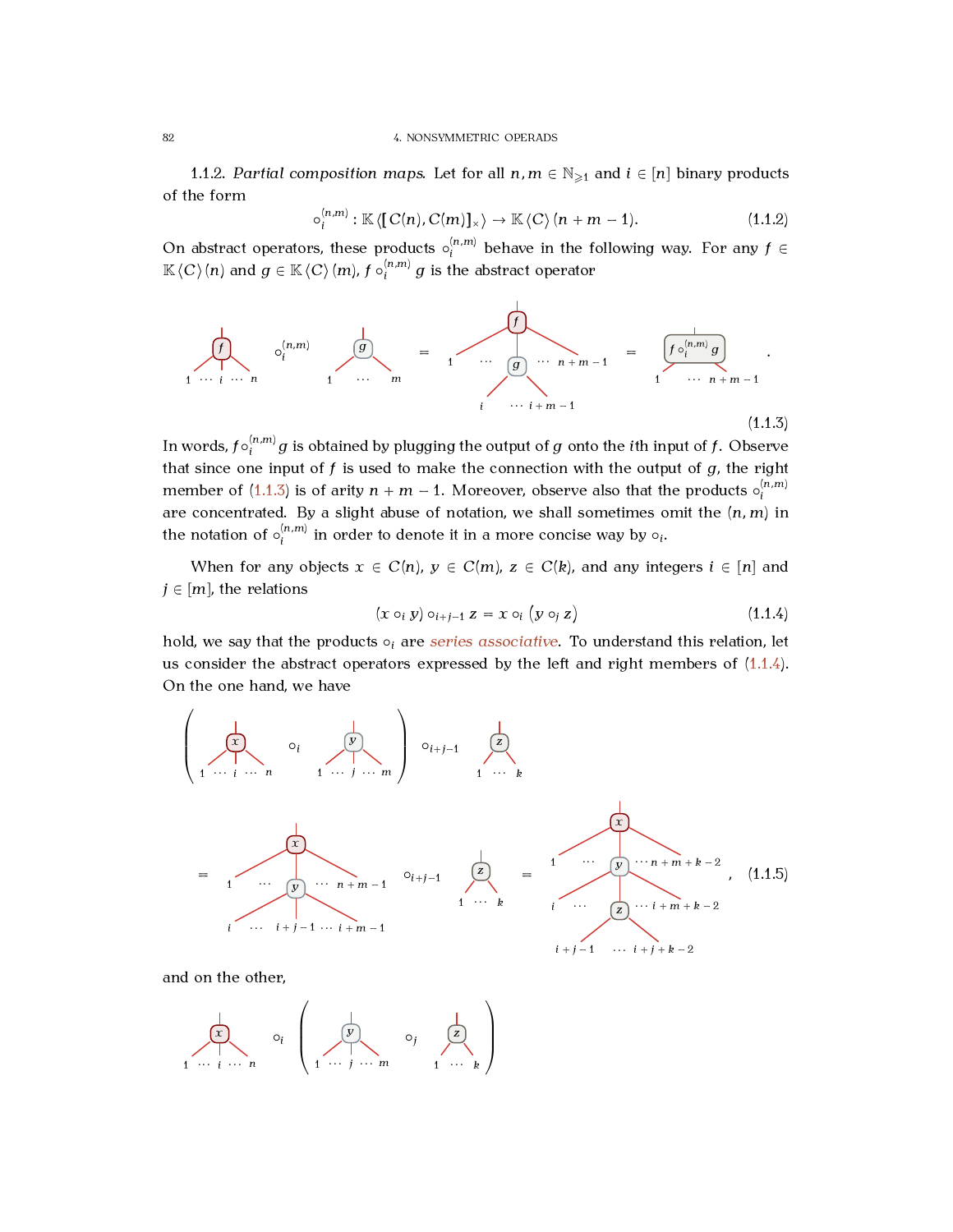1.1.2. *Partial composition maps.* Let for all $n, m \in \mathbb{N}_{\geqslant 1}$ and $i \in [n]$ binary products of the form

$$\circ_i^{(n,m)} : \mathbb{K}\langle [C(n), C(m)]_\times \rangle \to \mathbb{K}\langle C \rangle (n+m-1). \tag{1.1.2}$$

On abstract operators, these products $\circ_i^{(n,m)}$ behave in the following way. For any $f \in \mathbb{K}\langle C \rangle (n)$ and $g \in \mathbb{K}\langle C \rangle (m)$, $f \circ_i^{(n,m)} g$ is the abstract operator

(1.1.3)

In words, $f \circ_i^{(n,m)} g$ is obtained by plugging the output of $g$ onto the $i$th input of $f$. Observe that since one input of $f$ is used to make the connection with the output of $g$, the right member of (1.1.3) is of arity $n+m-1$. Moreover, observe also that the products $\circ_i^{(n,m)}$ are concentrated. By a slight abuse of notation, we shall sometimes omit the $(n, m)$ in the notation of $\circ_i^{(n,m)}$ in order to denote it in a more concise way by $\circ_i$.

When for any objects $x \in C(n)$, $y \in C(m)$, $z \in C(k)$, and any integers $i \in [n]$ and $j \in [m]$, the relations

$$(x \circ_i y) \circ_{i+j-1} z = x \circ_i (y \circ_j z) \tag{1.1.4}$$

hold, we say that the products $\circ_i$ are *series associative*. To understand this relation, let us consider the abstract operators expressed by the left and right members of (1.1.4). On the one hand, we have

(1.1.5)

and on the other,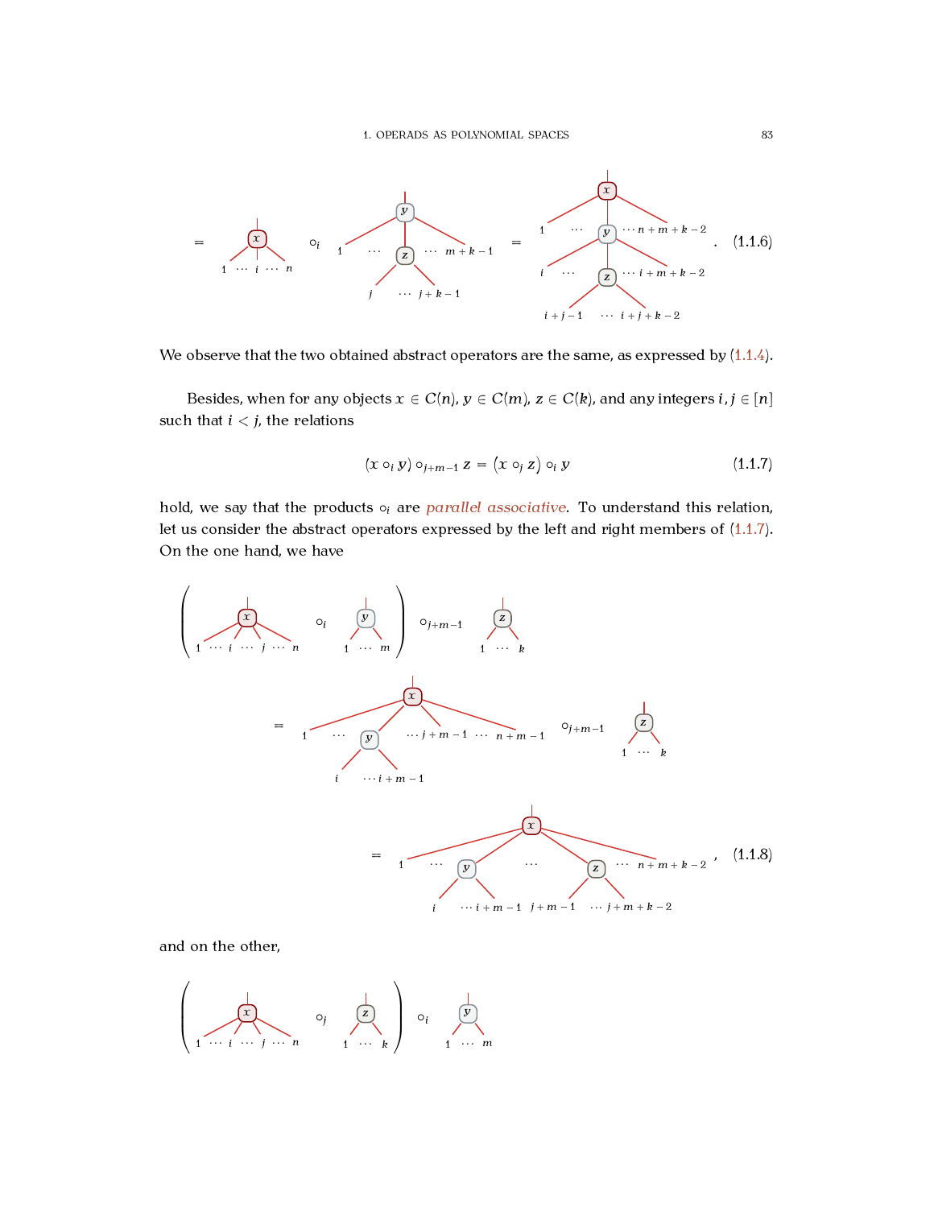$$= \quad x \text{ (tree with leaves } 1 \cdots i \cdots n) \quad \circ_i \quad y \text{ (tree with leaves } 1 \cdots, z \text{ at position } j \text{ with leaves } j \cdots j+k-1, \cdots m+k-1) \quad = \quad x \text{ (leaves } 1 \cdots, y \text{ at } i \text{ with leaves } i \cdots, z \text{ with leaves } i+j-1 \cdots i+j+k-2, \cdots i+m+k-2, \cdots n+m+k-2) \qquad (1.1.6)$$

We observe that the two obtained abstract operators are the same, as expressed by (1.1.4).

Besides, when for any objects $x \in C(n)$, $y \in C(m)$, $z \in C(k)$, and any integers $i, j \in [n]$ such that $i < j$, the relations

$$(x \circ_i y) \circ_{j+m-1} z = (x \circ_j z) \circ_i y \tag{1.1.7}$$

hold, we say that the products $\circ_i$ are *parallel associative*. To understand this relation, let us consider the abstract operators expressed by the left and right members of (1.1.7). On the one hand, we have

$$\left( x \text{ (leaves } 1 \cdots i \cdots j \cdots n) \quad \circ_i \quad y \text{ (leaves } 1 \cdots m) \right) \quad \circ_{j+m-1} \quad z \text{ (leaves } 1 \cdots k)$$

$$= \quad x \text{ (leaves } 1 \cdots, y \text{ with leaves } i \cdots i+m-1, \cdots j+m-1 \cdots n+m-1) \quad \circ_{j+m-1} \quad z \text{ (leaves } 1 \cdots k)$$

$$= \quad x \text{ (leaves } 1 \cdots, y \text{ with leaves } i \cdots i+m-1, \cdots, z \text{ with leaves } j+m-1 \cdots j+m+k-2, \cdots n+m+k-2), \qquad (1.1.8)$$

and on the other,

$$\left( x \text{ (leaves } 1 \cdots i \cdots j \cdots n) \quad \circ_j \quad z \text{ (leaves } 1 \cdots k) \right) \quad \circ_i \quad y \text{ (leaves } 1 \cdots m)$$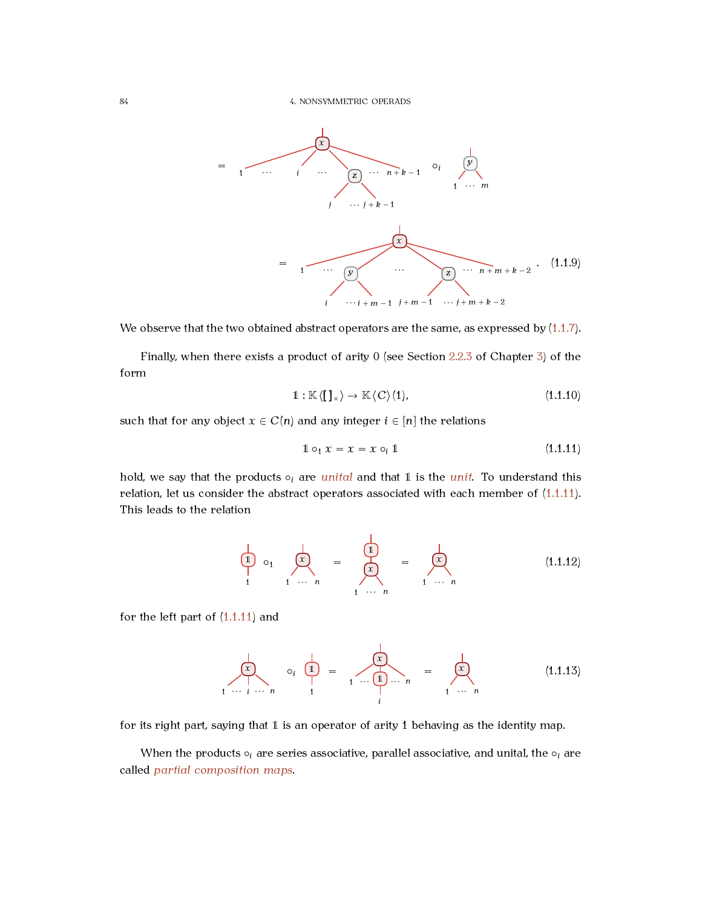$$= \quad [\text{tree: } x \text{ with leaves } 1 \cdots i \cdots, z \text{ grafted with leaves } j \cdots j+k-1, \cdots n+k-1] \circ_i [\text{tree: } y \text{ with leaves } 1 \cdots m]$$

$$= \quad [\text{tree: } x \text{ with leaves } 1 \cdots, y \text{ grafted with leaves } i \cdots i+m-1, \cdots, z \text{ grafted with leaves } j+m-1 \cdots j+m+k-2, \cdots n+m+k-2] . \tag{1.1.9}$$

We observe that the two obtained abstract operators are the same, as expressed by (1.1.7).

Finally, when there exists a product of arity 0 (see Section 2.2.3 of Chapter 3) of the form

$$\mathbb{1} : \mathbb{K}\langle [\,]_\times \rangle \to \mathbb{K}\langle C \rangle(1), \tag{1.1.10}$$

such that for any object $x \in C(n)$ and any integer $i \in [n]$ the relations

$$\mathbb{1} \circ_1 x = x = x \circ_i \mathbb{1} \tag{1.1.11}$$

hold, we say that the products $\circ_i$ are *unital* and that $\mathbb{1}$ is the *unit*. To understand this relation, let us consider the abstract operators associated with each member of (1.1.11). This leads to the relation

$$[\mathbb{1} \text{ with leaf } 1] \circ_1 [x \text{ with leaves } 1 \cdots n] = [\mathbb{1} \text{ above } x \text{ with leaves } 1 \cdots n] = [x \text{ with leaves } 1 \cdots n] \tag{1.1.12}$$

for the left part of (1.1.11) and

$$[x \text{ with leaves } 1 \cdots i \cdots n] \circ_i [\mathbb{1} \text{ with leaf } 1] = [x \text{ with leaves } 1 \cdots, \mathbb{1} \text{ at leaf } i, \cdots n] = [x \text{ with leaves } 1 \cdots n] \tag{1.1.13}$$

for its right part, saying that $\mathbb{1}$ is an operator of arity 1 behaving as the identity map.

When the products $\circ_i$ are series associative, parallel associative, and unital, the $\circ_i$ are called *partial composition maps*.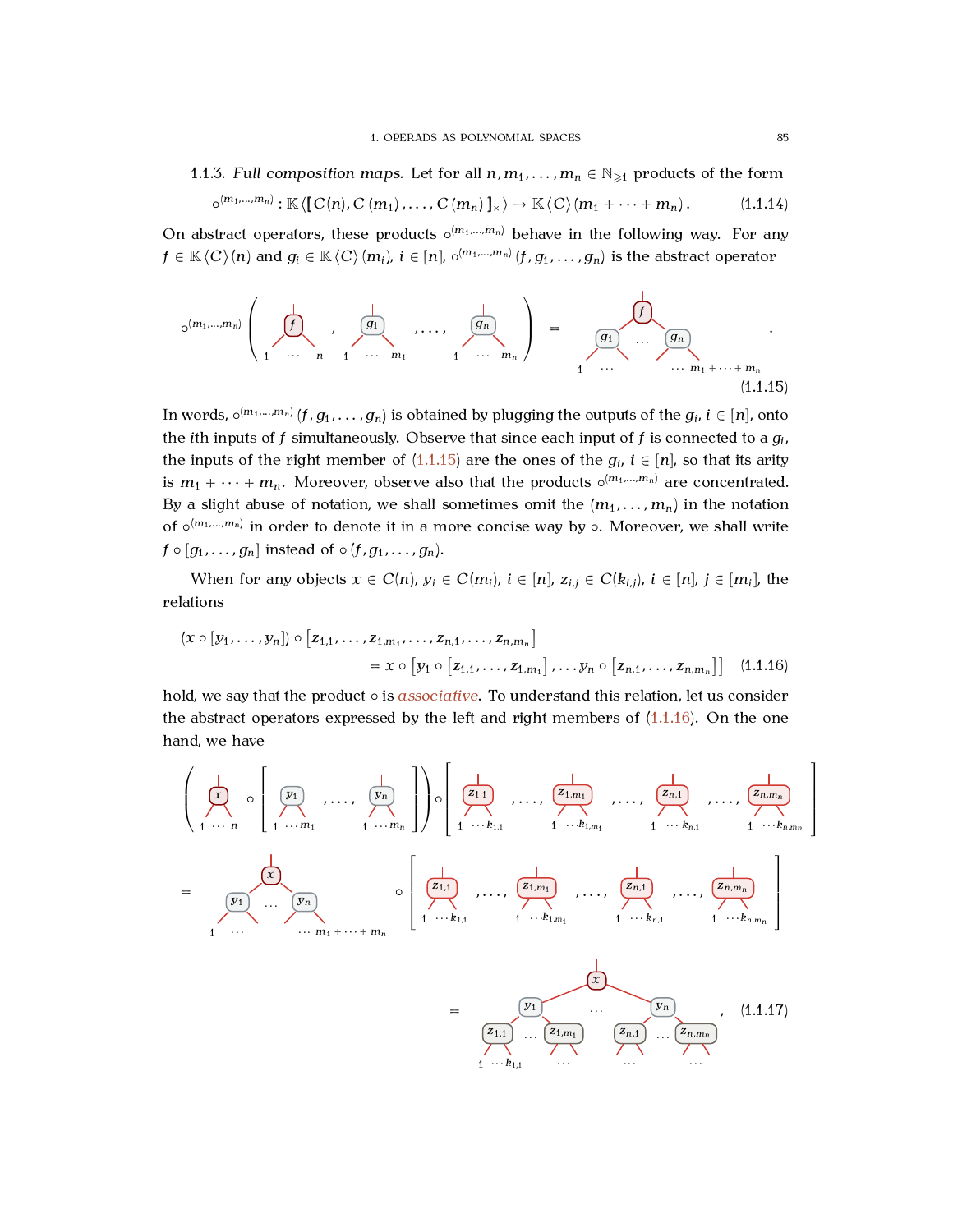1.1.3. *Full composition maps.* Let for all $n, m_1, \dots, m_n \in \mathbb{N}_{\geqslant 1}$ products of the form

$$\circ^{(m_1,\dots,m_n)} : \mathbb{K}\langle [C(n), C(m_1), \dots, C(m_n)]_\times \rangle \to \mathbb{K}\langle C \rangle (m_1 + \dots + m_n). \tag{1.1.14}$$

On abstract operators, these products $\circ^{(m_1,\dots,m_n)}$ behave in the following way. For any $f \in \mathbb{K}\langle C \rangle (n)$ and $g_i \in \mathbb{K}\langle C \rangle (m_i)$, $i \in [n]$, $\circ^{(m_1,\dots,m_n)}(f, g_1, \dots, g_n)$ is the abstract operator

$$\circ^{(m_1,\dots,m_n)}\left( f, g_1, \dots, g_n \right) = f \text{ with } g_1, \dots, g_n \text{ grafted on its inputs } 1, \dots, n \text{ (inputs } 1, \dots, m_1 + \dots + m_n). \tag{1.1.15}$$

In words, $\circ^{(m_1,\dots,m_n)}(f, g_1, \dots, g_n)$ is obtained by plugging the outputs of the $g_i$, $i \in [n]$, onto the $i$th inputs of $f$ simultaneously. Observe that since each input of $f$ is connected to a $g_i$, the inputs of the right member of (1.1.15) are the ones of the $g_i$, $i \in [n]$, so that its arity is $m_1 + \dots + m_n$. Moreover, observe also that the products $\circ^{(m_1,\dots,m_n)}$ are concentrated. By a slight abuse of notation, we shall sometimes omit the $(m_1, \dots, m_n)$ in the notation of $\circ^{(m_1,\dots,m_n)}$ in order to denote it in a more concise way by $\circ$. Moreover, we shall write $f \circ [g_1, \dots, g_n]$ instead of $\circ(f, g_1, \dots, g_n)$.

When for any objects $x \in C(n)$, $y_i \in C(m_i)$, $i \in [n]$, $z_{i,j} \in C(k_{i,j})$, $i \in [n]$, $j \in [m_i]$, the relations

$$(x \circ [y_1, \dots, y_n]) \circ [z_{1,1}, \dots, z_{1,m_1}, \dots, z_{n,1}, \dots, z_{n,m_n}] \\ = x \circ [y_1 \circ [z_{1,1}, \dots, z_{1,m_1}], \dots y_n \circ [z_{n,1}, \dots, z_{n,m_n}]] \tag{1.1.16}$$

hold, we say that the product $\circ$ is *associative*. To understand this relation, let us consider the abstract operators expressed by the left and right members of (1.1.16). On the one hand, we have

$$\left( x \circ [y_1, \dots, y_n] \right) \circ [z_{1,1}, \dots, z_{1,m_1}, \dots, z_{n,1}, \dots, z_{n,m_n}]$$
$$= (\text{tree } x \text{ with } y_1, \dots, y_n \text{ grafted; inputs } 1, \dots, m_1 + \dots + m_n) \circ [z_{1,1}, \dots, z_{1,m_1}, \dots, z_{n,1}, \dots, z_{n,m_n}]$$
$$= \text{tree } x \text{ with } y_1, \dots, y_n \text{ grafted, and } z_{1,1}, \dots, z_{1,m_1}, \dots, z_{n,1}, \dots, z_{n,m_n} \text{ grafted on the inputs of the } y_i, \tag{1.1.17}$$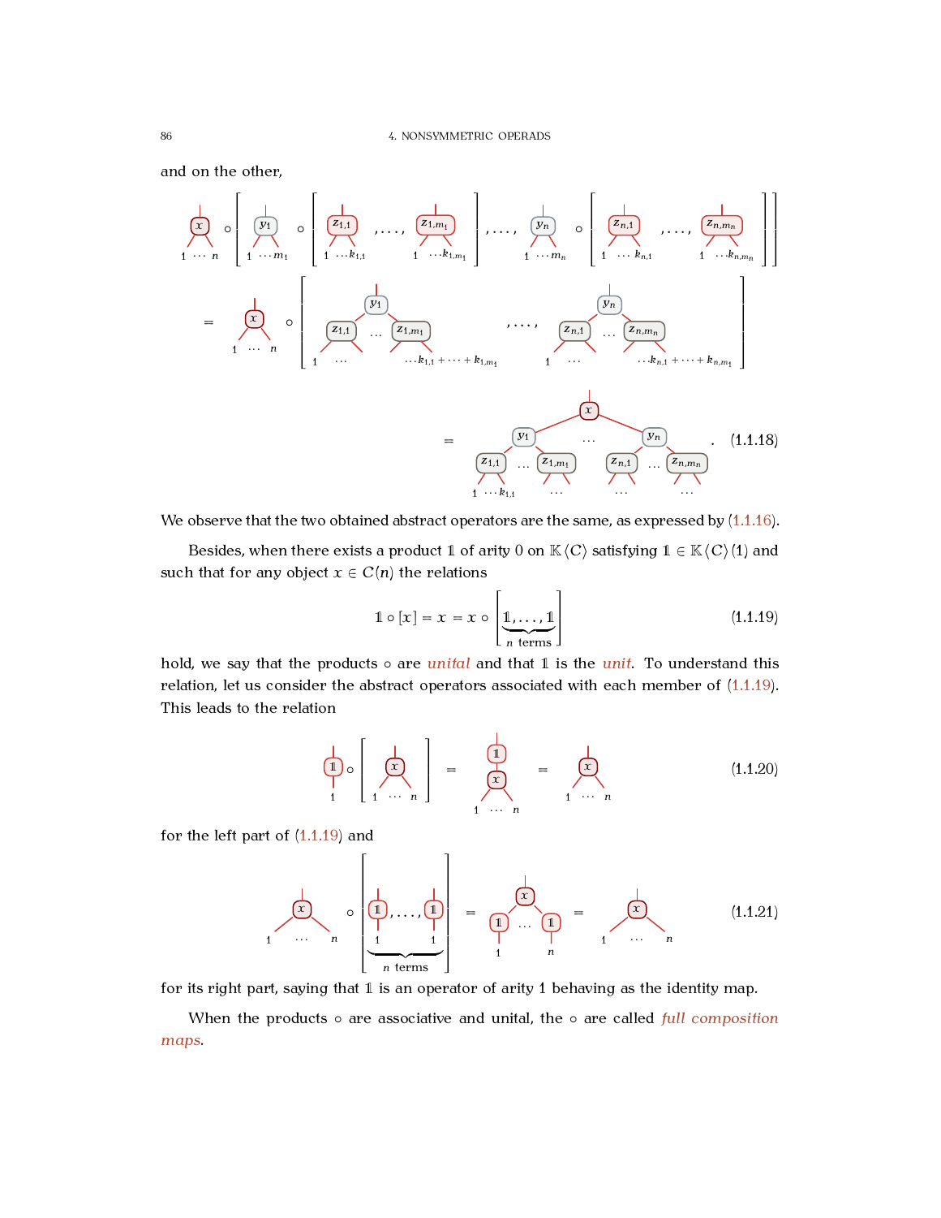and on the other,

$$
x \circ \left[ y_1 \circ \left[ z_{1,1}, \dots, z_{1,m_1} \right], \dots, y_n \circ \left[ z_{n,1}, \dots, z_{n,m_n} \right] \right]
$$

$$
= x \circ \left[ y_1\left(z_{1,1}, \dots, z_{1,m_1}\right), \dots, y_n\left(z_{n,1}, \dots, z_{n,m_n}\right) \right]
$$

$$
= x\left(y_1\left(z_{1,1}, \dots, z_{1,m_1}\right), \dots, y_n\left(z_{n,1}, \dots, z_{n,m_n}\right)\right). \tag{1.1.18}
$$

We observe that the two obtained abstract operators are the same, as expressed by (1.1.16).

Besides, when there exists a product $\mathbb{1}$ of arity 0 on $\mathbb{K}\langle C \rangle$ satisfying $\mathbb{1} \in \mathbb{K}\langle C \rangle(1)$ and such that for any object $x \in C(n)$ the relations

$$
\mathbb{1} \circ [x] = x = x \circ [\underbrace{\mathbb{1}, \dots, \mathbb{1}}_{n \text{ terms}}] \tag{1.1.19}
$$

hold, we say that the products $\circ$ are *unital* and that $\mathbb{1}$ is the *unit*. To understand this relation, let us consider the abstract operators associated with each member of (1.1.19). This leads to the relation

$$
\mathbb{1} \circ [x] = \mathbb{1}(x) = x \tag{1.1.20}
$$

for the left part of (1.1.19) and

$$
x \circ [\underbrace{\mathbb{1}, \dots, \mathbb{1}}_{n \text{ terms}}] = x(\mathbb{1}, \dots, \mathbb{1}) = x \tag{1.1.21}
$$

for its right part, saying that $\mathbb{1}$ is an operator of arity 1 behaving as the identity map.

When the products $\circ$ are associative and unital, the $\circ$ are called *full composition maps*.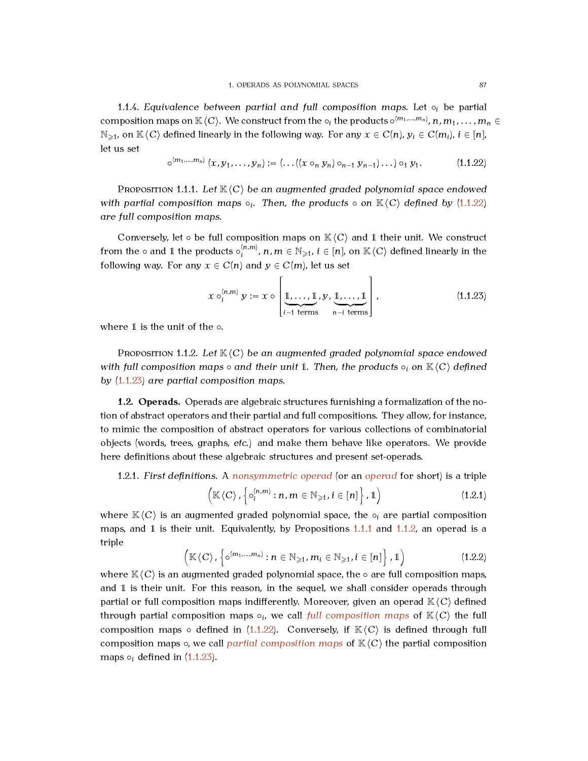1.1.4. *Equivalence between partial and full composition maps.* Let $\circ_i$ be partial composition maps on $\mathbb{K}\langle C\rangle$. We construct from the $\circ_i$ the products $\circ^{(m_1,\dots,m_n)}$, $n, m_1, \dots, m_n \in \mathbb{N}_{\geqslant 1}$, on $\mathbb{K}\langle C\rangle$ defined linearly in the following way. For any $x \in C(n)$, $y_i \in C(m_i)$, $i \in [n]$, let us set

$$\circ^{(m_1,\dots,m_n)}(x, y_1, \dots, y_n) := (\dots((x \circ_n y_n) \circ_{n-1} y_{n-1}) \dots) \circ_1 y_1. \tag{1.1.22}$$

Proposition 1.1.1. *Let $\mathbb{K}\langle C\rangle$ be an augmented graded polynomial space endowed with partial composition maps $\circ_i$. Then, the products $\circ$ on $\mathbb{K}\langle C\rangle$ defined by (1.1.22) are full composition maps.*

Conversely, let $\circ$ be full composition maps on $\mathbb{K}\langle C\rangle$ and $\mathbb{1}$ their unit. We construct from the $\circ$ and $\mathbb{1}$ the products $\circ_i^{(n,m)}$, $n, m \in \mathbb{N}_{\geqslant 1}$, $i \in [n]$, on $\mathbb{K}\langle C\rangle$ defined linearly in the following way. For any $x \in C(n)$ and $y \in C(m)$, let us set

$$x \circ_i^{(n,m)} y := x \circ \Big[\underbrace{\mathbb{1}, \dots, \mathbb{1}}_{i-1 \text{ terms}}, y, \underbrace{\mathbb{1}, \dots, \mathbb{1}}_{n-i \text{ terms}}\Big], \tag{1.1.23}$$

where $\mathbb{1}$ is the unit of the $\circ$.

Proposition 1.1.2. *Let $\mathbb{K}\langle C\rangle$ be an augmented graded polynomial space endowed with full composition maps $\circ$ and their unit $\mathbb{1}$. Then, the products $\circ_i$ on $\mathbb{K}\langle C\rangle$ defined by (1.1.23) are partial composition maps.*

**1.2. Operads.** Operads are algebraic structures furnishing a formalization of the notion of abstract operators and their partial and full compositions. They allow, for instance, to mimic the composition of abstract operators for various collections of combinatorial objects (words, trees, graphs, *etc.*) and make them behave like operators. We provide here definitions about these algebraic structures and present set-operads.

1.2.1. *First definitions.* A *nonsymmetric operad* (or an *operad* for short) is a triple

$$\left(\mathbb{K}\langle C\rangle, \left\{\circ_i^{(n,m)} : n, m \in \mathbb{N}_{\geqslant 1}, i \in [n]\right\}, \mathbb{1}\right) \tag{1.2.1}$$

where $\mathbb{K}\langle C\rangle$ is an augmented graded polynomial space, the $\circ_i$ are partial composition maps, and $\mathbb{1}$ is their unit. Equivalently, by Propositions 1.1.1 and 1.1.2, an operad is a triple

$$\left(\mathbb{K}\langle C\rangle, \left\{\circ^{(m_1,\dots,m_n)} : n \in \mathbb{N}_{\geqslant 1}, m_i \in \mathbb{N}_{\geqslant 1}, i \in [n]\right\}, \mathbb{1}\right) \tag{1.2.2}$$

where $\mathbb{K}\langle C\rangle$ is an augmented graded polynomial space, the $\circ$ are full composition maps, and $\mathbb{1}$ is their unit. For this reason, in the sequel, we shall consider operads through partial or full composition maps indifferently. Moreover, given an operad $\mathbb{K}\langle C\rangle$ defined through partial composition maps $\circ_i$, we call *full composition maps* of $\mathbb{K}\langle C\rangle$ the full composition maps $\circ$ defined in (1.1.22). Conversely, if $\mathbb{K}\langle C\rangle$ is defined through full composition maps $\circ$, we call *partial composition maps* of $\mathbb{K}\langle C\rangle$ the partial composition maps $\circ_i$ defined in (1.1.23).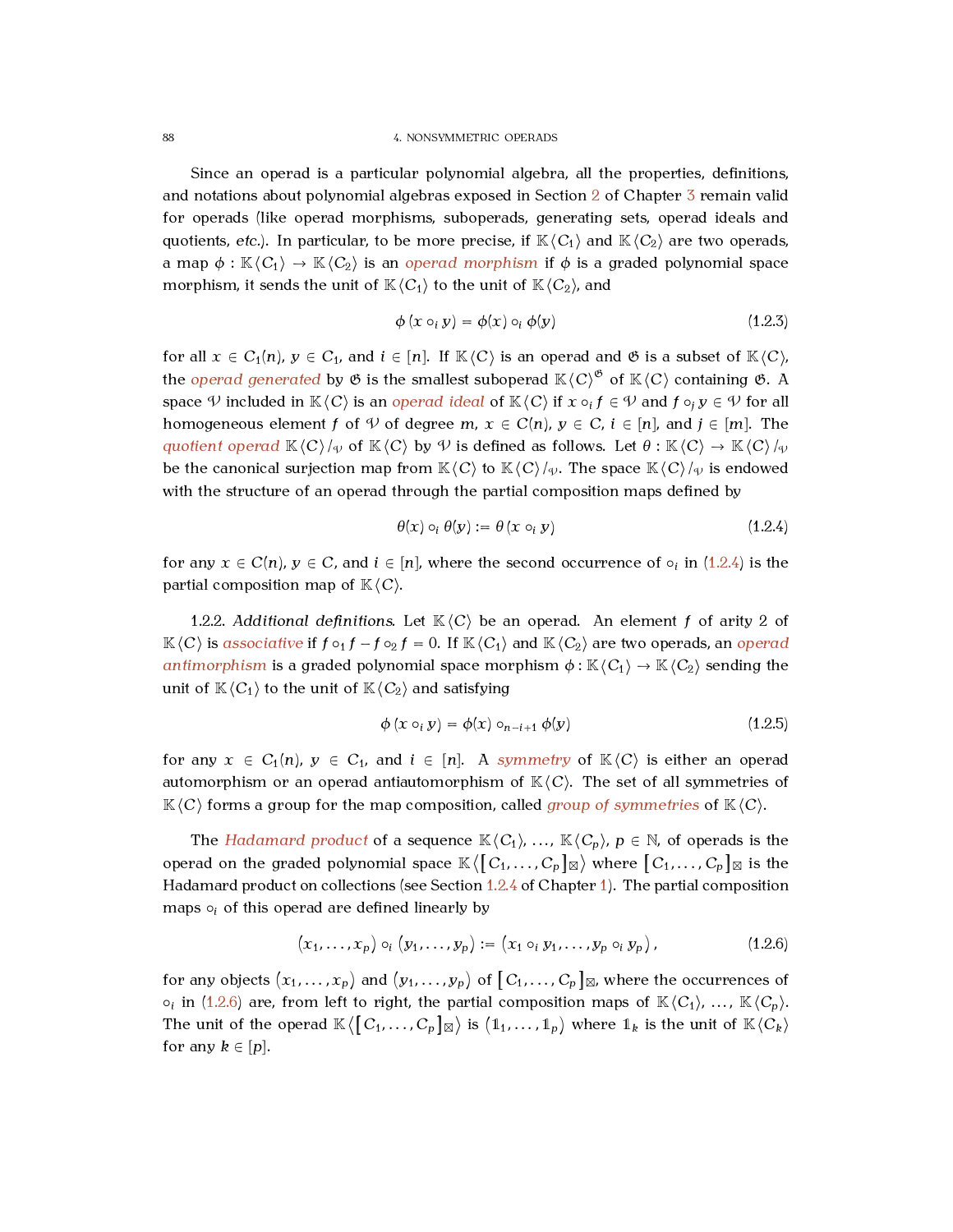Since an operad is a particular polynomial algebra, all the properties, definitions, and notations about polynomial algebras exposed in Section 2 of Chapter 3 remain valid for operads (like operad morphisms, suboperads, generating sets, operad ideals and quotients, *etc.*). In particular, to be more precise, if $\mathbb{K}\langle C_1 \rangle$ and $\mathbb{K}\langle C_2 \rangle$ are two operads, a map $\phi : \mathbb{K}\langle C_1 \rangle \to \mathbb{K}\langle C_2 \rangle$ is an *operad morphism* if $\phi$ is a graded polynomial space morphism, it sends the unit of $\mathbb{K}\langle C_1 \rangle$ to the unit of $\mathbb{K}\langle C_2 \rangle$, and

$$\phi\left(x \circ_i y\right) = \phi(x) \circ_i \phi(y) \tag{1.2.3}$$

for all $x \in C_1(n)$, $y \in C_1$, and $i \in [n]$. If $\mathbb{K}\langle C \rangle$ is an operad and $\mathfrak{G}$ is a subset of $\mathbb{K}\langle C \rangle$, the *operad generated* by $\mathfrak{G}$ is the smallest suboperad $\mathbb{K}\langle C \rangle^{\mathfrak{G}}$ of $\mathbb{K}\langle C \rangle$ containing $\mathfrak{G}$. A space $\mathcal{V}$ included in $\mathbb{K}\langle C \rangle$ is an *operad ideal* of $\mathbb{K}\langle C \rangle$ if $x \circ_i f \in \mathcal{V}$ and $f \circ_j y \in \mathcal{V}$ for all homogeneous element $f$ of $\mathcal{V}$ of degree $m$, $x \in C(n)$, $y \in C$, $i \in [n]$, and $j \in [m]$. The *quotient operad* $\mathbb{K}\langle C \rangle /_{\mathcal{V}}$ of $\mathbb{K}\langle C \rangle$ by $\mathcal{V}$ is defined as follows. Let $\theta : \mathbb{K}\langle C \rangle \to \mathbb{K}\langle C \rangle /_{\mathcal{V}}$ be the canonical surjection map from $\mathbb{K}\langle C \rangle$ to $\mathbb{K}\langle C \rangle /_{\mathcal{V}}$. The space $\mathbb{K}\langle C \rangle /_{\mathcal{V}}$ is endowed with the structure of an operad through the partial composition maps defined by

$$\theta(x) \circ_i \theta(y) := \theta\left(x \circ_i y\right) \tag{1.2.4}$$

for any $x \in C(n)$, $y \in C$, and $i \in [n]$, where the second occurrence of $\circ_i$ in (1.2.4) is the partial composition map of $\mathbb{K}\langle C \rangle$.

1.2.2. *Additional definitions.* Let $\mathbb{K}\langle C \rangle$ be an operad. An element $f$ of arity 2 of $\mathbb{K}\langle C \rangle$ is *associative* if $f \circ_1 f - f \circ_2 f = 0$. If $\mathbb{K}\langle C_1 \rangle$ and $\mathbb{K}\langle C_2 \rangle$ are two operads, an *operad antimorphism* is a graded polynomial space morphism $\phi : \mathbb{K}\langle C_1 \rangle \to \mathbb{K}\langle C_2 \rangle$ sending the unit of $\mathbb{K}\langle C_1 \rangle$ to the unit of $\mathbb{K}\langle C_2 \rangle$ and satisfying

$$\phi\left(x \circ_i y\right) = \phi(x) \circ_{n-i+1} \phi(y) \tag{1.2.5}$$

for any $x \in C_1(n)$, $y \in C_1$, and $i \in [n]$. A *symmetry* of $\mathbb{K}\langle C \rangle$ is either an operad automorphism or an operad antiautomorphism of $\mathbb{K}\langle C \rangle$. The set of all symmetries of $\mathbb{K}\langle C \rangle$ forms a group for the map composition, called *group of symmetries* of $\mathbb{K}\langle C \rangle$.

The *Hadamard product* of a sequence $\mathbb{K}\langle C_1 \rangle, \dots, \mathbb{K}\langle C_p \rangle$, $p \in \mathbb{N}$, of operads is the operad on the graded polynomial space $\mathbb{K}\left\langle \left[C_1, \dots, C_p\right]_{\boxtimes} \right\rangle$ where $\left[C_1, \dots, C_p\right]_{\boxtimes}$ is the Hadamard product on collections (see Section 1.2.4 of Chapter 1). The partial composition maps $\circ_i$ of this operad are defined linearly by

$$\left(x_1, \dots, x_p\right) \circ_i \left(y_1, \dots, y_p\right) := \left(x_1 \circ_i y_1, \dots, y_p \circ_i y_p\right), \tag{1.2.6}$$

for any objects $\left(x_1, \dots, x_p\right)$ and $\left(y_1, \dots, y_p\right)$ of $\left[C_1, \dots, C_p\right]_{\boxtimes}$, where the occurrences of $\circ_i$ in (1.2.6) are, from left to right, the partial composition maps of $\mathbb{K}\langle C_1 \rangle, \dots, \mathbb{K}\langle C_p \rangle$. The unit of the operad $\mathbb{K}\left\langle \left[C_1, \dots, C_p\right]_{\boxtimes} \right\rangle$ is $\left(\mathbb{1}_1, \dots, \mathbb{1}_p\right)$ where $\mathbb{1}_k$ is the unit of $\mathbb{K}\langle C_k \rangle$ for any $k \in [p]$.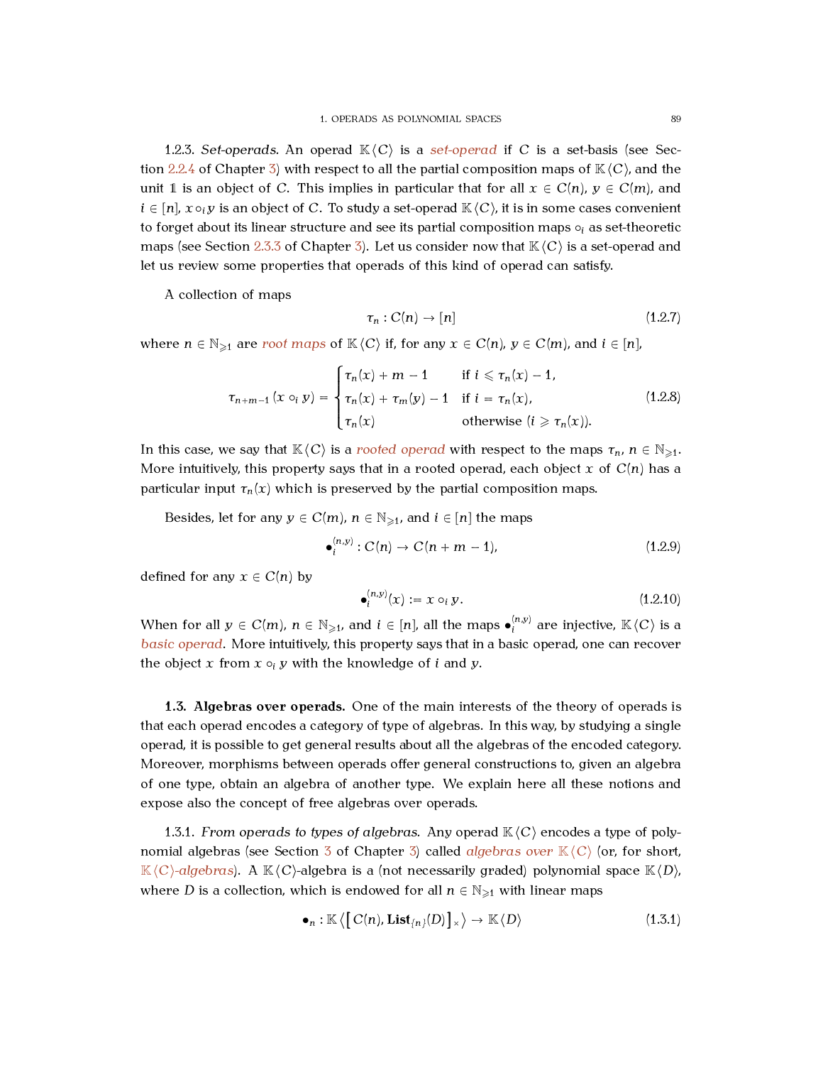1.2.3. *Set-operads.* An operad $\mathbb{K}\langle C\rangle$ is a *set-operad* if $C$ is a set-basis (see Section 2.2.4 of Chapter 3) with respect to all the partial composition maps of $\mathbb{K}\langle C\rangle$, and the unit $\mathbb{1}$ is an object of $C$. This implies in particular that for all $x \in C(n)$, $y \in C(m)$, and $i \in [n]$, $x \circ_i y$ is an object of $C$. To study a set-operad $\mathbb{K}\langle C\rangle$, it is in some cases convenient to forget about its linear structure and see its partial composition maps $\circ_i$ as set-theoretic maps (see Section 2.3.3 of Chapter 3). Let us consider now that $\mathbb{K}\langle C\rangle$ is a set-operad and let us review some properties that operads of this kind of operad can satisfy.

A collection of maps

$$\tau_n : C(n) \to [n] \tag{1.2.7}$$

where $n \in \mathbb{N}_{\geqslant 1}$ are *root maps* of $\mathbb{K}\langle C\rangle$ if, for any $x \in C(n)$, $y \in C(m)$, and $i \in [n]$,

$$\tau_{n+m-1}\left(x \circ_i y\right) = \begin{cases} \tau_n(x) + m - 1 & \text{if } i \leqslant \tau_n(x) - 1, \\ \tau_n(x) + \tau_m(y) - 1 & \text{if } i = \tau_n(x), \\ \tau_n(x) & \text{otherwise } (i \geqslant \tau_n(x)). \end{cases} \tag{1.2.8}$$

In this case, we say that $\mathbb{K}\langle C\rangle$ is a *rooted operad* with respect to the maps $\tau_n$, $n \in \mathbb{N}_{\geqslant 1}$. More intuitively, this property says that in a rooted operad, each object $x$ of $C(n)$ has a particular input $\tau_n(x)$ which is preserved by the partial composition maps.

Besides, let for any $y \in C(m)$, $n \in \mathbb{N}_{\geqslant 1}$, and $i \in [n]$ the maps

$$\bullet_i^{(n,y)} : C(n) \to C(n + m - 1), \tag{1.2.9}$$

defined for any $x \in C(n)$ by

$$\bullet_i^{(n,y)}(x) := x \circ_i y. \tag{1.2.10}$$

When for all $y \in C(m)$, $n \in \mathbb{N}_{\geqslant 1}$, and $i \in [n]$, all the maps $\bullet_i^{(n,y)}$ are injective, $\mathbb{K}\langle C\rangle$ is a *basic operad*. More intuitively, this property says that in a basic operad, one can recover the object $x$ from $x \circ_i y$ with the knowledge of $i$ and $y$.

### 1.3. Algebras over operads.

One of the main interests of the theory of operads is that each operad encodes a category of type of algebras. In this way, by studying a single operad, it is possible to get general results about all the algebras of the encoded category. Moreover, morphisms between operads offer general constructions to, given an algebra of one type, obtain an algebra of another type. We explain here all these notions and expose also the concept of free algebras over operads.

1.3.1. *From operads to types of algebras.* Any operad $\mathbb{K}\langle C\rangle$ encodes a type of polynomial algebras (see Section 3 of Chapter 3) called *algebras over* $\mathbb{K}\langle C\rangle$ (or, for short, $\mathbb{K}\langle C\rangle$*-algebras*). A $\mathbb{K}\langle C\rangle$-algebra is a (not necessarily graded) polynomial space $\mathbb{K}\langle D\rangle$, where $D$ is a collection, which is endowed for all $n \in \mathbb{N}_{\geqslant 1}$ with linear maps

$$\bullet_n : \mathbb{K}\left\langle \left[\, C(n), \mathbf{List}_{\{n\}}(D) \right]_\times \right\rangle \to \mathbb{K}\langle D\rangle \tag{1.3.1}$$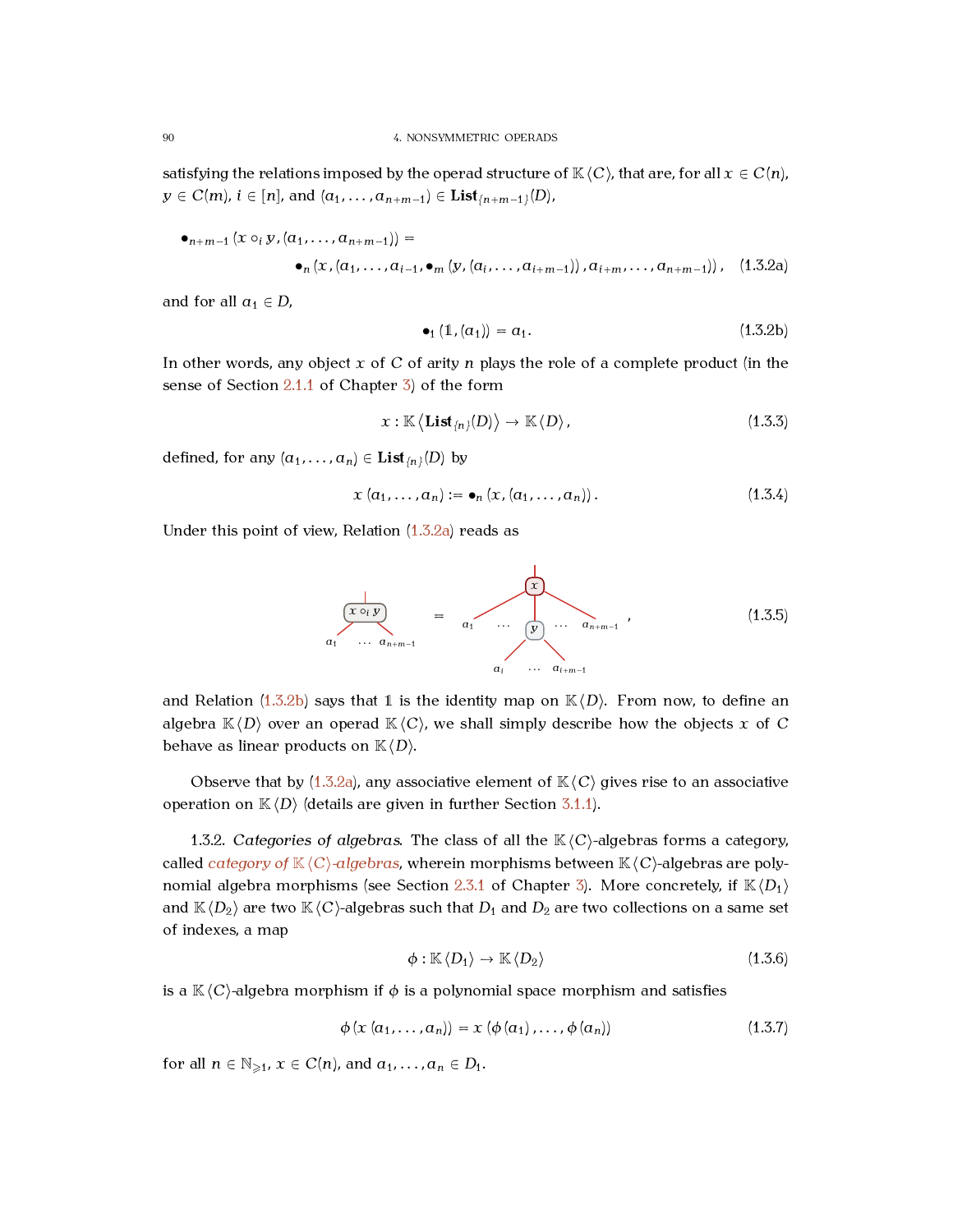satisfying the relations imposed by the operad structure of $\mathbb{K}\langle C\rangle$, that are, for all $x \in C(n)$, $y \in C(m)$, $i \in [n]$, and $(a_1, \dots, a_{n+m-1}) \in \mathbf{List}_{\{n+m-1\}}(D)$,

$$\bullet_{n+m-1}\left(x \circ_i y, (a_1, \dots, a_{n+m-1})\right) = \\ \bullet_n\left(x, (a_1, \dots, a_{i-1}, \bullet_m\left(y, (a_i, \dots, a_{i+m-1})\right), a_{i+m}, \dots, a_{n+m-1})\right), \tag{1.3.2a}$$

and for all $a_1 \in D$,

$$\bullet_1\left(\mathbb{1}, (a_1)\right) = a_1. \tag{1.3.2b}$$

In other words, any object $x$ of $C$ of arity $n$ plays the role of a complete product (in the sense of Section 2.1.1 of Chapter 3) of the form

$$x : \mathbb{K}\left\langle \mathbf{List}_{\{n\}}(D)\right\rangle \to \mathbb{K}\langle D\rangle, \tag{1.3.3}$$

defined, for any $(a_1, \dots, a_n) \in \mathbf{List}_{\{n\}}(D)$ by

$$x\left(a_1, \dots, a_n\right) := \bullet_n\left(x, (a_1, \dots, a_n)\right). \tag{1.3.4}$$

Under this point of view, Relation (1.3.2a) reads as

$$\text{(tree: } x \circ_i y \text{ with leaves } a_1, \dots, a_{n+m-1}\text{)} \;=\; \text{(tree: } x \text{ with children } a_1, \dots, y, \dots, a_{n+m-1}\text{, where } y \text{ has children } a_i, \dots, a_{i+m-1}\text{)}, \tag{1.3.5}$$

and Relation (1.3.2b) says that $\mathbb{1}$ is the identity map on $\mathbb{K}\langle D\rangle$. From now, to define an algebra $\mathbb{K}\langle D\rangle$ over an operad $\mathbb{K}\langle C\rangle$, we shall simply describe how the objects $x$ of $C$ behave as linear products on $\mathbb{K}\langle D\rangle$.

Observe that by (1.3.2a), any associative element of $\mathbb{K}\langle C\rangle$ gives rise to an associative operation on $\mathbb{K}\langle D\rangle$ (details are given in further Section 3.1.1).

1.3.2. *Categories of algebras.* The class of all the $\mathbb{K}\langle C\rangle$-algebras forms a category, called *category of $\mathbb{K}\langle C\rangle$-algebras*, wherein morphisms between $\mathbb{K}\langle C\rangle$-algebras are polynomial algebra morphisms (see Section 2.3.1 of Chapter 3). More concretely, if $\mathbb{K}\langle D_1\rangle$ and $\mathbb{K}\langle D_2\rangle$ are two $\mathbb{K}\langle C\rangle$-algebras such that $D_1$ and $D_2$ are two collections on a same set of indexes, a map

$$\phi : \mathbb{K}\langle D_1\rangle \to \mathbb{K}\langle D_2\rangle \tag{1.3.6}$$

is a $\mathbb{K}\langle C\rangle$-algebra morphism if $\phi$ is a polynomial space morphism and satisfies

$$\phi\left(x\left(a_1, \dots, a_n\right)\right) = x\left(\phi\left(a_1\right), \dots, \phi\left(a_n\right)\right) \tag{1.3.7}$$

for all $n \in \mathbb{N}_{\geqslant 1}$, $x \in C(n)$, and $a_1, \dots, a_n \in D_1$.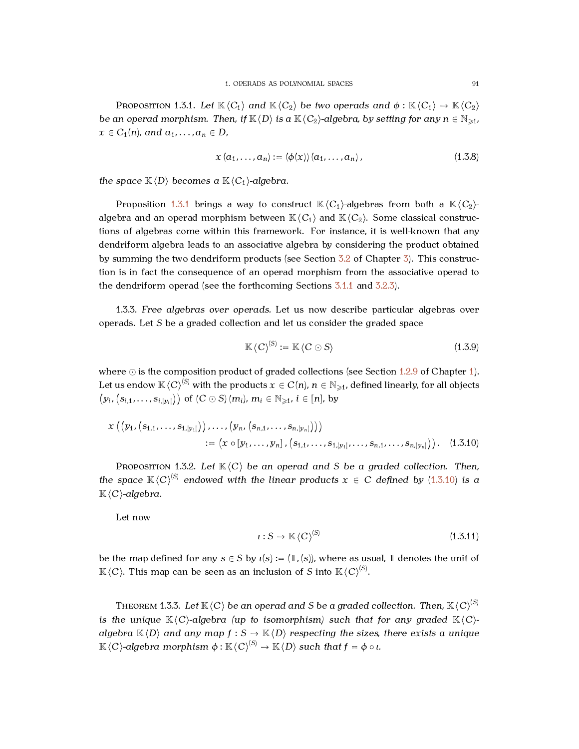**Proposition 1.3.1.** *Let $\mathbb{K}\langle C_1\rangle$ and $\mathbb{K}\langle C_2\rangle$ be two operads and $\phi : \mathbb{K}\langle C_1\rangle \to \mathbb{K}\langle C_2\rangle$ be an operad morphism. Then, if $\mathbb{K}\langle D\rangle$ is a $\mathbb{K}\langle C_2\rangle$-algebra, by setting for any $n \in \mathbb{N}_{\geqslant 1}$, $x \in C_1(n)$, and $a_1, \dots, a_n \in D$,*

$$x\,(a_1, \dots, a_n) := (\phi(x))\,(a_1, \dots, a_n)\,, \tag{1.3.8}$$

*the space $\mathbb{K}\langle D\rangle$ becomes a $\mathbb{K}\langle C_1\rangle$-algebra.*

Proposition 1.3.1 brings a way to construct $\mathbb{K}\langle C_1\rangle$-algebras from both a $\mathbb{K}\langle C_2\rangle$-algebra and an operad morphism between $\mathbb{K}\langle C_1\rangle$ and $\mathbb{K}\langle C_2\rangle$. Some classical constructions of algebras come within this framework. For instance, it is well-known that any dendriform algebra leads to an associative algebra by considering the product obtained by summing the two dendriform products (see Section 3.2 of Chapter 3). This construction is in fact the consequence of an operad morphism from the associative operad to the dendriform operad (see the forthcoming Sections 3.1.1 and 3.2.3).

1.3.3. *Free algebras over operads.* Let us now describe particular algebras over operads. Let $S$ be a graded collection and let us consider the graded space

$$\mathbb{K}\langle C\rangle^{(S)} := \mathbb{K}\langle C \odot S\rangle \tag{1.3.9}$$

where $\odot$ is the composition product of graded collections (see Section 1.2.9 of Chapter 1). Let us endow $\mathbb{K}\langle C\rangle^{(S)}$ with the products $x \in C(n)$, $n \in \mathbb{N}_{\geqslant 1}$, defined linearly, for all objects $\left(y_i, \left(s_{i,1}, \dots, s_{i,|y_i|}\right)\right)$ of $(C \odot S)\,(m_i)$, $m_i \in \mathbb{N}_{\geqslant 1}$, $i \in [n]$, by

$$\begin{aligned} x\left(\left(y_1, \left(s_{1,1}, \dots, s_{1,|y_1|}\right)\right), \dots, \left(y_n, \left(s_{n,1}, \dots, s_{n,|y_n|}\right)\right)\right) \\ := \left(x \circ [y_1, \dots, y_n]\,, \left(s_{1,1}, \dots, s_{1,|y_1|}, \dots, s_{n,1}, \dots, s_{n,|y_n|}\right)\right). \end{aligned} \tag{1.3.10}$$

**Proposition 1.3.2.** *Let $\mathbb{K}\langle C\rangle$ be an operad and $S$ be a graded collection. Then, the space $\mathbb{K}\langle C\rangle^{(S)}$ endowed with the linear products $x \in C$ defined by (1.3.10) is a $\mathbb{K}\langle C\rangle$-algebra.*

Let now

$$\iota : S \to \mathbb{K}\langle C\rangle^{(S)} \tag{1.3.11}$$

be the map defined for any $s \in S$ by $\iota(s) := (\mathbb{1}, (s))$, where as usual, $\mathbb{1}$ denotes the unit of $\mathbb{K}\langle C\rangle$. This map can be seen as an inclusion of $S$ into $\mathbb{K}\langle C\rangle^{(S)}$.

**Theorem 1.3.3.** *Let $\mathbb{K}\langle C\rangle$ be an operad and $S$ be a graded collection. Then, $\mathbb{K}\langle C\rangle^{(S)}$ is the unique $\mathbb{K}\langle C\rangle$-algebra (up to isomorphism) such that for any graded $\mathbb{K}\langle C\rangle$-algebra $\mathbb{K}\langle D\rangle$ and any map $f : S \to \mathbb{K}\langle D\rangle$ respecting the sizes, there exists a unique $\mathbb{K}\langle C\rangle$-algebra morphism $\phi : \mathbb{K}\langle C\rangle^{(S)} \to \mathbb{K}\langle D\rangle$ such that $f = \phi \circ \iota$.*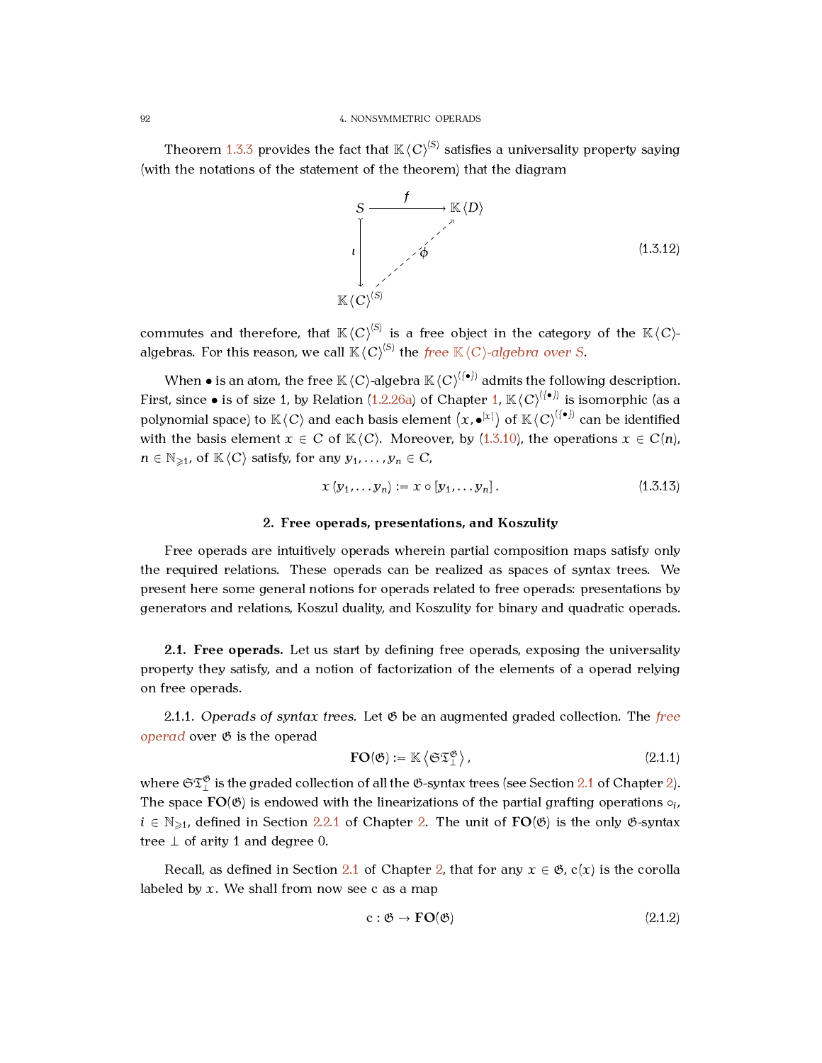Theorem 1.3.3 provides the fact that $\mathbb{K}\langle C\rangle^{(S)}$ satisfies a universality property saying (with the notations of the statement of the theorem) that the diagram

$$
\begin{array}{ccc}
S & \xrightarrow{\quad f \quad} & \mathbb{K}\langle D\rangle \\
\iota \big\downarrow & \nearrow_{\phi} & \\
\mathbb{K}\langle C\rangle^{(S)} & &
\end{array}
\tag{1.3.12}
$$

commutes and therefore, that $\mathbb{K}\langle C\rangle^{(S)}$ is a free object in the category of the $\mathbb{K}\langle C\rangle$-algebras. For this reason, we call $\mathbb{K}\langle C\rangle^{(S)}$ the *free $\mathbb{K}\langle C\rangle$-algebra over $S$*.

When $\bullet$ is an atom, the free $\mathbb{K}\langle C\rangle$-algebra $\mathbb{K}\langle C\rangle^{(\{\bullet\})}$ admits the following description. First, since $\bullet$ is of size 1, by Relation (1.2.26a) of Chapter 1, $\mathbb{K}\langle C\rangle^{(\{\bullet\})}$ is isomorphic (as a polynomial space) to $\mathbb{K}\langle C\rangle$ and each basis element $\left(x, \bullet^{|x|}\right)$ of $\mathbb{K}\langle C\rangle^{(\{\bullet\})}$ can be identified with the basis element $x \in C$ of $\mathbb{K}\langle C\rangle$. Moreover, by (1.3.10), the operations $x \in C(n)$, $n \in \mathbb{N}_{\geqslant 1}$, of $\mathbb{K}\langle C\rangle$ satisfy, for any $y_1, \dots, y_n \in C$,

$$
x\left(y_1, \dots y_n\right) := x \circ \left[y_1, \dots y_n\right]. \tag{1.3.13}
$$

## 2. Free operads, presentations, and Koszulity

Free operads are intuitively operads wherein partial composition maps satisfy only the required relations. These operads can be realized as spaces of syntax trees. We present here some general notions for operads related to free operads: presentations by generators and relations, Koszul duality, and Koszulity for binary and quadratic operads.

**2.1. Free operads.** Let us start by defining free operads, exposing the universality property they satisfy, and a notion of factorization of the elements of a operad relying on free operads.

2.1.1. *Operads of syntax trees.* Let $\mathfrak{G}$ be an augmented graded collection. The *free operad* over $\mathfrak{G}$ is the operad

$$
\mathbf{FO}(\mathfrak{G}) := \mathbb{K}\left\langle \mathfrak{S}\mathfrak{T}_{\perp}^{\mathfrak{G}} \right\rangle, \tag{2.1.1}
$$

where $\mathfrak{S}\mathfrak{T}_{\perp}^{\mathfrak{G}}$ is the graded collection of all the $\mathfrak{G}$-syntax trees (see Section 2.1 of Chapter 2). The space $\mathbf{FO}(\mathfrak{G})$ is endowed with the linearizations of the partial grafting operations $\circ_i$, $i \in \mathbb{N}_{\geqslant 1}$, defined in Section 2.2.1 of Chapter 2. The unit of $\mathbf{FO}(\mathfrak{G})$ is the only $\mathfrak{G}$-syntax tree $\perp$ of arity 1 and degree 0.

Recall, as defined in Section 2.1 of Chapter 2, that for any $x \in \mathfrak{G}$, $\mathrm{c}(x)$ is the corolla labeled by $x$. We shall from now see $\mathrm{c}$ as a map

$$
\mathrm{c} : \mathfrak{G} \to \mathbf{FO}(\mathfrak{G}) \tag{2.1.2}
$$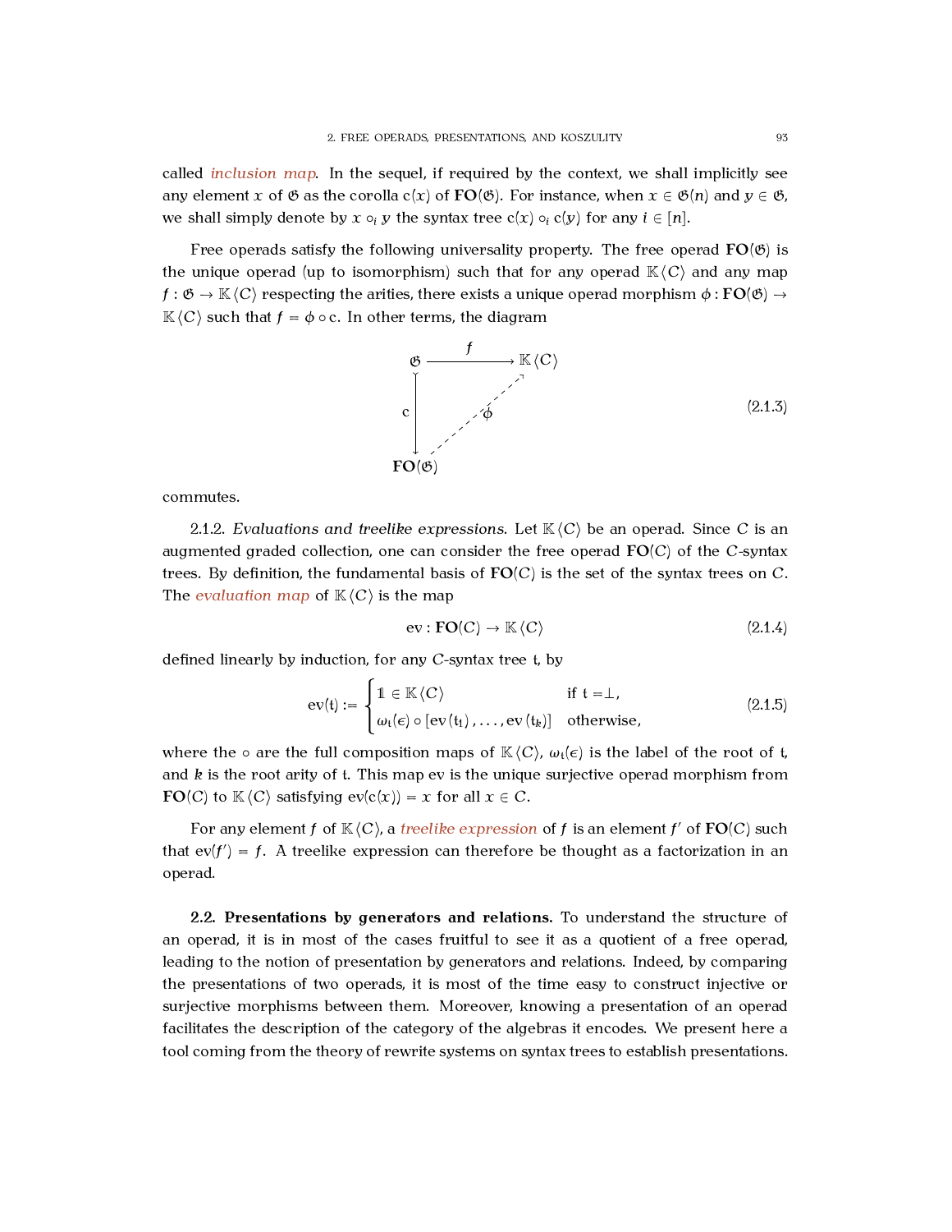called *inclusion map*. In the sequel, if required by the context, we shall implicitly see any element $x$ of $\mathfrak{G}$ as the corolla $\mathrm{c}(x)$ of $\mathbf{FO}(\mathfrak{G})$. For instance, when $x \in \mathfrak{G}(n)$ and $y \in \mathfrak{G}$, we shall simply denote by $x \circ_i y$ the syntax tree $\mathrm{c}(x) \circ_i \mathrm{c}(y)$ for any $i \in [n]$.

Free operads satisfy the following universality property. The free operad $\mathbf{FO}(\mathfrak{G})$ is the unique operad (up to isomorphism) such that for any operad $\mathbb{K}\langle C\rangle$ and any map $f : \mathfrak{G} \to \mathbb{K}\langle C\rangle$ respecting the arities, there exists a unique operad morphism $\phi : \mathbf{FO}(\mathfrak{G}) \to \mathbb{K}\langle C\rangle$ such that $f = \phi \circ \mathrm{c}$. In other terms, the diagram

$$\begin{array}{ccc} \mathfrak{G} & \xrightarrow{\quad f \quad} & \mathbb{K}\langle C\rangle \\ {\scriptstyle \mathrm{c}}\downarrow & \nearrow_{\phi} & \\ \mathbf{FO}(\mathfrak{G}) & & \end{array} \tag{2.1.3}$$

commutes.

2.1.2. *Evaluations and treelike expressions.* Let $\mathbb{K}\langle C\rangle$ be an operad. Since $C$ is an augmented graded collection, one can consider the free operad $\mathbf{FO}(C)$ of the $C$-syntax trees. By definition, the fundamental basis of $\mathbf{FO}(C)$ is the set of the syntax trees on $C$. The *evaluation map* of $\mathbb{K}\langle C\rangle$ is the map

$$\mathrm{ev} : \mathbf{FO}(C) \to \mathbb{K}\langle C\rangle \tag{2.1.4}$$

defined linearly by induction, for any $C$-syntax tree $\mathfrak{t}$, by

$$\mathrm{ev}(\mathfrak{t}) := \begin{cases} \mathbb{1} \in \mathbb{K}\langle C\rangle & \text{if } \mathfrak{t} = \perp, \\ \omega_{\mathfrak{t}}(\epsilon) \circ [\mathrm{ev}(\mathfrak{t}_1), \dots, \mathrm{ev}(\mathfrak{t}_k)] & \text{otherwise,} \end{cases} \tag{2.1.5}$$

where the $\circ$ are the full composition maps of $\mathbb{K}\langle C\rangle$, $\omega_{\mathfrak{t}}(\epsilon)$ is the label of the root of $\mathfrak{t}$, and $k$ is the root arity of $\mathfrak{t}$. This map ev is the unique surjective operad morphism from $\mathbf{FO}(C)$ to $\mathbb{K}\langle C\rangle$ satisfying $\mathrm{ev}(\mathrm{c}(x)) = x$ for all $x \in C$.

For any element $f$ of $\mathbb{K}\langle C\rangle$, a *treelike expression* of $f$ is an element $f'$ of $\mathbf{FO}(C)$ such that $\mathrm{ev}(f') = f$. A treelike expression can therefore be thought as a factorization in an operad.

**2.2. Presentations by generators and relations.** To understand the structure of an operad, it is in most of the cases fruitful to see it as a quotient of a free operad, leading to the notion of presentation by generators and relations. Indeed, by comparing the presentations of two operads, it is most of the time easy to construct injective or surjective morphisms between them. Moreover, knowing a presentation of an operad facilitates the description of the category of the algebras it encodes. We present here a tool coming from the theory of rewrite systems on syntax trees to establish presentations.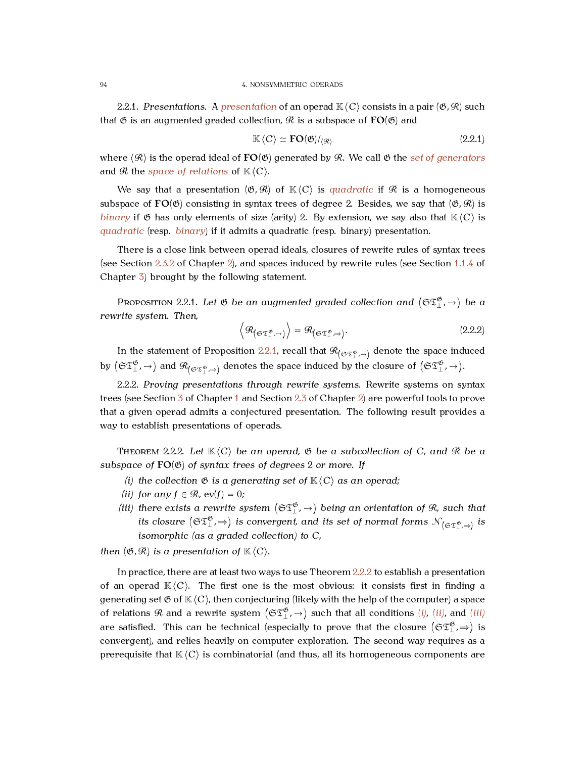2.2.1. *Presentations.* A *presentation* of an operad $\mathbb{K}\langle C\rangle$ consists in a pair $(\mathfrak{G}, \mathfrak{R})$ such that $\mathfrak{G}$ is an augmented graded collection, $\mathfrak{R}$ is a subspace of $\mathbf{FO}(\mathfrak{G})$ and

$$\mathbb{K}\langle C\rangle \simeq \mathbf{FO}(\mathfrak{G})/_{\langle \mathfrak{R}\rangle} \tag{2.2.1}$$

where $\langle \mathfrak{R}\rangle$ is the operad ideal of $\mathbf{FO}(\mathfrak{G})$ generated by $\mathfrak{R}$. We call $\mathfrak{G}$ the *set of generators* and $\mathfrak{R}$ the *space of relations* of $\mathbb{K}\langle C\rangle$.

We say that a presentation $(\mathfrak{G}, \mathfrak{R})$ of $\mathbb{K}\langle C\rangle$ is *quadratic* if $\mathfrak{R}$ is a homogeneous subspace of $\mathbf{FO}(\mathfrak{G})$ consisting in syntax trees of degree 2. Besides, we say that $(\mathfrak{G}, \mathfrak{R})$ is *binary* if $\mathfrak{G}$ has only elements of size (arity) 2. By extension, we say also that $\mathbb{K}\langle C\rangle$ is *quadratic* (resp. *binary*) if it admits a quadratic (resp. binary) presentation.

There is a close link between operad ideals, closures of rewrite rules of syntax trees (see Section 2.3.2 of Chapter 2), and spaces induced by rewrite rules (see Section 1.1.4 of Chapter 3) brought by the following statement.

Proposition 2.2.1. *Let $\mathfrak{G}$ be an augmented graded collection and $\left(\mathfrak{S}\mathfrak{T}_\perp^{\mathfrak{G}}, \to\right)$ be a rewrite system. Then,*

$$\left\langle \mathfrak{R}_{\left(\mathfrak{S}\mathfrak{T}_\perp^{\mathfrak{G}}, \to\right)} \right\rangle = \mathfrak{R}_{\left(\mathfrak{S}\mathfrak{T}_\perp^{\mathfrak{G}}, \Rightarrow\right)}. \tag{2.2.2}$$

In the statement of Proposition 2.2.1, recall that $\mathfrak{R}_{\left(\mathfrak{S}\mathfrak{T}_\perp^{\mathfrak{G}}, \to\right)}$ denote the space induced by $\left(\mathfrak{S}\mathfrak{T}_\perp^{\mathfrak{G}}, \to\right)$ and $\mathfrak{R}_{\left(\mathfrak{S}\mathfrak{T}_\perp^{\mathfrak{G}}, \Rightarrow\right)}$ denotes the space induced by the closure of $\left(\mathfrak{S}\mathfrak{T}_\perp^{\mathfrak{G}}, \to\right)$.

2.2.2. *Proving presentations through rewrite systems.* Rewrite systems on syntax trees (see Section 3 of Chapter 1 and Section 2.3 of Chapter 2) are powerful tools to prove that a given operad admits a conjectured presentation. The following result provides a way to establish presentations of operads.

Theorem 2.2.2. *Let $\mathbb{K}\langle C\rangle$ be an operad, $\mathfrak{G}$ be a subcollection of $C$, and $\mathfrak{R}$ be a subspace of $\mathbf{FO}(\mathfrak{G})$ of syntax trees of degrees 2 or more. If*

*(i) the collection $\mathfrak{G}$ is a generating set of $\mathbb{K}\langle C\rangle$ as an operad;*
*(ii) for any $f \in \mathfrak{R}$, $\mathrm{ev}(f) = 0$;*
*(iii) there exists a rewrite system $\left(\mathfrak{S}\mathfrak{T}_\perp^{\mathfrak{G}}, \to\right)$ being an orientation of $\mathfrak{R}$, such that its closure $\left(\mathfrak{S}\mathfrak{T}_\perp^{\mathfrak{G}}, \Rightarrow\right)$ is convergent, and its set of normal forms $\mathcal{N}_{\left(\mathfrak{S}\mathfrak{T}_\perp^{\mathfrak{G}}, \Rightarrow\right)}$ is isomorphic (as a graded collection) to $C$,*

*then $(\mathfrak{G}, \mathfrak{R})$ is a presentation of $\mathbb{K}\langle C\rangle$.*

In practice, there are at least two ways to use Theorem 2.2.2 to establish a presentation of an operad $\mathbb{K}\langle C\rangle$. The first one is the most obvious: it consists first in finding a generating set $\mathfrak{G}$ of $\mathbb{K}\langle C\rangle$, then conjecturing (likely with the help of the computer) a space of relations $\mathfrak{R}$ and a rewrite system $\left(\mathfrak{S}\mathfrak{T}_\perp^{\mathfrak{G}}, \to\right)$ such that all conditions *(i)*, *(ii)*, and *(iii)* are satisfied. This can be technical (especially to prove that the closure $\left(\mathfrak{S}\mathfrak{T}_\perp^{\mathfrak{G}}, \Rightarrow\right)$ is convergent), and relies heavily on computer exploration. The second way requires as a prerequisite that $\mathbb{K}\langle C\rangle$ is combinatorial (and thus, all its homogeneous components are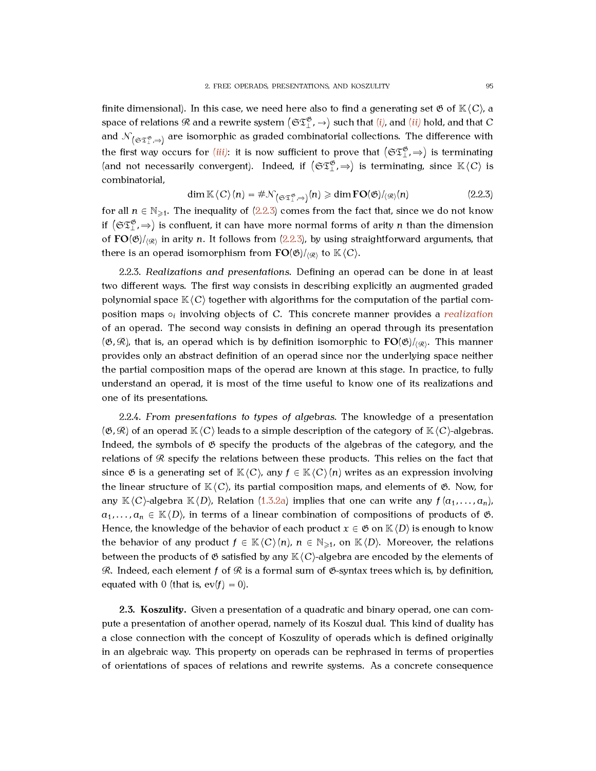finite dimensional). In this case, we need here also to find a generating set $\mathfrak{G}$ of $\mathbb{K}\langle C\rangle$, a space of relations $\mathfrak{R}$ and a rewrite system $\left(\mathfrak{S}\mathfrak{T}_{\perp}^{\mathfrak{G}}, \to\right)$ such that *(i)*, and *(ii)* hold, and that $C$ and $\mathcal{N}_{\left(\mathfrak{S}\mathfrak{T}_{\perp}^{\mathfrak{G}}, \Rightarrow\right)}$ are isomorphic as graded combinatorial collections. The difference with the first way occurs for *(iii)*: it is now sufficient to prove that $\left(\mathfrak{S}\mathfrak{T}_{\perp}^{\mathfrak{G}}, \Rightarrow\right)$ is terminating (and not necessarily convergent). Indeed, if $\left(\mathfrak{S}\mathfrak{T}_{\perp}^{\mathfrak{G}}, \Rightarrow\right)$ is terminating, since $\mathbb{K}\langle C\rangle$ is combinatorial,

$$\dim \mathbb{K}\langle C\rangle(n) = \#\mathcal{N}_{\left(\mathfrak{S}\mathfrak{T}_{\perp}^{\mathfrak{G}}, \Rightarrow\right)}(n) \geqslant \dim \mathbf{FO}(\mathfrak{G})/_{\langle\mathfrak{R}\rangle}(n) \tag{2.2.3}$$

for all $n \in \mathbb{N}_{\geqslant 1}$. The inequality of (2.2.3) comes from the fact that, since we do not know if $\left(\mathfrak{S}\mathfrak{T}_{\perp}^{\mathfrak{G}}, \Rightarrow\right)$ is confluent, it can have more normal forms of arity $n$ than the dimension of $\mathbf{FO}(\mathfrak{G})/_{\langle\mathfrak{R}\rangle}$ in arity $n$. It follows from (2.2.3), by using straightforward arguments, that there is an operad isomorphism from $\mathbf{FO}(\mathfrak{G})/_{\langle\mathfrak{R}\rangle}$ to $\mathbb{K}\langle C\rangle$.

2.2.3. *Realizations and presentations.* Defining an operad can be done in at least two different ways. The first way consists in describing explicitly an augmented graded polynomial space $\mathbb{K}\langle C\rangle$ together with algorithms for the computation of the partial composition maps $\circ_i$ involving objects of $C$. This concrete manner provides a *realization* of an operad. The second way consists in defining an operad through its presentation $(\mathfrak{G}, \mathfrak{R})$, that is, an operad which is by definition isomorphic to $\mathbf{FO}(\mathfrak{G})/_{\langle\mathfrak{R}\rangle}$. This manner provides only an abstract definition of an operad since nor the underlying space neither the partial composition maps of the operad are known at this stage. In practice, to fully understand an operad, it is most of the time useful to know one of its realizations and one of its presentations.

2.2.4. *From presentations to types of algebras.* The knowledge of a presentation $(\mathfrak{G}, \mathfrak{R})$ of an operad $\mathbb{K}\langle C\rangle$ leads to a simple description of the category of $\mathbb{K}\langle C\rangle$-algebras. Indeed, the symbols of $\mathfrak{G}$ specify the products of the algebras of the category, and the relations of $\mathfrak{R}$ specify the relations between these products. This relies on the fact that since $\mathfrak{G}$ is a generating set of $\mathbb{K}\langle C\rangle$, any $f \in \mathbb{K}\langle C\rangle(n)$ writes as an expression involving the linear structure of $\mathbb{K}\langle C\rangle$, its partial composition maps, and elements of $\mathfrak{G}$. Now, for any $\mathbb{K}\langle C\rangle$-algebra $\mathbb{K}\langle D\rangle$, Relation (1.3.2a) implies that one can write any $f(a_1, \dots, a_n)$, $a_1, \dots, a_n \in \mathbb{K}\langle D\rangle$, in terms of a linear combination of compositions of products of $\mathfrak{G}$. Hence, the knowledge of the behavior of each product $x \in \mathfrak{G}$ on $\mathbb{K}\langle D\rangle$ is enough to know the behavior of any product $f \in \mathbb{K}\langle C\rangle(n)$, $n \in \mathbb{N}_{\geqslant 1}$, on $\mathbb{K}\langle D\rangle$. Moreover, the relations between the products of $\mathfrak{G}$ satisfied by any $\mathbb{K}\langle C\rangle$-algebra are encoded by the elements of $\mathfrak{R}$. Indeed, each element $f$ of $\mathfrak{R}$ is a formal sum of $\mathfrak{G}$-syntax trees which is, by definition, equated with 0 (that is, $\mathrm{ev}(f) = 0$).

**2.3. Koszulity.** Given a presentation of a quadratic and binary operad, one can compute a presentation of another operad, namely of its Koszul dual. This kind of duality has a close connection with the concept of Koszulity of operads which is defined originally in an algebraic way. This property on operads can be rephrased in terms of properties of orientations of spaces of relations and rewrite systems. As a concrete consequence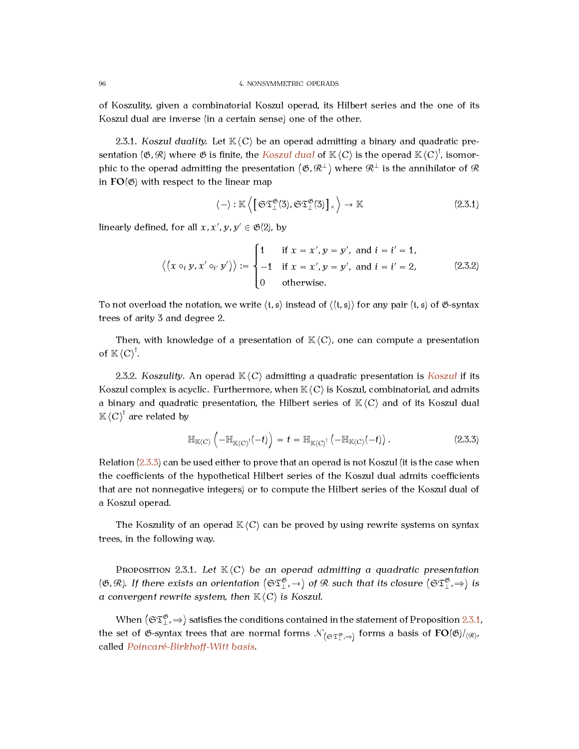of Koszulity, given a combinatorial Koszul operad, its Hilbert series and the one of its Koszul dual are inverse (in a certain sense) one of the other.

2.3.1. *Koszul duality.* Let $\mathbb{K}\langle C\rangle$ be an operad admitting a binary and quadratic presentation $(\mathfrak{G}, \mathcal{R})$ where $\mathfrak{G}$ is finite, the *Koszul dual* of $\mathbb{K}\langle C\rangle$ is the operad $\mathbb{K}\langle C\rangle^{!}$, isomorphic to the operad admitting the presentation $(\mathfrak{G}, \mathcal{R}^{\perp})$ where $\mathcal{R}^{\perp}$ is the annihilator of $\mathcal{R}$ in $\mathbf{FO}(\mathfrak{G})$ with respect to the linear map

$$\langle - \rangle : \mathbb{K}\left\langle \left[\mathfrak{S}\mathfrak{T}_{\perp}^{\mathfrak{G}}(3), \mathfrak{S}\mathfrak{T}_{\perp}^{\mathfrak{G}}(3)\right]_{\times} \right\rangle \to \mathbb{K} \tag{2.3.1}$$

linearly defined, for all $x, x', y, y' \in \mathfrak{G}(2)$, by

$$\left\langle \left(x \circ_i y, x' \circ_{i'} y'\right) \right\rangle := \begin{cases} 1 & \text{if } x = x', y = y', \text{ and } i = i' = 1, \\ -1 & \text{if } x = x', y = y', \text{ and } i = i' = 2, \\ 0 & \text{otherwise.} \end{cases} \tag{2.3.2}$$

To not overload the notation, we write $\langle \mathfrak{t}, \mathfrak{s}\rangle$ instead of $\langle (\mathfrak{t}, \mathfrak{s})\rangle$ for any pair $(\mathfrak{t}, \mathfrak{s})$ of $\mathfrak{G}$-syntax trees of arity 3 and degree 2.

Then, with knowledge of a presentation of $\mathbb{K}\langle C\rangle$, one can compute a presentation of $\mathbb{K}\langle C\rangle^{!}$.

2.3.2. *Koszulity.* An operad $\mathbb{K}\langle C\rangle$ admitting a quadratic presentation is *Koszul* if its Koszul complex is acyclic. Furthermore, when $\mathbb{K}\langle C\rangle$ is Koszul, combinatorial, and admits a binary and quadratic presentation, the Hilbert series of $\mathbb{K}\langle C\rangle$ and of its Koszul dual $\mathbb{K}\langle C\rangle^{!}$ are related by

$$\mathbb{H}_{\mathbb{K}\langle C\rangle}\left(-\mathbb{H}_{\mathbb{K}\langle C\rangle^{!}}(-t)\right) = t = \mathbb{H}_{\mathbb{K}\langle C\rangle^{!}}\left(-\mathbb{H}_{\mathbb{K}\langle C\rangle}(-t)\right). \tag{2.3.3}$$

Relation (2.3.3) can be used either to prove that an operad is not Koszul (it is the case when the coefficients of the hypothetical Hilbert series of the Koszul dual admits coefficients that are not nonnegative integers) or to compute the Hilbert series of the Koszul dual of a Koszul operad.

The Koszulity of an operad $\mathbb{K}\langle C\rangle$ can be proved by using rewrite systems on syntax trees, in the following way.

**Proposition 2.3.1.** *Let $\mathbb{K}\langle C\rangle$ be an operad admitting a quadratic presentation $(\mathfrak{G}, \mathcal{R})$. If there exists an orientation $\left(\mathfrak{S}\mathfrak{T}_{\perp}^{\mathfrak{G}}, \to\right)$ of $\mathcal{R}$ such that its closure $\left(\mathfrak{S}\mathfrak{T}_{\perp}^{\mathfrak{G}}, \Rightarrow\right)$ is a convergent rewrite system, then $\mathbb{K}\langle C\rangle$ is Koszul.*

When $\left(\mathfrak{S}\mathfrak{T}_{\perp}^{\mathfrak{G}}, \Rightarrow\right)$ satisfies the conditions contained in the statement of Proposition 2.3.1, the set of $\mathfrak{G}$-syntax trees that are normal forms $\mathcal{N}_{\left(\mathfrak{S}\mathfrak{T}_{\perp}^{\mathfrak{G}}, \Rightarrow\right)}$ forms a basis of $\mathbf{FO}(\mathfrak{G})/_{\langle\mathcal{R}\rangle}$, called *Poincaré-Birkhoff-Witt basis*.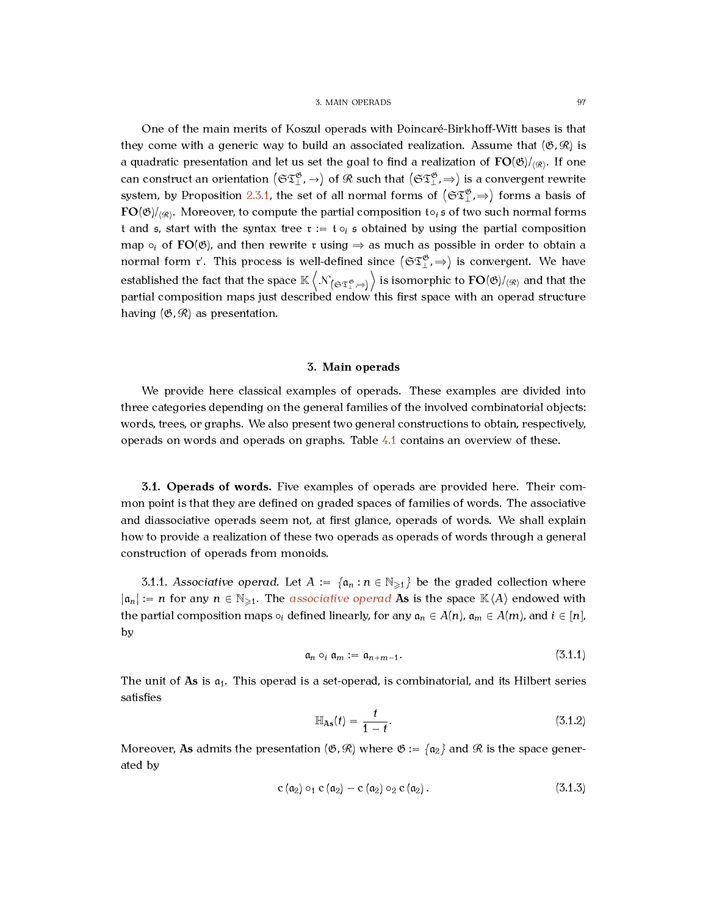One of the main merits of Koszul operads with Poincaré-Birkhoff-Witt bases is that they come with a generic way to build an associated realization. Assume that $(\mathfrak{G}, \mathfrak{R})$ is a quadratic presentation and let us set the goal to find a realization of $\mathbf{FO}(\mathfrak{G})/_{\langle \mathfrak{R} \rangle}$. If one can construct an orientation $\left(\mathfrak{S}\mathfrak{T}_{\perp}^{\mathfrak{G}}, \to\right)$ of $\mathfrak{R}$ such that $\left(\mathfrak{S}\mathfrak{T}_{\perp}^{\mathfrak{G}}, \Rightarrow\right)$ is a convergent rewrite system, by Proposition 2.3.1, the set of all normal forms of $\left(\mathfrak{S}\mathfrak{T}_{\perp}^{\mathfrak{G}}, \Rightarrow\right)$ forms a basis of $\mathbf{FO}(\mathfrak{G})/_{\langle \mathfrak{R} \rangle}$. Moreover, to compute the partial composition $\mathfrak{t} \circ_i \mathfrak{s}$ of two such normal forms $\mathfrak{t}$ and $\mathfrak{s}$, start with the syntax tree $\mathfrak{r} := \mathfrak{t} \circ_i \mathfrak{s}$ obtained by using the partial composition map $\circ_i$ of $\mathbf{FO}(\mathfrak{G})$, and then rewrite $\mathfrak{r}$ using $\Rightarrow$ as much as possible in order to obtain a normal form $\mathfrak{r}'$. This process is well-defined since $\left(\mathfrak{S}\mathfrak{T}_{\perp}^{\mathfrak{G}}, \Rightarrow\right)$ is convergent. We have established the fact that the space $\mathbb{K}\left\langle \mathcal{N}_{\left(\mathfrak{S}\mathfrak{T}_{\perp}^{\mathfrak{G}}, \Rightarrow\right)} \right\rangle$ is isomorphic to $\mathbf{FO}(\mathfrak{G})/_{\langle \mathfrak{R} \rangle}$ and that the partial composition maps just described endow this first space with an operad structure having $(\mathfrak{G}, \mathfrak{R})$ as presentation.

## 3. Main operads

We provide here classical examples of operads. These examples are divided into three categories depending on the general families of the involved combinatorial objects: words, trees, or graphs. We also present two general constructions to obtain, respectively, operads on words and operads on graphs. Table 4.1 contains an overview of these.

### 3.1. Operads of words.

**3.1. Operads of words.** Five examples of operads are provided here. Their common point is that they are defined on graded spaces of families of words. The associative and diassociative operads seem not, at first glance, operads of words. We shall explain how to provide a realization of these two operads as operads of words through a general construction of operads from monoids.

3.1.1. *Associative operad.* Let $A := \{\mathfrak{a}_n : n \in \mathbb{N}_{\geqslant 1}\}$ be the graded collection where $|\mathfrak{a}_n| := n$ for any $n \in \mathbb{N}_{\geqslant 1}$. The *associative operad* $\mathbf{As}$ is the space $\mathbb{K}\langle A \rangle$ endowed with the partial composition maps $\circ_i$ defined linearly, for any $\mathfrak{a}_n \in A(n)$, $\mathfrak{a}_m \in A(m)$, and $i \in [n]$, by

$$\mathfrak{a}_n \circ_i \mathfrak{a}_m := \mathfrak{a}_{n+m-1}. \tag{3.1.1}$$

The unit of $\mathbf{As}$ is $\mathfrak{a}_1$. This operad is a set-operad, is combinatorial, and its Hilbert series satisfies

$$\mathbb{H}_{\mathbf{As}}(t) = \frac{t}{1-t}. \tag{3.1.2}$$

Moreover, $\mathbf{As}$ admits the presentation $(\mathfrak{G}, \mathfrak{R})$ where $\mathfrak{G} := \{\mathfrak{a}_2\}$ and $\mathfrak{R}$ is the space generated by

$$\mathrm{c}\left(\mathfrak{a}_2\right) \circ_1 \mathrm{c}\left(\mathfrak{a}_2\right) - \mathrm{c}\left(\mathfrak{a}_2\right) \circ_2 \mathrm{c}\left(\mathfrak{a}_2\right). \tag{3.1.3}$$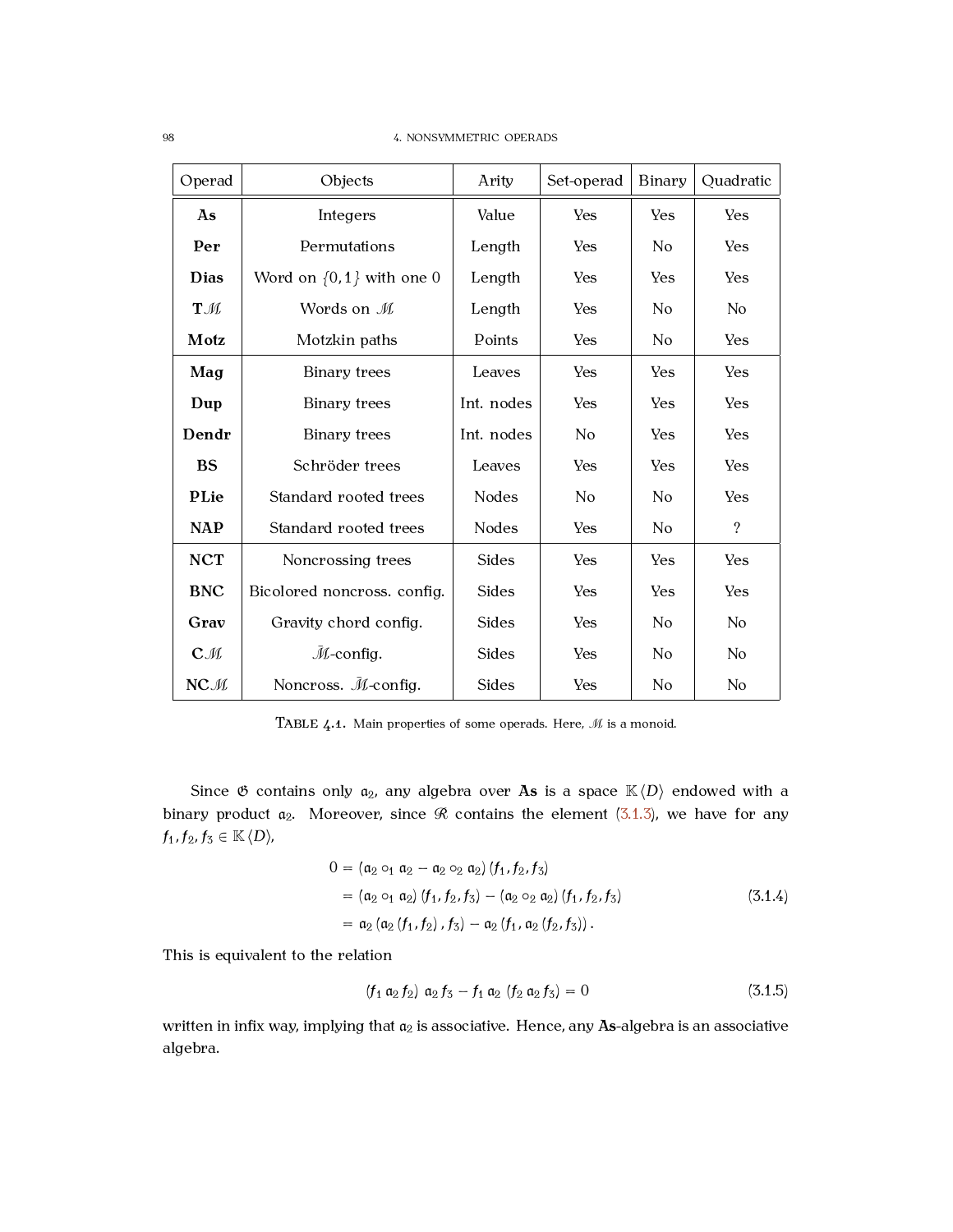| Operad | Objects | Arity | Set-operad | Binary | Quadratic |
|---|---|---|---|---|---|
| **As** | Integers | Value | Yes | Yes | Yes |
| **Per** | Permutations | Length | Yes | No | Yes |
| **Dias** | Word on $\{0, 1\}$ with one 0 | Length | Yes | Yes | Yes |
| $\mathbf{T}\mathcal{M}$ | Words on $\mathcal{M}$ | Length | Yes | No | No |
| **Motz** | Motzkin paths | Points | Yes | No | Yes |
| **Mag** | Binary trees | Leaves | Yes | Yes | Yes |
| **Dup** | Binary trees | Int. nodes | Yes | Yes | Yes |
| **Dendr** | Binary trees | Int. nodes | No | Yes | Yes |
| **BS** | Schröder trees | Leaves | Yes | Yes | Yes |
| **PLie** | Standard rooted trees | Nodes | No | No | Yes |
| **NAP** | Standard rooted trees | Nodes | Yes | No | ? |
| **NCT** | Noncrossing trees | Sides | Yes | Yes | Yes |
| **BNC** | Bicolored noncross. config. | Sides | Yes | Yes | Yes |
| **Grav** | Gravity chord config. | Sides | Yes | No | No |
| $\mathbf{C}\mathcal{M}$ | $\bar{\mathcal{M}}$-config. | Sides | Yes | No | No |
| $\mathbf{NC}\mathcal{M}$ | Noncross. $\bar{\mathcal{M}}$-config. | Sides | Yes | No | No |

TABLE 4.1. Main properties of some operads. Here, $\mathcal{M}$ is a monoid.

Since $\mathfrak{G}$ contains only $\mathfrak{a}_2$, any algebra over **As** is a space $\mathbb{K}\langle D\rangle$ endowed with a binary product $\mathfrak{a}_2$. Moreover, since $\mathcal{R}$ contains the element (3.1.3), we have for any $f_1, f_2, f_3 \in \mathbb{K}\langle D\rangle$,

$$
\begin{aligned}
0 &= (\mathfrak{a}_2 \circ_1 \mathfrak{a}_2 - \mathfrak{a}_2 \circ_2 \mathfrak{a}_2)(f_1, f_2, f_3) \\
&= (\mathfrak{a}_2 \circ_1 \mathfrak{a}_2)(f_1, f_2, f_3) - (\mathfrak{a}_2 \circ_2 \mathfrak{a}_2)(f_1, f_2, f_3) \\
&= \mathfrak{a}_2(\mathfrak{a}_2(f_1, f_2), f_3) - \mathfrak{a}_2(f_1, \mathfrak{a}_2(f_2, f_3)).
\end{aligned}
\tag{3.1.4}
$$

This is equivalent to the relation

$$
(f_1 \,\mathfrak{a}_2\, f_2)\,\mathfrak{a}_2\, f_3 - f_1\,\mathfrak{a}_2\,(f_2\,\mathfrak{a}_2\, f_3) = 0
\tag{3.1.5}
$$

written in infix way, implying that $\mathfrak{a}_2$ is associative. Hence, any **As**-algebra is an associative algebra.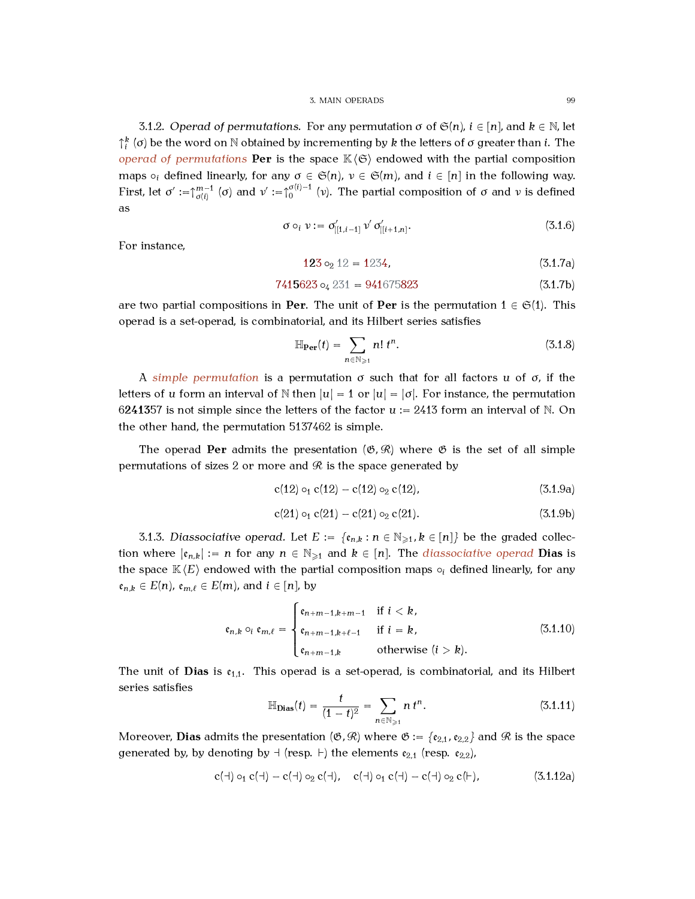3.1.2. *Operad of permutations.* For any permutation $\sigma$ of $\mathfrak{S}(n)$, $i \in [n]$, and $k \in \mathbb{N}$, let $\uparrow_i^k(\sigma)$ be the word on $\mathbb{N}$ obtained by incrementing by $k$ the letters of $\sigma$ greater than $i$. The *operad of permutations* **Per** is the space $\mathbb{K}\langle\mathfrak{S}\rangle$ endowed with the partial composition maps $\circ_i$ defined linearly, for any $\sigma \in \mathfrak{S}(n)$, $\nu \in \mathfrak{S}(m)$, and $i \in [n]$ in the following way. First, let $\sigma' := \uparrow_{\sigma(i)}^{m-1}(\sigma)$ and $\nu' := \uparrow_0^{\sigma(i)-1}(\nu)$. The partial composition of $\sigma$ and $\nu$ is defined as

$$\sigma \circ_i \nu := \sigma'_{|[1,i-1]} \, \nu' \, \sigma'_{|[i+1,n]}. \tag{3.1.6}$$

For instance,

$$123 \circ_2 12 = 1234, \tag{3.1.7a}$$

$$7415623 \circ_4 231 = 941675823 \tag{3.1.7b}$$

are two partial compositions in **Per**. The unit of **Per** is the permutation $1 \in \mathfrak{S}(1)$. This operad is a set-operad, is combinatorial, and its Hilbert series satisfies

$$\mathbb{H}_{\mathbf{Per}}(t) = \sum_{n \in \mathbb{N}_{\geqslant 1}} n! \, t^n. \tag{3.1.8}$$

A *simple permutation* is a permutation $\sigma$ such that for all factors $u$ of $\sigma$, if the letters of $u$ form an interval of $\mathbb{N}$ then $|u| = 1$ or $|u| = |\sigma|$. For instance, the permutation 6**2413**57 is not simple since the letters of the factor $u := 2413$ form an interval of $\mathbb{N}$. On the other hand, the permutation 5137462 is simple.

The operad **Per** admits the presentation $(\mathfrak{G}, \mathfrak{R})$ where $\mathfrak{G}$ is the set of all simple permutations of sizes 2 or more and $\mathfrak{R}$ is the space generated by

$$\mathsf{c}(12) \circ_1 \mathsf{c}(12) - \mathsf{c}(12) \circ_2 \mathsf{c}(12), \tag{3.1.9a}$$

$$\mathsf{c}(21) \circ_1 \mathsf{c}(21) - \mathsf{c}(21) \circ_2 \mathsf{c}(21). \tag{3.1.9b}$$

3.1.3. *Diassociative operad.* Let $E := \{\mathfrak{e}_{n,k} : n \in \mathbb{N}_{\geqslant 1}, k \in [n]\}$ be the graded collection where $|\mathfrak{e}_{n,k}| := n$ for any $n \in \mathbb{N}_{\geqslant 1}$ and $k \in [n]$. The *diassociative operad* **Dias** is the space $\mathbb{K}\langle E\rangle$ endowed with the partial composition maps $\circ_i$ defined linearly, for any $\mathfrak{e}_{n,k} \in E(n)$, $\mathfrak{e}_{m,\ell} \in E(m)$, and $i \in [n]$, by

$$\mathfrak{e}_{n,k} \circ_i \mathfrak{e}_{m,\ell} = \begin{cases} \mathfrak{e}_{n+m-1,k+m-1} & \text{if } i < k, \\ \mathfrak{e}_{n+m-1,k+\ell-1} & \text{if } i = k, \\ \mathfrak{e}_{n+m-1,k} & \text{otherwise } (i > k). \end{cases} \tag{3.1.10}$$

The unit of **Dias** is $\mathfrak{e}_{1,1}$. This operad is a set-operad, is combinatorial, and its Hilbert series satisfies

$$\mathbb{H}_{\mathbf{Dias}}(t) = \frac{t}{(1-t)^2} = \sum_{n \in \mathbb{N}_{\geqslant 1}} n \, t^n. \tag{3.1.11}$$

Moreover, **Dias** admits the presentation $(\mathfrak{G}, \mathfrak{R})$ where $\mathfrak{G} := \{\mathfrak{e}_{2,1}, \mathfrak{e}_{2,2}\}$ and $\mathfrak{R}$ is the space generated by, by denoting by $\dashv$ (resp. $\vdash$) the elements $\mathfrak{e}_{2,1}$ (resp. $\mathfrak{e}_{2,2}$),

$$\mathsf{c}(\dashv) \circ_1 \mathsf{c}(\dashv) - \mathsf{c}(\dashv) \circ_2 \mathsf{c}(\dashv), \quad \mathsf{c}(\dashv) \circ_1 \mathsf{c}(\dashv) - \mathsf{c}(\dashv) \circ_2 \mathsf{c}(\vdash), \tag{3.1.12a}$$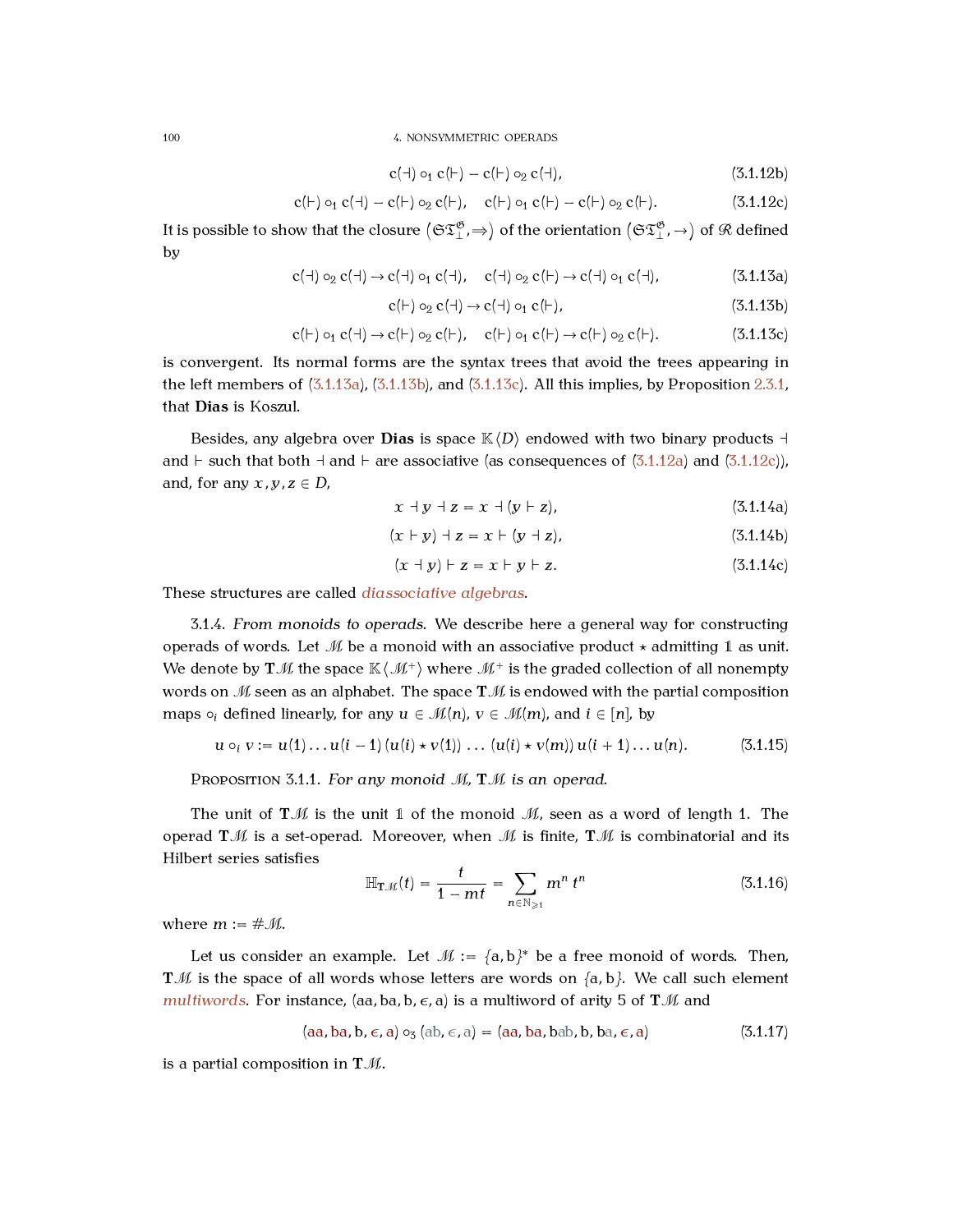$$\mathsf{c}(\dashv) \circ_1 \mathsf{c}(\vdash) - \mathsf{c}(\vdash) \circ_2 \mathsf{c}(\dashv), \tag{3.1.12b}$$

$$\mathsf{c}(\vdash) \circ_1 \mathsf{c}(\dashv) - \mathsf{c}(\vdash) \circ_2 \mathsf{c}(\vdash), \quad \mathsf{c}(\vdash) \circ_1 \mathsf{c}(\vdash) - \mathsf{c}(\vdash) \circ_2 \mathsf{c}(\vdash). \tag{3.1.12c}$$

It is possible to show that the closure $\left(\mathfrak{S}\mathfrak{T}_{\perp}^{\mathfrak{G}}, \Rightarrow\right)$ of the orientation $\left(\mathfrak{S}\mathfrak{T}_{\perp}^{\mathfrak{G}}, \to\right)$ of $\mathscr{R}$ defined by

$$\mathsf{c}(\dashv) \circ_2 \mathsf{c}(\dashv) \to \mathsf{c}(\dashv) \circ_1 \mathsf{c}(\dashv), \quad \mathsf{c}(\dashv) \circ_2 \mathsf{c}(\vdash) \to \mathsf{c}(\dashv) \circ_1 \mathsf{c}(\dashv), \tag{3.1.13a}$$

$$\mathsf{c}(\vdash) \circ_2 \mathsf{c}(\dashv) \to \mathsf{c}(\dashv) \circ_1 \mathsf{c}(\vdash), \tag{3.1.13b}$$

$$\mathsf{c}(\vdash) \circ_1 \mathsf{c}(\dashv) \to \mathsf{c}(\vdash) \circ_2 \mathsf{c}(\vdash), \quad \mathsf{c}(\vdash) \circ_1 \mathsf{c}(\vdash) \to \mathsf{c}(\vdash) \circ_2 \mathsf{c}(\vdash). \tag{3.1.13c}$$

is convergent. Its normal forms are the syntax trees that avoid the trees appearing in the left members of (3.1.13a), (3.1.13b), and (3.1.13c). All this implies, by Proposition 2.3.1, that **Dias** is Koszul.

Besides, any algebra over **Dias** is space $\mathbb{K}\langle D\rangle$ endowed with two binary products $\dashv$ and $\vdash$ such that both $\dashv$ and $\vdash$ are associative (as consequences of (3.1.12a) and (3.1.12c)), and, for any $x, y, z \in D$,

$$x \dashv y \dashv z = x \dashv (y \vdash z), \tag{3.1.14a}$$

$$(x \vdash y) \dashv z = x \vdash (y \dashv z), \tag{3.1.14b}$$

$$(x \dashv y) \vdash z = x \vdash y \vdash z. \tag{3.1.14c}$$

These structures are called *diassociative algebras*.

3.1.4. *From monoids to operads.* We describe here a general way for constructing operads of words. Let $\mathcal{M}$ be a monoid with an associative product $\star$ admitting $\mathbb{1}$ as unit. We denote by $\mathbf{T}\mathcal{M}$ the space $\mathbb{K}\langle\mathcal{M}^+\rangle$ where $\mathcal{M}^+$ is the graded collection of all nonempty words on $\mathcal{M}$ seen as an alphabet. The space $\mathbf{T}\mathcal{M}$ is endowed with the partial composition maps $\circ_i$ defined linearly, for any $u \in \mathcal{M}(n)$, $v \in \mathcal{M}(m)$, and $i \in [n]$, by

$$u \circ_i v := u(1) \dots u(i-1)\,(u(i) \star v(1))\,\dots\,(u(i) \star v(m))\,u(i+1) \dots u(n). \tag{3.1.15}$$

Proposition 3.1.1. *For any monoid $\mathcal{M}$, $\mathbf{T}\mathcal{M}$ is an operad.*

The unit of $\mathbf{T}\mathcal{M}$ is the unit $\mathbb{1}$ of the monoid $\mathcal{M}$, seen as a word of length 1. The operad $\mathbf{T}\mathcal{M}$ is a set-operad. Moreover, when $\mathcal{M}$ is finite, $\mathbf{T}\mathcal{M}$ is combinatorial and its Hilbert series satisfies

$$\mathbb{H}_{\mathbf{T}\mathcal{M}}(t) = \frac{t}{1 - mt} = \sum_{n \in \mathbb{N}_{\geqslant 1}} m^n\, t^n \tag{3.1.16}$$

where $m := \#\mathcal{M}$.

Let us consider an example. Let $\mathcal{M} := \{\mathsf{a}, \mathsf{b}\}^*$ be a free monoid of words. Then, $\mathbf{T}\mathcal{M}$ is the space of all words whose letters are words on $\{\mathsf{a}, \mathsf{b}\}$. We call such element *multiwords*. For instance, $(\mathsf{aa}, \mathsf{ba}, \mathsf{b}, \epsilon, \mathsf{a})$ is a multiword of arity 5 of $\mathbf{T}\mathcal{M}$ and

$$(\mathsf{aa}, \mathsf{ba}, \mathsf{b}, \epsilon, \mathsf{a}) \circ_3 (\mathsf{ab}, \epsilon, \mathsf{a}) = (\mathsf{aa}, \mathsf{ba}, \mathsf{bab}, \mathsf{b}, \mathsf{ba}, \epsilon, \mathsf{a}) \tag{3.1.17}$$

is a partial composition in $\mathbf{T}\mathcal{M}$.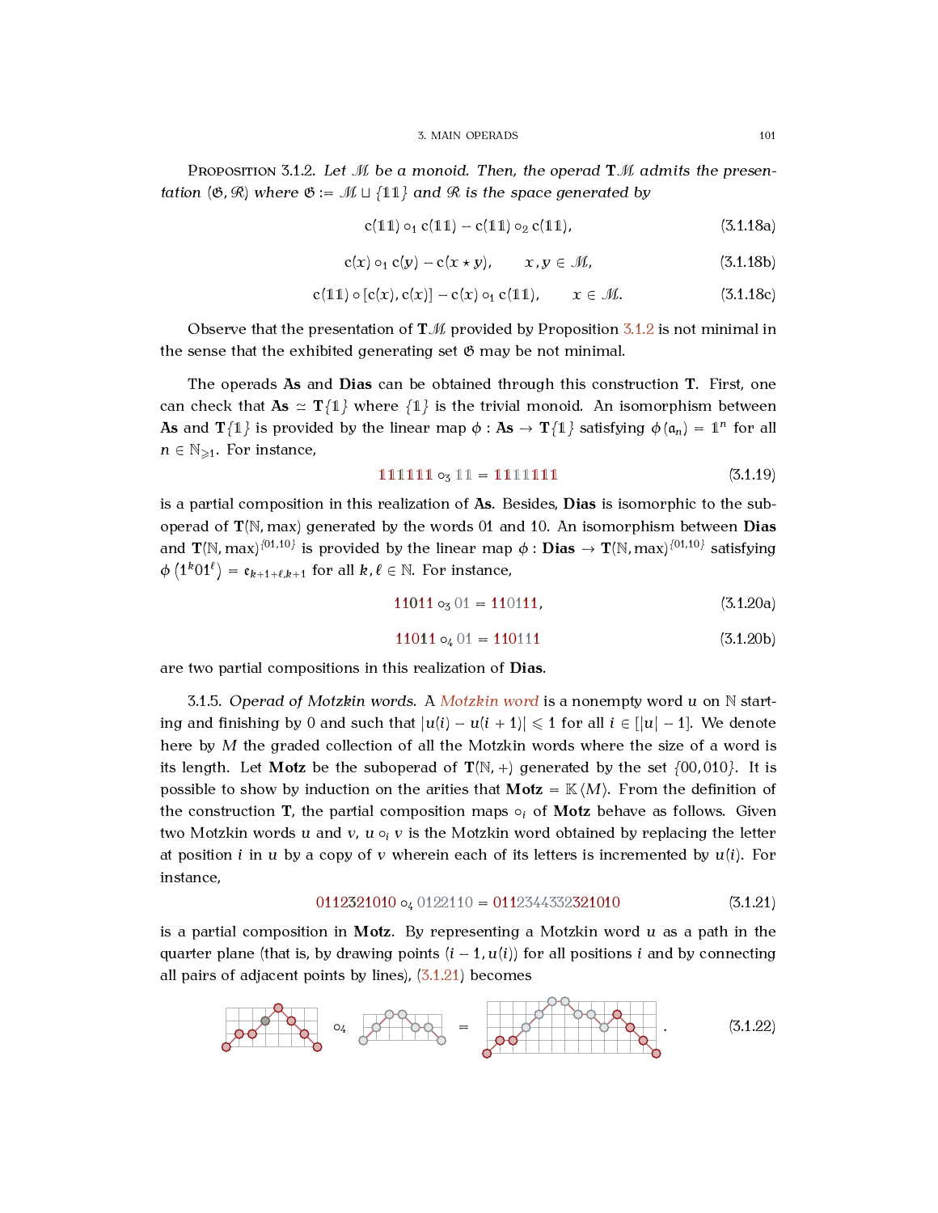**Proposition 3.1.2.** *Let $\mathcal{M}$ be a monoid. Then, the operad $\mathbf{T}\mathcal{M}$ admits the presentation $(\mathfrak{G}, \mathfrak{R})$ where $\mathfrak{G} := \mathcal{M} \sqcup \{\mathbb{1}\mathbb{1}\}$ and $\mathfrak{R}$ is the space generated by*

$$\mathsf{c}(\mathbb{1}\mathbb{1}) \circ_1 \mathsf{c}(\mathbb{1}\mathbb{1}) - \mathsf{c}(\mathbb{1}\mathbb{1}) \circ_2 \mathsf{c}(\mathbb{1}\mathbb{1}), \tag{3.1.18a}$$

$$\mathsf{c}(x) \circ_1 \mathsf{c}(y) - \mathsf{c}(x \star y), \qquad x, y \in \mathcal{M}, \tag{3.1.18b}$$

$$\mathsf{c}(\mathbb{1}\mathbb{1}) \circ [\mathsf{c}(x), \mathsf{c}(x)] - \mathsf{c}(x) \circ_1 \mathsf{c}(\mathbb{1}\mathbb{1}), \qquad x \in \mathcal{M}. \tag{3.1.18c}$$

Observe that the presentation of $\mathbf{T}\mathcal{M}$ provided by Proposition 3.1.2 is not minimal in the sense that the exhibited generating set $\mathfrak{G}$ may be not minimal.

The operads **As** and **Dias** can be obtained through this construction $\mathbf{T}$. First, one can check that $\mathbf{As} \simeq \mathbf{T}\{\mathbb{1}\}$ where $\{\mathbb{1}\}$ is the trivial monoid. An isomorphism between **As** and $\mathbf{T}\{\mathbb{1}\}$ is provided by the linear map $\phi : \mathbf{As} \to \mathbf{T}\{\mathbb{1}\}$ satisfying $\phi(\mathfrak{a}_n) = \mathbb{1}^n$ for all $n \in \mathbb{N}_{\geqslant 1}$. For instance,

$$\mathbb{1}\mathbb{1}\mathbb{1}\mathbb{1}\mathbb{1}\mathbb{1} \circ_3 \mathbb{1}\mathbb{1} = \mathbb{1}\mathbb{1}\mathbb{1}\mathbb{1}\mathbb{1}\mathbb{1}\mathbb{1} \tag{3.1.19}$$

is a partial composition in this realization of **As**. Besides, **Dias** is isomorphic to the suboperad of $\mathbf{T}(\mathbb{N}, \max)$ generated by the words $01$ and $10$. An isomorphism between **Dias** and $\mathbf{T}(\mathbb{N}, \max)^{\{01,10\}}$ is provided by the linear map $\phi : \mathbf{Dias} \to \mathbf{T}(\mathbb{N}, \max)^{\{01,10\}}$ satisfying $\phi\left(1^k 0 1^\ell\right) = \mathfrak{e}_{k+1+\ell, k+1}$ for all $k, \ell \in \mathbb{N}$. For instance,

$$11011 \circ_3 01 = 110111, \tag{3.1.20a}$$

$$11011 \circ_4 01 = 110111 \tag{3.1.20b}$$

are two partial compositions in this realization of **Dias**.

3.1.5. *Operad of Motzkin words.* A Motzkin word is a nonempty word $u$ on $\mathbb{N}$ starting and finishing by $0$ and such that $|u(i) - u(i+1)| \leqslant 1$ for all $i \in [|u| - 1]$. We denote here by $M$ the graded collection of all the Motzkin words where the size of a word is its length. Let **Motz** be the suboperad of $\mathbf{T}(\mathbb{N}, +)$ generated by the set $\{00, 010\}$. It is possible to show by induction on the arities that $\mathbf{Motz} = \mathbb{K}\langle M \rangle$. From the definition of the construction $\mathbf{T}$, the partial composition maps $\circ_i$ of **Motz** behave as follows. Given two Motzkin words $u$ and $v$, $u \circ_i v$ is the Motzkin word obtained by replacing the letter at position $i$ in $u$ by a copy of $v$ wherein each of its letters is incremented by $u(i)$. For instance,

$$0112321010 \circ_4 0122110 = 0112344332321010 \tag{3.1.21}$$

is a partial composition in **Motz**. By representing a Motzkin word $u$ as a path in the quarter plane (that is, by drawing points $(i-1, u(i))$ for all positions $i$ and by connecting all pairs of adjacent points by lines), (3.1.21) becomes

$$\text{[path]} \circ_4 \text{[path]} = \text{[path]}. \tag{3.1.22}$$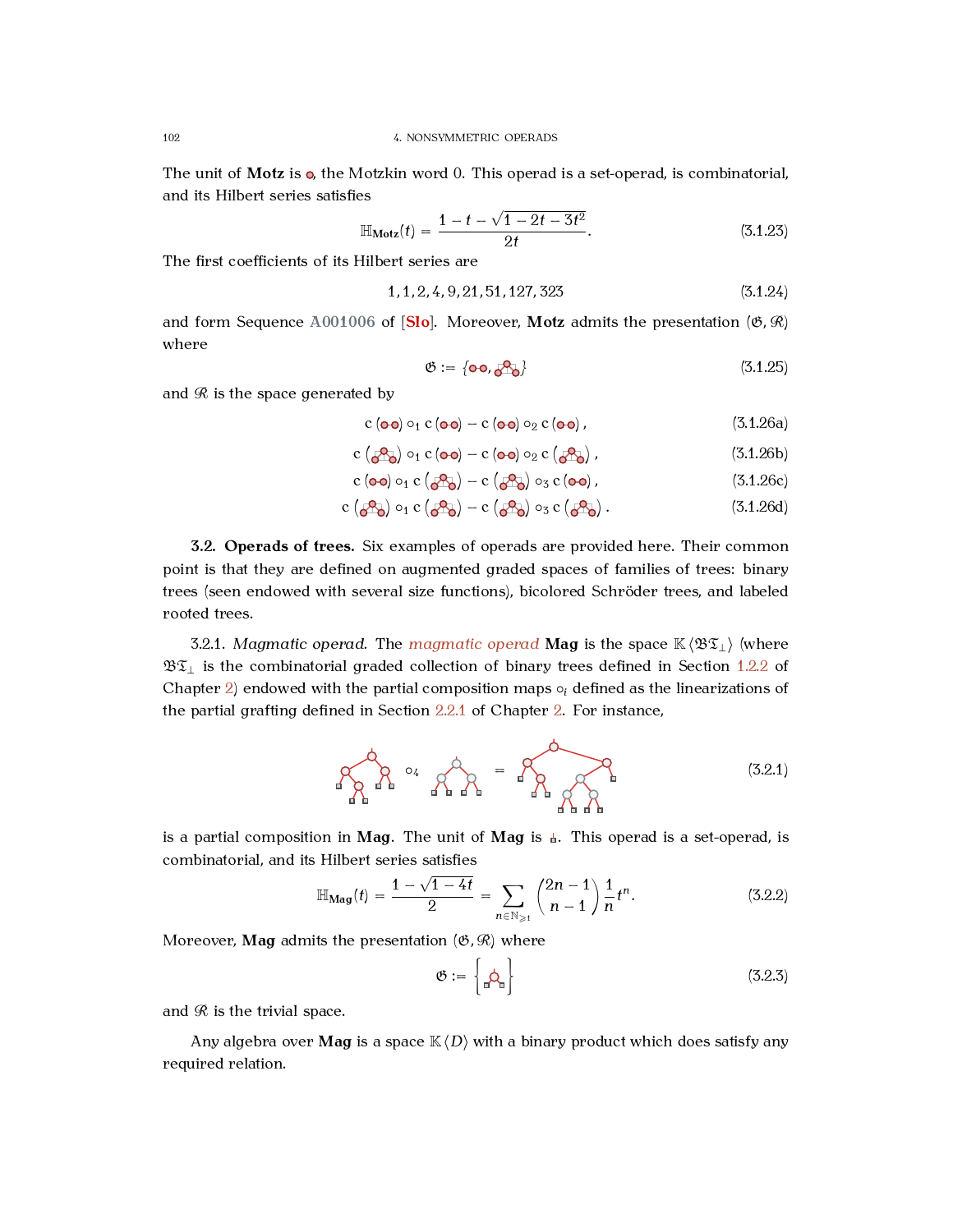The unit of **Motz** is ∘, the Motzkin word 0. This operad is a set-operad, is combinatorial, and its Hilbert series satisfies

$$\mathbb{H}_{\mathbf{Motz}}(t) = \frac{1 - t - \sqrt{1 - 2t - 3t^2}}{2t}. \tag{3.1.23}$$

The first coefficients of its Hilbert series are

$$1, 1, 2, 4, 9, 21, 51, 127, 323 \tag{3.1.24}$$

and form Sequence A001006 of [Slo]. Moreover, **Motz** admits the presentation $(\mathfrak{G}, \mathfrak{R})$ where

$$\mathfrak{G} := \{\circ\!\!-\!\!\circ, \,\wedge\} \tag{3.1.25}$$

and $\mathfrak{R}$ is the space generated by

$$\mathrm{c}\,(\circ\!\!-\!\!\circ) \circ_1 \mathrm{c}\,(\circ\!\!-\!\!\circ) - \mathrm{c}\,(\circ\!\!-\!\!\circ) \circ_2 \mathrm{c}\,(\circ\!\!-\!\!\circ), \tag{3.1.26a}$$

$$\mathrm{c}\,(\wedge) \circ_1 \mathrm{c}\,(\circ\!\!-\!\!\circ) - \mathrm{c}\,(\circ\!\!-\!\!\circ) \circ_2 \mathrm{c}\,(\wedge), \tag{3.1.26b}$$

$$\mathrm{c}\,(\circ\!\!-\!\!\circ) \circ_1 \mathrm{c}\,(\wedge) - \mathrm{c}\,(\wedge) \circ_3 \mathrm{c}\,(\circ\!\!-\!\!\circ), \tag{3.1.26c}$$

$$\mathrm{c}\,(\wedge) \circ_1 \mathrm{c}\,(\wedge) - \mathrm{c}\,(\wedge) \circ_3 \mathrm{c}\,(\wedge). \tag{3.1.26d}$$

**3.2. Operads of trees.** Six examples of operads are provided here. Their common point is that they are defined on augmented graded spaces of families of trees: binary trees (seen endowed with several size functions), bicolored Schröder trees, and labeled rooted trees.

3.2.1. *Magmatic operad.* The *magmatic operad* **Mag** is the space $\mathbb{K}\langle \mathfrak{BT}_\perp \rangle$ (where $\mathfrak{BT}_\perp$ is the combinatorial graded collection of binary trees defined in Section 1.2.2 of Chapter 2) endowed with the partial composition maps $\circ_i$ defined as the linearizations of the partial grafting defined in Section 2.2.1 of Chapter 2. For instance,

$$(\text{tree}) \circ_4 (\text{tree}) = (\text{tree}) \tag{3.2.1}$$

is a partial composition in **Mag**. The unit of **Mag** is the leaf. This operad is a set-operad, is combinatorial, and its Hilbert series satisfies

$$\mathbb{H}_{\mathbf{Mag}}(t) = \frac{1 - \sqrt{1 - 4t}}{2} = \sum_{n \in \mathbb{N}_{\geqslant 1}} \binom{2n-1}{n-1} \frac{1}{n} t^n. \tag{3.2.2}$$

Moreover, **Mag** admits the presentation $(\mathfrak{G}, \mathfrak{R})$ where

$$\mathfrak{G} := \{\text{binary tree with one internal node}\} \tag{3.2.3}$$

and $\mathfrak{R}$ is the trivial space.

Any algebra over **Mag** is a space $\mathbb{K}\langle D \rangle$ with a binary product which does satisfy any required relation.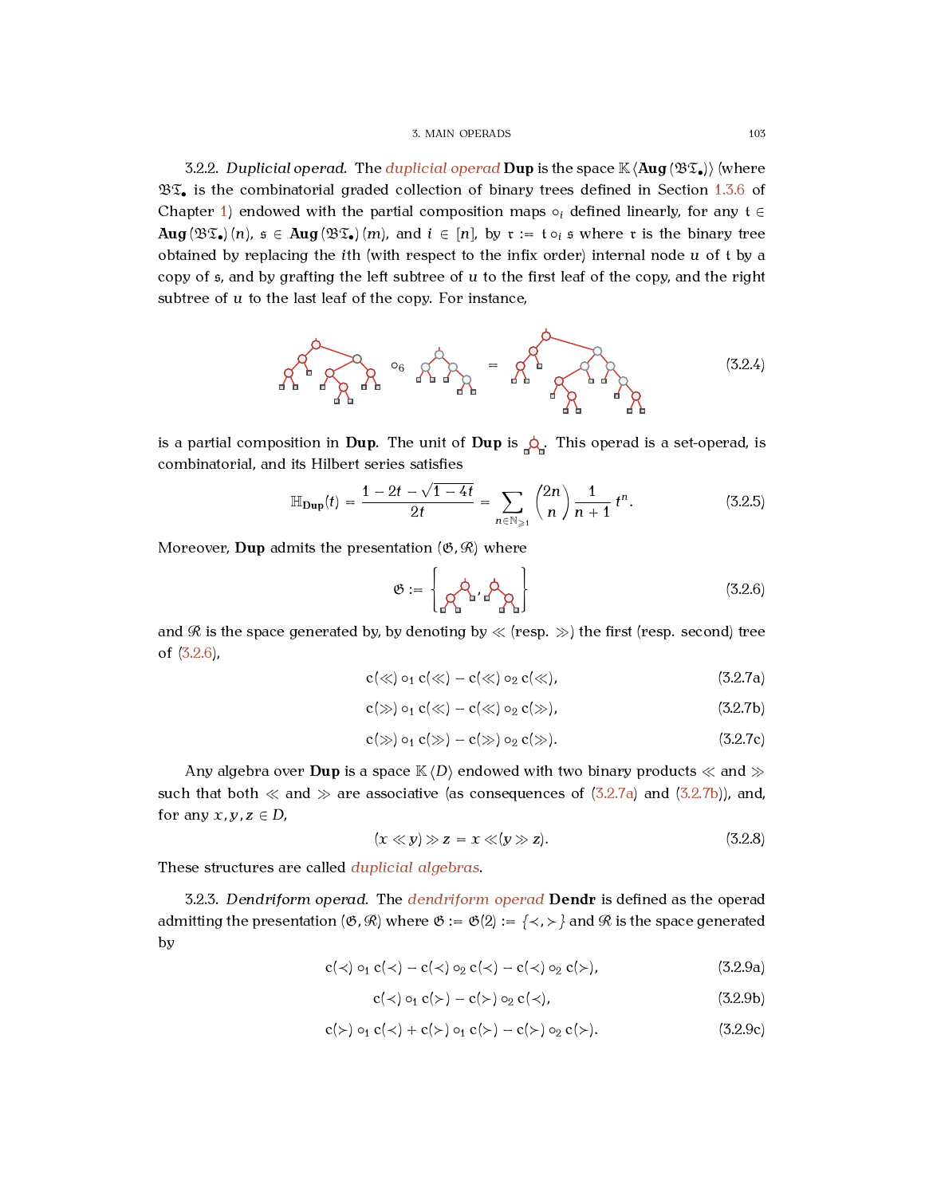3.2.2. *Duplicial operad.* The *duplicial operad* **Dup** is the space $\mathbb{K}\langle \mathbf{Aug}(\mathfrak{BT}_\bullet)\rangle$ (where $\mathfrak{BT}_\bullet$ is the combinatorial graded collection of binary trees defined in Section 1.3.6 of Chapter 1) endowed with the partial composition maps $\circ_i$ defined linearly, for any $\mathfrak{t} \in \mathbf{Aug}(\mathfrak{BT}_\bullet)(n)$, $\mathfrak{s} \in \mathbf{Aug}(\mathfrak{BT}_\bullet)(m)$, and $i \in [n]$, by $\mathfrak{r} := \mathfrak{t} \circ_i \mathfrak{s}$ where $\mathfrak{r}$ is the binary tree obtained by replacing the $i$th (with respect to the infix order) internal node $u$ of $\mathfrak{t}$ by a copy of $\mathfrak{s}$, and by grafting the left subtree of $u$ to the first leaf of the copy, and the right subtree of $u$ to the last leaf of the copy. For instance,

$$[\text{tree}] \circ_6 [\text{tree}] = [\text{tree}] \tag{3.2.4}$$

is a partial composition in **Dup**. The unit of **Dup** is [tree]. This operad is a set-operad, is combinatorial, and its Hilbert series satisfies

$$\mathbb{H}_{\mathbf{Dup}}(t) = \frac{1 - 2t - \sqrt{1-4t}}{2t} = \sum_{n \in \mathbb{N}_{\geqslant 1}} \binom{2n}{n} \frac{1}{n+1} t^n. \tag{3.2.5}$$

Moreover, **Dup** admits the presentation $(\mathfrak{G}, \mathfrak{R})$ where

$$\mathfrak{G} := \left\{ [\text{tree}], [\text{tree}] \right\} \tag{3.2.6}$$

and $\mathfrak{R}$ is the space generated by, by denoting by $\ll$ (resp. $\gg$) the first (resp. second) tree of (3.2.6),

$$\mathsf{c}(\ll) \circ_1 \mathsf{c}(\ll) - \mathsf{c}(\ll) \circ_2 \mathsf{c}(\ll), \tag{3.2.7a}$$

$$\mathsf{c}(\gg) \circ_1 \mathsf{c}(\ll) - \mathsf{c}(\ll) \circ_2 \mathsf{c}(\gg), \tag{3.2.7b}$$

$$\mathsf{c}(\gg) \circ_1 \mathsf{c}(\gg) - \mathsf{c}(\gg) \circ_2 \mathsf{c}(\gg). \tag{3.2.7c}$$

Any algebra over **Dup** is a space $\mathbb{K}\langle D\rangle$ endowed with two binary products $\ll$ and $\gg$ such that both $\ll$ and $\gg$ are associative (as consequences of (3.2.7a) and (3.2.7b)), and, for any $x, y, z \in D$,

$$(x \ll y) \gg z = x \ll (y \gg z). \tag{3.2.8}$$

These structures are called *duplicial algebras*.

3.2.3. *Dendriform operad.* The *dendriform operad* **Dendr** is defined as the operad admitting the presentation $(\mathfrak{G}, \mathfrak{R})$ where $\mathfrak{G} := \mathfrak{G}(2) := \{\prec, \succ\}$ and $\mathfrak{R}$ is the space generated by

$$\mathsf{c}(\prec) \circ_1 \mathsf{c}(\prec) - \mathsf{c}(\prec) \circ_2 \mathsf{c}(\prec) - \mathsf{c}(\prec) \circ_2 \mathsf{c}(\succ), \tag{3.2.9a}$$

$$\mathsf{c}(\prec) \circ_1 \mathsf{c}(\succ) - \mathsf{c}(\succ) \circ_2 \mathsf{c}(\prec), \tag{3.2.9b}$$

$$\mathsf{c}(\succ) \circ_1 \mathsf{c}(\prec) + \mathsf{c}(\succ) \circ_1 \mathsf{c}(\succ) - \mathsf{c}(\succ) \circ_2 \mathsf{c}(\succ). \tag{3.2.9c}$$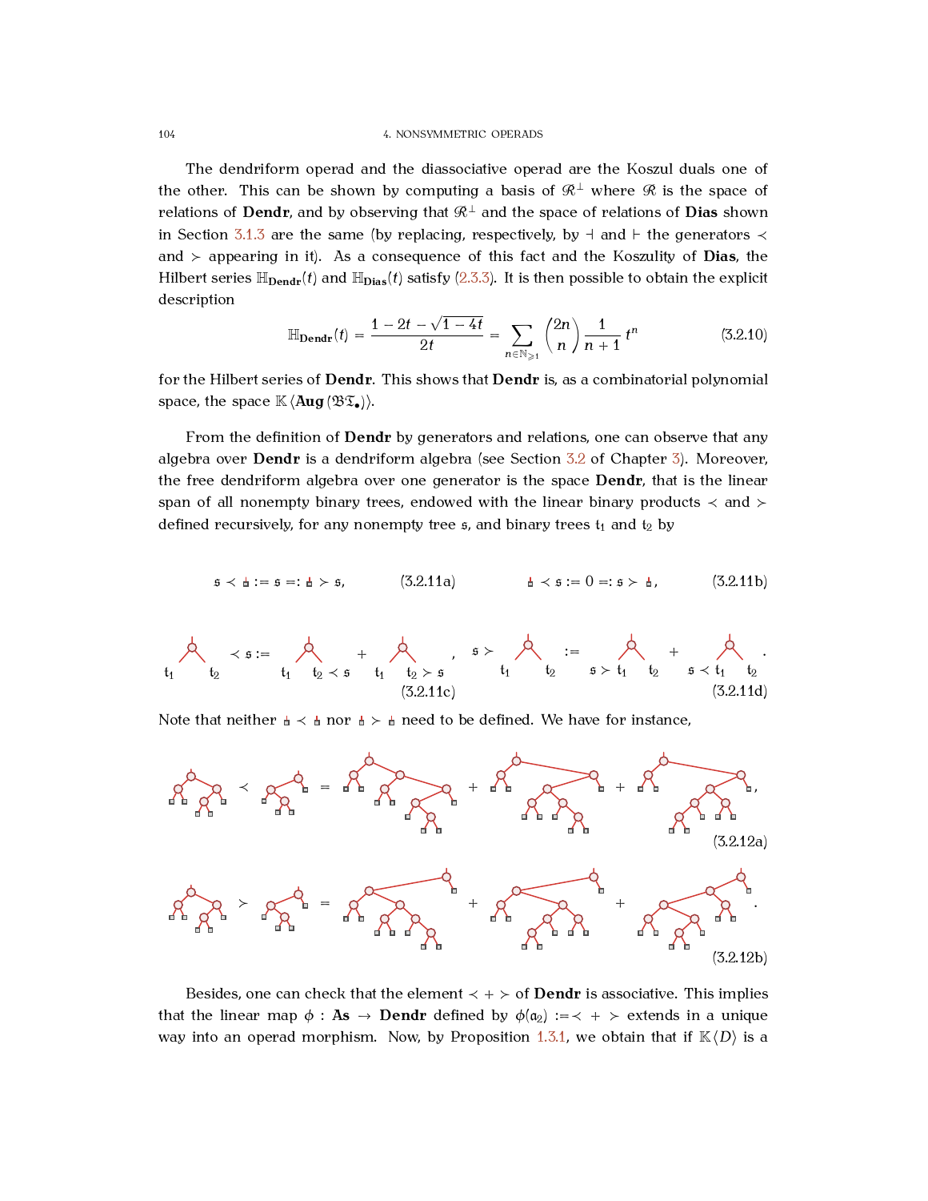The dendriform operad and the diassociative operad are the Koszul duals one of the other. This can be shown by computing a basis of $\mathfrak{R}^\perp$ where $\mathfrak{R}$ is the space of relations of **Dendr**, and by observing that $\mathfrak{R}^\perp$ and the space of relations of **Dias** shown in Section 3.1.3 are the same (by replacing, respectively, by $\dashv$ and $\vdash$ the generators $\prec$ and $\succ$ appearing in it). As a consequence of this fact and the Koszulity of **Dias**, the Hilbert series $\mathbb{H}_{\mathbf{Dendr}}(t)$ and $\mathbb{H}_{\mathbf{Dias}}(t)$ satisfy (2.3.3). It is then possible to obtain the explicit description

$$\mathbb{H}_{\mathbf{Dendr}}(t) = \frac{1 - 2t - \sqrt{1-4t}}{2t} = \sum_{n \in \mathbb{N}_{\geqslant 1}} \binom{2n}{n} \frac{1}{n+1} t^n \tag{3.2.10}$$

for the Hilbert series of **Dendr**. This shows that **Dendr** is, as a combinatorial polynomial space, the space $\mathbb{K}\langle \mathbf{Aug}(\mathfrak{B}\mathfrak{T}_\bullet)\rangle$.

From the definition of **Dendr** by generators and relations, one can observe that any algebra over **Dendr** is a dendriform algebra (see Section 3.2 of Chapter 3). Moreover, the free dendriform algebra over one generator is the space **Dendr**, that is the linear span of all nonempty binary trees, endowed with the linear binary products $\prec$ and $\succ$ defined recursively, for any nonempty tree $\mathfrak{s}$, and binary trees $\mathfrak{t}_1$ and $\mathfrak{t}_2$ by

$$\mathfrak{s} \prec \square := \mathfrak{s} =: \square \succ \mathfrak{s}, \tag{3.2.11a}$$

$$\square \prec \mathfrak{s} := 0 =: \mathfrak{s} \succ \square, \tag{3.2.11b}$$

$$\mathrm{node}(\mathfrak{t}_1, \mathfrak{t}_2) \prec \mathfrak{s} := \mathrm{node}(\mathfrak{t}_1, \mathfrak{t}_2 \prec \mathfrak{s}) + \mathrm{node}(\mathfrak{t}_1, \mathfrak{t}_2 \succ \mathfrak{s}), \tag{3.2.11c}$$

$$\mathfrak{s} \succ \mathrm{node}(\mathfrak{t}_1, \mathfrak{t}_2) := \mathrm{node}(\mathfrak{s} \succ \mathfrak{t}_1, \mathfrak{t}_2) + \mathrm{node}(\mathfrak{s} \prec \mathfrak{t}_1, \mathfrak{t}_2). \tag{3.2.11d}$$

Note that neither $\square \prec \square$ nor $\square \succ \square$ need to be defined. We have for instance,

(3.2.12a) [tree diagram]

(3.2.12b) [tree diagram]

Besides, one can check that the element $\prec + \succ$ of **Dendr** is associative. This implies that the linear map $\phi : \mathbf{As} \to \mathbf{Dendr}$ defined by $\phi(\mathtt{a}_2) := \prec + \succ$ extends in a unique way into an operad morphism. Now, by Proposition 1.3.1, we obtain that if $\mathbb{K}\langle D\rangle$ is a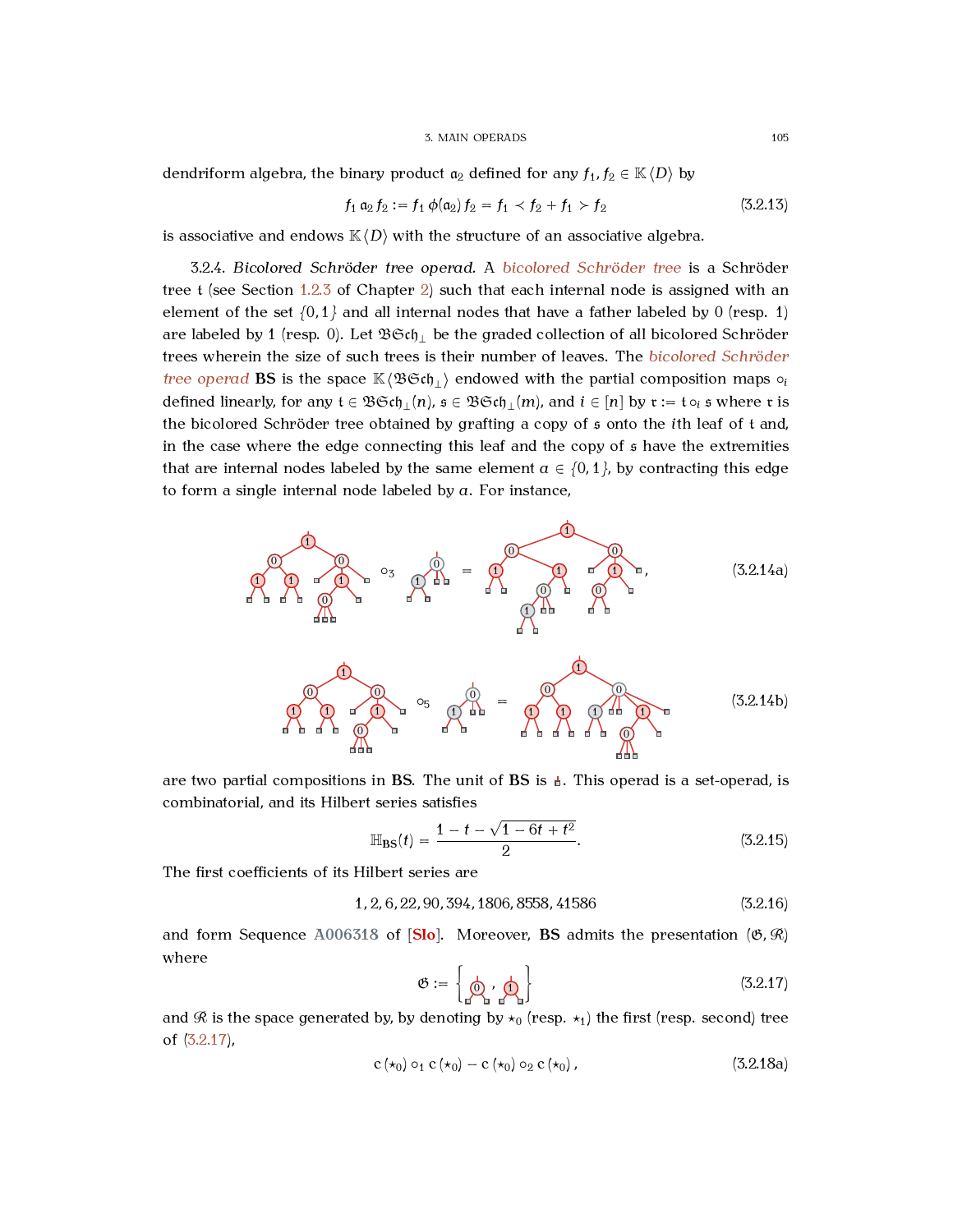dendriform algebra, the binary product $\mathfrak{a}_2$ defined for any $f_1, f_2 \in \mathbb{K}\langle D\rangle$ by

$$f_1 \,\mathfrak{a}_2\, f_2 := f_1 \,\phi(\mathfrak{a}_2)\, f_2 = f_1 \prec f_2 + f_1 \succ f_2 \tag{3.2.13}$$

is associative and endows $\mathbb{K}\langle D\rangle$ with the structure of an associative algebra.

3.2.4. *Bicolored Schröder tree operad.* A *bicolored Schröder tree* is a Schröder tree $\mathfrak{t}$ (see Section 1.2.3 of Chapter 2) such that each internal node is assigned with an element of the set $\{0,1\}$ and all internal nodes that have a father labeled by $0$ (resp. $1$) are labeled by $1$ (resp. $0$). Let $\mathfrak{BSch}_\perp$ be the graded collection of all bicolored Schröder trees wherein the size of such trees is their number of leaves. The *bicolored Schröder tree operad* $\mathbf{BS}$ is the space $\mathbb{K}\langle\mathfrak{BSch}_\perp\rangle$ endowed with the partial composition maps $\circ_i$ defined linearly, for any $\mathfrak{t} \in \mathfrak{BSch}_\perp(n)$, $\mathfrak{s} \in \mathfrak{BSch}_\perp(m)$, and $i \in [n]$ by $\mathfrak{r} := \mathfrak{t} \circ_i \mathfrak{s}$ where $\mathfrak{r}$ is the bicolored Schröder tree obtained by grafting a copy of $\mathfrak{s}$ onto the $i$th leaf of $\mathfrak{t}$ and, in the case where the edge connecting this leaf and the copy of $\mathfrak{s}$ have the extremities that are internal nodes labeled by the same element $a \in \{0,1\}$, by contracting this edge to form a single internal node labeled by $a$. For instance,

(3.2.14a)

(3.2.14b)

are two partial compositions in $\mathbf{BS}$. The unit of $\mathbf{BS}$ is the leaf. This operad is a set-operad, is combinatorial, and its Hilbert series satisfies

$$\mathcal{H}_{\mathbf{BS}}(t) = \frac{1 - t - \sqrt{1 - 6t + t^2}}{2}. \tag{3.2.15}$$

The first coefficients of its Hilbert series are

$$1, 2, 6, 22, 90, 394, 1806, 8558, 41586 \tag{3.2.16}$$

and form Sequence **A006318** of [**Slo**]. Moreover, $\mathbf{BS}$ admits the presentation $(\mathfrak{G}, \mathfrak{R})$ where

$$\mathfrak{G} := \left\{ \star_0, \star_1 \right\} \tag{3.2.17}$$

and $\mathfrak{R}$ is the space generated by, by denoting by $\star_0$ (resp. $\star_1$) the first (resp. second) tree of (3.2.17),

$$\mathrm{c}(\star_0) \circ_1 \mathrm{c}(\star_0) - \mathrm{c}(\star_0) \circ_2 \mathrm{c}(\star_0), \tag{3.2.18a}$$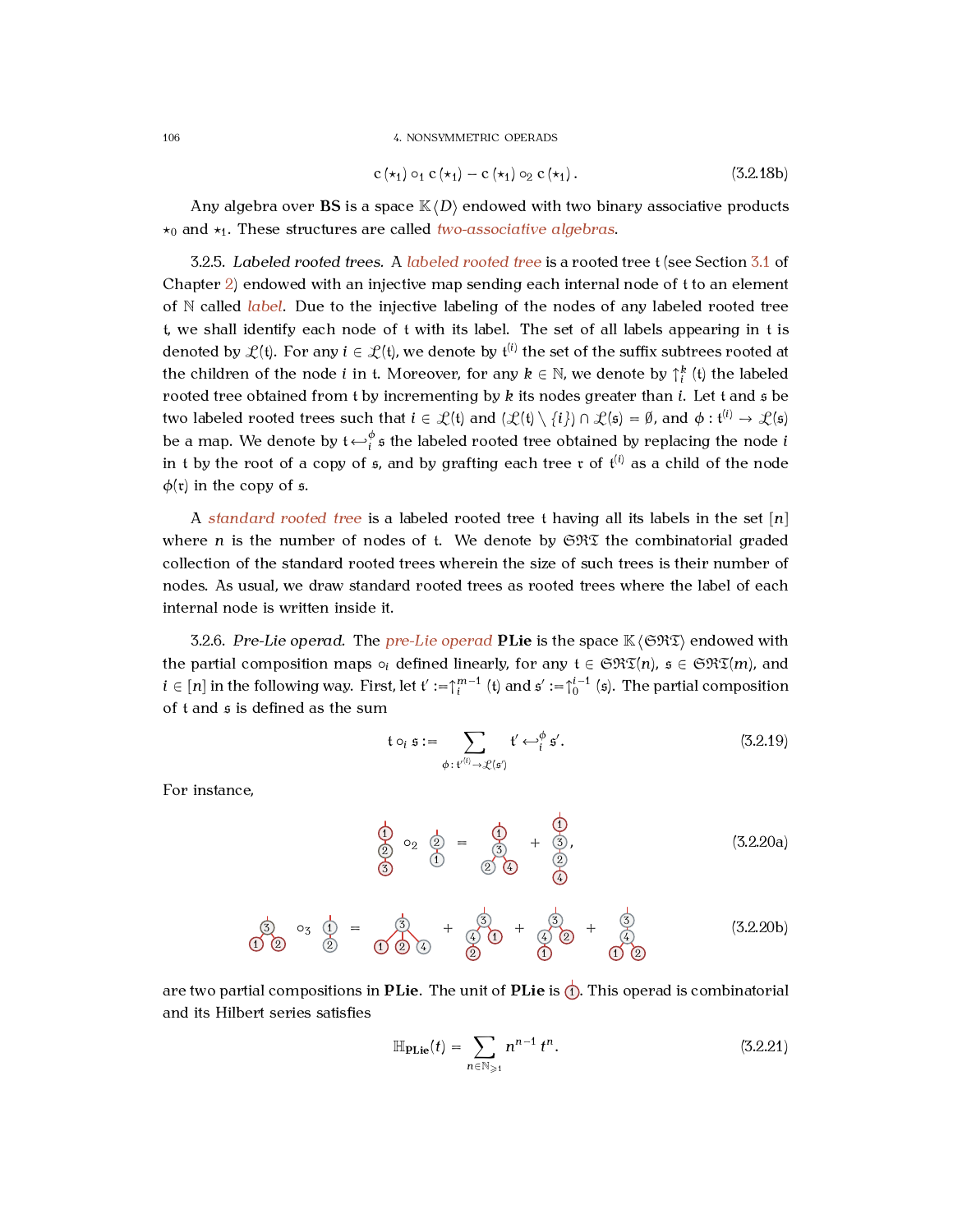$$\mathsf{c}\,(\star_1) \circ_1 \mathsf{c}\,(\star_1) - \mathsf{c}\,(\star_1) \circ_2 \mathsf{c}\,(\star_1)\,. \tag{3.2.18b}$$

Any algebra over **BS** is a space $\mathbb{K}\langle D\rangle$ endowed with two binary associative products $\star_0$ and $\star_1$. These structures are called *two-associative algebras*.

3.2.5. *Labeled rooted trees.* A *labeled rooted tree* is a rooted tree $\mathfrak{t}$ (see Section 3.1 of Chapter 2) endowed with an injective map sending each internal node of $\mathfrak{t}$ to an element of $\mathbb{N}$ called *label*. Due to the injective labeling of the nodes of any labeled rooted tree $\mathfrak{t}$, we shall identify each node of $\mathfrak{t}$ with its label. The set of all labels appearing in $\mathfrak{t}$ is denoted by $\mathcal{L}(\mathfrak{t})$. For any $i \in \mathcal{L}(\mathfrak{t})$, we denote by $\mathfrak{t}^{(i)}$ the set of the suffix subtrees rooted at the children of the node $i$ in $\mathfrak{t}$. Moreover, for any $k \in \mathbb{N}$, we denote by $\uparrow_i^k(\mathfrak{t})$ the labeled rooted tree obtained from $\mathfrak{t}$ by incrementing by $k$ its nodes greater than $i$. Let $\mathfrak{t}$ and $\mathfrak{s}$ be two labeled rooted trees such that $i \in \mathcal{L}(\mathfrak{t})$ and $(\mathcal{L}(\mathfrak{t}) \setminus \{i\}) \cap \mathcal{L}(\mathfrak{s}) = \emptyset$, and $\phi : \mathfrak{t}^{(i)} \to \mathcal{L}(\mathfrak{s})$ be a map. We denote by $\mathfrak{t} \hookleftarrow_i^{\phi} \mathfrak{s}$ the labeled rooted tree obtained by replacing the node $i$ in $\mathfrak{t}$ by the root of a copy of $\mathfrak{s}$, and by grafting each tree $\mathfrak{r}$ of $\mathfrak{t}^{(i)}$ as a child of the node $\phi(\mathfrak{r})$ in the copy of $\mathfrak{s}$.

A *standard rooted tree* is a labeled rooted tree $\mathfrak{t}$ having all its labels in the set $[n]$ where $n$ is the number of nodes of $\mathfrak{t}$. We denote by $\mathfrak{SRT}$ the combinatorial graded collection of the standard rooted trees wherein the size of such trees is their number of nodes. As usual, we draw standard rooted trees as rooted trees where the label of each internal node is written inside it.

3.2.6. *Pre-Lie operad.* The *pre-Lie operad* **PLie** is the space $\mathbb{K}\langle\mathfrak{SRT}\rangle$ endowed with the partial composition maps $\circ_i$ defined linearly, for any $\mathfrak{t} \in \mathfrak{SRT}(n)$, $\mathfrak{s} \in \mathfrak{SRT}(m)$, and $i \in [n]$ in the following way. First, let $\mathfrak{t}' := \uparrow_i^{m-1}(\mathfrak{t})$ and $\mathfrak{s}' := \uparrow_0^{i-1}(\mathfrak{s})$. The partial composition of $\mathfrak{t}$ and $\mathfrak{s}$ is defined as the sum

$$\mathfrak{t} \circ_i \mathfrak{s} := \sum_{\phi : \mathfrak{t}'^{(i)} \to \mathcal{L}(\mathfrak{s}')} \mathfrak{t}' \hookleftarrow_i^{\phi} \mathfrak{s}'. \tag{3.2.19}$$

For instance,

(3.2.20a) [tree diagram: chain 1–2–3 $\circ_2$ chain 2–1 $=$ tree with root 1, child 3, children 2 and 4 of node 3 $+$ chain 1–3–2–4,]

(3.2.20b) [tree diagram: 3 with children 1, 2 $\circ_3$ chain 1–2 $=$ 3 with children 1, 2, 4 $+$ 3 with children 4 (child 2) and 1 $+$ 3 with children 4 (child 1) and 2 $+$ 3 with child 4 having children 1, 2]

are two partial compositions in **PLie**. The unit of **PLie** is ①. This operad is combinatorial and its Hilbert series satisfies

$$\mathbb{H}_{\mathbf{PLie}}(t) = \sum_{n \in \mathbb{N}_{\geqslant 1}} n^{n-1}\, t^n. \tag{3.2.21}$$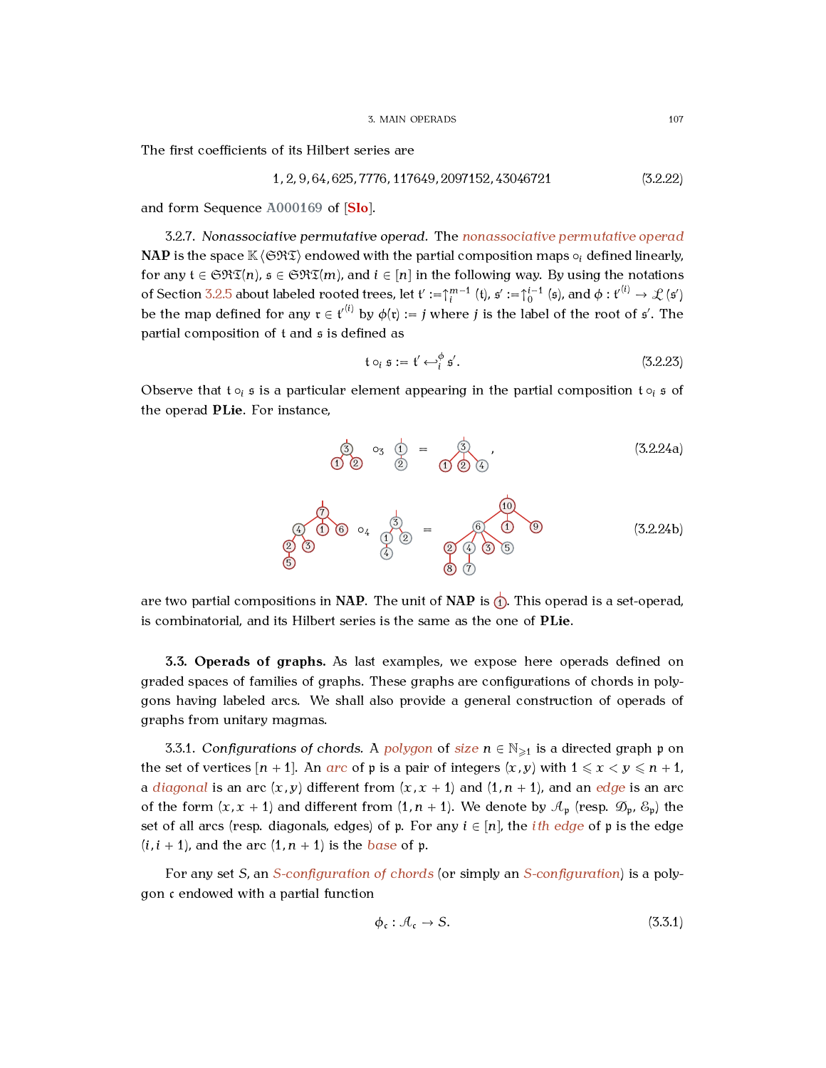The first coefficients of its Hilbert series are

$$1, 2, 9, 64, 625, 7776, 117649, 2097152, 43046721 \tag{3.2.22}$$

and form Sequence A000169 of [Slo].

3.2.7. *Nonassociative permutative operad.* The *nonassociative permutative operad* **NAP** is the space $\mathbb{K}\langle\mathfrak{S}\mathfrak{R}\mathfrak{T}\rangle$ endowed with the partial composition maps $\circ_i$ defined linearly, for any $\mathfrak{t} \in \mathfrak{S}\mathfrak{R}\mathfrak{T}(n)$, $\mathfrak{s} \in \mathfrak{S}\mathfrak{R}\mathfrak{T}(m)$, and $i \in [n]$ in the following way. By using the notations of Section 3.2.5 about labeled rooted trees, let $\mathfrak{t}' := \uparrow_i^{m-1}(\mathfrak{t})$, $\mathfrak{s}' := \uparrow_0^{i-1}(\mathfrak{s})$, and $\phi : \mathfrak{t}'^{(i)} \to \mathcal{L}(\mathfrak{s}')$ be the map defined for any $\mathfrak{r} \in \mathfrak{t}'^{(i)}$ by $\phi(\mathfrak{r}) := j$ where $j$ is the label of the root of $\mathfrak{s}'$. The partial composition of $\mathfrak{t}$ and $\mathfrak{s}$ is defined as

$$\mathfrak{t} \circ_i \mathfrak{s} := \mathfrak{t}' \hookleftarrow_i^{\phi} \mathfrak{s}'. \tag{3.2.23}$$

Observe that $\mathfrak{t} \circ_i \mathfrak{s}$ is a particular element appearing in the partial composition $\mathfrak{t} \circ_i \mathfrak{s}$ of the operad **PLie**. For instance,

$$\text{(tree: root 3, children 1, 2)} \circ_3 \text{(tree: root 1, child 2)} = \text{(tree: root 3, children 1, 2, 4)}, \tag{3.2.24a}$$

$$\text{(tree: root 7, children 4, 1, 6; 4 has children 2, 3; 2 has child 5)} \circ_4 \text{(tree: root 3, children 1, 2; 1 has child 4)} = \text{(tree: root 10, children 6, 1, 9; 6 has children 2, 4, 3, 5; 2 has child 8; 4 has child 7)} \tag{3.2.24b}$$

are two partial compositions in **NAP**. The unit of **NAP** is $\textcircled{1}$. This operad is a set-operad, is combinatorial, and its Hilbert series is the same as the one of **PLie**.

**3.3. Operads of graphs.** As last examples, we expose here operads defined on graded spaces of families of graphs. These graphs are configurations of chords in polygons having labeled arcs. We shall also provide a general construction of operads of graphs from unitary magmas.

3.3.1. *Configurations of chords.* A *polygon* of *size* $n \in \mathbb{N}_{\geqslant 1}$ is a directed graph $\mathfrak{p}$ on the set of vertices $[n+1]$. An *arc* of $\mathfrak{p}$ is a pair of integers $(x, y)$ with $1 \leqslant x < y \leqslant n+1$, a *diagonal* is an arc $(x, y)$ different from $(x, x+1)$ and $(1, n+1)$, and an *edge* is an arc of the form $(x, x+1)$ and different from $(1, n+1)$. We denote by $\mathcal{A}_{\mathfrak{p}}$ (resp. $\mathcal{D}_{\mathfrak{p}}$, $\mathcal{E}_{\mathfrak{p}}$) the set of all arcs (resp. diagonals, edges) of $\mathfrak{p}$. For any $i \in [n]$, the *ith edge* of $\mathfrak{p}$ is the edge $(i, i+1)$, and the arc $(1, n+1)$ is the *base* of $\mathfrak{p}$.

For any set $S$, an *$S$-configuration of chords* (or simply an *$S$-configuration*) is a polygon $\mathfrak{c}$ endowed with a partial function

$$\phi_{\mathfrak{c}} : \mathcal{A}_{\mathfrak{c}} \to S. \tag{3.3.1}$$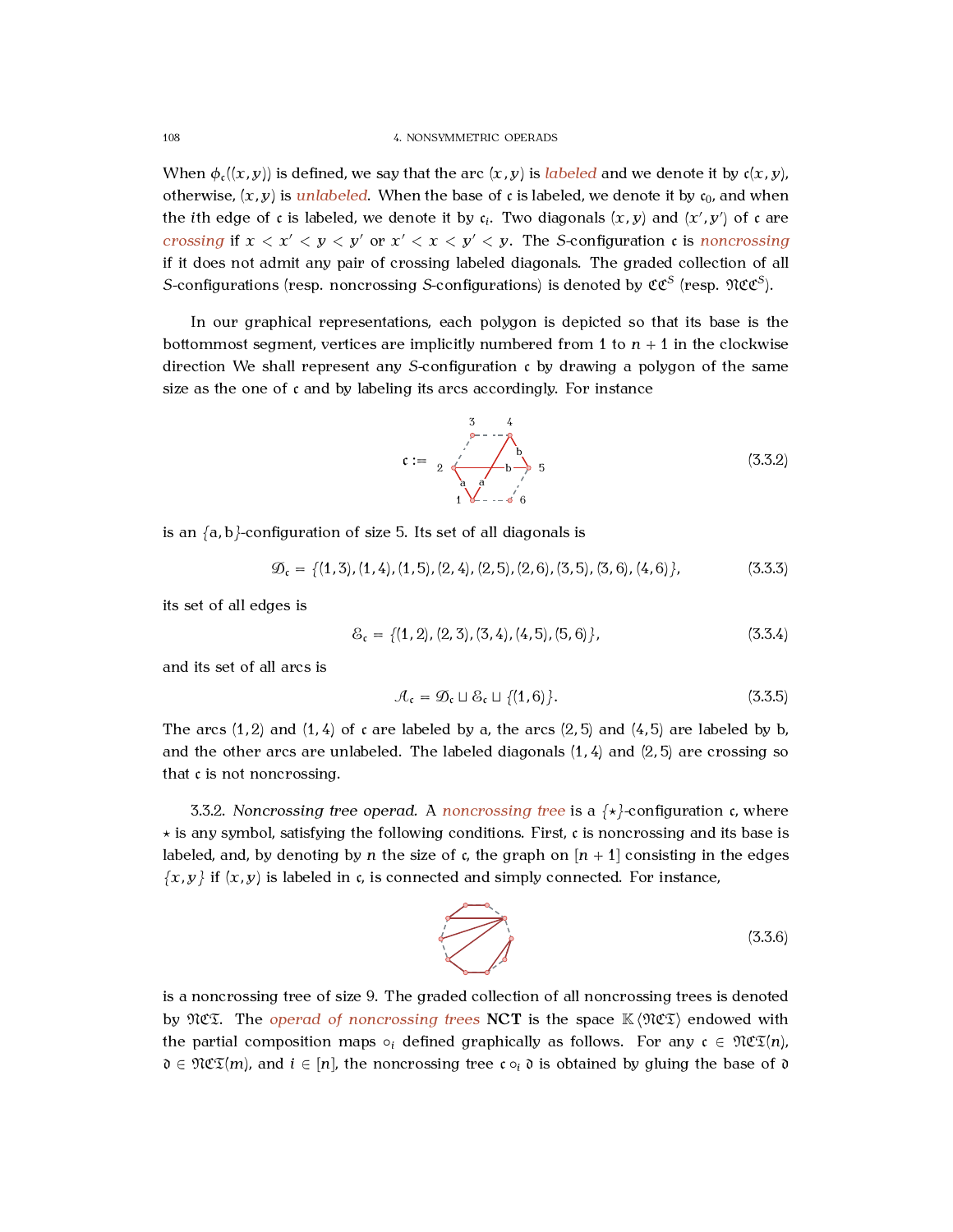When $\phi_{\mathfrak{c}}((x,y))$ is defined, we say that the arc $(x,y)$ is *labeled* and we denote it by $\mathfrak{c}(x,y)$, otherwise, $(x,y)$ is *unlabeled*. When the base of $\mathfrak{c}$ is labeled, we denote it by $\mathfrak{c}_0$, and when the $i$th edge of $\mathfrak{c}$ is labeled, we denote it by $\mathfrak{c}_i$. Two diagonals $(x,y)$ and $(x',y')$ of $\mathfrak{c}$ are *crossing* if $x < x' < y < y'$ or $x' < x < y' < y$. The $S$-configuration $\mathfrak{c}$ is *noncrossing* if it does not admit any pair of crossing labeled diagonals. The graded collection of all $S$-configurations (resp. noncrossing $S$-configurations) is denoted by $\mathfrak{CC}^S$ (resp. $\mathfrak{NCC}^S$).

In our graphical representations, each polygon is depicted so that its base is the bottommost segment, vertices are implicitly numbered from 1 to $n+1$ in the clockwise direction We shall represent any $S$-configuration $\mathfrak{c}$ by drawing a polygon of the same size as the one of $\mathfrak{c}$ and by labeling its arcs accordingly. For instance

$$\mathfrak{c} := \tag{3.3.2}$$

is an $\{\mathtt{a}, \mathtt{b}\}$-configuration of size 5. Its set of all diagonals is

$$\mathcal{D}_{\mathfrak{c}} = \{(1,3),(1,4),(1,5),(2,4),(2,5),(2,6),(3,5),(3,6),(4,6)\}, \tag{3.3.3}$$

its set of all edges is

$$\mathcal{E}_{\mathfrak{c}} = \{(1,2),(2,3),(3,4),(4,5),(5,6)\}, \tag{3.3.4}$$

and its set of all arcs is

$$\mathcal{A}_{\mathfrak{c}} = \mathcal{D}_{\mathfrak{c}} \sqcup \mathcal{E}_{\mathfrak{c}} \sqcup \{(1,6)\}. \tag{3.3.5}$$

The arcs $(1,2)$ and $(1,4)$ of $\mathfrak{c}$ are labeled by $\mathtt{a}$, the arcs $(2,5)$ and $(4,5)$ are labeled by $\mathtt{b}$, and the other arcs are unlabeled. The labeled diagonals $(1,4)$ and $(2,5)$ are crossing so that $\mathfrak{c}$ is not noncrossing.

3.3.2. *Noncrossing tree operad.* A *noncrossing tree* is a $\{\star\}$-configuration $\mathfrak{c}$, where $\star$ is any symbol, satisfying the following conditions. First, $\mathfrak{c}$ is noncrossing and its base is labeled, and, by denoting by $n$ the size of $\mathfrak{c}$, the graph on $[n+1]$ consisting in the edges $\{x,y\}$ if $(x,y)$ is labeled in $\mathfrak{c}$, is connected and simply connected. For instance,

$$\tag{3.3.6}$$

is a noncrossing tree of size 9. The graded collection of all noncrossing trees is denoted by $\mathfrak{NCT}$. The *operad of noncrossing trees* **NCT** is the space $\mathbb{K}\langle\mathfrak{NCT}\rangle$ endowed with the partial composition maps $\circ_i$ defined graphically as follows. For any $\mathfrak{c} \in \mathfrak{NCT}(n)$, $\mathfrak{d} \in \mathfrak{NCT}(m)$, and $i \in [n]$, the noncrossing tree $\mathfrak{c} \circ_i \mathfrak{d}$ is obtained by gluing the base of $\mathfrak{d}$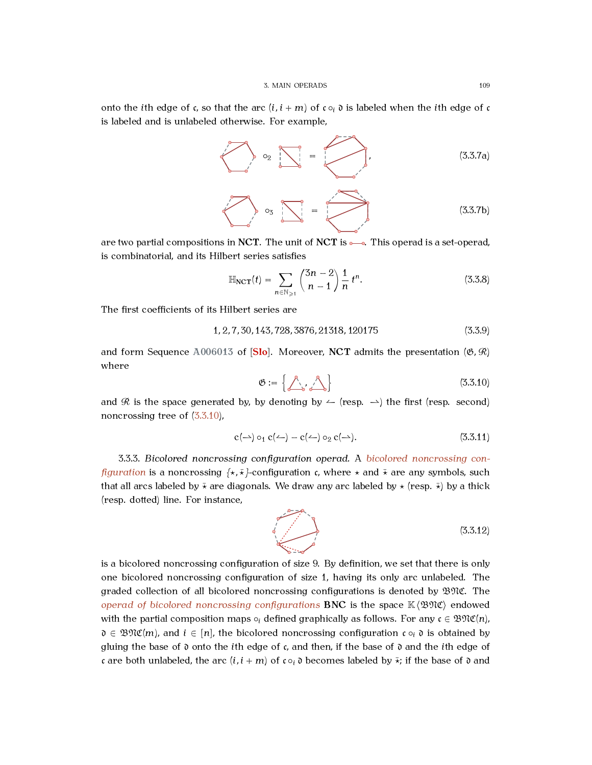onto the $i$th edge of $\mathfrak{c}$, so that the arc $(i, i+m)$ of $\mathfrak{c} \circ_i \mathfrak{d}$ is labeled when the $i$th edge of $\mathfrak{c}$ is labeled and is unlabeled otherwise. For example,

$$\circ_2 \quad = \quad , \tag{3.3.7a}$$

$$\circ_3 \quad = \tag{3.3.7b}$$

are two partial compositions in **NCT**. The unit of **NCT** is . This operad is a set-operad, is combinatorial, and its Hilbert series satisfies

$$\mathbb{H}_{\mathbf{NCT}}(t) = \sum_{n \in \mathbb{N}_{\geqslant 1}} \binom{3n-2}{n-1} \frac{1}{n} t^n. \tag{3.3.8}$$

The first coefficients of its Hilbert series are

$$1, 2, 7, 30, 143, 728, 3876, 21318, 120175 \tag{3.3.9}$$

and form Sequence A006013 of [Slo]. Moreover, **NCT** admits the presentation $(\mathfrak{G}, \mathfrak{R})$ where

$$\mathfrak{G} := \left\{ \quad , \quad \right\} \tag{3.3.10}$$

and $\mathfrak{R}$ is the space generated by, by denoting by $\leftharpoondown$ (resp. $\rightharpoondown$) the first (resp. second) noncrossing tree of (3.3.10),

$$\mathrm{c}(\rightharpoondown) \circ_1 \mathrm{c}(\leftharpoondown) - \mathrm{c}(\leftharpoondown) \circ_2 \mathrm{c}(\rightharpoondown). \tag{3.3.11}$$

3.3.3. *Bicolored noncrossing configuration operad.* A *bicolored noncrossing configuration* is a noncrossing $\{\star, \bar{\star}\}$-configuration $\mathfrak{c}$, where $\star$ and $\bar{\star}$ are any symbols, such that all arcs labeled by $\bar{\star}$ are diagonals. We draw any arc labeled by $\star$ (resp. $\bar{\star}$) by a thick (resp. dotted) line. For instance,

$$\tag{3.3.12}$$

is a bicolored noncrossing configuration of size 9. By definition, we set that there is only one bicolored noncrossing configuration of size 1, having its only arc unlabeled. The graded collection of all bicolored noncrossing configurations is denoted by $\mathcal{BNC}$. The *operad of bicolored noncrossing configurations* **BNC** is the space $\mathbb{K}\langle\mathcal{BNC}\rangle$ endowed with the partial composition maps $\circ_i$ defined graphically as follows. For any $\mathfrak{c} \in \mathcal{BNC}(n)$, $\mathfrak{d} \in \mathcal{BNC}(m)$, and $i \in [n]$, the bicolored noncrossing configuration $\mathfrak{c} \circ_i \mathfrak{d}$ is obtained by gluing the base of $\mathfrak{d}$ onto the $i$th edge of $\mathfrak{c}$, and then, if the base of $\mathfrak{d}$ and the $i$th edge of $\mathfrak{c}$ are both unlabeled, the arc $(i, i+m)$ of $\mathfrak{c} \circ_i \mathfrak{d}$ becomes labeled by $\bar{\star}$; if the base of $\mathfrak{d}$ and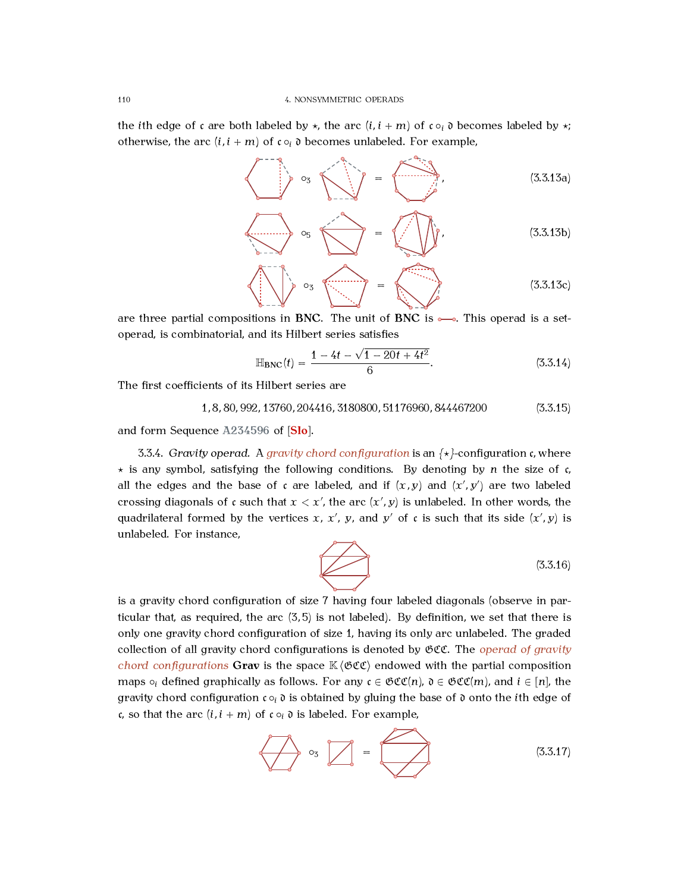the $i$th edge of $\mathfrak{c}$ are both labeled by $\star$, the arc $(i, i+m)$ of $\mathfrak{c} \circ_i \mathfrak{d}$ becomes labeled by $\star$; otherwise, the arc $(i, i+m)$ of $\mathfrak{c} \circ_i \mathfrak{d}$ becomes unlabeled. For example,

$$\circ_3 \quad = \quad , \tag{3.3.13a}$$

$$\circ_5 \quad = \quad , \tag{3.3.13b}$$

$$\circ_3 \quad = \tag{3.3.13c}$$

are three partial compositions in **BNC**. The unit of **BNC** is the configuration of size 1. This operad is a set-operad, is combinatorial, and its Hilbert series satisfies

$$\mathbb{H}_{\mathbf{BNC}}(t) = \frac{1 - 4t - \sqrt{1 - 20t + 4t^2}}{6}. \tag{3.3.14}$$

The first coefficients of its Hilbert series are

$$1, 8, 80, 992, 13760, 204416, 3180800, 51176960, 844467200 \tag{3.3.15}$$

and form Sequence A234596 of [Slo].

3.3.4. *Gravity operad.* A *gravity chord configuration* is an $\{\star\}$-configuration $\mathfrak{c}$, where $\star$ is any symbol, satisfying the following conditions. By denoting by $n$ the size of $\mathfrak{c}$, all the edges and the base of $\mathfrak{c}$ are labeled, and if $(x, y)$ and $(x', y')$ are two labeled crossing diagonals of $\mathfrak{c}$ such that $x < x'$, the arc $(x', y)$ is unlabeled. In other words, the quadrilateral formed by the vertices $x$, $x'$, $y$, and $y'$ of $\mathfrak{c}$ is such that its side $(x', y)$ is unlabeled. For instance,

$$\tag{3.3.16}$$

is a gravity chord configuration of size 7 having four labeled diagonals (observe in particular that, as required, the arc $(3, 5)$ is not labeled). By definition, we set that there is only one gravity chord configuration of size 1, having its only arc unlabeled. The graded collection of all gravity chord configurations is denoted by $\mathfrak{GCC}$. The *operad of gravity chord configurations* **Grav** is the space $\mathbb{K}\langle\mathfrak{GCC}\rangle$ endowed with the partial composition maps $\circ_i$ defined graphically as follows. For any $\mathfrak{c} \in \mathfrak{GCC}(n)$, $\mathfrak{d} \in \mathfrak{GCC}(m)$, and $i \in [n]$, the gravity chord configuration $\mathfrak{c} \circ_i \mathfrak{d}$ is obtained by gluing the base of $\mathfrak{d}$ onto the $i$th edge of $\mathfrak{c}$, so that the arc $(i, i+m)$ of $\mathfrak{c} \circ_i \mathfrak{d}$ is labeled. For example,

$$\circ_3 \quad = \tag{3.3.17}$$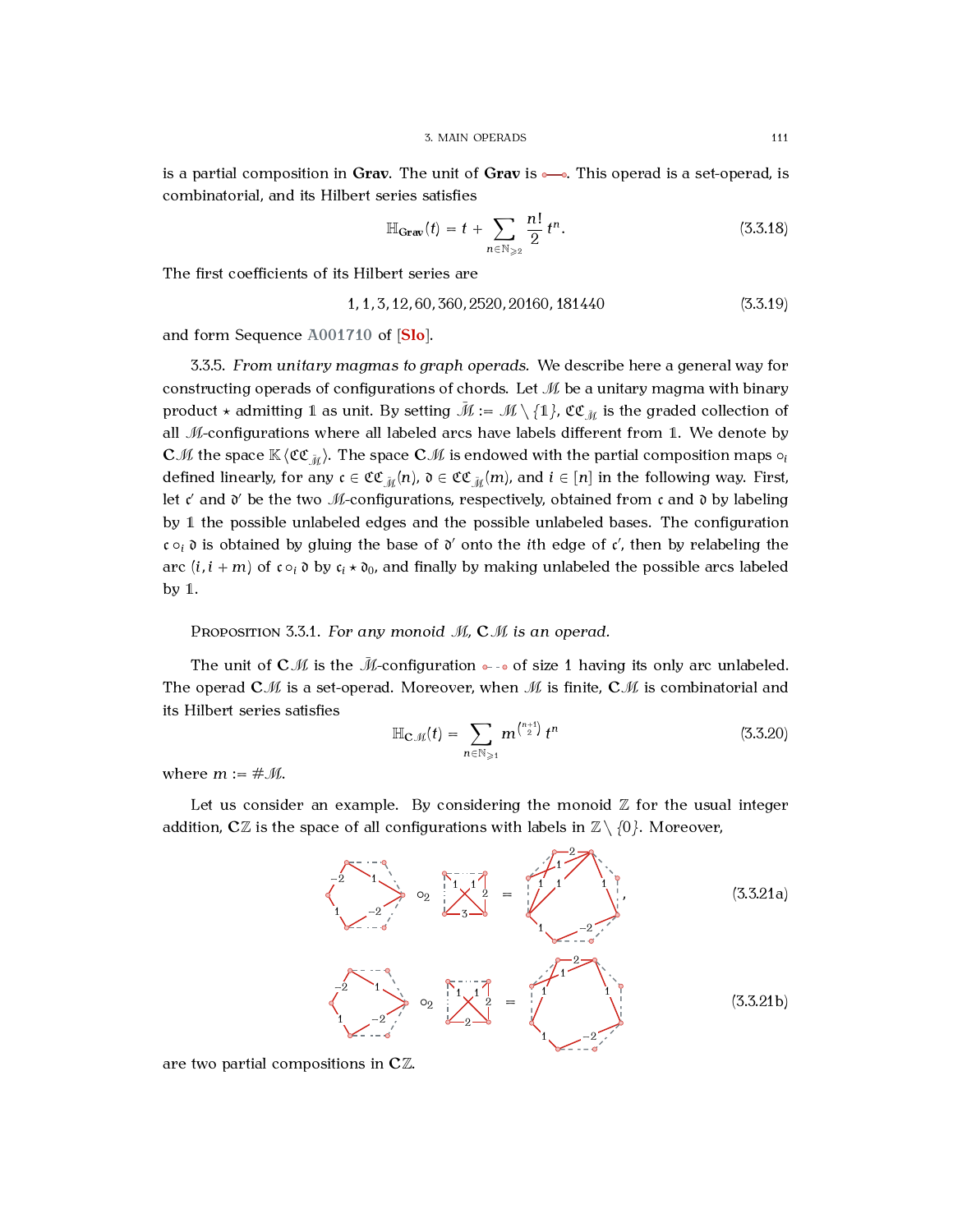is a partial composition in **Grav**. The unit of **Grav** is a single edge. This operad is a set-operad, is combinatorial, and its Hilbert series satisfies

$$\mathbb{H}_{\mathbf{Grav}}(t) = t + \sum_{n \in \mathbb{N}_{\geqslant 2}} \frac{n!}{2} t^n. \tag{3.3.18}$$

The first coefficients of its Hilbert series are

$$1, 1, 3, 12, 60, 360, 2520, 20160, 181440 \tag{3.3.19}$$

and form Sequence A001710 of [Slo].

3.3.5. *From unitary magmas to graph operads.* We describe here a general way for constructing operads of configurations of chords. Let $\mathcal{M}$ be a unitary magma with binary product $\star$ admitting $\mathbb{1}$ as unit. By setting $\bar{\mathcal{M}} := \mathcal{M} \setminus \{\mathbb{1}\}$, $\mathfrak{C}\mathfrak{C}_{\bar{\mathcal{M}}}$ is the graded collection of all $\mathcal{M}$-configurations where all labeled arcs have labels different from $\mathbb{1}$. We denote by $\mathbf{C}\mathcal{M}$ the space $\mathbb{K}\langle \mathfrak{C}\mathfrak{C}_{\bar{\mathcal{M}}} \rangle$. The space $\mathbf{C}\mathcal{M}$ is endowed with the partial composition maps $\circ_i$ defined linearly, for any $\mathfrak{c} \in \mathfrak{C}\mathfrak{C}_{\bar{\mathcal{M}}}(n)$, $\mathfrak{d} \in \mathfrak{C}\mathfrak{C}_{\bar{\mathcal{M}}}(m)$, and $i \in [n]$ in the following way. First, let $\mathfrak{c}'$ and $\mathfrak{d}'$ be the two $\mathcal{M}$-configurations, respectively, obtained from $\mathfrak{c}$ and $\mathfrak{d}$ by labeling by $\mathbb{1}$ the possible unlabeled edges and the possible unlabeled bases. The configuration $\mathfrak{c} \circ_i \mathfrak{d}$ is obtained by gluing the base of $\mathfrak{d}'$ onto the $i$th edge of $\mathfrak{c}'$, then by relabeling the arc $(i, i+m)$ of $\mathfrak{c} \circ_i \mathfrak{d}$ by $\mathfrak{c}_i \star \mathfrak{d}_0$, and finally by making unlabeled the possible arcs labeled by $\mathbb{1}$.

Proposition 3.3.1. *For any monoid $\mathcal{M}$, $\mathbf{C}\mathcal{M}$ is an operad.*

The unit of $\mathbf{C}\mathcal{M}$ is the $\bar{\mathcal{M}}$-configuration of size 1 having its only arc unlabeled. The operad $\mathbf{C}\mathcal{M}$ is a set-operad. Moreover, when $\mathcal{M}$ is finite, $\mathbf{C}\mathcal{M}$ is combinatorial and its Hilbert series satisfies

$$\mathbb{H}_{\mathbf{C}\mathcal{M}}(t) = \sum_{n \in \mathbb{N}_{\geqslant 1}} m^{\binom{n+1}{2}} t^n \tag{3.3.20}$$

where $m := \#\mathcal{M}$.

Let us consider an example. By considering the monoid $\mathbb{Z}$ for the usual integer addition, $\mathbf{C}\mathbb{Z}$ is the space of all configurations with labels in $\mathbb{Z} \setminus \{0\}$. Moreover,

(3.3.21a)

(3.3.21b)

are two partial compositions in $\mathbf{C}\mathbb{Z}$.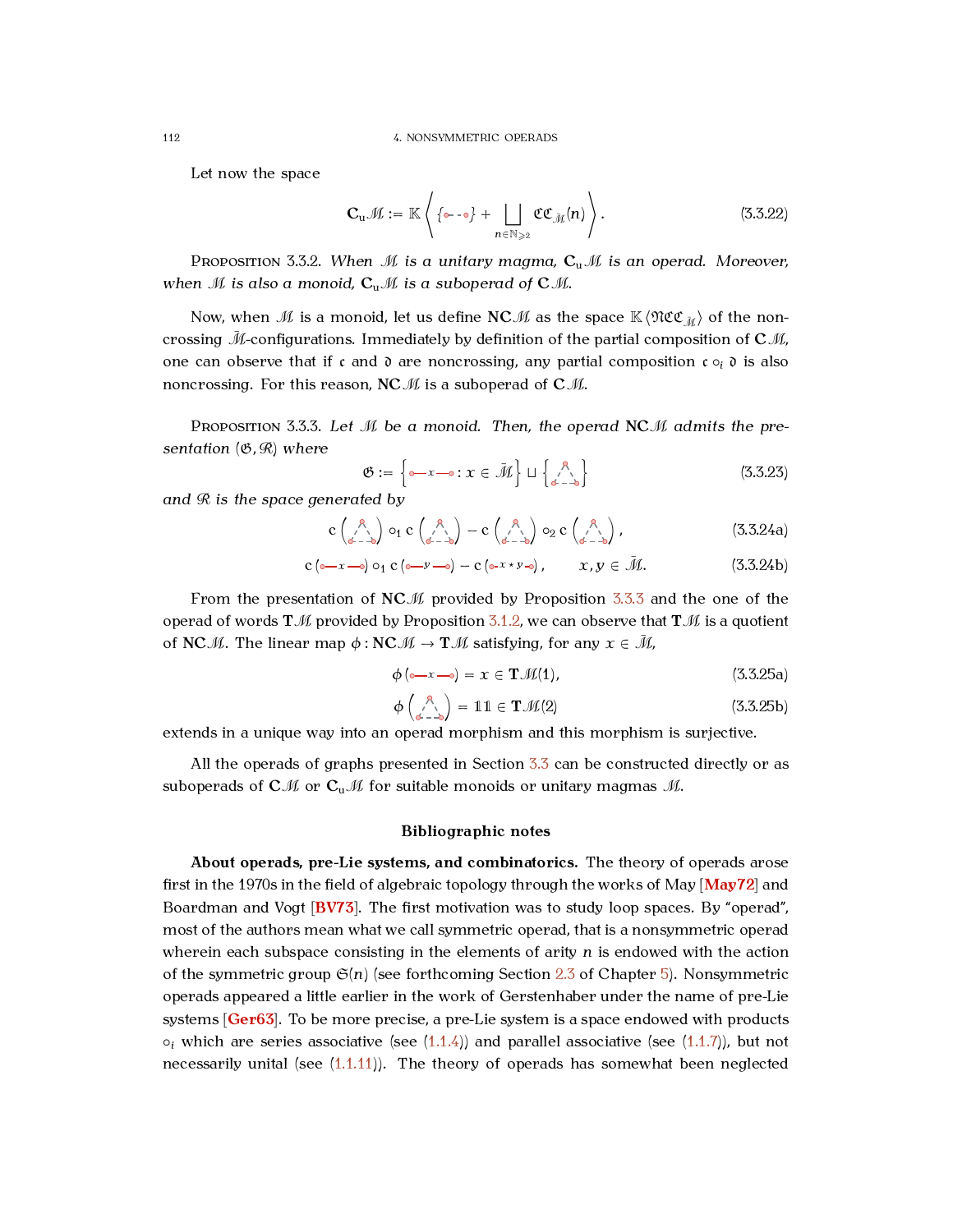Let now the space

$$\mathbf{C}_{\mathrm{u}}\mathcal{M} := \mathbb{K}\left\langle \{\circ\text{-}\text{-}\circ\} + \bigsqcup_{n \in \mathbb{N}_{\geqslant 2}} \mathfrak{CC}_{\bar{\mathcal{M}}}(n) \right\rangle. \tag{3.3.22}$$

Proposition 3.3.2. *When $\mathcal{M}$ is a unitary magma, $\mathbf{C}_{\mathrm{u}}\mathcal{M}$ is an operad. Moreover, when $\mathcal{M}$ is also a monoid, $\mathbf{C}_{\mathrm{u}}\mathcal{M}$ is a suboperad of $\mathbf{C}\mathcal{M}$.*

Now, when $\mathcal{M}$ is a monoid, let us define $\mathbf{NC}\mathcal{M}$ as the space $\mathbb{K}\langle \mathfrak{NCC}_{\bar{\mathcal{M}}}\rangle$ of the noncrossing $\bar{\mathcal{M}}$-configurations. Immediately by definition of the partial composition of $\mathbf{C}\mathcal{M}$, one can observe that if $\mathfrak{c}$ and $\mathfrak{d}$ are noncrossing, any partial composition $\mathfrak{c} \circ_i \mathfrak{d}$ is also noncrossing. For this reason, $\mathbf{NC}\mathcal{M}$ is a suboperad of $\mathbf{C}\mathcal{M}$.

Proposition 3.3.3. *Let $\mathcal{M}$ be a monoid. Then, the operad $\mathbf{NC}\mathcal{M}$ admits the presentation $(\mathfrak{G}, \mathfrak{R})$ where*

$$\mathfrak{G} := \left\{ \circ\!\!-\!x\!-\!\!\circ : x \in \bar{\mathcal{M}} \right\} \sqcup \left\{ \triangle \right\} \tag{3.3.23}$$

*and $\mathfrak{R}$ is the space generated by*

$$\mathrm{c}\left(\triangle\right) \circ_1 \mathrm{c}\left(\triangle\right) - \mathrm{c}\left(\triangle\right) \circ_2 \mathrm{c}\left(\triangle\right), \tag{3.3.24a}$$

$$\mathrm{c}\left(\circ\!\!-\!x\!-\!\!\circ\right) \circ_1 \mathrm{c}\left(\circ\!\!-\!y\!-\!\!\circ\right) - \mathrm{c}\left(\circ\!\!-\!x \star y\!-\!\!\circ\right), \qquad x, y \in \bar{\mathcal{M}}. \tag{3.3.24b}$$

From the presentation of $\mathbf{NC}\mathcal{M}$ provided by Proposition 3.3.3 and the one of the operad of words $\mathbf{T}\mathcal{M}$ provided by Proposition 3.1.2, we can observe that $\mathbf{T}\mathcal{M}$ is a quotient of $\mathbf{NC}\mathcal{M}$. The linear map $\phi : \mathbf{NC}\mathcal{M} \to \mathbf{T}\mathcal{M}$ satisfying, for any $x \in \bar{\mathcal{M}}$,

$$\phi\left(\circ\!\!-\!x\!-\!\!\circ\right) = x \in \mathbf{T}\mathcal{M}(1), \tag{3.3.25a}$$

$$\phi\left(\triangle\right) = 11 \in \mathbf{T}\mathcal{M}(2) \tag{3.3.25b}$$

extends in a unique way into an operad morphism and this morphism is surjective.

All the operads of graphs presented in Section 3.3 can be constructed directly or as suboperads of $\mathbf{C}\mathcal{M}$ or $\mathbf{C}_{\mathrm{u}}\mathcal{M}$ for suitable monoids or unitary magmas $\mathcal{M}$.

## Bibliographic notes

**About operads, pre-Lie systems, and combinatorics.** The theory of operads arose first in the 1970s in the field of algebraic topology through the works of May [May72] and Boardman and Vogt [BV73]. The first motivation was to study loop spaces. By "operad", most of the authors mean what we call symmetric operad, that is a nonsymmetric operad wherein each subspace consisting in the elements of arity $n$ is endowed with the action of the symmetric group $\mathfrak{S}(n)$ (see forthcoming Section 2.3 of Chapter 5). Nonsymmetric operads appeared a little earlier in the work of Gerstenhaber under the name of pre-Lie systems [Ger63]. To be more precise, a pre-Lie system is a space endowed with products $\circ_i$ which are series associative (see (1.1.4)) and parallel associative (see (1.1.7)), but not necessarily unital (see (1.1.11)). The theory of operads has somewhat been neglected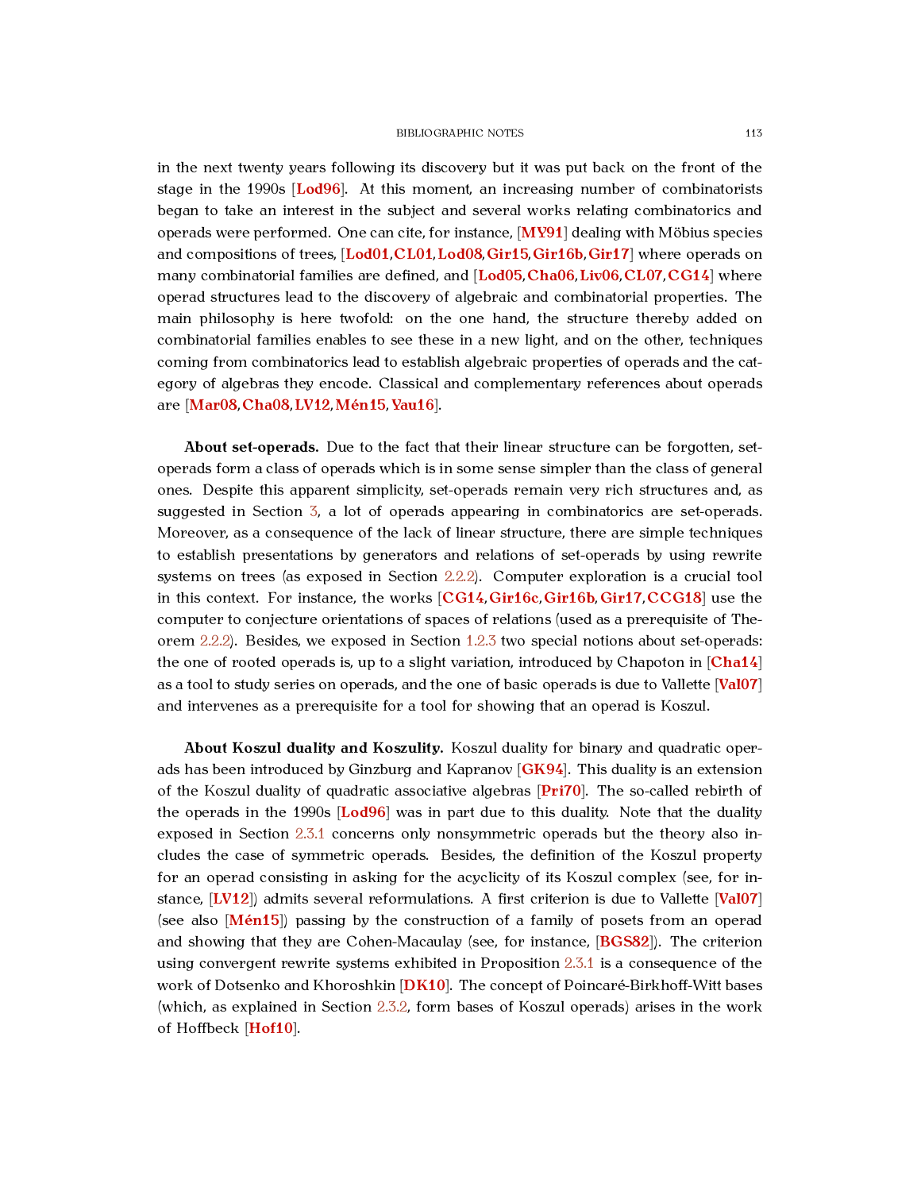in the next twenty years following its discovery but it was put back on the front of the stage in the 1990s [**Lod96**]. At this moment, an increasing number of combinatorists began to take an interest in the subject and several works relating combinatorics and operads were performed. One can cite, for instance, [**MY91**] dealing with Möbius species and compositions of trees, [**Lod01**, **CL01**, **Lod08**, **Gir15**, **Gir16b**, **Gir17**] where operads on many combinatorial families are defined, and [**Lod05**, **Cha06**, **Liv06**, **CL07**, **CG14**] where operad structures lead to the discovery of algebraic and combinatorial properties. The main philosophy is here twofold: on the one hand, the structure thereby added on combinatorial families enables to see these in a new light, and on the other, techniques coming from combinatorics lead to establish algebraic properties of operads and the category of algebras they encode. Classical and complementary references about operads are [**Mar08**, **Cha08**, **LV12**, **Mén15**, **Yau16**].

**About set-operads.** Due to the fact that their linear structure can be forgotten, set-operads form a class of operads which is in some sense simpler than the class of general ones. Despite this apparent simplicity, set-operads remain very rich structures and, as suggested in Section 3, a lot of operads appearing in combinatorics are set-operads. Moreover, as a consequence of the lack of linear structure, there are simple techniques to establish presentations by generators and relations of set-operads by using rewrite systems on trees (as exposed in Section 2.2.2). Computer exploration is a crucial tool in this context. For instance, the works [**CG14**, **Gir16c**, **Gir16b**, **Gir17**, **CCG18**] use the computer to conjecture orientations of spaces of relations (used as a prerequisite of Theorem 2.2.2). Besides, we exposed in Section 1.2.3 two special notions about set-operads: the one of rooted operads is, up to a slight variation, introduced by Chapoton in [**Cha14**] as a tool to study series on operads, and the one of basic operads is due to Vallette [**Val07**] and intervenes as a prerequisite for a tool for showing that an operad is Koszul.

**About Koszul duality and Koszulity.** Koszul duality for binary and quadratic operads has been introduced by Ginzburg and Kapranov [**GK94**]. This duality is an extension of the Koszul duality of quadratic associative algebras [**Pri70**]. The so-called rebirth of the operads in the 1990s [**Lod96**] was in part due to this duality. Note that the duality exposed in Section 2.3.1 concerns only nonsymmetric operads but the theory also includes the case of symmetric operads. Besides, the definition of the Koszul property for an operad consisting in asking for the acyclicity of its Koszul complex (see, for instance, [**LV12**]) admits several reformulations. A first criterion is due to Vallette [**Val07**] (see also [**Mén15**]) passing by the construction of a family of posets from an operad and showing that they are Cohen-Macaulay (see, for instance, [**BGS82**]). The criterion using convergent rewrite systems exhibited in Proposition 2.3.1 is a consequence of the work of Dotsenko and Khoroshkin [**DK10**]. The concept of Poincaré-Birkhoff-Witt bases (which, as explained in Section 2.3.2, form bases of Koszul operads) arises in the work of Hoffbeck [**Hof10**].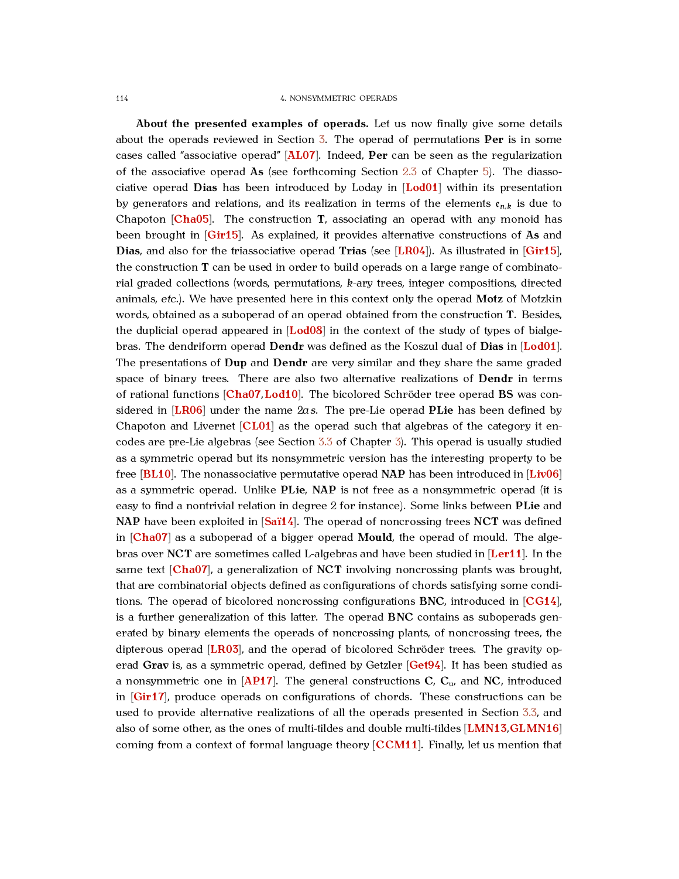**About the presented examples of operads.** Let us now finally give some details about the operads reviewed in Section 3. The operad of permutations **Per** is in some cases called "associative operad" [AL07]. Indeed, **Per** can be seen as the regularization of the associative operad **As** (see forthcoming Section 2.3 of Chapter 5). The diassociative operad **Dias** has been introduced by Loday in [Lod01] within its presentation by generators and relations, and its realization in terms of the elements $\mathfrak{e}_{n,k}$ is due to Chapoton [Cha05]. The construction **T**, associating an operad with any monoid has been brought in [Gir15]. As explained, it provides alternative constructions of **As** and **Dias**, and also for the triassociative operad **Trias** (see [LR04]). As illustrated in [Gir15], the construction **T** can be used in order to build operads on a large range of combinatorial graded collections (words, permutations, $k$-ary trees, integer compositions, directed animals, *etc.*). We have presented here in this context only the operad **Motz** of Motzkin words, obtained as a suboperad of an operad obtained from the construction **T**. Besides, the duplicial operad appeared in [Lod08] in the context of the study of types of bialgebras. The dendriform operad **Dendr** was defined as the Koszul dual of **Dias** in [Lod01]. The presentations of **Dup** and **Dendr** are very similar and they share the same graded space of binary trees. There are also two alternative realizations of **Dendr** in terms of rational functions [Cha07,Lod10]. The bicolored Schröder tree operad **BS** was considered in [LR06] under the name $2as$. The pre-Lie operad **PLie** has been defined by Chapoton and Livernet [CL01] as the operad such that algebras of the category it encodes are pre-Lie algebras (see Section 3.3 of Chapter 3). This operad is usually studied as a symmetric operad but its nonsymmetric version has the interesting property to be free [BL10]. The nonassociative permutative operad **NAP** has been introduced in [Liv06] as a symmetric operad. Unlike **PLie**, **NAP** is not free as a nonsymmetric operad (it is easy to find a nontrivial relation in degree 2 for instance). Some links between **PLie** and **NAP** have been exploited in [Saï14]. The operad of noncrossing trees **NCT** was defined in [Cha07] as a suboperad of a bigger operad **Mould**, the operad of mould. The algebras over **NCT** are sometimes called L-algebras and have been studied in [Ler11]. In the same text [Cha07], a generalization of **NCT** involving noncrossing plants was brought, that are combinatorial objects defined as configurations of chords satisfying some conditions. The operad of bicolored noncrossing configurations **BNC**, introduced in [CG14], is a further generalization of this latter. The operad **BNC** contains as suboperads generated by binary elements the operads of noncrossing plants, of noncrossing trees, the dipterous operad [LR03], and the operad of bicolored Schröder trees. The gravity operad **Grav** is, as a symmetric operad, defined by Getzler [Get94]. It has been studied as a nonsymmetric one in [AP17]. The general constructions **C**, $\mathbf{C}_u$, and **NC**, introduced in [Gir17], produce operads on configurations of chords. These constructions can be used to provide alternative realizations of all the operads presented in Section 3.3, and also of some other, as the ones of multi-tildes and double multi-tildes [LMN13,GLMN16] coming from a context of formal language theory [CCM11]. Finally, let us mention that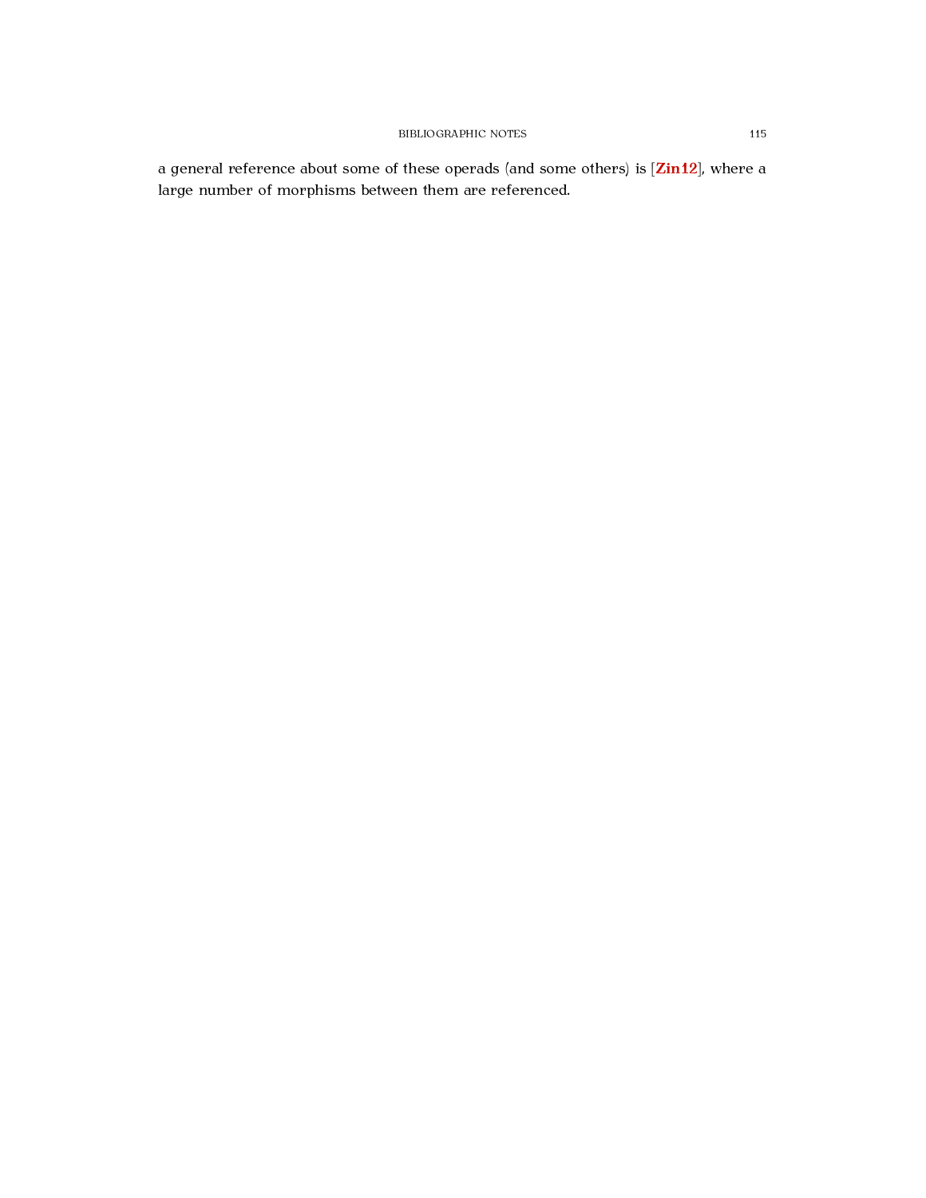a general reference about some of these operads (and some others) is [**Zin12**], where a large number of morphisms between them are referenced.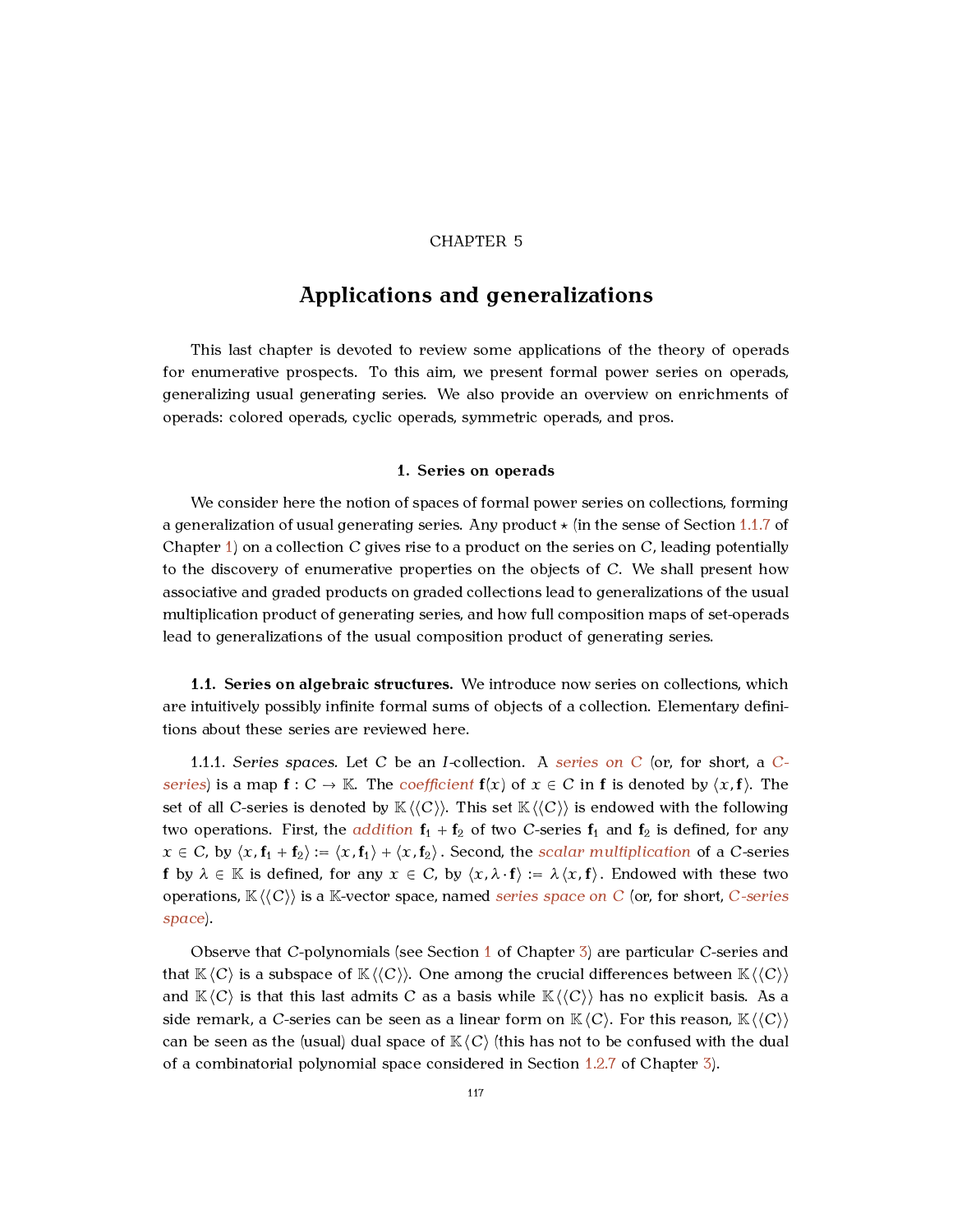CHAPTER 5

# Applications and generalizations

This last chapter is devoted to review some applications of the theory of operads for enumerative prospects. To this aim, we present formal power series on operads, generalizing usual generating series. We also provide an overview on enrichments of operads: colored operads, cyclic operads, symmetric operads, and pros.

## 1. Series on operads

We consider here the notion of spaces of formal power series on collections, forming a generalization of usual generating series. Any product $\star$ (in the sense of Section 1.1.7 of Chapter 1) on a collection $C$ gives rise to a product on the series on $C$, leading potentially to the discovery of enumerative properties on the objects of $C$. We shall present how associative and graded products on graded collections lead to generalizations of the usual multiplication product of generating series, and how full composition maps of set-operads lead to generalizations of the usual composition product of generating series.

### 1.1. Series on algebraic structures.

We introduce now series on collections, which are intuitively possibly infinite formal sums of objects of a collection. Elementary definitions about these series are reviewed here.

1.1.1. *Series spaces.* Let $C$ be an $I$-collection. A *series on $C$* (or, for short, a *$C$-series*) is a map $\mathbf{f} : C \to \mathbb{K}$. The *coefficient* $\mathbf{f}(x)$ of $x \in C$ in $\mathbf{f}$ is denoted by $\langle x, \mathbf{f} \rangle$. The set of all $C$-series is denoted by $\mathbb{K}\langle\langle C \rangle\rangle$. This set $\mathbb{K}\langle\langle C \rangle\rangle$ is endowed with the following two operations. First, the *addition* $\mathbf{f}_1 + \mathbf{f}_2$ of two $C$-series $\mathbf{f}_1$ and $\mathbf{f}_2$ is defined, for any $x \in C$, by $\langle x, \mathbf{f}_1 + \mathbf{f}_2 \rangle := \langle x, \mathbf{f}_1 \rangle + \langle x, \mathbf{f}_2 \rangle$. Second, the *scalar multiplication* of a $C$-series $\mathbf{f}$ by $\lambda \in \mathbb{K}$ is defined, for any $x \in C$, by $\langle x, \lambda \cdot \mathbf{f} \rangle := \lambda \langle x, \mathbf{f} \rangle$. Endowed with these two operations, $\mathbb{K}\langle\langle C \rangle\rangle$ is a $\mathbb{K}$-vector space, named *series space on $C$* (or, for short, *$C$-series space*).

Observe that $C$-polynomials (see Section 1 of Chapter 3) are particular $C$-series and that $\mathbb{K}\langle C \rangle$ is a subspace of $\mathbb{K}\langle\langle C \rangle\rangle$. One among the crucial differences between $\mathbb{K}\langle\langle C \rangle\rangle$ and $\mathbb{K}\langle C \rangle$ is that this last admits $C$ as a basis while $\mathbb{K}\langle\langle C \rangle\rangle$ has no explicit basis. As a side remark, a $C$-series can be seen as a linear form on $\mathbb{K}\langle C \rangle$. For this reason, $\mathbb{K}\langle\langle C \rangle\rangle$ can be seen as the (usual) dual space of $\mathbb{K}\langle C \rangle$ (this has not to be confused with the dual of a combinatorial polynomial space considered in Section 1.2.7 of Chapter 3).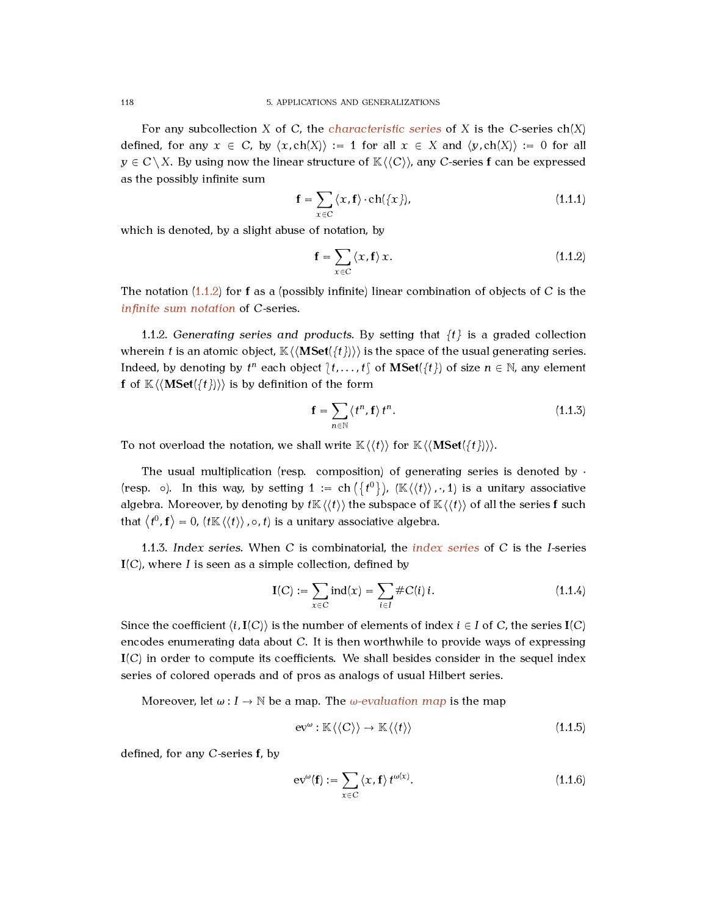For any subcollection $X$ of $C$, the *characteristic series* of $X$ is the $C$-series $\mathrm{ch}(X)$ defined, for any $x \in C$, by $\langle x, \mathrm{ch}(X)\rangle := 1$ for all $x \in X$ and $\langle y, \mathrm{ch}(X)\rangle := 0$ for all $y \in C \setminus X$. By using now the linear structure of $\mathbb{K}\langle\langle C\rangle\rangle$, any $C$-series $\mathbf{f}$ can be expressed as the possibly infinite sum

$$\mathbf{f} = \sum_{x \in C} \langle x, \mathbf{f}\rangle \cdot \mathrm{ch}(\{x\}), \tag{1.1.1}$$

which is denoted, by a slight abuse of notation, by

$$\mathbf{f} = \sum_{x \in C} \langle x, \mathbf{f}\rangle \, x. \tag{1.1.2}$$

The notation (1.1.2) for $\mathbf{f}$ as a (possibly infinite) linear combination of objects of $C$ is the *infinite sum notation* of $C$-series.

1.1.2. *Generating series and products.* By setting that $\{t\}$ is a graded collection wherein $t$ is an atomic object, $\mathbb{K}\langle\langle \mathbf{MSet}(\{t\})\rangle\rangle$ is the space of the usual generating series. Indeed, by denoting by $t^n$ each object $\lbag t, \dots, t \rbag$ of $\mathbf{MSet}(\{t\})$ of size $n \in \mathbb{N}$, any element $\mathbf{f}$ of $\mathbb{K}\langle\langle \mathbf{MSet}(\{t\})\rangle\rangle$ is by definition of the form

$$\mathbf{f} = \sum_{n \in \mathbb{N}} \langle t^n, \mathbf{f}\rangle \, t^n. \tag{1.1.3}$$

To not overload the notation, we shall write $\mathbb{K}\langle\langle t\rangle\rangle$ for $\mathbb{K}\langle\langle \mathbf{MSet}(\{t\})\rangle\rangle$.

The usual multiplication (resp. composition) of generating series is denoted by $\cdot$ (resp. $\circ$). In this way, by setting $1 := \mathrm{ch}\left(\left\{t^0\right\}\right)$, $(\mathbb{K}\langle\langle t\rangle\rangle, \cdot, 1)$ is a unitary associative algebra. Moreover, by denoting by $t\mathbb{K}\langle\langle t\rangle\rangle$ the subspace of $\mathbb{K}\langle\langle t\rangle\rangle$ of all the series $\mathbf{f}$ such that $\left\langle t^0, \mathbf{f}\right\rangle = 0$, $(t\mathbb{K}\langle\langle t\rangle\rangle, \circ, t)$ is a unitary associative algebra.

1.1.3. *Index series.* When $C$ is combinatorial, the *index series* of $C$ is the $I$-series $\mathbf{I}(C)$, where $I$ is seen as a simple collection, defined by

$$\mathbf{I}(C) := \sum_{x \in C} \mathrm{ind}(x) = \sum_{i \in I} \#C(i)\, i. \tag{1.1.4}$$

Since the coefficient $\langle i, \mathbf{I}(C)\rangle$ is the number of elements of index $i \in I$ of $C$, the series $\mathbf{I}(C)$ encodes enumerating data about $C$. It is then worthwhile to provide ways of expressing $\mathbf{I}(C)$ in order to compute its coefficients. We shall besides consider in the sequel index series of colored operads and of pros as analogs of usual Hilbert series.

Moreover, let $\omega : I \to \mathbb{N}$ be a map. The *$\omega$-evaluation map* is the map

$$\mathrm{ev}^{\omega} : \mathbb{K}\langle\langle C\rangle\rangle \to \mathbb{K}\langle\langle t\rangle\rangle \tag{1.1.5}$$

defined, for any $C$-series $\mathbf{f}$, by

$$\mathrm{ev}^{\omega}(\mathbf{f}) := \sum_{x \in C} \langle x, \mathbf{f}\rangle \, t^{\omega(x)}. \tag{1.1.6}$$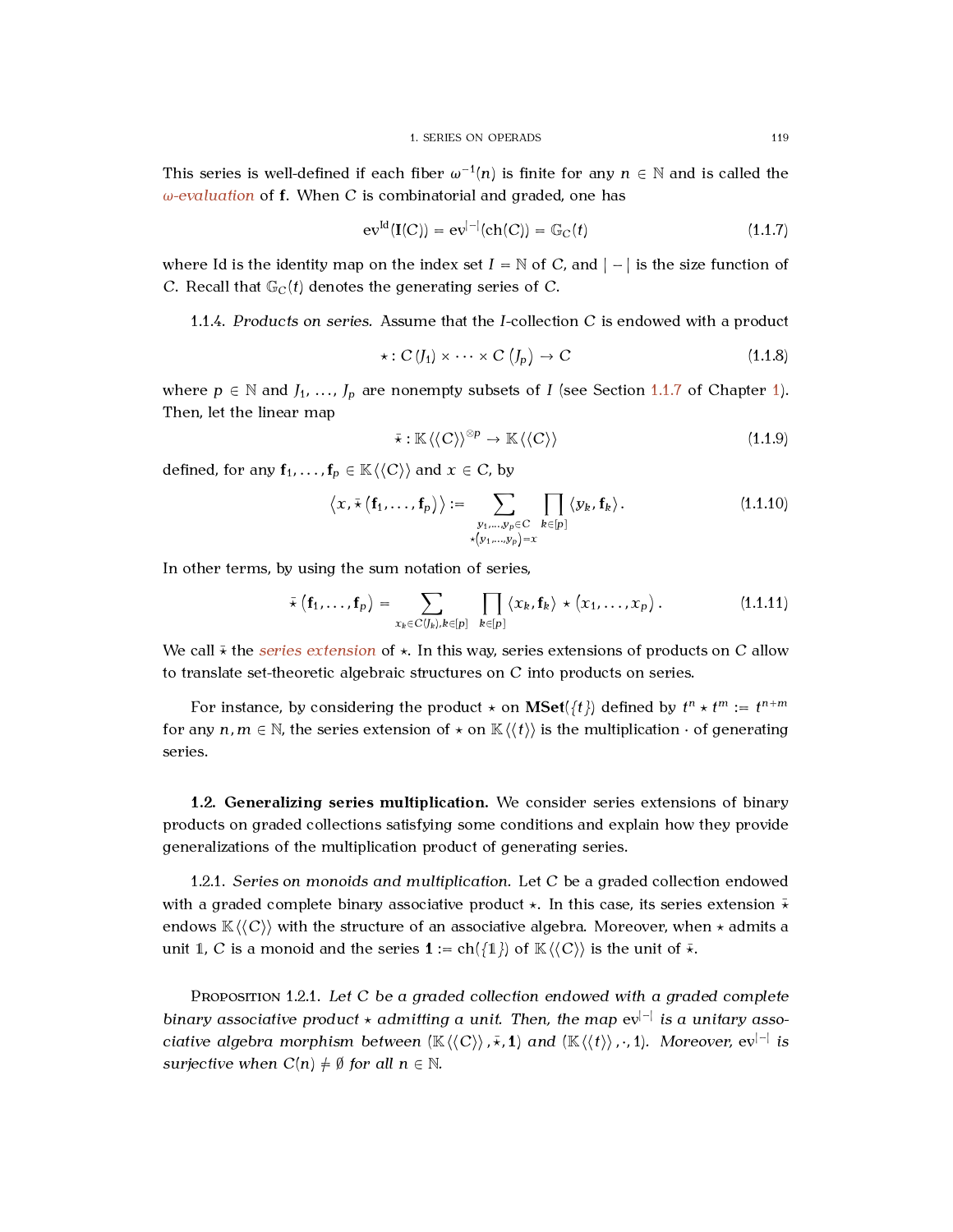This series is well-defined if each fiber $\omega^{-1}(n)$ is finite for any $n \in \mathbb{N}$ and is called the *ω-evaluation* of $\mathbf{f}$. When $C$ is combinatorial and graded, one has

$$\mathrm{ev}^{\mathrm{Id}}(\mathbf{I}(C)) = \mathrm{ev}^{|-|}(\mathrm{ch}(C)) = \mathbb{G}_C(t) \tag{1.1.7}$$

where Id is the identity map on the index set $I = \mathbb{N}$ of $C$, and $|-|$ is the size function of $C$. Recall that $\mathbb{G}_C(t)$ denotes the generating series of $C$.

1.1.4. *Products on series.* Assume that the $I$-collection $C$ is endowed with a product

$$\star : C(J_1) \times \cdots \times C(J_p) \to C \tag{1.1.8}$$

where $p \in \mathbb{N}$ and $J_1, \dots, J_p$ are nonempty subsets of $I$ (see Section 1.1.7 of Chapter 1). Then, let the linear map

$$\bar{\star} : \mathbb{K}\langle\langle C \rangle\rangle^{\otimes p} \to \mathbb{K}\langle\langle C \rangle\rangle \tag{1.1.9}$$

defined, for any $\mathbf{f}_1, \dots, \mathbf{f}_p \in \mathbb{K}\langle\langle C \rangle\rangle$ and $x \in C$, by

$$\left\langle x, \bar{\star}\left(\mathbf{f}_1, \dots, \mathbf{f}_p\right)\right\rangle := \sum_{\substack{y_1, \dots, y_p \in C \\ \star\left(y_1, \dots, y_p\right) = x}} \prod_{k \in [p]} \langle y_k, \mathbf{f}_k \rangle. \tag{1.1.10}$$

In other terms, by using the sum notation of series,

$$\bar{\star}\left(\mathbf{f}_1, \dots, \mathbf{f}_p\right) = \sum_{x_k \in C(J_k), k \in [p]} \prod_{k \in [p]} \langle x_k, \mathbf{f}_k \rangle \star \left(x_1, \dots, x_p\right). \tag{1.1.11}$$

We call $\bar{\star}$ the *series extension* of $\star$. In this way, series extensions of products on $C$ allow to translate set-theoretic algebraic structures on $C$ into products on series.

For instance, by considering the product $\star$ on $\mathbf{MSet}(\{t\})$ defined by $t^n \star t^m := t^{n+m}$ for any $n, m \in \mathbb{N}$, the series extension of $\star$ on $\mathbb{K}\langle\langle t \rangle\rangle$ is the multiplication $\cdot$ of generating series.

**1.2. Generalizing series multiplication.** We consider series extensions of binary products on graded collections satisfying some conditions and explain how they provide generalizations of the multiplication product of generating series.

1.2.1. *Series on monoids and multiplication.* Let $C$ be a graded collection endowed with a graded complete binary associative product $\star$. In this case, its series extension $\bar{\star}$ endows $\mathbb{K}\langle\langle C \rangle\rangle$ with the structure of an associative algebra. Moreover, when $\star$ admits a unit $\mathbb{1}$, $C$ is a monoid and the series $\mathbf{1} := \mathrm{ch}(\{\mathbb{1}\})$ of $\mathbb{K}\langle\langle C \rangle\rangle$ is the unit of $\bar{\star}$.

Proposition 1.2.1. *Let $C$ be a graded collection endowed with a graded complete binary associative product $\star$ admitting a unit. Then, the map $\mathrm{ev}^{|-|}$ is a unitary associative algebra morphism between $(\mathbb{K}\langle\langle C \rangle\rangle, \bar{\star}, \mathbf{1})$ and $(\mathbb{K}\langle\langle t \rangle\rangle, \cdot, 1)$. Moreover, $\mathrm{ev}^{|-|}$ is surjective when $C(n) \neq \emptyset$ for all $n \in \mathbb{N}$.*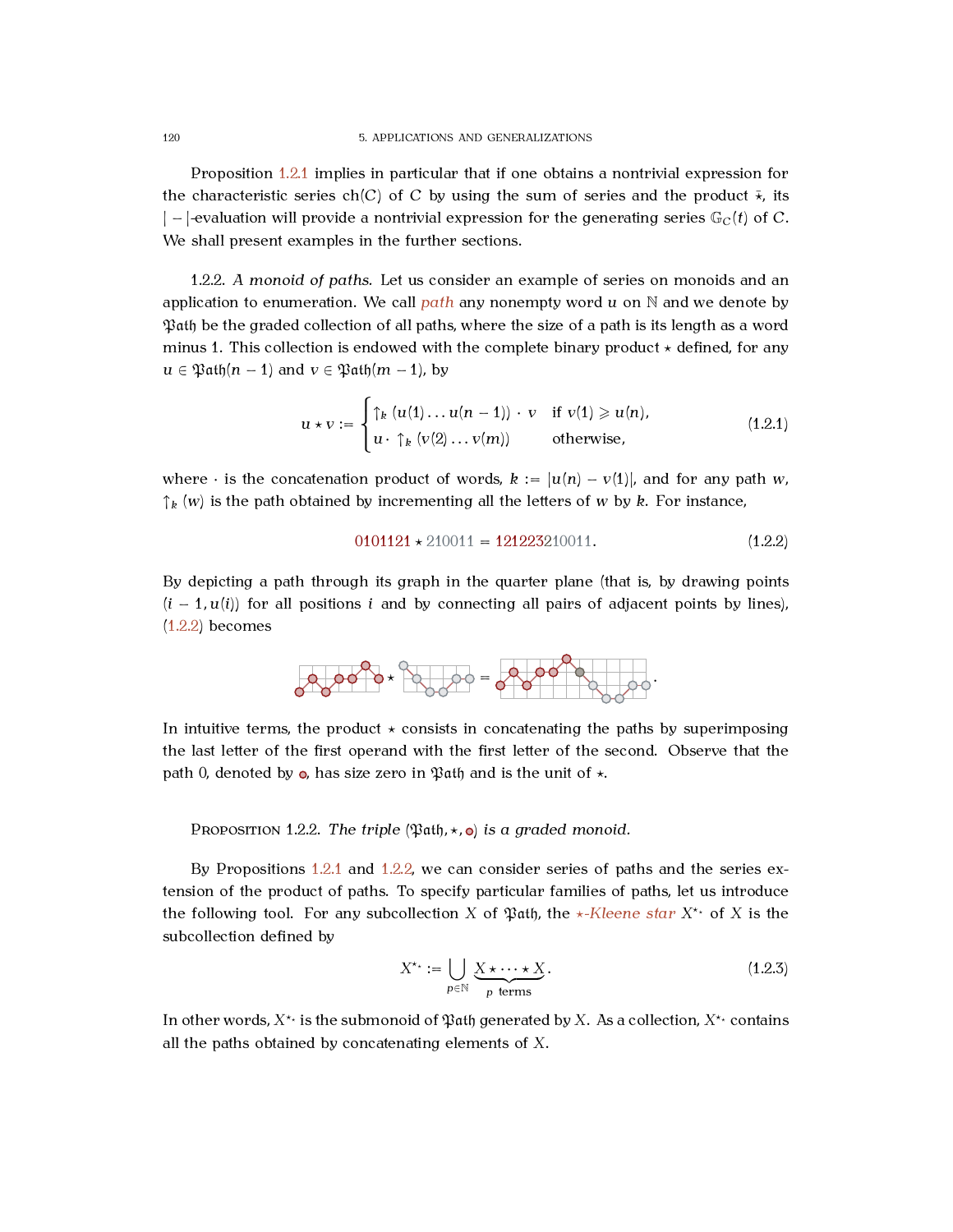Proposition 1.2.1 implies in particular that if one obtains a nontrivial expression for the characteristic series $\mathrm{ch}(C)$ of $C$ by using the sum of series and the product $\bar{\star}$, its $|-|$-evaluation will provide a nontrivial expression for the generating series $\mathbb{G}_C(t)$ of $C$. We shall present examples in the further sections.

1.2.2. *A monoid of paths.* Let us consider an example of series on monoids and an application to enumeration. We call *path* any nonempty word $u$ on $\mathbb{N}$ and we denote by $\mathfrak{Path}$ be the graded collection of all paths, where the size of a path is its length as a word minus 1. This collection is endowed with the complete binary product $\star$ defined, for any $u \in \mathfrak{Path}(n-1)$ and $v \in \mathfrak{Path}(m-1)$, by

$$u \star v := \begin{cases} \uparrow_k (u(1) \dots u(n-1)) \cdot v & \text{if } v(1) \geqslant u(n), \\ u \cdot \uparrow_k (v(2) \dots v(m)) & \text{otherwise}, \end{cases} \tag{1.2.1}$$

where $\cdot$ is the concatenation product of words, $k := |u(n) - v(1)|$, and for any path $w$, $\uparrow_k (w)$ is the path obtained by incrementing all the letters of $w$ by $k$. For instance,

$$0101121 \star 210011 = 121223210011. \tag{1.2.2}$$

By depicting a path through its graph in the quarter plane (that is, by drawing points $(i-1, u(i))$ for all positions $i$ and by connecting all pairs of adjacent points by lines), (1.2.2) becomes

In intuitive terms, the product $\star$ consists in concatenating the paths by superimposing the last letter of the first operand with the first letter of the second. Observe that the path 0, denoted by $\circ$, has size zero in $\mathfrak{Path}$ and is the unit of $\star$.

Proposition 1.2.2. *The triple $(\mathfrak{Path}, \star, \circ)$ is a graded monoid.*

By Propositions 1.2.1 and 1.2.2, we can consider series of paths and the series extension of the product of paths. To specify particular families of paths, let us introduce the following tool. For any subcollection $X$ of $\mathfrak{Path}$, the *$\star$-Kleene star* $X^{\star_*}$ of $X$ is the subcollection defined by

$$X^{\star_*} := \bigcup_{p \in \mathbb{N}} \underbrace{X \star \dots \star X}_{p \text{ terms}}. \tag{1.2.3}$$

In other words, $X^{\star_*}$ is the submonoid of $\mathfrak{Path}$ generated by $X$. As a collection, $X^{\star_*}$ contains all the paths obtained by concatenating elements of $X$.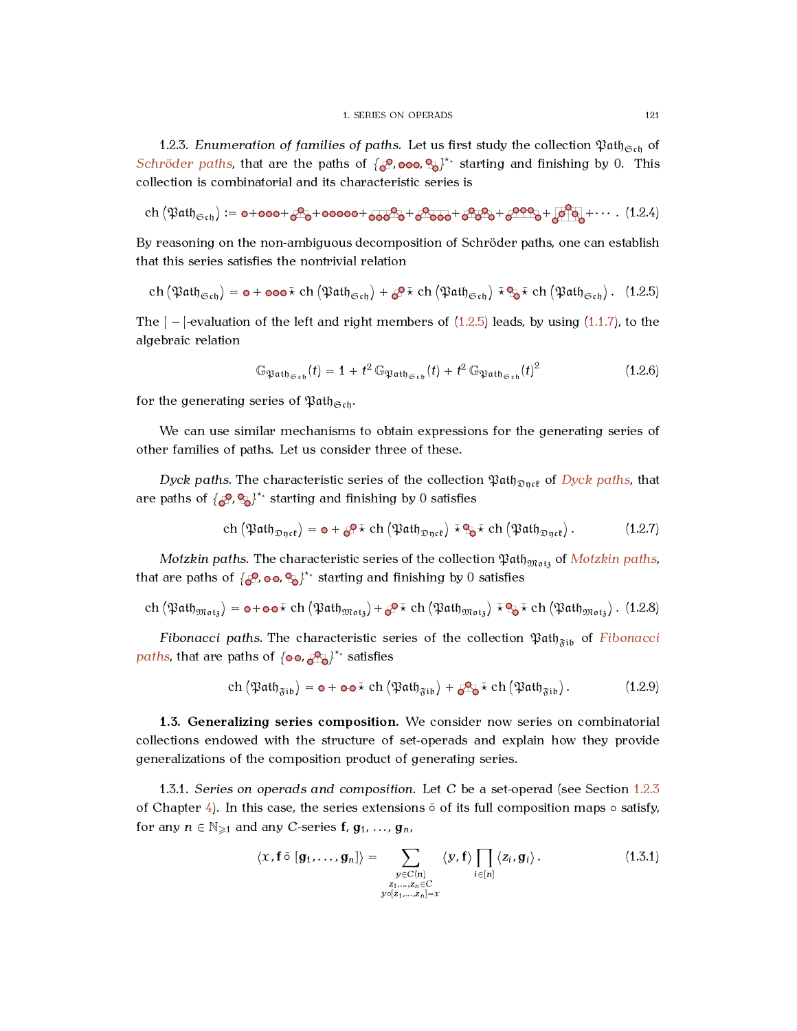1.2.3. *Enumeration of families of paths.* Let us first study the collection $\mathfrak{Path}_{\mathfrak{Sch}}$ of *Schröder paths*, that are the paths of $\{\nearrow, \to\to, \searrow\}^{\bar{\star}}$ starting and finishing by 0. This collection is combinatorial and its characteristic series is

$$\mathrm{ch}\left(\mathfrak{Path}_{\mathfrak{Sch}}\right) := \circ + \circ\circ\circ + \wedge + \circ\circ\circ\circ\circ + \cdots \tag{1.2.4}$$

By reasoning on the non-ambiguous decomposition of Schröder paths, one can establish that this series satisfies the nontrivial relation

$$\mathrm{ch}\left(\mathfrak{Path}_{\mathfrak{Sch}}\right) = \circ + \circ\circ\circ \,\bar{\star}\, \mathrm{ch}\left(\mathfrak{Path}_{\mathfrak{Sch}}\right) + \nearrow \bar{\star}\, \mathrm{ch}\left(\mathfrak{Path}_{\mathfrak{Sch}}\right) \bar{\star} \searrow \bar{\star}\, \mathrm{ch}\left(\mathfrak{Path}_{\mathfrak{Sch}}\right). \tag{1.2.5}$$

The $|-|$-evaluation of the left and right members of (1.2.5) leads, by using (1.1.7), to the algebraic relation

$$\mathbb{G}_{\mathfrak{Path}_{\mathfrak{Sch}}}(t) = 1 + t^2\, \mathbb{G}_{\mathfrak{Path}_{\mathfrak{Sch}}}(t) + t^2\, \mathbb{G}_{\mathfrak{Path}_{\mathfrak{Sch}}}(t)^2 \tag{1.2.6}$$

for the generating series of $\mathfrak{Path}_{\mathfrak{Sch}}$.

We can use similar mechanisms to obtain expressions for the generating series of other families of paths. Let us consider three of these.

*Dyck paths.* The characteristic series of the collection $\mathfrak{Path}_{\mathfrak{Dyck}}$ of *Dyck paths*, that are paths of $\{\nearrow, \searrow\}^{\bar{\star}}$ starting and finishing by 0 satisfies

$$\mathrm{ch}\left(\mathfrak{Path}_{\mathfrak{Dyck}}\right) = \circ + \nearrow \bar{\star}\, \mathrm{ch}\left(\mathfrak{Path}_{\mathfrak{Dyck}}\right) \bar{\star} \searrow \bar{\star}\, \mathrm{ch}\left(\mathfrak{Path}_{\mathfrak{Dyck}}\right). \tag{1.2.7}$$

*Motzkin paths.* The characteristic series of the collection $\mathfrak{Path}_{\mathfrak{Motz}}$ of *Motzkin paths*, that are paths of $\{\nearrow, \to, \searrow\}^{\bar{\star}}$ starting and finishing by 0 satisfies

$$\mathrm{ch}\left(\mathfrak{Path}_{\mathfrak{Motz}}\right) = \circ + \circ\circ \,\bar{\star}\, \mathrm{ch}\left(\mathfrak{Path}_{\mathfrak{Motz}}\right) + \nearrow \bar{\star}\, \mathrm{ch}\left(\mathfrak{Path}_{\mathfrak{Motz}}\right) \bar{\star} \searrow \bar{\star}\, \mathrm{ch}\left(\mathfrak{Path}_{\mathfrak{Motz}}\right). \tag{1.2.8}$$

*Fibonacci paths.* The characteristic series of the collection $\mathfrak{Path}_{\mathfrak{Fib}}$ of *Fibonacci paths*, that are paths of $\{\circ\circ, \wedge\}^{\bar{\star}}$ satisfies

$$\mathrm{ch}\left(\mathfrak{Path}_{\mathfrak{Fib}}\right) = \circ + \circ\circ \,\bar{\star}\, \mathrm{ch}\left(\mathfrak{Path}_{\mathfrak{Fib}}\right) + \wedge \,\bar{\star}\, \mathrm{ch}\left(\mathfrak{Path}_{\mathfrak{Fib}}\right). \tag{1.2.9}$$

**1.3. Generalizing series composition.** We consider now series on combinatorial collections endowed with the structure of set-operads and explain how they provide generalizations of the composition product of generating series.

1.3.1. *Series on operads and composition.* Let $C$ be a set-operad (see Section 1.2.3 of Chapter 4). In this case, the series extensions $\bar{\circ}$ of its full composition maps $\circ$ satisfy, for any $n \in \mathbb{N}_{\geqslant 1}$ and any $C$-series $\mathbf{f}, \mathbf{g}_1, \ldots, \mathbf{g}_n$,

$$\langle x, \mathbf{f}\,\bar{\circ}\,[\mathbf{g}_1, \ldots, \mathbf{g}_n]\rangle = \sum_{\substack{y \in C(n) \\ z_1, \ldots, z_n \in C \\ y \circ [z_1, \ldots, z_n] = x}} \langle y, \mathbf{f}\rangle \prod_{i \in [n]} \langle z_i, \mathbf{g}_i\rangle. \tag{1.3.1}$$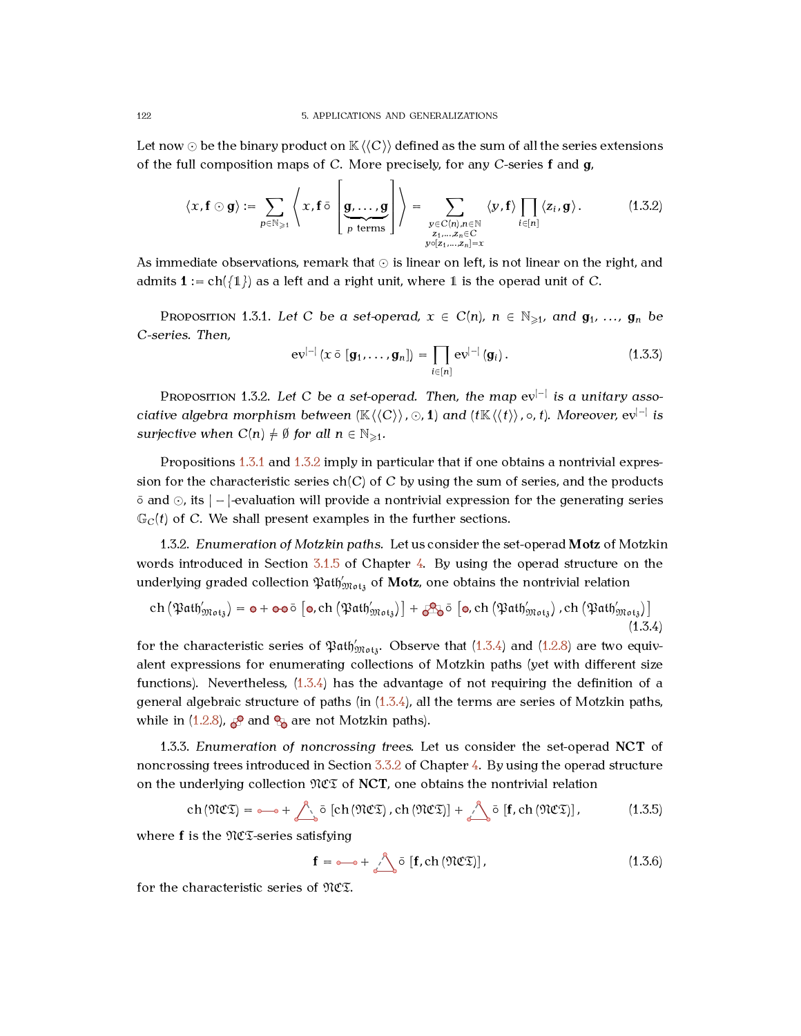Let now $\odot$ be the binary product on $\mathbb{K}\langle\langle C\rangle\rangle$ defined as the sum of all the series extensions of the full composition maps of $C$. More precisely, for any $C$-series $\mathbf{f}$ and $\mathbf{g}$,

$$\langle x, \mathbf{f} \odot \mathbf{g}\rangle := \sum_{p \in \mathbb{N}_{\geqslant 1}} \left\langle x, \mathbf{f} \,\bar{\circ}\, \Big[\underbrace{\mathbf{g}, \dots, \mathbf{g}}_{p \text{ terms}}\Big] \right\rangle = \sum_{\substack{y \in C(n), n \in \mathbb{N} \\ z_1, \dots, z_n \in C \\ y \circ [z_1, \dots, z_n] = x}} \langle y, \mathbf{f}\rangle \prod_{i \in [n]} \langle z_i, \mathbf{g}\rangle. \tag{1.3.2}$$

As immediate observations, remark that $\odot$ is linear on left, is not linear on the right, and admits $\mathbf{1} := \mathrm{ch}(\{\mathbb{1}\})$ as a left and a right unit, where $\mathbb{1}$ is the operad unit of $C$.

Proposition 1.3.1. *Let $C$ be a set-operad, $x \in C(n)$, $n \in \mathbb{N}_{\geqslant 1}$, and $\mathbf{g}_1, \dots, \mathbf{g}_n$ be $C$-series. Then,*

$$\mathrm{ev}^{|-|}\left(x \,\bar{\circ}\, [\mathbf{g}_1, \dots, \mathbf{g}_n]\right) = \prod_{i \in [n]} \mathrm{ev}^{|-|}(\mathbf{g}_i). \tag{1.3.3}$$

Proposition 1.3.2. *Let $C$ be a set-operad. Then, the map $\mathrm{ev}^{|-|}$ is a unitary associative algebra morphism between $(\mathbb{K}\langle\langle C\rangle\rangle, \odot, \mathbf{1})$ and $(t\mathbb{K}\langle\langle t\rangle\rangle, \circ, t)$. Moreover, $\mathrm{ev}^{|-|}$ is surjective when $C(n) \neq \emptyset$ for all $n \in \mathbb{N}_{\geqslant 1}$.*

Propositions 1.3.1 and 1.3.2 imply in particular that if one obtains a nontrivial expression for the characteristic series $\mathrm{ch}(C)$ of $C$ by using the sum of series, and the products $\bar{\circ}$ and $\odot$, its $|-|$-evaluation will provide a nontrivial expression for the generating series $\mathbb{G}_C(t)$ of $C$. We shall present examples in the further sections.

1.3.2. *Enumeration of Motzkin paths.* Let us consider the set-operad **Motz** of Motzkin words introduced in Section 3.1.5 of Chapter 4. By using the operad structure on the underlying graded collection $\mathfrak{Path}'_{\mathfrak{Motz}}$ of **Motz**, one obtains the nontrivial relation

$$\mathrm{ch}\left(\mathfrak{Path}'_{\mathfrak{Motz}}\right) = \bullet + \bullet\!\!-\!\!\bullet \,\bar{\circ}\, \left[\bullet, \mathrm{ch}\left(\mathfrak{Path}'_{\mathfrak{Motz}}\right)\right] + \bullet\!\!\wedge\!\!\bullet \,\bar{\circ}\, \left[\bullet, \mathrm{ch}\left(\mathfrak{Path}'_{\mathfrak{Motz}}\right), \mathrm{ch}\left(\mathfrak{Path}'_{\mathfrak{Motz}}\right)\right] \tag{1.3.4}$$

for the characteristic series of $\mathfrak{Path}'_{\mathfrak{Motz}}$. Observe that (1.3.4) and (1.2.8) are two equivalent expressions for enumerating collections of Motzkin paths (yet with different size functions). Nevertheless, (1.3.4) has the advantage of not requiring the definition of a general algebraic structure of paths (in (1.3.4), all the terms are series of Motzkin paths, while in (1.2.8), $\bullet\!\!/\!\!\bullet$ and $\bullet\!\!\backslash\!\!\bullet$ are not Motzkin paths).

1.3.3. *Enumeration of noncrossing trees.* Let us consider the set-operad **NCT** of noncrossing trees introduced in Section 3.3.2 of Chapter 4. By using the operad structure on the underlying collection $\mathfrak{NCT}$ of **NCT**, one obtains the nontrivial relation

$$\mathrm{ch}(\mathfrak{NCT}) = \circ\!\!-\!\!\circ + \triangle \,\bar{\circ}\, [\mathrm{ch}(\mathfrak{NCT}), \mathrm{ch}(\mathfrak{NCT})] + \triangle \,\bar{\circ}\, [\mathbf{f}, \mathrm{ch}(\mathfrak{NCT})], \tag{1.3.5}$$

where $\mathbf{f}$ is the $\mathfrak{NCT}$-series satisfying

$$\mathbf{f} = \circ\!\!-\!\!\circ + \triangle \,\bar{\circ}\, [\mathbf{f}, \mathrm{ch}(\mathfrak{NCT})], \tag{1.3.6}$$

for the characteristic series of $\mathfrak{NCT}$.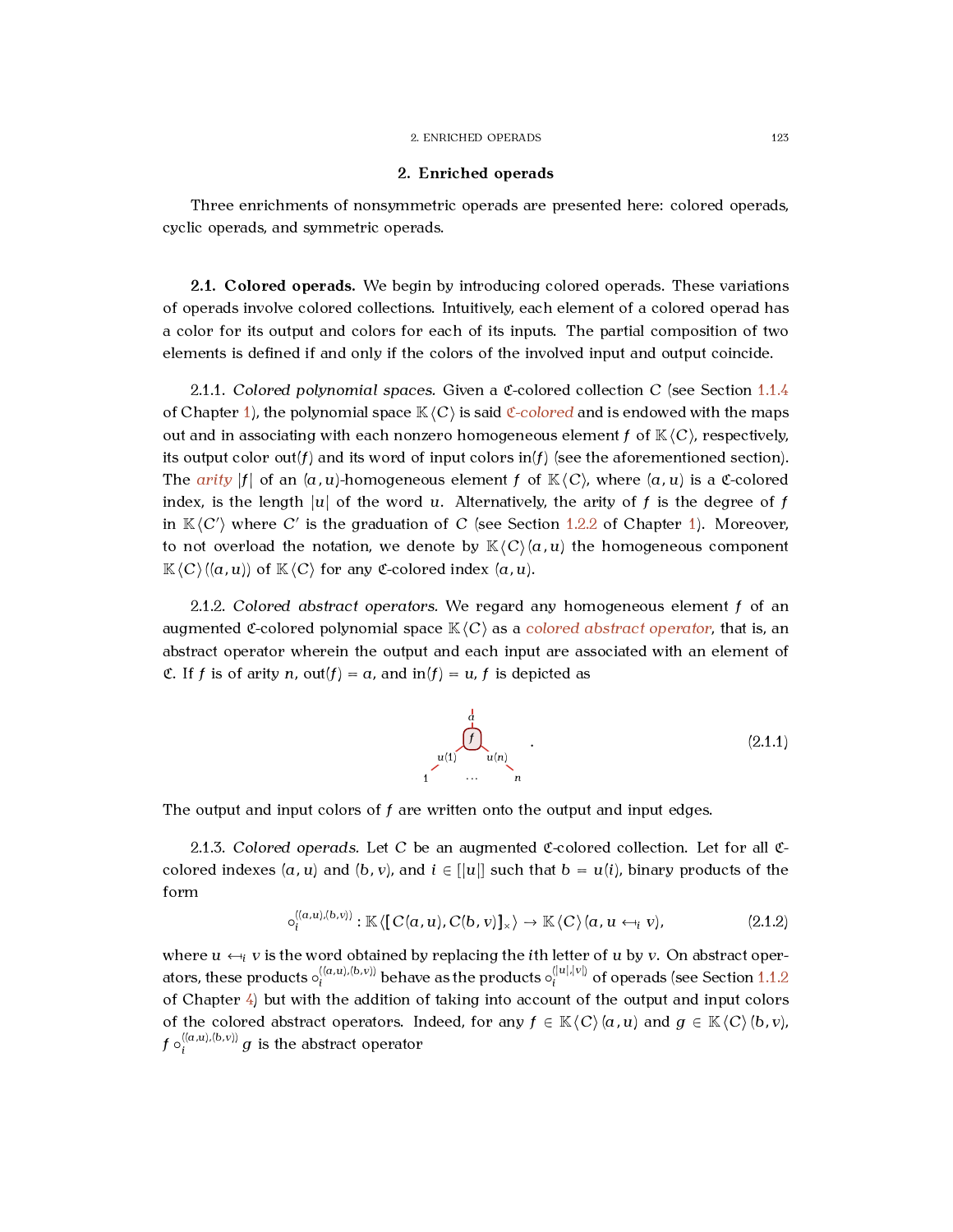## 2. Enriched operads

Three enrichments of nonsymmetric operads are presented here: colored operads, cyclic operads, and symmetric operads.

### 2.1. Colored operads.

We begin by introducing colored operads. These variations of operads involve colored collections. Intuitively, each element of a colored operad has a color for its output and colors for each of its inputs. The partial composition of two elements is defined if and only if the colors of the involved input and output coincide.

2.1.1. *Colored polynomial spaces.* Given a $\mathfrak{C}$-colored collection $C$ (see Section 1.1.4 of Chapter 1), the polynomial space $\mathbb{K}\langle C\rangle$ is said *$\mathfrak{C}$-colored* and is endowed with the maps out and in associating with each nonzero homogeneous element $f$ of $\mathbb{K}\langle C\rangle$, respectively, its output color $\mathrm{out}(f)$ and its word of input colors $\mathrm{in}(f)$ (see the aforementioned section). The *arity* $|f|$ of an $(a, u)$-homogeneous element $f$ of $\mathbb{K}\langle C\rangle$, where $(a, u)$ is a $\mathfrak{C}$-colored index, is the length $|u|$ of the word $u$. Alternatively, the arity of $f$ is the degree of $f$ in $\mathbb{K}\langle C'\rangle$ where $C'$ is the graduation of $C$ (see Section 1.2.2 of Chapter 1). Moreover, to not overload the notation, we denote by $\mathbb{K}\langle C\rangle(a, u)$ the homogeneous component $\mathbb{K}\langle C\rangle((a, u))$ of $\mathbb{K}\langle C\rangle$ for any $\mathfrak{C}$-colored index $(a, u)$.

2.1.2. *Colored abstract operators.* We regard any homogeneous element $f$ of an augmented $\mathfrak{C}$-colored polynomial space $\mathbb{K}\langle C\rangle$ as a *colored abstract operator*, that is, an abstract operator wherein the output and each input are associated with an element of $\mathfrak{C}$. If $f$ is of arity $n$, $\mathrm{out}(f) = a$, and $\mathrm{in}(f) = u$, $f$ is depicted as

$$\text{(tree with root } f \text{, output edge colored } a\text{, input edges colored } u(1), \ldots, u(n) \text{, leaves } 1, \ldots, n). \tag{2.1.1}$$

The output and input colors of $f$ are written onto the output and input edges.

2.1.3. *Colored operads.* Let $C$ be an augmented $\mathfrak{C}$-colored collection. Let for all $\mathfrak{C}$-colored indexes $(a, u)$ and $(b, v)$, and $i \in [|u|]$ such that $b = u(i)$, binary products of the form

$$\circ_i^{((a,u),(b,v))} : \mathbb{K}\langle [C(a, u), C(b, v)]_\times\rangle \to \mathbb{K}\langle C\rangle(a, u \leftarrow_i v), \tag{2.1.2}$$

where $u \leftarrow_i v$ is the word obtained by replacing the $i$th letter of $u$ by $v$. On abstract operators, these products $\circ_i^{((a,u),(b,v))}$ behave as the products $\circ_i^{(|u|,|v|)}$ of operads (see Section 1.1.2 of Chapter 4) but with the addition of taking into account of the output and input colors of the colored abstract operators. Indeed, for any $f \in \mathbb{K}\langle C\rangle(a, u)$ and $g \in \mathbb{K}\langle C\rangle(b, v)$, $f \circ_i^{((a,u),(b,v))} g$ is the abstract operator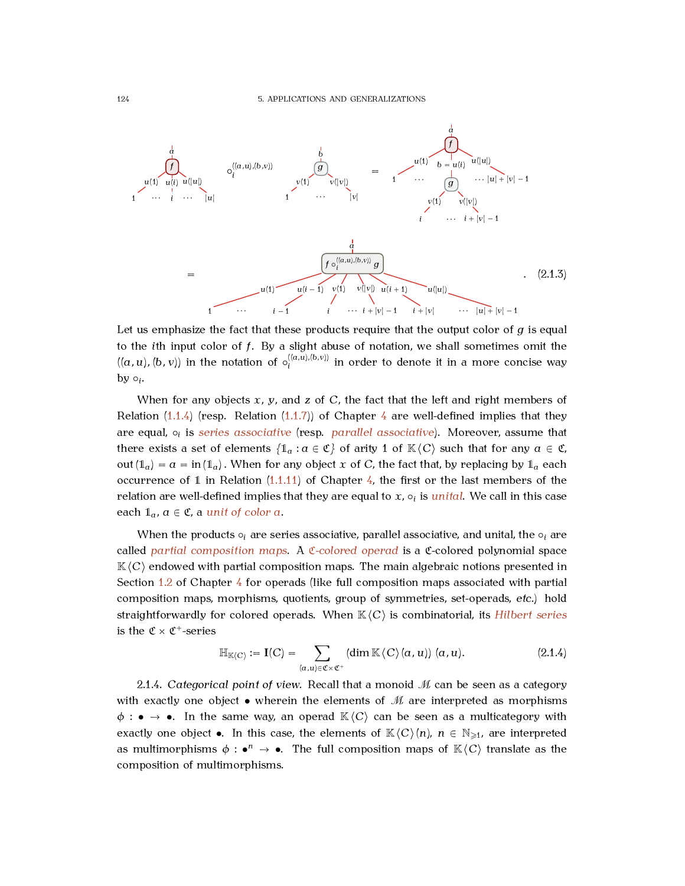$$f \circ_i^{((a,u),(b,v))} g = f \circ_i^{((a,u),(b,v))} g \tag{2.1.3}$$

Let us emphasize the fact that these products require that the output color of $g$ is equal to the $i$th input color of $f$. By a slight abuse of notation, we shall sometimes omit the $((a, u), (b, v))$ in the notation of $\circ_i^{((a,u),(b,v))}$ in order to denote it in a more concise way by $\circ_i$.

When for any objects $x$, $y$, and $z$ of $C$, the fact that the left and right members of Relation (1.1.4) (resp. Relation (1.1.7)) of Chapter 4 are well-defined implies that they are equal, $\circ_i$ is *series associative* (resp. *parallel associative*). Moreover, assume that there exists a set of elements $\{\mathbb{1}_a : a \in \mathfrak{C}\}$ of arity 1 of $\mathbb{K}\langle C\rangle$ such that for any $a \in \mathfrak{C}$, $\operatorname{out}(\mathbb{1}_a) = a = \operatorname{in}(\mathbb{1}_a)$. When for any object $x$ of $C$, the fact that, by replacing by $\mathbb{1}_a$ each occurrence of $\mathbb{1}$ in Relation (1.1.11) of Chapter 4, the first or the last members of the relation are well-defined implies that they are equal to $x$, $\circ_i$ is *unital*. We call in this case each $\mathbb{1}_a$, $a \in \mathfrak{C}$, a *unit of color $a$*.

When the products $\circ_i$ are series associative, parallel associative, and unital, the $\circ_i$ are called *partial composition maps*. A *$\mathfrak{C}$-colored operad* is a $\mathfrak{C}$-colored polynomial space $\mathbb{K}\langle C\rangle$ endowed with partial composition maps. The main algebraic notions presented in Section 1.2 of Chapter 4 for operads (like full composition maps associated with partial composition maps, morphisms, quotients, group of symmetries, set-operads, *etc.*) hold straightforwardly for colored operads. When $\mathbb{K}\langle C\rangle$ is combinatorial, its *Hilbert series* is the $\mathfrak{C} \times \mathfrak{C}^+$-series

$$\mathbb{H}_{\mathbb{K}\langle C\rangle} := \mathbf{I}(C) = \sum_{(a,u)\in\mathfrak{C}\times\mathfrak{C}^+} (\dim \mathbb{K}\langle C\rangle(a, u))\ (a, u). \tag{2.1.4}$$

2.1.4. *Categorical point of view.* Recall that a monoid $\mathcal{M}$ can be seen as a category with exactly one object $\bullet$ wherein the elements of $\mathcal{M}$ are interpreted as morphisms $\phi : \bullet \to \bullet$. In the same way, an operad $\mathbb{K}\langle C\rangle$ can be seen as a multicategory with exactly one object $\bullet$. In this case, the elements of $\mathbb{K}\langle C\rangle(n)$, $n \in \mathbb{N}_{\geqslant 1}$, are interpreted as multimorphisms $\phi : \bullet^n \to \bullet$. The full composition maps of $\mathbb{K}\langle C\rangle$ translate as the composition of multimorphisms.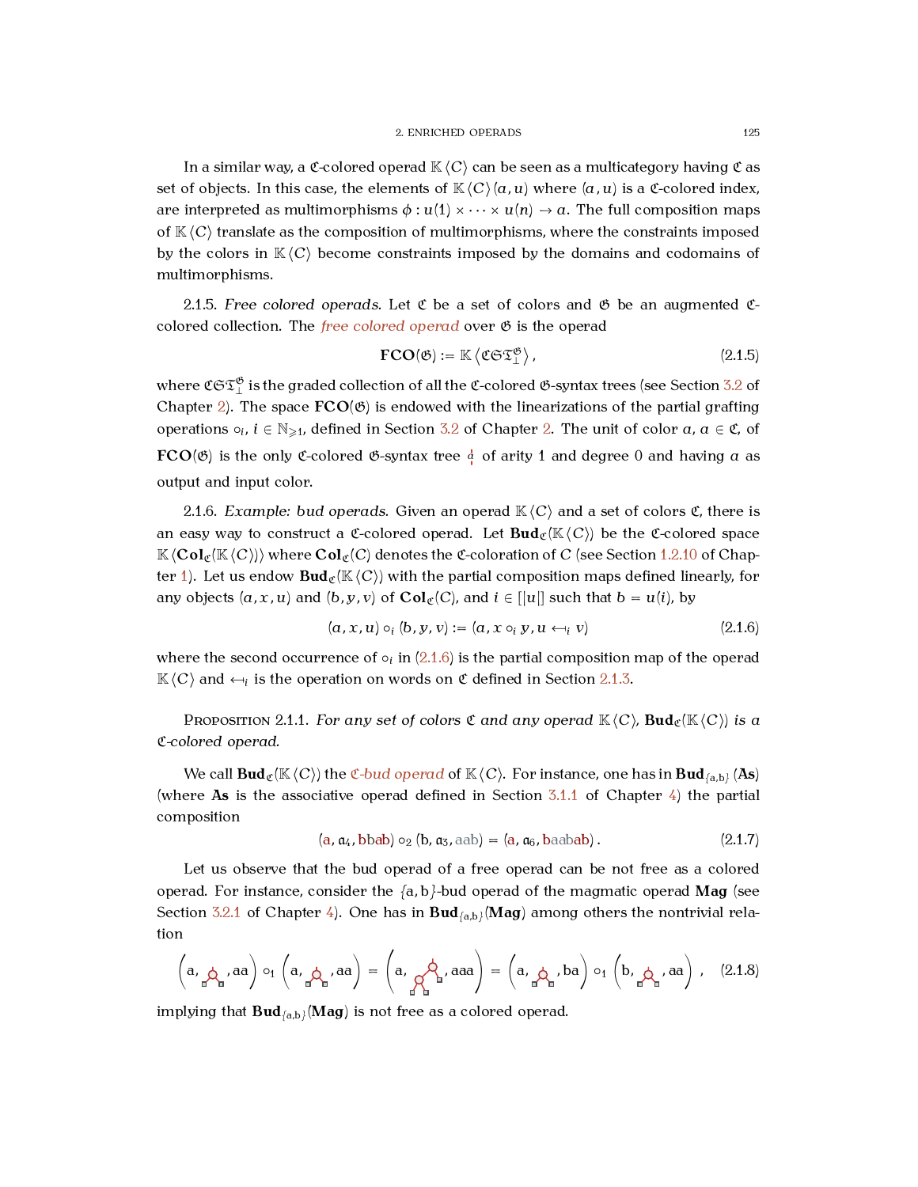In a similar way, a $\mathfrak{C}$-colored operad $\mathbb{K}\langle C\rangle$ can be seen as a multicategory having $\mathfrak{C}$ as set of objects. In this case, the elements of $\mathbb{K}\langle C\rangle(a,u)$ where $(a,u)$ is a $\mathfrak{C}$-colored index, are interpreted as multimorphisms $\phi : u(1) \times \cdots \times u(n) \to a$. The full composition maps of $\mathbb{K}\langle C\rangle$ translate as the composition of multimorphisms, where the constraints imposed by the colors in $\mathbb{K}\langle C\rangle$ become constraints imposed by the domains and codomains of multimorphisms.

2.1.5. *Free colored operads.* Let $\mathfrak{C}$ be a set of colors and $\mathfrak{G}$ be an augmented $\mathfrak{C}$-colored collection. The *free colored operad* over $\mathfrak{G}$ is the operad

$$\mathbf{FCO}(\mathfrak{G}) := \mathbb{K}\left\langle \mathfrak{C}\mathfrak{S}\mathfrak{T}_{\perp}^{\mathfrak{G}} \right\rangle, \tag{2.1.5}$$

where $\mathfrak{C}\mathfrak{S}\mathfrak{T}_{\perp}^{\mathfrak{G}}$ is the graded collection of all the $\mathfrak{C}$-colored $\mathfrak{G}$-syntax trees (see Section 3.2 of Chapter 2). The space $\mathbf{FCO}(\mathfrak{G})$ is endowed with the linearizations of the partial grafting operations $\circ_i$, $i \in \mathbb{N}_{\geqslant 1}$, defined in Section 3.2 of Chapter 2. The unit of color $a$, $a \in \mathfrak{C}$, of $\mathbf{FCO}(\mathfrak{G})$ is the only $\mathfrak{C}$-colored $\mathfrak{G}$-syntax tree $\overset{a}{\shortmid}$ of arity 1 and degree 0 and having $a$ as output and input color.

2.1.6. *Example: bud operads.* Given an operad $\mathbb{K}\langle C\rangle$ and a set of colors $\mathfrak{C}$, there is an easy way to construct a $\mathfrak{C}$-colored operad. Let $\mathbf{Bud}_{\mathfrak{C}}(\mathbb{K}\langle C\rangle)$ be the $\mathfrak{C}$-colored space $\mathbb{K}\langle \mathbf{Col}_{\mathfrak{C}}(\mathbb{K}\langle C\rangle)\rangle$ where $\mathbf{Col}_{\mathfrak{C}}(C)$ denotes the $\mathfrak{C}$-coloration of $C$ (see Section 1.2.10 of Chapter 1). Let us endow $\mathbf{Bud}_{\mathfrak{C}}(\mathbb{K}\langle C\rangle)$ with the partial composition maps defined linearly, for any objects $(a,x,u)$ and $(b,y,v)$ of $\mathbf{Col}_{\mathfrak{C}}(C)$, and $i \in [|u|]$ such that $b = u(i)$, by

$$(a,x,u) \circ_i (b,y,v) := (a, x \circ_i y, u \hookleftarrow_i v) \tag{2.1.6}$$

where the second occurrence of $\circ_i$ in (2.1.6) is the partial composition map of the operad $\mathbb{K}\langle C\rangle$ and $\hookleftarrow_i$ is the operation on words on $\mathfrak{C}$ defined in Section 2.1.3.

Proposition 2.1.1. *For any set of colors $\mathfrak{C}$ and any operad $\mathbb{K}\langle C\rangle$, $\mathbf{Bud}_{\mathfrak{C}}(\mathbb{K}\langle C\rangle)$ is a $\mathfrak{C}$-colored operad.*

We call $\mathbf{Bud}_{\mathfrak{C}}(\mathbb{K}\langle C\rangle)$ the *$\mathfrak{C}$-bud operad* of $\mathbb{K}\langle C\rangle$. For instance, one has in $\mathbf{Bud}_{\{\mathrm{a},\mathrm{b}\}}(\mathbf{As})$ (where $\mathbf{As}$ is the associative operad defined in Section 3.1.1 of Chapter 4) the partial composition

$$(\mathrm{a}, \mathfrak{a}_4, \mathrm{bbab}) \circ_2 (\mathrm{b}, \mathfrak{a}_3, \mathrm{aab}) = (\mathrm{a}, \mathfrak{a}_6, \mathrm{baabab}). \tag{2.1.7}$$

Let us observe that the bud operad of a free operad can be not free as a colored operad. For instance, consider the $\{\mathrm{a},\mathrm{b}\}$-bud operad of the magmatic operad $\mathbf{Mag}$ (see Section 3.2.1 of Chapter 4). One has in $\mathbf{Bud}_{\{\mathrm{a},\mathrm{b}\}}(\mathbf{Mag})$ among others the nontrivial relation

$$\left(\mathrm{a}, \text{[tree]}, \mathrm{aa}\right) \circ_1 \left(\mathrm{a}, \text{[tree]}, \mathrm{aa}\right) = \left(\mathrm{a}, \text{[tree]}, \mathrm{aaa}\right) = \left(\mathrm{a}, \text{[tree]}, \mathrm{ba}\right) \circ_1 \left(\mathrm{b}, \text{[tree]}, \mathrm{aa}\right), \tag{2.1.8}$$

implying that $\mathbf{Bud}_{\{\mathrm{a},\mathrm{b}\}}(\mathbf{Mag})$ is not free as a colored operad.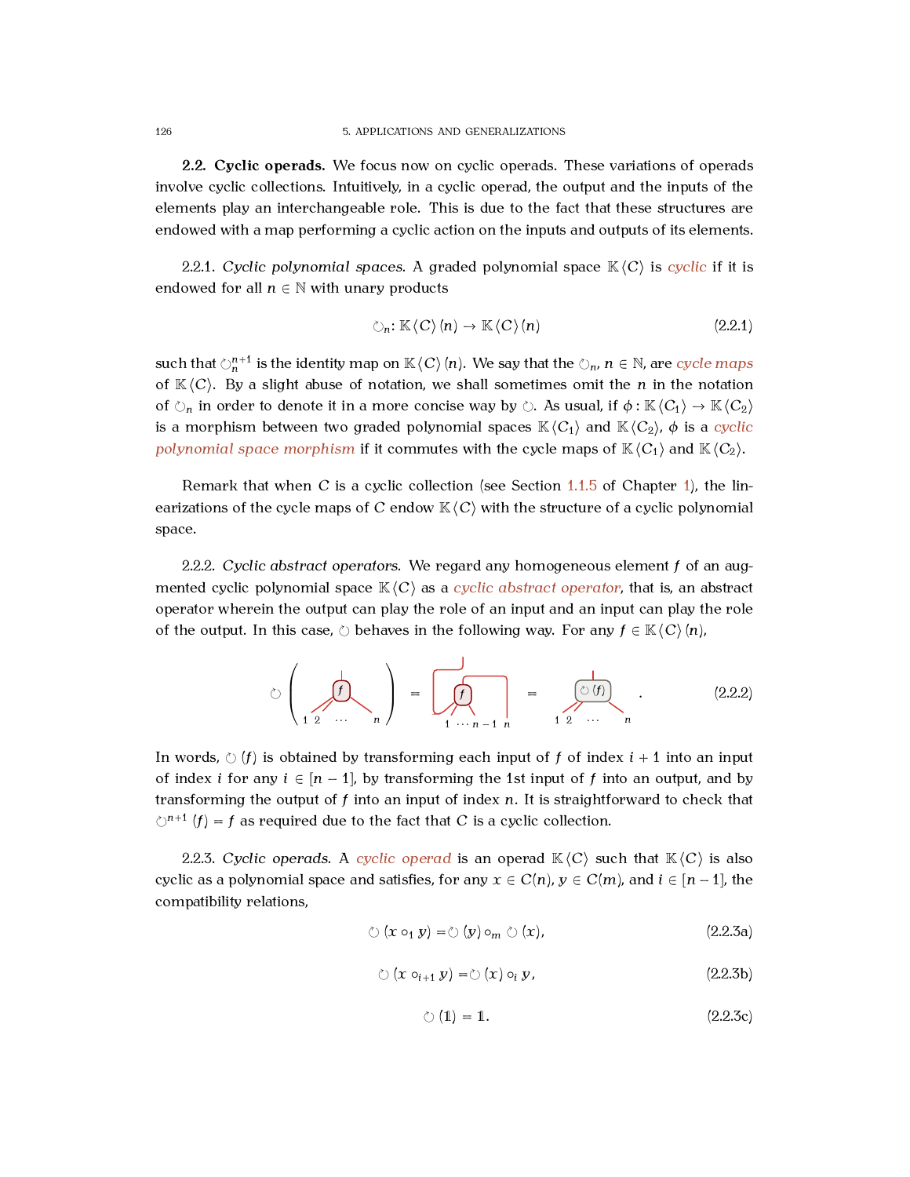## 2.2. Cyclic operads.

**2.2. Cyclic operads.** We focus now on cyclic operads. These variations of operads involve cyclic collections. Intuitively, in a cyclic operad, the output and the inputs of the elements play an interchangeable role. This is due to the fact that these structures are endowed with a map performing a cyclic action on the inputs and outputs of its elements.

2.2.1. *Cyclic polynomial spaces.* A graded polynomial space $\mathbb{K}\langle C\rangle$ is *cyclic* if it is endowed for all $n \in \mathbb{N}$ with unary products

$$\circlearrowleft_n : \mathbb{K}\langle C\rangle(n) \to \mathbb{K}\langle C\rangle(n) \tag{2.2.1}$$

such that $\circlearrowleft_n^{n+1}$ is the identity map on $\mathbb{K}\langle C\rangle(n)$. We say that the $\circlearrowleft_n$, $n \in \mathbb{N}$, are *cycle maps* of $\mathbb{K}\langle C\rangle$. By a slight abuse of notation, we shall sometimes omit the $n$ in the notation of $\circlearrowleft_n$ in order to denote it in a more concise way by $\circlearrowleft$. As usual, if $\phi : \mathbb{K}\langle C_1\rangle \to \mathbb{K}\langle C_2\rangle$ is a morphism between two graded polynomial spaces $\mathbb{K}\langle C_1\rangle$ and $\mathbb{K}\langle C_2\rangle$, $\phi$ is a *cyclic polynomial space morphism* if it commutes with the cycle maps of $\mathbb{K}\langle C_1\rangle$ and $\mathbb{K}\langle C_2\rangle$.

Remark that when $C$ is a cyclic collection (see Section 1.1.5 of Chapter 1), the linearizations of the cycle maps of $C$ endow $\mathbb{K}\langle C\rangle$ with the structure of a cyclic polynomial space.

2.2.2. *Cyclic abstract operators.* We regard any homogeneous element $f$ of an augmented cyclic polynomial space $\mathbb{K}\langle C\rangle$ as a *cyclic abstract operator*, that is, an abstract operator wherein the output can play the role of an input and an input can play the role of the output. In this case, $\circlearrowleft$ behaves in the following way. For any $f \in \mathbb{K}\langle C\rangle(n)$,

$$\circlearrowleft\left(\text{tree } f \text{ with inputs } 1\ 2\ \cdots\ n\right) = \text{tree } f \text{ with output bent to input } n \text{ and input } 1 \text{ as output, inputs } 1\ \cdots\ n-1\ n = \text{tree } \circlearrowleft(f) \text{ with inputs } 1\ 2\ \cdots\ n. \tag{2.2.2}$$

In words, $\circlearrowleft(f)$ is obtained by transforming each input of $f$ of index $i+1$ into an input of index $i$ for any $i \in [n-1]$, by transforming the 1st input of $f$ into an output, and by transforming the output of $f$ into an input of index $n$. It is straightforward to check that $\circlearrowleft^{n+1}(f) = f$ as required due to the fact that $C$ is a cyclic collection.

2.2.3. *Cyclic operads.* A *cyclic operad* is an operad $\mathbb{K}\langle C\rangle$ such that $\mathbb{K}\langle C\rangle$ is also cyclic as a polynomial space and satisfies, for any $x \in C(n)$, $y \in C(m)$, and $i \in [n-1]$, the compatibility relations,

$$\circlearrowleft(x \circ_1 y) = \circlearrowleft(y) \circ_m \circlearrowleft(x), \tag{2.2.3a}$$

$$\circlearrowleft(x \circ_{i+1} y) = \circlearrowleft(x) \circ_i y, \tag{2.2.3b}$$

$$\circlearrowleft(\mathbb{1}) = \mathbb{1}. \tag{2.2.3c}$$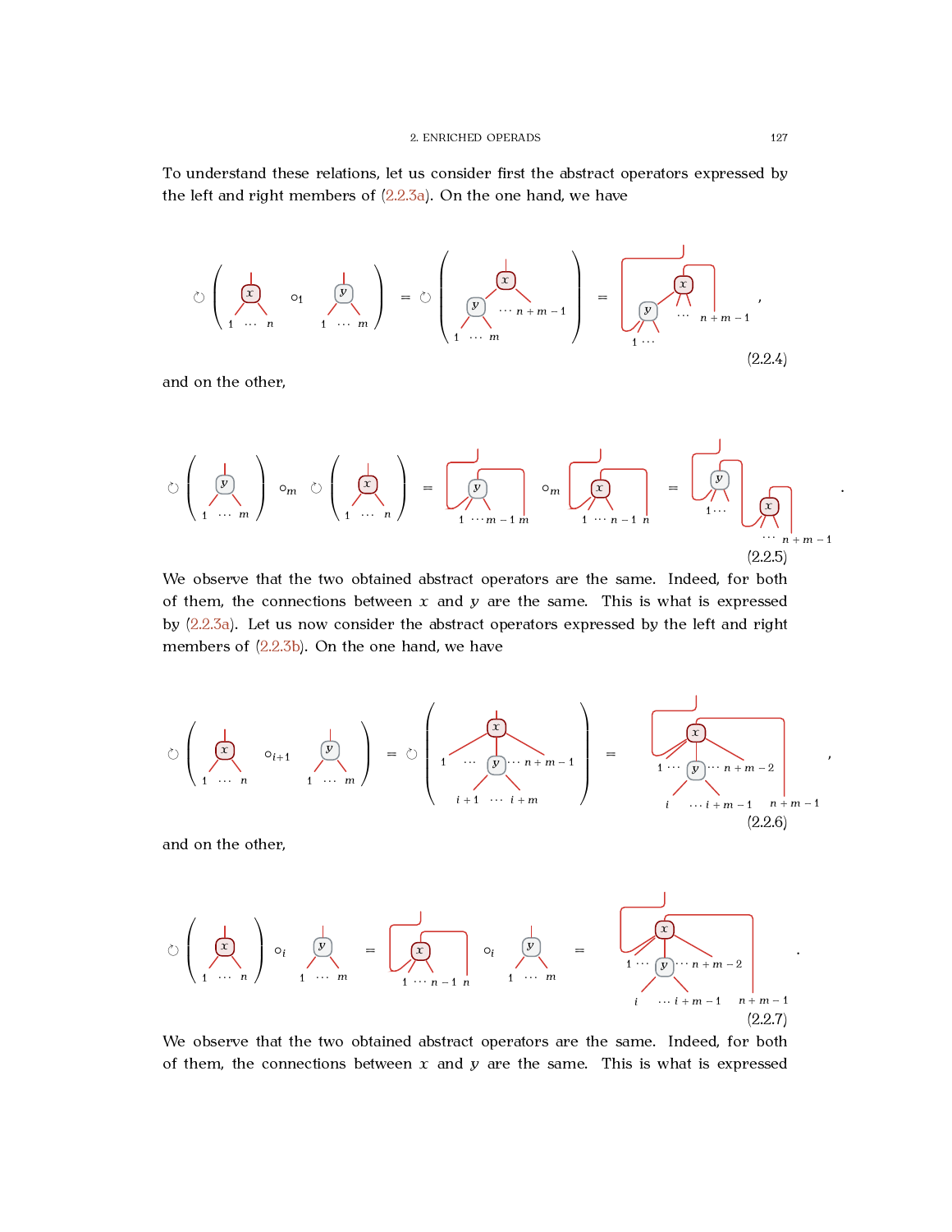To understand these relations, let us consider first the abstract operators expressed by the left and right members of (2.2.3a). On the one hand, we have

$$\circlearrowleft\left(x \circ_1 y\right) = \circlearrowleft\left(x \circ_1 y\right) = \cdots \qquad (2.2.4)$$

and on the other,

$$\circlearrowleft(y) \circ_m \circlearrowleft(x) = \cdots \circ_m \cdots = \cdots \qquad (2.2.5)$$

We observe that the two obtained abstract operators are the same. Indeed, for both of them, the connections between $x$ and $y$ are the same. This is what is expressed by (2.2.3a). Let us now consider the abstract operators expressed by the left and right members of (2.2.3b). On the one hand, we have

$$\circlearrowleft\left(x \circ_{i+1} y\right) = \circlearrowleft\left(\cdots\right) = \cdots \qquad (2.2.6)$$

and on the other,

$$\circlearrowleft(x) \circ_i y = \cdots \circ_i y = \cdots \qquad (2.2.7)$$

We observe that the two obtained abstract operators are the same. Indeed, for both of them, the connections between $x$ and $y$ are the same. This is what is expressed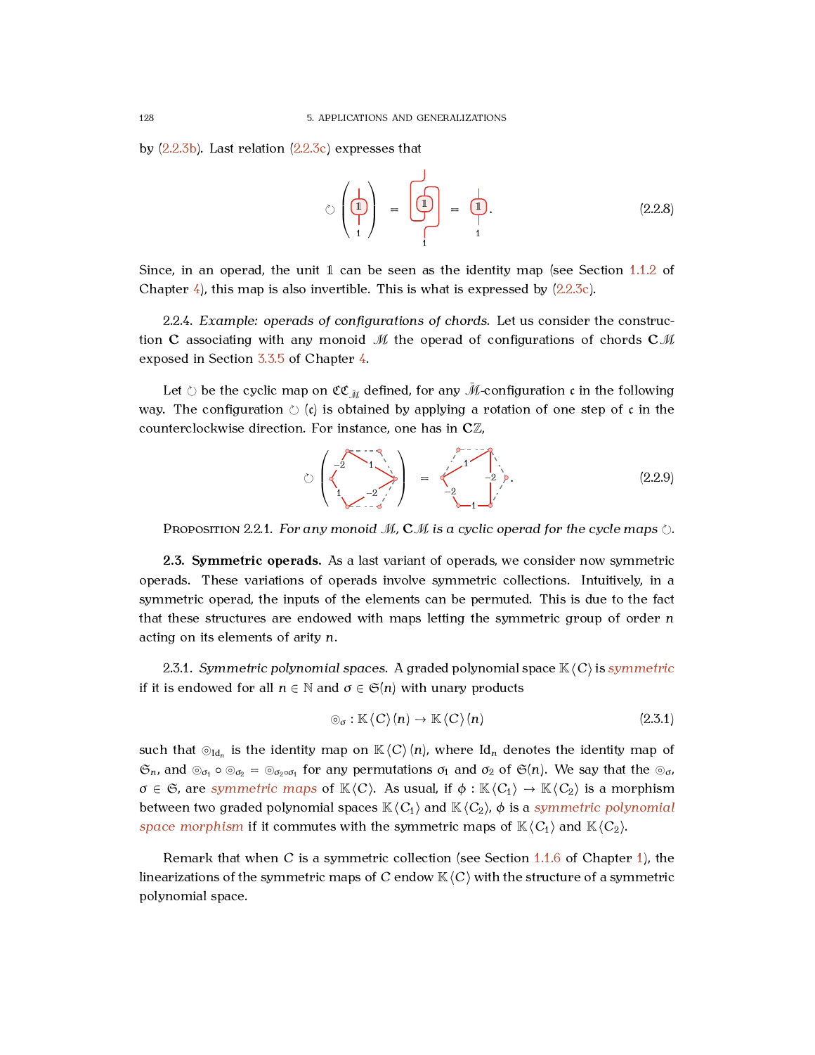by (2.2.3b). Last relation (2.2.3c) expresses that

$$\circlearrowleft \left( \mathbb{1} \right) = \mathbb{1} = \mathbb{1}. \tag{2.2.8}$$

Since, in an operad, the unit $\mathbb{1}$ can be seen as the identity map (see Section 1.1.2 of Chapter 4), this map is also invertible. This is what is expressed by (2.2.3c).

2.2.4. *Example: operads of configurations of chords.* Let us consider the construction $\mathbf{C}$ associating with any monoid $\mathcal{M}$ the operad of configurations of chords $\mathbf{C}\mathcal{M}$ exposed in Section 3.3.5 of Chapter 4.

Let $\circlearrowleft$ be the cyclic map on $\mathfrak{C}\mathfrak{C}_{\mathcal{M}}$ defined, for any $\bar{\mathcal{M}}$-configuration $\mathfrak{c}$ in the following way. The configuration $\circlearrowleft(\mathfrak{c})$ is obtained by applying a rotation of one step of $\mathfrak{c}$ in the counterclockwise direction. For instance, one has in $\mathbf{C}\mathbb{Z}$,

$$\circlearrowleft \left( \cdots \right) = \cdots. \tag{2.2.9}$$

Proposition 2.2.1. *For any monoid $\mathcal{M}$, $\mathbf{C}\mathcal{M}$ is a cyclic operad for the cycle maps $\circlearrowleft$.*

**2.3. Symmetric operads.** As a last variant of operads, we consider now symmetric operads. These variations of operads involve symmetric collections. Intuitively, in a symmetric operad, the inputs of the elements can be permuted. This is due to the fact that these structures are endowed with maps letting the symmetric group of order $n$ acting on its elements of arity $n$.

2.3.1. *Symmetric polynomial spaces.* A graded polynomial space $\mathbb{K}\langle C\rangle$ is *symmetric* if it is endowed for all $n \in \mathbb{N}$ and $\sigma \in \mathfrak{S}(n)$ with unary products

$$\circledcirc_\sigma : \mathbb{K}\langle C\rangle(n) \to \mathbb{K}\langle C\rangle(n) \tag{2.3.1}$$

such that $\circledcirc_{\mathrm{Id}_n}$ is the identity map on $\mathbb{K}\langle C\rangle(n)$, where $\mathrm{Id}_n$ denotes the identity map of $\mathfrak{S}_n$, and $\circledcirc_{\sigma_1} \circ \circledcirc_{\sigma_2} = \circledcirc_{\sigma_2 \circ \sigma_1}$ for any permutations $\sigma_1$ and $\sigma_2$ of $\mathfrak{S}(n)$. We say that the $\circledcirc_\sigma$, $\sigma \in \mathfrak{S}$, are *symmetric maps* of $\mathbb{K}\langle C\rangle$. As usual, if $\phi : \mathbb{K}\langle C_1\rangle \to \mathbb{K}\langle C_2\rangle$ is a morphism between two graded polynomial spaces $\mathbb{K}\langle C_1\rangle$ and $\mathbb{K}\langle C_2\rangle$, $\phi$ is a *symmetric polynomial space morphism* if it commutes with the symmetric maps of $\mathbb{K}\langle C_1\rangle$ and $\mathbb{K}\langle C_2\rangle$.

Remark that when $C$ is a symmetric collection (see Section 1.1.6 of Chapter 1), the linearizations of the symmetric maps of $C$ endow $\mathbb{K}\langle C\rangle$ with the structure of a symmetric polynomial space.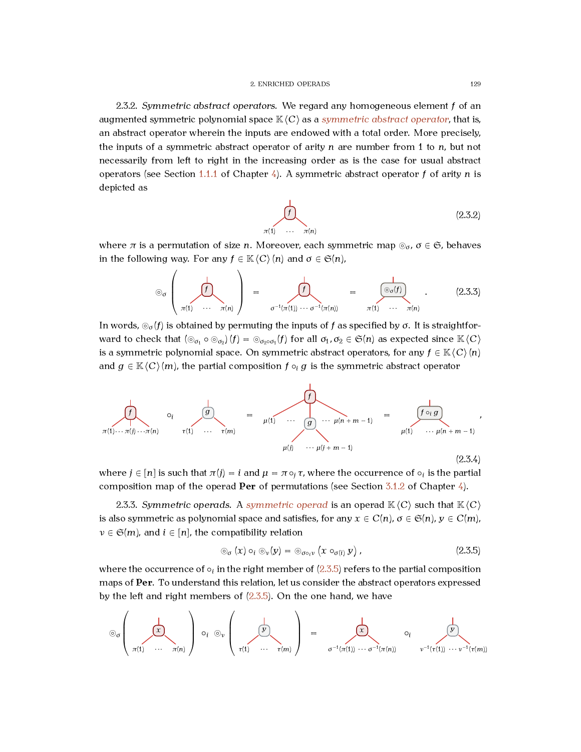2.3.2. *Symmetric abstract operators.* We regard any homogeneous element $f$ of an augmented symmetric polynomial space $\mathbb{K}\langle C\rangle$ as a *symmetric abstract operator*, that is, an abstract operator wherein the inputs are endowed with a total order. More precisely, the inputs of a symmetric abstract operator of arity $n$ are number from 1 to $n$, but not necessarily from left to right in the increasing order as is the case for usual abstract operators (see Section 1.1.1 of Chapter 4). A symmetric abstract operator $f$ of arity $n$ is depicted as

$$f \text{ with inputs } \pi(1) \cdots \pi(n) \tag{2.3.2}$$

where $\pi$ is a permutation of size $n$. Moreover, each symmetric map $\circledcirc_\sigma$, $\sigma \in \mathfrak{S}$, behaves in the following way. For any $f \in \mathbb{K}\langle C\rangle(n)$ and $\sigma \in \mathfrak{S}(n)$,

$$\circledcirc_\sigma\left( f \text{ with inputs } \pi(1) \cdots \pi(n) \right) = f \text{ with inputs } \sigma^{-1}(\pi(1)) \cdots \sigma^{-1}(\pi(n)) = \circledcirc_\sigma(f) \text{ with inputs } \pi(1) \cdots \pi(n). \tag{2.3.3}$$

In words, $\circledcirc_\sigma(f)$ is obtained by permuting the inputs of $f$ as specified by $\sigma$. It is straightforward to check that $(\circledcirc_{\sigma_1} \circ \circledcirc_{\sigma_2})(f) = \circledcirc_{\sigma_2 \circ \sigma_1}(f)$ for all $\sigma_1, \sigma_2 \in \mathfrak{S}(n)$ as expected since $\mathbb{K}\langle C\rangle$ is a symmetric polynomial space. On symmetric abstract operators, for any $f \in \mathbb{K}\langle C\rangle(n)$ and $g \in \mathbb{K}\langle C\rangle(m)$, the partial composition $f \circ_i g$ is the symmetric abstract operator

$$f \text{ with inputs } \pi(1) \cdots \pi(j) \cdots \pi(n) \;\circ_i\; g \text{ with inputs } \tau(1) \cdots \tau(m) = f \text{ with inputs } \mu(1) \cdots \mu(n+m-1), \text{ where } g \text{ is grafted with inputs } \mu(j) \cdots \mu(j+m-1) \;=\; f \circ_i g \text{ with inputs } \mu(1) \cdots \mu(n+m-1), \tag{2.3.4}$$

where $j \in [n]$ is such that $\pi(j) = i$ and $\mu = \pi \circ_j \tau$, where the occurrence of $\circ_i$ is the partial composition map of the operad **Per** of permutations (see Section 3.1.2 of Chapter 4).

2.3.3. *Symmetric operads.* A *symmetric operad* is an operad $\mathbb{K}\langle C\rangle$ such that $\mathbb{K}\langle C\rangle$ is also symmetric as polynomial space and satisfies, for any $x \in C(n)$, $\sigma \in \mathfrak{S}(n)$, $y \in C(m)$, $\nu \in \mathfrak{S}(m)$, and $i \in [n]$, the compatibility relation

$$\circledcirc_\sigma(x) \circ_i \circledcirc_\nu(y) = \circledcirc_{\sigma \circ_i \nu}\left(x \circ_{\sigma(i)} y\right), \tag{2.3.5}$$

where the occurrence of $\circ_i$ in the right member of (2.3.5) refers to the partial composition maps of **Per**. To understand this relation, let us consider the abstract operators expressed by the left and right members of (2.3.5). On the one hand, we have

$$\circledcirc_\sigma\left( x \text{ with inputs } \pi(1) \cdots \pi(n) \right) \circ_i \circledcirc_\nu\left( y \text{ with inputs } \tau(1) \cdots \tau(m) \right) = x \text{ with inputs } \sigma^{-1}(\pi(1)) \cdots \sigma^{-1}(\pi(n)) \;\circ_i\; y \text{ with inputs } \nu^{-1}(\tau(1)) \cdots \nu^{-1}(\tau(m))$$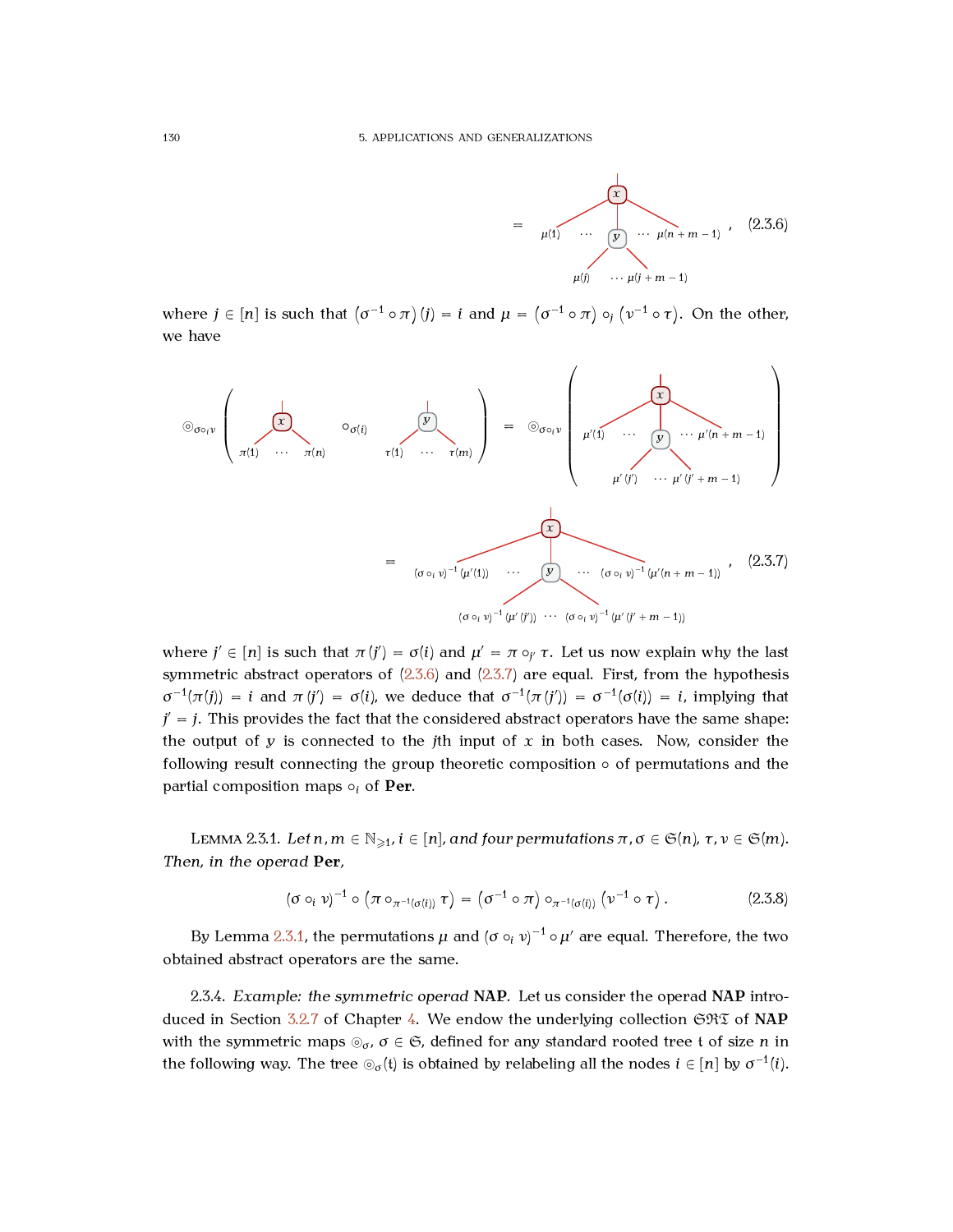$$= \quad \text{[tree: root } x \text{ with leaves } \mu(1) \cdots \mu(n+m-1) \text{, and } y \text{ grafted with leaves } \mu(j) \cdots \mu(j+m-1)\text{]} \quad , \tag{2.3.6}$$

where $j \in [n]$ is such that $\left(\sigma^{-1} \circ \pi\right)(j) = i$ and $\mu = \left(\sigma^{-1} \circ \pi\right) \circ_j \left(\nu^{-1} \circ \tau\right)$. On the other, we have

$$\circledcirc_{\sigma \circ_i \nu}\left( \text{[tree: } x \text{ with leaves } \pi(1) \cdots \pi(n)\text{]} \circ_{\sigma(i)} \text{[tree: } y \text{ with leaves } \tau(1) \cdots \tau(m)\text{]} \right) = \circledcirc_{\sigma \circ_i \nu}\left( \text{[tree: } x \text{ with leaves } \mu'(1) \cdots \mu'(n+m-1) \text{, } y \text{ with leaves } \mu'(j') \cdots \mu'(j'+m-1)\text{]} \right)$$

$$= \text{[tree: } x \text{ with leaves } (\sigma \circ_i \nu)^{-1}(\mu'(1)) \cdots (\sigma \circ_i \nu)^{-1}(\mu'(n+m-1)) \text{, } y \text{ with leaves } (\sigma \circ_i \nu)^{-1}(\mu'(j')) \cdots (\sigma \circ_i \nu)^{-1}(\mu'(j'+m-1))\text{]} \quad , \tag{2.3.7}$$

where $j' \in [n]$ is such that $\pi(j') = \sigma(i)$ and $\mu' = \pi \circ_{j'} \tau$. Let us now explain why the last symmetric abstract operators of (2.3.6) and (2.3.7) are equal. First, from the hypothesis $\sigma^{-1}(\pi(j)) = i$ and $\pi(j') = \sigma(i)$, we deduce that $\sigma^{-1}(\pi(j')) = \sigma^{-1}(\sigma(i)) = i$, implying that $j' = j$. This provides the fact that the considered abstract operators have the same shape: the output of $y$ is connected to the $j$th input of $x$ in both cases. Now, consider the following result connecting the group theoretic composition $\circ$ of permutations and the partial composition maps $\circ_i$ of **Per**.

Lemma 2.3.1. *Let $n, m \in \mathbb{N}_{\geqslant 1}$, $i \in [n]$, and four permutations $\pi, \sigma \in \mathfrak{S}(n)$, $\tau, \nu \in \mathfrak{S}(m)$. Then, in the operad* **Per**,

$$(\sigma \circ_i \nu)^{-1} \circ \left(\pi \circ_{\pi^{-1}(\sigma(i))} \tau\right) = \left(\sigma^{-1} \circ \pi\right) \circ_{\pi^{-1}(\sigma(i))} \left(\nu^{-1} \circ \tau\right). \tag{2.3.8}$$

By Lemma 2.3.1, the permutations $\mu$ and $(\sigma \circ_i \nu)^{-1} \circ \mu'$ are equal. Therefore, the two obtained abstract operators are the same.

2.3.4. *Example: the symmetric operad* **NAP**. Let us consider the operad **NAP** introduced in Section 3.2.7 of Chapter 4. We endow the underlying collection $\mathfrak{SRT}$ of **NAP** with the symmetric maps $\circledcirc_\sigma$, $\sigma \in \mathfrak{S}$, defined for any standard rooted tree $\mathfrak{t}$ of size $n$ in the following way. The tree $\circledcirc_\sigma(\mathfrak{t})$ is obtained by relabeling all the nodes $i \in [n]$ by $\sigma^{-1}(i)$.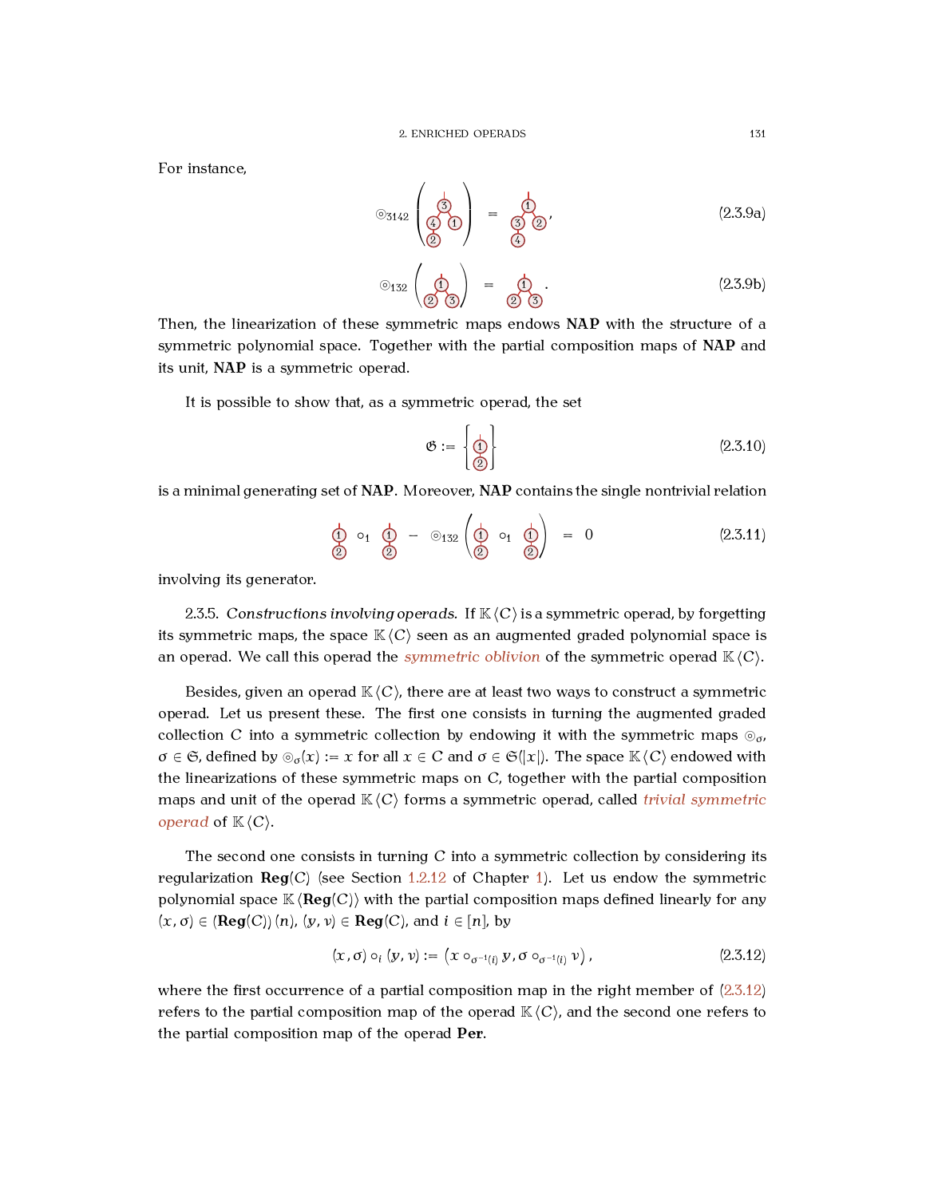For instance,

$$\circledcirc_{3142}\left(\begin{array}{c}\text{tree: root }3\text{ with children }4, 1;\ 4\text{ has child }2\end{array}\right) = \begin{array}{c}\text{tree: root }1\text{ with children }3, 2;\ 3\text{ has child }4\end{array}, \tag{2.3.9a}$$

$$\circledcirc_{132}\left(\begin{array}{c}\text{tree: root }1\text{ with children }2, 3\end{array}\right) = \begin{array}{c}\text{tree: root }1\text{ with children }2, 3\end{array}. \tag{2.3.9b}$$

Then, the linearization of these symmetric maps endows **NAP** with the structure of a symmetric polynomial space. Together with the partial composition maps of **NAP** and its unit, **NAP** is a symmetric operad.

It is possible to show that, as a symmetric operad, the set

$$\mathfrak{G} := \left\{\begin{array}{c}\text{tree: root }1\text{ with child }2\end{array}\right\} \tag{2.3.10}$$

is a minimal generating set of **NAP**. Moreover, **NAP** contains the single nontrivial relation

$$\begin{array}{c}1\\2\end{array} \circ_1 \begin{array}{c}1\\2\end{array} - \circledcirc_{132}\left(\begin{array}{c}1\\2\end{array} \circ_1 \begin{array}{c}1\\2\end{array}\right) = 0 \tag{2.3.11}$$

involving its generator.

2.3.5. *Constructions involving operads.* If $\mathbb{K}\langle C\rangle$ is a symmetric operad, by forgetting its symmetric maps, the space $\mathbb{K}\langle C\rangle$ seen as an augmented graded polynomial space is an operad. We call this operad the *symmetric oblivion* of the symmetric operad $\mathbb{K}\langle C\rangle$.

Besides, given an operad $\mathbb{K}\langle C\rangle$, there are at least two ways to construct a symmetric operad. Let us present these. The first one consists in turning the augmented graded collection $C$ into a symmetric collection by endowing it with the symmetric maps $\circledcirc_\sigma$, $\sigma \in \mathfrak{S}$, defined by $\circledcirc_\sigma(x) := x$ for all $x \in C$ and $\sigma \in \mathfrak{S}(|x|)$. The space $\mathbb{K}\langle C\rangle$ endowed with the linearizations of these symmetric maps on $C$, together with the partial composition maps and unit of the operad $\mathbb{K}\langle C\rangle$ forms a symmetric operad, called *trivial symmetric operad* of $\mathbb{K}\langle C\rangle$.

The second one consists in turning $C$ into a symmetric collection by considering its regularization $\mathbf{Reg}(C)$ (see Section 1.2.12 of Chapter 1). Let us endow the symmetric polynomial space $\mathbb{K}\langle\mathbf{Reg}(C)\rangle$ with the partial composition maps defined linearly for any $(x, \sigma) \in (\mathbf{Reg}(C))(n)$, $(y, \nu) \in \mathbf{Reg}(C)$, and $i \in [n]$, by

$$(x, \sigma) \circ_i (y, \nu) := \left(x \circ_{\sigma^{-1}(i)} y, \sigma \circ_{\sigma^{-1}(i)} \nu\right), \tag{2.3.12}$$

where the first occurrence of a partial composition map in the right member of (2.3.12) refers to the partial composition map of the operad $\mathbb{K}\langle C\rangle$, and the second one refers to the partial composition map of the operad **Per**.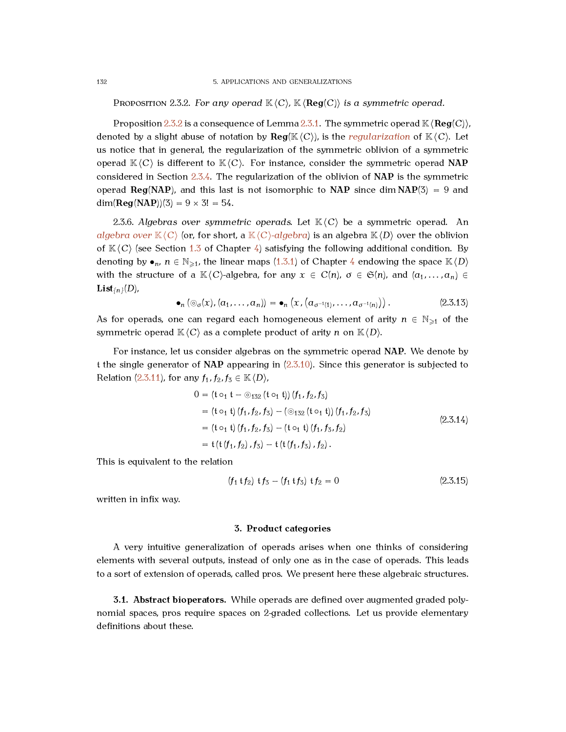**Proposition 2.3.2.** *For any operad $\mathbb{K}\langle C\rangle$, $\mathbb{K}\langle \mathbf{Reg}(C)\rangle$ is a symmetric operad.*

Proposition 2.3.2 is a consequence of Lemma 2.3.1. The symmetric operad $\mathbb{K}\langle \mathbf{Reg}(C)\rangle$, denoted by a slight abuse of notation by $\mathbf{Reg}(\mathbb{K}\langle C\rangle)$, is the *regularization* of $\mathbb{K}\langle C\rangle$. Let us notice that in general, the regularization of the symmetric oblivion of a symmetric operad $\mathbb{K}\langle C\rangle$ is different to $\mathbb{K}\langle C\rangle$. For instance, consider the symmetric operad $\mathbf{NAP}$ considered in Section 2.3.4. The regularization of the oblivion of $\mathbf{NAP}$ is the symmetric operad $\mathbf{Reg}(\mathbf{NAP})$, and this last is not isomorphic to $\mathbf{NAP}$ since $\dim \mathbf{NAP}(3) = 9$ and $\dim(\mathbf{Reg}(\mathbf{NAP}))(3) = 9 \times 3! = 54$.

2.3.6. *Algebras over symmetric operads.* Let $\mathbb{K}\langle C\rangle$ be a symmetric operad. An *algebra over* $\mathbb{K}\langle C\rangle$ (or, for short, a $\mathbb{K}\langle C\rangle$*-algebra*) is an algebra $\mathbb{K}\langle D\rangle$ over the oblivion of $\mathbb{K}\langle C\rangle$ (see Section 1.3 of Chapter 4) satisfying the following additional condition. By denoting by $\bullet_n$, $n \in \mathbb{N}_{\geqslant 1}$, the linear maps (1.3.1) of Chapter 4 endowing the space $\mathbb{K}\langle D\rangle$ with the structure of a $\mathbb{K}\langle C\rangle$-algebra, for any $x \in C(n)$, $\sigma \in \mathfrak{S}(n)$, and $(a_1, \dots, a_n) \in \mathbf{List}_{\{n\}}(D)$,

$$\bullet_n \left(\circledcirc_\sigma(x), (a_1, \dots, a_n)\right) = \bullet_n \left(x, \left(a_{\sigma^{-1}(1)}, \dots, a_{\sigma^{-1}(n)}\right)\right). \tag{2.3.13}$$

As for operads, one can regard each homogeneous element of arity $n \in \mathbb{N}_{\geqslant 1}$ of the symmetric operad $\mathbb{K}\langle C\rangle$ as a complete product of arity $n$ on $\mathbb{K}\langle D\rangle$.

For instance, let us consider algebras on the symmetric operad $\mathbf{NAP}$. We denote by $\mathtt{t}$ the single generator of $\mathbf{NAP}$ appearing in (2.3.10). Since this generator is subjected to Relation (2.3.11), for any $f_1, f_2, f_3 \in \mathbb{K}\langle D\rangle$,

$$\begin{aligned}
0 &= \left(\mathtt{t} \circ_1 \mathtt{t} - \circledcirc_{132} \left(\mathtt{t} \circ_1 \mathtt{t}\right)\right)(f_1, f_2, f_3) \\
&= \left(\mathtt{t} \circ_1 \mathtt{t}\right)(f_1, f_2, f_3) - \left(\circledcirc_{132} \left(\mathtt{t} \circ_1 \mathtt{t}\right)\right)(f_1, f_2, f_3) \\
&= \left(\mathtt{t} \circ_1 \mathtt{t}\right)(f_1, f_2, f_3) - \left(\mathtt{t} \circ_1 \mathtt{t}\right)(f_1, f_3, f_2) \\
&= \mathtt{t}\left(\mathtt{t}\left(f_1, f_2\right), f_3\right) - \mathtt{t}\left(\mathtt{t}\left(f_1, f_3\right), f_2\right).
\end{aligned} \tag{2.3.14}$$

This is equivalent to the relation

$$(f_1 \,\mathtt{t}\, f_2)\; \mathtt{t}\, f_3 - (f_1 \,\mathtt{t}\, f_3)\; \mathtt{t}\, f_2 = 0 \tag{2.3.15}$$

written in infix way.

## 3. Product categories

A very intuitive generalization of operads arises when one thinks of considering elements with several outputs, instead of only one as in the case of operads. This leads to a sort of extension of operads, called pros. We present here these algebraic structures.

**3.1. Abstract bioperators.** While operads are defined over augmented graded polynomial spaces, pros require spaces on 2-graded collections. Let us provide elementary definitions about these.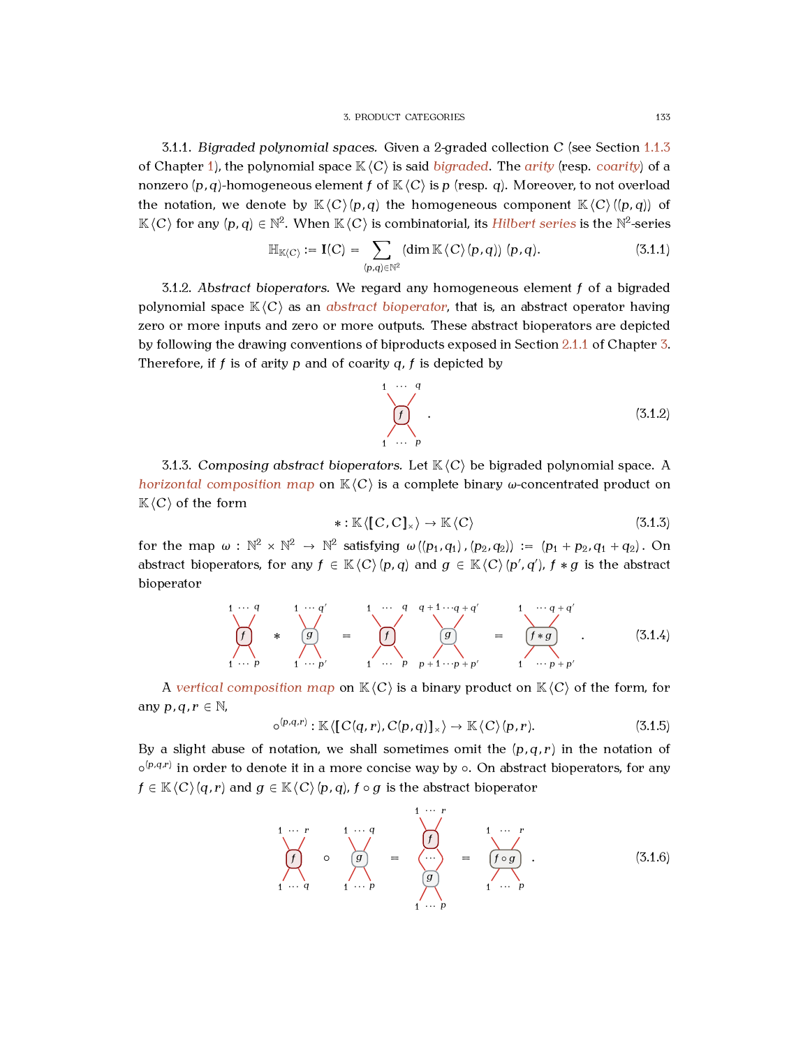3.1.1. *Bigraded polynomial spaces.* Given a 2-graded collection $C$ (see Section 1.1.3 of Chapter 1), the polynomial space $\mathbb{K}\langle C\rangle$ is said *bigraded*. The *arity* (resp. *coarity*) of a nonzero $(p,q)$-homogeneous element $f$ of $\mathbb{K}\langle C\rangle$ is $p$ (resp. $q$). Moreover, to not overload the notation, we denote by $\mathbb{K}\langle C\rangle(p,q)$ the homogeneous component $\mathbb{K}\langle C\rangle((p,q))$ of $\mathbb{K}\langle C\rangle$ for any $(p,q) \in \mathbb{N}^2$. When $\mathbb{K}\langle C\rangle$ is combinatorial, its *Hilbert series* is the $\mathbb{N}^2$-series

$$\mathbb{H}_{\mathbb{K}\langle C\rangle} := \mathbf{I}(C) = \sum_{(p,q)\in\mathbb{N}^2} \left(\dim \mathbb{K}\langle C\rangle(p,q)\right)(p,q). \tag{3.1.1}$$

3.1.2. *Abstract bioperators.* We regard any homogeneous element $f$ of a bigraded polynomial space $\mathbb{K}\langle C\rangle$ as an *abstract bioperator*, that is, an abstract operator having zero or more inputs and zero or more outputs. These abstract bioperators are depicted by following the drawing conventions of biproducts exposed in Section 2.1.1 of Chapter 3. Therefore, if $f$ is of arity $p$ and of coarity $q$, $f$ is depicted by

$$\text{[diagram: } f \text{ with outputs } 1 \cdots q \text{ on top and inputs } 1 \cdots p \text{ on bottom]}. \tag{3.1.2}$$

3.1.3. *Composing abstract bioperators.* Let $\mathbb{K}\langle C\rangle$ be bigraded polynomial space. A *horizontal composition map* on $\mathbb{K}\langle C\rangle$ is a complete binary $\omega$-concentrated product on $\mathbb{K}\langle C\rangle$ of the form

$$* : \mathbb{K}\langle [C, C]_\times\rangle \to \mathbb{K}\langle C\rangle \tag{3.1.3}$$

for the map $\omega : \mathbb{N}^2 \times \mathbb{N}^2 \to \mathbb{N}^2$ satisfying $\omega((p_1, q_1), (p_2, q_2)) := (p_1 + p_2, q_1 + q_2)$. On abstract bioperators, for any $f \in \mathbb{K}\langle C\rangle(p,q)$ and $g \in \mathbb{K}\langle C\rangle(p',q')$, $f * g$ is the abstract bioperator

$$\text{[}f\text{ (}1\cdots p \to 1\cdots q\text{)]} * \text{[}g\text{ (}1\cdots p' \to 1\cdots q'\text{)]} = \text{[}f\text{ (}1\cdots p \to 1\cdots q\text{)} \;\; g\text{ (}p+1\cdots p+p' \to q+1\cdots q+q'\text{)]} = \text{[}f*g\text{ (}1\cdots p+p' \to 1\cdots q+q'\text{)]}. \tag{3.1.4}$$

A *vertical composition map* on $\mathbb{K}\langle C\rangle$ is a binary product on $\mathbb{K}\langle C\rangle$ of the form, for any $p, q, r \in \mathbb{N}$,

$$\circ^{(p,q,r)} : \mathbb{K}\langle [C(q,r), C(p,q)]_\times\rangle \to \mathbb{K}\langle C\rangle(p,r). \tag{3.1.5}$$

By a slight abuse of notation, we shall sometimes omit the $(p,q,r)$ in the notation of $\circ^{(p,q,r)}$ in order to denote it in a more concise way by $\circ$. On abstract bioperators, for any $f \in \mathbb{K}\langle C\rangle(q,r)$ and $g \in \mathbb{K}\langle C\rangle(p,q)$, $f \circ g$ is the abstract bioperator

$$\text{[}f\text{ (}1\cdots q \to 1\cdots r\text{)]} \circ \text{[}g\text{ (}1\cdots p \to 1\cdots q\text{)]} = \text{[}f \text{ stacked above } g \text{, connected by } \cdots\text{; } 1\cdots p \to 1\cdots r\text{]} = \text{[}f\circ g\text{ (}1\cdots p \to 1\cdots r\text{)]}. \tag{3.1.6}$$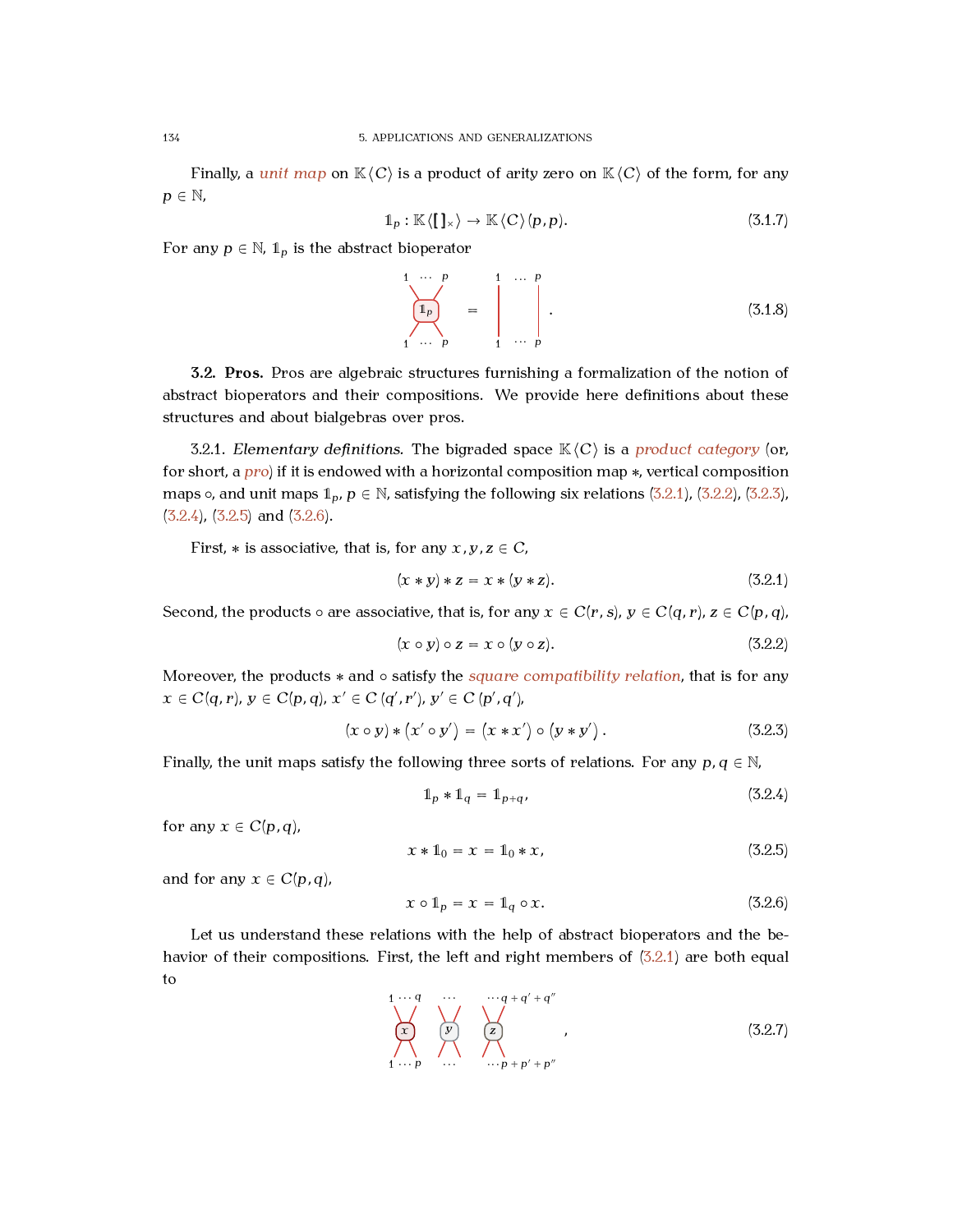Finally, a *unit map* on $\mathbb{K}\langle C\rangle$ is a product of arity zero on $\mathbb{K}\langle C\rangle$ of the form, for any $p \in \mathbb{N}$,

$$\mathbb{1}_p : \mathbb{K}\langle [\,]_\times \rangle \to \mathbb{K}\langle C\rangle(p, p). \tag{3.1.7}$$

For any $p \in \mathbb{N}$, $\mathbb{1}_p$ is the abstract bioperator

$$\text{(diagram: a bioperator } \mathbb{1}_p \text{ with inputs } 1 \cdots p \text{ and outputs } 1 \cdots p\text{)} \quad = \quad \text{(diagram: } p \text{ parallel vertical wires labeled } 1 \ldots p\text{)} \;. \tag{3.1.8}$$

**3.2. Pros.** Pros are algebraic structures furnishing a formalization of the notion of abstract bioperators and their compositions. We provide here definitions about these structures and about bialgebras over pros.

3.2.1. *Elementary definitions.* The bigraded space $\mathbb{K}\langle C\rangle$ is a *product category* (or, for short, a *pro*) if it is endowed with a horizontal composition map $*$, vertical composition maps $\circ$, and unit maps $\mathbb{1}_p$, $p \in \mathbb{N}$, satisfying the following six relations (3.2.1), (3.2.2), (3.2.3), (3.2.4), (3.2.5) and (3.2.6).

First, $*$ is associative, that is, for any $x, y, z \in C$,

$$(x * y) * z = x * (y * z). \tag{3.2.1}$$

Second, the products $\circ$ are associative, that is, for any $x \in C(r, s)$, $y \in C(q, r)$, $z \in C(p, q)$,

$$(x \circ y) \circ z = x \circ (y \circ z). \tag{3.2.2}$$

Moreover, the products $*$ and $\circ$ satisfy the *square compatibility relation*, that is for any $x \in C(q, r)$, $y \in C(p, q)$, $x' \in C(q', r')$, $y' \in C(p', q')$,

$$(x \circ y) * (x' \circ y') = (x * x') \circ (y * y')\,. \tag{3.2.3}$$

Finally, the unit maps satisfy the following three sorts of relations. For any $p, q \in \mathbb{N}$,

$$\mathbb{1}_p * \mathbb{1}_q = \mathbb{1}_{p+q}, \tag{3.2.4}$$

for any $x \in C(p, q)$,

$$x * \mathbb{1}_0 = x = \mathbb{1}_0 * x, \tag{3.2.5}$$

and for any $x \in C(p, q)$,

$$x \circ \mathbb{1}_p = x = \mathbb{1}_q \circ x. \tag{3.2.6}$$

Let us understand these relations with the help of abstract bioperators and the behavior of their compositions. First, the left and right members of (3.2.1) are both equal to

$$\text{(diagram: bioperators } x, y, z \text{ placed side by side, with inputs } 1 \cdots p,\ \cdots,\ \cdots p + p' + p'' \text{ and outputs } 1 \cdots q,\ \cdots,\ \cdots q + q' + q''\text{)} \;, \tag{3.2.7}$$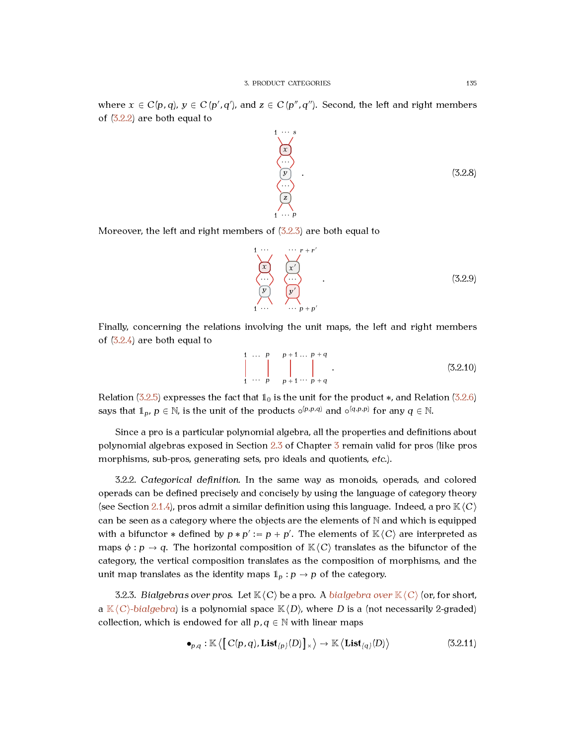where $x \in C(p,q)$, $y \in C(p',q')$, and $z \in C(p'',q'')$. Second, the left and right members of (3.2.2) are both equal to

$$\begin{array}{c} 1 \cdots s \\ \boxed{x} \\ \cdots \\ \boxed{y} \\ \cdots \\ \boxed{z} \\ 1 \cdots p \end{array} \quad . \tag{3.2.8}$$

Moreover, the left and right members of (3.2.3) are both equal to

$$\begin{array}{cc} 1 \cdots & \cdots r + r' \\ \boxed{x} & \boxed{x'} \\ \cdots & \cdots \\ \boxed{y} & \boxed{y'} \\ 1 \cdots & \cdots p + p' \end{array} \quad . \tag{3.2.9}$$

Finally, concerning the relations involving the unit maps, the left and right members of (3.2.4) are both equal to

$$\begin{array}{cc} 1 \ \ldots \ p & p+1 \ldots \ p+q \\ | \quad\quad | & | \quad\quad | \\ 1 \ \cdots \ p & p+1 \cdots \ p+q \end{array} \quad . \tag{3.2.10}$$

Relation (3.2.5) expresses the fact that $\mathbb{1}_0$ is the unit for the product $*$, and Relation (3.2.6) says that $\mathbb{1}_p$, $p \in \mathbb{N}$, is the unit of the products $\circ^{(p,p,q)}$ and $\circ^{(q,p,p)}$ for any $q \in \mathbb{N}$.

Since a pro is a particular polynomial algebra, all the properties and definitions about polynomial algebras exposed in Section 2.3 of Chapter 3 remain valid for pros (like pros morphisms, sub-pros, generating sets, pro ideals and quotients, *etc.*).

3.2.2. *Categorical definition.* In the same way as monoids, operads, and colored operads can be defined precisely and concisely by using the language of category theory (see Section 2.1.4), pros admit a similar definition using this language. Indeed, a pro $\mathbb{K}\langle C \rangle$ can be seen as a category where the objects are the elements of $\mathbb{N}$ and which is equipped with a bifunctor $*$ defined by $p * p' := p + p'$. The elements of $\mathbb{K}\langle C \rangle$ are interpreted as maps $\phi : p \to q$. The horizontal composition of $\mathbb{K}\langle C \rangle$ translates as the bifunctor of the category, the vertical composition translates as the composition of morphisms, and the unit map translates as the identity maps $\mathbb{1}_p : p \to p$ of the category.

3.2.3. *Bialgebras over pros.* Let $\mathbb{K}\langle C \rangle$ be a pro. A *bialgebra over* $\mathbb{K}\langle C \rangle$ (or, for short, a $\mathbb{K}\langle C \rangle$*-bialgebra*) is a polynomial space $\mathbb{K}\langle D \rangle$, where $D$ is a (not necessarily 2-graded) collection, which is endowed for all $p, q \in \mathbb{N}$ with linear maps

$$\bullet_{p,q} : \mathbb{K}\left\langle \left[ C(p,q), \mathbf{List}_{\{p\}}(D) \right]_\times \right\rangle \to \mathbb{K}\left\langle \mathbf{List}_{\{q\}}(D) \right\rangle \tag{3.2.11}$$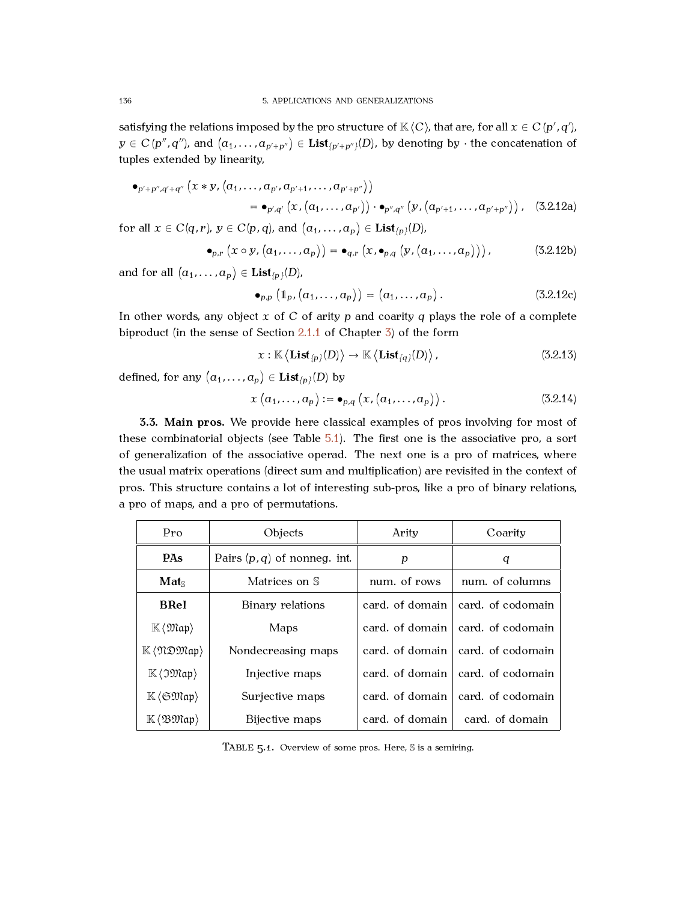satisfying the relations imposed by the pro structure of $\mathbb{K}\langle C\rangle$, that are, for all $x \in C(p', q')$, $y \in C(p'', q'')$, and $(a_1, \dots, a_{p'+p''}) \in \mathbf{List}_{\{p'+p''\}}(D)$, by denoting by $\cdot$ the concatenation of tuples extended by linearity,

$$\bullet_{p'+p'',q'+q''}\left(x * y, \left(a_1, \dots, a_{p'}, a_{p'+1}, \dots, a_{p'+p''}\right)\right) = \bullet_{p',q'}\left(x, \left(a_1, \dots, a_{p'}\right)\right) \cdot \bullet_{p'',q''}\left(y, \left(a_{p'+1}, \dots, a_{p'+p''}\right)\right), \tag{3.2.12a}$$

for all $x \in C(q, r)$, $y \in C(p, q)$, and $(a_1, \dots, a_p) \in \mathbf{List}_{\{p\}}(D)$,

$$\bullet_{p,r}\left(x \circ y, \left(a_1, \dots, a_p\right)\right) = \bullet_{q,r}\left(x, \bullet_{p,q}\left(y, \left(a_1, \dots, a_p\right)\right)\right), \tag{3.2.12b}$$

and for all $(a_1, \dots, a_p) \in \mathbf{List}_{\{p\}}(D)$,

$$\bullet_{p,p}\left(\mathbb{1}_p, \left(a_1, \dots, a_p\right)\right) = \left(a_1, \dots, a_p\right). \tag{3.2.12c}$$

In other words, any object $x$ of $C$ of arity $p$ and coarity $q$ plays the role of a complete biproduct (in the sense of Section 2.1.1 of Chapter 3) of the form

$$x : \mathbb{K}\left\langle \mathbf{List}_{\{p\}}(D)\right\rangle \to \mathbb{K}\left\langle \mathbf{List}_{\{q\}}(D)\right\rangle, \tag{3.2.13}$$

defined, for any $(a_1, \dots, a_p) \in \mathbf{List}_{\{p\}}(D)$ by

$$x\left(a_1, \dots, a_p\right) := \bullet_{p,q}\left(x, \left(a_1, \dots, a_p\right)\right). \tag{3.2.14}$$

**3.3. Main pros.** We provide here classical examples of pros involving for most of these combinatorial objects (see Table 5.1). The first one is the associative pro, a sort of generalization of the associative operad. The next one is a pro of matrices, where the usual matrix operations (direct sum and multiplication) are revisited in the context of pros. This structure contains a lot of interesting sub-pros, like a pro of binary relations, a pro of maps, and a pro of permutations.

| Pro | Objects | Arity | Coarity |
|---|---|---|---|
| **PAs** | Pairs $(p, q)$ of nonneg. int. | $p$ | $q$ |
| $\mathbf{Mat}_{\mathbb{S}}$ | Matrices on $\mathbb{S}$ | num. of rows | num. of columns |
| **BRel** | Binary relations | card. of domain | card. of codomain |
| $\mathbb{K}\langle\mathfrak{Map}\rangle$ | Maps | card. of domain | card. of codomain |
| $\mathbb{K}\langle\mathfrak{NDMap}\rangle$ | Nondecreasing maps | card. of domain | card. of codomain |
| $\mathbb{K}\langle\mathfrak{IMap}\rangle$ | Injective maps | card. of domain | card. of codomain |
| $\mathbb{K}\langle\mathfrak{SMap}\rangle$ | Surjective maps | card. of domain | card. of codomain |
| $\mathbb{K}\langle\mathfrak{BMap}\rangle$ | Bijective maps | card. of domain | card. of domain |

TABLE 5.1. Overview of some pros. Here, $\mathbb{S}$ is a semiring.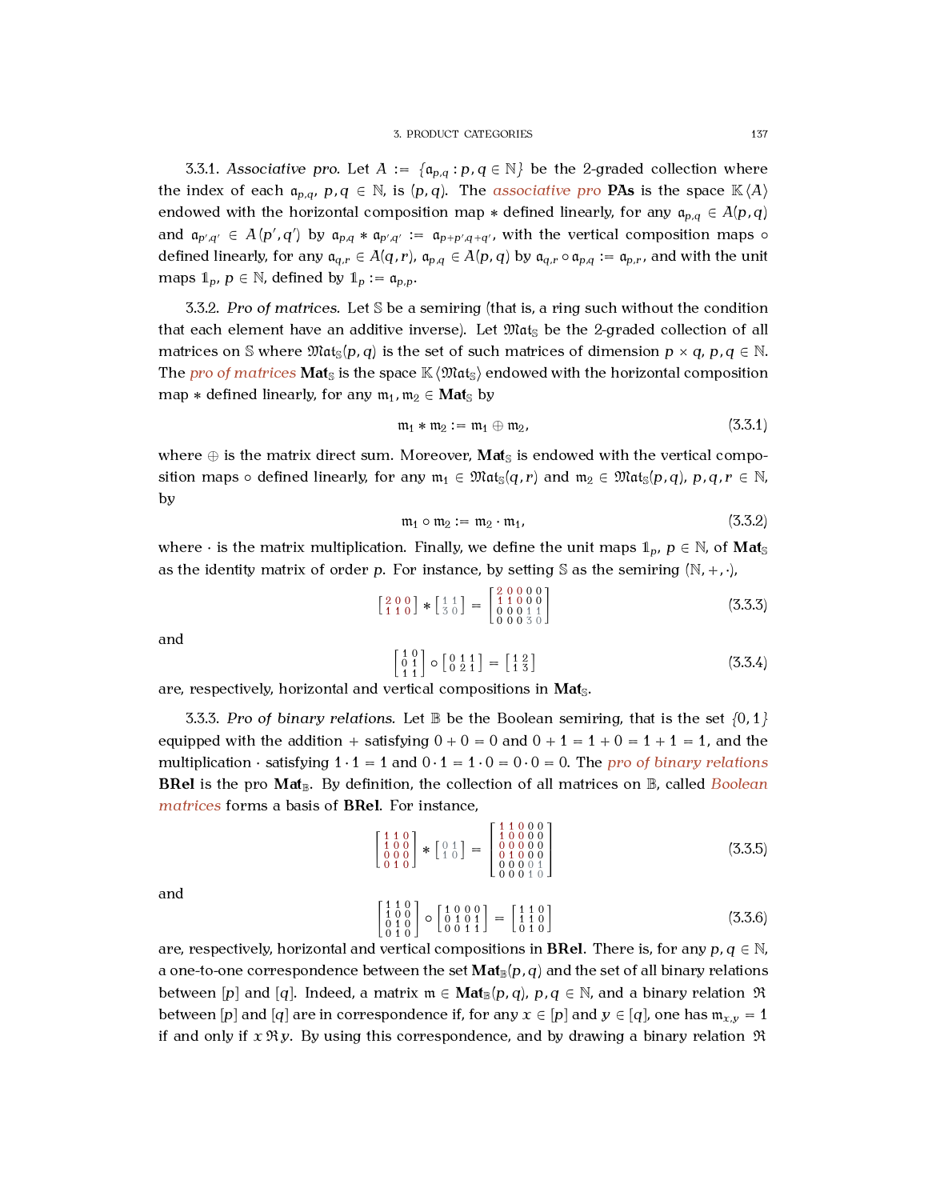3.3.1. *Associative pro.* Let $A := \{\mathfrak{a}_{p,q} : p, q \in \mathbb{N}\}$ be the 2-graded collection where the index of each $\mathfrak{a}_{p,q}$, $p, q \in \mathbb{N}$, is $(p, q)$. The *associative pro* **PAs** is the space $\mathbb{K}\langle A\rangle$ endowed with the horizontal composition map $*$ defined linearly, for any $\mathfrak{a}_{p,q} \in A(p,q)$ and $\mathfrak{a}_{p',q'} \in A(p',q')$ by $\mathfrak{a}_{p,q} * \mathfrak{a}_{p',q'} := \mathfrak{a}_{p+p',q+q'}$, with the vertical composition maps $\circ$ defined linearly, for any $\mathfrak{a}_{q,r} \in A(q,r)$, $\mathfrak{a}_{p,q} \in A(p,q)$ by $\mathfrak{a}_{q,r} \circ \mathfrak{a}_{p,q} := \mathfrak{a}_{p,r}$, and with the unit maps $\mathbb{1}_p$, $p \in \mathbb{N}$, defined by $\mathbb{1}_p := \mathfrak{a}_{p,p}$.

3.3.2. *Pro of matrices.* Let $\mathbb{S}$ be a semiring (that is, a ring such without the condition that each element have an additive inverse). Let $\mathfrak{Mat}_{\mathbb{S}}$ be the 2-graded collection of all matrices on $\mathbb{S}$ where $\mathfrak{Mat}_{\mathbb{S}}(p,q)$ is the set of such matrices of dimension $p \times q$, $p, q \in \mathbb{N}$. The *pro of matrices* $\mathbf{Mat}_{\mathbb{S}}$ is the space $\mathbb{K}\langle\mathfrak{Mat}_{\mathbb{S}}\rangle$ endowed with the horizontal composition map $*$ defined linearly, for any $\mathfrak{m}_1, \mathfrak{m}_2 \in \mathbf{Mat}_{\mathbb{S}}$ by

$$\mathfrak{m}_1 * \mathfrak{m}_2 := \mathfrak{m}_1 \oplus \mathfrak{m}_2, \tag{3.3.1}$$

where $\oplus$ is the matrix direct sum. Moreover, $\mathbf{Mat}_{\mathbb{S}}$ is endowed with the vertical composition maps $\circ$ defined linearly, for any $\mathfrak{m}_1 \in \mathfrak{Mat}_{\mathbb{S}}(q,r)$ and $\mathfrak{m}_2 \in \mathfrak{Mat}_{\mathbb{S}}(p,q)$, $p, q, r \in \mathbb{N}$, by

$$\mathfrak{m}_1 \circ \mathfrak{m}_2 := \mathfrak{m}_2 \cdot \mathfrak{m}_1, \tag{3.3.2}$$

where $\cdot$ is the matrix multiplication. Finally, we define the unit maps $\mathbb{1}_p$, $p \in \mathbb{N}$, of $\mathbf{Mat}_{\mathbb{S}}$ as the identity matrix of order $p$. For instance, by setting $\mathbb{S}$ as the semiring $(\mathbb{N}, +, \cdot)$,

$$\begin{bmatrix} 2 & 0 & 0 \\ 1 & 1 & 0 \end{bmatrix} * \begin{bmatrix} 1 & 1 \\ 3 & 0 \end{bmatrix} = \begin{bmatrix} 2 & 0 & 0 & 0 & 0 \\ 1 & 1 & 0 & 0 & 0 \\ 0 & 0 & 0 & 1 & 1 \\ 0 & 0 & 0 & 3 & 0 \end{bmatrix} \tag{3.3.3}$$

and

$$\begin{bmatrix} 1 & 0 \\ 0 & 1 \\ 1 & 1 \end{bmatrix} \circ \begin{bmatrix} 0 & 1 & 1 \\ 0 & 2 & 1 \end{bmatrix} = \begin{bmatrix} 1 & 2 \\ 1 & 3 \end{bmatrix} \tag{3.3.4}$$

are, respectively, horizontal and vertical compositions in $\mathbf{Mat}_{\mathbb{S}}$.

3.3.3. *Pro of binary relations.* Let $\mathbb{B}$ be the Boolean semiring, that is the set $\{0, 1\}$ equipped with the addition $+$ satisfying $0 + 0 = 0$ and $0 + 1 = 1 + 0 = 1 + 1 = 1$, and the multiplication $\cdot$ satisfying $1 \cdot 1 = 1$ and $0 \cdot 1 = 1 \cdot 0 = 0 \cdot 0 = 0$. The *pro of binary relations* **BRel** is the pro $\mathbf{Mat}_{\mathbb{B}}$. By definition, the collection of all matrices on $\mathbb{B}$, called *Boolean matrices* forms a basis of **BRel**. For instance,

$$\begin{bmatrix} 1 & 1 & 0 \\ 1 & 0 & 0 \\ 0 & 0 & 0 \\ 0 & 1 & 0 \end{bmatrix} * \begin{bmatrix} 0 & 1 \\ 1 & 0 \end{bmatrix} = \begin{bmatrix} 1 & 1 & 0 & 0 & 0 \\ 1 & 0 & 0 & 0 & 0 \\ 0 & 0 & 0 & 0 & 0 \\ 0 & 1 & 0 & 0 & 0 \\ 0 & 0 & 0 & 0 & 1 \\ 0 & 0 & 0 & 1 & 0 \end{bmatrix} \tag{3.3.5}$$

and

$$\begin{bmatrix} 1 & 1 & 0 \\ 1 & 0 & 0 \\ 0 & 1 & 0 \\ 0 & 1 & 0 \end{bmatrix} \circ \begin{bmatrix} 1 & 0 & 0 & 0 \\ 0 & 1 & 0 & 1 \\ 0 & 0 & 1 & 1 \end{bmatrix} = \begin{bmatrix} 1 & 1 & 0 \\ 1 & 1 & 0 \\ 0 & 1 & 0 \end{bmatrix} \tag{3.3.6}$$

are, respectively, horizontal and vertical compositions in **BRel**. There is, for any $p, q \in \mathbb{N}$, a one-to-one correspondence between the set $\mathbf{Mat}_{\mathbb{B}}(p,q)$ and the set of all binary relations between $[p]$ and $[q]$. Indeed, a matrix $\mathfrak{m} \in \mathbf{Mat}_{\mathbb{B}}(p,q)$, $p, q \in \mathbb{N}$, and a binary relation $\mathfrak{R}$ between $[p]$ and $[q]$ are in correspondence if, for any $x \in [p]$ and $y \in [q]$, one has $\mathfrak{m}_{x,y} = 1$ if and only if $x \,\mathfrak{R}\, y$. By using this correspondence, and by drawing a binary relation $\mathfrak{R}$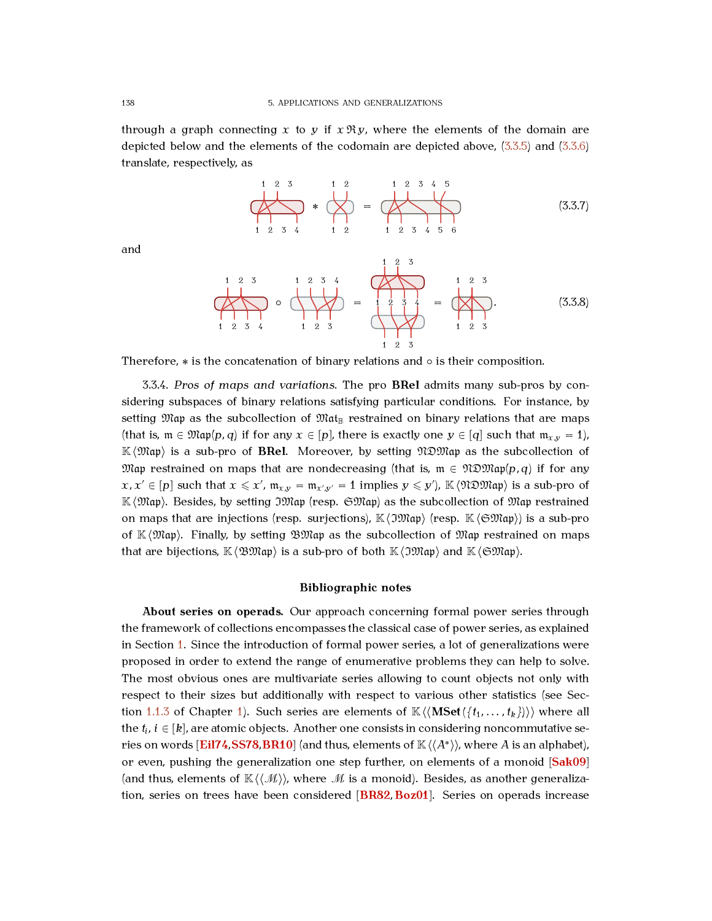through a graph connecting $x$ to $y$ if $x \mathfrak{R} y$, where the elements of the domain are depicted below and the elements of the codomain are depicted above, (3.3.5) and (3.3.6) translate, respectively, as

(3.3.7)

and

(3.3.8)

Therefore, $*$ is the concatenation of binary relations and $\circ$ is their composition.

3.3.4. *Pros of maps and variations.* The pro **BRel** admits many sub-pros by considering subspaces of binary relations satisfying particular conditions. For instance, by setting $\mathfrak{Map}$ as the subcollection of $\mathfrak{Mat}_{\mathbb{B}}$ restrained on binary relations that are maps (that is, $\mathfrak{m} \in \mathfrak{Map}(p, q)$ if for any $x \in [p]$, there is exactly one $y \in [q]$ such that $\mathfrak{m}_{x,y} = 1$), $\mathbb{K}\langle\mathfrak{Map}\rangle$ is a sub-pro of **BRel**. Moreover, by setting $\mathfrak{NDMap}$ as the subcollection of $\mathfrak{Map}$ restrained on maps that are nondecreasing (that is, $\mathfrak{m} \in \mathfrak{NDMap}(p, q)$ if for any $x, x' \in [p]$ such that $x \leqslant x'$, $\mathfrak{m}_{x,y} = \mathfrak{m}_{x',y'} = 1$ implies $y \leqslant y'$), $\mathbb{K}\langle\mathfrak{NDMap}\rangle$ is a sub-pro of $\mathbb{K}\langle\mathfrak{Map}\rangle$. Besides, by setting $\mathfrak{IMap}$ (resp. $\mathfrak{SMap}$) as the subcollection of $\mathfrak{Map}$ restrained on maps that are injections (resp. surjections), $\mathbb{K}\langle\mathfrak{IMap}\rangle$ (resp. $\mathbb{K}\langle\mathfrak{SMap}\rangle$) is a sub-pro of $\mathbb{K}\langle\mathfrak{Map}\rangle$. Finally, by setting $\mathfrak{BMap}$ as the subcollection of $\mathfrak{Map}$ restrained on maps that are bijections, $\mathbb{K}\langle\mathfrak{BMap}\rangle$ is a sub-pro of both $\mathbb{K}\langle\mathfrak{IMap}\rangle$ and $\mathbb{K}\langle\mathfrak{SMap}\rangle$.

## Bibliographic notes

**About series on operads.** Our approach concerning formal power series through the framework of collections encompasses the classical case of power series, as explained in Section 1. Since the introduction of formal power series, a lot of generalizations were proposed in order to extend the range of enumerative problems they can help to solve. The most obvious ones are multivariate series allowing to count objects not only with respect to their sizes but additionally with respect to various other statistics (see Section 1.1.3 of Chapter 1). Such series are elements of $\mathbb{K}\langle\langle \mathbf{MSet}(\{t_1, \dots, t_k\})\rangle\rangle$ where all the $t_i$, $i \in [k]$, are atomic objects. Another one consists in considering noncommutative series on words [Eil74,SS78,BR10] (and thus, elements of $\mathbb{K}\langle\langle A^*\rangle\rangle$, where $A$ is an alphabet), or even, pushing the generalization one step further, on elements of a monoid [Sak09] (and thus, elements of $\mathbb{K}\langle\langle \mathcal{M}\rangle\rangle$, where $\mathcal{M}$ is a monoid). Besides, as another generalization, series on trees have been considered [BR82, Boz01]. Series on operads increase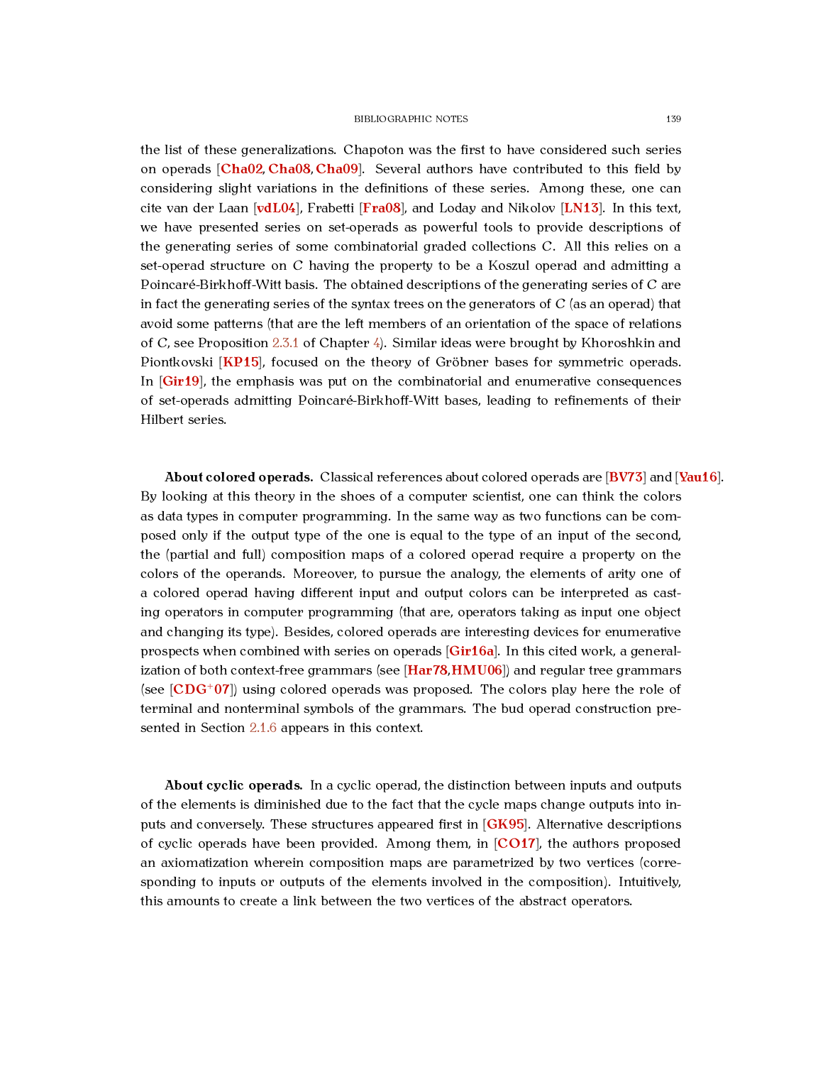the list of these generalizations. Chapoton was the first to have considered such series on operads [Cha02, Cha08, Cha09]. Several authors have contributed to this field by considering slight variations in the definitions of these series. Among these, one can cite van der Laan [vdL04], Frabetti [Fra08], and Loday and Nikolov [LN13]. In this text, we have presented series on set-operads as powerful tools to provide descriptions of the generating series of some combinatorial graded collections $C$. All this relies on a set-operad structure on $C$ having the property to be a Koszul operad and admitting a Poincaré-Birkhoff-Witt basis. The obtained descriptions of the generating series of $C$ are in fact the generating series of the syntax trees on the generators of $C$ (as an operad) that avoid some patterns (that are the left members of an orientation of the space of relations of $C$, see Proposition 2.3.1 of Chapter 4). Similar ideas were brought by Khoroshkin and Piontkovski [KP15], focused on the theory of Gröbner bases for symmetric operads. In [Gir19], the emphasis was put on the combinatorial and enumerative consequences of set-operads admitting Poincaré-Birkhoff-Witt bases, leading to refinements of their Hilbert series.

**About colored operads.** Classical references about colored operads are [BV73] and [Yau16]. By looking at this theory in the shoes of a computer scientist, one can think the colors as data types in computer programming. In the same way as two functions can be composed only if the output type of the one is equal to the type of an input of the second, the (partial and full) composition maps of a colored operad require a property on the colors of the operands. Moreover, to pursue the analogy, the elements of arity one of a colored operad having different input and output colors can be interpreted as casting operators in computer programming (that are, operators taking as input one object and changing its type). Besides, colored operads are interesting devices for enumerative prospects when combined with series on operads [Gir16a]. In this cited work, a generalization of both context-free grammars (see [Har78, HMU06]) and regular tree grammars (see [CDG+07]) using colored operads was proposed. The colors play here the role of terminal and nonterminal symbols of the grammars. The bud operad construction presented in Section 2.1.6 appears in this context.

**About cyclic operads.** In a cyclic operad, the distinction between inputs and outputs of the elements is diminished due to the fact that the cycle maps change outputs into inputs and conversely. These structures appeared first in [GK95]. Alternative descriptions of cyclic operads have been provided. Among them, in [CO17], the authors proposed an axiomatization wherein composition maps are parametrized by two vertices (corresponding to inputs or outputs of the elements involved in the composition). Intuitively, this amounts to create a link between the two vertices of the abstract operators.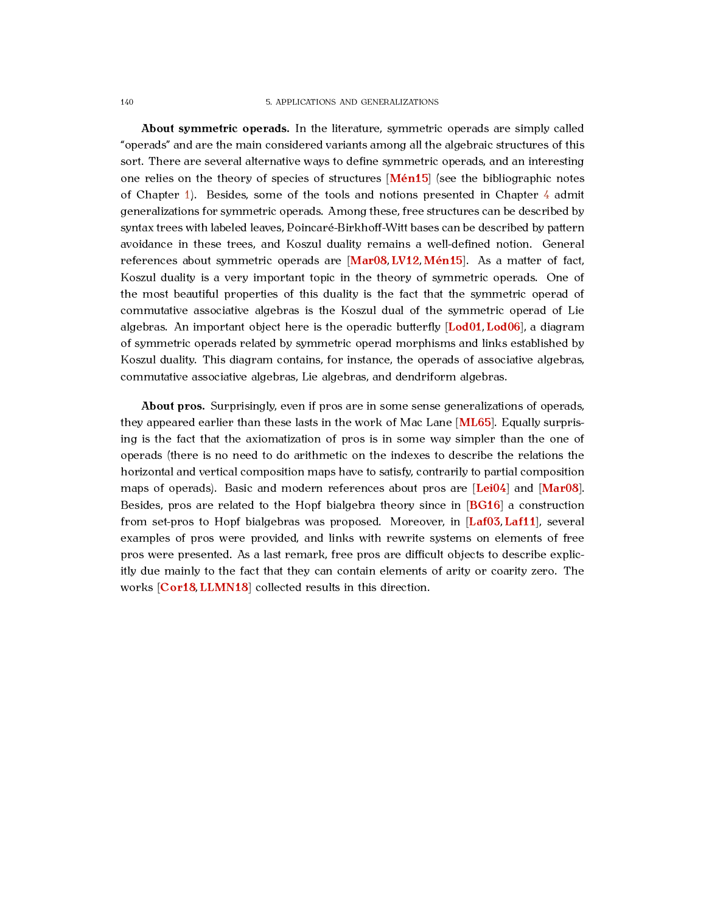**About symmetric operads.** In the literature, symmetric operads are simply called "operads" and are the main considered variants among all the algebraic structures of this sort. There are several alternative ways to define symmetric operads, and an interesting one relies on the theory of species of structures [**Mén15**] (see the bibliographic notes of Chapter 1). Besides, some of the tools and notions presented in Chapter 4 admit generalizations for symmetric operads. Among these, free structures can be described by syntax trees with labeled leaves, Poincaré-Birkhoff-Witt bases can be described by pattern avoidance in these trees, and Koszul duality remains a well-defined notion. General references about symmetric operads are [**Mar08**, **LV12**, **Mén15**]. As a matter of fact, Koszul duality is a very important topic in the theory of symmetric operads. One of the most beautiful properties of this duality is the fact that the symmetric operad of commutative associative algebras is the Koszul dual of the symmetric operad of Lie algebras. An important object here is the operadic butterfly [**Lod01**, **Lod06**], a diagram of symmetric operads related by symmetric operad morphisms and links established by Koszul duality. This diagram contains, for instance, the operads of associative algebras, commutative associative algebras, Lie algebras, and dendriform algebras.

**About pros.** Surprisingly, even if pros are in some sense generalizations of operads, they appeared earlier than these lasts in the work of Mac Lane [**ML65**]. Equally surprising is the fact that the axiomatization of pros is in some way simpler than the one of operads (there is no need to do arithmetic on the indexes to describe the relations the horizontal and vertical composition maps have to satisfy, contrarily to partial composition maps of operads). Basic and modern references about pros are [**Lei04**] and [**Mar08**]. Besides, pros are related to the Hopf bialgebra theory since in [**BG16**] a construction from set-pros to Hopf bialgebras was proposed. Moreover, in [**Laf03**, **Laf11**], several examples of pros were provided, and links with rewrite systems on elements of free pros were presented. As a last remark, free pros are difficult objects to describe explicitly due mainly to the fact that they can contain elements of arity or coarity zero. The works [**Cor18**, **LLMN18**] collected results in this direction.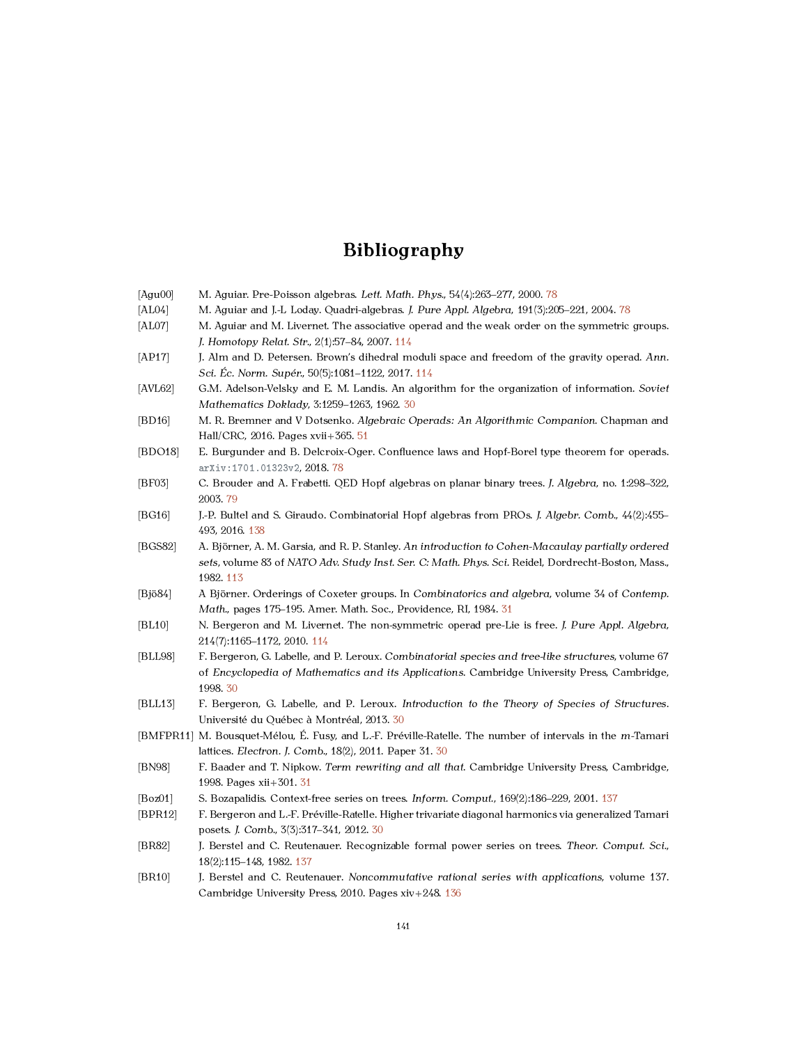# Bibliography

[Agu00] M. Aguiar. Pre-Poisson algebras. *Lett. Math. Phys.*, 54(4):263–277, 2000. 78

[AL04] M. Aguiar and J.-L Loday. Quadri-algebras. *J. Pure Appl. Algebra*, 191(3):205–221, 2004. 78

[AL07] M. Aguiar and M. Livernet. The associative operad and the weak order on the symmetric groups. *J. Homotopy Relat. Str.*, 2(1):57–84, 2007. 114

[AP17] J. Alm and D. Petersen. Brown's dihedral moduli space and freedom of the gravity operad. *Ann. Sci. Éc. Norm. Supér.*, 50(5):1081–1122, 2017. 114

[AVL62] G.M. Adelson-Velsky and E. M. Landis. An algorithm for the organization of information. *Soviet Mathematics Doklady*, 3:1259–1263, 1962. 30

[BD16] M. R. Bremner and V Dotsenko. *Algebraic Operads: An Algorithmic Companion*. Chapman and Hall/CRC, 2016. Pages xvii+365. 51

[BDO18] E. Burgunder and B. Delcroix-Oger. Confluence laws and Hopf-Borel type theorem for operads. arXiv:1701.01323v2, 2018. 78

[BF03] C. Brouder and A. Frabetti. QED Hopf algebras on planar binary trees. *J. Algebra*, no. 1:298–322, 2003. 79

[BG16] J.-P. Bultel and S. Giraudo. Combinatorial Hopf algebras from PROs. *J. Algebr. Comb.*, 44(2):455–493, 2016. 138

[BGS82] A. Björner, A. M. Garsia, and R. P. Stanley. *An introduction to Cohen-Macaulay partially ordered sets*, volume 83 of *NATO Adv. Study Inst. Ser. C: Math. Phys. Sci.* Reidel, Dordrecht-Boston, Mass., 1982. 113

[Bjö84] A Björner. Orderings of Coxeter groups. In *Combinatorics and algebra*, volume 34 of *Contemp. Math.*, pages 175–195. Amer. Math. Soc., Providence, RI, 1984. 31

[BL10] N. Bergeron and M. Livernet. The non-symmetric operad pre-Lie is free. *J. Pure Appl. Algebra*, 214(7):1165–1172, 2010. 114

[BLL98] F. Bergeron, G. Labelle, and P. Leroux. *Combinatorial species and tree-like structures*, volume 67 of *Encyclopedia of Mathematics and its Applications*. Cambridge University Press, Cambridge, 1998. 30

[BLL13] F. Bergeron, G. Labelle, and P. Leroux. *Introduction to the Theory of Species of Structures*. Université du Québec à Montréal, 2013. 30

[BMFPR11] M. Bousquet-Mélou, É. Fusy, and L.-F. Préville-Ratelle. The number of intervals in the $m$-Tamari lattices. *Electron. J. Comb.*, 18(2), 2011. Paper 31. 30

[BN98] F. Baader and T. Nipkow. *Term rewriting and all that*. Cambridge University Press, Cambridge, 1998. Pages xii+301. 31

[Boz01] S. Bozapalidis. Context-free series on trees. *Inform. Comput.*, 169(2):186–229, 2001. 137

[BPR12] F. Bergeron and L.-F. Préville-Ratelle. Higher trivariate diagonal harmonics via generalized Tamari posets. *J. Comb.*, 3(3):317–341, 2012. 30

[BR82] J. Berstel and C. Reutenauer. Recognizable formal power series on trees. *Theor. Comput. Sci.*, 18(2):115–148, 1982. 137

[BR10] J. Berstel and C. Reutenauer. *Noncommutative rational series with applications*, volume 137. Cambridge University Press, 2010. Pages xiv+248. 136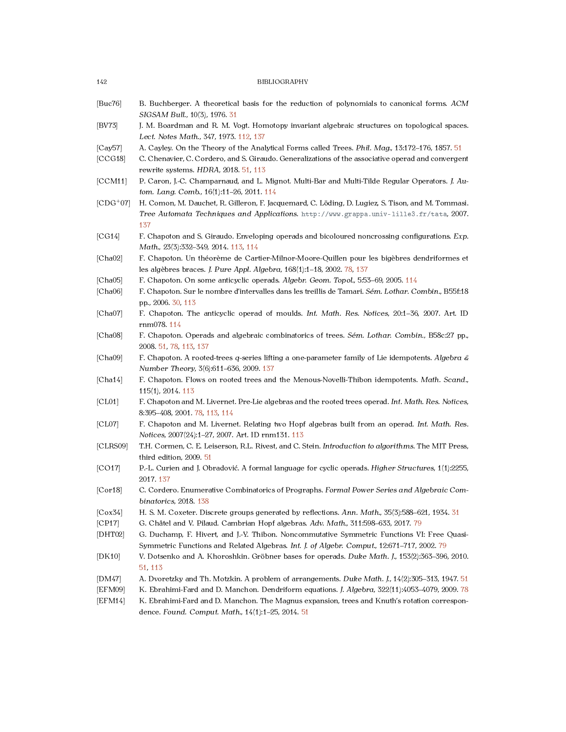[Buc76] B. Buchberger. A theoretical basis for the reduction of polynomials to canonical forms. *ACM SIGSAM Bull.*, 10(3), 1976. 31

[BV73] J. M. Boardman and R. M. Vogt. Homotopy invariant algebraic structures on topological spaces. *Lect. Notes Math.*, 347, 1973. 112, 137

[Cay57] A. Cayley. On the Theory of the Analytical Forms called Trees. *Phil. Mag.*, 13:172–176, 1857. 51

[CCG18] C. Chenavier, C. Cordero, and S. Giraudo. Generalizations of the associative operad and convergent rewrite systems. *HDRA*, 2018. 51, 113

[CCM11] P. Caron, J.-C. Champarnaud, and L. Mignot. Multi-Bar and Multi-Tilde Regular Operators. *J. Autom. Lang. Comb.*, 16(1):11–26, 2011. 114

[CDG+07] H. Comon, M. Dauchet, R. Gilleron, F. Jacquemard, C. Löding, D. Lugiez, S. Tison, and M. Tommasi. *Tree Automata Techniques and Applications*. http://www.grappa.univ-lille3.fr/tata, 2007. 137

[CG14] F. Chapoton and S. Giraudo. Enveloping operads and bicoloured noncrossing configurations. *Exp. Math.*, 23(3):332–349, 2014. 113, 114

[Cha02] F. Chapoton. Un théorème de Cartier-Milnor-Moore-Quillen pour les bigèbres dendriformes et les algèbres braces. *J. Pure Appl. Algebra*, 168(1):1–18, 2002. 78, 137

[Cha05] F. Chapoton. On some anticyclic operads. *Algebr. Geom. Topol.*, 5:53–69, 2005. 114

[Cha06] F. Chapoton. Sur le nombre d'intervalles dans les treillis de Tamari. *Sém. Lothar. Combin.*, B55f:18 pp., 2006. 30, 113

[Cha07] F. Chapoton. The anticyclic operad of moulds. *Int. Math. Res. Notices*, 20:1–36, 2007. Art. ID rnm078. 114

[Cha08] F. Chapoton. Operads and algebraic combinatorics of trees. *Sém. Lothar. Combin.*, B58c:27 pp., 2008. 51, 78, 113, 137

[Cha09] F. Chapoton. A rooted-trees $q$-series lifting a one-parameter family of Lie idempotents. *Algebra & Number Theory*, 3(6):611–636, 2009. 137

[Cha14] F. Chapoton. Flows on rooted trees and the Menous-Novelli-Thibon idempotents. *Math. Scand.*, 115(1), 2014. 113

[CL01] F. Chapoton and M. Livernet. Pre-Lie algebras and the rooted trees operad. *Int. Math. Res. Notices*, 8:395–408, 2001. 78, 113, 114

[CL07] F. Chapoton and M. Livernet. Relating two Hopf algebras built from an operad. *Int. Math. Res. Notices*, 2007(24):1–27, 2007. Art. ID rnm131. 113

[CLRS09] T.H. Cormen, C. E. Leiserson, R.L. Rivest, and C. Stein. *Introduction to algorithms*. The MIT Press, third edition, 2009. 51

[CO17] P.-L. Curien and J. Obradović. A formal language for cyclic operads. *Higher Structures*, 1(1):2255, 2017. 137

[Cor18] C. Cordero. Enumerative Combinatorics of Prographs. *Formal Power Series and Algebraic Combinatorics*, 2018. 138

[Cox34] H. S. M. Coxeter. Discrete groups generated by reflections. *Ann. Math.*, 35(3):588–621, 1934. 31

[CP17] G. Châtel and V. Pilaud. Cambrian Hopf algebras. *Adv. Math.*, 311:598–633, 2017. 79

[DHT02] G. Duchamp, F. Hivert, and J.-Y. Thibon. Noncommutative Symmetric Functions VI: Free Quasi-Symmetric Functions and Related Algebras. *Int. J. of Algebr. Comput.*, 12:671–717, 2002. 79

[DK10] V. Dotsenko and A. Khoroshkin. Gröbner bases for operads. *Duke Math. J.*, 153(2):363–396, 2010. 51, 113

[DM47] A. Dvoretzky and Th. Motzkin. A problem of arrangements. *Duke Math. J.*, 14(2):305–313, 1947. 51

[EFM09] K. Ebrahimi-Fard and D. Manchon. Dendriform equations. *J. Algebra*, 322(11):4053–4079, 2009. 78

[EFM14] K. Ebrahimi-Fard and D. Manchon. The Magnus expansion, trees and Knuth's rotation correspondence. *Found. Comput. Math.*, 14(1):1–25, 2014. 51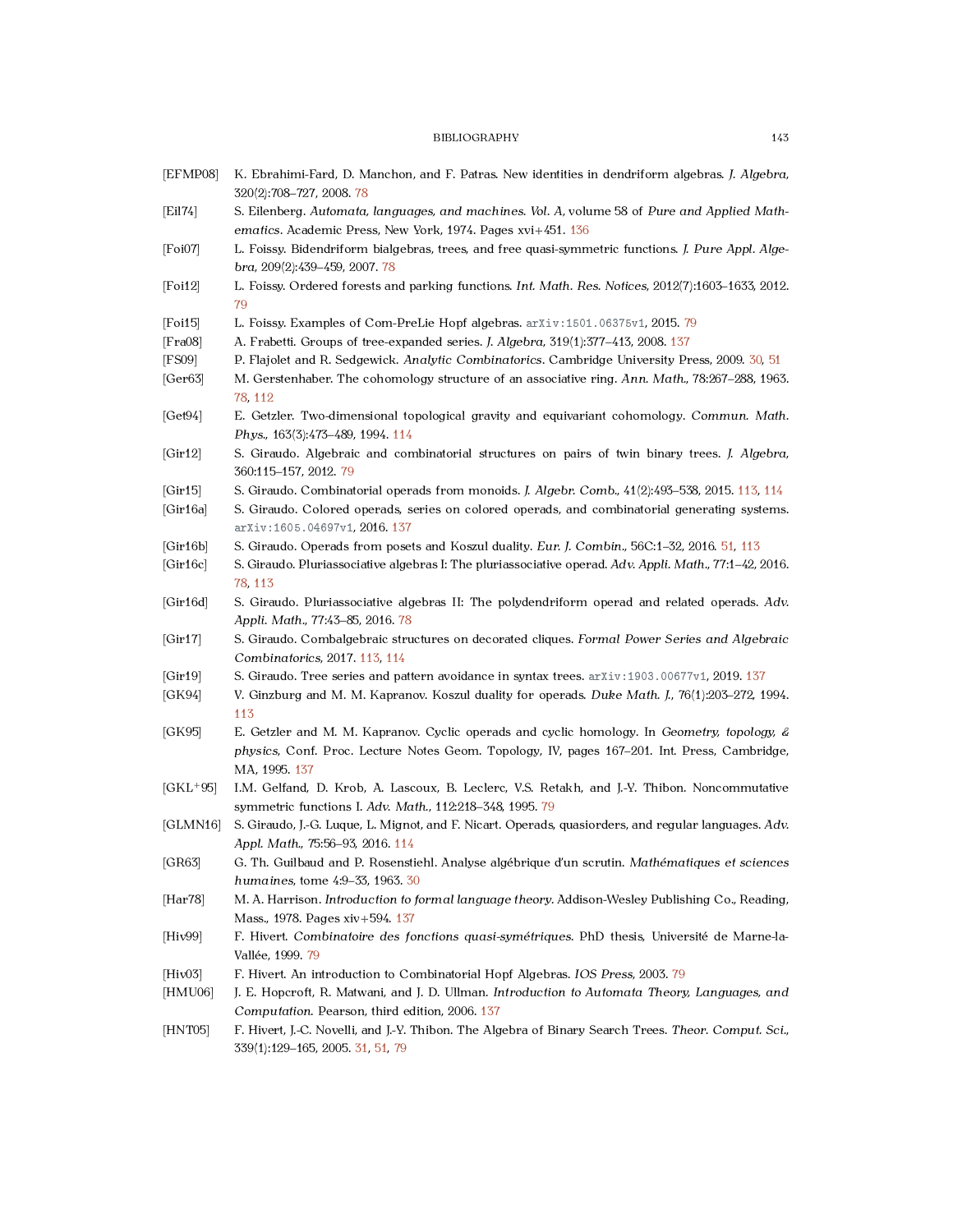[EFMP08] K. Ebrahimi-Fard, D. Manchon, and F. Patras. New identities in dendriform algebras. *J. Algebra*, 320(2):708–727, 2008. 78

[Eil74] S. Eilenberg. *Automata, languages, and machines. Vol. A*, volume 58 of *Pure and Applied Mathematics*. Academic Press, New York, 1974. Pages xvi+451. 136

[Foi07] L. Foissy. Bidendriform bialgebras, trees, and free quasi-symmetric functions. *J. Pure Appl. Algebra*, 209(2):439–459, 2007. 78

[Foi12] L. Foissy. Ordered forests and parking functions. *Int. Math. Res. Notices*, 2012(7):1603–1633, 2012. 79

[Foi15] L. Foissy. Examples of Com-PreLie Hopf algebras. `arXiv:1501.06375v1`, 2015. 79

[Fra08] A. Frabetti. Groups of tree-expanded series. *J. Algebra*, 319(1):377–413, 2008. 137

[FS09] P. Flajolet and R. Sedgewick. *Analytic Combinatorics*. Cambridge University Press, 2009. 30, 51

[Ger63] M. Gerstenhaber. The cohomology structure of an associative ring. *Ann. Math.*, 78:267–288, 1963. 78, 112

[Get94] E. Getzler. Two-dimensional topological gravity and equivariant cohomology. *Commun. Math. Phys.*, 163(3):473–489, 1994. 114

[Gir12] S. Giraudo. Algebraic and combinatorial structures on pairs of twin binary trees. *J. Algebra*, 360:115–157, 2012. 79

[Gir15] S. Giraudo. Combinatorial operads from monoids. *J. Algebr. Comb.*, 41(2):493–538, 2015. 113, 114

[Gir16a] S. Giraudo. Colored operads, series on colored operads, and combinatorial generating systems. `arXiv:1605.04697v1`, 2016. 137

[Gir16b] S. Giraudo. Operads from posets and Koszul duality. *Eur. J. Combin.*, 56C:1–32, 2016. 51, 113

[Gir16c] S. Giraudo. Pluriassociative algebras I: The pluriassociative operad. *Adv. Appli. Math.*, 77:1–42, 2016. 78, 113

[Gir16d] S. Giraudo. Pluriassociative algebras II: The polydendriform operad and related operads. *Adv. Appli. Math.*, 77:43–85, 2016. 78

[Gir17] S. Giraudo. Combalgebraic structures on decorated cliques. *Formal Power Series and Algebraic Combinatorics*, 2017. 113, 114

[Gir19] S. Giraudo. Tree series and pattern avoidance in syntax trees. `arXiv:1903.00677v1`, 2019. 137

[GK94] V. Ginzburg and M. M. Kapranov. Koszul duality for operads. *Duke Math. J.*, 76(1):203–272, 1994. 113

[GK95] E. Getzler and M. M. Kapranov. Cyclic operads and cyclic homology. In *Geometry, topology, & physics*, Conf. Proc. Lecture Notes Geom. Topology, IV, pages 167–201. Int. Press, Cambridge, MA, 1995. 137

[GKL+95] I.M. Gelfand, D. Krob, A. Lascoux, B. Leclerc, V.S. Retakh, and J.-Y. Thibon. Noncommutative symmetric functions I. *Adv. Math.*, 112:218–348, 1995. 79

[GLMN16] S. Giraudo, J.-G. Luque, L. Mignot, and F. Nicart. Operads, quasiorders, and regular languages. *Adv. Appl. Math.*, 75:56–93, 2016. 114

[GR63] G. Th. Guilbaud and P. Rosenstiehl. Analyse algébrique d'un scrutin. *Mathématiques et sciences humaines*, tome 4:9–33, 1963. 30

[Har78] M. A. Harrison. *Introduction to formal language theory*. Addison-Wesley Publishing Co., Reading, Mass., 1978. Pages xiv+594. 137

[Hiv99] F. Hivert. *Combinatoire des fonctions quasi-symétriques*. PhD thesis, Université de Marne-la-Vallée, 1999. 79

[Hiv03] F. Hivert. An introduction to Combinatorial Hopf Algebras. *IOS Press*, 2003. 79

[HMU06] J. E. Hopcroft, R. Matwani, and J. D. Ullman. *Introduction to Automata Theory, Languages, and Computation*. Pearson, third edition, 2006. 137

[HNT05] F. Hivert, J.-C. Novelli, and J.-Y. Thibon. The Algebra of Binary Search Trees. *Theor. Comput. Sci.*, 339(1):129–165, 2005. 31, 51, 79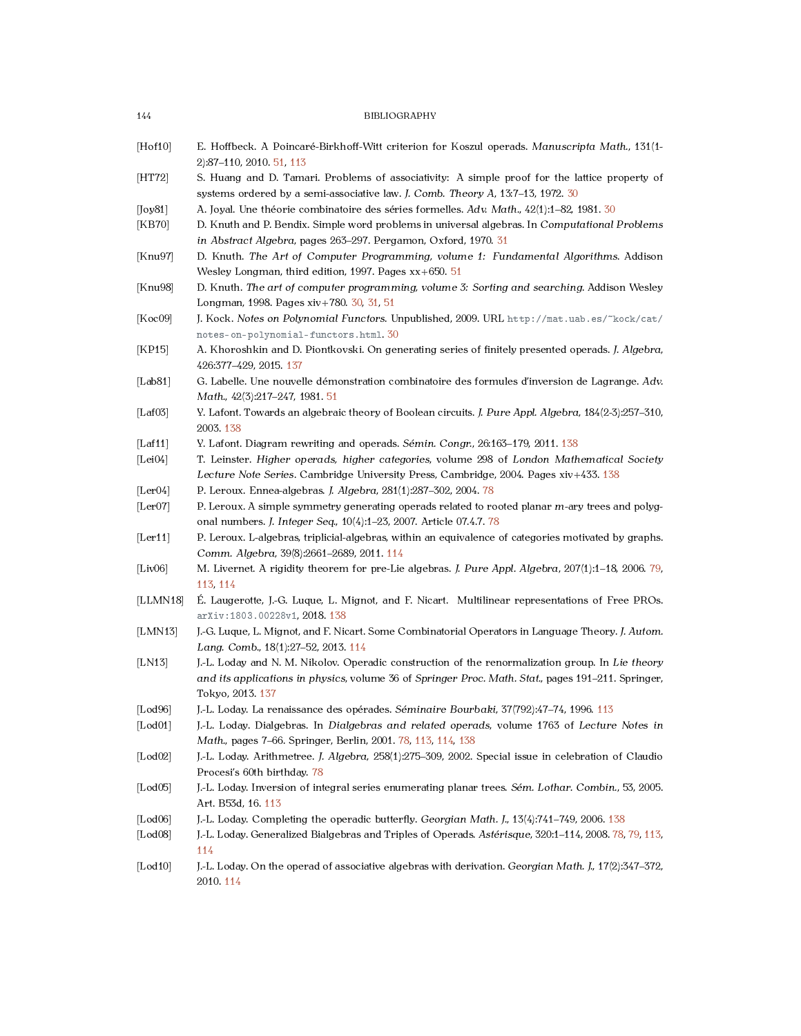[Hof10] E. Hoffbeck. A Poincaré-Birkhoff-Witt criterion for Koszul operads. *Manuscripta Math.*, 131(1-2):87–110, 2010. 51, 113

[HT72] S. Huang and D. Tamari. Problems of associativity: A simple proof for the lattice property of systems ordered by a semi-associative law. *J. Comb. Theory A*, 13:7–13, 1972. 30

[Joy81] A. Joyal. Une théorie combinatoire des séries formelles. *Adv. Math.*, 42(1):1–82, 1981. 30

[KB70] D. Knuth and P. Bendix. Simple word problems in universal algebras. In *Computational Problems in Abstract Algebra*, pages 263–297. Pergamon, Oxford, 1970. 31

[Knu97] D. Knuth. *The Art of Computer Programming, volume 1: Fundamental Algorithms*. Addison Wesley Longman, third edition, 1997. Pages xx+650. 51

[Knu98] D. Knuth. *The art of computer programming, volume 3: Sorting and searching*. Addison Wesley Longman, 1998. Pages xiv+780. 30, 31, 51

[Koc09] J. Kock. *Notes on Polynomial Functors*. Unpublished, 2009. URL `http://mat.uab.es/~kock/cat/notes-on-polynomial-functors.html`. 30

[KP15] A. Khoroshkin and D. Piontkovski. On generating series of finitely presented operads. *J. Algebra*, 426:377–429, 2015. 137

[Lab81] G. Labelle. Une nouvelle démonstration combinatoire des formules d'inversion de Lagrange. *Adv. Math.*, 42(3):217–247, 1981. 51

[Laf03] Y. Lafont. Towards an algebraic theory of Boolean circuits. *J. Pure Appl. Algebra*, 184(2-3):257–310, 2003. 138

[Laf11] Y. Lafont. Diagram rewriting and operads. *Sémin. Congr.*, 26:163–179, 2011. 138

[Lei04] T. Leinster. *Higher operads, higher categories*, volume 298 of *London Mathematical Society Lecture Note Series*. Cambridge University Press, Cambridge, 2004. Pages xiv+433. 138

[Ler04] P. Leroux. Ennea-algebras. *J. Algebra*, 281(1):287–302, 2004. 78

[Ler07] P. Leroux. A simple symmetry generating operads related to rooted planar $m$-ary trees and polygonal numbers. *J. Integer Seq.*, 10(4):1–23, 2007. Article 07.4.7. 78

[Ler11] P. Leroux. L-algebras, triplicial-algebras, within an equivalence of categories motivated by graphs. *Comm. Algebra*, 39(8):2661–2689, 2011. 114

[Liv06] M. Livernet. A rigidity theorem for pre-Lie algebras. *J. Pure Appl. Algebra*, 207(1):1–18, 2006. 79, 113, 114

[LLMN18] É. Laugerotte, J.-G. Luque, L. Mignot, and F. Nicart. Multilinear representations of Free PROs. `arXiv:1803.00228v1`, 2018. 138

[LMN13] J.-G. Luque, L. Mignot, and F. Nicart. Some Combinatorial Operators in Language Theory. *J. Autom. Lang. Comb.*, 18(1):27–52, 2013. 114

[LN13] J.-L. Loday and N. M. Nikolov. Operadic construction of the renormalization group. In *Lie theory and its applications in physics*, volume 36 of *Springer Proc. Math. Stat.*, pages 191–211. Springer, Tokyo, 2013. 137

[Lod96] J.-L. Loday. La renaissance des opérades. *Séminaire Bourbaki*, 37(792):47–74, 1996. 113

[Lod01] J.-L. Loday. Dialgebras. In *Dialgebras and related operads*, volume 1763 of *Lecture Notes in Math.*, pages 7–66. Springer, Berlin, 2001. 78, 113, 114, 138

[Lod02] J.-L. Loday. Arithmetree. *J. Algebra*, 258(1):275–309, 2002. Special issue in celebration of Claudio Procesi's 60th birthday. 78

[Lod05] J.-L. Loday. Inversion of integral series enumerating planar trees. *Sém. Lothar. Combin.*, 53, 2005. Art. B53d, 16. 113

[Lod06] J.-L. Loday. Completing the operadic butterfly. *Georgian Math. J.*, 13(4):741–749, 2006. 138

[Lod08] J.-L. Loday. Generalized Bialgebras and Triples of Operads. *Astérisque*, 320:1–114, 2008. 78, 79, 113, 114

[Lod10] J.-L. Loday. On the operad of associative algebras with derivation. *Georgian Math. J.*, 17(2):347–372, 2010. 114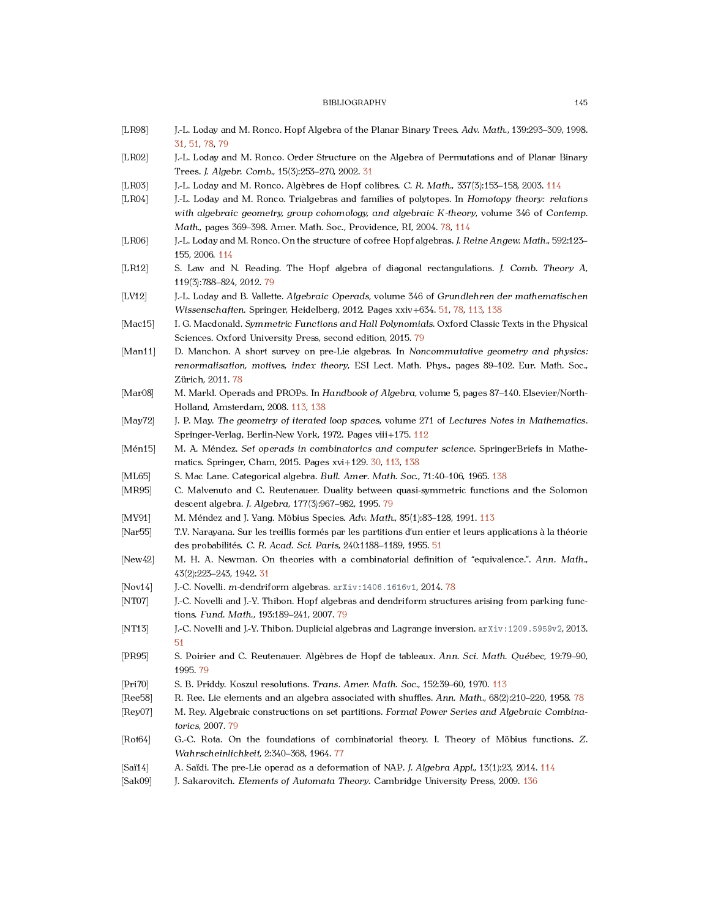[LR98] J.-L. Loday and M. Ronco. Hopf Algebra of the Planar Binary Trees. *Adv. Math.*, 139:293–309, 1998. 31, 51, 78, 79

[LR02] J.-L. Loday and M. Ronco. Order Structure on the Algebra of Permutations and of Planar Binary Trees. *J. Algebr. Comb.*, 15(3):253–270, 2002. 31

[LR03] J.-L. Loday and M. Ronco. Algèbres de Hopf colibres. *C. R. Math.*, 337(3):153–158, 2003. 114

[LR04] J.-L. Loday and M. Ronco. Trialgebras and families of polytopes. In *Homotopy theory: relations with algebraic geometry, group cohomology, and algebraic K-theory*, volume 346 of *Contemp. Math.*, pages 369–398. Amer. Math. Soc., Providence, RI, 2004. 78, 114

[LR06] J.-L. Loday and M. Ronco. On the structure of cofree Hopf algebras. *J. Reine Angew. Math.*, 592:123–155, 2006. 114

[LR12] S. Law and N. Reading. The Hopf algebra of diagonal rectangulations. *J. Comb. Theory A*, 119(3):788–824, 2012. 79

[LV12] J.-L. Loday and B. Vallette. *Algebraic Operads*, volume 346 of *Grundlehren der mathematischen Wissenschaften*. Springer, Heidelberg, 2012. Pages xxiv+634. 51, 78, 113, 138

[Mac15] I. G. Macdonald. *Symmetric Functions and Hall Polynomials*. Oxford Classic Texts in the Physical Sciences. Oxford University Press, second edition, 2015. 79

[Man11] D. Manchon. A short survey on pre-Lie algebras. In *Noncommutative geometry and physics: renormalisation, motives, index theory*, ESI Lect. Math. Phys., pages 89–102. Eur. Math. Soc., Zürich, 2011. 78

[Mar08] M. Markl. Operads and PROPs. In *Handbook of Algebra*, volume 5, pages 87–140. Elsevier/North-Holland, Amsterdam, 2008. 113, 138

[May72] J. P. May. *The geometry of iterated loop spaces*, volume 271 of *Lectures Notes in Mathematics*. Springer-Verlag, Berlin-New York, 1972. Pages viii+175. 112

[Mén15] M. A. Méndez. *Set operads in combinatorics and computer science*. SpringerBriefs in Mathematics. Springer, Cham, 2015. Pages xvi+129. 30, 113, 138

[ML65] S. Mac Lane. Categorical algebra. *Bull. Amer. Math. Soc.*, 71:40–106, 1965. 138

[MR95] C. Malvenuto and C. Reutenauer. Duality between quasi-symmetric functions and the Solomon descent algebra. *J. Algebra*, 177(3):967–982, 1995. 79

[MY91] M. Méndez and J. Yang. Möbius Species. *Adv. Math.*, 85(1):83–128, 1991. 113

[Nar55] T.V. Narayana. Sur les treillis formés par les partitions d'un entier et leurs applications à la théorie des probabilités. *C. R. Acad. Sci. Paris*, 240:1188–1189, 1955. 51

[New42] M. H. A. Newman. On theories with a combinatorial definition of "equivalence.". *Ann. Math.*, 43(2):223–243, 1942. 31

[Nov14] J.-C. Novelli. $m$-dendriform algebras. arXiv:1406.1616v1, 2014. 78

[NT07] J.-C. Novelli and J.-Y. Thibon. Hopf algebras and dendriform structures arising from parking functions. *Fund. Math.*, 193:189–241, 2007. 79

[NT13] J.-C. Novelli and J.-Y. Thibon. Duplicial algebras and Lagrange inversion. arXiv:1209.5959v2, 2013. 51

[PR95] S. Poirier and C. Reutenauer. Algèbres de Hopf de tableaux. *Ann. Sci. Math. Québec*, 19:79–90, 1995. 79

[Pri70] S. B. Priddy. Koszul resolutions. *Trans. Amer. Math. Soc.*, 152:39–60, 1970. 113

[Ree58] R. Ree. Lie elements and an algebra associated with shuffles. *Ann. Math.*, 68(2):210–220, 1958. 78

[Rey07] M. Rey. Algebraic constructions on set partitions. *Formal Power Series and Algebraic Combinatorics*, 2007. 79

[Rot64] G.-C. Rota. On the foundations of combinatorial theory. I. Theory of Möbius functions. *Z. Wahrscheinlichkeit*, 2:340–368, 1964. 77

[Saï14] A. Saïdi. The pre-Lie operad as a deformation of NAP. *J. Algebra Appl.*, 13(1):23, 2014. 114

[Sak09] J. Sakarovitch. *Elements of Automata Theory*. Cambridge University Press, 2009. 136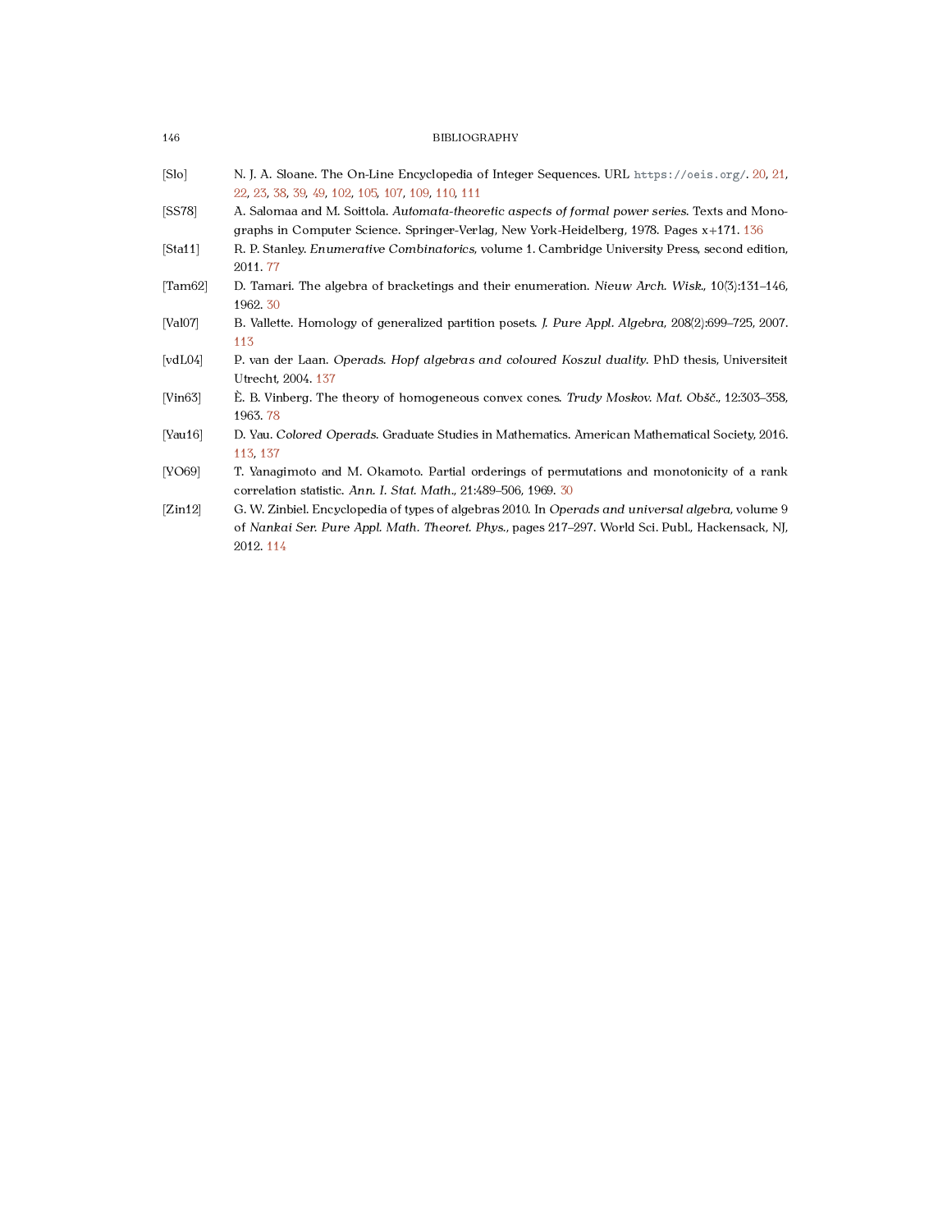[Slo] N. J. A. Sloane. The On-Line Encyclopedia of Integer Sequences. URL `https://oeis.org/`. 20, 21, 22, 23, 38, 39, 49, 102, 105, 107, 109, 110, 111

[SS78] A. Salomaa and M. Soittola. *Automata-theoretic aspects of formal power series*. Texts and Monographs in Computer Science. Springer-Verlag, New York-Heidelberg, 1978. Pages x+171. 136

[Sta11] R. P. Stanley. *Enumerative Combinatorics*, volume 1. Cambridge University Press, second edition, 2011. 77

[Tam62] D. Tamari. The algebra of bracketings and their enumeration. *Nieuw Arch. Wisk.*, 10(3):131–146, 1962. 30

[Val07] B. Vallette. Homology of generalized partition posets. *J. Pure Appl. Algebra*, 208(2):699–725, 2007. 113

[vdL04] P. van der Laan. *Operads. Hopf algebras and coloured Koszul duality*. PhD thesis, Universiteit Utrecht, 2004. 137

[Vin63] È. B. Vinberg. The theory of homogeneous convex cones. *Trudy Moskov. Mat. Obšč.*, 12:303–358, 1963. 78

[Yau16] D. Yau. *Colored Operads*. Graduate Studies in Mathematics. American Mathematical Society, 2016. 113, 137

[YO69] T. Yanagimoto and M. Okamoto. Partial orderings of permutations and monotonicity of a rank correlation statistic. *Ann. I. Stat. Math.*, 21:489–506, 1969. 30

[Zin12] G. W. Zinbiel. Encyclopedia of types of algebras 2010. In *Operads and universal algebra*, volume 9 of *Nankai Ser. Pure Appl. Math. Theoret. Phys.*, pages 217–297. World Sci. Publ., Hackensack, NJ, 2012. 114